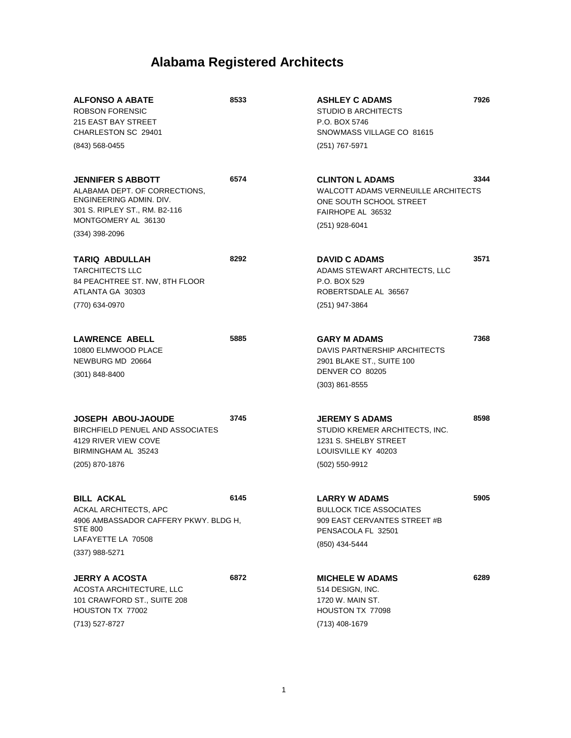# Alabama Registered Architects

**ALFONSO A ABATE** **8533**
ROBSON FORENSIC
215 EAST BAY STREET
CHARLESTON SC 29401
(843) 568-0455

**JENNIFER S ABBOTT** **6574**
ALABAMA DEPT. OF CORRECTIONS, ENGINEERING ADMIN. DIV.
301 S. RIPLEY ST., RM. B2-116
MONTGOMERY AL 36130
(334) 398-2096

**TARIQ ABDULLAH** **8292**
TARCHITECTS LLC
84 PEACHTREE ST. NW, 8TH FLOOR
ATLANTA GA 30303
(770) 634-0970

**LAWRENCE ABELL** **5885**
10800 ELMWOOD PLACE
NEWBURG MD 20664
(301) 848-8400

**JOSEPH ABOU-JAOUDE** **3745**
BIRCHFIELD PENUEL AND ASSOCIATES
4129 RIVER VIEW COVE
BIRMINGHAM AL 35243
(205) 870-1876

**BILL ACKAL** **6145**
ACKAL ARCHITECTS, APC
4906 AMBASSADOR CAFFERY PKWY. BLDG H, STE 800
LAFAYETTE LA 70508
(337) 988-5271

**JERRY A ACOSTA** **6872**
ACOSTA ARCHITECTURE, LLC
101 CRAWFORD ST., SUITE 208
HOUSTON TX 77002
(713) 527-8727

**ASHLEY C ADAMS** **7926**
STUDIO B ARCHITECTS
P.O. BOX 5746
SNOWMASS VILLAGE CO 81615
(251) 767-5971

**CLINTON L ADAMS** **3344**
WALCOTT ADAMS VERNEUILLE ARCHITECTS
ONE SOUTH SCHOOL STREET
FAIRHOPE AL 36532
(251) 928-6041

**DAVID C ADAMS** **3571**
ADAMS STEWART ARCHITECTS, LLC
P.O. BOX 529
ROBERTSDALE AL 36567
(251) 947-3864

**GARY M ADAMS** **7368**
DAVIS PARTNERSHIP ARCHITECTS
2901 BLAKE ST., SUITE 100
DENVER CO 80205
(303) 861-8555

**JEREMY S ADAMS** **8598**
STUDIO KREMER ARCHITECTS, INC.
1231 S. SHELBY STREET
LOUISVILLE KY 40203
(502) 550-9912

**LARRY W ADAMS** **5905**
BULLOCK TICE ASSOCIATES
909 EAST CERVANTES STREET #B
PENSACOLA FL 32501
(850) 434-5444

**MICHELE W ADAMS** **6289**
514 DESIGN, INC.
1720 W. MAIN ST.
HOUSTON TX 77098
(713) 408-1679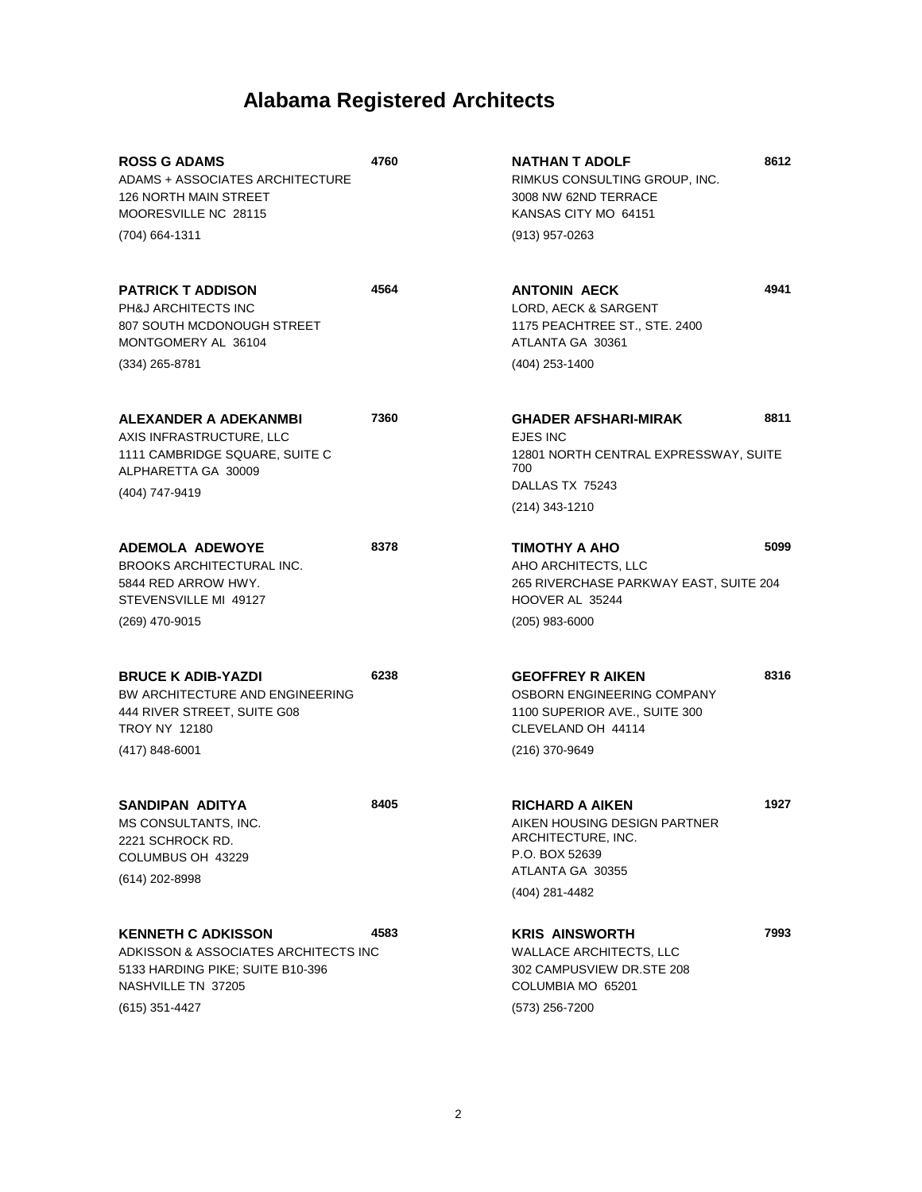# Alabama Registered Architects

**ROSS G ADAMS** **4760**
ADAMS + ASSOCIATES ARCHITECTURE
126 NORTH MAIN STREET
MOORESVILLE NC 28115
(704) 664-1311

**PATRICK T ADDISON** **4564**
PH&J ARCHITECTS INC
807 SOUTH MCDONOUGH STREET
MONTGOMERY AL 36104
(334) 265-8781

**ALEXANDER A ADEKANMBI** **7360**
AXIS INFRASTRUCTURE, LLC
1111 CAMBRIDGE SQUARE, SUITE C
ALPHARETTA GA 30009
(404) 747-9419

**ADEMOLA ADEWOYE** **8378**
BROOKS ARCHITECTURAL INC.
5844 RED ARROW HWY.
STEVENSVILLE MI 49127
(269) 470-9015

**BRUCE K ADIB-YAZDI** **6238**
BW ARCHITECTURE AND ENGINEERING
444 RIVER STREET, SUITE G08
TROY NY 12180
(417) 848-6001

**SANDIPAN ADITYA** **8405**
MS CONSULTANTS, INC.
2221 SCHROCK RD.
COLUMBUS OH 43229
(614) 202-8998

**KENNETH C ADKISSON** **4583**
ADKISSON & ASSOCIATES ARCHITECTS INC
5133 HARDING PIKE; SUITE B10-396
NASHVILLE TN 37205
(615) 351-4427

**NATHAN T ADOLF** **8612**
RIMKUS CONSULTING GROUP, INC.
3008 NW 62ND TERRACE
KANSAS CITY MO 64151
(913) 957-0263

**ANTONIN AECK** **4941**
LORD, AECK & SARGENT
1175 PEACHTREE ST., STE. 2400
ATLANTA GA 30361
(404) 253-1400

**GHADER AFSHARI-MIRAK** **8811**
EJES INC
12801 NORTH CENTRAL EXPRESSWAY, SUITE 700
DALLAS TX 75243
(214) 343-1210

**TIMOTHY A AHO** **5099**
AHO ARCHITECTS, LLC
265 RIVERCHASE PARKWAY EAST, SUITE 204
HOOVER AL 35244
(205) 983-6000

**GEOFFREY R AIKEN** **8316**
OSBORN ENGINEERING COMPANY
1100 SUPERIOR AVE., SUITE 300
CLEVELAND OH 44114
(216) 370-9649

**RICHARD A AIKEN** **1927**
AIKEN HOUSING DESIGN PARTNER ARCHITECTURE, INC.
P.O. BOX 52639
ATLANTA GA 30355
(404) 281-4482

**KRIS AINSWORTH** **7993**
WALLACE ARCHITECTS, LLC
302 CAMPUSVIEW DR.STE 208
COLUMBIA MO 65201
(573) 256-7200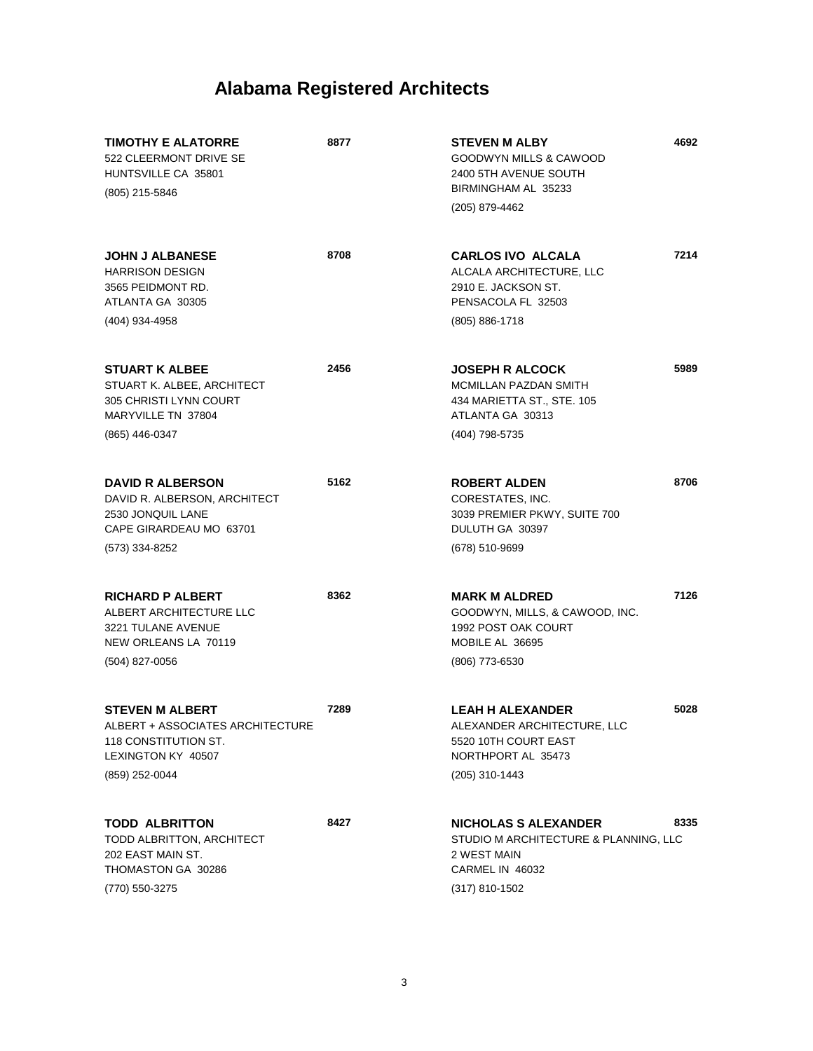# Alabama Registered Architects

**TIMOTHY E ALATORRE** **8877**
522 CLEERMONT DRIVE SE
HUNTSVILLE CA 35801
(805) 215-5846

**STEVEN M ALBY** **4692**
GOODWYN MILLS & CAWOOD
2400 5TH AVENUE SOUTH
BIRMINGHAM AL 35233
(205) 879-4462

**JOHN J ALBANESE** **8708**
HARRISON DESIGN
3565 PEIDMONT RD.
ATLANTA GA 30305
(404) 934-4958

**CARLOS IVO ALCALA** **7214**
ALCALA ARCHITECTURE, LLC
2910 E. JACKSON ST.
PENSACOLA FL 32503
(805) 886-1718

**STUART K ALBEE** **2456**
STUART K. ALBEE, ARCHITECT
305 CHRISTI LYNN COURT
MARYVILLE TN 37804
(865) 446-0347

**JOSEPH R ALCOCK** **5989**
MCMILLAN PAZDAN SMITH
434 MARIETTA ST., STE. 105
ATLANTA GA 30313
(404) 798-5735

**DAVID R ALBERSON** **5162**
DAVID R. ALBERSON, ARCHITECT
2530 JONQUIL LANE
CAPE GIRARDEAU MO 63701
(573) 334-8252

**ROBERT ALDEN** **8706**
CORESTATES, INC.
3039 PREMIER PKWY, SUITE 700
DULUTH GA 30397
(678) 510-9699

**RICHARD P ALBERT** **8362**
ALBERT ARCHITECTURE LLC
3221 TULANE AVENUE
NEW ORLEANS LA 70119
(504) 827-0056

**MARK M ALDRED** **7126**
GOODWYN, MILLS, & CAWOOD, INC.
1992 POST OAK COURT
MOBILE AL 36695
(806) 773-6530

**STEVEN M ALBERT** **7289**
ALBERT + ASSOCIATES ARCHITECTURE
118 CONSTITUTION ST.
LEXINGTON KY 40507
(859) 252-0044

**LEAH H ALEXANDER** **5028**
ALEXANDER ARCHITECTURE, LLC
5520 10TH COURT EAST
NORTHPORT AL 35473
(205) 310-1443

**TODD ALBRITTON** **8427**
TODD ALBRITTON, ARCHITECT
202 EAST MAIN ST.
THOMASTON GA 30286
(770) 550-3275

**NICHOLAS S ALEXANDER** **8335**
STUDIO M ARCHITECTURE & PLANNING, LLC
2 WEST MAIN
CARMEL IN 46032
(317) 810-1502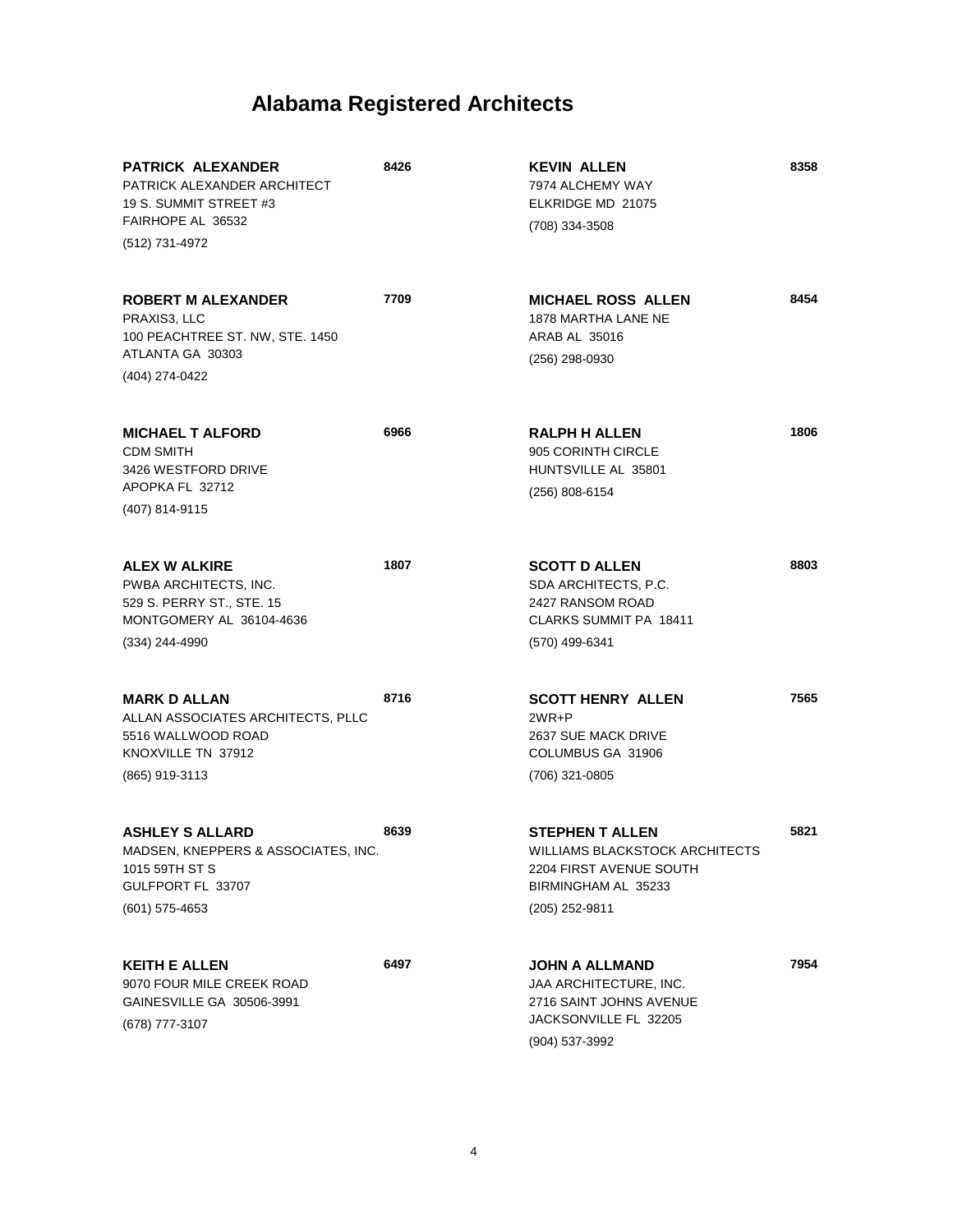# Alabama Registered Architects

**PATRICK ALEXANDER** 8426
PATRICK ALEXANDER ARCHITECT
19 S. SUMMIT STREET #3
FAIRHOPE AL 36532
(512) 731-4972

**ROBERT M ALEXANDER** 7709
PRAXIS3, LLC
100 PEACHTREE ST. NW, STE. 1450
ATLANTA GA 30303
(404) 274-0422

**MICHAEL T ALFORD** 6966
CDM SMITH
3426 WESTFORD DRIVE
APOPKA FL 32712
(407) 814-9115

**ALEX W ALKIRE** 1807
PWBA ARCHITECTS, INC.
529 S. PERRY ST., STE. 15
MONTGOMERY AL 36104-4636
(334) 244-4990

**MARK D ALLAN** 8716
ALLAN ASSOCIATES ARCHITECTS, PLLC
5516 WALLWOOD ROAD
KNOXVILLE TN 37912
(865) 919-3113

**ASHLEY S ALLARD** 8639
MADSEN, KNEPPERS & ASSOCIATES, INC.
1015 59TH ST S
GULFPORT FL 33707
(601) 575-4653

**KEITH E ALLEN** 6497
9070 FOUR MILE CREEK ROAD
GAINESVILLE GA 30506-3991
(678) 777-3107

**KEVIN ALLEN** 8358
7974 ALCHEMY WAY
ELKRIDGE MD 21075
(708) 334-3508

**MICHAEL ROSS ALLEN** 8454
1878 MARTHA LANE NE
ARAB AL 35016
(256) 298-0930

**RALPH H ALLEN** 1806
905 CORINTH CIRCLE
HUNTSVILLE AL 35801
(256) 808-6154

**SCOTT D ALLEN** 8803
SDA ARCHITECTS, P.C.
2427 RANSOM ROAD
CLARKS SUMMIT PA 18411
(570) 499-6341

**SCOTT HENRY ALLEN** 7565
2WR+P
2637 SUE MACK DRIVE
COLUMBUS GA 31906
(706) 321-0805

**STEPHEN T ALLEN** 5821
WILLIAMS BLACKSTOCK ARCHITECTS
2204 FIRST AVENUE SOUTH
BIRMINGHAM AL 35233
(205) 252-9811

**JOHN A ALLMAND** 7954
JAA ARCHITECTURE, INC.
2716 SAINT JOHNS AVENUE
JACKSONVILLE FL 32205
(904) 537-3992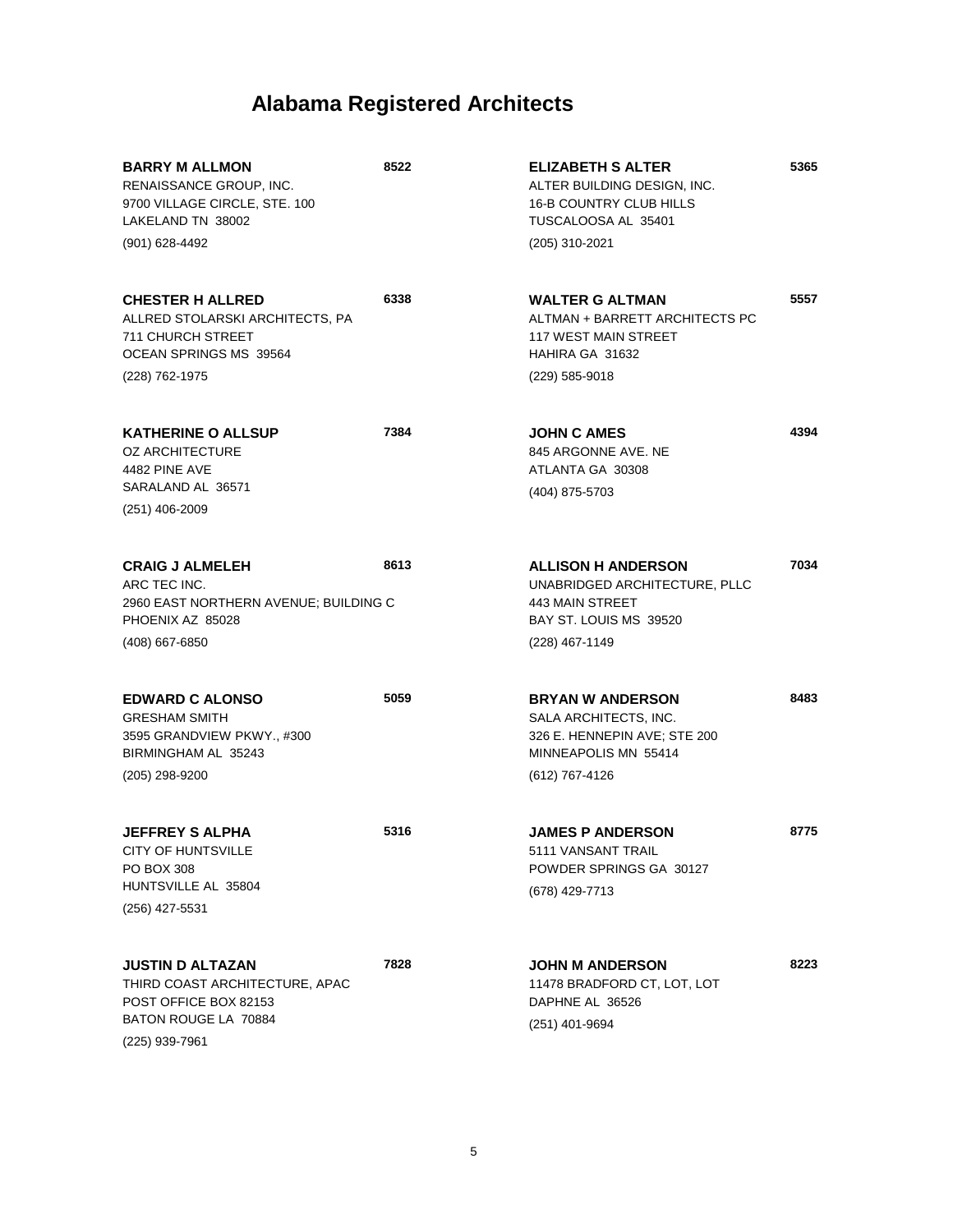# Alabama Registered Architects

**BARRY M ALLMON** 8522
RENAISSANCE GROUP, INC.
9700 VILLAGE CIRCLE, STE. 100
LAKELAND TN 38002
(901) 628-4492

**CHESTER H ALLRED** 6338
ALLRED STOLARSKI ARCHITECTS, PA
711 CHURCH STREET
OCEAN SPRINGS MS 39564
(228) 762-1975

**KATHERINE O ALLSUP** 7384
OZ ARCHITECTURE
4482 PINE AVE
SARALAND AL 36571
(251) 406-2009

**CRAIG J ALMELEH** 8613
ARC TEC INC.
2960 EAST NORTHERN AVENUE; BUILDING C
PHOENIX AZ 85028
(408) 667-6850

**EDWARD C ALONSO** 5059
GRESHAM SMITH
3595 GRANDVIEW PKWY., #300
BIRMINGHAM AL 35243
(205) 298-9200

**JEFFREY S ALPHA** 5316
CITY OF HUNTSVILLE
PO BOX 308
HUNTSVILLE AL 35804
(256) 427-5531

**JUSTIN D ALTAZAN** 7828
THIRD COAST ARCHITECTURE, APAC
POST OFFICE BOX 82153
BATON ROUGE LA 70884
(225) 939-7961

**ELIZABETH S ALTER** 5365
ALTER BUILDING DESIGN, INC.
16-B COUNTRY CLUB HILLS
TUSCALOOSA AL 35401
(205) 310-2021

**WALTER G ALTMAN** 5557
ALTMAN + BARRETT ARCHITECTS PC
117 WEST MAIN STREET
HAHIRA GA 31632
(229) 585-9018

**JOHN C AMES** 4394
845 ARGONNE AVE. NE
ATLANTA GA 30308
(404) 875-5703

**ALLISON H ANDERSON** 7034
UNABRIDGED ARCHITECTURE, PLLC
443 MAIN STREET
BAY ST. LOUIS MS 39520
(228) 467-1149

**BRYAN W ANDERSON** 8483
SALA ARCHITECTS, INC.
326 E. HENNEPIN AVE; STE 200
MINNEAPOLIS MN 55414
(612) 767-4126

**JAMES P ANDERSON** 8775
5111 VANSANT TRAIL
POWDER SPRINGS GA 30127
(678) 429-7713

**JOHN M ANDERSON** 8223
11478 BRADFORD CT, LOT, LOT
DAPHNE AL 36526
(251) 401-9694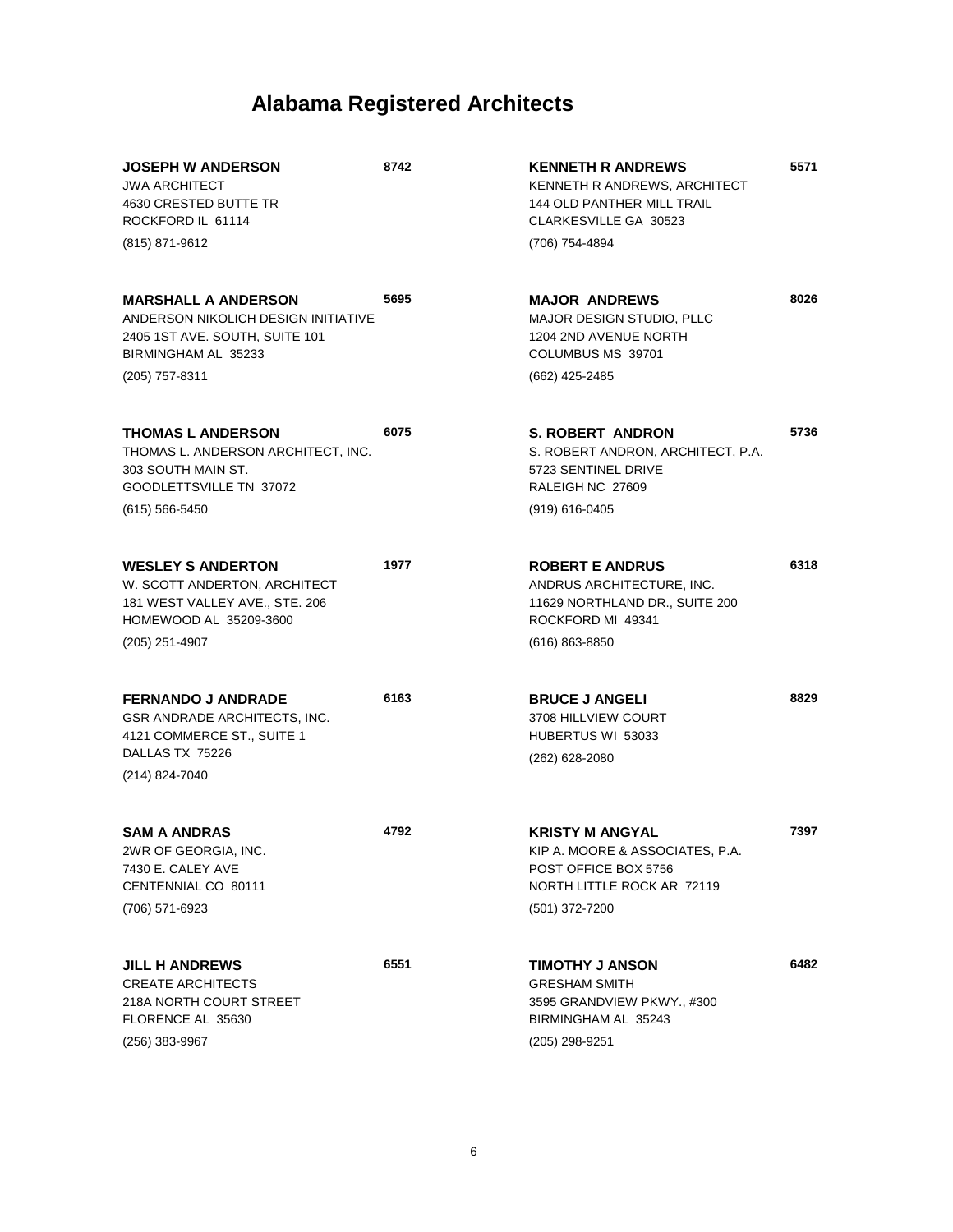# Alabama Registered Architects

**JOSEPH W ANDERSON** **8742**
JWA ARCHITECT
4630 CRESTED BUTTE TR
ROCKFORD IL 61114
(815) 871-9612

**MARSHALL A ANDERSON** **5695**
ANDERSON NIKOLICH DESIGN INITIATIVE
2405 1ST AVE. SOUTH, SUITE 101
BIRMINGHAM AL 35233
(205) 757-8311

**THOMAS L ANDERSON** **6075**
THOMAS L. ANDERSON ARCHITECT, INC.
303 SOUTH MAIN ST.
GOODLETTSVILLE TN 37072
(615) 566-5450

**WESLEY S ANDERTON** **1977**
W. SCOTT ANDERTON, ARCHITECT
181 WEST VALLEY AVE., STE. 206
HOMEWOOD AL 35209-3600
(205) 251-4907

**FERNANDO J ANDRADE** **6163**
GSR ANDRADE ARCHITECTS, INC.
4121 COMMERCE ST., SUITE 1
DALLAS TX 75226
(214) 824-7040

**SAM A ANDRAS** **4792**
2WR OF GEORGIA, INC.
7430 E. CALEY AVE
CENTENNIAL CO 80111
(706) 571-6923

**JILL H ANDREWS** **6551**
CREATE ARCHITECTS
218A NORTH COURT STREET
FLORENCE AL 35630
(256) 383-9967

**KENNETH R ANDREWS** **5571**
KENNETH R ANDREWS, ARCHITECT
144 OLD PANTHER MILL TRAIL
CLARKESVILLE GA 30523
(706) 754-4894

**MAJOR ANDREWS** **8026**
MAJOR DESIGN STUDIO, PLLC
1204 2ND AVENUE NORTH
COLUMBUS MS 39701
(662) 425-2485

**S. ROBERT ANDRON** **5736**
S. ROBERT ANDRON, ARCHITECT, P.A.
5723 SENTINEL DRIVE
RALEIGH NC 27609
(919) 616-0405

**ROBERT E ANDRUS** **6318**
ANDRUS ARCHITECTURE, INC.
11629 NORTHLAND DR., SUITE 200
ROCKFORD MI 49341
(616) 863-8850

**BRUCE J ANGELI** **8829**
3708 HILLVIEW COURT
HUBERTUS WI 53033
(262) 628-2080

**KRISTY M ANGYAL** **7397**
KIP A. MOORE & ASSOCIATES, P.A.
POST OFFICE BOX 5756
NORTH LITTLE ROCK AR 72119
(501) 372-7200

**TIMOTHY J ANSON** **6482**
GRESHAM SMITH
3595 GRANDVIEW PKWY., #300
BIRMINGHAM AL 35243
(205) 298-9251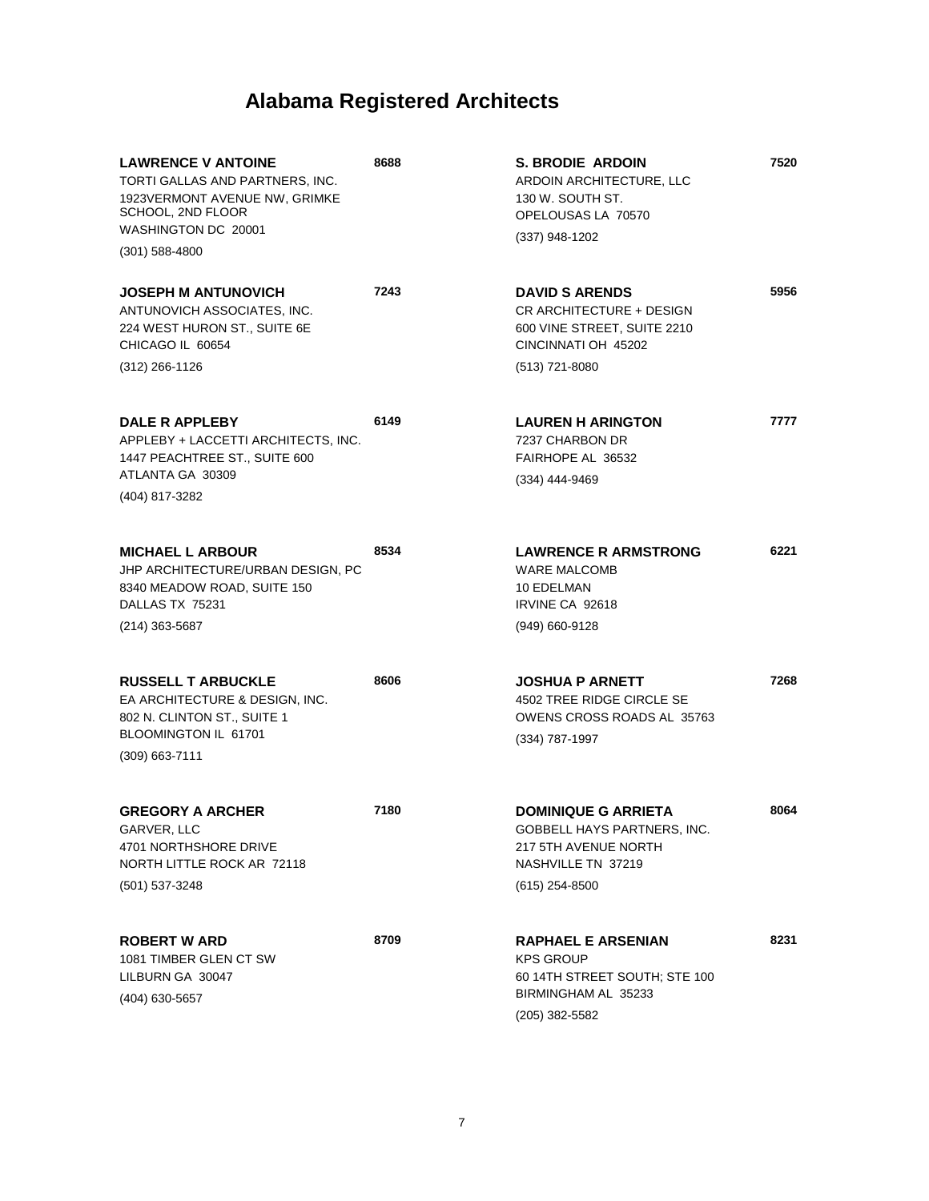# Alabama Registered Architects

**LAWRENCE V ANTOINE** **8688**
TORTI GALLAS AND PARTNERS, INC.
1923VERMONT AVENUE NW, GRIMKE SCHOOL, 2ND FLOOR
WASHINGTON DC 20001
(301) 588-4800

**JOSEPH M ANTUNOVICH** **7243**
ANTUNOVICH ASSOCIATES, INC.
224 WEST HURON ST., SUITE 6E
CHICAGO IL 60654
(312) 266-1126

**DALE R APPLEBY** **6149**
APPLEBY + LACCETTI ARCHITECTS, INC.
1447 PEACHTREE ST., SUITE 600
ATLANTA GA 30309
(404) 817-3282

**MICHAEL L ARBOUR** **8534**
JHP ARCHITECTURE/URBAN DESIGN, PC
8340 MEADOW ROAD, SUITE 150
DALLAS TX 75231
(214) 363-5687

**RUSSELL T ARBUCKLE** **8606**
EA ARCHITECTURE & DESIGN, INC.
802 N. CLINTON ST., SUITE 1
BLOOMINGTON IL 61701
(309) 663-7111

**GREGORY A ARCHER** **7180**
GARVER, LLC
4701 NORTHSHORE DRIVE
NORTH LITTLE ROCK AR 72118
(501) 537-3248

**ROBERT W ARD** **8709**
1081 TIMBER GLEN CT SW
LILBURN GA 30047
(404) 630-5657

**S. BRODIE ARDOIN** **7520**
ARDOIN ARCHITECTURE, LLC
130 W. SOUTH ST.
OPELOUSAS LA 70570
(337) 948-1202

**DAVID S ARENDS** **5956**
CR ARCHITECTURE + DESIGN
600 VINE STREET, SUITE 2210
CINCINNATI OH 45202
(513) 721-8080

**LAUREN H ARINGTON** **7777**
7237 CHARBON DR
FAIRHOPE AL 36532
(334) 444-9469

**LAWRENCE R ARMSTRONG** **6221**
WARE MALCOMB
10 EDELMAN
IRVINE CA 92618
(949) 660-9128

**JOSHUA P ARNETT** **7268**
4502 TREE RIDGE CIRCLE SE
OWENS CROSS ROADS AL 35763
(334) 787-1997

**DOMINIQUE G ARRIETA** **8064**
GOBBELL HAYS PARTNERS, INC.
217 5TH AVENUE NORTH
NASHVILLE TN 37219
(615) 254-8500

**RAPHAEL E ARSENIAN** **8231**
KPS GROUP
60 14TH STREET SOUTH; STE 100
BIRMINGHAM AL 35233
(205) 382-5582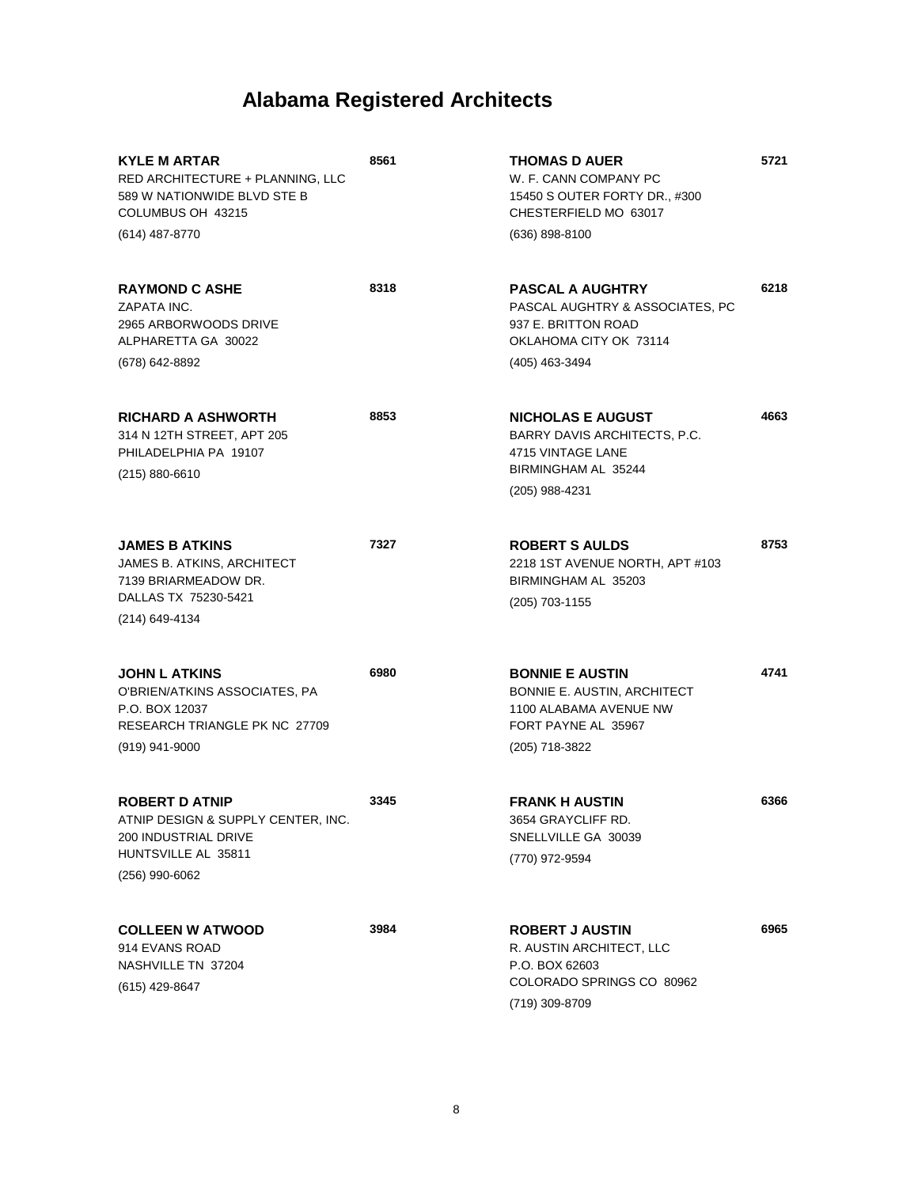# Alabama Registered Architects

**KYLE M ARTAR** 8561
RED ARCHITECTURE + PLANNING, LLC
589 W NATIONWIDE BLVD STE B
COLUMBUS OH 43215
(614) 487-8770

**RAYMOND C ASHE** 8318
ZAPATA INC.
2965 ARBORWOODS DRIVE
ALPHARETTA GA 30022
(678) 642-8892

**RICHARD A ASHWORTH** 8853
314 N 12TH STREET, APT 205
PHILADELPHIA PA 19107
(215) 880-6610

**JAMES B ATKINS** 7327
JAMES B. ATKINS, ARCHITECT
7139 BRIARMEADOW DR.
DALLAS TX 75230-5421
(214) 649-4134

**JOHN L ATKINS** 6980
O'BRIEN/ATKINS ASSOCIATES, PA
P.O. BOX 12037
RESEARCH TRIANGLE PK NC 27709
(919) 941-9000

**ROBERT D ATNIP** 3345
ATNIP DESIGN & SUPPLY CENTER, INC.
200 INDUSTRIAL DRIVE
HUNTSVILLE AL 35811
(256) 990-6062

**COLLEEN W ATWOOD** 3984
914 EVANS ROAD
NASHVILLE TN 37204
(615) 429-8647

**THOMAS D AUER** 5721
W. F. CANN COMPANY PC
15450 S OUTER FORTY DR., #300
CHESTERFIELD MO 63017
(636) 898-8100

**PASCAL A AUGHTRY** 6218
PASCAL AUGHTRY & ASSOCIATES, PC
937 E. BRITTON ROAD
OKLAHOMA CITY OK 73114
(405) 463-3494

**NICHOLAS E AUGUST** 4663
BARRY DAVIS ARCHITECTS, P.C.
4715 VINTAGE LANE
BIRMINGHAM AL 35244
(205) 988-4231

**ROBERT S AULDS** 8753
2218 1ST AVENUE NORTH, APT #103
BIRMINGHAM AL 35203
(205) 703-1155

**BONNIE E AUSTIN** 4741
BONNIE E. AUSTIN, ARCHITECT
1100 ALABAMA AVENUE NW
FORT PAYNE AL 35967
(205) 718-3822

**FRANK H AUSTIN** 6366
3654 GRAYCLIFF RD.
SNELLVILLE GA 30039
(770) 972-9594

**ROBERT J AUSTIN** 6965
R. AUSTIN ARCHITECT, LLC
P.O. BOX 62603
COLORADO SPRINGS CO 80962
(719) 309-8709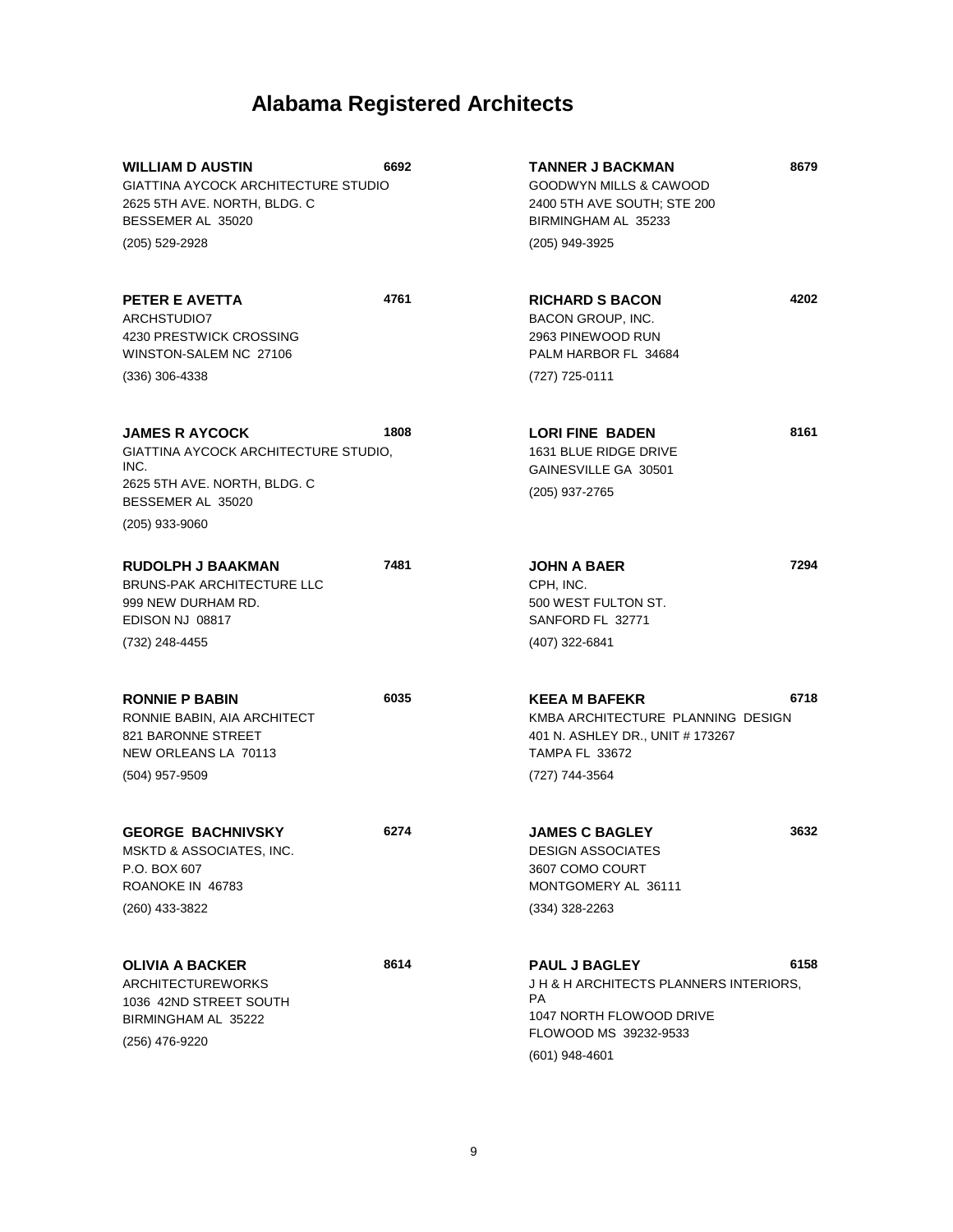# Alabama Registered Architects

**WILLIAM D AUSTIN** **6692**
GIATTINA AYCOCK ARCHITECTURE STUDIO
2625 5TH AVE. NORTH, BLDG. C
BESSEMER AL 35020
(205) 529-2928

**PETER E AVETTA** **4761**
ARCHSTUDIO7
4230 PRESTWICK CROSSING
WINSTON-SALEM NC 27106
(336) 306-4338

**JAMES R AYCOCK** **1808**
GIATTINA AYCOCK ARCHITECTURE STUDIO, INC.
2625 5TH AVE. NORTH, BLDG. C
BESSEMER AL 35020
(205) 933-9060

**RUDOLPH J BAAKMAN** **7481**
BRUNS-PAK ARCHITECTURE LLC
999 NEW DURHAM RD.
EDISON NJ 08817
(732) 248-4455

**RONNIE P BABIN** **6035**
RONNIE BABIN, AIA ARCHITECT
821 BARONNE STREET
NEW ORLEANS LA 70113
(504) 957-9509

**GEORGE BACHNIVSKY** **6274**
MSKTD & ASSOCIATES, INC.
P.O. BOX 607
ROANOKE IN 46783
(260) 433-3822

**OLIVIA A BACKER** **8614**
ARCHITECTUREWORKS
1036 42ND STREET SOUTH
BIRMINGHAM AL 35222
(256) 476-9220

**TANNER J BACKMAN** **8679**
GOODWYN MILLS & CAWOOD
2400 5TH AVE SOUTH; STE 200
BIRMINGHAM AL 35233
(205) 949-3925

**RICHARD S BACON** **4202**
BACON GROUP, INC.
2963 PINEWOOD RUN
PALM HARBOR FL 34684
(727) 725-0111

**LORI FINE BADEN** **8161**
1631 BLUE RIDGE DRIVE
GAINESVILLE GA 30501
(205) 937-2765

**JOHN A BAER** **7294**
CPH, INC.
500 WEST FULTON ST.
SANFORD FL 32771
(407) 322-6841

**KEEA M BAFEKR** **6718**
KMBA ARCHITECTURE PLANNING DESIGN
401 N. ASHLEY DR., UNIT # 173267
TAMPA FL 33672
(727) 744-3564

**JAMES C BAGLEY** **3632**
DESIGN ASSOCIATES
3607 COMO COURT
MONTGOMERY AL 36111
(334) 328-2263

**PAUL J BAGLEY** **6158**
J H & H ARCHITECTS PLANNERS INTERIORS, PA
1047 NORTH FLOWOOD DRIVE
FLOWOOD MS 39232-9533
(601) 948-4601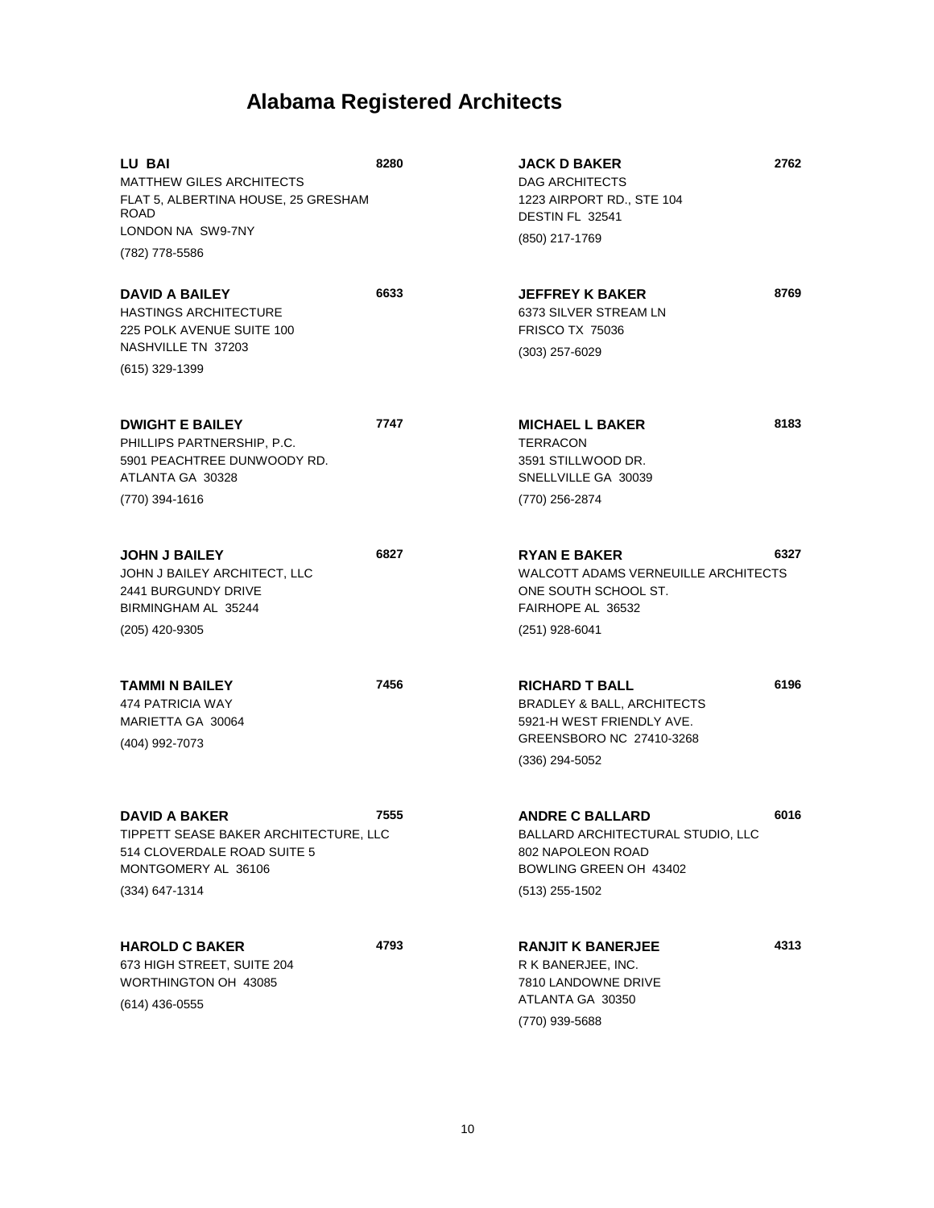# Alabama Registered Architects

**LU BAI** **8280**
MATTHEW GILES ARCHITECTS
FLAT 5, ALBERTINA HOUSE, 25 GRESHAM ROAD
LONDON NA SW9-7NY
(782) 778-5586

**DAVID A BAILEY** **6633**
HASTINGS ARCHITECTURE
225 POLK AVENUE SUITE 100
NASHVILLE TN 37203
(615) 329-1399

**DWIGHT E BAILEY** **7747**
PHILLIPS PARTNERSHIP, P.C.
5901 PEACHTREE DUNWOODY RD.
ATLANTA GA 30328
(770) 394-1616

**JOHN J BAILEY** **6827**
JOHN J BAILEY ARCHITECT, LLC
2441 BURGUNDY DRIVE
BIRMINGHAM AL 35244
(205) 420-9305

**TAMMI N BAILEY** **7456**
474 PATRICIA WAY
MARIETTA GA 30064
(404) 992-7073

**DAVID A BAKER** **7555**
TIPPETT SEASE BAKER ARCHITECTURE, LLC
514 CLOVERDALE ROAD SUITE 5
MONTGOMERY AL 36106
(334) 647-1314

**HAROLD C BAKER** **4793**
673 HIGH STREET, SUITE 204
WORTHINGTON OH 43085
(614) 436-0555

**JACK D BAKER** **2762**
DAG ARCHITECTS
1223 AIRPORT RD., STE 104
DESTIN FL 32541
(850) 217-1769

**JEFFREY K BAKER** **8769**
6373 SILVER STREAM LN
FRISCO TX 75036
(303) 257-6029

**MICHAEL L BAKER** **8183**
TERRACON
3591 STILLWOOD DR.
SNELLVILLE GA 30039
(770) 256-2874

**RYAN E BAKER** **6327**
WALCOTT ADAMS VERNEUILLE ARCHITECTS
ONE SOUTH SCHOOL ST.
FAIRHOPE AL 36532
(251) 928-6041

**RICHARD T BALL** **6196**
BRADLEY & BALL, ARCHITECTS
5921-H WEST FRIENDLY AVE.
GREENSBORO NC 27410-3268
(336) 294-5052

**ANDRE C BALLARD** **6016**
BALLARD ARCHITECTURAL STUDIO, LLC
802 NAPOLEON ROAD
BOWLING GREEN OH 43402
(513) 255-1502

**RANJIT K BANERJEE** **4313**
R K BANERJEE, INC.
7810 LANDOWNE DRIVE
ATLANTA GA 30350
(770) 939-5688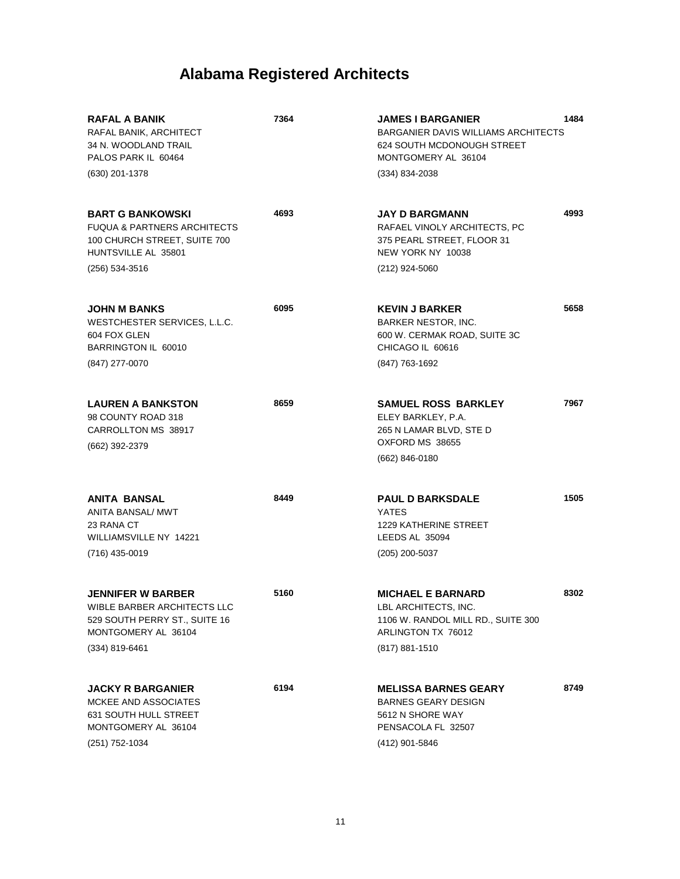# Alabama Registered Architects

**RAFAL A BANIK** **7364**
RAFAL BANIK, ARCHITECT
34 N. WOODLAND TRAIL
PALOS PARK IL 60464
(630) 201-1378

**BART G BANKOWSKI** **4693**
FUQUA & PARTNERS ARCHITECTS
100 CHURCH STREET, SUITE 700
HUNTSVILLE AL 35801
(256) 534-3516

**JOHN M BANKS** **6095**
WESTCHESTER SERVICES, L.L.C.
604 FOX GLEN
BARRINGTON IL 60010
(847) 277-0070

**LAUREN A BANKSTON** **8659**
98 COUNTY ROAD 318
CARROLLTON MS 38917
(662) 392-2379

**ANITA BANSAL** **8449**
ANITA BANSAL/ MWT
23 RANA CT
WILLIAMSVILLE NY 14221
(716) 435-0019

**JENNIFER W BARBER** **5160**
WIBLE BARBER ARCHITECTS LLC
529 SOUTH PERRY ST., SUITE 16
MONTGOMERY AL 36104
(334) 819-6461

**JACKY R BARGANIER** **6194**
MCKEE AND ASSOCIATES
631 SOUTH HULL STREET
MONTGOMERY AL 36104
(251) 752-1034

**JAMES I BARGANIER** **1484**
BARGANIER DAVIS WILLIAMS ARCHITECTS
624 SOUTH MCDONOUGH STREET
MONTGOMERY AL 36104
(334) 834-2038

**JAY D BARGMANN** **4993**
RAFAEL VINOLY ARCHITECTS, PC
375 PEARL STREET, FLOOR 31
NEW YORK NY 10038
(212) 924-5060

**KEVIN J BARKER** **5658**
BARKER NESTOR, INC.
600 W. CERMAK ROAD, SUITE 3C
CHICAGO IL 60616
(847) 763-1692

**SAMUEL ROSS BARKLEY** **7967**
ELEY BARKLEY, P.A.
265 N LAMAR BLVD, STE D
OXFORD MS 38655
(662) 846-0180

**PAUL D BARKSDALE** **1505**
YATES
1229 KATHERINE STREET
LEEDS AL 35094
(205) 200-5037

**MICHAEL E BARNARD** **8302**
LBL ARCHITECTS, INC.
1106 W. RANDOL MILL RD., SUITE 300
ARLINGTON TX 76012
(817) 881-1510

**MELISSA BARNES GEARY** **8749**
BARNES GEARY DESIGN
5612 N SHORE WAY
PENSACOLA FL 32507
(412) 901-5846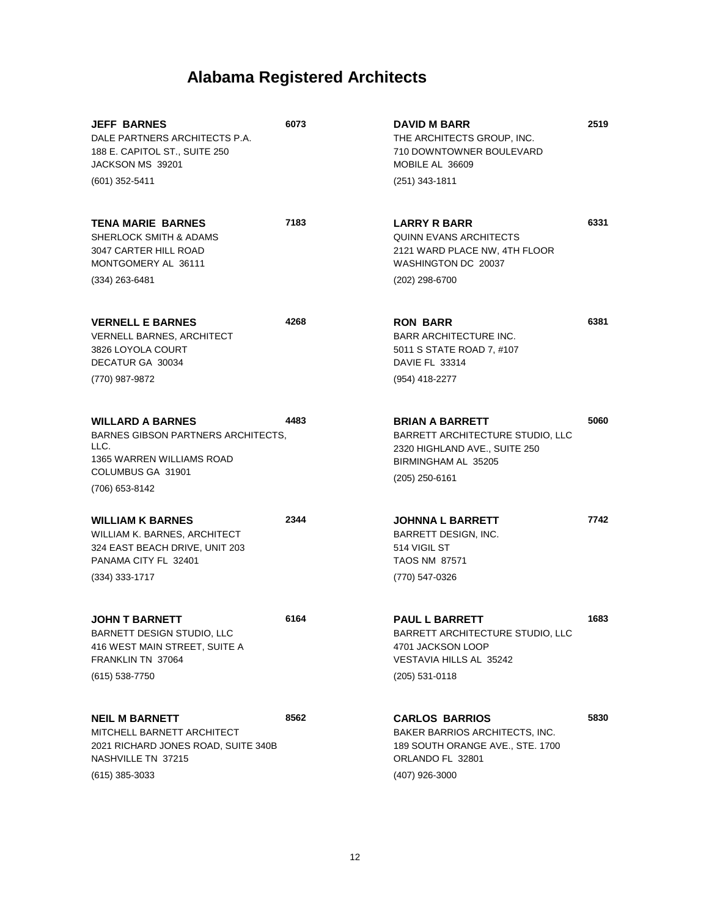# Alabama Registered Architects

**JEFF BARNES** **6073**
DALE PARTNERS ARCHITECTS P.A.
188 E. CAPITOL ST., SUITE 250
JACKSON MS 39201
(601) 352-5411

**TENA MARIE BARNES** **7183**
SHERLOCK SMITH & ADAMS
3047 CARTER HILL ROAD
MONTGOMERY AL 36111
(334) 263-6481

**VERNELL E BARNES** **4268**
VERNELL BARNES, ARCHITECT
3826 LOYOLA COURT
DECATUR GA 30034
(770) 987-9872

**WILLARD A BARNES** **4483**
BARNES GIBSON PARTNERS ARCHITECTS, LLC.
1365 WARREN WILLIAMS ROAD
COLUMBUS GA 31901
(706) 653-8142

**WILLIAM K BARNES** **2344**
WILLIAM K. BARNES, ARCHITECT
324 EAST BEACH DRIVE, UNIT 203
PANAMA CITY FL 32401
(334) 333-1717

**JOHN T BARNETT** **6164**
BARNETT DESIGN STUDIO, LLC
416 WEST MAIN STREET, SUITE A
FRANKLIN TN 37064
(615) 538-7750

**NEIL M BARNETT** **8562**
MITCHELL BARNETT ARCHITECT
2021 RICHARD JONES ROAD, SUITE 340B
NASHVILLE TN 37215
(615) 385-3033

**DAVID M BARR** **2519**
THE ARCHITECTS GROUP, INC.
710 DOWNTOWNER BOULEVARD
MOBILE AL 36609
(251) 343-1811

**LARRY R BARR** **6331**
QUINN EVANS ARCHITECTS
2121 WARD PLACE NW, 4TH FLOOR
WASHINGTON DC 20037
(202) 298-6700

**RON BARR** **6381**
BARR ARCHITECTURE INC.
5011 S STATE ROAD 7, #107
DAVIE FL 33314
(954) 418-2277

**BRIAN A BARRETT** **5060**
BARRETT ARCHITECTURE STUDIO, LLC
2320 HIGHLAND AVE., SUITE 250
BIRMINGHAM AL 35205
(205) 250-6161

**JOHNNA L BARRETT** **7742**
BARRETT DESIGN, INC.
514 VIGIL ST
TAOS NM 87571
(770) 547-0326

**PAUL L BARRETT** **1683**
BARRETT ARCHITECTURE STUDIO, LLC
4701 JACKSON LOOP
VESTAVIA HILLS AL 35242
(205) 531-0118

**CARLOS BARRIOS** **5830**
BAKER BARRIOS ARCHITECTS, INC.
189 SOUTH ORANGE AVE., STE. 1700
ORLANDO FL 32801
(407) 926-3000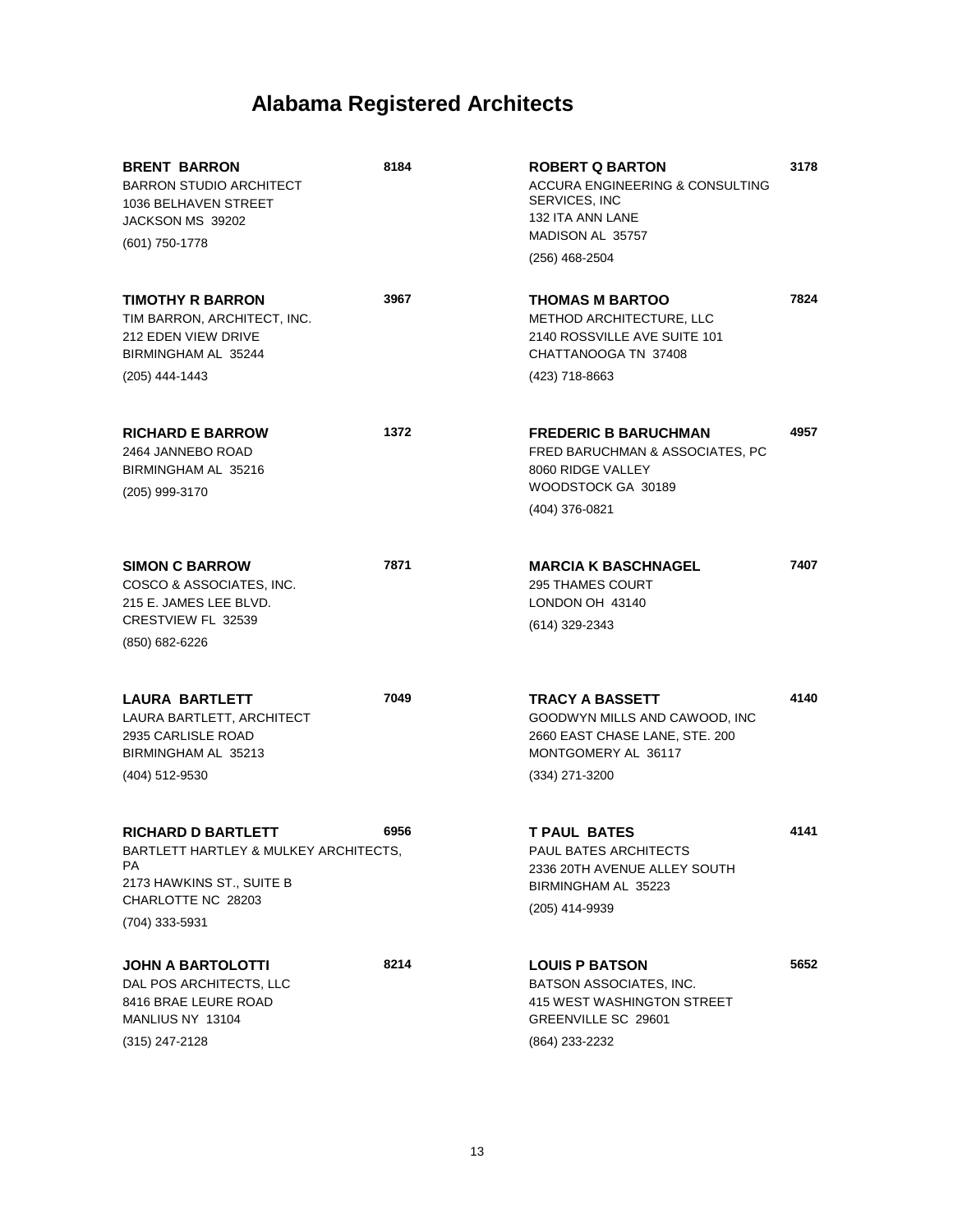# Alabama Registered Architects

**BRENT BARRON** 8184
BARRON STUDIO ARCHITECT
1036 BELHAVEN STREET
JACKSON MS 39202
(601) 750-1778

**TIMOTHY R BARRON** 3967
TIM BARRON, ARCHITECT, INC.
212 EDEN VIEW DRIVE
BIRMINGHAM AL 35244
(205) 444-1443

**RICHARD E BARROW** 1372
2464 JANNEBO ROAD
BIRMINGHAM AL 35216
(205) 999-3170

**SIMON C BARROW** 7871
COSCO & ASSOCIATES, INC.
215 E. JAMES LEE BLVD.
CRESTVIEW FL 32539
(850) 682-6226

**LAURA BARTLETT** 7049
LAURA BARTLETT, ARCHITECT
2935 CARLISLE ROAD
BIRMINGHAM AL 35213
(404) 512-9530

**RICHARD D BARTLETT** 6956
BARTLETT HARTLEY & MULKEY ARCHITECTS, PA
2173 HAWKINS ST., SUITE B
CHARLOTTE NC 28203
(704) 333-5931

**JOHN A BARTOLOTTI** 8214
DAL POS ARCHITECTS, LLC
8416 BRAE LEURE ROAD
MANLIUS NY 13104
(315) 247-2128

**ROBERT Q BARTON** 3178
ACCURA ENGINEERING & CONSULTING SERVICES, INC
132 ITA ANN LANE
MADISON AL 35757
(256) 468-2504

**THOMAS M BARTOO** 7824
METHOD ARCHITECTURE, LLC
2140 ROSSVILLE AVE SUITE 101
CHATTANOOGA TN 37408
(423) 718-8663

**FREDERIC B BARUCHMAN** 4957
FRED BARUCHMAN & ASSOCIATES, PC
8060 RIDGE VALLEY
WOODSTOCK GA 30189
(404) 376-0821

**MARCIA K BASCHNAGEL** 7407
295 THAMES COURT
LONDON OH 43140
(614) 329-2343

**TRACY A BASSETT** 4140
GOODWYN MILLS AND CAWOOD, INC
2660 EAST CHASE LANE, STE. 200
MONTGOMERY AL 36117
(334) 271-3200

**T PAUL BATES** 4141
PAUL BATES ARCHITECTS
2336 20TH AVENUE ALLEY SOUTH
BIRMINGHAM AL 35223
(205) 414-9939

**LOUIS P BATSON** 5652
BATSON ASSOCIATES, INC.
415 WEST WASHINGTON STREET
GREENVILLE SC 29601
(864) 233-2232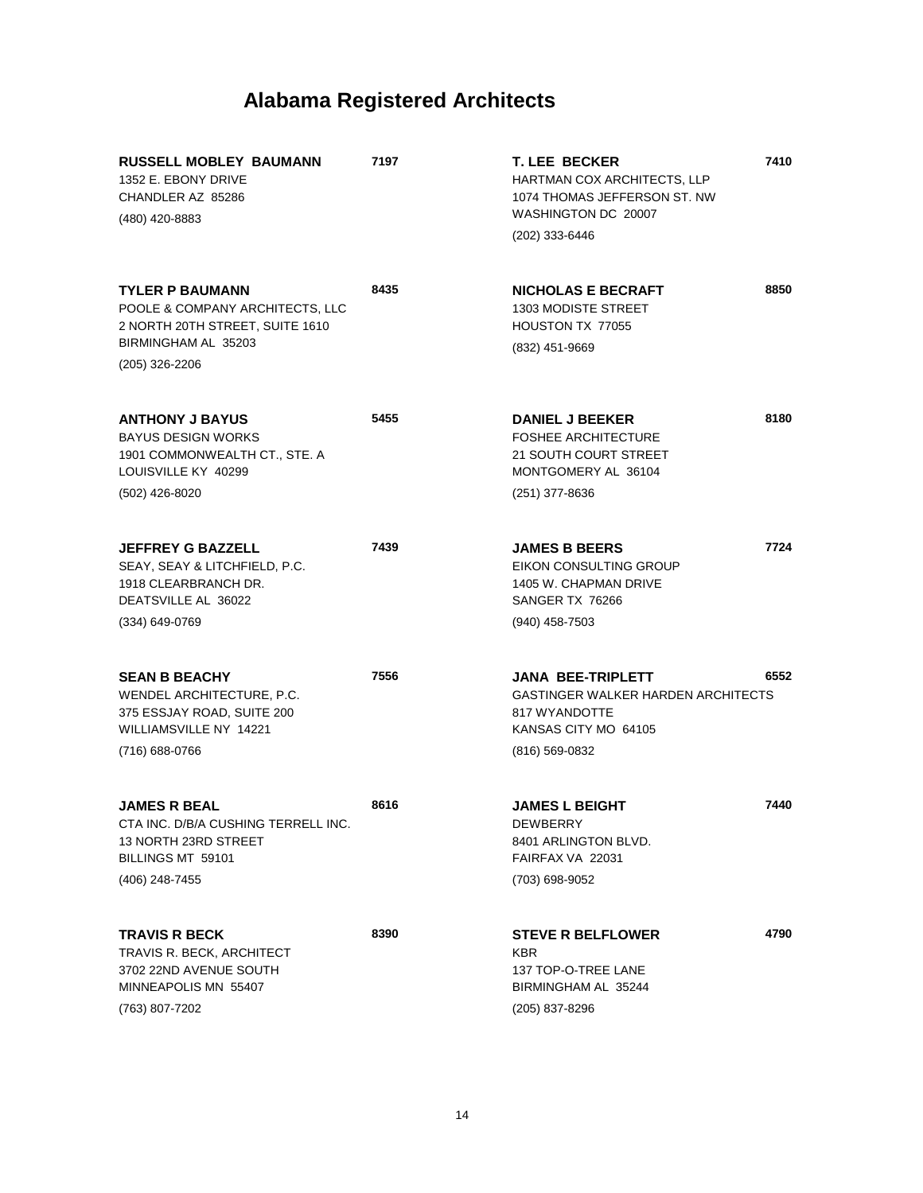# Alabama Registered Architects

**RUSSELL MOBLEY BAUMANN** **7197**
1352 E. EBONY DRIVE
CHANDLER AZ 85286
(480) 420-8883

**TYLER P BAUMANN** **8435**
POOLE & COMPANY ARCHITECTS, LLC
2 NORTH 20TH STREET, SUITE 1610
BIRMINGHAM AL 35203
(205) 326-2206

**ANTHONY J BAYUS** **5455**
BAYUS DESIGN WORKS
1901 COMMONWEALTH CT., STE. A
LOUISVILLE KY 40299
(502) 426-8020

**JEFFREY G BAZZELL** **7439**
SEAY, SEAY & LITCHFIELD, P.C.
1918 CLEARBRANCH DR.
DEATSVILLE AL 36022
(334) 649-0769

**SEAN B BEACHY** **7556**
WENDEL ARCHITECTURE, P.C.
375 ESSJAY ROAD, SUITE 200
WILLIAMSVILLE NY 14221
(716) 688-0766

**JAMES R BEAL** **8616**
CTA INC. D/B/A CUSHING TERRELL INC.
13 NORTH 23RD STREET
BILLINGS MT 59101
(406) 248-7455

**TRAVIS R BECK** **8390**
TRAVIS R. BECK, ARCHITECT
3702 22ND AVENUE SOUTH
MINNEAPOLIS MN 55407
(763) 807-7202

**T. LEE BECKER** **7410**
HARTMAN COX ARCHITECTS, LLP
1074 THOMAS JEFFERSON ST. NW
WASHINGTON DC 20007
(202) 333-6446

**NICHOLAS E BECRAFT** **8850**
1303 MODISTE STREET
HOUSTON TX 77055
(832) 451-9669

**DANIEL J BEEKER** **8180**
FOSHEE ARCHITECTURE
21 SOUTH COURT STREET
MONTGOMERY AL 36104
(251) 377-8636

**JAMES B BEERS** **7724**
EIKON CONSULTING GROUP
1405 W. CHAPMAN DRIVE
SANGER TX 76266
(940) 458-7503

**JANA BEE-TRIPLETT** **6552**
GASTINGER WALKER HARDEN ARCHITECTS
817 WYANDOTTE
KANSAS CITY MO 64105
(816) 569-0832

**JAMES L BEIGHT** **7440**
DEWBERRY
8401 ARLINGTON BLVD.
FAIRFAX VA 22031
(703) 698-9052

**STEVE R BELFLOWER** **4790**
KBR
137 TOP-O-TREE LANE
BIRMINGHAM AL 35244
(205) 837-8296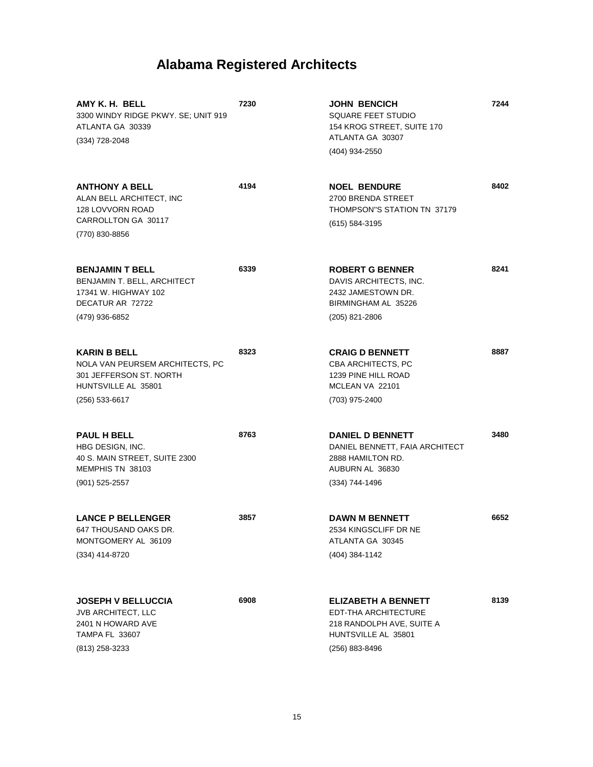# Alabama Registered Architects

**AMY K. H. BELL** **7230**
3300 WINDY RIDGE PKWY. SE; UNIT 919
ATLANTA GA 30339
(334) 728-2048

**ANTHONY A BELL** **4194**
ALAN BELL ARCHITECT, INC
128 LOVVORN ROAD
CARROLLTON GA 30117
(770) 830-8856

**BENJAMIN T BELL** **6339**
BENJAMIN T. BELL, ARCHITECT
17341 W. HIGHWAY 102
DECATUR AR 72722
(479) 936-6852

**KARIN B BELL** **8323**
NOLA VAN PEURSEM ARCHITECTS, PC
301 JEFFERSON ST. NORTH
HUNTSVILLE AL 35801
(256) 533-6617

**PAUL H BELL** **8763**
HBG DESIGN, INC.
40 S. MAIN STREET, SUITE 2300
MEMPHIS TN 38103
(901) 525-2557

**LANCE P BELLENGER** **3857**
647 THOUSAND OAKS DR.
MONTGOMERY AL 36109
(334) 414-8720

**JOSEPH V BELLUCCIA** **6908**
JVB ARCHITECT, LLC
2401 N HOWARD AVE
TAMPA FL 33607
(813) 258-3233

**JOHN BENCICH** **7244**
SQUARE FEET STUDIO
154 KROG STREET, SUITE 170
ATLANTA GA 30307
(404) 934-2550

**NOEL BENDURE** **8402**
2700 BRENDA STREET
THOMPSON"S STATION TN 37179
(615) 584-3195

**ROBERT G BENNER** **8241**
DAVIS ARCHITECTS, INC.
2432 JAMESTOWN DR.
BIRMINGHAM AL 35226
(205) 821-2806

**CRAIG D BENNETT** **8887**
CBA ARCHITECTS, PC
1239 PINE HILL ROAD
MCLEAN VA 22101
(703) 975-2400

**DANIEL D BENNETT** **3480**
DANIEL BENNETT, FAIA ARCHITECT
2888 HAMILTON RD.
AUBURN AL 36830
(334) 744-1496

**DAWN M BENNETT** **6652**
2534 KINGSCLIFF DR NE
ATLANTA GA 30345
(404) 384-1142

**ELIZABETH A BENNETT** **8139**
EDT-THA ARCHITECTURE
218 RANDOLPH AVE, SUITE A
HUNTSVILLE AL 35801
(256) 883-8496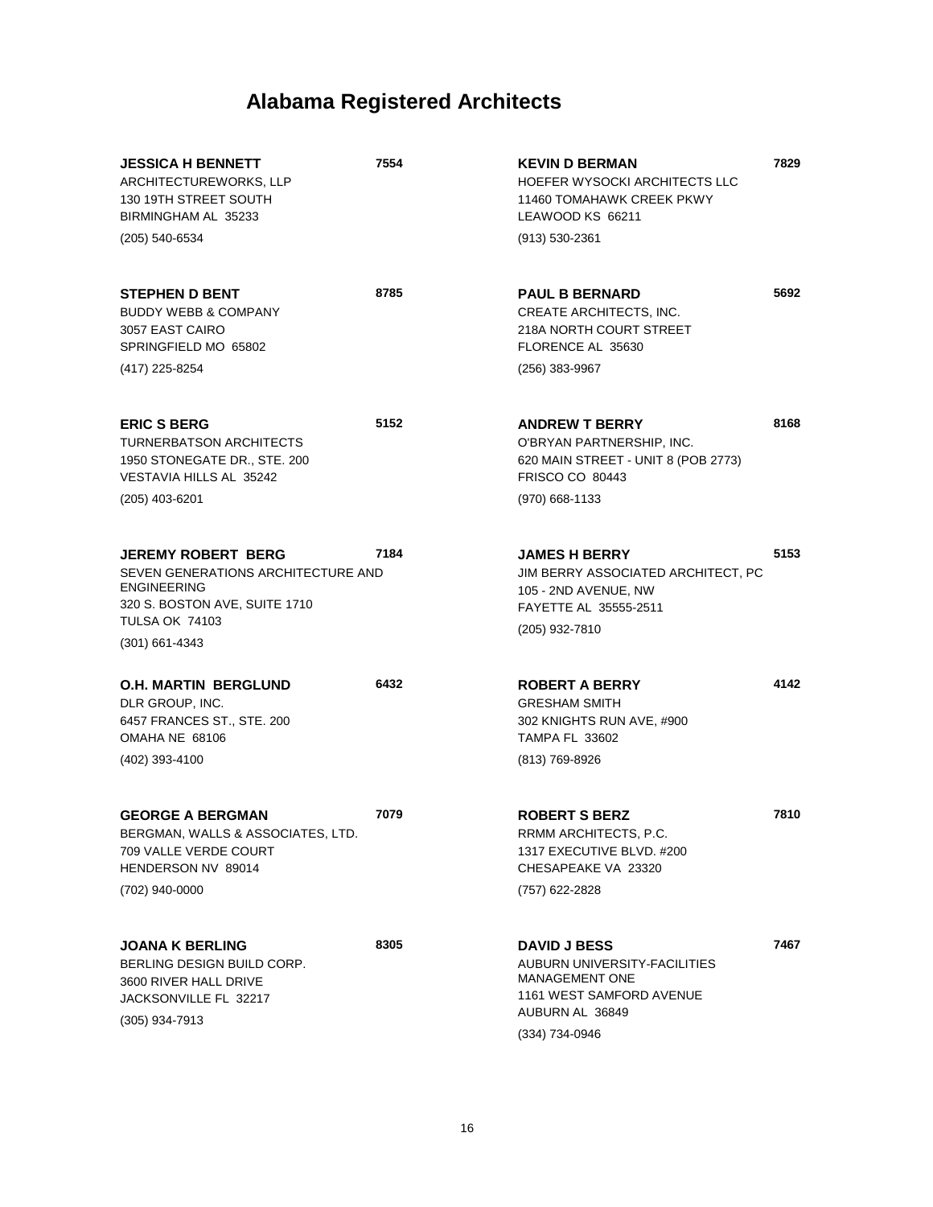# Alabama Registered Architects

**JESSICA H BENNETT** **7554**
ARCHITECTUREWORKS, LLP
130 19TH STREET SOUTH
BIRMINGHAM AL 35233
(205) 540-6534

**STEPHEN D BENT** **8785**
BUDDY WEBB & COMPANY
3057 EAST CAIRO
SPRINGFIELD MO 65802
(417) 225-8254

**ERIC S BERG** **5152**
TURNERBATSON ARCHITECTS
1950 STONEGATE DR., STE. 200
VESTAVIA HILLS AL 35242
(205) 403-6201

**JEREMY ROBERT BERG** **7184**
SEVEN GENERATIONS ARCHITECTURE AND ENGINEERING
320 S. BOSTON AVE, SUITE 1710
TULSA OK 74103
(301) 661-4343

**O.H. MARTIN BERGLUND** **6432**
DLR GROUP, INC.
6457 FRANCES ST., STE. 200
OMAHA NE 68106
(402) 393-4100

**GEORGE A BERGMAN** **7079**
BERGMAN, WALLS & ASSOCIATES, LTD.
709 VALLE VERDE COURT
HENDERSON NV 89014
(702) 940-0000

**JOANA K BERLING** **8305**
BERLING DESIGN BUILD CORP.
3600 RIVER HALL DRIVE
JACKSONVILLE FL 32217
(305) 934-7913

**KEVIN D BERMAN** **7829**
HOEFER WYSOCKI ARCHITECTS LLC
11460 TOMAHAWK CREEK PKWY
LEAWOOD KS 66211
(913) 530-2361

**PAUL B BERNARD** **5692**
CREATE ARCHITECTS, INC.
218A NORTH COURT STREET
FLORENCE AL 35630
(256) 383-9967

**ANDREW T BERRY** **8168**
O'BRYAN PARTNERSHIP, INC.
620 MAIN STREET - UNIT 8 (POB 2773)
FRISCO CO 80443
(970) 668-1133

**JAMES H BERRY** **5153**
JIM BERRY ASSOCIATED ARCHITECT, PC
105 - 2ND AVENUE, NW
FAYETTE AL 35555-2511
(205) 932-7810

**ROBERT A BERRY** **4142**
GRESHAM SMITH
302 KNIGHTS RUN AVE, #900
TAMPA FL 33602
(813) 769-8926

**ROBERT S BERZ** **7810**
RRMM ARCHITECTS, P.C.
1317 EXECUTIVE BLVD. #200
CHESAPEAKE VA 23320
(757) 622-2828

**DAVID J BESS** **7467**
AUBURN UNIVERSITY-FACILITIES MANAGEMENT ONE
1161 WEST SAMFORD AVENUE
AUBURN AL 36849
(334) 734-0946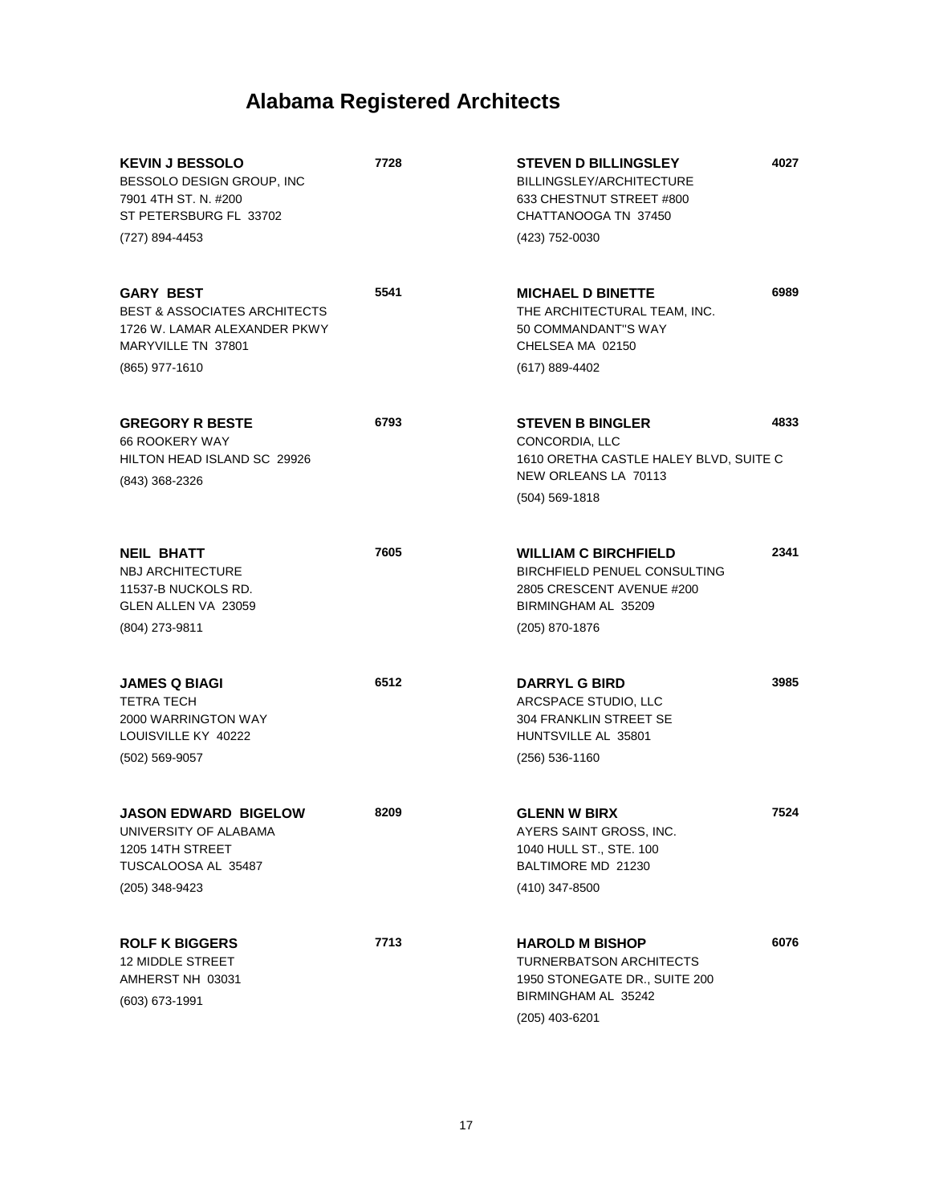# Alabama Registered Architects

**KEVIN J BESSOLO** **7728**
BESSOLO DESIGN GROUP, INC
7901 4TH ST. N. #200
ST PETERSBURG FL 33702
(727) 894-4453

**GARY BEST** **5541**
BEST & ASSOCIATES ARCHITECTS
1726 W. LAMAR ALEXANDER PKWY
MARYVILLE TN 37801
(865) 977-1610

**GREGORY R BESTE** **6793**
66 ROOKERY WAY
HILTON HEAD ISLAND SC 29926
(843) 368-2326

**NEIL BHATT** **7605**
NBJ ARCHITECTURE
11537-B NUCKOLS RD.
GLEN ALLEN VA 23059
(804) 273-9811

**JAMES Q BIAGI** **6512**
TETRA TECH
2000 WARRINGTON WAY
LOUISVILLE KY 40222
(502) 569-9057

**JASON EDWARD BIGELOW** **8209**
UNIVERSITY OF ALABAMA
1205 14TH STREET
TUSCALOOSA AL 35487
(205) 348-9423

**ROLF K BIGGERS** **7713**
12 MIDDLE STREET
AMHERST NH 03031
(603) 673-1991

**STEVEN D BILLINGSLEY** **4027**
BILLINGSLEY/ARCHITECTURE
633 CHESTNUT STREET #800
CHATTANOOGA TN 37450
(423) 752-0030

**MICHAEL D BINETTE** **6989**
THE ARCHITECTURAL TEAM, INC.
50 COMMANDANT"S WAY
CHELSEA MA 02150
(617) 889-4402

**STEVEN B BINGLER** **4833**
CONCORDIA, LLC
1610 ORETHA CASTLE HALEY BLVD, SUITE C
NEW ORLEANS LA 70113
(504) 569-1818

**WILLIAM C BIRCHFIELD** **2341**
BIRCHFIELD PENUEL CONSULTING
2805 CRESCENT AVENUE #200
BIRMINGHAM AL 35209
(205) 870-1876

**DARRYL G BIRD** **3985**
ARCSPACE STUDIO, LLC
304 FRANKLIN STREET SE
HUNTSVILLE AL 35801
(256) 536-1160

**GLENN W BIRX** **7524**
AYERS SAINT GROSS, INC.
1040 HULL ST., STE. 100
BALTIMORE MD 21230
(410) 347-8500

**HAROLD M BISHOP** **6076**
TURNERBATSON ARCHITECTS
1950 STONEGATE DR., SUITE 200
BIRMINGHAM AL 35242
(205) 403-6201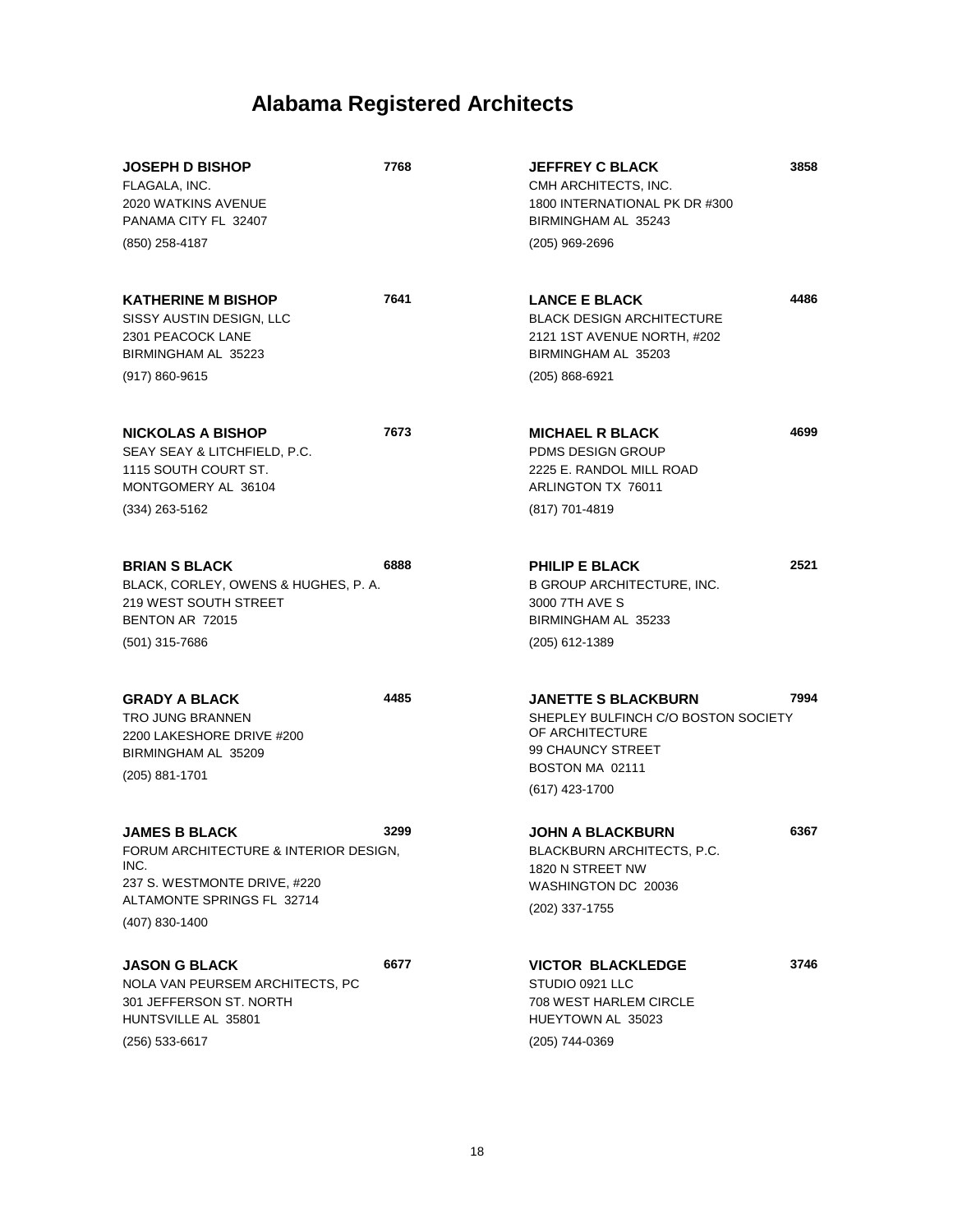# Alabama Registered Architects

**JOSEPH D BISHOP** **7768**
FLAGALA, INC.
2020 WATKINS AVENUE
PANAMA CITY FL 32407
(850) 258-4187

**KATHERINE M BISHOP** **7641**
SISSY AUSTIN DESIGN, LLC
2301 PEACOCK LANE
BIRMINGHAM AL 35223
(917) 860-9615

**NICKOLAS A BISHOP** **7673**
SEAY SEAY & LITCHFIELD, P.C.
1115 SOUTH COURT ST.
MONTGOMERY AL 36104
(334) 263-5162

**BRIAN S BLACK** **6888**
BLACK, CORLEY, OWENS & HUGHES, P. A.
219 WEST SOUTH STREET
BENTON AR 72015
(501) 315-7686

**GRADY A BLACK** **4485**
TRO JUNG BRANNEN
2200 LAKESHORE DRIVE #200
BIRMINGHAM AL 35209
(205) 881-1701

**JAMES B BLACK** **3299**
FORUM ARCHITECTURE & INTERIOR DESIGN, INC.
237 S. WESTMONTE DRIVE, #220
ALTAMONTE SPRINGS FL 32714
(407) 830-1400

**JASON G BLACK** **6677**
NOLA VAN PEURSEM ARCHITECTS, PC
301 JEFFERSON ST. NORTH
HUNTSVILLE AL 35801
(256) 533-6617

**JEFFREY C BLACK** **3858**
CMH ARCHITECTS, INC.
1800 INTERNATIONAL PK DR #300
BIRMINGHAM AL 35243
(205) 969-2696

**LANCE E BLACK** **4486**
BLACK DESIGN ARCHITECTURE
2121 1ST AVENUE NORTH, #202
BIRMINGHAM AL 35203
(205) 868-6921

**MICHAEL R BLACK** **4699**
PDMS DESIGN GROUP
2225 E. RANDOL MILL ROAD
ARLINGTON TX 76011
(817) 701-4819

**PHILIP E BLACK** **2521**
B GROUP ARCHITECTURE, INC.
3000 7TH AVE S
BIRMINGHAM AL 35233
(205) 612-1389

**JANETTE S BLACKBURN** **7994**
SHEPLEY BULFINCH C/O BOSTON SOCIETY OF ARCHITECTURE
99 CHAUNCY STREET
BOSTON MA 02111
(617) 423-1700

**JOHN A BLACKBURN** **6367**
BLACKBURN ARCHITECTS, P.C.
1820 N STREET NW
WASHINGTON DC 20036
(202) 337-1755

**VICTOR BLACKLEDGE** **3746**
STUDIO 0921 LLC
708 WEST HARLEM CIRCLE
HUEYTOWN AL 35023
(205) 744-0369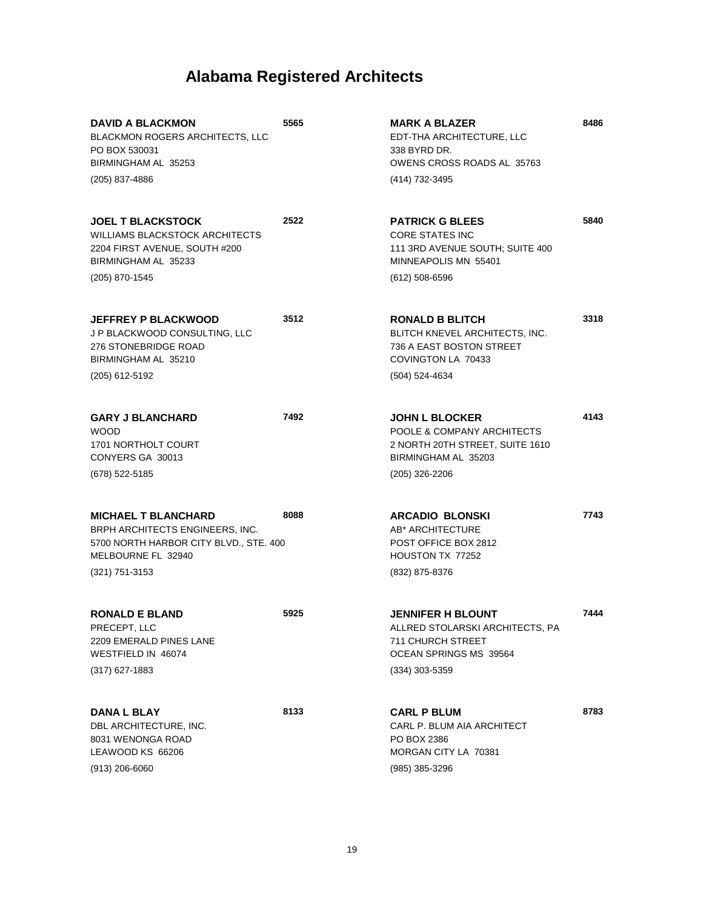# Alabama Registered Architects

**DAVID A BLACKMON** **5565**
BLACKMON ROGERS ARCHITECTS, LLC
PO BOX 530031
BIRMINGHAM AL 35253
(205) 837-4886

**JOEL T BLACKSTOCK** **2522**
WILLIAMS BLACKSTOCK ARCHITECTS
2204 FIRST AVENUE, SOUTH #200
BIRMINGHAM AL 35233
(205) 870-1545

**JEFFREY P BLACKWOOD** **3512**
J P BLACKWOOD CONSULTING, LLC
276 STONEBRIDGE ROAD
BIRMINGHAM AL 35210
(205) 612-5192

**GARY J BLANCHARD** **7492**
WOOD
1701 NORTHOLT COURT
CONYERS GA 30013
(678) 522-5185

**MICHAEL T BLANCHARD** **8088**
BRPH ARCHITECTS ENGINEERS, INC.
5700 NORTH HARBOR CITY BLVD., STE. 400
MELBOURNE FL 32940
(321) 751-3153

**RONALD E BLAND** **5925**
PRECEPT, LLC
2209 EMERALD PINES LANE
WESTFIELD IN 46074
(317) 627-1883

**DANA L BLAY** **8133**
DBL ARCHITECTURE, INC.
8031 WENONGA ROAD
LEAWOOD KS 66206
(913) 206-6060

**MARK A BLAZER** **8486**
EDT-THA ARCHITECTURE, LLC
338 BYRD DR.
OWENS CROSS ROADS AL 35763
(414) 732-3495

**PATRICK G BLEES** **5840**
CORE STATES INC
111 3RD AVENUE SOUTH; SUITE 400
MINNEAPOLIS MN 55401
(612) 508-6596

**RONALD B BLITCH** **3318**
BLITCH KNEVEL ARCHITECTS, INC.
736 A EAST BOSTON STREET
COVINGTON LA 70433
(504) 524-4634

**JOHN L BLOCKER** **4143**
POOLE & COMPANY ARCHITECTS
2 NORTH 20TH STREET, SUITE 1610
BIRMINGHAM AL 35203
(205) 326-2206

**ARCADIO BLONSKI** **7743**
AB* ARCHITECTURE
POST OFFICE BOX 2812
HOUSTON TX 77252
(832) 875-8376

**JENNIFER H BLOUNT** **7444**
ALLRED STOLARSKI ARCHITECTS, PA
711 CHURCH STREET
OCEAN SPRINGS MS 39564
(334) 303-5359

**CARL P BLUM** **8783**
CARL P. BLUM AIA ARCHITECT
PO BOX 2386
MORGAN CITY LA 70381
(985) 385-3296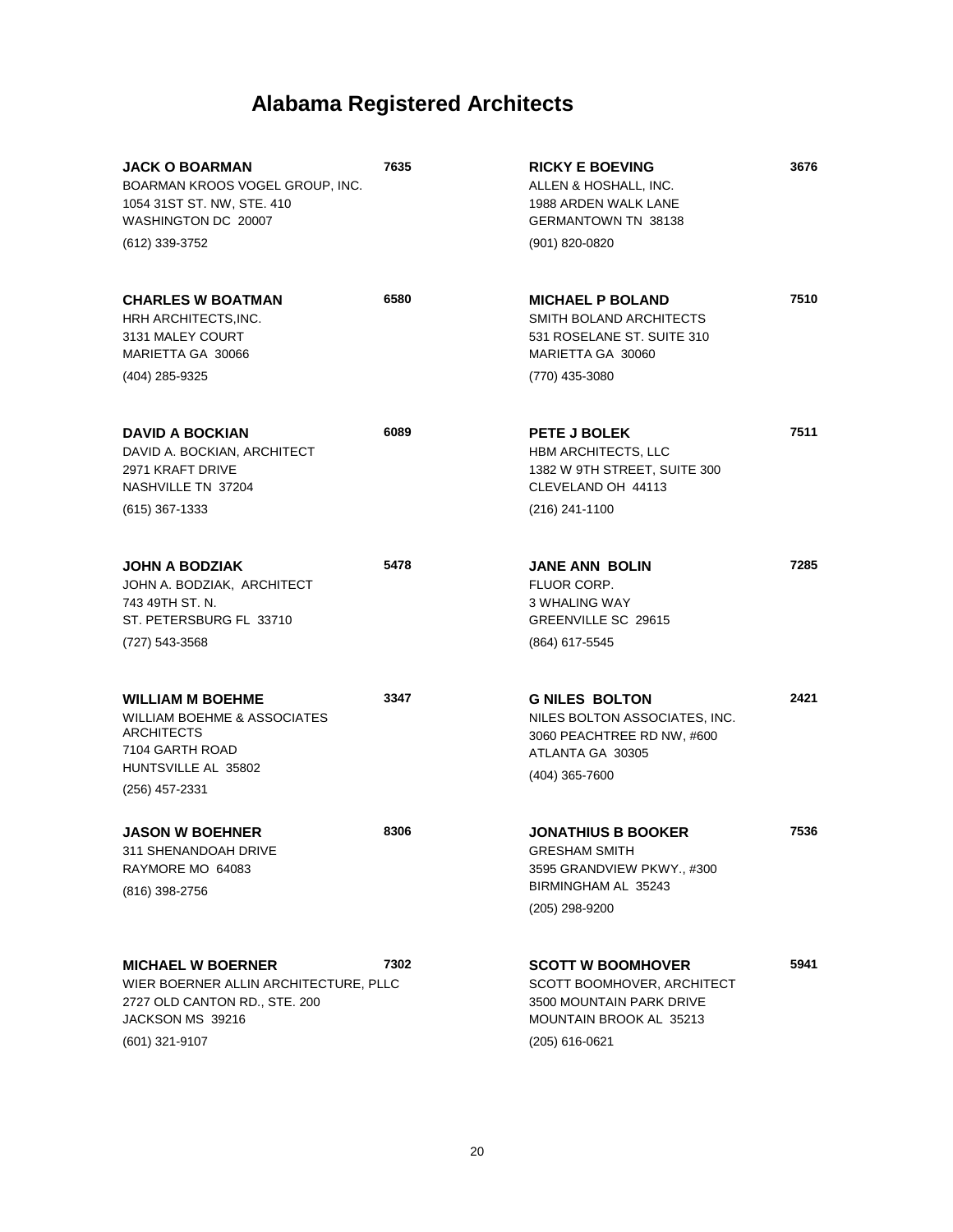# Alabama Registered Architects

**JACK O BOARMAN** **7635**
BOARMAN KROOS VOGEL GROUP, INC.
1054 31ST ST. NW, STE. 410
WASHINGTON DC 20007
(612) 339-3752

**CHARLES W BOATMAN** **6580**
HRH ARCHITECTS,INC.
3131 MALEY COURT
MARIETTA GA 30066
(404) 285-9325

**DAVID A BOCKIAN** **6089**
DAVID A. BOCKIAN, ARCHITECT
2971 KRAFT DRIVE
NASHVILLE TN 37204
(615) 367-1333

**JOHN A BODZIAK** **5478**
JOHN A. BODZIAK, ARCHITECT
743 49TH ST. N.
ST. PETERSBURG FL 33710
(727) 543-3568

**WILLIAM M BOEHME** **3347**
WILLIAM BOEHME & ASSOCIATES ARCHITECTS
7104 GARTH ROAD
HUNTSVILLE AL 35802
(256) 457-2331

**JASON W BOEHNER** **8306**
311 SHENANDOAH DRIVE
RAYMORE MO 64083
(816) 398-2756

**MICHAEL W BOERNER** **7302**
WIER BOERNER ALLIN ARCHITECTURE, PLLC
2727 OLD CANTON RD., STE. 200
JACKSON MS 39216
(601) 321-9107

**RICKY E BOEVING** **3676**
ALLEN & HOSHALL, INC.
1988 ARDEN WALK LANE
GERMANTOWN TN 38138
(901) 820-0820

**MICHAEL P BOLAND** **7510**
SMITH BOLAND ARCHITECTS
531 ROSELANE ST. SUITE 310
MARIETTA GA 30060
(770) 435-3080

**PETE J BOLEK** **7511**
HBM ARCHITECTS, LLC
1382 W 9TH STREET, SUITE 300
CLEVELAND OH 44113
(216) 241-1100

**JANE ANN BOLIN** **7285**
FLUOR CORP.
3 WHALING WAY
GREENVILLE SC 29615
(864) 617-5545

**G NILES BOLTON** **2421**
NILES BOLTON ASSOCIATES, INC.
3060 PEACHTREE RD NW, #600
ATLANTA GA 30305
(404) 365-7600

**JONATHIUS B BOOKER** **7536**
GRESHAM SMITH
3595 GRANDVIEW PKWY., #300
BIRMINGHAM AL 35243
(205) 298-9200

**SCOTT W BOOMHOVER** **5941**
SCOTT BOOMHOVER, ARCHITECT
3500 MOUNTAIN PARK DRIVE
MOUNTAIN BROOK AL 35213
(205) 616-0621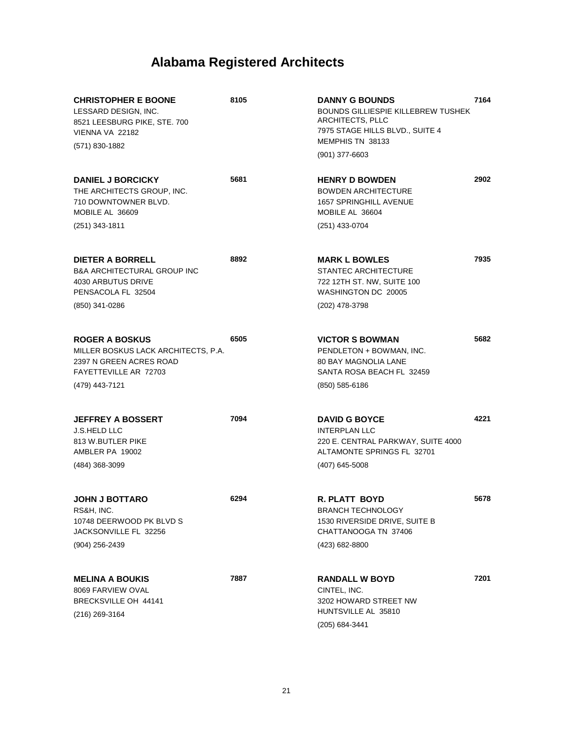# Alabama Registered Architects

**CHRISTOPHER E BOONE** 8105
LESSARD DESIGN, INC.
8521 LEESBURG PIKE, STE. 700
VIENNA VA 22182
(571) 830-1882

**DANIEL J BORCICKY** 5681
THE ARCHITECTS GROUP, INC.
710 DOWNTOWNER BLVD.
MOBILE AL 36609
(251) 343-1811

**DIETER A BORRELL** 8892
B&A ARCHITECTURAL GROUP INC
4030 ARBUTUS DRIVE
PENSACOLA FL 32504
(850) 341-0286

**ROGER A BOSKUS** 6505
MILLER BOSKUS LACK ARCHITECTS, P.A.
2397 N GREEN ACRES ROAD
FAYETTEVILLE AR 72703
(479) 443-7121

**JEFFREY A BOSSERT** 7094
J.S.HELD LLC
813 W.BUTLER PIKE
AMBLER PA 19002
(484) 368-3099

**JOHN J BOTTARO** 6294
RS&H, INC.
10748 DEERWOOD PK BLVD S
JACKSONVILLE FL 32256
(904) 256-2439

**MELINA A BOUKIS** 7887
8069 FARVIEW OVAL
BRECKSVILLE OH 44141
(216) 269-3164

**DANNY G BOUNDS** 7164
BOUNDS GILLIESPIE KILLEBREW TUSHEK ARCHITECTS, PLLC
7975 STAGE HILLS BLVD., SUITE 4
MEMPHIS TN 38133
(901) 377-6603

**HENRY D BOWDEN** 2902
BOWDEN ARCHITECTURE
1657 SPRINGHILL AVENUE
MOBILE AL 36604
(251) 433-0704

**MARK L BOWLES** 7935
STANTEC ARCHITECTURE
722 12TH ST. NW, SUITE 100
WASHINGTON DC 20005
(202) 478-3798

**VICTOR S BOWMAN** 5682
PENDLETON + BOWMAN, INC.
80 BAY MAGNOLIA LANE
SANTA ROSA BEACH FL 32459
(850) 585-6186

**DAVID G BOYCE** 4221
INTERPLAN LLC
220 E. CENTRAL PARKWAY, SUITE 4000
ALTAMONTE SPRINGS FL 32701
(407) 645-5008

**R. PLATT BOYD** 5678
BRANCH TECHNOLOGY
1530 RIVERSIDE DRIVE, SUITE B
CHATTANOOGA TN 37406
(423) 682-8800

**RANDALL W BOYD** 7201
CINTEL, INC.
3202 HOWARD STREET NW
HUNTSVILLE AL 35810
(205) 684-3441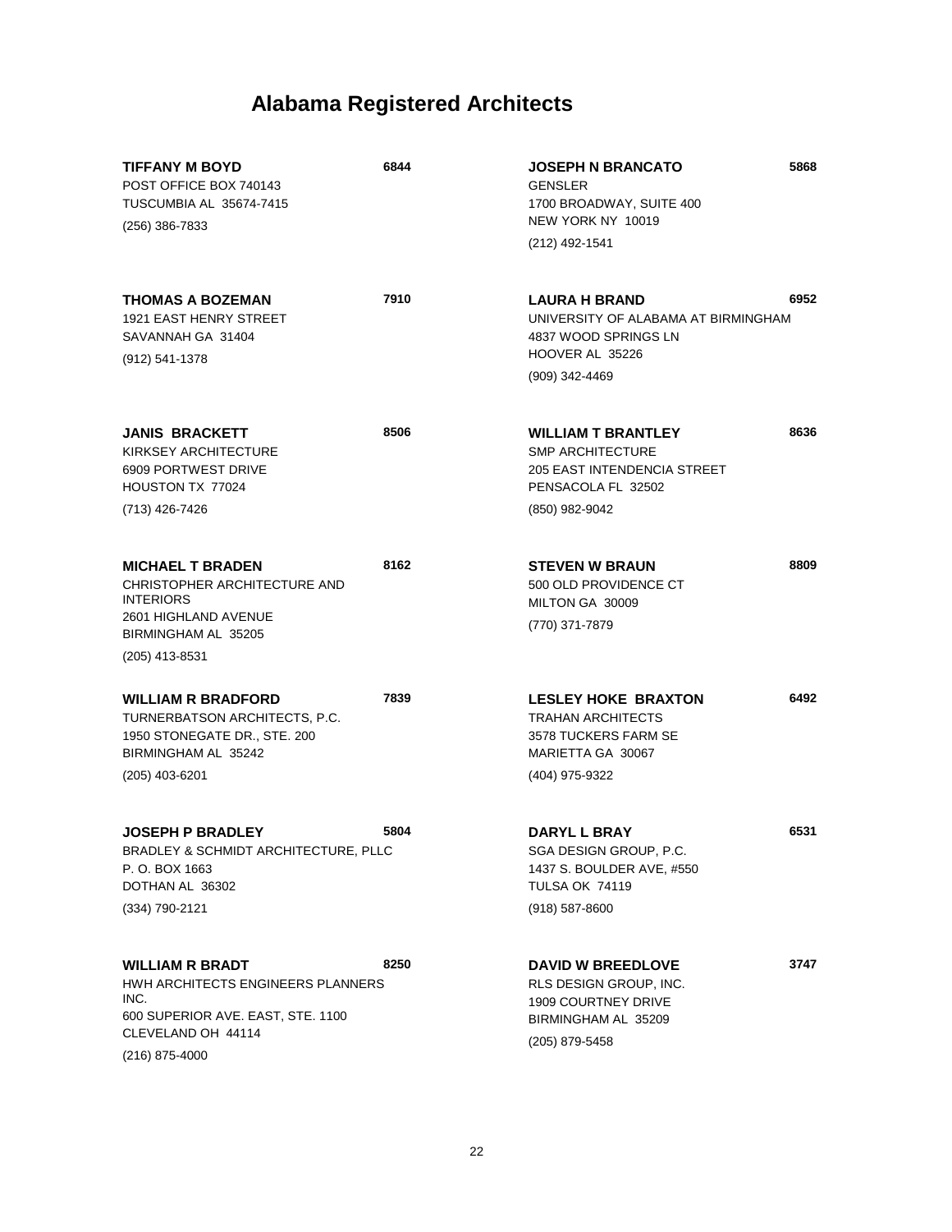# Alabama Registered Architects

**TIFFANY M BOYD** **6844**
POST OFFICE BOX 740143
TUSCUMBIA AL 35674-7415
(256) 386-7833

**THOMAS A BOZEMAN** **7910**
1921 EAST HENRY STREET
SAVANNAH GA 31404
(912) 541-1378

**JANIS BRACKETT** **8506**
KIRKSEY ARCHITECTURE
6909 PORTWEST DRIVE
HOUSTON TX 77024
(713) 426-7426

**MICHAEL T BRADEN** **8162**
CHRISTOPHER ARCHITECTURE AND INTERIORS
2601 HIGHLAND AVENUE
BIRMINGHAM AL 35205
(205) 413-8531

**WILLIAM R BRADFORD** **7839**
TURNERBATSON ARCHITECTS, P.C.
1950 STONEGATE DR., STE. 200
BIRMINGHAM AL 35242
(205) 403-6201

**JOSEPH P BRADLEY** **5804**
BRADLEY & SCHMIDT ARCHITECTURE, PLLC
P. O. BOX 1663
DOTHAN AL 36302
(334) 790-2121

**WILLIAM R BRADT** **8250**
HWH ARCHITECTS ENGINEERS PLANNERS INC.
600 SUPERIOR AVE. EAST, STE. 1100
CLEVELAND OH 44114
(216) 875-4000

**JOSEPH N BRANCATO** **5868**
GENSLER
1700 BROADWAY, SUITE 400
NEW YORK NY 10019
(212) 492-1541

**LAURA H BRAND** **6952**
UNIVERSITY OF ALABAMA AT BIRMINGHAM
4837 WOOD SPRINGS LN
HOOVER AL 35226
(909) 342-4469

**WILLIAM T BRANTLEY** **8636**
SMP ARCHITECTURE
205 EAST INTENDENCIA STREET
PENSACOLA FL 32502
(850) 982-9042

**STEVEN W BRAUN** **8809**
500 OLD PROVIDENCE CT
MILTON GA 30009
(770) 371-7879

**LESLEY HOKE BRAXTON** **6492**
TRAHAN ARCHITECTS
3578 TUCKERS FARM SE
MARIETTA GA 30067
(404) 975-9322

**DARYL L BRAY** **6531**
SGA DESIGN GROUP, P.C.
1437 S. BOULDER AVE, #550
TULSA OK 74119
(918) 587-8600

**DAVID W BREEDLOVE** **3747**
RLS DESIGN GROUP, INC.
1909 COURTNEY DRIVE
BIRMINGHAM AL 35209
(205) 879-5458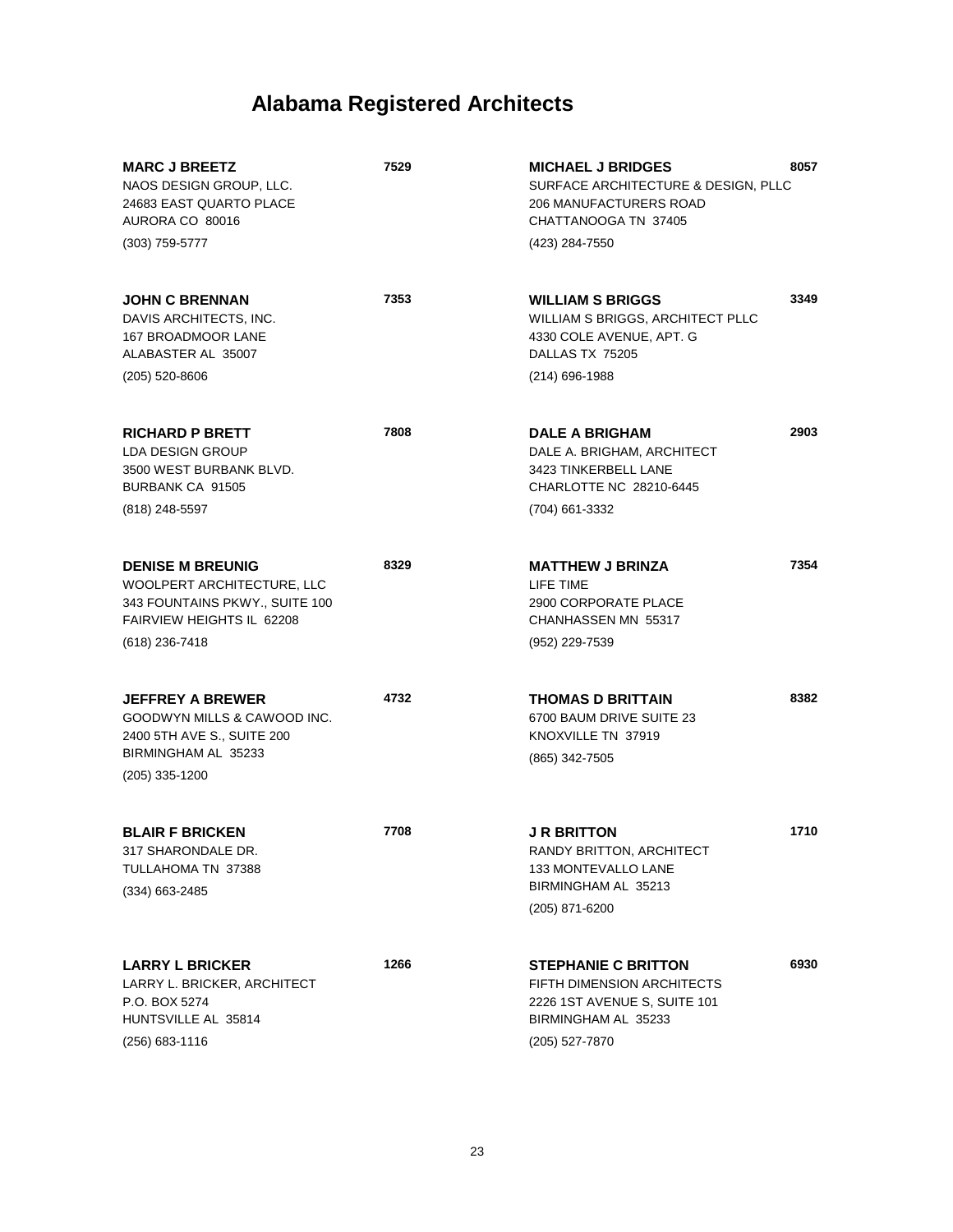# Alabama Registered Architects

**MARC J BREETZ** **7529**
NAOS DESIGN GROUP, LLC.
24683 EAST QUARTO PLACE
AURORA CO 80016
(303) 759-5777

**JOHN C BRENNAN** **7353**
DAVIS ARCHITECTS, INC.
167 BROADMOOR LANE
ALABASTER AL 35007
(205) 520-8606

**RICHARD P BRETT** **7808**
LDA DESIGN GROUP
3500 WEST BURBANK BLVD.
BURBANK CA 91505
(818) 248-5597

**DENISE M BREUNIG** **8329**
WOOLPERT ARCHITECTURE, LLC
343 FOUNTAINS PKWY., SUITE 100
FAIRVIEW HEIGHTS IL 62208
(618) 236-7418

**JEFFREY A BREWER** **4732**
GOODWYN MILLS & CAWOOD INC.
2400 5TH AVE S., SUITE 200
BIRMINGHAM AL 35233
(205) 335-1200

**BLAIR F BRICKEN** **7708**
317 SHARONDALE DR.
TULLAHOMA TN 37388
(334) 663-2485

**LARRY L BRICKER** **1266**
LARRY L. BRICKER, ARCHITECT
P.O. BOX 5274
HUNTSVILLE AL 35814
(256) 683-1116

**MICHAEL J BRIDGES** **8057**
SURFACE ARCHITECTURE & DESIGN, PLLC
206 MANUFACTURERS ROAD
CHATTANOOGA TN 37405
(423) 284-7550

**WILLIAM S BRIGGS** **3349**
WILLIAM S BRIGGS, ARCHITECT PLLC
4330 COLE AVENUE, APT. G
DALLAS TX 75205
(214) 696-1988

**DALE A BRIGHAM** **2903**
DALE A. BRIGHAM, ARCHITECT
3423 TINKERBELL LANE
CHARLOTTE NC 28210-6445
(704) 661-3332

**MATTHEW J BRINZA** **7354**
LIFE TIME
2900 CORPORATE PLACE
CHANHASSEN MN 55317
(952) 229-7539

**THOMAS D BRITTAIN** **8382**
6700 BAUM DRIVE SUITE 23
KNOXVILLE TN 37919
(865) 342-7505

**J R BRITTON** **1710**
RANDY BRITTON, ARCHITECT
133 MONTEVALLO LANE
BIRMINGHAM AL 35213
(205) 871-6200

**STEPHANIE C BRITTON** **6930**
FIFTH DIMENSION ARCHITECTS
2226 1ST AVENUE S, SUITE 101
BIRMINGHAM AL 35233
(205) 527-7870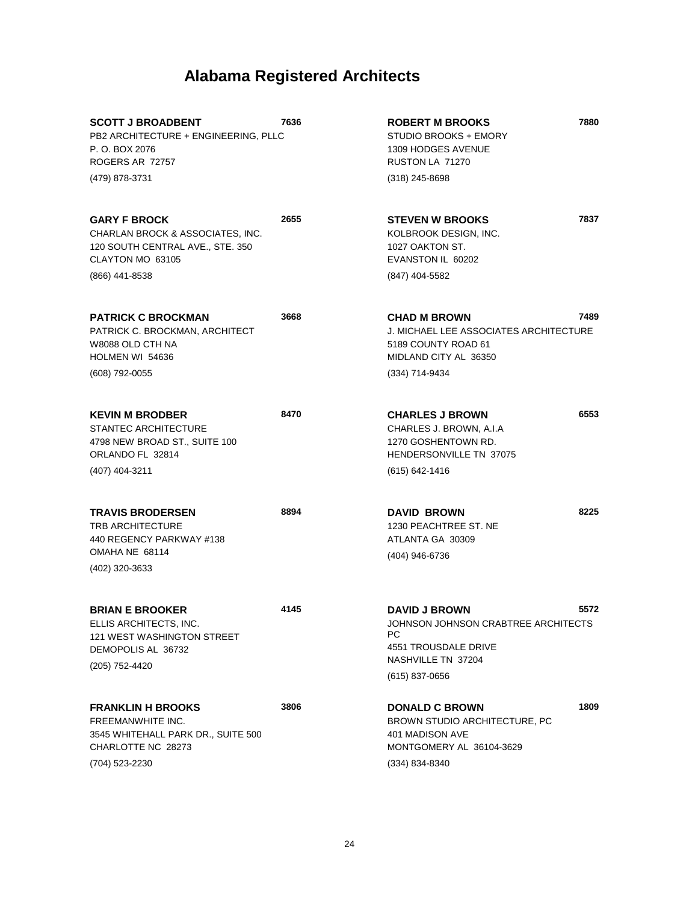# Alabama Registered Architects

**SCOTT J BROADBENT** **7636**
PB2 ARCHITECTURE + ENGINEERING, PLLC
P. O. BOX 2076
ROGERS AR 72757
(479) 878-3731

**GARY F BROCK** **2655**
CHARLAN BROCK & ASSOCIATES, INC.
120 SOUTH CENTRAL AVE., STE. 350
CLAYTON MO 63105
(866) 441-8538

**PATRICK C BROCKMAN** **3668**
PATRICK C. BROCKMAN, ARCHITECT
W8088 OLD CTH NA
HOLMEN WI 54636
(608) 792-0055

**KEVIN M BRODBER** **8470**
STANTEC ARCHITECTURE
4798 NEW BROAD ST., SUITE 100
ORLANDO FL 32814
(407) 404-3211

**TRAVIS BRODERSEN** **8894**
TRB ARCHITECTURE
440 REGENCY PARKWAY #138
OMAHA NE 68114
(402) 320-3633

**BRIAN E BROOKER** **4145**
ELLIS ARCHITECTS, INC.
121 WEST WASHINGTON STREET
DEMOPOLIS AL 36732
(205) 752-4420

**FRANKLIN H BROOKS** **3806**
FREEMANWHITE INC.
3545 WHITEHALL PARK DR., SUITE 500
CHARLOTTE NC 28273
(704) 523-2230

**ROBERT M BROOKS** **7880**
STUDIO BROOKS + EMORY
1309 HODGES AVENUE
RUSTON LA 71270
(318) 245-8698

**STEVEN W BROOKS** **7837**
KOLBROOK DESIGN, INC.
1027 OAKTON ST.
EVANSTON IL 60202
(847) 404-5582

**CHAD M BROWN** **7489**
J. MICHAEL LEE ASSOCIATES ARCHITECTURE
5189 COUNTY ROAD 61
MIDLAND CITY AL 36350
(334) 714-9434

**CHARLES J BROWN** **6553**
CHARLES J. BROWN, A.I.A
1270 GOSHENTOWN RD.
HENDERSONVILLE TN 37075
(615) 642-1416

**DAVID BROWN** **8225**
1230 PEACHTREE ST. NE
ATLANTA GA 30309
(404) 946-6736

**DAVID J BROWN** **5572**
JOHNSON JOHNSON CRABTREE ARCHITECTS PC
4551 TROUSDALE DRIVE
NASHVILLE TN 37204
(615) 837-0656

**DONALD C BROWN** **1809**
BROWN STUDIO ARCHITECTURE, PC
401 MADISON AVE
MONTGOMERY AL 36104-3629
(334) 834-8340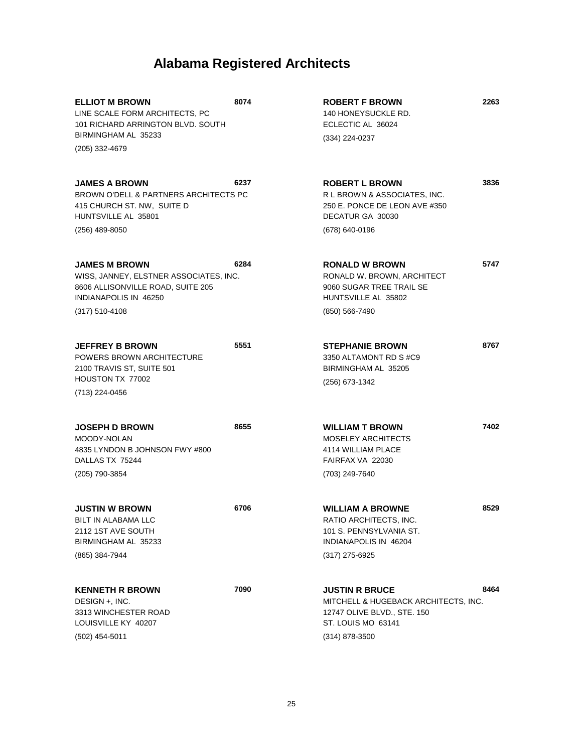# Alabama Registered Architects

**ELLIOT M BROWN** 8074
LINE SCALE FORM ARCHITECTS, PC
101 RICHARD ARRINGTON BLVD. SOUTH
BIRMINGHAM AL 35233
(205) 332-4679

**JAMES A BROWN** 6237
BROWN O'DELL & PARTNERS ARCHITECTS PC
415 CHURCH ST. NW, SUITE D
HUNTSVILLE AL 35801
(256) 489-8050

**JAMES M BROWN** 6284
WISS, JANNEY, ELSTNER ASSOCIATES, INC.
8606 ALLISONVILLE ROAD, SUITE 205
INDIANAPOLIS IN 46250
(317) 510-4108

**JEFFREY B BROWN** 5551
POWERS BROWN ARCHITECTURE
2100 TRAVIS ST, SUITE 501
HOUSTON TX 77002
(713) 224-0456

**JOSEPH D BROWN** 8655
MOODY-NOLAN
4835 LYNDON B JOHNSON FWY #800
DALLAS TX 75244
(205) 790-3854

**JUSTIN W BROWN** 6706
BILT IN ALABAMA LLC
2112 1ST AVE SOUTH
BIRMINGHAM AL 35233
(865) 384-7944

**KENNETH R BROWN** 7090
DESIGN +, INC.
3313 WINCHESTER ROAD
LOUISVILLE KY 40207
(502) 454-5011

**ROBERT F BROWN** 2263
140 HONEYSUCKLE RD.
ECLECTIC AL 36024
(334) 224-0237

**ROBERT L BROWN** 3836
R L BROWN & ASSOCIATES, INC.
250 E. PONCE DE LEON AVE #350
DECATUR GA 30030
(678) 640-0196

**RONALD W BROWN** 5747
RONALD W. BROWN, ARCHITECT
9060 SUGAR TREE TRAIL SE
HUNTSVILLE AL 35802
(850) 566-7490

**STEPHANIE BROWN** 8767
3350 ALTAMONT RD S #C9
BIRMINGHAM AL 35205
(256) 673-1342

**WILLIAM T BROWN** 7402
MOSELEY ARCHITECTS
4114 WILLIAM PLACE
FAIRFAX VA 22030
(703) 249-7640

**WILLIAM A BROWNE** 8529
RATIO ARCHITECTS, INC.
101 S. PENNSYLVANIA ST.
INDIANAPOLIS IN 46204
(317) 275-6925

**JUSTIN R BRUCE** 8464
MITCHELL & HUGEBACK ARCHITECTS, INC.
12747 OLIVE BLVD., STE. 150
ST. LOUIS MO 63141
(314) 878-3500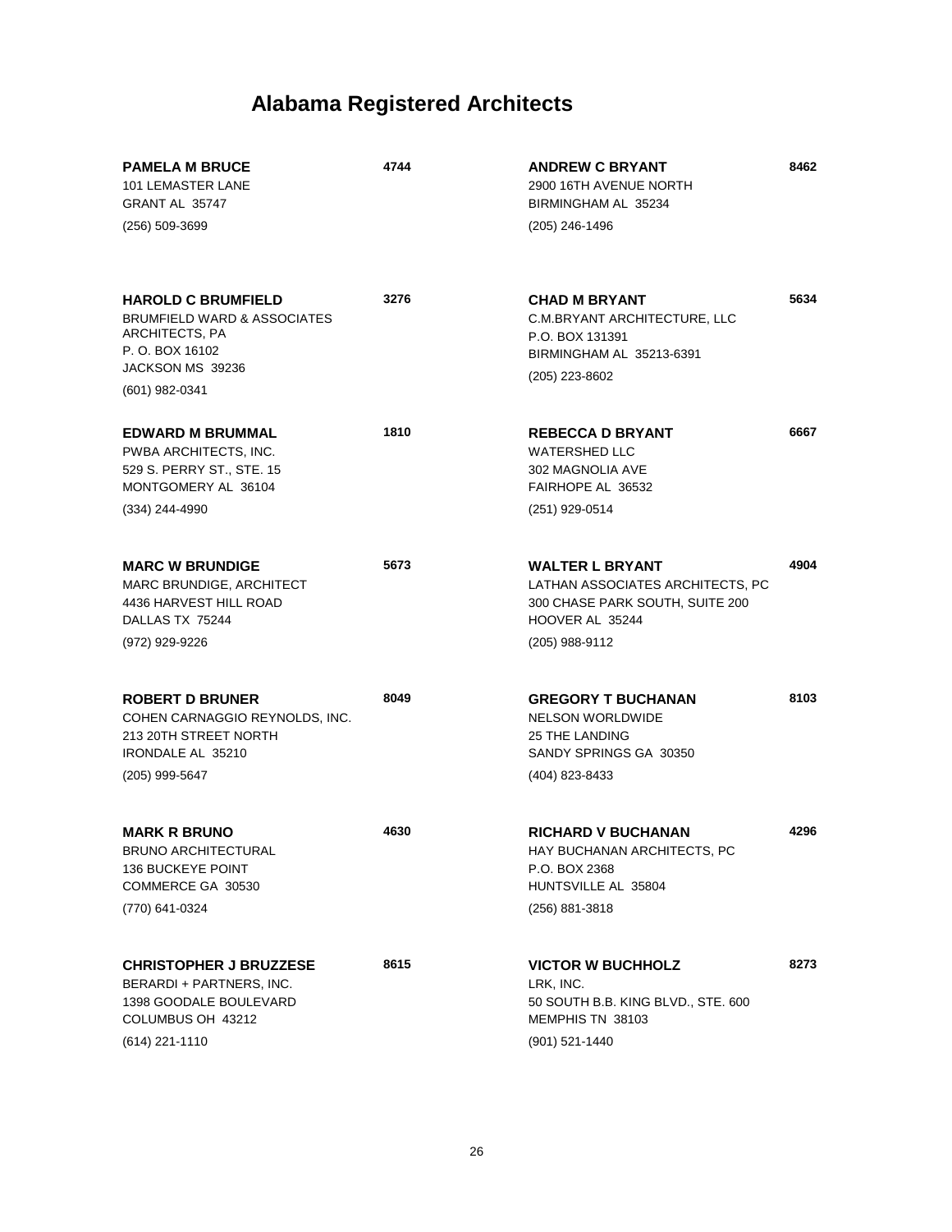# Alabama Registered Architects

**PAMELA M BRUCE** 4744
101 LEMASTER LANE
GRANT AL 35747
(256) 509-3699

**HAROLD C BRUMFIELD** 3276
BRUMFIELD WARD & ASSOCIATES ARCHITECTS, PA
P. O. BOX 16102
JACKSON MS 39236
(601) 982-0341

**EDWARD M BRUMMAL** 1810
PWBA ARCHITECTS, INC.
529 S. PERRY ST., STE. 15
MONTGOMERY AL 36104
(334) 244-4990

**MARC W BRUNDIGE** 5673
MARC BRUNDIGE, ARCHITECT
4436 HARVEST HILL ROAD
DALLAS TX 75244
(972) 929-9226

**ROBERT D BRUNER** 8049
COHEN CARNAGGIO REYNOLDS, INC.
213 20TH STREET NORTH
IRONDALE AL 35210
(205) 999-5647

**MARK R BRUNO** 4630
BRUNO ARCHITECTURAL
136 BUCKEYE POINT
COMMERCE GA 30530
(770) 641-0324

**CHRISTOPHER J BRUZZESE** 8615
BERARDI + PARTNERS, INC.
1398 GOODALE BOULEVARD
COLUMBUS OH 43212
(614) 221-1110

**ANDREW C BRYANT** 8462
2900 16TH AVENUE NORTH
BIRMINGHAM AL 35234
(205) 246-1496

**CHAD M BRYANT** 5634
C.M.BRYANT ARCHITECTURE, LLC
P.O. BOX 131391
BIRMINGHAM AL 35213-6391
(205) 223-8602

**REBECCA D BRYANT** 6667
WATERSHED LLC
302 MAGNOLIA AVE
FAIRHOPE AL 36532
(251) 929-0514

**WALTER L BRYANT** 4904
LATHAN ASSOCIATES ARCHITECTS, PC
300 CHASE PARK SOUTH, SUITE 200
HOOVER AL 35244
(205) 988-9112

**GREGORY T BUCHANAN** 8103
NELSON WORLDWIDE
25 THE LANDING
SANDY SPRINGS GA 30350
(404) 823-8433

**RICHARD V BUCHANAN** 4296
HAY BUCHANAN ARCHITECTS, PC
P.O. BOX 2368
HUNTSVILLE AL 35804
(256) 881-3818

**VICTOR W BUCHHOLZ** 8273
LRK, INC.
50 SOUTH B.B. KING BLVD., STE. 600
MEMPHIS TN 38103
(901) 521-1440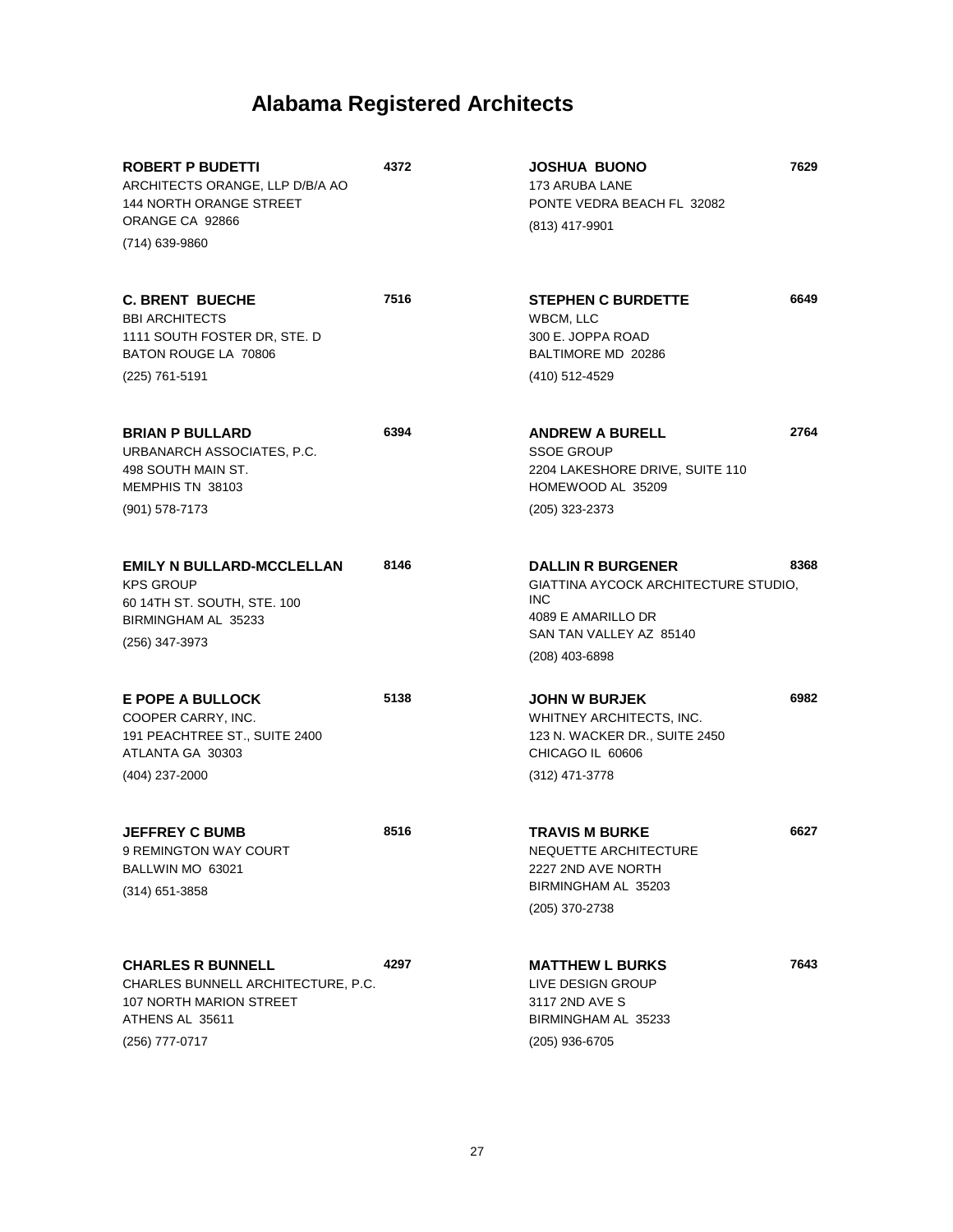# Alabama Registered Architects

**ROBERT P BUDETTI** **4372**
ARCHITECTS ORANGE, LLP D/B/A AO
144 NORTH ORANGE STREET
ORANGE CA 92866
(714) 639-9860

**C. BRENT BUECHE** **7516**
BBI ARCHITECTS
1111 SOUTH FOSTER DR, STE. D
BATON ROUGE LA 70806
(225) 761-5191

**BRIAN P BULLARD** **6394**
URBANARCH ASSOCIATES, P.C.
498 SOUTH MAIN ST.
MEMPHIS TN 38103
(901) 578-7173

**EMILY N BULLARD-MCCLELLAN** **8146**
KPS GROUP
60 14TH ST. SOUTH, STE. 100
BIRMINGHAM AL 35233
(256) 347-3973

**E POPE A BULLOCK** **5138**
COOPER CARRY, INC.
191 PEACHTREE ST., SUITE 2400
ATLANTA GA 30303
(404) 237-2000

**JEFFREY C BUMB** **8516**
9 REMINGTON WAY COURT
BALLWIN MO 63021
(314) 651-3858

**CHARLES R BUNNELL** **4297**
CHARLES BUNNELL ARCHITECTURE, P.C.
107 NORTH MARION STREET
ATHENS AL 35611
(256) 777-0717

**JOSHUA BUONO** **7629**
173 ARUBA LANE
PONTE VEDRA BEACH FL 32082
(813) 417-9901

**STEPHEN C BURDETTE** **6649**
WBCM, LLC
300 E. JOPPA ROAD
BALTIMORE MD 20286
(410) 512-4529

**ANDREW A BURELL** **2764**
SSOE GROUP
2204 LAKESHORE DRIVE, SUITE 110
HOMEWOOD AL 35209
(205) 323-2373

**DALLIN R BURGENER** **8368**
GIATTINA AYCOCK ARCHITECTURE STUDIO, INC
4089 E AMARILLO DR
SAN TAN VALLEY AZ 85140
(208) 403-6898

**JOHN W BURJEK** **6982**
WHITNEY ARCHITECTS, INC.
123 N. WACKER DR., SUITE 2450
CHICAGO IL 60606
(312) 471-3778

**TRAVIS M BURKE** **6627**
NEQUETTE ARCHITECTURE
2227 2ND AVE NORTH
BIRMINGHAM AL 35203
(205) 370-2738

**MATTHEW L BURKS** **7643**
LIVE DESIGN GROUP
3117 2ND AVE S
BIRMINGHAM AL 35233
(205) 936-6705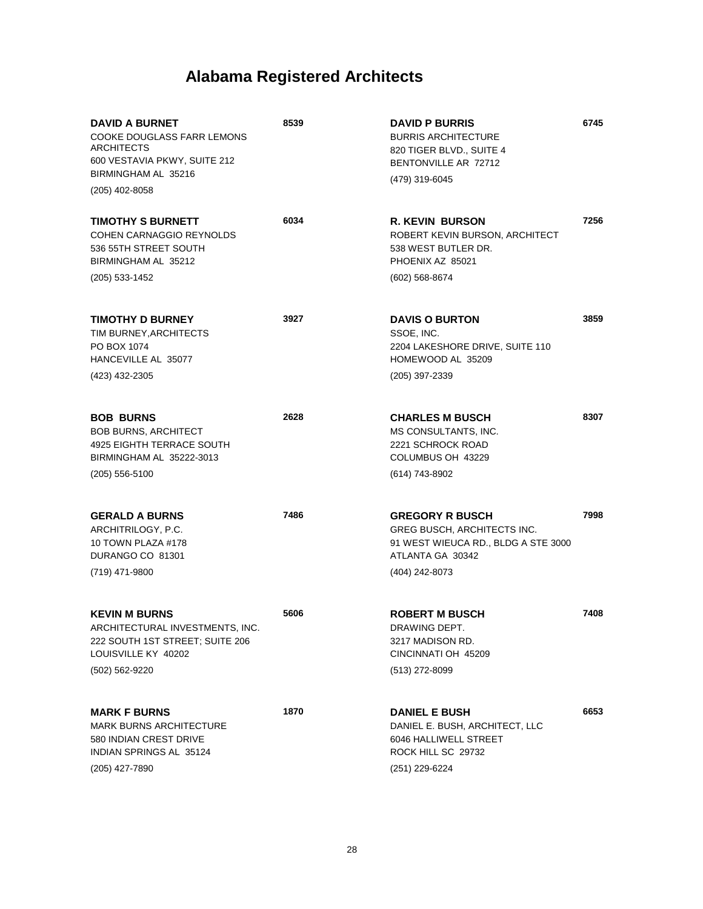# Alabama Registered Architects

**DAVID A BURNET** **8539**
COOKE DOUGLASS FARR LEMONS ARCHITECTS
600 VESTAVIA PKWY, SUITE 212
BIRMINGHAM AL 35216
(205) 402-8058

**TIMOTHY S BURNETT** **6034**
COHEN CARNAGGIO REYNOLDS
536 55TH STREET SOUTH
BIRMINGHAM AL 35212
(205) 533-1452

**TIMOTHY D BURNEY** **3927**
TIM BURNEY,ARCHITECTS
PO BOX 1074
HANCEVILLE AL 35077
(423) 432-2305

**BOB BURNS** **2628**
BOB BURNS, ARCHITECT
4925 EIGHTH TERRACE SOUTH
BIRMINGHAM AL 35222-3013
(205) 556-5100

**GERALD A BURNS** **7486**
ARCHITRILOGY, P.C.
10 TOWN PLAZA #178
DURANGO CO 81301
(719) 471-9800

**KEVIN M BURNS** **5606**
ARCHITECTURAL INVESTMENTS, INC.
222 SOUTH 1ST STREET; SUITE 206
LOUISVILLE KY 40202
(502) 562-9220

**MARK F BURNS** **1870**
MARK BURNS ARCHITECTURE
580 INDIAN CREST DRIVE
INDIAN SPRINGS AL 35124
(205) 427-7890

**DAVID P BURRIS** **6745**
BURRIS ARCHITECTURE
820 TIGER BLVD., SUITE 4
BENTONVILLE AR 72712
(479) 319-6045

**R. KEVIN BURSON** **7256**
ROBERT KEVIN BURSON, ARCHITECT
538 WEST BUTLER DR.
PHOENIX AZ 85021
(602) 568-8674

**DAVIS O BURTON** **3859**
SSOE, INC.
2204 LAKESHORE DRIVE, SUITE 110
HOMEWOOD AL 35209
(205) 397-2339

**CHARLES M BUSCH** **8307**
MS CONSULTANTS, INC.
2221 SCHROCK ROAD
COLUMBUS OH 43229
(614) 743-8902

**GREGORY R BUSCH** **7998**
GREG BUSCH, ARCHITECTS INC.
91 WEST WIEUCA RD., BLDG A STE 3000
ATLANTA GA 30342
(404) 242-8073

**ROBERT M BUSCH** **7408**
DRAWING DEPT.
3217 MADISON RD.
CINCINNATI OH 45209
(513) 272-8099

**DANIEL E BUSH** **6653**
DANIEL E. BUSH, ARCHITECT, LLC
6046 HALLIWELL STREET
ROCK HILL SC 29732
(251) 229-6224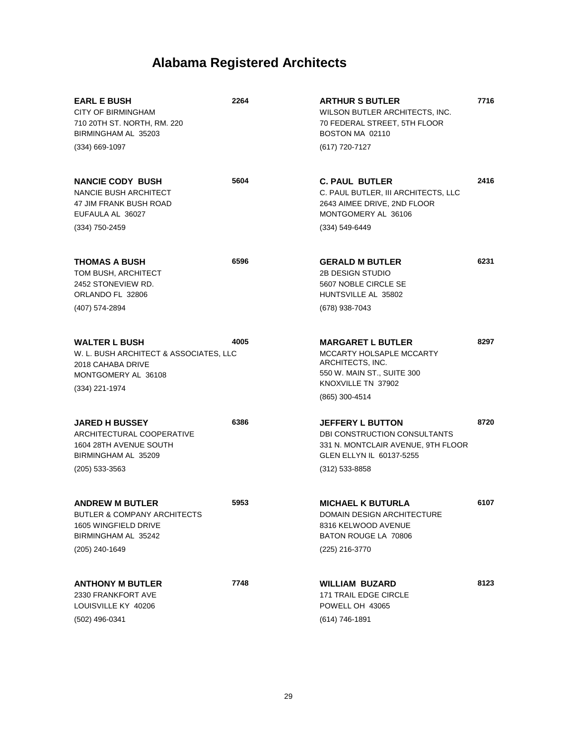# Alabama Registered Architects

**EARL E BUSH** **2264**
CITY OF BIRMINGHAM
710 20TH ST. NORTH, RM. 220
BIRMINGHAM AL 35203
(334) 669-1097

**NANCIE CODY BUSH** **5604**
NANCIE BUSH ARCHITECT
47 JIM FRANK BUSH ROAD
EUFAULA AL 36027
(334) 750-2459

**THOMAS A BUSH** **6596**
TOM BUSH, ARCHITECT
2452 STONEVIEW RD.
ORLANDO FL 32806
(407) 574-2894

**WALTER L BUSH** **4005**
W. L. BUSH ARCHITECT & ASSOCIATES, LLC
2018 CAHABA DRIVE
MONTGOMERY AL 36108
(334) 221-1974

**JARED H BUSSEY** **6386**
ARCHITECTURAL COOPERATIVE
1604 28TH AVENUE SOUTH
BIRMINGHAM AL 35209
(205) 533-3563

**ANDREW M BUTLER** **5953**
BUTLER & COMPANY ARCHITECTS
1605 WINGFIELD DRIVE
BIRMINGHAM AL 35242
(205) 240-1649

**ANTHONY M BUTLER** **7748**
2330 FRANKFORT AVE
LOUISVILLE KY 40206
(502) 496-0341

**ARTHUR S BUTLER** **7716**
WILSON BUTLER ARCHITECTS, INC.
70 FEDERAL STREET, 5TH FLOOR
BOSTON MA 02110
(617) 720-7127

**C. PAUL BUTLER** **2416**
C. PAUL BUTLER, III ARCHITECTS, LLC
2643 AIMEE DRIVE, 2ND FLOOR
MONTGOMERY AL 36106
(334) 549-6449

**GERALD M BUTLER** **6231**
2B DESIGN STUDIO
5607 NOBLE CIRCLE SE
HUNTSVILLE AL 35802
(678) 938-7043

**MARGARET L BUTLER** **8297**
MCCARTY HOLSAPLE MCCARTY ARCHITECTS, INC.
550 W. MAIN ST., SUITE 300
KNOXVILLE TN 37902
(865) 300-4514

**JEFFERY L BUTTON** **8720**
DBI CONSTRUCTION CONSULTANTS
331 N. MONTCLAIR AVENUE, 9TH FLOOR
GLEN ELLYN IL 60137-5255
(312) 533-8858

**MICHAEL K BUTURLA** **6107**
DOMAIN DESIGN ARCHITECTURE
8316 KELWOOD AVENUE
BATON ROUGE LA 70806
(225) 216-3770

**WILLIAM BUZARD** **8123**
171 TRAIL EDGE CIRCLE
POWELL OH 43065
(614) 746-1891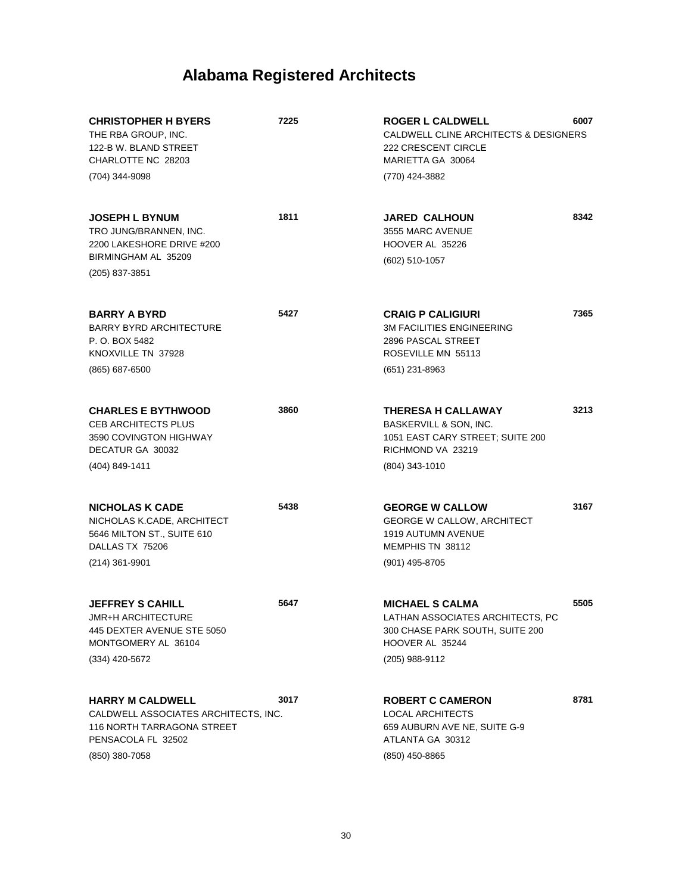# Alabama Registered Architects

**CHRISTOPHER H BYERS** **7225**
THE RBA GROUP, INC.
122-B W. BLAND STREET
CHARLOTTE NC 28203
(704) 344-9098

**JOSEPH L BYNUM** **1811**
TRO JUNG/BRANNEN, INC.
2200 LAKESHORE DRIVE #200
BIRMINGHAM AL 35209
(205) 837-3851

**BARRY A BYRD** **5427**
BARRY BYRD ARCHITECTURE
P. O. BOX 5482
KNOXVILLE TN 37928
(865) 687-6500

**CHARLES E BYTHWOOD** **3860**
CEB ARCHITECTS PLUS
3590 COVINGTON HIGHWAY
DECATUR GA 30032
(404) 849-1411

**NICHOLAS K CADE** **5438**
NICHOLAS K.CADE, ARCHITECT
5646 MILTON ST., SUITE 610
DALLAS TX 75206
(214) 361-9901

**JEFFREY S CAHILL** **5647**
JMR+H ARCHITECTURE
445 DEXTER AVENUE STE 5050
MONTGOMERY AL 36104
(334) 420-5672

**HARRY M CALDWELL** **3017**
CALDWELL ASSOCIATES ARCHITECTS, INC.
116 NORTH TARRAGONA STREET
PENSACOLA FL 32502
(850) 380-7058

**ROGER L CALDWELL** **6007**
CALDWELL CLINE ARCHITECTS & DESIGNERS
222 CRESCENT CIRCLE
MARIETTA GA 30064
(770) 424-3882

**JARED CALHOUN** **8342**
3555 MARC AVENUE
HOOVER AL 35226
(602) 510-1057

**CRAIG P CALIGIURI** **7365**
3M FACILITIES ENGINEERING
2896 PASCAL STREET
ROSEVILLE MN 55113
(651) 231-8963

**THERESA H CALLAWAY** **3213**
BASKERVILL & SON, INC.
1051 EAST CARY STREET; SUITE 200
RICHMOND VA 23219
(804) 343-1010

**GEORGE W CALLOW** **3167**
GEORGE W CALLOW, ARCHITECT
1919 AUTUMN AVENUE
MEMPHIS TN 38112
(901) 495-8705

**MICHAEL S CALMA** **5505**
LATHAN ASSOCIATES ARCHITECTS, PC
300 CHASE PARK SOUTH, SUITE 200
HOOVER AL 35244
(205) 988-9112

**ROBERT C CAMERON** **8781**
LOCAL ARCHITECTS
659 AUBURN AVE NE, SUITE G-9
ATLANTA GA 30312
(850) 450-8865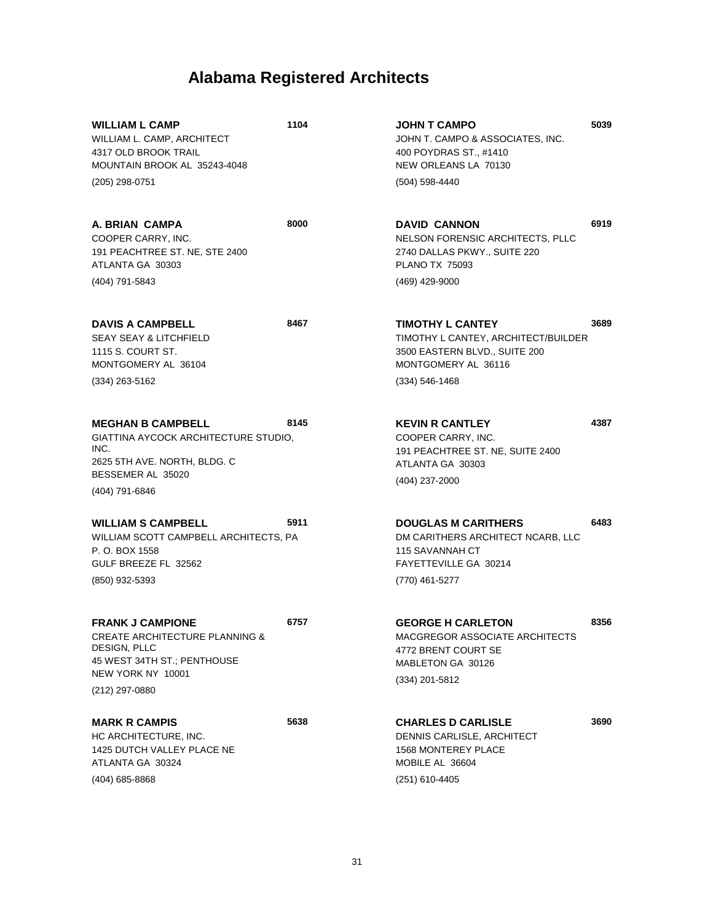# Alabama Registered Architects

**WILLIAM L CAMP** **1104**
WILLIAM L. CAMP, ARCHITECT
4317 OLD BROOK TRAIL
MOUNTAIN BROOK AL 35243-4048
(205) 298-0751

**A. BRIAN CAMPA** **8000**
COOPER CARRY, INC.
191 PEACHTREE ST. NE, STE 2400
ATLANTA GA 30303
(404) 791-5843

**DAVIS A CAMPBELL** **8467**
SEAY SEAY & LITCHFIELD
1115 S. COURT ST.
MONTGOMERY AL 36104
(334) 263-5162

**MEGHAN B CAMPBELL** **8145**
GIATTINA AYCOCK ARCHITECTURE STUDIO, INC.
2625 5TH AVE. NORTH, BLDG. C
BESSEMER AL 35020
(404) 791-6846

**WILLIAM S CAMPBELL** **5911**
WILLIAM SCOTT CAMPBELL ARCHITECTS, PA
P. O. BOX 1558
GULF BREEZE FL 32562
(850) 932-5393

**FRANK J CAMPIONE** **6757**
CREATE ARCHITECTURE PLANNING & DESIGN, PLLC
45 WEST 34TH ST.; PENTHOUSE
NEW YORK NY 10001
(212) 297-0880

**MARK R CAMPIS** **5638**
HC ARCHITECTURE, INC.
1425 DUTCH VALLEY PLACE NE
ATLANTA GA 30324
(404) 685-8868

**JOHN T CAMPO** **5039**
JOHN T. CAMPO & ASSOCIATES, INC.
400 POYDRAS ST., #1410
NEW ORLEANS LA 70130
(504) 598-4440

**DAVID CANNON** **6919**
NELSON FORENSIC ARCHITECTS, PLLC
2740 DALLAS PKWY., SUITE 220
PLANO TX 75093
(469) 429-9000

**TIMOTHY L CANTEY** **3689**
TIMOTHY L CANTEY, ARCHITECT/BUILDER
3500 EASTERN BLVD., SUITE 200
MONTGOMERY AL 36116
(334) 546-1468

**KEVIN R CANTLEY** **4387**
COOPER CARRY, INC.
191 PEACHTREE ST. NE, SUITE 2400
ATLANTA GA 30303
(404) 237-2000

**DOUGLAS M CARITHERS** **6483**
DM CARITHERS ARCHITECT NCARB, LLC
115 SAVANNAH CT
FAYETTEVILLE GA 30214
(770) 461-5277

**GEORGE H CARLETON** **8356**
MACGREGOR ASSOCIATE ARCHITECTS
4772 BRENT COURT SE
MABLETON GA 30126
(334) 201-5812

**CHARLES D CARLISLE** **3690**
DENNIS CARLISLE, ARCHITECT
1568 MONTEREY PLACE
MOBILE AL 36604
(251) 610-4405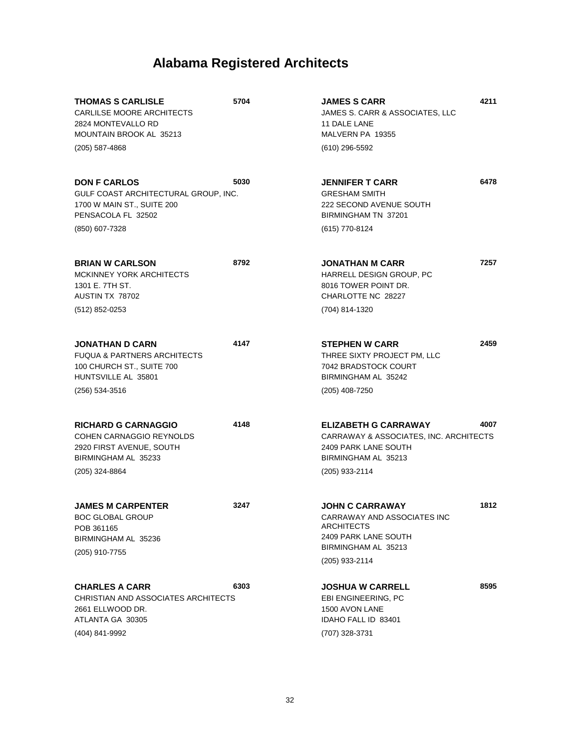# Alabama Registered Architects

**THOMAS S CARLISLE** **5704**
CARLILSE MOORE ARCHITECTS
2824 MONTEVALLO RD
MOUNTAIN BROOK AL 35213
(205) 587-4868

**DON F CARLOS** **5030**
GULF COAST ARCHITECTURAL GROUP, INC.
1700 W MAIN ST., SUITE 200
PENSACOLA FL 32502
(850) 607-7328

**BRIAN W CARLSON** **8792**
MCKINNEY YORK ARCHITECTS
1301 E. 7TH ST.
AUSTIN TX 78702
(512) 852-0253

**JONATHAN D CARN** **4147**
FUQUA & PARTNERS ARCHITECTS
100 CHURCH ST., SUITE 700
HUNTSVILLE AL 35801
(256) 534-3516

**RICHARD G CARNAGGIO** **4148**
COHEN CARNAGGIO REYNOLDS
2920 FIRST AVENUE, SOUTH
BIRMINGHAM AL 35233
(205) 324-8864

**JAMES M CARPENTER** **3247**
BOC GLOBAL GROUP
POB 361165
BIRMINGHAM AL 35236
(205) 910-7755

**CHARLES A CARR** **6303**
CHRISTIAN AND ASSOCIATES ARCHITECTS
2661 ELLWOOD DR.
ATLANTA GA 30305
(404) 841-9992

**JAMES S CARR** **4211**
JAMES S. CARR & ASSOCIATES, LLC
11 DALE LANE
MALVERN PA 19355
(610) 296-5592

**JENNIFER T CARR** **6478**
GRESHAM SMITH
222 SECOND AVENUE SOUTH
BIRMINGHAM TN 37201
(615) 770-8124

**JONATHAN M CARR** **7257**
HARRELL DESIGN GROUP, PC
8016 TOWER POINT DR.
CHARLOTTE NC 28227
(704) 814-1320

**STEPHEN W CARR** **2459**
THREE SIXTY PROJECT PM, LLC
7042 BRADSTOCK COURT
BIRMINGHAM AL 35242
(205) 408-7250

**ELIZABETH G CARRAWAY** **4007**
CARRAWAY & ASSOCIATES, INC. ARCHITECTS
2409 PARK LANE SOUTH
BIRMINGHAM AL 35213
(205) 933-2114

**JOHN C CARRAWAY** **1812**
CARRAWAY AND ASSOCIATES INC ARCHITECTS
2409 PARK LANE SOUTH
BIRMINGHAM AL 35213
(205) 933-2114

**JOSHUA W CARRELL** **8595**
EBI ENGINEERING, PC
1500 AVON LANE
IDAHO FALL ID 83401
(707) 328-3731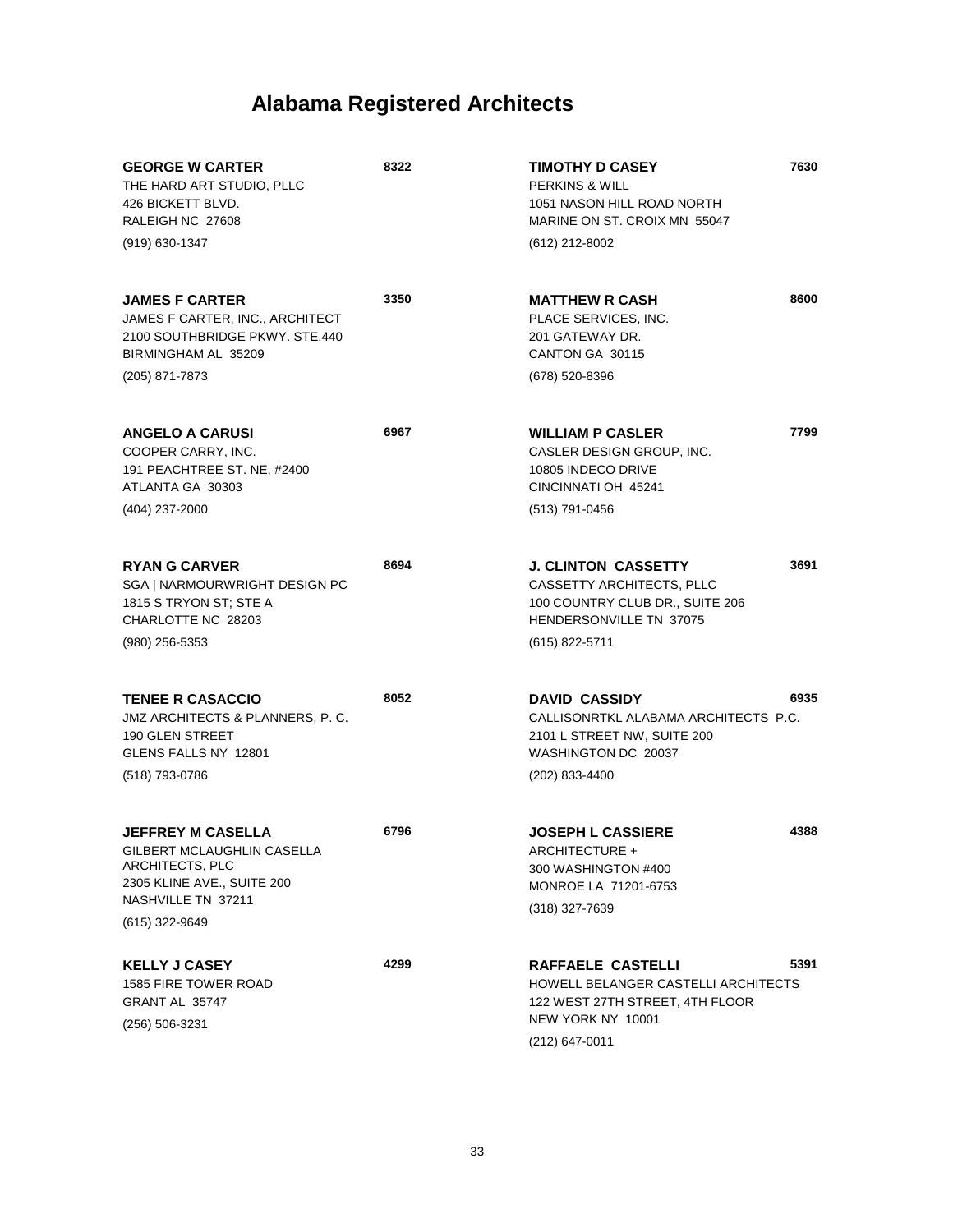# Alabama Registered Architects

**GEORGE W CARTER** **8322**
THE HARD ART STUDIO, PLLC
426 BICKETT BLVD.
RALEIGH NC 27608
(919) 630-1347

**JAMES F CARTER** **3350**
JAMES F CARTER, INC., ARCHITECT
2100 SOUTHBRIDGE PKWY. STE.440
BIRMINGHAM AL 35209
(205) 871-7873

**ANGELO A CARUSI** **6967**
COOPER CARRY, INC.
191 PEACHTREE ST. NE, #2400
ATLANTA GA 30303
(404) 237-2000

**RYAN G CARVER** **8694**
SGA | NARMOURWRIGHT DESIGN PC
1815 S TRYON ST; STE A
CHARLOTTE NC 28203
(980) 256-5353

**TENEE R CASACCIO** **8052**
JMZ ARCHITECTS & PLANNERS, P. C.
190 GLEN STREET
GLENS FALLS NY 12801
(518) 793-0786

**JEFFREY M CASELLA** **6796**
GILBERT MCLAUGHLIN CASELLA ARCHITECTS, PLC
2305 KLINE AVE., SUITE 200
NASHVILLE TN 37211
(615) 322-9649

**KELLY J CASEY** **4299**
1585 FIRE TOWER ROAD
GRANT AL 35747
(256) 506-3231

**TIMOTHY D CASEY** **7630**
PERKINS & WILL
1051 NASON HILL ROAD NORTH
MARINE ON ST. CROIX MN 55047
(612) 212-8002

**MATTHEW R CASH** **8600**
PLACE SERVICES, INC.
201 GATEWAY DR.
CANTON GA 30115
(678) 520-8396

**WILLIAM P CASLER** **7799**
CASLER DESIGN GROUP, INC.
10805 INDECO DRIVE
CINCINNATI OH 45241
(513) 791-0456

**J. CLINTON CASSETTY** **3691**
CASSETTY ARCHITECTS, PLLC
100 COUNTRY CLUB DR., SUITE 206
HENDERSONVILLE TN 37075
(615) 822-5711

**DAVID CASSIDY** **6935**
CALLISONRTKL ALABAMA ARCHITECTS P.C.
2101 L STREET NW, SUITE 200
WASHINGTON DC 20037
(202) 833-4400

**JOSEPH L CASSIERE** **4388**
ARCHITECTURE +
300 WASHINGTON #400
MONROE LA 71201-6753
(318) 327-7639

**RAFFAELE CASTELLI** **5391**
HOWELL BELANGER CASTELLI ARCHITECTS
122 WEST 27TH STREET, 4TH FLOOR
NEW YORK NY 10001
(212) 647-0011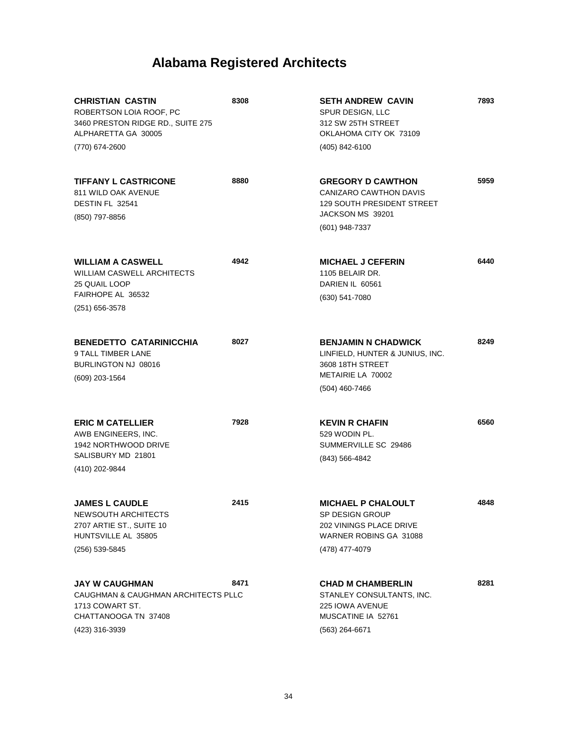# Alabama Registered Architects

**CHRISTIAN CASTIN** 8308
ROBERTSON LOIA ROOF, PC
3460 PRESTON RIDGE RD., SUITE 275
ALPHARETTA GA 30005
(770) 674-2600

**TIFFANY L CASTRICONE** 8880
811 WILD OAK AVENUE
DESTIN FL 32541
(850) 797-8856

**WILLIAM A CASWELL** 4942
WILLIAM CASWELL ARCHITECTS
25 QUAIL LOOP
FAIRHOPE AL 36532
(251) 656-3578

**BENEDETTO CATARINICCHIA** 8027
9 TALL TIMBER LANE
BURLINGTON NJ 08016
(609) 203-1564

**ERIC M CATELLIER** 7928
AWB ENGINEERS, INC.
1942 NORTHWOOD DRIVE
SALISBURY MD 21801
(410) 202-9844

**JAMES L CAUDLE** 2415
NEWSOUTH ARCHITECTS
2707 ARTIE ST., SUITE 10
HUNTSVILLE AL 35805
(256) 539-5845

**JAY W CAUGHMAN** 8471
CAUGHMAN & CAUGHMAN ARCHITECTS PLLC
1713 COWART ST.
CHATTANOOGA TN 37408
(423) 316-3939

**SETH ANDREW CAVIN** 7893
SPUR DESIGN, LLC
312 SW 25TH STREET
OKLAHOMA CITY OK 73109
(405) 842-6100

**GREGORY D CAWTHON** 5959
CANIZARO CAWTHON DAVIS
129 SOUTH PRESIDENT STREET
JACKSON MS 39201
(601) 948-7337

**MICHAEL J CEFERIN** 6440
1105 BELAIR DR.
DARIEN IL 60561
(630) 541-7080

**BENJAMIN N CHADWICK** 8249
LINFIELD, HUNTER & JUNIUS, INC.
3608 18TH STREET
METAIRIE LA 70002
(504) 460-7466

**KEVIN R CHAFIN** 6560
529 WODIN PL.
SUMMERVILLE SC 29486
(843) 566-4842

**MICHAEL P CHALOULT** 4848
SP DESIGN GROUP
202 VININGS PLACE DRIVE
WARNER ROBINS GA 31088
(478) 477-4079

**CHAD M CHAMBERLIN** 8281
STANLEY CONSULTANTS, INC.
225 IOWA AVENUE
MUSCATINE IA 52761
(563) 264-6671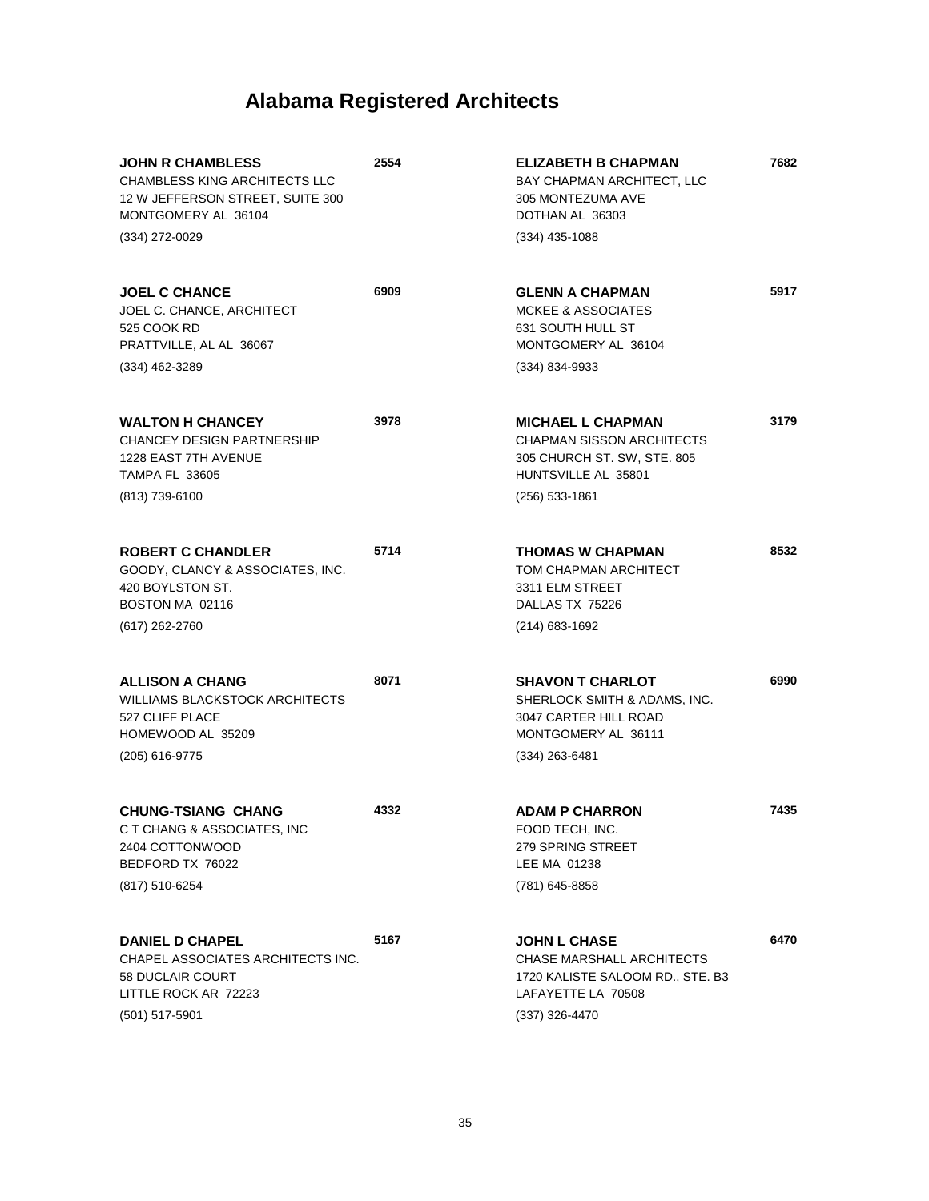# Alabama Registered Architects

**JOHN R CHAMBLESS** **2554**
CHAMBLESS KING ARCHITECTS LLC
12 W JEFFERSON STREET, SUITE 300
MONTGOMERY AL 36104
(334) 272-0029

**JOEL C CHANCE** **6909**
JOEL C. CHANCE, ARCHITECT
525 COOK RD
PRATTVILLE, AL AL 36067
(334) 462-3289

**WALTON H CHANCEY** **3978**
CHANCEY DESIGN PARTNERSHIP
1228 EAST 7TH AVENUE
TAMPA FL 33605
(813) 739-6100

**ROBERT C CHANDLER** **5714**
GOODY, CLANCY & ASSOCIATES, INC.
420 BOYLSTON ST.
BOSTON MA 02116
(617) 262-2760

**ALLISON A CHANG** **8071**
WILLIAMS BLACKSTOCK ARCHITECTS
527 CLIFF PLACE
HOMEWOOD AL 35209
(205) 616-9775

**CHUNG-TSIANG CHANG** **4332**
C T CHANG & ASSOCIATES, INC
2404 COTTONWOOD
BEDFORD TX 76022
(817) 510-6254

**DANIEL D CHAPEL** **5167**
CHAPEL ASSOCIATES ARCHITECTS INC.
58 DUCLAIR COURT
LITTLE ROCK AR 72223
(501) 517-5901

**ELIZABETH B CHAPMAN** **7682**
BAY CHAPMAN ARCHITECT, LLC
305 MONTEZUMA AVE
DOTHAN AL 36303
(334) 435-1088

**GLENN A CHAPMAN** **5917**
MCKEE & ASSOCIATES
631 SOUTH HULL ST
MONTGOMERY AL 36104
(334) 834-9933

**MICHAEL L CHAPMAN** **3179**
CHAPMAN SISSON ARCHITECTS
305 CHURCH ST. SW, STE. 805
HUNTSVILLE AL 35801
(256) 533-1861

**THOMAS W CHAPMAN** **8532**
TOM CHAPMAN ARCHITECT
3311 ELM STREET
DALLAS TX 75226
(214) 683-1692

**SHAVON T CHARLOT** **6990**
SHERLOCK SMITH & ADAMS, INC.
3047 CARTER HILL ROAD
MONTGOMERY AL 36111
(334) 263-6481

**ADAM P CHARRON** **7435**
FOOD TECH, INC.
279 SPRING STREET
LEE MA 01238
(781) 645-8858

**JOHN L CHASE** **6470**
CHASE MARSHALL ARCHITECTS
1720 KALISTE SALOOM RD., STE. B3
LAFAYETTE LA 70508
(337) 326-4470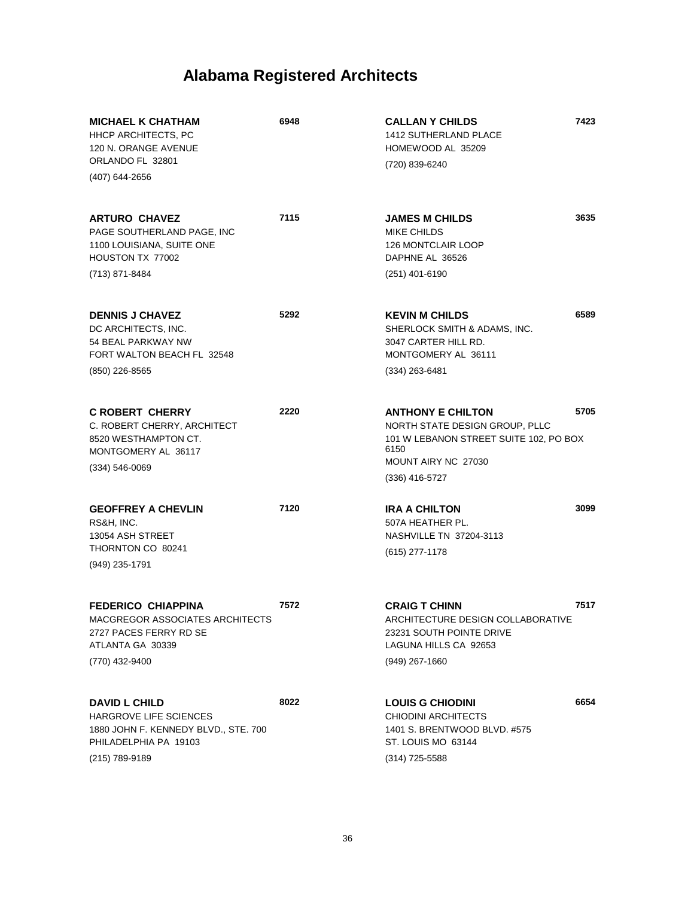# Alabama Registered Architects

**MICHAEL K CHATHAM** 6948
HHCP ARCHITECTS, PC
120 N. ORANGE AVENUE
ORLANDO FL 32801
(407) 644-2656

**ARTURO CHAVEZ** 7115
PAGE SOUTHERLAND PAGE, INC
1100 LOUISIANA, SUITE ONE
HOUSTON TX 77002
(713) 871-8484

**DENNIS J CHAVEZ** 5292
DC ARCHITECTS, INC.
54 BEAL PARKWAY NW
FORT WALTON BEACH FL 32548
(850) 226-8565

**C ROBERT CHERRY** 2220
C. ROBERT CHERRY, ARCHITECT
8520 WESTHAMPTON CT.
MONTGOMERY AL 36117
(334) 546-0069

**GEOFFREY A CHEVLIN** 7120
RS&H, INC.
13054 ASH STREET
THORNTON CO 80241
(949) 235-1791

**FEDERICO CHIAPPINA** 7572
MACGREGOR ASSOCIATES ARCHITECTS
2727 PACES FERRY RD SE
ATLANTA GA 30339
(770) 432-9400

**DAVID L CHILD** 8022
HARGROVE LIFE SCIENCES
1880 JOHN F. KENNEDY BLVD., STE. 700
PHILADELPHIA PA 19103
(215) 789-9189

**CALLAN Y CHILDS** 7423
1412 SUTHERLAND PLACE
HOMEWOOD AL 35209
(720) 839-6240

**JAMES M CHILDS** 3635
MIKE CHILDS
126 MONTCLAIR LOOP
DAPHNE AL 36526
(251) 401-6190

**KEVIN M CHILDS** 6589
SHERLOCK SMITH & ADAMS, INC.
3047 CARTER HILL RD.
MONTGOMERY AL 36111
(334) 263-6481

**ANTHONY E CHILTON** 5705
NORTH STATE DESIGN GROUP, PLLC
101 W LEBANON STREET SUITE 102, PO BOX 6150
MOUNT AIRY NC 27030
(336) 416-5727

**IRA A CHILTON** 3099
507A HEATHER PL.
NASHVILLE TN 37204-3113
(615) 277-1178

**CRAIG T CHINN** 7517
ARCHITECTURE DESIGN COLLABORATIVE
23231 SOUTH POINTE DRIVE
LAGUNA HILLS CA 92653
(949) 267-1660

**LOUIS G CHIODINI** 6654
CHIODINI ARCHITECTS
1401 S. BRENTWOOD BLVD. #575
ST. LOUIS MO 63144
(314) 725-5588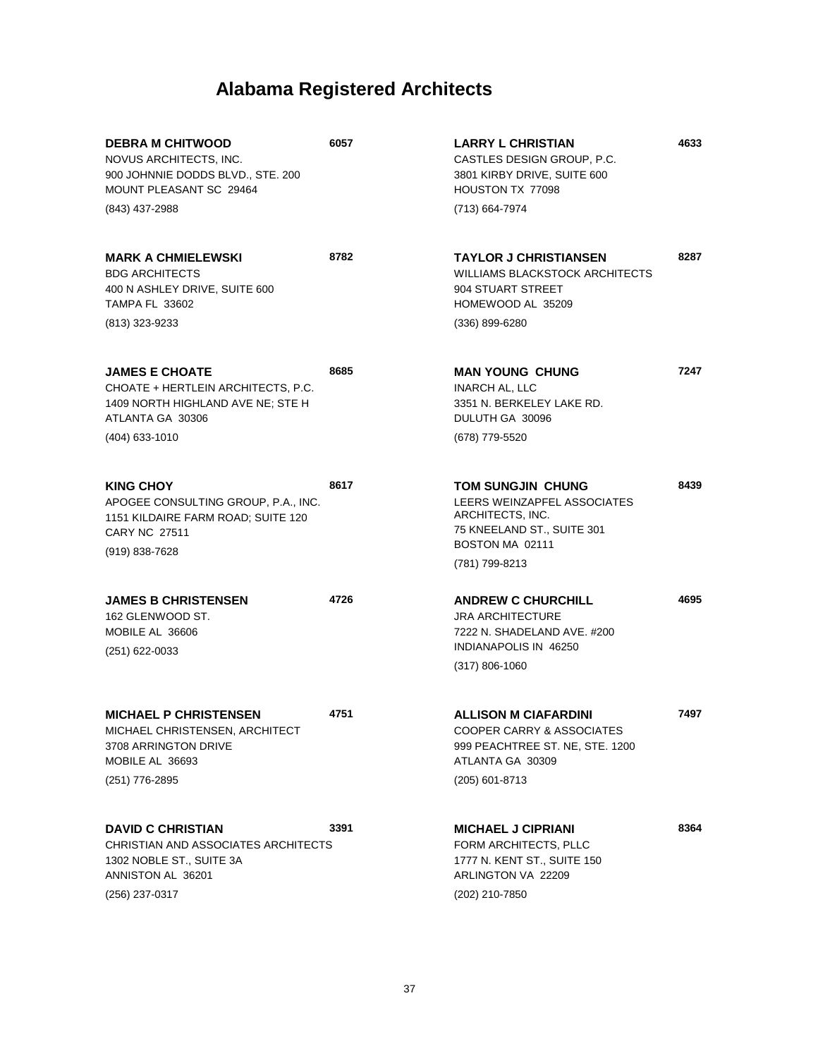# Alabama Registered Architects

**DEBRA M CHITWOOD** **6057**
NOVUS ARCHITECTS, INC.
900 JOHNNIE DODDS BLVD., STE. 200
MOUNT PLEASANT SC 29464
(843) 437-2988

**MARK A CHMIELEWSKI** **8782**
BDG ARCHITECTS
400 N ASHLEY DRIVE, SUITE 600
TAMPA FL 33602
(813) 323-9233

**JAMES E CHOATE** **8685**
CHOATE + HERTLEIN ARCHITECTS, P.C.
1409 NORTH HIGHLAND AVE NE; STE H
ATLANTA GA 30306
(404) 633-1010

**KING CHOY** **8617**
APOGEE CONSULTING GROUP, P.A., INC.
1151 KILDAIRE FARM ROAD; SUITE 120
CARY NC 27511
(919) 838-7628

**JAMES B CHRISTENSEN** **4726**
162 GLENWOOD ST.
MOBILE AL 36606
(251) 622-0033

**MICHAEL P CHRISTENSEN** **4751**
MICHAEL CHRISTENSEN, ARCHITECT
3708 ARRINGTON DRIVE
MOBILE AL 36693
(251) 776-2895

**DAVID C CHRISTIAN** **3391**
CHRISTIAN AND ASSOCIATES ARCHITECTS
1302 NOBLE ST., SUITE 3A
ANNISTON AL 36201
(256) 237-0317

**LARRY L CHRISTIAN** **4633**
CASTLES DESIGN GROUP, P.C.
3801 KIRBY DRIVE, SUITE 600
HOUSTON TX 77098
(713) 664-7974

**TAYLOR J CHRISTIANSEN** **8287**
WILLIAMS BLACKSTOCK ARCHITECTS
904 STUART STREET
HOMEWOOD AL 35209
(336) 899-6280

**MAN YOUNG CHUNG** **7247**
INARCH AL, LLC
3351 N. BERKELEY LAKE RD.
DULUTH GA 30096
(678) 779-5520

**TOM SUNGJIN CHUNG** **8439**
LEERS WEINZAPFEL ASSOCIATES ARCHITECTS, INC.
75 KNEELAND ST., SUITE 301
BOSTON MA 02111
(781) 799-8213

**ANDREW C CHURCHILL** **4695**
JRA ARCHITECTURE
7222 N. SHADELAND AVE. #200
INDIANAPOLIS IN 46250
(317) 806-1060

**ALLISON M CIAFARDINI** **7497**
COOPER CARRY & ASSOCIATES
999 PEACHTREE ST. NE, STE. 1200
ATLANTA GA 30309
(205) 601-8713

**MICHAEL J CIPRIANI** **8364**
FORM ARCHITECTS, PLLC
1777 N. KENT ST., SUITE 150
ARLINGTON VA 22209
(202) 210-7850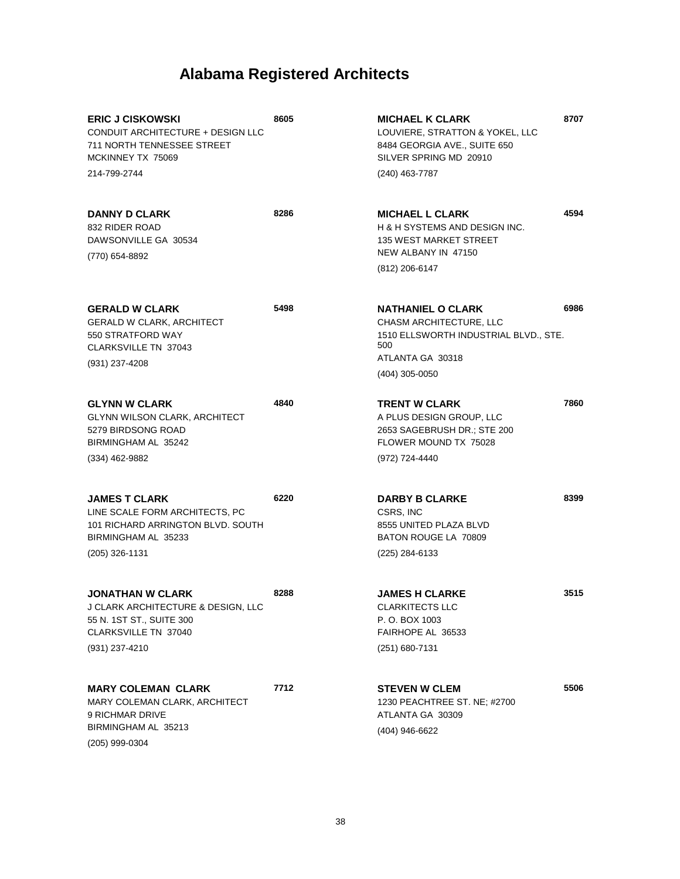# Alabama Registered Architects

**ERIC J CISKOWSKI** **8605**
CONDUIT ARCHITECTURE + DESIGN LLC
711 NORTH TENNESSEE STREET
MCKINNEY TX 75069
214-799-2744

**DANNY D CLARK** **8286**
832 RIDER ROAD
DAWSONVILLE GA 30534
(770) 654-8892

**GERALD W CLARK** **5498**
GERALD W CLARK, ARCHITECT
550 STRATFORD WAY
CLARKSVILLE TN 37043
(931) 237-4208

**GLYNN W CLARK** **4840**
GLYNN WILSON CLARK, ARCHITECT
5279 BIRDSONG ROAD
BIRMINGHAM AL 35242
(334) 462-9882

**JAMES T CLARK** **6220**
LINE SCALE FORM ARCHITECTS, PC
101 RICHARD ARRINGTON BLVD. SOUTH
BIRMINGHAM AL 35233
(205) 326-1131

**JONATHAN W CLARK** **8288**
J CLARK ARCHITECTURE & DESIGN, LLC
55 N. 1ST ST., SUITE 300
CLARKSVILLE TN 37040
(931) 237-4210

**MARY COLEMAN CLARK** **7712**
MARY COLEMAN CLARK, ARCHITECT
9 RICHMAR DRIVE
BIRMINGHAM AL 35213
(205) 999-0304

**MICHAEL K CLARK** **8707**
LOUVIERE, STRATTON & YOKEL, LLC
8484 GEORGIA AVE., SUITE 650
SILVER SPRING MD 20910
(240) 463-7787

**MICHAEL L CLARK** **4594**
H & H SYSTEMS AND DESIGN INC.
135 WEST MARKET STREET
NEW ALBANY IN 47150
(812) 206-6147

**NATHANIEL O CLARK** **6986**
CHASM ARCHITECTURE, LLC
1510 ELLSWORTH INDUSTRIAL BLVD., STE. 500
ATLANTA GA 30318
(404) 305-0050

**TRENT W CLARK** **7860**
A PLUS DESIGN GROUP, LLC
2653 SAGEBRUSH DR.; STE 200
FLOWER MOUND TX 75028
(972) 724-4440

**DARBY B CLARKE** **8399**
CSRS, INC
8555 UNITED PLAZA BLVD
BATON ROUGE LA 70809
(225) 284-6133

**JAMES H CLARKE** **3515**
CLARKITECTS LLC
P. O. BOX 1003
FAIRHOPE AL 36533
(251) 680-7131

**STEVEN W CLEM** **5506**
1230 PEACHTREE ST. NE; #2700
ATLANTA GA 30309
(404) 946-6622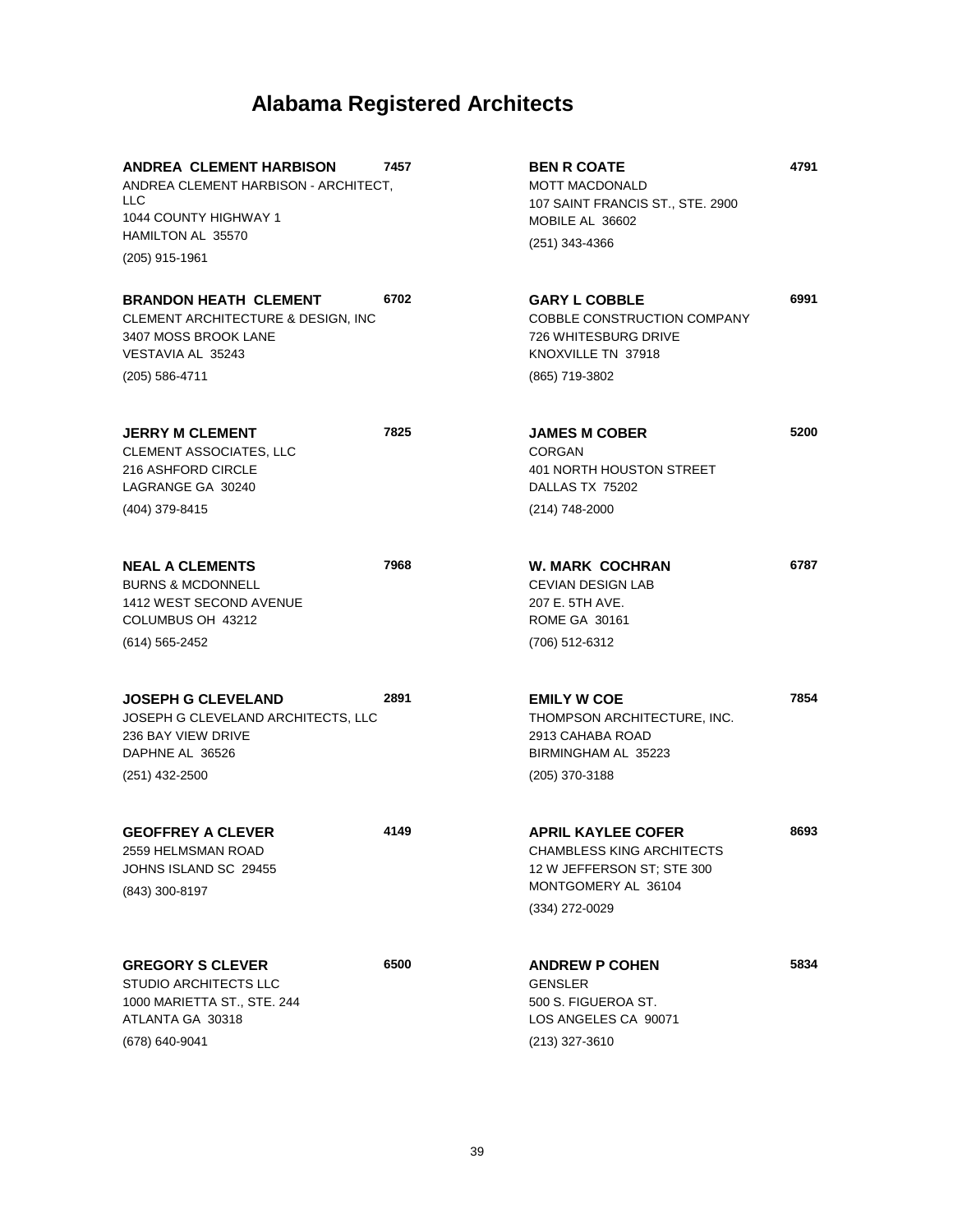# Alabama Registered Architects

**ANDREA CLEMENT HARBISON** 7457
ANDREA CLEMENT HARBISON - ARCHITECT, LLC
1044 COUNTY HIGHWAY 1
HAMILTON AL 35570
(205) 915-1961

**BRANDON HEATH CLEMENT** 6702
CLEMENT ARCHITECTURE & DESIGN, INC
3407 MOSS BROOK LANE
VESTAVIA AL 35243
(205) 586-4711

**JERRY M CLEMENT** 7825
CLEMENT ASSOCIATES, LLC
216 ASHFORD CIRCLE
LAGRANGE GA 30240
(404) 379-8415

**NEAL A CLEMENTS** 7968
BURNS & MCDONNELL
1412 WEST SECOND AVENUE
COLUMBUS OH 43212
(614) 565-2452

**JOSEPH G CLEVELAND** 2891
JOSEPH G CLEVELAND ARCHITECTS, LLC
236 BAY VIEW DRIVE
DAPHNE AL 36526
(251) 432-2500

**GEOFFREY A CLEVER** 4149
2559 HELMSMAN ROAD
JOHNS ISLAND SC 29455
(843) 300-8197

**GREGORY S CLEVER** 6500
STUDIO ARCHITECTS LLC
1000 MARIETTA ST., STE. 244
ATLANTA GA 30318
(678) 640-9041

**BEN R COATE** 4791
MOTT MACDONALD
107 SAINT FRANCIS ST., STE. 2900
MOBILE AL 36602
(251) 343-4366

**GARY L COBBLE** 6991
COBBLE CONSTRUCTION COMPANY
726 WHITESBURG DRIVE
KNOXVILLE TN 37918
(865) 719-3802

**JAMES M COBER** 5200
CORGAN
401 NORTH HOUSTON STREET
DALLAS TX 75202
(214) 748-2000

**W. MARK COCHRAN** 6787
CEVIAN DESIGN LAB
207 E. 5TH AVE.
ROME GA 30161
(706) 512-6312

**EMILY W COE** 7854
THOMPSON ARCHITECTURE, INC.
2913 CAHABA ROAD
BIRMINGHAM AL 35223
(205) 370-3188

**APRIL KAYLEE COFER** 8693
CHAMBLESS KING ARCHITECTS
12 W JEFFERSON ST; STE 300
MONTGOMERY AL 36104
(334) 272-0029

**ANDREW P COHEN** 5834
GENSLER
500 S. FIGUEROA ST.
LOS ANGELES CA 90071
(213) 327-3610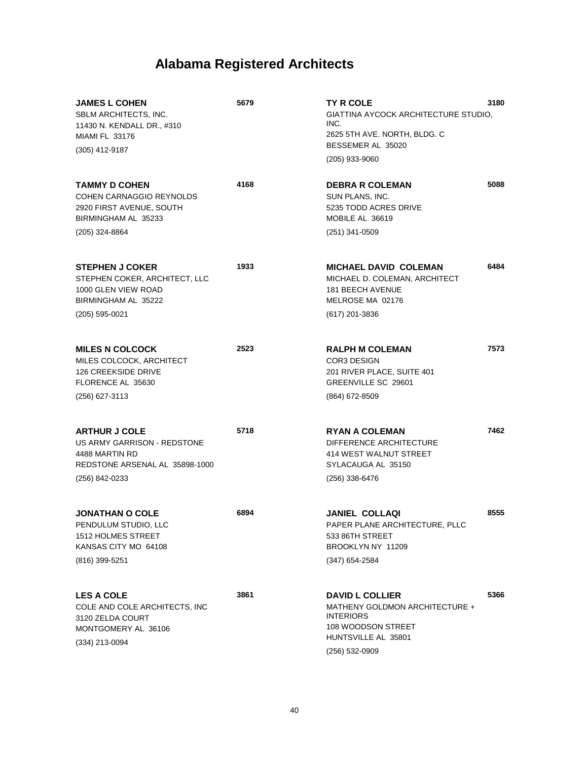# Alabama Registered Architects

**JAMES L COHEN** **5679**
SBLM ARCHITECTS, INC.
11430 N. KENDALL DR., #310
MIAMI FL 33176
(305) 412-9187

**TAMMY D COHEN** **4168**
COHEN CARNAGGIO REYNOLDS
2920 FIRST AVENUE, SOUTH
BIRMINGHAM AL 35233
(205) 324-8864

**STEPHEN J COKER** **1933**
STEPHEN COKER, ARCHITECT, LLC
1000 GLEN VIEW ROAD
BIRMINGHAM AL 35222
(205) 595-0021

**MILES N COLCOCK** **2523**
MILES COLCOCK, ARCHITECT
126 CREEKSIDE DRIVE
FLORENCE AL 35630
(256) 627-3113

**ARTHUR J COLE** **5718**
US ARMY GARRISON - REDSTONE
4488 MARTIN RD
REDSTONE ARSENAL AL 35898-1000
(256) 842-0233

**JONATHAN O COLE** **6894**
PENDULUM STUDIO, LLC
1512 HOLMES STREET
KANSAS CITY MO 64108
(816) 399-5251

**LES A COLE** **3861**
COLE AND COLE ARCHITECTS, INC
3120 ZELDA COURT
MONTGOMERY AL 36106
(334) 213-0094

**TY R COLE** **3180**
GIATTINA AYCOCK ARCHITECTURE STUDIO, INC.
2625 5TH AVE. NORTH, BLDG. C
BESSEMER AL 35020
(205) 933-9060

**DEBRA R COLEMAN** **5088**
SUN PLANS, INC.
5235 TODD ACRES DRIVE
MOBILE AL 36619
(251) 341-0509

**MICHAEL DAVID COLEMAN** **6484**
MICHAEL D. COLEMAN, ARCHITECT
181 BEECH AVENUE
MELROSE MA 02176
(617) 201-3836

**RALPH M COLEMAN** **7573**
COR3 DESIGN
201 RIVER PLACE, SUITE 401
GREENVILLE SC 29601
(864) 672-8509

**RYAN A COLEMAN** **7462**
DIFFERENCE ARCHITECTURE
414 WEST WALNUT STREET
SYLACAUGA AL 35150
(256) 338-6476

**JANIEL COLLAQI** **8555**
PAPER PLANE ARCHITECTURE, PLLC
533 86TH STREET
BROOKLYN NY 11209
(347) 654-2584

**DAVID L COLLIER** **5366**
MATHENY GOLDMON ARCHITECTURE + INTERIORS
108 WOODSON STREET
HUNTSVILLE AL 35801
(256) 532-0909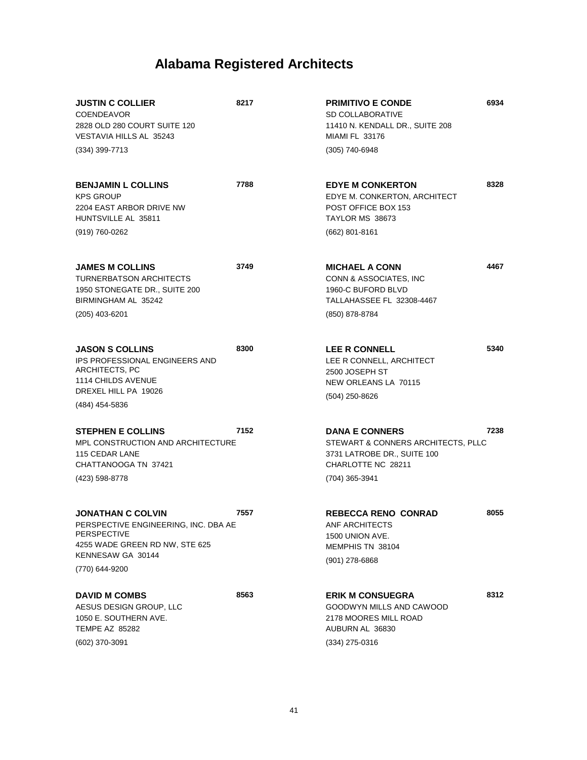# Alabama Registered Architects

**JUSTIN C COLLIER** **8217**
COENDEAVOR
2828 OLD 280 COURT SUITE 120
VESTAVIA HILLS AL 35243
(334) 399-7713

**BENJAMIN L COLLINS** **7788**
KPS GROUP
2204 EAST ARBOR DRIVE NW
HUNTSVILLE AL 35811
(919) 760-0262

**JAMES M COLLINS** **3749**
TURNERBATSON ARCHITECTS
1950 STONEGATE DR., SUITE 200
BIRMINGHAM AL 35242
(205) 403-6201

**JASON S COLLINS** **8300**
IPS PROFESSIONAL ENGINEERS AND ARCHITECTS, PC
1114 CHILDS AVENUE
DREXEL HILL PA 19026
(484) 454-5836

**STEPHEN E COLLINS** **7152**
MPL CONSTRUCTION AND ARCHITECTURE
115 CEDAR LANE
CHATTANOOGA TN 37421
(423) 598-8778

**JONATHAN C COLVIN** **7557**
PERSPECTIVE ENGINEERING, INC. DBA AE PERSPECTIVE
4255 WADE GREEN RD NW, STE 625
KENNESAW GA 30144
(770) 644-9200

**DAVID M COMBS** **8563**
AESUS DESIGN GROUP, LLC
1050 E. SOUTHERN AVE.
TEMPE AZ 85282
(602) 370-3091

**PRIMITIVO E CONDE** **6934**
SD COLLABORATIVE
11410 N. KENDALL DR., SUITE 208
MIAMI FL 33176
(305) 740-6948

**EDYE M CONKERTON** **8328**
EDYE M. CONKERTON, ARCHITECT
POST OFFICE BOX 153
TAYLOR MS 38673
(662) 801-8161

**MICHAEL A CONN** **4467**
CONN & ASSOCIATES, INC
1960-C BUFORD BLVD
TALLAHASSEE FL 32308-4467
(850) 878-8784

**LEE R CONNELL** **5340**
LEE R CONNELL, ARCHITECT
2500 JOSEPH ST
NEW ORLEANS LA 70115
(504) 250-8626

**DANA E CONNERS** **7238**
STEWART & CONNERS ARCHITECTS, PLLC
3731 LATROBE DR., SUITE 100
CHARLOTTE NC 28211
(704) 365-3941

**REBECCA RENO CONRAD** **8055**
ANF ARCHITECTS
1500 UNION AVE.
MEMPHIS TN 38104
(901) 278-6868

**ERIK M CONSUEGRA** **8312**
GOODWYN MILLS AND CAWOOD
2178 MOORES MILL ROAD
AUBURN AL 36830
(334) 275-0316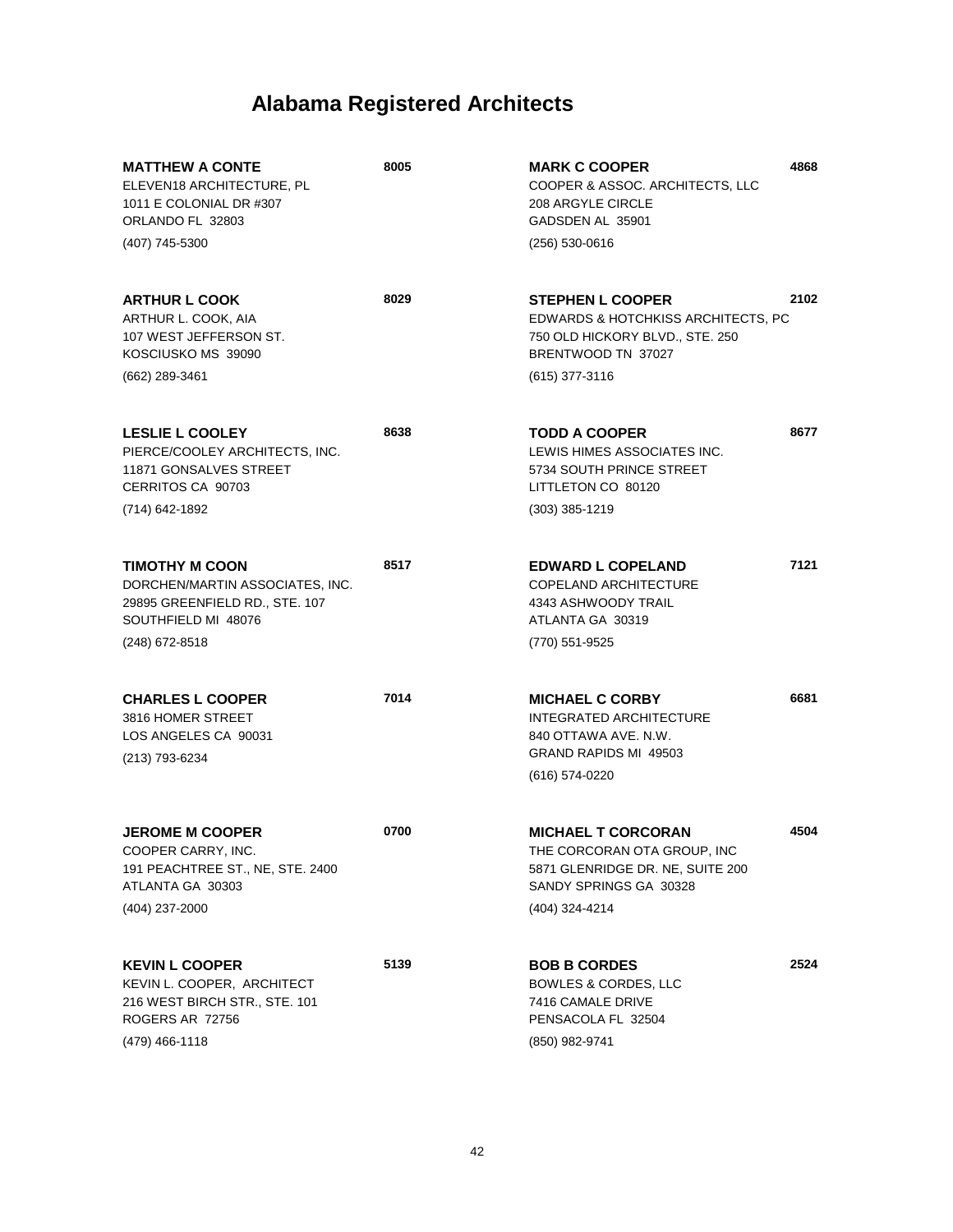# Alabama Registered Architects

**MATTHEW A CONTE** **8005**
ELEVEN18 ARCHITECTURE, PL
1011 E COLONIAL DR #307
ORLANDO FL 32803
(407) 745-5300

**ARTHUR L COOK** **8029**
ARTHUR L. COOK, AIA
107 WEST JEFFERSON ST.
KOSCIUSKO MS 39090
(662) 289-3461

**LESLIE L COOLEY** **8638**
PIERCE/COOLEY ARCHITECTS, INC.
11871 GONSALVES STREET
CERRITOS CA 90703
(714) 642-1892

**TIMOTHY M COON** **8517**
DORCHEN/MARTIN ASSOCIATES, INC.
29895 GREENFIELD RD., STE. 107
SOUTHFIELD MI 48076
(248) 672-8518

**CHARLES L COOPER** **7014**
3816 HOMER STREET
LOS ANGELES CA 90031
(213) 793-6234

**JEROME M COOPER** **0700**
COOPER CARRY, INC.
191 PEACHTREE ST., NE, STE. 2400
ATLANTA GA 30303
(404) 237-2000

**KEVIN L COOPER** **5139**
KEVIN L. COOPER, ARCHITECT
216 WEST BIRCH STR., STE. 101
ROGERS AR 72756
(479) 466-1118

**MARK C COOPER** **4868**
COOPER & ASSOC. ARCHITECTS, LLC
208 ARGYLE CIRCLE
GADSDEN AL 35901
(256) 530-0616

**STEPHEN L COOPER** **2102**
EDWARDS & HOTCHKISS ARCHITECTS, PC
750 OLD HICKORY BLVD., STE. 250
BRENTWOOD TN 37027
(615) 377-3116

**TODD A COOPER** **8677**
LEWIS HIMES ASSOCIATES INC.
5734 SOUTH PRINCE STREET
LITTLETON CO 80120
(303) 385-1219

**EDWARD L COPELAND** **7121**
COPELAND ARCHITECTURE
4343 ASHWOODY TRAIL
ATLANTA GA 30319
(770) 551-9525

**MICHAEL C CORBY** **6681**
INTEGRATED ARCHITECTURE
840 OTTAWA AVE. N.W.
GRAND RAPIDS MI 49503
(616) 574-0220

**MICHAEL T CORCORAN** **4504**
THE CORCORAN OTA GROUP, INC
5871 GLENRIDGE DR. NE, SUITE 200
SANDY SPRINGS GA 30328
(404) 324-4214

**BOB B CORDES** **2524**
BOWLES & CORDES, LLC
7416 CAMALE DRIVE
PENSACOLA FL 32504
(850) 982-9741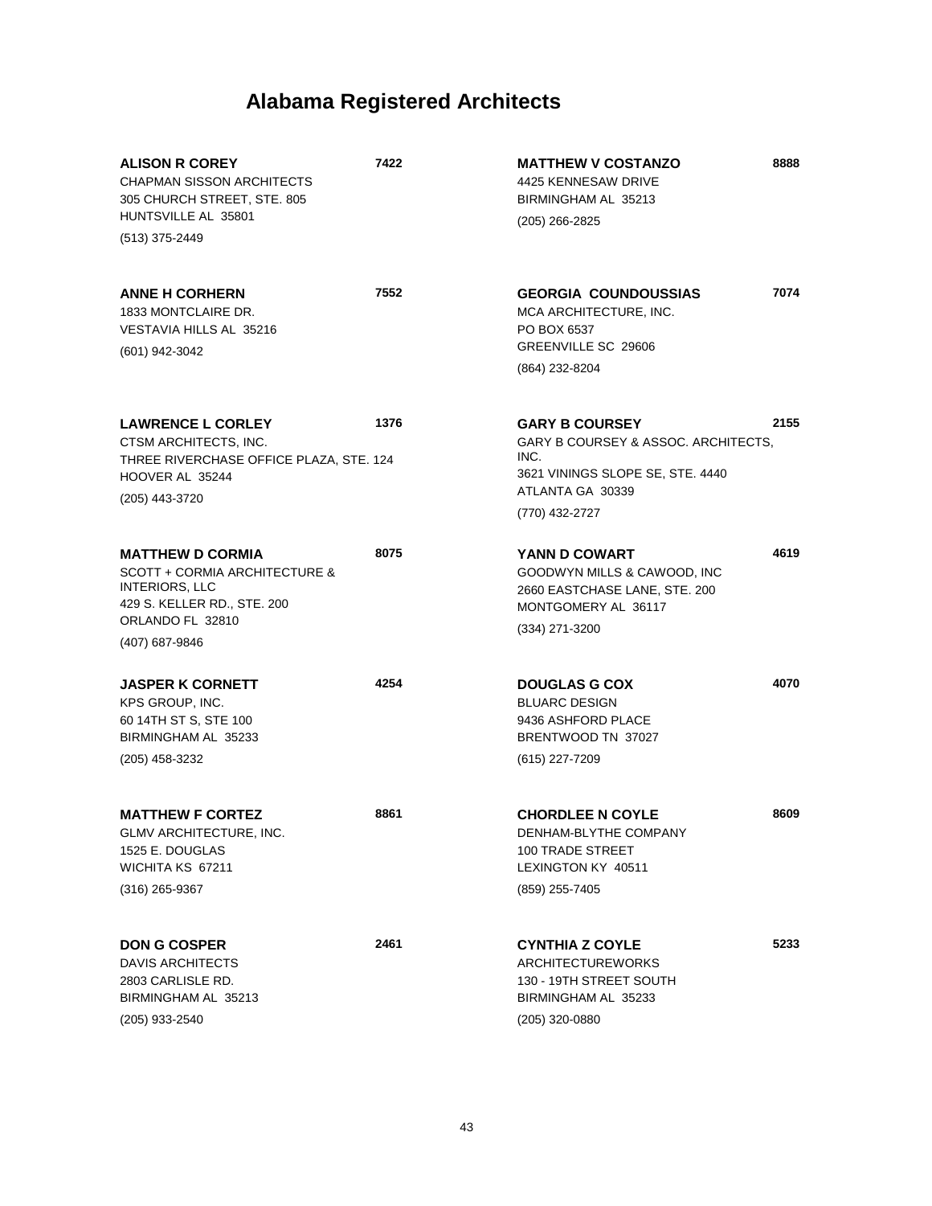# Alabama Registered Architects

**ALISON R COREY** 7422
CHAPMAN SISSON ARCHITECTS
305 CHURCH STREET, STE. 805
HUNTSVILLE AL 35801
(513) 375-2449

**ANNE H CORHERN** 7552
1833 MONTCLAIRE DR.
VESTAVIA HILLS AL 35216
(601) 942-3042

**LAWRENCE L CORLEY** 1376
CTSM ARCHITECTS, INC.
THREE RIVERCHASE OFFICE PLAZA, STE. 124
HOOVER AL 35244
(205) 443-3720

**MATTHEW D CORMIA** 8075
SCOTT + CORMIA ARCHITECTURE & INTERIORS, LLC
429 S. KELLER RD., STE. 200
ORLANDO FL 32810
(407) 687-9846

**JASPER K CORNETT** 4254
KPS GROUP, INC.
60 14TH ST S, STE 100
BIRMINGHAM AL 35233
(205) 458-3232

**MATTHEW F CORTEZ** 8861
GLMV ARCHITECTURE, INC.
1525 E. DOUGLAS
WICHITA KS 67211
(316) 265-9367

**DON G COSPER** 2461
DAVIS ARCHITECTS
2803 CARLISLE RD.
BIRMINGHAM AL 35213
(205) 933-2540

**MATTHEW V COSTANZO** 8888
4425 KENNESAW DRIVE
BIRMINGHAM AL 35213
(205) 266-2825

**GEORGIA COUNDOUSSIAS** 7074
MCA ARCHITECTURE, INC.
PO BOX 6537
GREENVILLE SC 29606
(864) 232-8204

**GARY B COURSEY** 2155
GARY B COURSEY & ASSOC. ARCHITECTS, INC.
3621 VININGS SLOPE SE, STE. 4440
ATLANTA GA 30339
(770) 432-2727

**YANN D COWART** 4619
GOODWYN MILLS & CAWOOD, INC
2660 EASTCHASE LANE, STE. 200
MONTGOMERY AL 36117
(334) 271-3200

**DOUGLAS G COX** 4070
BLUARC DESIGN
9436 ASHFORD PLACE
BRENTWOOD TN 37027
(615) 227-7209

**CHORDLEE N COYLE** 8609
DENHAM-BLYTHE COMPANY
100 TRADE STREET
LEXINGTON KY 40511
(859) 255-7405

**CYNTHIA Z COYLE** 5233
ARCHITECTUREWORKS
130 - 19TH STREET SOUTH
BIRMINGHAM AL 35233
(205) 320-0880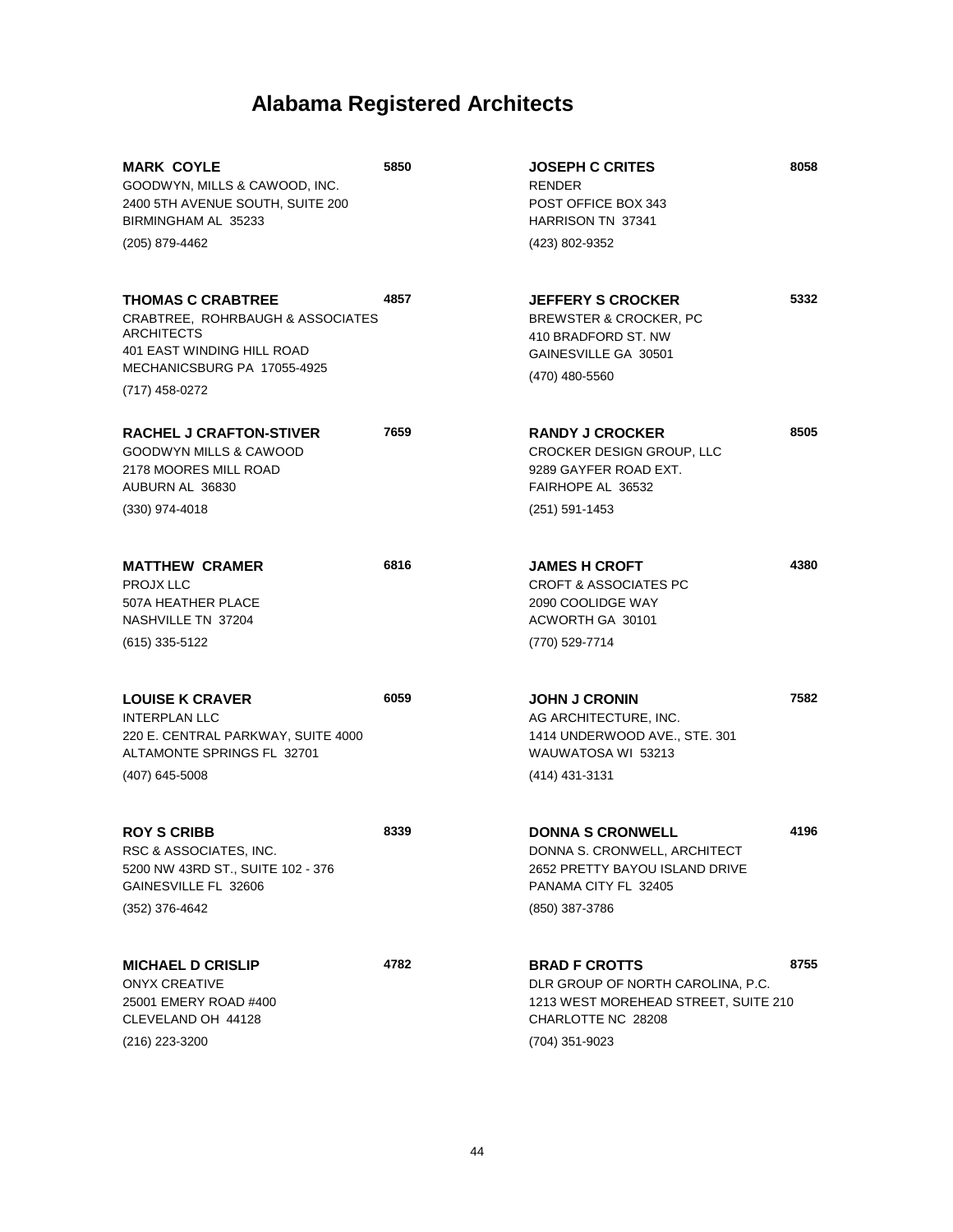# Alabama Registered Architects

**MARK COYLE** 5850
GOODWYN, MILLS & CAWOOD, INC.
2400 5TH AVENUE SOUTH, SUITE 200
BIRMINGHAM AL 35233
(205) 879-4462

**THOMAS C CRABTREE** 4857
CRABTREE, ROHRBAUGH & ASSOCIATES ARCHITECTS
401 EAST WINDING HILL ROAD
MECHANICSBURG PA 17055-4925
(717) 458-0272

**RACHEL J CRAFTON-STIVER** 7659
GOODWYN MILLS & CAWOOD
2178 MOORES MILL ROAD
AUBURN AL 36830
(330) 974-4018

**MATTHEW CRAMER** 6816
PROJX LLC
507A HEATHER PLACE
NASHVILLE TN 37204
(615) 335-5122

**LOUISE K CRAVER** 6059
INTERPLAN LLC
220 E. CENTRAL PARKWAY, SUITE 4000
ALTAMONTE SPRINGS FL 32701
(407) 645-5008

**ROY S CRIBB** 8339
RSC & ASSOCIATES, INC.
5200 NW 43RD ST., SUITE 102 - 376
GAINESVILLE FL 32606
(352) 376-4642

**MICHAEL D CRISLIP** 4782
ONYX CREATIVE
25001 EMERY ROAD #400
CLEVELAND OH 44128
(216) 223-3200

**JOSEPH C CRITES** 8058
RENDER
POST OFFICE BOX 343
HARRISON TN 37341
(423) 802-9352

**JEFFERY S CROCKER** 5332
BREWSTER & CROCKER, PC
410 BRADFORD ST. NW
GAINESVILLE GA 30501
(470) 480-5560

**RANDY J CROCKER** 8505
CROCKER DESIGN GROUP, LLC
9289 GAYFER ROAD EXT.
FAIRHOPE AL 36532
(251) 591-1453

**JAMES H CROFT** 4380
CROFT & ASSOCIATES PC
2090 COOLIDGE WAY
ACWORTH GA 30101
(770) 529-7714

**JOHN J CRONIN** 7582
AG ARCHITECTURE, INC.
1414 UNDERWOOD AVE., STE. 301
WAUWATOSA WI 53213
(414) 431-3131

**DONNA S CRONWELL** 4196
DONNA S. CRONWELL, ARCHITECT
2652 PRETTY BAYOU ISLAND DRIVE
PANAMA CITY FL 32405
(850) 387-3786

**BRAD F CROTTS** 8755
DLR GROUP OF NORTH CAROLINA, P.C.
1213 WEST MOREHEAD STREET, SUITE 210
CHARLOTTE NC 28208
(704) 351-9023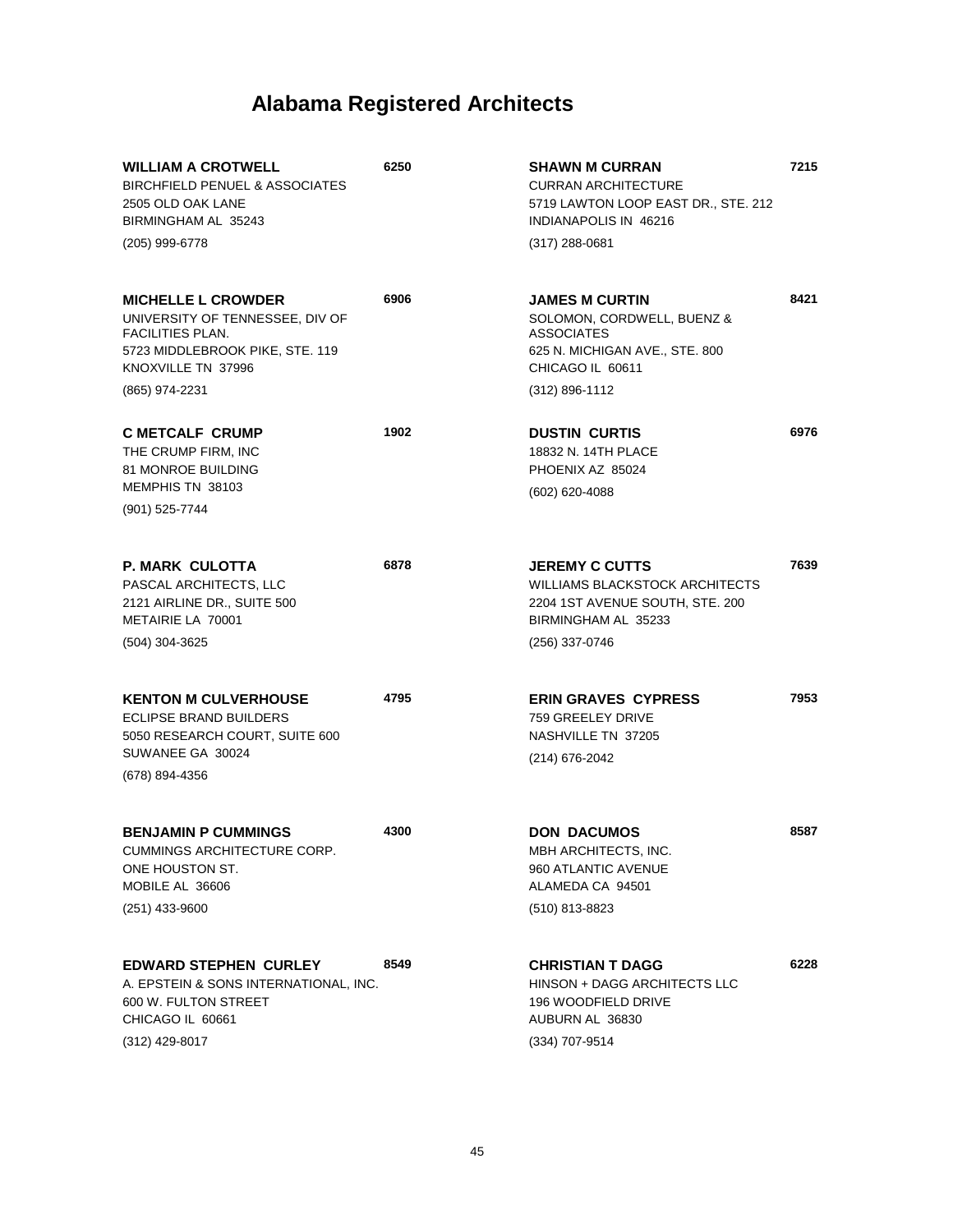# Alabama Registered Architects

**WILLIAM A CROTWELL** 6250
BIRCHFIELD PENUEL & ASSOCIATES
2505 OLD OAK LANE
BIRMINGHAM AL 35243
(205) 999-6778

**MICHELLE L CROWDER** 6906
UNIVERSITY OF TENNESSEE, DIV OF FACILITIES PLAN.
5723 MIDDLEBROOK PIKE, STE. 119
KNOXVILLE TN 37996
(865) 974-2231

**C METCALF CRUMP** 1902
THE CRUMP FIRM, INC
81 MONROE BUILDING
MEMPHIS TN 38103
(901) 525-7744

**P. MARK CULOTTA** 6878
PASCAL ARCHITECTS, LLC
2121 AIRLINE DR., SUITE 500
METAIRIE LA 70001
(504) 304-3625

**KENTON M CULVERHOUSE** 4795
ECLIPSE BRAND BUILDERS
5050 RESEARCH COURT, SUITE 600
SUWANEE GA 30024
(678) 894-4356

**BENJAMIN P CUMMINGS** 4300
CUMMINGS ARCHITECTURE CORP.
ONE HOUSTON ST.
MOBILE AL 36606
(251) 433-9600

**EDWARD STEPHEN CURLEY** 8549
A. EPSTEIN & SONS INTERNATIONAL, INC.
600 W. FULTON STREET
CHICAGO IL 60661
(312) 429-8017

**SHAWN M CURRAN** 7215
CURRAN ARCHITECTURE
5719 LAWTON LOOP EAST DR., STE. 212
INDIANAPOLIS IN 46216
(317) 288-0681

**JAMES M CURTIN** 8421
SOLOMON, CORDWELL, BUENZ & ASSOCIATES
625 N. MICHIGAN AVE., STE. 800
CHICAGO IL 60611
(312) 896-1112

**DUSTIN CURTIS** 6976
18832 N. 14TH PLACE
PHOENIX AZ 85024
(602) 620-4088

**JEREMY C CUTTS** 7639
WILLIAMS BLACKSTOCK ARCHITECTS
2204 1ST AVENUE SOUTH, STE. 200
BIRMINGHAM AL 35233
(256) 337-0746

**ERIN GRAVES CYPRESS** 7953
759 GREELEY DRIVE
NASHVILLE TN 37205
(214) 676-2042

**DON DACUMOS** 8587
MBH ARCHITECTS, INC.
960 ATLANTIC AVENUE
ALAMEDA CA 94501
(510) 813-8823

**CHRISTIAN T DAGG** 6228
HINSON + DAGG ARCHITECTS LLC
196 WOODFIELD DRIVE
AUBURN AL 36830
(334) 707-9514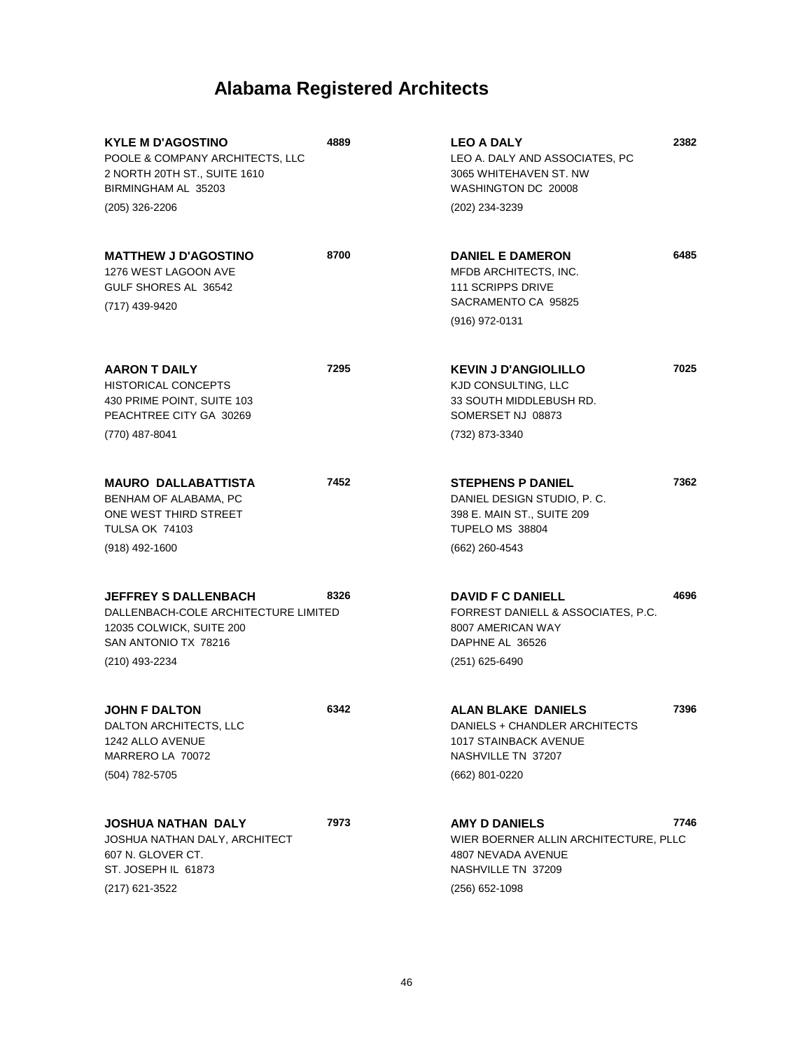# Alabama Registered Architects

**KYLE M D'AGOSTINO** **4889**
POOLE & COMPANY ARCHITECTS, LLC
2 NORTH 20TH ST., SUITE 1610
BIRMINGHAM AL 35203
(205) 326-2206

**MATTHEW J D'AGOSTINO** **8700**
1276 WEST LAGOON AVE
GULF SHORES AL 36542
(717) 439-9420

**AARON T DAILY** **7295**
HISTORICAL CONCEPTS
430 PRIME POINT, SUITE 103
PEACHTREE CITY GA 30269
(770) 487-8041

**MAURO DALLABATTISTA** **7452**
BENHAM OF ALABAMA, PC
ONE WEST THIRD STREET
TULSA OK 74103
(918) 492-1600

**JEFFREY S DALLENBACH** **8326**
DALLENBACH-COLE ARCHITECTURE LIMITED
12035 COLWICK, SUITE 200
SAN ANTONIO TX 78216
(210) 493-2234

**JOHN F DALTON** **6342**
DALTON ARCHITECTS, LLC
1242 ALLO AVENUE
MARRERO LA 70072
(504) 782-5705

**JOSHUA NATHAN DALY** **7973**
JOSHUA NATHAN DALY, ARCHITECT
607 N. GLOVER CT.
ST. JOSEPH IL 61873
(217) 621-3522

**LEO A DALY** **2382**
LEO A. DALY AND ASSOCIATES, PC
3065 WHITEHAVEN ST. NW
WASHINGTON DC 20008
(202) 234-3239

**DANIEL E DAMERON** **6485**
MFDB ARCHITECTS, INC.
111 SCRIPPS DRIVE
SACRAMENTO CA 95825
(916) 972-0131

**KEVIN J D'ANGIOLILLO** **7025**
KJD CONSULTING, LLC
33 SOUTH MIDDLEBUSH RD.
SOMERSET NJ 08873
(732) 873-3340

**STEPHENS P DANIEL** **7362**
DANIEL DESIGN STUDIO, P. C.
398 E. MAIN ST., SUITE 209
TUPELO MS 38804
(662) 260-4543

**DAVID F C DANIELL** **4696**
FORREST DANIELL & ASSOCIATES, P.C.
8007 AMERICAN WAY
DAPHNE AL 36526
(251) 625-6490

**ALAN BLAKE DANIELS** **7396**
DANIELS + CHANDLER ARCHITECTS
1017 STAINBACK AVENUE
NASHVILLE TN 37207
(662) 801-0220

**AMY D DANIELS** **7746**
WIER BOERNER ALLIN ARCHITECTURE, PLLC
4807 NEVADA AVENUE
NASHVILLE TN 37209
(256) 652-1098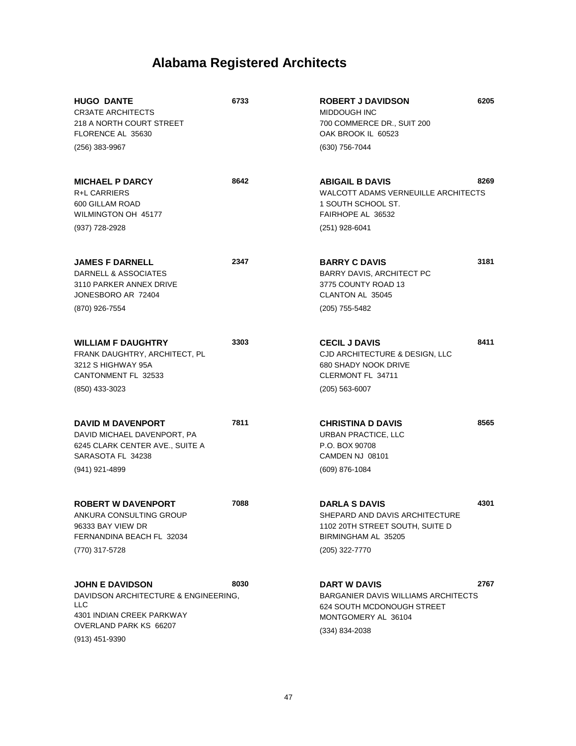# Alabama Registered Architects

**HUGO DANTE** **6733**
CR3ATE ARCHITECTS
218 A NORTH COURT STREET
FLORENCE AL 35630
(256) 383-9967

**MICHAEL P DARCY** **8642**
R+L CARRIERS
600 GILLAM ROAD
WILMINGTON OH 45177
(937) 728-2928

**JAMES F DARNELL** **2347**
DARNELL & ASSOCIATES
3110 PARKER ANNEX DRIVE
JONESBORO AR 72404
(870) 926-7554

**WILLIAM F DAUGHTRY** **3303**
FRANK DAUGHTRY, ARCHITECT, PL
3212 S HIGHWAY 95A
CANTONMENT FL 32533
(850) 433-3023

**DAVID M DAVENPORT** **7811**
DAVID MICHAEL DAVENPORT, PA
6245 CLARK CENTER AVE., SUITE A
SARASOTA FL 34238
(941) 921-4899

**ROBERT W DAVENPORT** **7088**
ANKURA CONSULTING GROUP
96333 BAY VIEW DR
FERNANDINA BEACH FL 32034
(770) 317-5728

**JOHN E DAVIDSON** **8030**
DAVIDSON ARCHITECTURE & ENGINEERING, LLC
4301 INDIAN CREEK PARKWAY
OVERLAND PARK KS 66207
(913) 451-9390

**ROBERT J DAVIDSON** **6205**
MIDDOUGH INC
700 COMMERCE DR., SUIT 200
OAK BROOK IL 60523
(630) 756-7044

**ABIGAIL B DAVIS** **8269**
WALCOTT ADAMS VERNEUILLE ARCHITECTS
1 SOUTH SCHOOL ST.
FAIRHOPE AL 36532
(251) 928-6041

**BARRY C DAVIS** **3181**
BARRY DAVIS, ARCHITECT PC
3775 COUNTY ROAD 13
CLANTON AL 35045
(205) 755-5482

**CECIL J DAVIS** **8411**
CJD ARCHITECTURE & DESIGN, LLC
680 SHADY NOOK DRIVE
CLERMONT FL 34711
(205) 563-6007

**CHRISTINA D DAVIS** **8565**
URBAN PRACTICE, LLC
P.O. BOX 90708
CAMDEN NJ 08101
(609) 876-1084

**DARLA S DAVIS** **4301**
SHEPARD AND DAVIS ARCHITECTURE
1102 20TH STREET SOUTH, SUITE D
BIRMINGHAM AL 35205
(205) 322-7770

**DART W DAVIS** **2767**
BARGANIER DAVIS WILLIAMS ARCHITECTS
624 SOUTH MCDONOUGH STREET
MONTGOMERY AL 36104
(334) 834-2038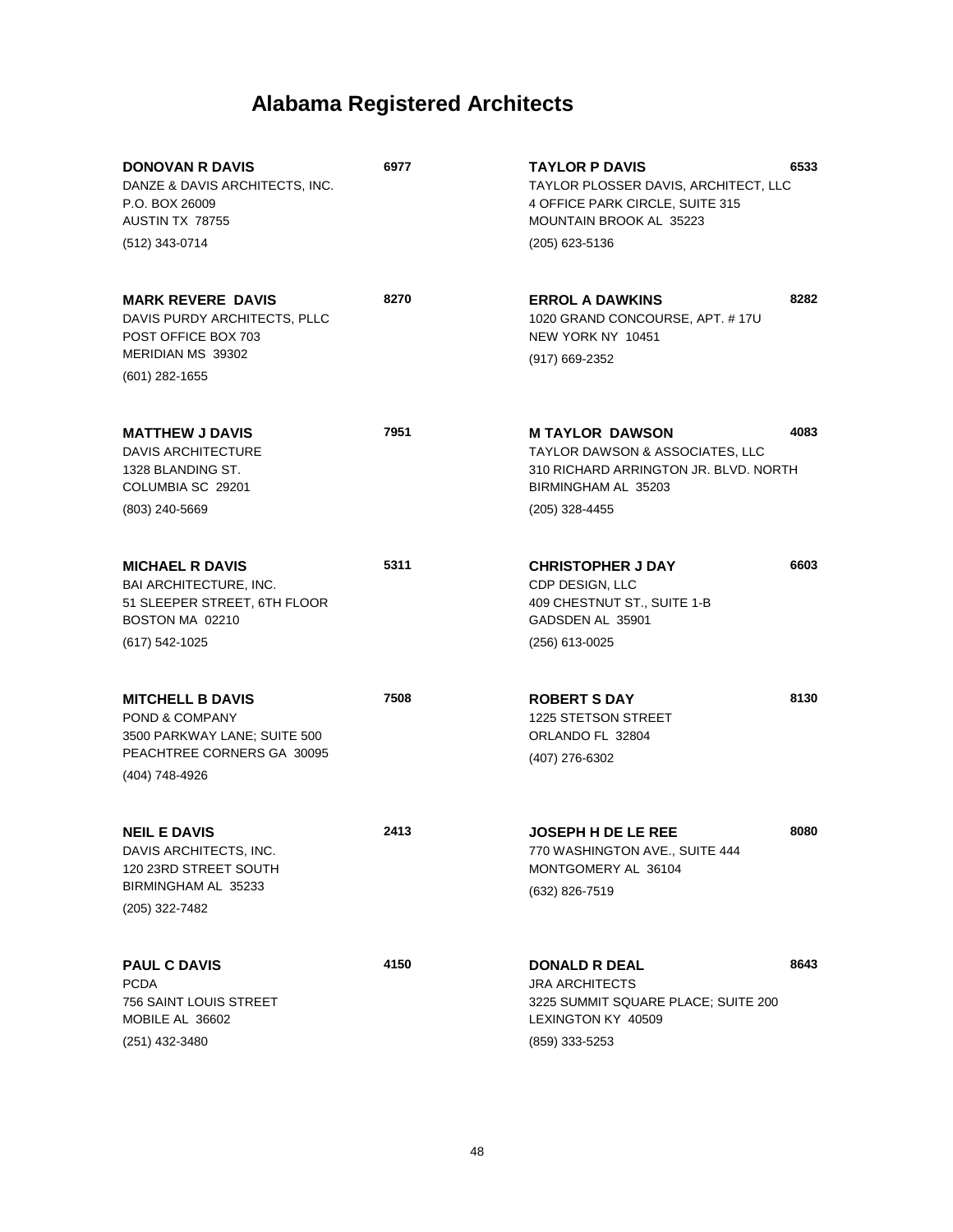# Alabama Registered Architects

**DONOVAN R DAVIS** **6977**
DANZE & DAVIS ARCHITECTS, INC.
P.O. BOX 26009
AUSTIN TX 78755
(512) 343-0714

**MARK REVERE DAVIS** **8270**
DAVIS PURDY ARCHITECTS, PLLC
POST OFFICE BOX 703
MERIDIAN MS 39302
(601) 282-1655

**MATTHEW J DAVIS** **7951**
DAVIS ARCHITECTURE
1328 BLANDING ST.
COLUMBIA SC 29201
(803) 240-5669

**MICHAEL R DAVIS** **5311**
BAI ARCHITECTURE, INC.
51 SLEEPER STREET, 6TH FLOOR
BOSTON MA 02210
(617) 542-1025

**MITCHELL B DAVIS** **7508**
POND & COMPANY
3500 PARKWAY LANE; SUITE 500
PEACHTREE CORNERS GA 30095
(404) 748-4926

**NEIL E DAVIS** **2413**
DAVIS ARCHITECTS, INC.
120 23RD STREET SOUTH
BIRMINGHAM AL 35233
(205) 322-7482

**PAUL C DAVIS** **4150**
PCDA
756 SAINT LOUIS STREET
MOBILE AL 36602
(251) 432-3480

**TAYLOR P DAVIS** **6533**
TAYLOR PLOSSER DAVIS, ARCHITECT, LLC
4 OFFICE PARK CIRCLE, SUITE 315
MOUNTAIN BROOK AL 35223
(205) 623-5136

**ERROL A DAWKINS** **8282**
1020 GRAND CONCOURSE, APT. # 17U
NEW YORK NY 10451
(917) 669-2352

**M TAYLOR DAWSON** **4083**
TAYLOR DAWSON & ASSOCIATES, LLC
310 RICHARD ARRINGTON JR. BLVD. NORTH
BIRMINGHAM AL 35203
(205) 328-4455

**CHRISTOPHER J DAY** **6603**
CDP DESIGN, LLC
409 CHESTNUT ST., SUITE 1-B
GADSDEN AL 35901
(256) 613-0025

**ROBERT S DAY** **8130**
1225 STETSON STREET
ORLANDO FL 32804
(407) 276-6302

**JOSEPH H DE LE REE** **8080**
770 WASHINGTON AVE., SUITE 444
MONTGOMERY AL 36104
(632) 826-7519

**DONALD R DEAL** **8643**
JRA ARCHITECTS
3225 SUMMIT SQUARE PLACE; SUITE 200
LEXINGTON KY 40509
(859) 333-5253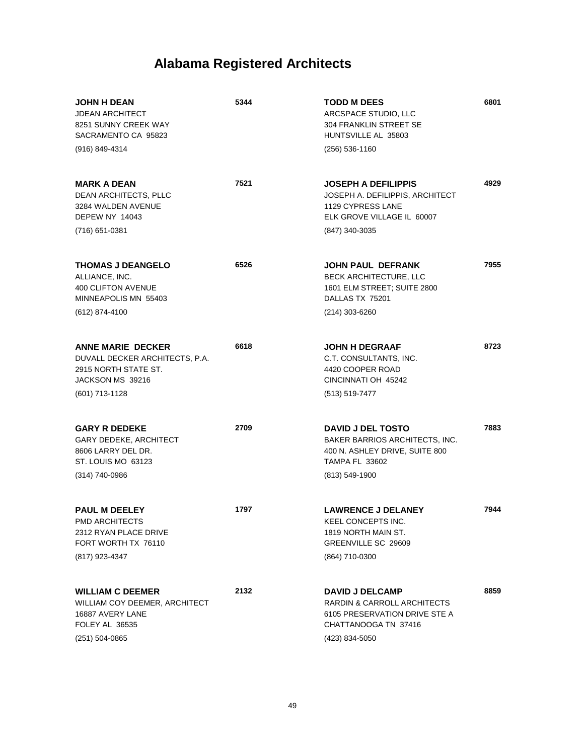# Alabama Registered Architects

**JOHN H DEAN** 5344
JDEAN ARCHITECT
8251 SUNNY CREEK WAY
SACRAMENTO CA 95823
(916) 849-4314

**MARK A DEAN** 7521
DEAN ARCHITECTS, PLLC
3284 WALDEN AVENUE
DEPEW NY 14043
(716) 651-0381

**THOMAS J DEANGELO** 6526
ALLIANCE, INC.
400 CLIFTON AVENUE
MINNEAPOLIS MN 55403
(612) 874-4100

**ANNE MARIE DECKER** 6618
DUVALL DECKER ARCHITECTS, P.A.
2915 NORTH STATE ST.
JACKSON MS 39216
(601) 713-1128

**GARY R DEDEKE** 2709
GARY DEDEKE, ARCHITECT
8606 LARRY DEL DR.
ST. LOUIS MO 63123
(314) 740-0986

**PAUL M DEELEY** 1797
PMD ARCHITECTS
2312 RYAN PLACE DRIVE
FORT WORTH TX 76110
(817) 923-4347

**WILLIAM C DEEMER** 2132
WILLIAM COY DEEMER, ARCHITECT
16887 AVERY LANE
FOLEY AL 36535
(251) 504-0865

**TODD M DEES** 6801
ARCSPACE STUDIO, LLC
304 FRANKLIN STREET SE
HUNTSVILLE AL 35803
(256) 536-1160

**JOSEPH A DEFILIPPIS** 4929
JOSEPH A. DEFILIPPIS, ARCHITECT
1129 CYPRESS LANE
ELK GROVE VILLAGE IL 60007
(847) 340-3035

**JOHN PAUL DEFRANK** 7955
BECK ARCHITECTURE, LLC
1601 ELM STREET; SUITE 2800
DALLAS TX 75201
(214) 303-6260

**JOHN H DEGRAAF** 8723
C.T. CONSULTANTS, INC.
4420 COOPER ROAD
CINCINNATI OH 45242
(513) 519-7477

**DAVID J DEL TOSTO** 7883
BAKER BARRIOS ARCHITECTS, INC.
400 N. ASHLEY DRIVE, SUITE 800
TAMPA FL 33602
(813) 549-1900

**LAWRENCE J DELANEY** 7944
KEEL CONCEPTS INC.
1819 NORTH MAIN ST.
GREENVILLE SC 29609
(864) 710-0300

**DAVID J DELCAMP** 8859
RARDIN & CARROLL ARCHITECTS
6105 PRESERVATION DRIVE STE A
CHATTANOOGA TN 37416
(423) 834-5050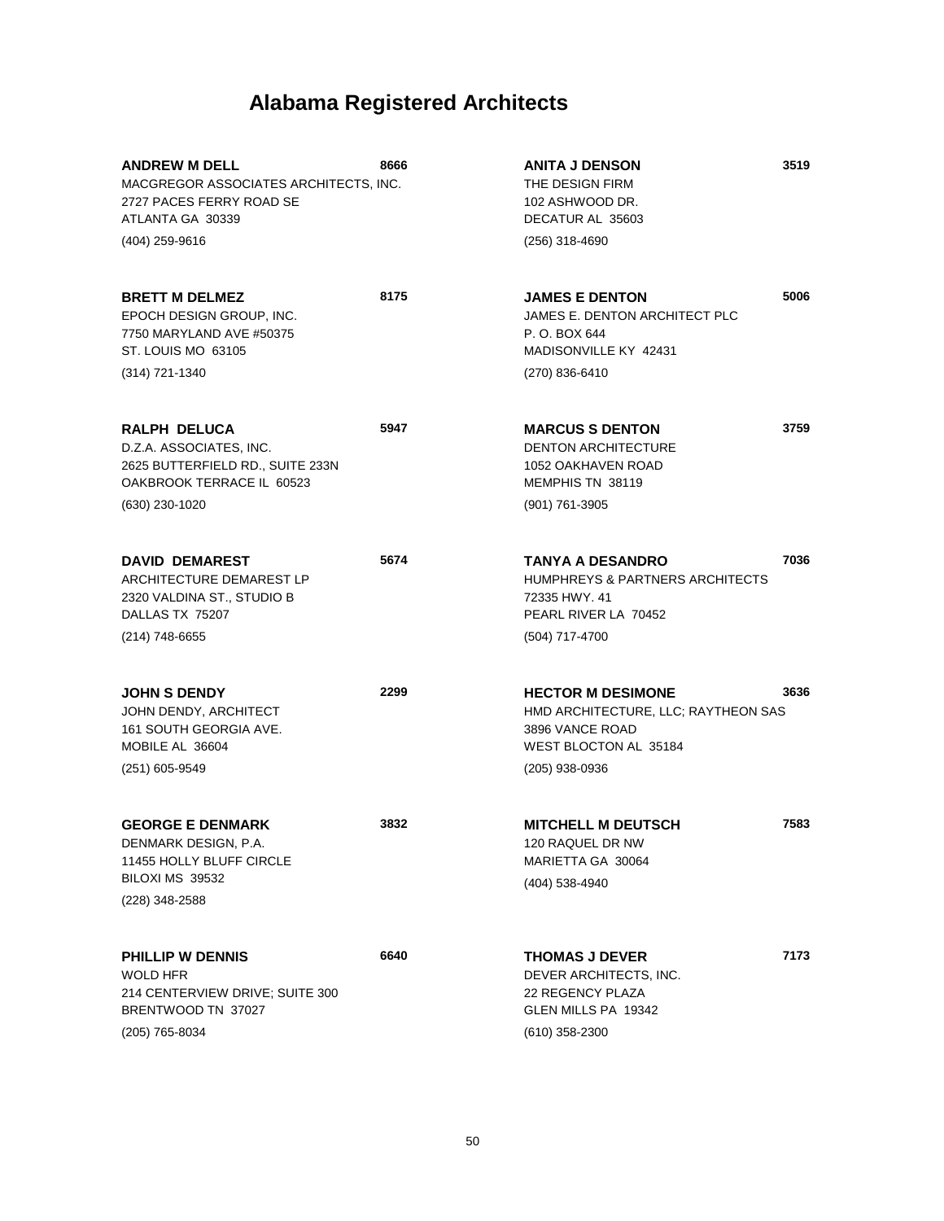# Alabama Registered Architects

**ANDREW M DELL** **8666**
MACGREGOR ASSOCIATES ARCHITECTS, INC.
2727 PACES FERRY ROAD SE
ATLANTA GA 30339
(404) 259-9616

**BRETT M DELMEZ** **8175**
EPOCH DESIGN GROUP, INC.
7750 MARYLAND AVE #50375
ST. LOUIS MO 63105
(314) 721-1340

**RALPH DELUCA** **5947**
D.Z.A. ASSOCIATES, INC.
2625 BUTTERFIELD RD., SUITE 233N
OAKBROOK TERRACE IL 60523
(630) 230-1020

**DAVID DEMAREST** **5674**
ARCHITECTURE DEMAREST LP
2320 VALDINA ST., STUDIO B
DALLAS TX 75207
(214) 748-6655

**JOHN S DENDY** **2299**
JOHN DENDY, ARCHITECT
161 SOUTH GEORGIA AVE.
MOBILE AL 36604
(251) 605-9549

**GEORGE E DENMARK** **3832**
DENMARK DESIGN, P.A.
11455 HOLLY BLUFF CIRCLE
BILOXI MS 39532
(228) 348-2588

**PHILLIP W DENNIS** **6640**
WOLD HFR
214 CENTERVIEW DRIVE; SUITE 300
BRENTWOOD TN 37027
(205) 765-8034

**ANITA J DENSON** **3519**
THE DESIGN FIRM
102 ASHWOOD DR.
DECATUR AL 35603
(256) 318-4690

**JAMES E DENTON** **5006**
JAMES E. DENTON ARCHITECT PLC
P. O. BOX 644
MADISONVILLE KY 42431
(270) 836-6410

**MARCUS S DENTON** **3759**
DENTON ARCHITECTURE
1052 OAKHAVEN ROAD
MEMPHIS TN 38119
(901) 761-3905

**TANYA A DESANDRO** **7036**
HUMPHREYS & PARTNERS ARCHITECTS
72335 HWY. 41
PEARL RIVER LA 70452
(504) 717-4700

**HECTOR M DESIMONE** **3636**
HMD ARCHITECTURE, LLC; RAYTHEON SAS
3896 VANCE ROAD
WEST BLOCTON AL 35184
(205) 938-0936

**MITCHELL M DEUTSCH** **7583**
120 RAQUEL DR NW
MARIETTA GA 30064
(404) 538-4940

**THOMAS J DEVER** **7173**
DEVER ARCHITECTS, INC.
22 REGENCY PLAZA
GLEN MILLS PA 19342
(610) 358-2300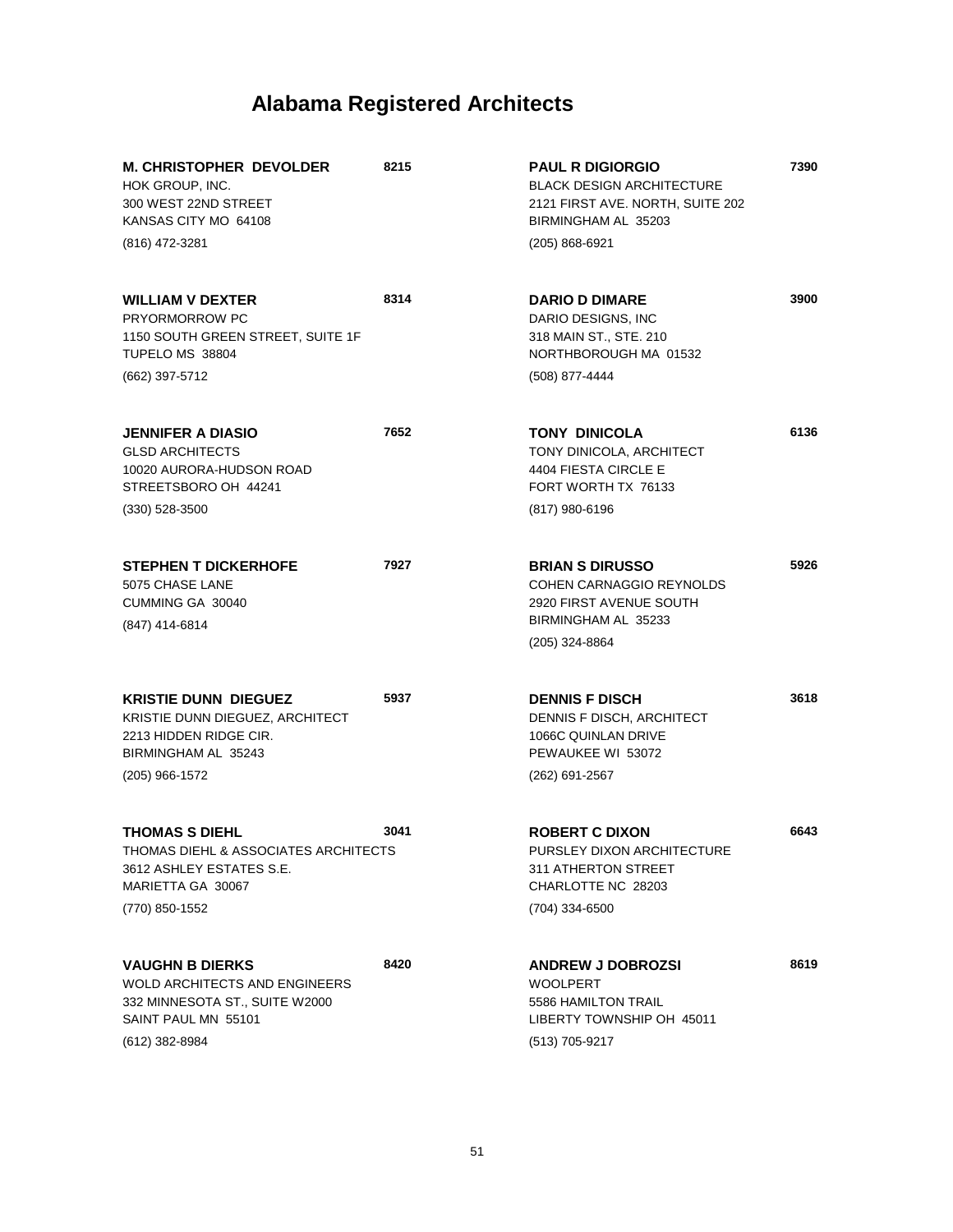# Alabama Registered Architects

**M. CHRISTOPHER DEVOLDER** **8215**
HOK GROUP, INC.
300 WEST 22ND STREET
KANSAS CITY MO 64108
(816) 472-3281

**WILLIAM V DEXTER** **8314**
PRYORMORROW PC
1150 SOUTH GREEN STREET, SUITE 1F
TUPELO MS 38804
(662) 397-5712

**JENNIFER A DIASIO** **7652**
GLSD ARCHITECTS
10020 AURORA-HUDSON ROAD
STREETSBORO OH 44241
(330) 528-3500

**STEPHEN T DICKERHOFE** **7927**
5075 CHASE LANE
CUMMING GA 30040
(847) 414-6814

**KRISTIE DUNN DIEGUEZ** **5937**
KRISTIE DUNN DIEGUEZ, ARCHITECT
2213 HIDDEN RIDGE CIR.
BIRMINGHAM AL 35243
(205) 966-1572

**THOMAS S DIEHL** **3041**
THOMAS DIEHL & ASSOCIATES ARCHITECTS
3612 ASHLEY ESTATES S.E.
MARIETTA GA 30067
(770) 850-1552

**VAUGHN B DIERKS** **8420**
WOLD ARCHITECTS AND ENGINEERS
332 MINNESOTA ST., SUITE W2000
SAINT PAUL MN 55101
(612) 382-8984

**PAUL R DIGIORGIO** **7390**
BLACK DESIGN ARCHITECTURE
2121 FIRST AVE. NORTH, SUITE 202
BIRMINGHAM AL 35203
(205) 868-6921

**DARIO D DIMARE** **3900**
DARIO DESIGNS, INC
318 MAIN ST., STE. 210
NORTHBOROUGH MA 01532
(508) 877-4444

**TONY DINICOLA** **6136**
TONY DINICOLA, ARCHITECT
4404 FIESTA CIRCLE E
FORT WORTH TX 76133
(817) 980-6196

**BRIAN S DIRUSSO** **5926**
COHEN CARNAGGIO REYNOLDS
2920 FIRST AVENUE SOUTH
BIRMINGHAM AL 35233
(205) 324-8864

**DENNIS F DISCH** **3618**
DENNIS F DISCH, ARCHITECT
1066C QUINLAN DRIVE
PEWAUKEE WI 53072
(262) 691-2567

**ROBERT C DIXON** **6643**
PURSLEY DIXON ARCHITECTURE
311 ATHERTON STREET
CHARLOTTE NC 28203
(704) 334-6500

**ANDREW J DOBROZSI** **8619**
WOOLPERT
5586 HAMILTON TRAIL
LIBERTY TOWNSHIP OH 45011
(513) 705-9217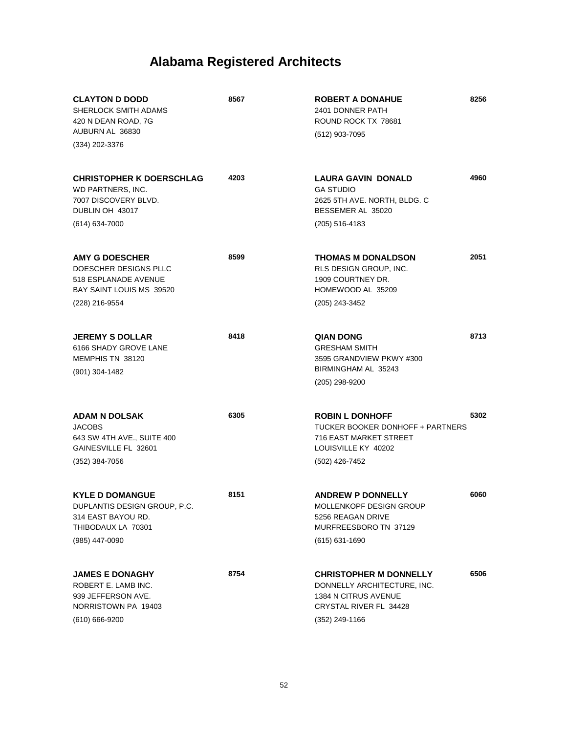# Alabama Registered Architects

**CLAYTON D DODD** **8567**
SHERLOCK SMITH ADAMS
420 N DEAN ROAD, 7G
AUBURN AL 36830
(334) 202-3376

**CHRISTOPHER K DOERSCHLAG** **4203**
WD PARTNERS, INC.
7007 DISCOVERY BLVD.
DUBLIN OH 43017
(614) 634-7000

**AMY G DOESCHER** **8599**
DOESCHER DESIGNS PLLC
518 ESPLANADE AVENUE
BAY SAINT LOUIS MS 39520
(228) 216-9554

**JEREMY S DOLLAR** **8418**
6166 SHADY GROVE LANE
MEMPHIS TN 38120
(901) 304-1482

**ADAM N DOLSAK** **6305**
JACOBS
643 SW 4TH AVE., SUITE 400
GAINESVILLE FL 32601
(352) 384-7056

**KYLE D DOMANGUE** **8151**
DUPLANTIS DESIGN GROUP, P.C.
314 EAST BAYOU RD.
THIBODAUX LA 70301
(985) 447-0090

**JAMES E DONAGHY** **8754**
ROBERT E. LAMB INC.
939 JEFFERSON AVE.
NORRISTOWN PA 19403
(610) 666-9200

**ROBERT A DONAHUE** **8256**
2401 DONNER PATH
ROUND ROCK TX 78681
(512) 903-7095

**LAURA GAVIN DONALD** **4960**
GA STUDIO
2625 5TH AVE. NORTH, BLDG. C
BESSEMER AL 35020
(205) 516-4183

**THOMAS M DONALDSON** **2051**
RLS DESIGN GROUP, INC.
1909 COURTNEY DR.
HOMEWOOD AL 35209
(205) 243-3452

**QIAN DONG** **8713**
GRESHAM SMITH
3595 GRANDVIEW PKWY #300
BIRMINGHAM AL 35243
(205) 298-9200

**ROBIN L DONHOFF** **5302**
TUCKER BOOKER DONHOFF + PARTNERS
716 EAST MARKET STREET
LOUISVILLE KY 40202
(502) 426-7452

**ANDREW P DONNELLY** **6060**
MOLLENKOPF DESIGN GROUP
5256 REAGAN DRIVE
MURFREESBORO TN 37129
(615) 631-1690

**CHRISTOPHER M DONNELLY** **6506**
DONNELLY ARCHITECTURE, INC.
1384 N CITRUS AVENUE
CRYSTAL RIVER FL 34428
(352) 249-1166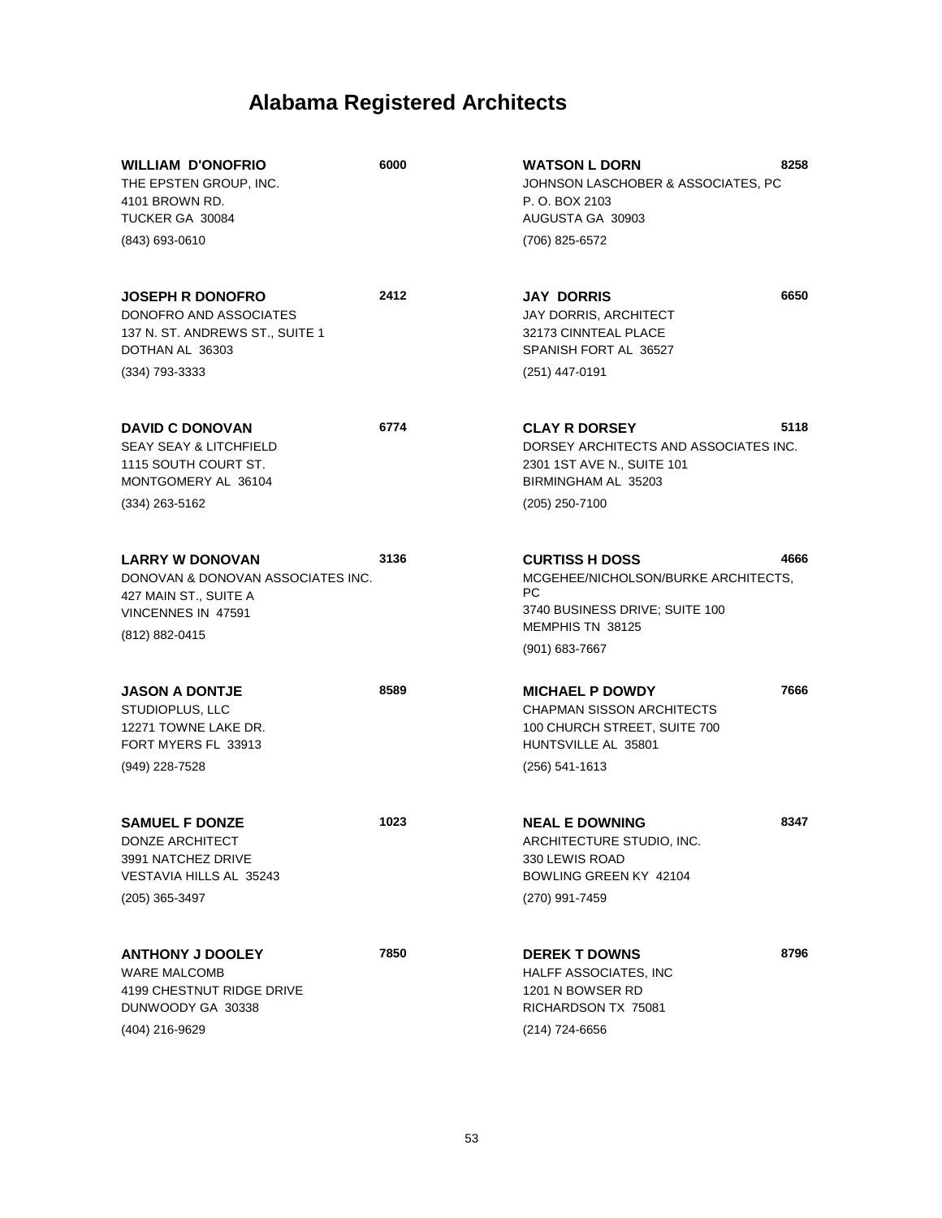# Alabama Registered Architects

**WILLIAM D'ONOFRIO** **6000**
THE EPSTEN GROUP, INC.
4101 BROWN RD.
TUCKER GA 30084
(843) 693-0610

**JOSEPH R DONOFRO** **2412**
DONOFRO AND ASSOCIATES
137 N. ST. ANDREWS ST., SUITE 1
DOTHAN AL 36303
(334) 793-3333

**DAVID C DONOVAN** **6774**
SEAY SEAY & LITCHFIELD
1115 SOUTH COURT ST.
MONTGOMERY AL 36104
(334) 263-5162

**LARRY W DONOVAN** **3136**
DONOVAN & DONOVAN ASSOCIATES INC.
427 MAIN ST., SUITE A
VINCENNES IN 47591
(812) 882-0415

**JASON A DONTJE** **8589**
STUDIOPLUS, LLC
12271 TOWNE LAKE DR.
FORT MYERS FL 33913
(949) 228-7528

**SAMUEL F DONZE** **1023**
DONZE ARCHITECT
3991 NATCHEZ DRIVE
VESTAVIA HILLS AL 35243
(205) 365-3497

**ANTHONY J DOOLEY** **7850**
WARE MALCOMB
4199 CHESTNUT RIDGE DRIVE
DUNWOODY GA 30338
(404) 216-9629

**WATSON L DORN** **8258**
JOHNSON LASCHOBER & ASSOCIATES, PC
P. O. BOX 2103
AUGUSTA GA 30903
(706) 825-6572

**JAY DORRIS** **6650**
JAY DORRIS, ARCHITECT
32173 CINNTEAL PLACE
SPANISH FORT AL 36527
(251) 447-0191

**CLAY R DORSEY** **5118**
DORSEY ARCHITECTS AND ASSOCIATES INC.
2301 1ST AVE N., SUITE 101
BIRMINGHAM AL 35203
(205) 250-7100

**CURTISS H DOSS** **4666**
MCGEHEE/NICHOLSON/BURKE ARCHITECTS, PC
3740 BUSINESS DRIVE; SUITE 100
MEMPHIS TN 38125
(901) 683-7667

**MICHAEL P DOWDY** **7666**
CHAPMAN SISSON ARCHITECTS
100 CHURCH STREET, SUITE 700
HUNTSVILLE AL 35801
(256) 541-1613

**NEAL E DOWNING** **8347**
ARCHITECTURE STUDIO, INC.
330 LEWIS ROAD
BOWLING GREEN KY 42104
(270) 991-7459

**DEREK T DOWNS** **8796**
HALFF ASSOCIATES, INC
1201 N BOWSER RD
RICHARDSON TX 75081
(214) 724-6656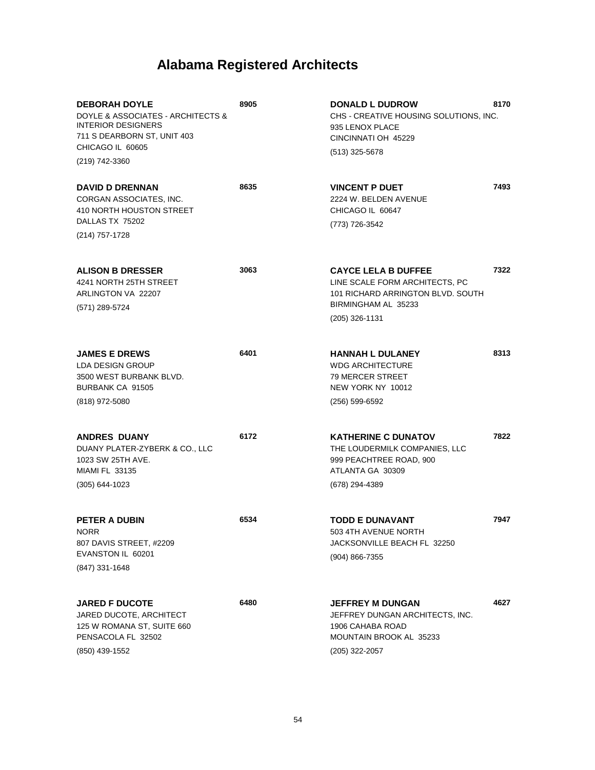# Alabama Registered Architects

**DEBORAH DOYLE** **8905**
DOYLE & ASSOCIATES - ARCHITECTS & INTERIOR DESIGNERS
711 S DEARBORN ST, UNIT 403
CHICAGO IL 60605
(219) 742-3360

**DAVID D DRENNAN** **8635**
CORGAN ASSOCIATES, INC.
410 NORTH HOUSTON STREET
DALLAS TX 75202
(214) 757-1728

**ALISON B DRESSER** **3063**
4241 NORTH 25TH STREET
ARLINGTON VA 22207
(571) 289-5724

**JAMES E DREWS** **6401**
LDA DESIGN GROUP
3500 WEST BURBANK BLVD.
BURBANK CA 91505
(818) 972-5080

**ANDRES DUANY** **6172**
DUANY PLATER-ZYBERK & CO., LLC
1023 SW 25TH AVE.
MIAMI FL 33135
(305) 644-1023

**PETER A DUBIN** **6534**
NORR
807 DAVIS STREET, #2209
EVANSTON IL 60201
(847) 331-1648

**JARED F DUCOTE** **6480**
JARED DUCOTE, ARCHITECT
125 W ROMANA ST, SUITE 660
PENSACOLA FL 32502
(850) 439-1552

**DONALD L DUDROW** **8170**
CHS - CREATIVE HOUSING SOLUTIONS, INC.
935 LENOX PLACE
CINCINNATI OH 45229
(513) 325-5678

**VINCENT P DUET** **7493**
2224 W. BELDEN AVENUE
CHICAGO IL 60647
(773) 726-3542

**CAYCE LELA B DUFFEE** **7322**
LINE SCALE FORM ARCHITECTS, PC
101 RICHARD ARRINGTON BLVD. SOUTH
BIRMINGHAM AL 35233
(205) 326-1131

**HANNAH L DULANEY** **8313**
WDG ARCHITECTURE
79 MERCER STREET
NEW YORK NY 10012
(256) 599-6592

**KATHERINE C DUNATOV** **7822**
THE LOUDERMILK COMPANIES, LLC
999 PEACHTREE ROAD, 900
ATLANTA GA 30309
(678) 294-4389

**TODD E DUNAVANT** **7947**
503 4TH AVENUE NORTH
JACKSONVILLE BEACH FL 32250
(904) 866-7355

**JEFFREY M DUNGAN** **4627**
JEFFREY DUNGAN ARCHITECTS, INC.
1906 CAHABA ROAD
MOUNTAIN BROOK AL 35233
(205) 322-2057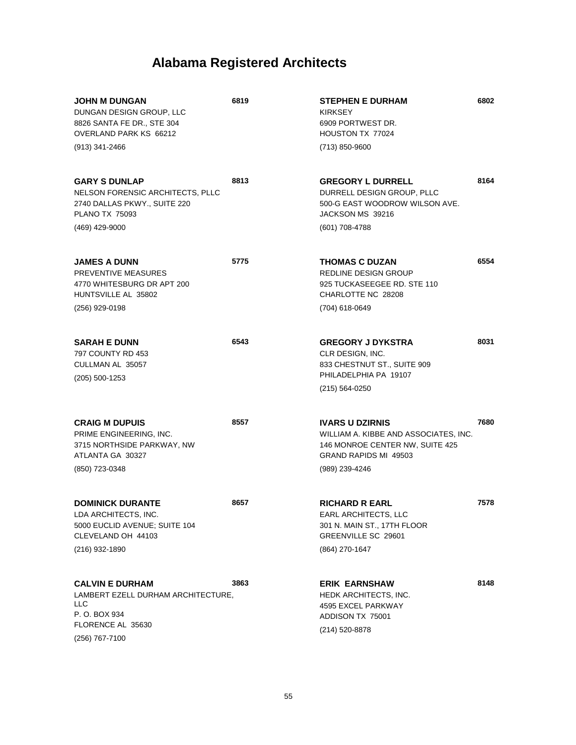# Alabama Registered Architects

**JOHN M DUNGAN** **6819**
DUNGAN DESIGN GROUP, LLC
8826 SANTA FE DR., STE 304
OVERLAND PARK KS 66212
(913) 341-2466

**GARY S DUNLAP** **8813**
NELSON FORENSIC ARCHITECTS, PLLC
2740 DALLAS PKWY., SUITE 220
PLANO TX 75093
(469) 429-9000

**JAMES A DUNN** **5775**
PREVENTIVE MEASURES
4770 WHITESBURG DR APT 200
HUNTSVILLE AL 35802
(256) 929-0198

**SARAH E DUNN** **6543**
797 COUNTY RD 453
CULLMAN AL 35057
(205) 500-1253

**CRAIG M DUPUIS** **8557**
PRIME ENGINEERING, INC.
3715 NORTHSIDE PARKWAY, NW
ATLANTA GA 30327
(850) 723-0348

**DOMINICK DURANTE** **8657**
LDA ARCHITECTS, INC.
5000 EUCLID AVENUE; SUITE 104
CLEVELAND OH 44103
(216) 932-1890

**CALVIN E DURHAM** **3863**
LAMBERT EZELL DURHAM ARCHITECTURE, LLC
P. O. BOX 934
FLORENCE AL 35630
(256) 767-7100

**STEPHEN E DURHAM** **6802**
KIRKSEY
6909 PORTWEST DR.
HOUSTON TX 77024
(713) 850-9600

**GREGORY L DURRELL** **8164**
DURRELL DESIGN GROUP, PLLC
500-G EAST WOODROW WILSON AVE.
JACKSON MS 39216
(601) 708-4788

**THOMAS C DUZAN** **6554**
REDLINE DESIGN GROUP
925 TUCKASEEGEE RD. STE 110
CHARLOTTE NC 28208
(704) 618-0649

**GREGORY J DYKSTRA** **8031**
CLR DESIGN, INC.
833 CHESTNUT ST., SUITE 909
PHILADELPHIA PA 19107
(215) 564-0250

**IVARS U DZIRNIS** **7680**
WILLIAM A. KIBBE AND ASSOCIATES, INC.
146 MONROE CENTER NW, SUITE 425
GRAND RAPIDS MI 49503
(989) 239-4246

**RICHARD R EARL** **7578**
EARL ARCHITECTS, LLC
301 N. MAIN ST., 17TH FLOOR
GREENVILLE SC 29601
(864) 270-1647

**ERIK EARNSHAW** **8148**
HEDK ARCHITECTS, INC.
4595 EXCEL PARKWAY
ADDISON TX 75001
(214) 520-8878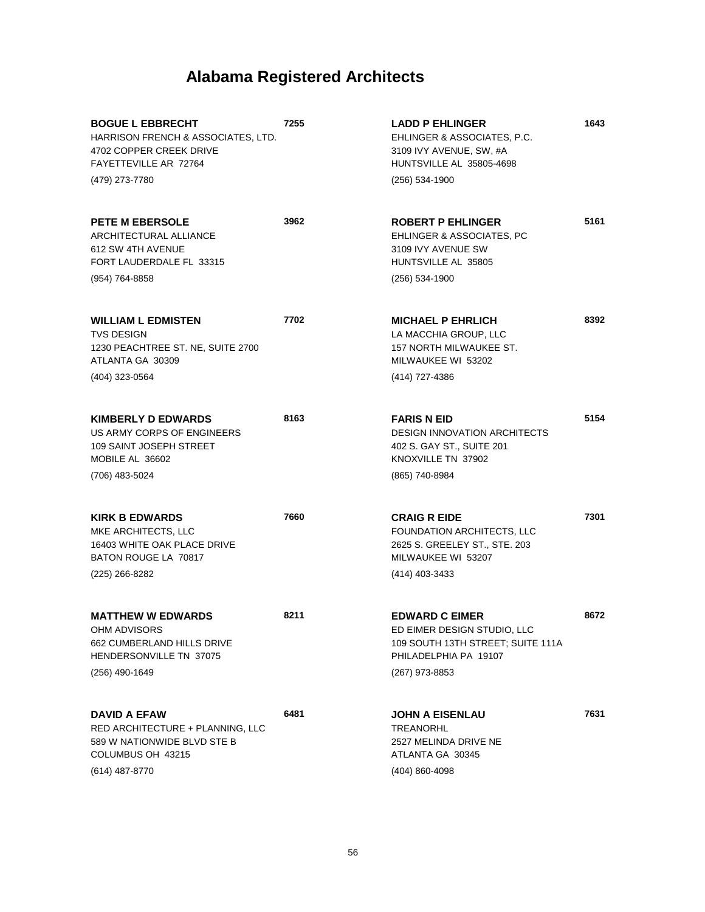# Alabama Registered Architects

**BOGUE L EBBRECHT** **7255**
HARRISON FRENCH & ASSOCIATES, LTD.
4702 COPPER CREEK DRIVE
FAYETTEVILLE AR 72764
(479) 273-7780

**PETE M EBERSOLE** **3962**
ARCHITECTURAL ALLIANCE
612 SW 4TH AVENUE
FORT LAUDERDALE FL 33315
(954) 764-8858

**WILLIAM L EDMISTEN** **7702**
TVS DESIGN
1230 PEACHTREE ST. NE, SUITE 2700
ATLANTA GA 30309
(404) 323-0564

**KIMBERLY D EDWARDS** **8163**
US ARMY CORPS OF ENGINEERS
109 SAINT JOSEPH STREET
MOBILE AL 36602
(706) 483-5024

**KIRK B EDWARDS** **7660**
MKE ARCHITECTS, LLC
16403 WHITE OAK PLACE DRIVE
BATON ROUGE LA 70817
(225) 266-8282

**MATTHEW W EDWARDS** **8211**
OHM ADVISORS
662 CUMBERLAND HILLS DRIVE
HENDERSONVILLE TN 37075
(256) 490-1649

**DAVID A EFAW** **6481**
RED ARCHITECTURE + PLANNING, LLC
589 W NATIONWIDE BLVD STE B
COLUMBUS OH 43215
(614) 487-8770

**LADD P EHLINGER** **1643**
EHLINGER & ASSOCIATES, P.C.
3109 IVY AVENUE, SW, #A
HUNTSVILLE AL 35805-4698
(256) 534-1900

**ROBERT P EHLINGER** **5161**
EHLINGER & ASSOCIATES, PC
3109 IVY AVENUE SW
HUNTSVILLE AL 35805
(256) 534-1900

**MICHAEL P EHRLICH** **8392**
LA MACCHIA GROUP, LLC
157 NORTH MILWAUKEE ST.
MILWAUKEE WI 53202
(414) 727-4386

**FARIS N EID** **5154**
DESIGN INNOVATION ARCHITECTS
402 S. GAY ST., SUITE 201
KNOXVILLE TN 37902
(865) 740-8984

**CRAIG R EIDE** **7301**
FOUNDATION ARCHITECTS, LLC
2625 S. GREELEY ST., STE. 203
MILWAUKEE WI 53207
(414) 403-3433

**EDWARD C EIMER** **8672**
ED EIMER DESIGN STUDIO, LLC
109 SOUTH 13TH STREET; SUITE 111A
PHILADELPHIA PA 19107
(267) 973-8853

**JOHN A EISENLAU** **7631**
TREANORHL
2527 MELINDA DRIVE NE
ATLANTA GA 30345
(404) 860-4098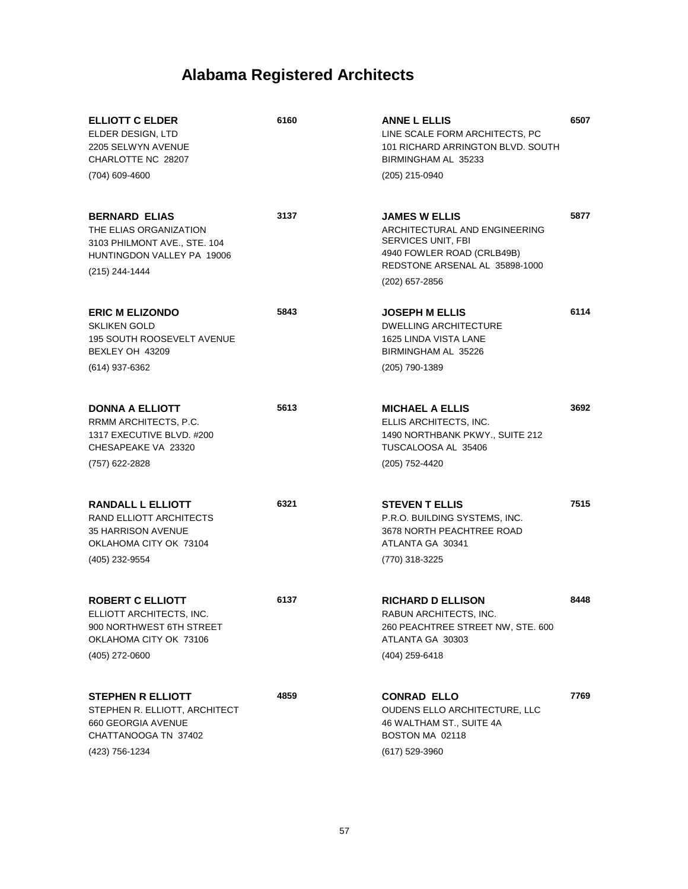# Alabama Registered Architects

**ELLIOTT C ELDER** **6160**
ELDER DESIGN, LTD
2205 SELWYN AVENUE
CHARLOTTE NC 28207
(704) 609-4600

**BERNARD ELIAS** **3137**
THE ELIAS ORGANIZATION
3103 PHILMONT AVE., STE. 104
HUNTINGDON VALLEY PA 19006
(215) 244-1444

**ERIC M ELIZONDO** **5843**
SKLIKEN GOLD
195 SOUTH ROOSEVELT AVENUE
BEXLEY OH 43209
(614) 937-6362

**DONNA A ELLIOTT** **5613**
RRMM ARCHITECTS, P.C.
1317 EXECUTIVE BLVD. #200
CHESAPEAKE VA 23320
(757) 622-2828

**RANDALL L ELLIOTT** **6321**
RAND ELLIOTT ARCHITECTS
35 HARRISON AVENUE
OKLAHOMA CITY OK 73104
(405) 232-9554

**ROBERT C ELLIOTT** **6137**
ELLIOTT ARCHITECTS, INC.
900 NORTHWEST 6TH STREET
OKLAHOMA CITY OK 73106
(405) 272-0600

**STEPHEN R ELLIOTT** **4859**
STEPHEN R. ELLIOTT, ARCHITECT
660 GEORGIA AVENUE
CHATTANOOGA TN 37402
(423) 756-1234

**ANNE L ELLIS** **6507**
LINE SCALE FORM ARCHITECTS, PC
101 RICHARD ARRINGTON BLVD. SOUTH
BIRMINGHAM AL 35233
(205) 215-0940

**JAMES W ELLIS** **5877**
ARCHITECTURAL AND ENGINEERING SERVICES UNIT, FBI
4940 FOWLER ROAD (CRLB49B)
REDSTONE ARSENAL AL 35898-1000
(202) 657-2856

**JOSEPH M ELLIS** **6114**
DWELLING ARCHITECTURE
1625 LINDA VISTA LANE
BIRMINGHAM AL 35226
(205) 790-1389

**MICHAEL A ELLIS** **3692**
ELLIS ARCHITECTS, INC.
1490 NORTHBANK PKWY., SUITE 212
TUSCALOOSA AL 35406
(205) 752-4420

**STEVEN T ELLIS** **7515**
P.R.O. BUILDING SYSTEMS, INC.
3678 NORTH PEACHTREE ROAD
ATLANTA GA 30341
(770) 318-3225

**RICHARD D ELLISON** **8448**
RABUN ARCHITECTS, INC.
260 PEACHTREE STREET NW, STE. 600
ATLANTA GA 30303
(404) 259-6418

**CONRAD ELLO** **7769**
OUDENS ELLO ARCHITECTURE, LLC
46 WALTHAM ST., SUITE 4A
BOSTON MA 02118
(617) 529-3960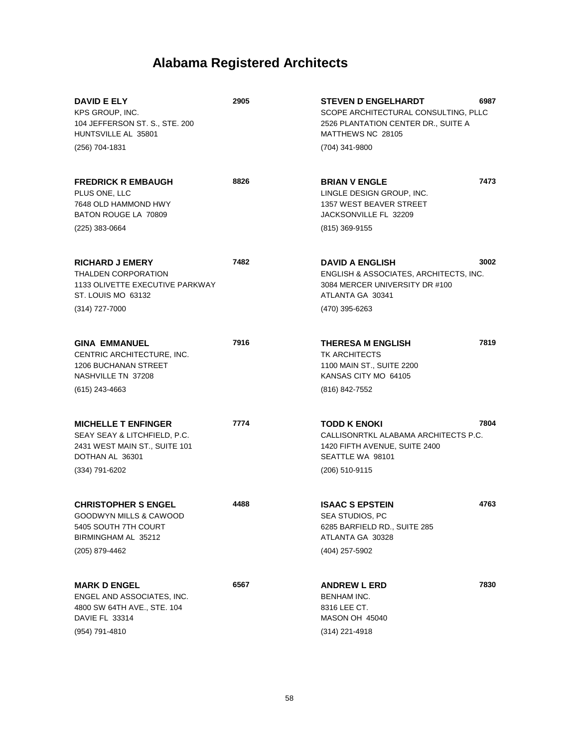# Alabama Registered Architects

**DAVID E ELY** **2905**
KPS GROUP, INC.
104 JEFFERSON ST. S., STE. 200
HUNTSVILLE AL 35801
(256) 704-1831

**FREDRICK R EMBAUGH** **8826**
PLUS ONE, LLC
7648 OLD HAMMOND HWY
BATON ROUGE LA 70809
(225) 383-0664

**RICHARD J EMERY** **7482**
THALDEN CORPORATION
1133 OLIVETTE EXECUTIVE PARKWAY
ST. LOUIS MO 63132
(314) 727-7000

**GINA EMMANUEL** **7916**
CENTRIC ARCHITECTURE, INC.
1206 BUCHANAN STREET
NASHVILLE TN 37208
(615) 243-4663

**MICHELLE T ENFINGER** **7774**
SEAY SEAY & LITCHFIELD, P.C.
2431 WEST MAIN ST., SUITE 101
DOTHAN AL 36301
(334) 791-6202

**CHRISTOPHER S ENGEL** **4488**
GOODWYN MILLS & CAWOOD
5405 SOUTH 7TH COURT
BIRMINGHAM AL 35212
(205) 879-4462

**MARK D ENGEL** **6567**
ENGEL AND ASSOCIATES, INC.
4800 SW 64TH AVE., STE. 104
DAVIE FL 33314
(954) 791-4810

**STEVEN D ENGELHARDT** **6987**
SCOPE ARCHITECTURAL CONSULTING, PLLC
2526 PLANTATION CENTER DR., SUITE A
MATTHEWS NC 28105
(704) 341-9800

**BRIAN V ENGLE** **7473**
LINGLE DESIGN GROUP, INC.
1357 WEST BEAVER STREET
JACKSONVILLE FL 32209
(815) 369-9155

**DAVID A ENGLISH** **3002**
ENGLISH & ASSOCIATES, ARCHITECTS, INC.
3084 MERCER UNIVERSITY DR #100
ATLANTA GA 30341
(470) 395-6263

**THERESA M ENGLISH** **7819**
TK ARCHITECTS
1100 MAIN ST., SUITE 2200
KANSAS CITY MO 64105
(816) 842-7552

**TODD K ENOKI** **7804**
CALLISONRTKL ALABAMA ARCHITECTS P.C.
1420 FIFTH AVENUE, SUITE 2400
SEATTLE WA 98101
(206) 510-9115

**ISAAC S EPSTEIN** **4763**
SEA STUDIOS, PC
6285 BARFIELD RD., SUITE 285
ATLANTA GA 30328
(404) 257-5902

**ANDREW L ERD** **7830**
BENHAM INC.
8316 LEE CT.
MASON OH 45040
(314) 221-4918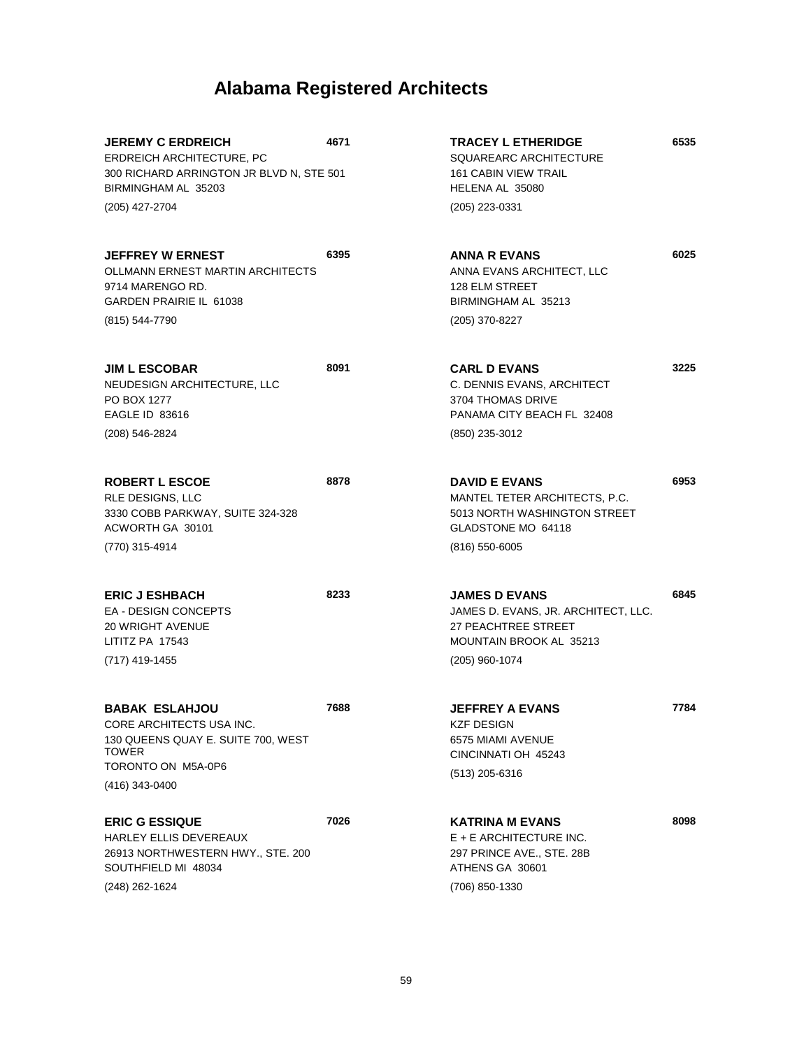# Alabama Registered Architects

**JEREMY C ERDREICH** 4671
ERDREICH ARCHITECTURE, PC
300 RICHARD ARRINGTON JR BLVD N, STE 501
BIRMINGHAM AL 35203
(205) 427-2704

**JEFFREY W ERNEST** 6395
OLLMANN ERNEST MARTIN ARCHITECTS
9714 MARENGO RD.
GARDEN PRAIRIE IL 61038
(815) 544-7790

**JIM L ESCOBAR** 8091
NEUDESIGN ARCHITECTURE, LLC
PO BOX 1277
EAGLE ID 83616
(208) 546-2824

**ROBERT L ESCOE** 8878
RLE DESIGNS, LLC
3330 COBB PARKWAY, SUITE 324-328
ACWORTH GA 30101
(770) 315-4914

**ERIC J ESHBACH** 8233
EA - DESIGN CONCEPTS
20 WRIGHT AVENUE
LITITZ PA 17543
(717) 419-1455

**BABAK ESLAHJOU** 7688
CORE ARCHITECTS USA INC.
130 QUEENS QUAY E. SUITE 700, WEST TOWER
TORONTO ON M5A-0P6
(416) 343-0400

**ERIC G ESSIQUE** 7026
HARLEY ELLIS DEVEREAUX
26913 NORTHWESTERN HWY., STE. 200
SOUTHFIELD MI 48034
(248) 262-1624

**TRACEY L ETHERIDGE** 6535
SQUAREARC ARCHITECTURE
161 CABIN VIEW TRAIL
HELENA AL 35080
(205) 223-0331

**ANNA R EVANS** 6025
ANNA EVANS ARCHITECT, LLC
128 ELM STREET
BIRMINGHAM AL 35213
(205) 370-8227

**CARL D EVANS** 3225
C. DENNIS EVANS, ARCHITECT
3704 THOMAS DRIVE
PANAMA CITY BEACH FL 32408
(850) 235-3012

**DAVID E EVANS** 6953
MANTEL TETER ARCHITECTS, P.C.
5013 NORTH WASHINGTON STREET
GLADSTONE MO 64118
(816) 550-6005

**JAMES D EVANS** 6845
JAMES D. EVANS, JR. ARCHITECT, LLC.
27 PEACHTREE STREET
MOUNTAIN BROOK AL 35213
(205) 960-1074

**JEFFREY A EVANS** 7784
KZF DESIGN
6575 MIAMI AVENUE
CINCINNATI OH 45243
(513) 205-6316

**KATRINA M EVANS** 8098
E + E ARCHITECTURE INC.
297 PRINCE AVE., STE. 28B
ATHENS GA 30601
(706) 850-1330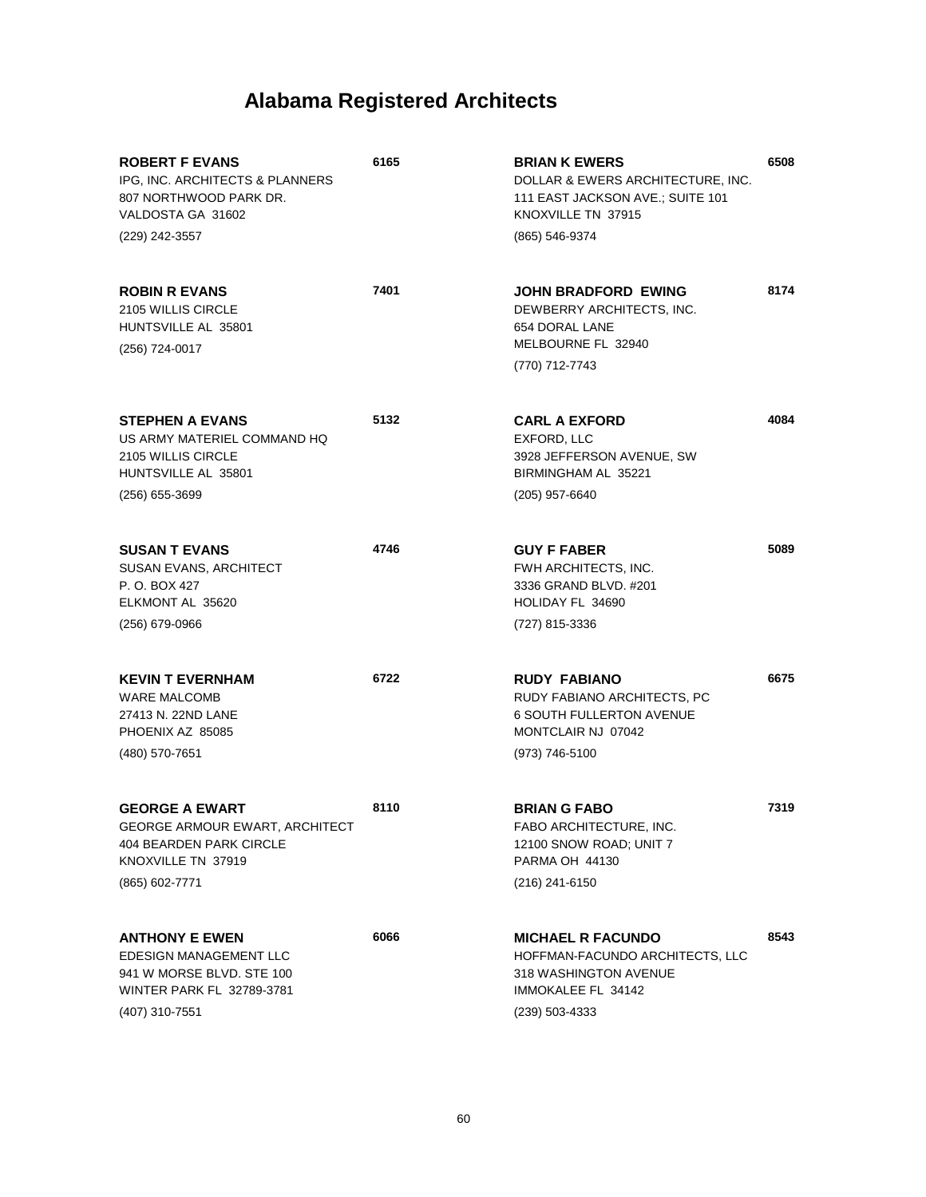# Alabama Registered Architects

**ROBERT F EVANS** — 6165
IPG, INC. ARCHITECTS & PLANNERS
807 NORTHWOOD PARK DR.
VALDOSTA GA 31602
(229) 242-3557

**ROBIN R EVANS** — 7401
2105 WILLIS CIRCLE
HUNTSVILLE AL 35801
(256) 724-0017

**STEPHEN A EVANS** — 5132
US ARMY MATERIEL COMMAND HQ
2105 WILLIS CIRCLE
HUNTSVILLE AL 35801
(256) 655-3699

**SUSAN T EVANS** — 4746
SUSAN EVANS, ARCHITECT
P. O. BOX 427
ELKMONT AL 35620
(256) 679-0966

**KEVIN T EVERNHAM** — 6722
WARE MALCOMB
27413 N. 22ND LANE
PHOENIX AZ 85085
(480) 570-7651

**GEORGE A EWART** — 8110
GEORGE ARMOUR EWART, ARCHITECT
404 BEARDEN PARK CIRCLE
KNOXVILLE TN 37919
(865) 602-7771

**ANTHONY E EWEN** — 6066
EDESIGN MANAGEMENT LLC
941 W MORSE BLVD. STE 100
WINTER PARK FL 32789-3781
(407) 310-7551

**BRIAN K EWERS** — 6508
DOLLAR & EWERS ARCHITECTURE, INC.
111 EAST JACKSON AVE.; SUITE 101
KNOXVILLE TN 37915
(865) 546-9374

**JOHN BRADFORD EWING** — 8174
DEWBERRY ARCHITECTS, INC.
654 DORAL LANE
MELBOURNE FL 32940
(770) 712-7743

**CARL A EXFORD** — 4084
EXFORD, LLC
3928 JEFFERSON AVENUE, SW
BIRMINGHAM AL 35221
(205) 957-6640

**GUY F FABER** — 5089
FWH ARCHITECTS, INC.
3336 GRAND BLVD. #201
HOLIDAY FL 34690
(727) 815-3336

**RUDY FABIANO** — 6675
RUDY FABIANO ARCHITECTS, PC
6 SOUTH FULLERTON AVENUE
MONTCLAIR NJ 07042
(973) 746-5100

**BRIAN G FABO** — 7319
FABO ARCHITECTURE, INC.
12100 SNOW ROAD; UNIT 7
PARMA OH 44130
(216) 241-6150

**MICHAEL R FACUNDO** — 8543
HOFFMAN-FACUNDO ARCHITECTS, LLC
318 WASHINGTON AVENUE
IMMOKALEE FL 34142
(239) 503-4333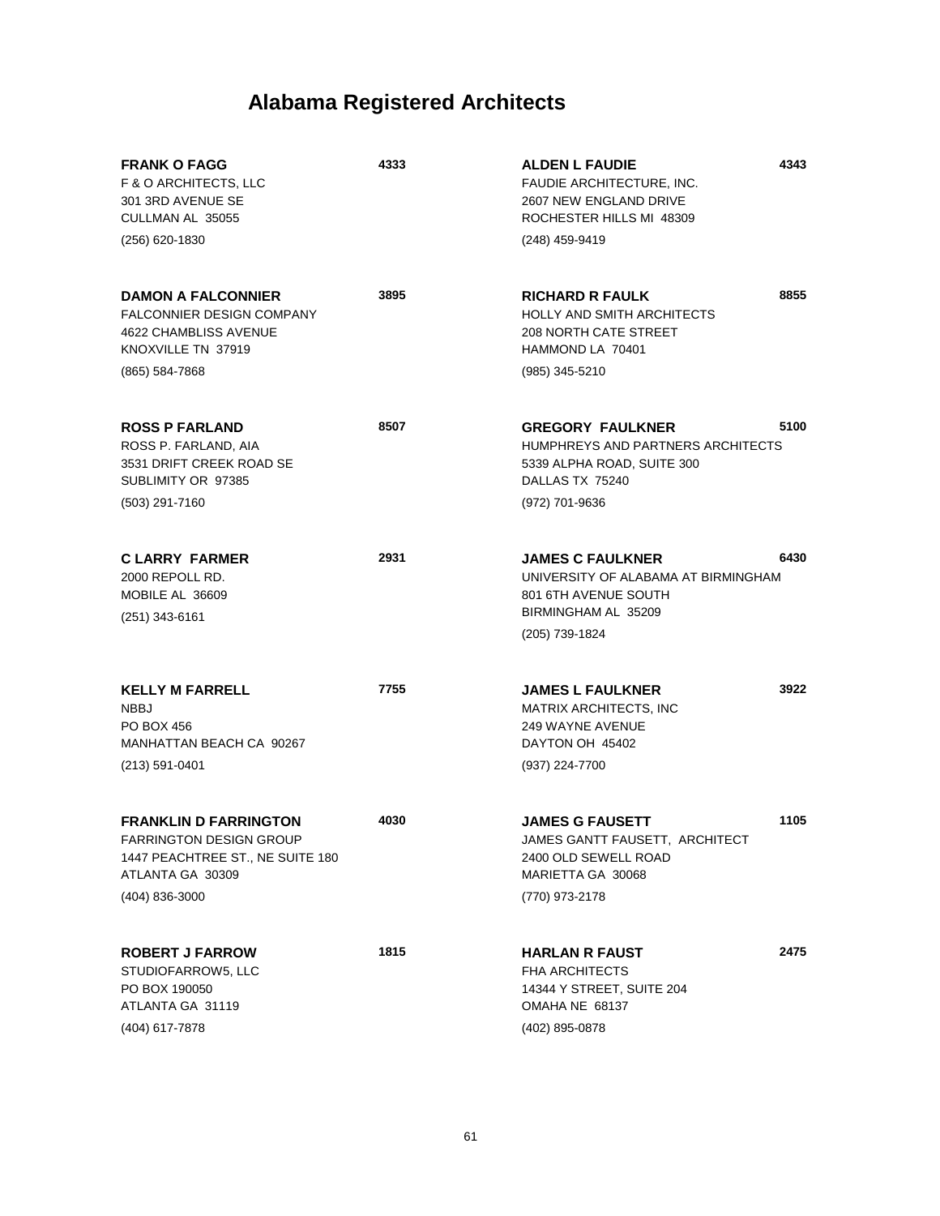# Alabama Registered Architects

**FRANK O FAGG** **4333**
F & O ARCHITECTS, LLC
301 3RD AVENUE SE
CULLMAN AL 35055
(256) 620-1830

**DAMON A FALCONNIER** **3895**
FALCONNIER DESIGN COMPANY
4622 CHAMBLISS AVENUE
KNOXVILLE TN 37919
(865) 584-7868

**ROSS P FARLAND** **8507**
ROSS P. FARLAND, AIA
3531 DRIFT CREEK ROAD SE
SUBLIMITY OR 97385
(503) 291-7160

**C LARRY FARMER** **2931**
2000 REPOLL RD.
MOBILE AL 36609
(251) 343-6161

**KELLY M FARRELL** **7755**
NBBJ
PO BOX 456
MANHATTAN BEACH CA 90267
(213) 591-0401

**FRANKLIN D FARRINGTON** **4030**
FARRINGTON DESIGN GROUP
1447 PEACHTREE ST., NE SUITE 180
ATLANTA GA 30309
(404) 836-3000

**ROBERT J FARROW** **1815**
STUDIOFARROW5, LLC
PO BOX 190050
ATLANTA GA 31119
(404) 617-7878

**ALDEN L FAUDIE** **4343**
FAUDIE ARCHITECTURE, INC.
2607 NEW ENGLAND DRIVE
ROCHESTER HILLS MI 48309
(248) 459-9419

**RICHARD R FAULK** **8855**
HOLLY AND SMITH ARCHITECTS
208 NORTH CATE STREET
HAMMOND LA 70401
(985) 345-5210

**GREGORY FAULKNER** **5100**
HUMPHREYS AND PARTNERS ARCHITECTS
5339 ALPHA ROAD, SUITE 300
DALLAS TX 75240
(972) 701-9636

**JAMES C FAULKNER** **6430**
UNIVERSITY OF ALABAMA AT BIRMINGHAM
801 6TH AVENUE SOUTH
BIRMINGHAM AL 35209
(205) 739-1824

**JAMES L FAULKNER** **3922**
MATRIX ARCHITECTS, INC
249 WAYNE AVENUE
DAYTON OH 45402
(937) 224-7700

**JAMES G FAUSETT** **1105**
JAMES GANTT FAUSETT, ARCHITECT
2400 OLD SEWELL ROAD
MARIETTA GA 30068
(770) 973-2178

**HARLAN R FAUST** **2475**
FHA ARCHITECTS
14344 Y STREET, SUITE 204
OMAHA NE 68137
(402) 895-0878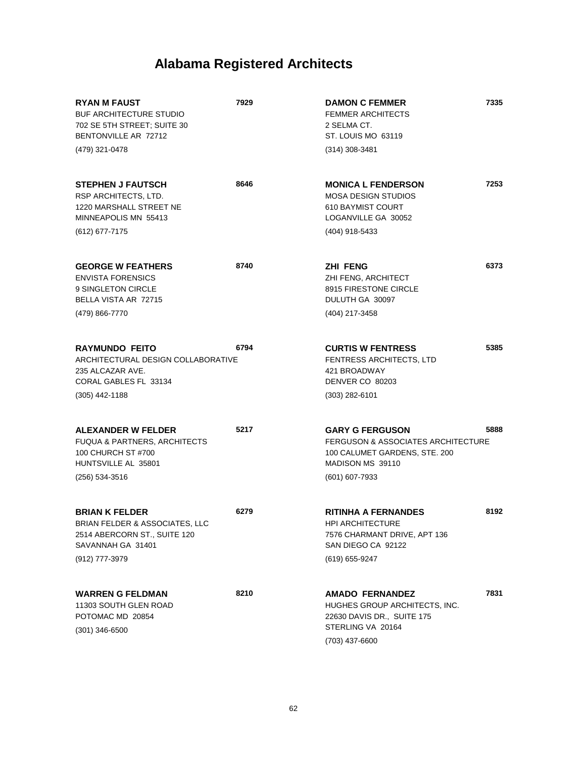# Alabama Registered Architects

**RYAN M FAUST** **7929**
BUF ARCHITECTURE STUDIO
702 SE 5TH STREET; SUITE 30
BENTONVILLE AR 72712
(479) 321-0478

**STEPHEN J FAUTSCH** **8646**
RSP ARCHITECTS, LTD.
1220 MARSHALL STREET NE
MINNEAPOLIS MN 55413
(612) 677-7175

**GEORGE W FEATHERS** **8740**
ENVISTA FORENSICS
9 SINGLETON CIRCLE
BELLA VISTA AR 72715
(479) 866-7770

**RAYMUNDO FEITO** **6794**
ARCHITECTURAL DESIGN COLLABORATIVE
235 ALCAZAR AVE.
CORAL GABLES FL 33134
(305) 442-1188

**ALEXANDER W FELDER** **5217**
FUQUA & PARTNERS, ARCHITECTS
100 CHURCH ST #700
HUNTSVILLE AL 35801
(256) 534-3516

**BRIAN K FELDER** **6279**
BRIAN FELDER & ASSOCIATES, LLC
2514 ABERCORN ST., SUITE 120
SAVANNAH GA 31401
(912) 777-3979

**WARREN G FELDMAN** **8210**
11303 SOUTH GLEN ROAD
POTOMAC MD 20854
(301) 346-6500

**DAMON C FEMMER** **7335**
FEMMER ARCHITECTS
2 SELMA CT.
ST. LOUIS MO 63119
(314) 308-3481

**MONICA L FENDERSON** **7253**
MOSA DESIGN STUDIOS
610 BAYMIST COURT
LOGANVILLE GA 30052
(404) 918-5433

**ZHI FENG** **6373**
ZHI FENG, ARCHITECT
8915 FIRESTONE CIRCLE
DULUTH GA 30097
(404) 217-3458

**CURTIS W FENTRESS** **5385**
FENTRESS ARCHITECTS, LTD
421 BROADWAY
DENVER CO 80203
(303) 282-6101

**GARY G FERGUSON** **5888**
FERGUSON & ASSOCIATES ARCHITECTURE
100 CALUMET GARDENS, STE. 200
MADISON MS 39110
(601) 607-7933

**RITINHA A FERNANDES** **8192**
HPI ARCHITECTURE
7576 CHARMANT DRIVE, APT 136
SAN DIEGO CA 92122
(619) 655-9247

**AMADO FERNANDEZ** **7831**
HUGHES GROUP ARCHITECTS, INC.
22630 DAVIS DR., SUITE 175
STERLING VA 20164
(703) 437-6600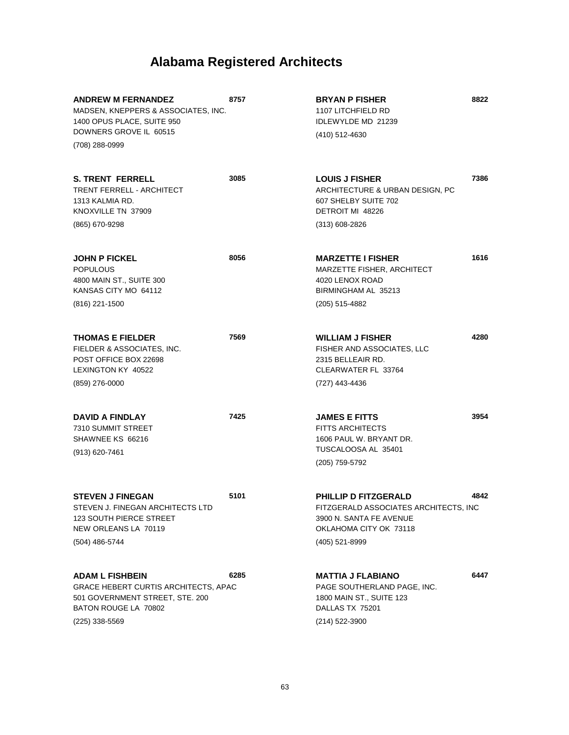# Alabama Registered Architects

**ANDREW M FERNANDEZ** **8757**
MADSEN, KNEPPERS & ASSOCIATES, INC.
1400 OPUS PLACE, SUITE 950
DOWNERS GROVE IL 60515
(708) 288-0999

**S. TRENT FERRELL** **3085**
TRENT FERRELL - ARCHITECT
1313 KALMIA RD.
KNOXVILLE TN 37909
(865) 670-9298

**JOHN P FICKEL** **8056**
POPULOUS
4800 MAIN ST., SUITE 300
KANSAS CITY MO 64112
(816) 221-1500

**THOMAS E FIELDER** **7569**
FIELDER & ASSOCIATES, INC.
POST OFFICE BOX 22698
LEXINGTON KY 40522
(859) 276-0000

**DAVID A FINDLAY** **7425**
7310 SUMMIT STREET
SHAWNEE KS 66216
(913) 620-7461

**STEVEN J FINEGAN** **5101**
STEVEN J. FINEGAN ARCHITECTS LTD
123 SOUTH PIERCE STREET
NEW ORLEANS LA 70119
(504) 486-5744

**ADAM L FISHBEIN** **6285**
GRACE HEBERT CURTIS ARCHITECTS, APAC
501 GOVERNMENT STREET, STE. 200
BATON ROUGE LA 70802
(225) 338-5569

**BRYAN P FISHER** **8822**
1107 LITCHFIELD RD
IDLEWYLDE MD 21239
(410) 512-4630

**LOUIS J FISHER** **7386**
ARCHITECTURE & URBAN DESIGN, PC
607 SHELBY SUITE 702
DETROIT MI 48226
(313) 608-2826

**MARZETTE I FISHER** **1616**
MARZETTE FISHER, ARCHITECT
4020 LENOX ROAD
BIRMINGHAM AL 35213
(205) 515-4882

**WILLIAM J FISHER** **4280**
FISHER AND ASSOCIATES, LLC
2315 BELLEAIR RD.
CLEARWATER FL 33764
(727) 443-4436

**JAMES E FITTS** **3954**
FITTS ARCHITECTS
1606 PAUL W. BRYANT DR.
TUSCALOOSA AL 35401
(205) 759-5792

**PHILLIP D FITZGERALD** **4842**
FITZGERALD ASSOCIATES ARCHITECTS, INC
3900 N. SANTA FE AVENUE
OKLAHOMA CITY OK 73118
(405) 521-8999

**MATTIA J FLABIANO** **6447**
PAGE SOUTHERLAND PAGE, INC.
1800 MAIN ST., SUITE 123
DALLAS TX 75201
(214) 522-3900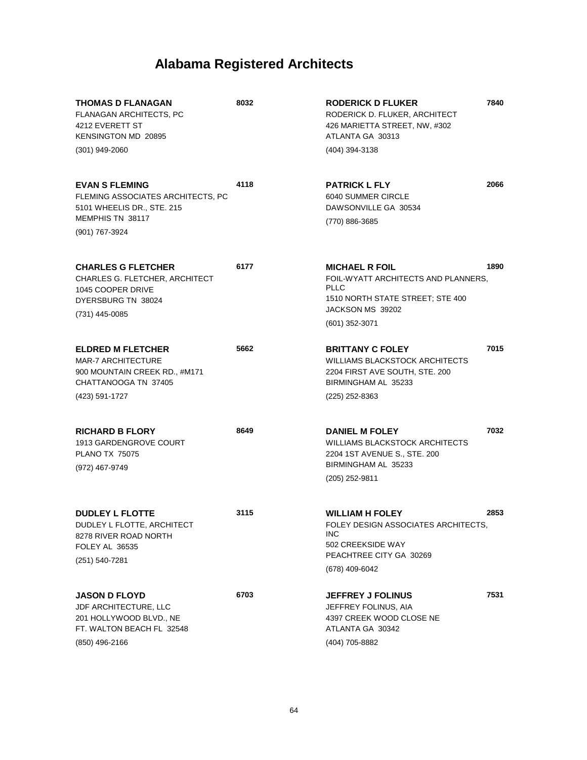# Alabama Registered Architects

**THOMAS D FLANAGAN** **8032**
FLANAGAN ARCHITECTS, PC
4212 EVERETT ST
KENSINGTON MD 20895
(301) 949-2060

**EVAN S FLEMING** **4118**
FLEMING ASSOCIATES ARCHITECTS, PC
5101 WHEELIS DR., STE. 215
MEMPHIS TN 38117
(901) 767-3924

**CHARLES G FLETCHER** **6177**
CHARLES G. FLETCHER, ARCHITECT
1045 COOPER DRIVE
DYERSBURG TN 38024
(731) 445-0085

**ELDRED M FLETCHER** **5662**
MAR-7 ARCHITECTURE
900 MOUNTAIN CREEK RD., #M171
CHATTANOOGA TN 37405
(423) 591-1727

**RICHARD B FLORY** **8649**
1913 GARDENGROVE COURT
PLANO TX 75075
(972) 467-9749

**DUDLEY L FLOTTE** **3115**
DUDLEY L FLOTTE, ARCHITECT
8278 RIVER ROAD NORTH
FOLEY AL 36535
(251) 540-7281

**JASON D FLOYD** **6703**
JDF ARCHITECTURE, LLC
201 HOLLYWOOD BLVD., NE
FT. WALTON BEACH FL 32548
(850) 496-2166

**RODERICK D FLUKER** **7840**
RODERICK D. FLUKER, ARCHITECT
426 MARIETTA STREET, NW, #302
ATLANTA GA 30313
(404) 394-3138

**PATRICK L FLY** **2066**
6040 SUMMER CIRCLE
DAWSONVILLE GA 30534
(770) 886-3685

**MICHAEL R FOIL** **1890**
FOIL-WYATT ARCHITECTS AND PLANNERS, PLLC
1510 NORTH STATE STREET; STE 400
JACKSON MS 39202
(601) 352-3071

**BRITTANY C FOLEY** **7015**
WILLIAMS BLACKSTOCK ARCHITECTS
2204 FIRST AVE SOUTH, STE. 200
BIRMINGHAM AL 35233
(225) 252-8363

**DANIEL M FOLEY** **7032**
WILLIAMS BLACKSTOCK ARCHITECTS
2204 1ST AVENUE S., STE. 200
BIRMINGHAM AL 35233
(205) 252-9811

**WILLIAM H FOLEY** **2853**
FOLEY DESIGN ASSOCIATES ARCHITECTS, INC
502 CREEKSIDE WAY
PEACHTREE CITY GA 30269
(678) 409-6042

**JEFFREY J FOLINUS** **7531**
JEFFREY FOLINUS, AIA
4397 CREEK WOOD CLOSE NE
ATLANTA GA 30342
(404) 705-8882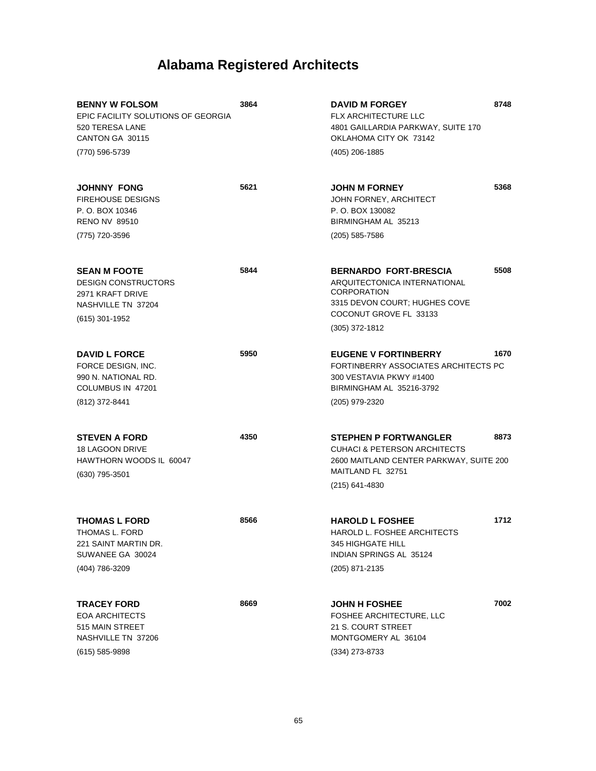# Alabama Registered Architects

**BENNY W FOLSOM** **3864**
EPIC FACILITY SOLUTIONS OF GEORGIA
520 TERESA LANE
CANTON GA 30115
(770) 596-5739

**JOHNNY FONG** **5621**
FIREHOUSE DESIGNS
P. O. BOX 10346
RENO NV 89510
(775) 720-3596

**SEAN M FOOTE** **5844**
DESIGN CONSTRUCTORS
2971 KRAFT DRIVE
NASHVILLE TN 37204
(615) 301-1952

**DAVID L FORCE** **5950**
FORCE DESIGN, INC.
990 N. NATIONAL RD.
COLUMBUS IN 47201
(812) 372-8441

**STEVEN A FORD** **4350**
18 LAGOON DRIVE
HAWTHORN WOODS IL 60047
(630) 795-3501

**THOMAS L FORD** **8566**
THOMAS L. FORD
221 SAINT MARTIN DR.
SUWANEE GA 30024
(404) 786-3209

**TRACEY FORD** **8669**
EOA ARCHITECTS
515 MAIN STREET
NASHVILLE TN 37206
(615) 585-9898

**DAVID M FORGEY** **8748**
FLX ARCHITECTURE LLC
4801 GAILLARDIA PARKWAY, SUITE 170
OKLAHOMA CITY OK 73142
(405) 206-1885

**JOHN M FORNEY** **5368**
JOHN FORNEY, ARCHITECT
P. O. BOX 130082
BIRMINGHAM AL 35213
(205) 585-7586

**BERNARDO FORT-BRESCIA** **5508**
ARQUITECTONICA INTERNATIONAL CORPORATION
3315 DEVON COURT; HUGHES COVE
COCONUT GROVE FL 33133
(305) 372-1812

**EUGENE V FORTINBERRY** **1670**
FORTINBERRY ASSOCIATES ARCHITECTS PC
300 VESTAVIA PKWY #1400
BIRMINGHAM AL 35216-3792
(205) 979-2320

**STEPHEN P FORTWANGLER** **8873**
CUHACI & PETERSON ARCHITECTS
2600 MAITLAND CENTER PARKWAY, SUITE 200
MAITLAND FL 32751
(215) 641-4830

**HAROLD L FOSHEE** **1712**
HAROLD L. FOSHEE ARCHITECTS
345 HIGHGATE HILL
INDIAN SPRINGS AL 35124
(205) 871-2135

**JOHN H FOSHEE** **7002**
FOSHEE ARCHITECTURE, LLC
21 S. COURT STREET
MONTGOMERY AL 36104
(334) 273-8733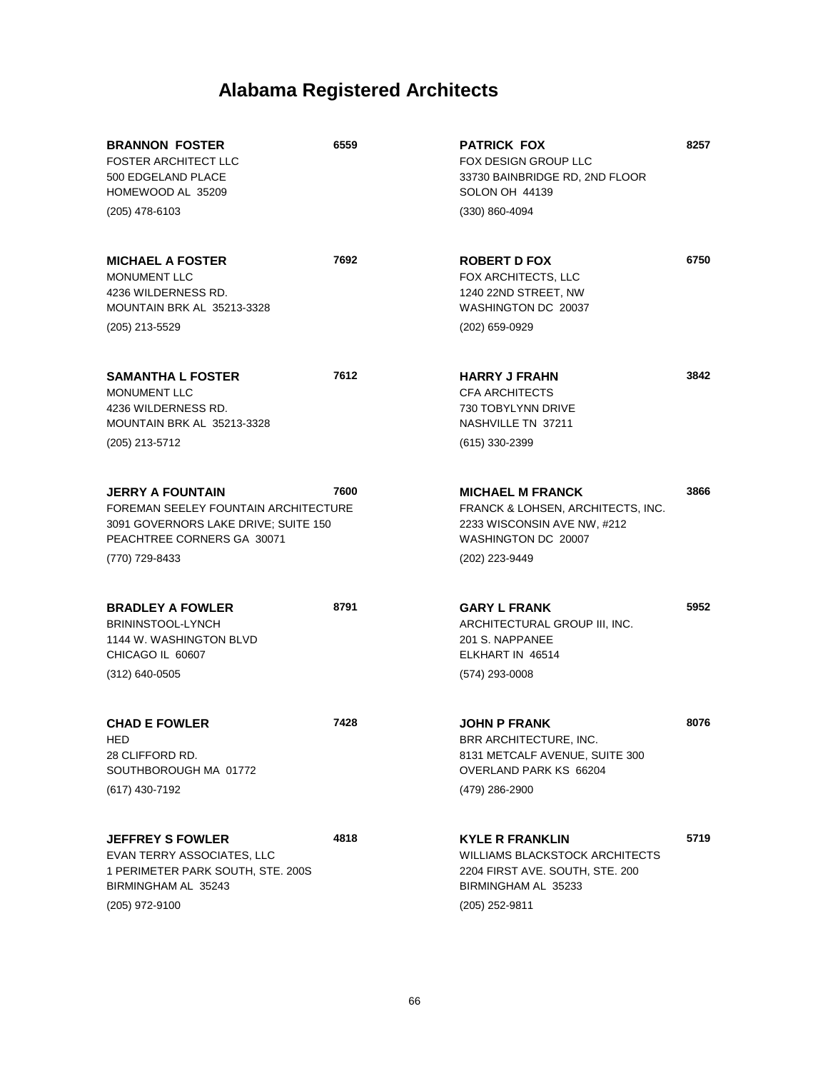# Alabama Registered Architects

**BRANNON FOSTER** **6559**
FOSTER ARCHITECT LLC
500 EDGELAND PLACE
HOMEWOOD AL 35209
(205) 478-6103

**MICHAEL A FOSTER** **7692**
MONUMENT LLC
4236 WILDERNESS RD.
MOUNTAIN BRK AL 35213-3328
(205) 213-5529

**SAMANTHA L FOSTER** **7612**
MONUMENT LLC
4236 WILDERNESS RD.
MOUNTAIN BRK AL 35213-3328
(205) 213-5712

**JERRY A FOUNTAIN** **7600**
FOREMAN SEELEY FOUNTAIN ARCHITECTURE
3091 GOVERNORS LAKE DRIVE; SUITE 150
PEACHTREE CORNERS GA 30071
(770) 729-8433

**BRADLEY A FOWLER** **8791**
BRININSTOOL-LYNCH
1144 W. WASHINGTON BLVD
CHICAGO IL 60607
(312) 640-0505

**CHAD E FOWLER** **7428**
HED
28 CLIFFORD RD.
SOUTHBOROUGH MA 01772
(617) 430-7192

**JEFFREY S FOWLER** **4818**
EVAN TERRY ASSOCIATES, LLC
1 PERIMETER PARK SOUTH, STE. 200S
BIRMINGHAM AL 35243
(205) 972-9100

**PATRICK FOX** **8257**
FOX DESIGN GROUP LLC
33730 BAINBRIDGE RD, 2ND FLOOR
SOLON OH 44139
(330) 860-4094

**ROBERT D FOX** **6750**
FOX ARCHITECTS, LLC
1240 22ND STREET, NW
WASHINGTON DC 20037
(202) 659-0929

**HARRY J FRAHN** **3842**
CFA ARCHITECTS
730 TOBYLYNN DRIVE
NASHVILLE TN 37211
(615) 330-2399

**MICHAEL M FRANCK** **3866**
FRANCK & LOHSEN, ARCHITECTS, INC.
2233 WISCONSIN AVE NW, #212
WASHINGTON DC 20007
(202) 223-9449

**GARY L FRANK** **5952**
ARCHITECTURAL GROUP III, INC.
201 S. NAPPANEE
ELKHART IN 46514
(574) 293-0008

**JOHN P FRANK** **8076**
BRR ARCHITECTURE, INC.
8131 METCALF AVENUE, SUITE 300
OVERLAND PARK KS 66204
(479) 286-2900

**KYLE R FRANKLIN** **5719**
WILLIAMS BLACKSTOCK ARCHITECTS
2204 FIRST AVE. SOUTH, STE. 200
BIRMINGHAM AL 35233
(205) 252-9811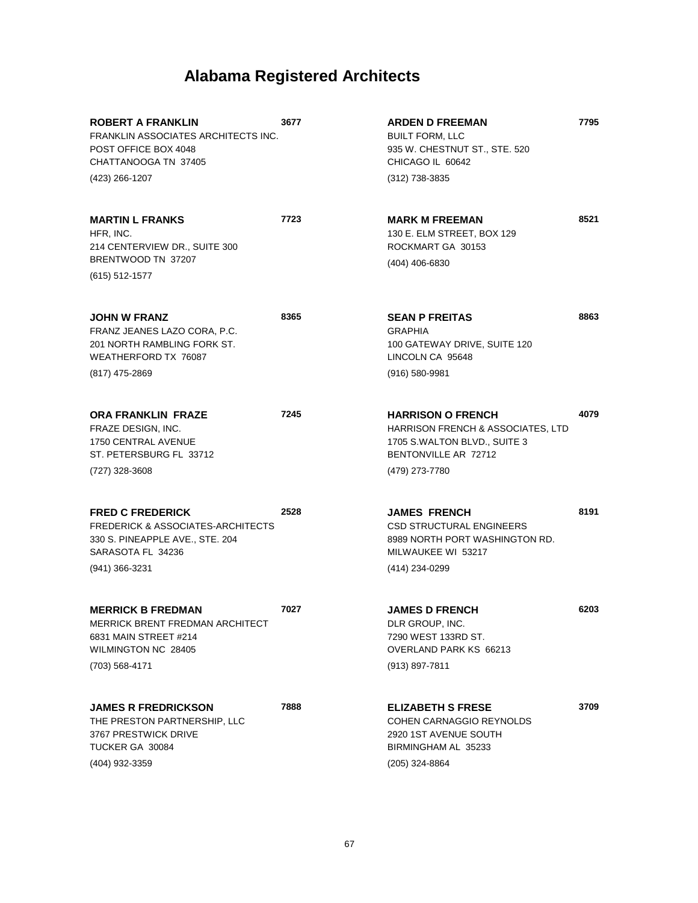# Alabama Registered Architects

**ROBERT A FRANKLIN** **3677**
FRANKLIN ASSOCIATES ARCHITECTS INC.
POST OFFICE BOX 4048
CHATTANOOGA TN 37405
(423) 266-1207

**MARTIN L FRANKS** **7723**
HFR, INC.
214 CENTERVIEW DR., SUITE 300
BRENTWOOD TN 37207
(615) 512-1577

**JOHN W FRANZ** **8365**
FRANZ JEANES LAZO CORA, P.C.
201 NORTH RAMBLING FORK ST.
WEATHERFORD TX 76087
(817) 475-2869

**ORA FRANKLIN FRAZE** **7245**
FRAZE DESIGN, INC.
1750 CENTRAL AVENUE
ST. PETERSBURG FL 33712
(727) 328-3608

**FRED C FREDERICK** **2528**
FREDERICK & ASSOCIATES-ARCHITECTS
330 S. PINEAPPLE AVE., STE. 204
SARASOTA FL 34236
(941) 366-3231

**MERRICK B FREDMAN** **7027**
MERRICK BRENT FREDMAN ARCHITECT
6831 MAIN STREET #214
WILMINGTON NC 28405
(703) 568-4171

**JAMES R FREDRICKSON** **7888**
THE PRESTON PARTNERSHIP, LLC
3767 PRESTWICK DRIVE
TUCKER GA 30084
(404) 932-3359

**ARDEN D FREEMAN** **7795**
BUILT FORM, LLC
935 W. CHESTNUT ST., STE. 520
CHICAGO IL 60642
(312) 738-3835

**MARK M FREEMAN** **8521**
130 E. ELM STREET, BOX 129
ROCKMART GA 30153
(404) 406-6830

**SEAN P FREITAS** **8863**
GRAPHIA
100 GATEWAY DRIVE, SUITE 120
LINCOLN CA 95648
(916) 580-9981

**HARRISON O FRENCH** **4079**
HARRISON FRENCH & ASSOCIATES, LTD
1705 S.WALTON BLVD., SUITE 3
BENTONVILLE AR 72712
(479) 273-7780

**JAMES FRENCH** **8191**
CSD STRUCTURAL ENGINEERS
8989 NORTH PORT WASHINGTON RD.
MILWAUKEE WI 53217
(414) 234-0299

**JAMES D FRENCH** **6203**
DLR GROUP, INC.
7290 WEST 133RD ST.
OVERLAND PARK KS 66213
(913) 897-7811

**ELIZABETH S FRESE** **3709**
COHEN CARNAGGIO REYNOLDS
2920 1ST AVENUE SOUTH
BIRMINGHAM AL 35233
(205) 324-8864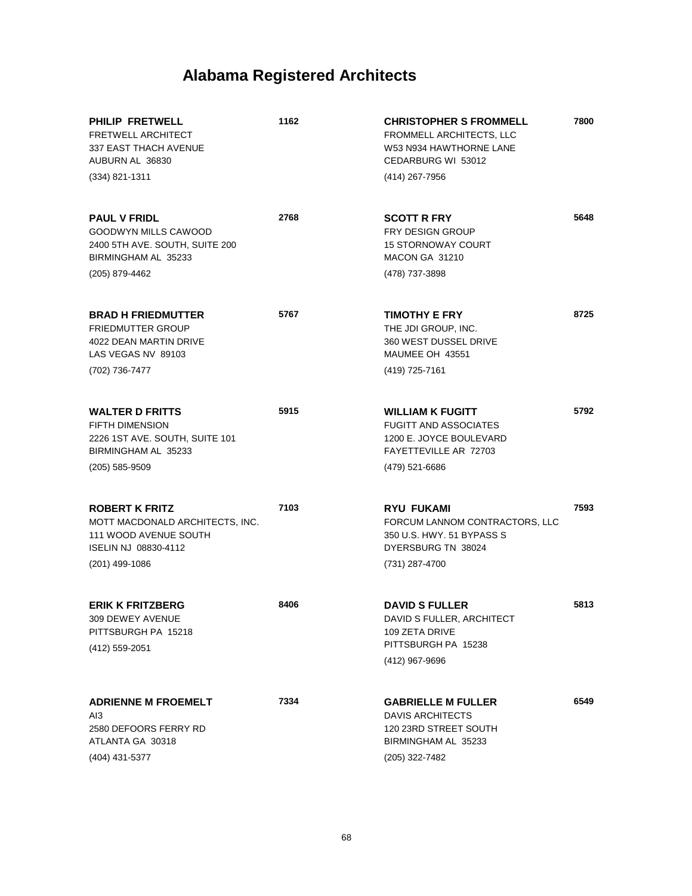# Alabama Registered Architects

**PHILIP FRETWELL** 1162
FRETWELL ARCHITECT
337 EAST THACH AVENUE
AUBURN AL 36830
(334) 821-1311

**PAUL V FRIDL** 2768
GOODWYN MILLS CAWOOD
2400 5TH AVE. SOUTH, SUITE 200
BIRMINGHAM AL 35233
(205) 879-4462

**BRAD H FRIEDMUTTER** 5767
FRIEDMUTTER GROUP
4022 DEAN MARTIN DRIVE
LAS VEGAS NV 89103
(702) 736-7477

**WALTER D FRITTS** 5915
FIFTH DIMENSION
2226 1ST AVE. SOUTH, SUITE 101
BIRMINGHAM AL 35233
(205) 585-9509

**ROBERT K FRITZ** 7103
MOTT MACDONALD ARCHITECTS, INC.
111 WOOD AVENUE SOUTH
ISELIN NJ 08830-4112
(201) 499-1086

**ERIK K FRITZBERG** 8406
309 DEWEY AVENUE
PITTSBURGH PA 15218
(412) 559-2051

**ADRIENNE M FROEMELT** 7334
AI3
2580 DEFOORS FERRY RD
ATLANTA GA 30318
(404) 431-5377

**CHRISTOPHER S FROMMELL** 7800
FROMMELL ARCHITECTS, LLC
W53 N934 HAWTHORNE LANE
CEDARBURG WI 53012
(414) 267-7956

**SCOTT R FRY** 5648
FRY DESIGN GROUP
15 STORNOWAY COURT
MACON GA 31210
(478) 737-3898

**TIMOTHY E FRY** 8725
THE JDI GROUP, INC.
360 WEST DUSSEL DRIVE
MAUMEE OH 43551
(419) 725-7161

**WILLIAM K FUGITT** 5792
FUGITT AND ASSOCIATES
1200 E. JOYCE BOULEVARD
FAYETTEVILLE AR 72703
(479) 521-6686

**RYU FUKAMI** 7593
FORCUM LANNOM CONTRACTORS, LLC
350 U.S. HWY. 51 BYPASS S
DYERSBURG TN 38024
(731) 287-4700

**DAVID S FULLER** 5813
DAVID S FULLER, ARCHITECT
109 ZETA DRIVE
PITTSBURGH PA 15238
(412) 967-9696

**GABRIELLE M FULLER** 6549
DAVIS ARCHITECTS
120 23RD STREET SOUTH
BIRMINGHAM AL 35233
(205) 322-7482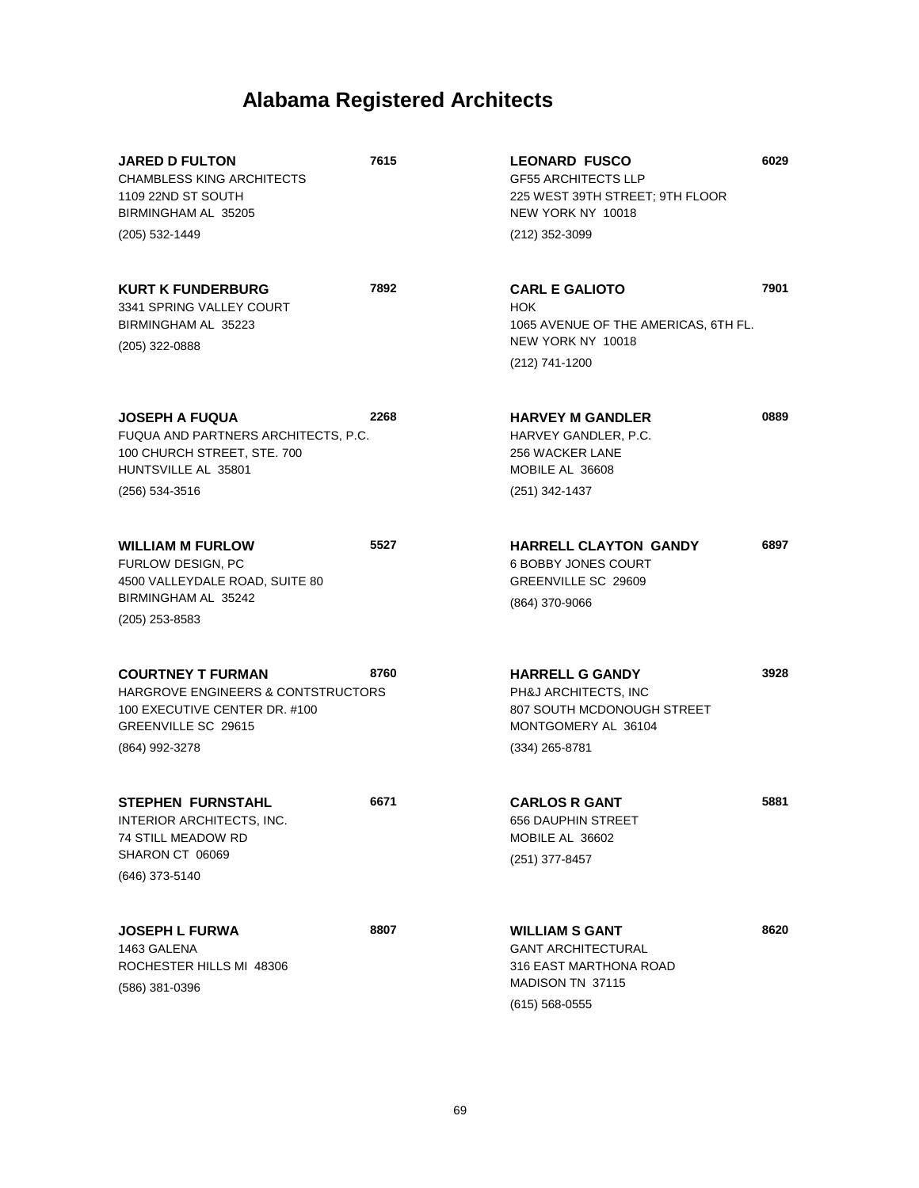# Alabama Registered Architects

**JARED D FULTON** **7615**
CHAMBLESS KING ARCHITECTS
1109 22ND ST SOUTH
BIRMINGHAM AL 35205
(205) 532-1449

**KURT K FUNDERBURG** **7892**
3341 SPRING VALLEY COURT
BIRMINGHAM AL 35223
(205) 322-0888

**JOSEPH A FUQUA** **2268**
FUQUA AND PARTNERS ARCHITECTS, P.C.
100 CHURCH STREET, STE. 700
HUNTSVILLE AL 35801
(256) 534-3516

**WILLIAM M FURLOW** **5527**
FURLOW DESIGN, PC
4500 VALLEYDALE ROAD, SUITE 80
BIRMINGHAM AL 35242
(205) 253-8583

**COURTNEY T FURMAN** **8760**
HARGROVE ENGINEERS & CONTSTRUCTORS
100 EXECUTIVE CENTER DR. #100
GREENVILLE SC 29615
(864) 992-3278

**STEPHEN FURNSTAHL** **6671**
INTERIOR ARCHITECTS, INC.
74 STILL MEADOW RD
SHARON CT 06069
(646) 373-5140

**JOSEPH L FURWA** **8807**
1463 GALENA
ROCHESTER HILLS MI 48306
(586) 381-0396

**LEONARD FUSCO** **6029**
GF55 ARCHITECTS LLP
225 WEST 39TH STREET; 9TH FLOOR
NEW YORK NY 10018
(212) 352-3099

**CARL E GALIOTO** **7901**
HOK
1065 AVENUE OF THE AMERICAS, 6TH FL.
NEW YORK NY 10018
(212) 741-1200

**HARVEY M GANDLER** **0889**
HARVEY GANDLER, P.C.
256 WACKER LANE
MOBILE AL 36608
(251) 342-1437

**HARRELL CLAYTON GANDY** **6897**
6 BOBBY JONES COURT
GREENVILLE SC 29609
(864) 370-9066

**HARRELL G GANDY** **3928**
PH&J ARCHITECTS, INC
807 SOUTH MCDONOUGH STREET
MONTGOMERY AL 36104
(334) 265-8781

**CARLOS R GANT** **5881**
656 DAUPHIN STREET
MOBILE AL 36602
(251) 377-8457

**WILLIAM S GANT** **8620**
GANT ARCHITECTURAL
316 EAST MARTHONA ROAD
MADISON TN 37115
(615) 568-0555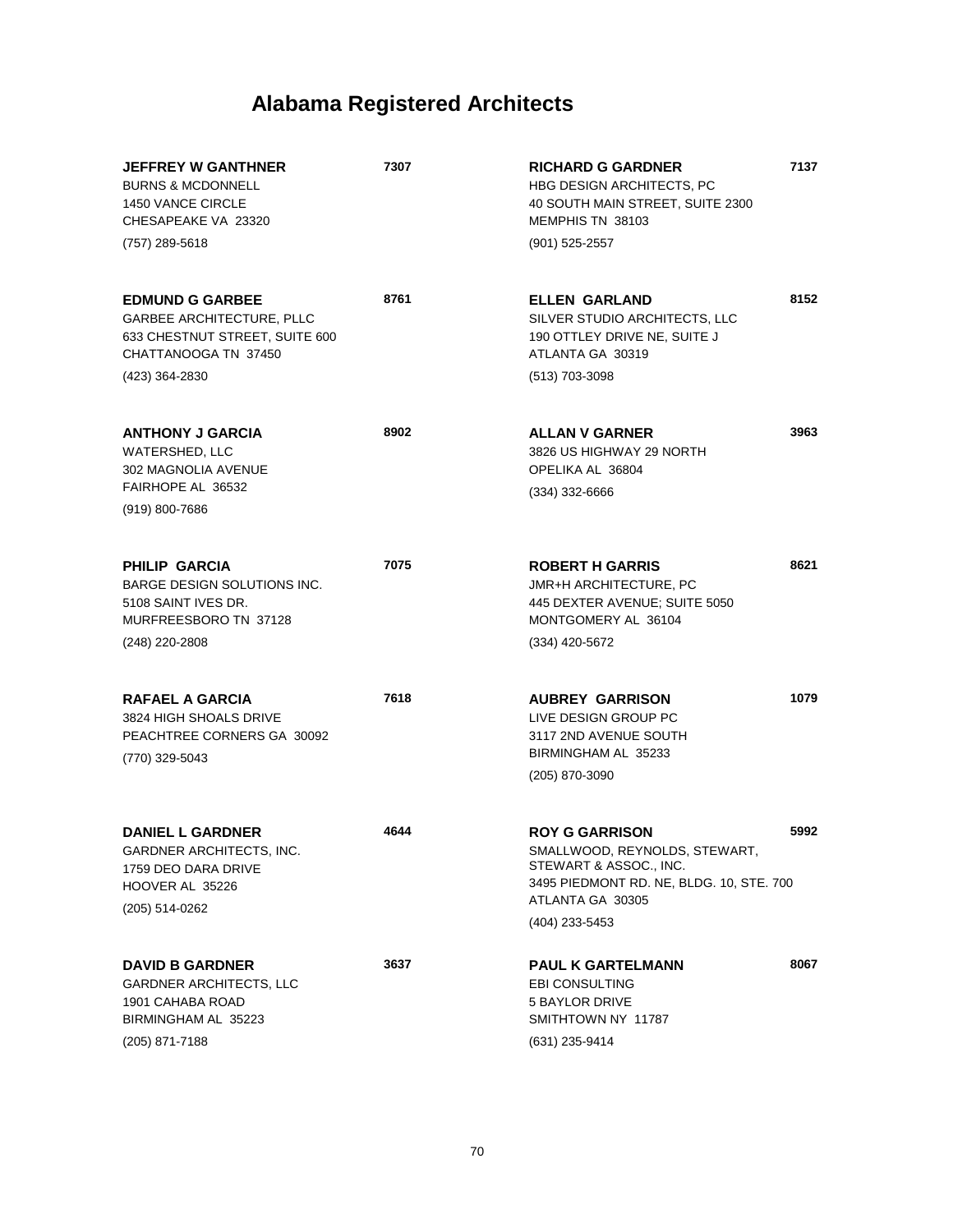# Alabama Registered Architects

**JEFFREY W GANTHNER** 7307
BURNS & MCDONNELL
1450 VANCE CIRCLE
CHESAPEAKE VA 23320
(757) 289-5618

**EDMUND G GARBEE** 8761
GARBEE ARCHITECTURE, PLLC
633 CHESTNUT STREET, SUITE 600
CHATTANOOGA TN 37450
(423) 364-2830

**ANTHONY J GARCIA** 8902
WATERSHED, LLC
302 MAGNOLIA AVENUE
FAIRHOPE AL 36532
(919) 800-7686

**PHILIP GARCIA** 7075
BARGE DESIGN SOLUTIONS INC.
5108 SAINT IVES DR.
MURFREESBORO TN 37128
(248) 220-2808

**RAFAEL A GARCIA** 7618
3824 HIGH SHOALS DRIVE
PEACHTREE CORNERS GA 30092
(770) 329-5043

**DANIEL L GARDNER** 4644
GARDNER ARCHITECTS, INC.
1759 DEO DARA DRIVE
HOOVER AL 35226
(205) 514-0262

**DAVID B GARDNER** 3637
GARDNER ARCHITECTS, LLC
1901 CAHABA ROAD
BIRMINGHAM AL 35223
(205) 871-7188

**RICHARD G GARDNER** 7137
HBG DESIGN ARCHITECTS, PC
40 SOUTH MAIN STREET, SUITE 2300
MEMPHIS TN 38103
(901) 525-2557

**ELLEN GARLAND** 8152
SILVER STUDIO ARCHITECTS, LLC
190 OTTLEY DRIVE NE, SUITE J
ATLANTA GA 30319
(513) 703-3098

**ALLAN V GARNER** 3963
3826 US HIGHWAY 29 NORTH
OPELIKA AL 36804
(334) 332-6666

**ROBERT H GARRIS** 8621
JMR+H ARCHITECTURE, PC
445 DEXTER AVENUE; SUITE 5050
MONTGOMERY AL 36104
(334) 420-5672

**AUBREY GARRISON** 1079
LIVE DESIGN GROUP PC
3117 2ND AVENUE SOUTH
BIRMINGHAM AL 35233
(205) 870-3090

**ROY G GARRISON** 5992
SMALLWOOD, REYNOLDS, STEWART, STEWART & ASSOC., INC.
3495 PIEDMONT RD. NE, BLDG. 10, STE. 700
ATLANTA GA 30305
(404) 233-5453

**PAUL K GARTELMANN** 8067
EBI CONSULTING
5 BAYLOR DRIVE
SMITHTOWN NY 11787
(631) 235-9414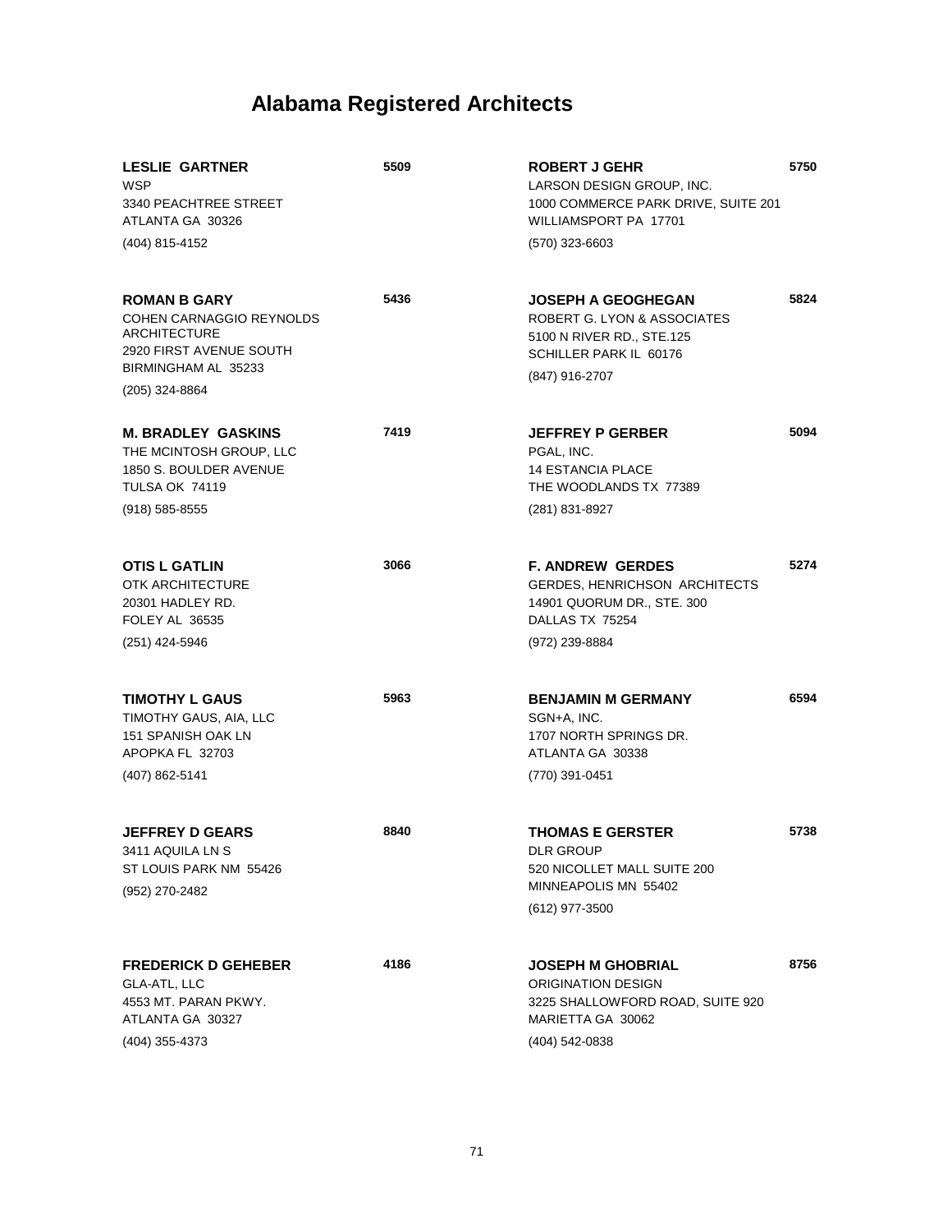# Alabama Registered Architects

**LESLIE GARTNER** 5509
WSP
3340 PEACHTREE STREET
ATLANTA GA 30326
(404) 815-4152

**ROMAN B GARY** 5436
COHEN CARNAGGIO REYNOLDS ARCHITECTURE
2920 FIRST AVENUE SOUTH
BIRMINGHAM AL 35233
(205) 324-8864

**M. BRADLEY GASKINS** 7419
THE MCINTOSH GROUP, LLC
1850 S. BOULDER AVENUE
TULSA OK 74119
(918) 585-8555

**OTIS L GATLIN** 3066
OTK ARCHITECTURE
20301 HADLEY RD.
FOLEY AL 36535
(251) 424-5946

**TIMOTHY L GAUS** 5963
TIMOTHY GAUS, AIA, LLC
151 SPANISH OAK LN
APOPKA FL 32703
(407) 862-5141

**JEFFREY D GEARS** 8840
3411 AQUILA LN S
ST LOUIS PARK NM 55426
(952) 270-2482

**FREDERICK D GEHEBER** 4186
GLA-ATL, LLC
4553 MT. PARAN PKWY.
ATLANTA GA 30327
(404) 355-4373

**ROBERT J GEHR** 5750
LARSON DESIGN GROUP, INC.
1000 COMMERCE PARK DRIVE, SUITE 201
WILLIAMSPORT PA 17701
(570) 323-6603

**JOSEPH A GEOGHEGAN** 5824
ROBERT G. LYON & ASSOCIATES
5100 N RIVER RD., STE.125
SCHILLER PARK IL 60176
(847) 916-2707

**JEFFREY P GERBER** 5094
PGAL, INC.
14 ESTANCIA PLACE
THE WOODLANDS TX 77389
(281) 831-8927

**F. ANDREW GERDES** 5274
GERDES, HENRICHSON ARCHITECTS
14901 QUORUM DR., STE. 300
DALLAS TX 75254
(972) 239-8884

**BENJAMIN M GERMANY** 6594
SGN+A, INC.
1707 NORTH SPRINGS DR.
ATLANTA GA 30338
(770) 391-0451

**THOMAS E GERSTER** 5738
DLR GROUP
520 NICOLLET MALL SUITE 200
MINNEAPOLIS MN 55402
(612) 977-3500

**JOSEPH M GHOBRIAL** 8756
ORIGINATION DESIGN
3225 SHALLOWFORD ROAD, SUITE 920
MARIETTA GA 30062
(404) 542-0838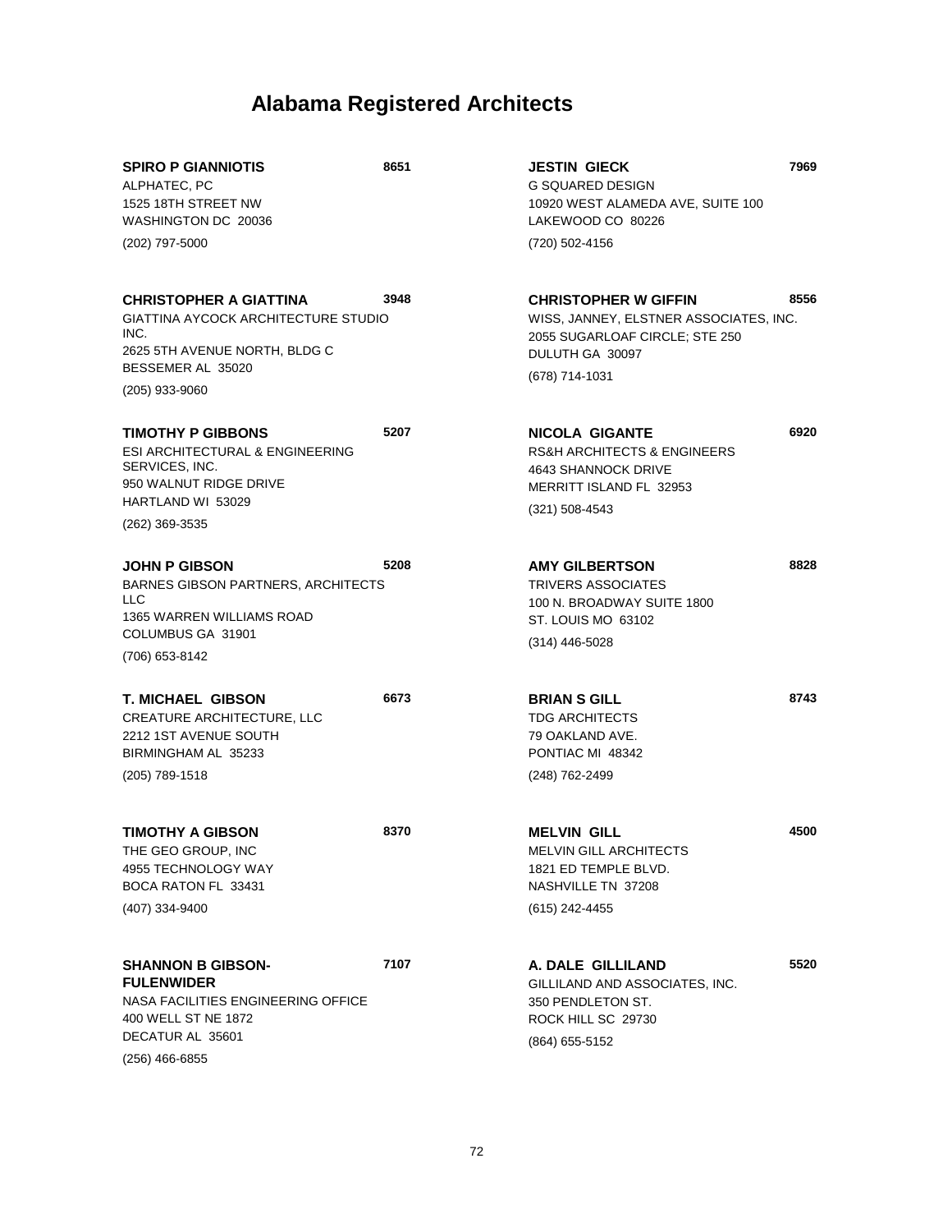# Alabama Registered Architects

**SPIRO P GIANNIOTIS** **8651**
ALPHATEC, PC
1525 18TH STREET NW
WASHINGTON DC 20036
(202) 797-5000

**CHRISTOPHER A GIATTINA** **3948**
GIATTINA AYCOCK ARCHITECTURE STUDIO INC.
2625 5TH AVENUE NORTH, BLDG C
BESSEMER AL 35020
(205) 933-9060

**TIMOTHY P GIBBONS** **5207**
ESI ARCHITECTURAL & ENGINEERING SERVICES, INC.
950 WALNUT RIDGE DRIVE
HARTLAND WI 53029
(262) 369-3535

**JOHN P GIBSON** **5208**
BARNES GIBSON PARTNERS, ARCHITECTS LLC
1365 WARREN WILLIAMS ROAD
COLUMBUS GA 31901
(706) 653-8142

**T. MICHAEL GIBSON** **6673**
CREATURE ARCHITECTURE, LLC
2212 1ST AVENUE SOUTH
BIRMINGHAM AL 35233
(205) 789-1518

**TIMOTHY A GIBSON** **8370**
THE GEO GROUP, INC
4955 TECHNOLOGY WAY
BOCA RATON FL 33431
(407) 334-9400

**SHANNON B GIBSON-FULENWIDER** **7107**
NASA FACILITIES ENGINEERING OFFICE
400 WELL ST NE 1872
DECATUR AL 35601
(256) 466-6855

**JESTIN GIECK** **7969**
G SQUARED DESIGN
10920 WEST ALAMEDA AVE, SUITE 100
LAKEWOOD CO 80226
(720) 502-4156

**CHRISTOPHER W GIFFIN** **8556**
WISS, JANNEY, ELSTNER ASSOCIATES, INC.
2055 SUGARLOAF CIRCLE; STE 250
DULUTH GA 30097
(678) 714-1031

**NICOLA GIGANTE** **6920**
RS&H ARCHITECTS & ENGINEERS
4643 SHANNOCK DRIVE
MERRITT ISLAND FL 32953
(321) 508-4543

**AMY GILBERTSON** **8828**
TRIVERS ASSOCIATES
100 N. BROADWAY SUITE 1800
ST. LOUIS MO 63102
(314) 446-5028

**BRIAN S GILL** **8743**
TDG ARCHITECTS
79 OAKLAND AVE.
PONTIAC MI 48342
(248) 762-2499

**MELVIN GILL** **4500**
MELVIN GILL ARCHITECTS
1821 ED TEMPLE BLVD.
NASHVILLE TN 37208
(615) 242-4455

**A. DALE GILLILAND** **5520**
GILLILAND AND ASSOCIATES, INC.
350 PENDLETON ST.
ROCK HILL SC 29730
(864) 655-5152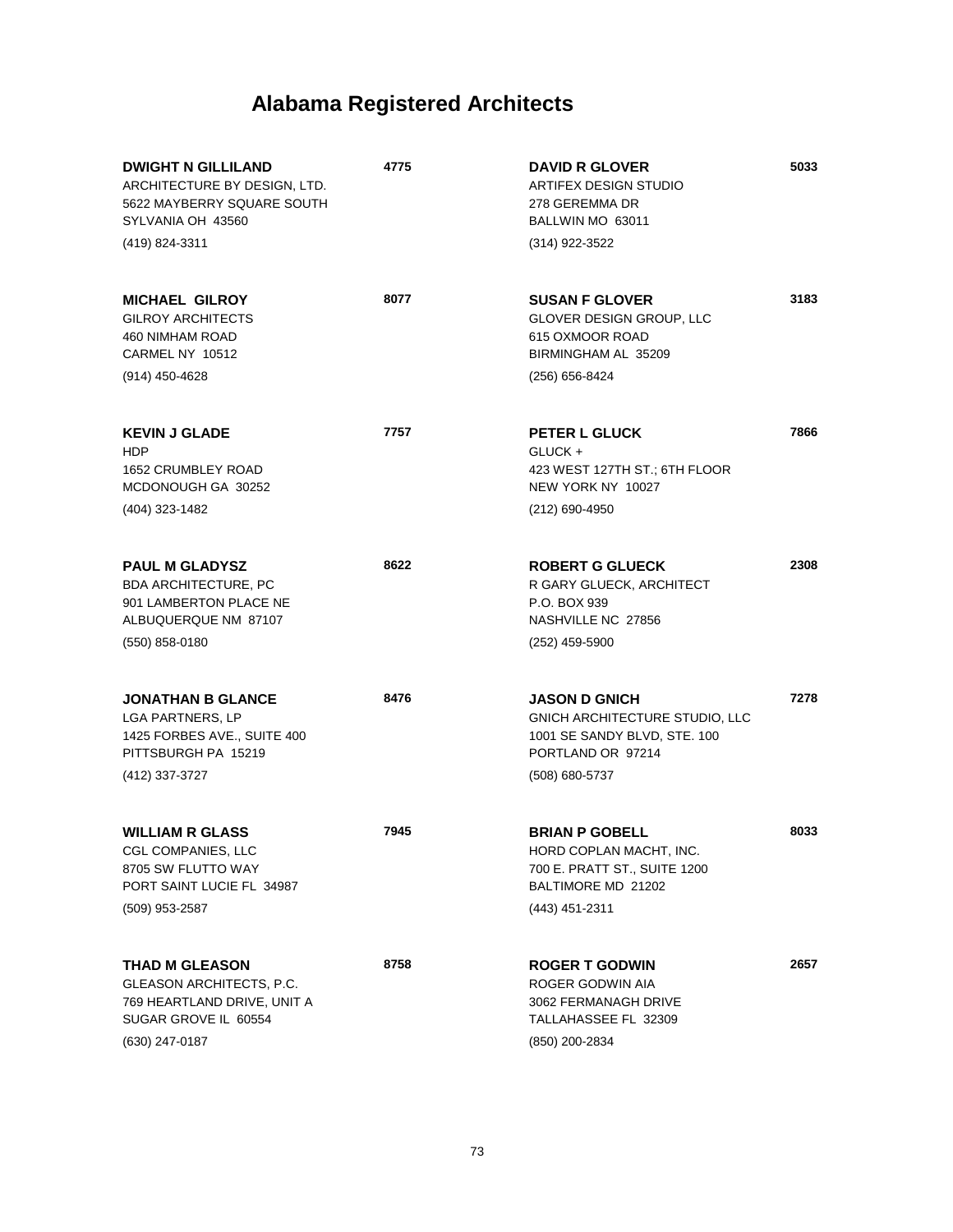# Alabama Registered Architects

**DWIGHT N GILLILAND** 4775
ARCHITECTURE BY DESIGN, LTD.
5622 MAYBERRY SQUARE SOUTH
SYLVANIA OH 43560
(419) 824-3311

**MICHAEL GILROY** 8077
GILROY ARCHITECTS
460 NIMHAM ROAD
CARMEL NY 10512
(914) 450-4628

**KEVIN J GLADE** 7757
HDP
1652 CRUMBLEY ROAD
MCDONOUGH GA 30252
(404) 323-1482

**PAUL M GLADYSZ** 8622
BDA ARCHITECTURE, PC
901 LAMBERTON PLACE NE
ALBUQUERQUE NM 87107
(550) 858-0180

**JONATHAN B GLANCE** 8476
LGA PARTNERS, LP
1425 FORBES AVE., SUITE 400
PITTSBURGH PA 15219
(412) 337-3727

**WILLIAM R GLASS** 7945
CGL COMPANIES, LLC
8705 SW FLUTTO WAY
PORT SAINT LUCIE FL 34987
(509) 953-2587

**THAD M GLEASON** 8758
GLEASON ARCHITECTS, P.C.
769 HEARTLAND DRIVE, UNIT A
SUGAR GROVE IL 60554
(630) 247-0187

**DAVID R GLOVER** 5033
ARTIFEX DESIGN STUDIO
278 GEREMMA DR
BALLWIN MO 63011
(314) 922-3522

**SUSAN F GLOVER** 3183
GLOVER DESIGN GROUP, LLC
615 OXMOOR ROAD
BIRMINGHAM AL 35209
(256) 656-8424

**PETER L GLUCK** 7866
GLUCK +
423 WEST 127TH ST.; 6TH FLOOR
NEW YORK NY 10027
(212) 690-4950

**ROBERT G GLUECK** 2308
R GARY GLUECK, ARCHITECT
P.O. BOX 939
NASHVILLE NC 27856
(252) 459-5900

**JASON D GNICH** 7278
GNICH ARCHITECTURE STUDIO, LLC
1001 SE SANDY BLVD, STE. 100
PORTLAND OR 97214
(508) 680-5737

**BRIAN P GOBELL** 8033
HORD COPLAN MACHT, INC.
700 E. PRATT ST., SUITE 1200
BALTIMORE MD 21202
(443) 451-2311

**ROGER T GODWIN** 2657
ROGER GODWIN AIA
3062 FERMANAGH DRIVE
TALLAHASSEE FL 32309
(850) 200-2834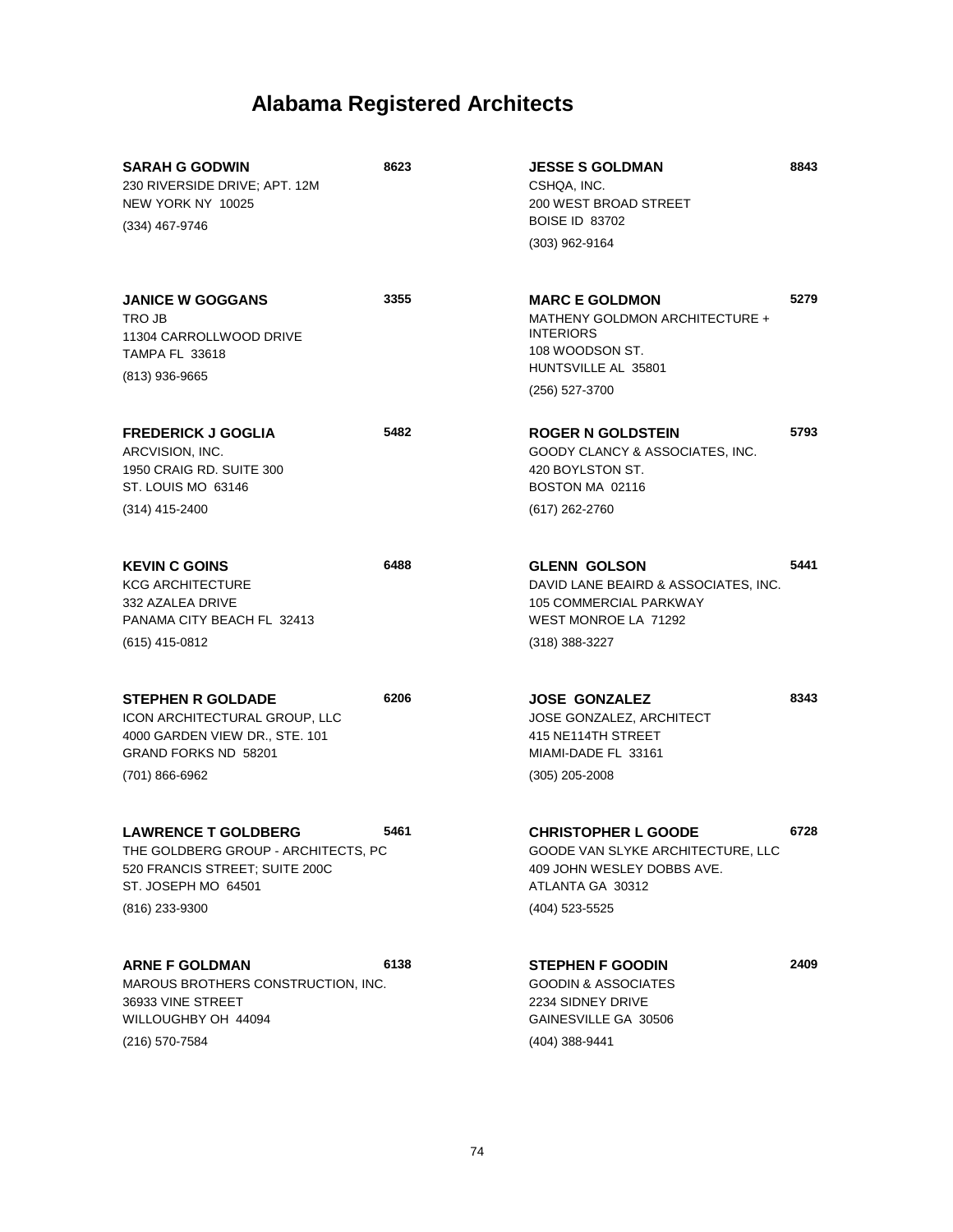# Alabama Registered Architects

**SARAH G GODWIN** **8623**
230 RIVERSIDE DRIVE; APT. 12M
NEW YORK NY 10025
(334) 467-9746

**JANICE W GOGGANS** **3355**
TRO JB
11304 CARROLLWOOD DRIVE
TAMPA FL 33618
(813) 936-9665

**FREDERICK J GOGLIA** **5482**
ARCVISION, INC.
1950 CRAIG RD. SUITE 300
ST. LOUIS MO 63146
(314) 415-2400

**KEVIN C GOINS** **6488**
KCG ARCHITECTURE
332 AZALEA DRIVE
PANAMA CITY BEACH FL 32413
(615) 415-0812

**STEPHEN R GOLDADE** **6206**
ICON ARCHITECTURAL GROUP, LLC
4000 GARDEN VIEW DR., STE. 101
GRAND FORKS ND 58201
(701) 866-6962

**LAWRENCE T GOLDBERG** **5461**
THE GOLDBERG GROUP - ARCHITECTS, PC
520 FRANCIS STREET; SUITE 200C
ST. JOSEPH MO 64501
(816) 233-9300

**ARNE F GOLDMAN** **6138**
MAROUS BROTHERS CONSTRUCTION, INC.
36933 VINE STREET
WILLOUGHBY OH 44094
(216) 570-7584

**JESSE S GOLDMAN** **8843**
CSHQA, INC.
200 WEST BROAD STREET
BOISE ID 83702
(303) 962-9164

**MARC E GOLDMON** **5279**
MATHENY GOLDMON ARCHITECTURE + INTERIORS
108 WOODSON ST.
HUNTSVILLE AL 35801
(256) 527-3700

**ROGER N GOLDSTEIN** **5793**
GOODY CLANCY & ASSOCIATES, INC.
420 BOYLSTON ST.
BOSTON MA 02116
(617) 262-2760

**GLENN GOLSON** **5441**
DAVID LANE BEAIRD & ASSOCIATES, INC.
105 COMMERCIAL PARKWAY
WEST MONROE LA 71292
(318) 388-3227

**JOSE GONZALEZ** **8343**
JOSE GONZALEZ, ARCHITECT
415 NE114TH STREET
MIAMI-DADE FL 33161
(305) 205-2008

**CHRISTOPHER L GOODE** **6728**
GOODE VAN SLYKE ARCHITECTURE, LLC
409 JOHN WESLEY DOBBS AVE.
ATLANTA GA 30312
(404) 523-5525

**STEPHEN F GOODIN** **2409**
GOODIN & ASSOCIATES
2234 SIDNEY DRIVE
GAINESVILLE GA 30506
(404) 388-9441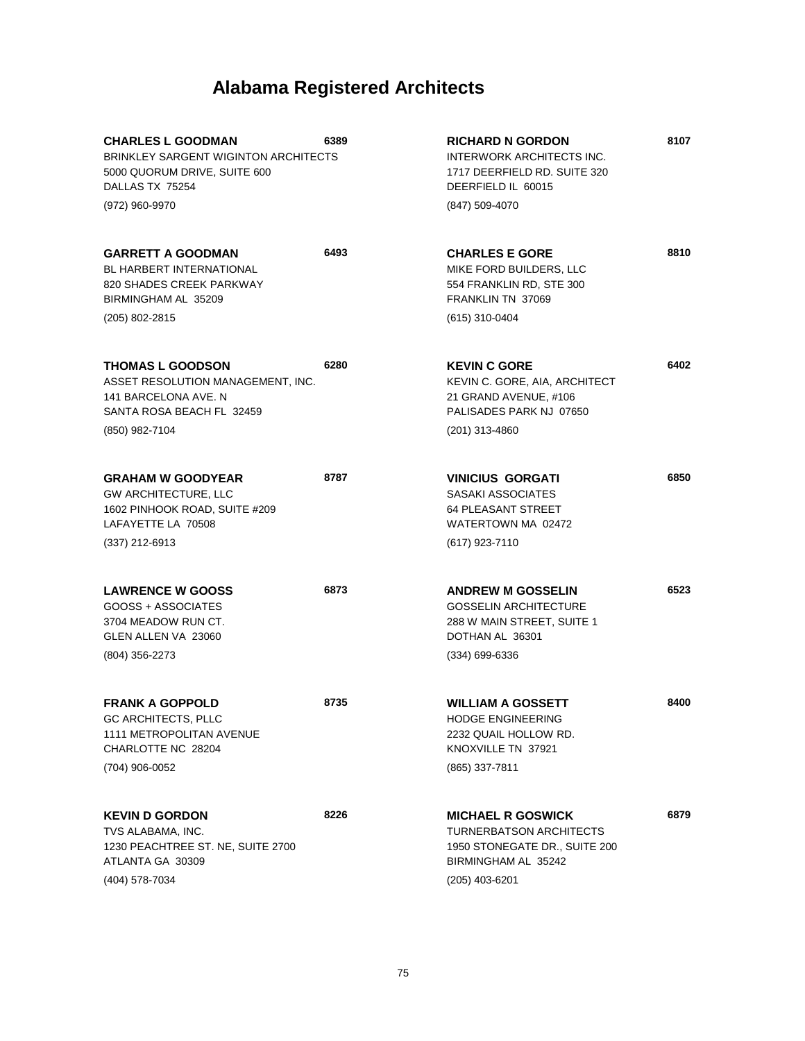# Alabama Registered Architects

**CHARLES L GOODMAN** **6389**
BRINKLEY SARGENT WIGINTON ARCHITECTS
5000 QUORUM DRIVE, SUITE 600
DALLAS TX 75254
(972) 960-9970

**GARRETT A GOODMAN** **6493**
BL HARBERT INTERNATIONAL
820 SHADES CREEK PARKWAY
BIRMINGHAM AL 35209
(205) 802-2815

**THOMAS L GOODSON** **6280**
ASSET RESOLUTION MANAGEMENT, INC.
141 BARCELONA AVE. N
SANTA ROSA BEACH FL 32459
(850) 982-7104

**GRAHAM W GOODYEAR** **8787**
GW ARCHITECTURE, LLC
1602 PINHOOK ROAD, SUITE #209
LAFAYETTE LA 70508
(337) 212-6913

**LAWRENCE W GOOSS** **6873**
GOOSS + ASSOCIATES
3704 MEADOW RUN CT.
GLEN ALLEN VA 23060
(804) 356-2273

**FRANK A GOPPOLD** **8735**
GC ARCHITECTS, PLLC
1111 METROPOLITAN AVENUE
CHARLOTTE NC 28204
(704) 906-0052

**KEVIN D GORDON** **8226**
TVS ALABAMA, INC.
1230 PEACHTREE ST. NE, SUITE 2700
ATLANTA GA 30309
(404) 578-7034

**RICHARD N GORDON** **8107**
INTERWORK ARCHITECTS INC.
1717 DEERFIELD RD. SUITE 320
DEERFIELD IL 60015
(847) 509-4070

**CHARLES E GORE** **8810**
MIKE FORD BUILDERS, LLC
554 FRANKLIN RD, STE 300
FRANKLIN TN 37069
(615) 310-0404

**KEVIN C GORE** **6402**
KEVIN C. GORE, AIA, ARCHITECT
21 GRAND AVENUE, #106
PALISADES PARK NJ 07650
(201) 313-4860

**VINICIUS GORGATI** **6850**
SASAKI ASSOCIATES
64 PLEASANT STREET
WATERTOWN MA 02472
(617) 923-7110

**ANDREW M GOSSELIN** **6523**
GOSSELIN ARCHITECTURE
288 W MAIN STREET, SUITE 1
DOTHAN AL 36301
(334) 699-6336

**WILLIAM A GOSSETT** **8400**
HODGE ENGINEERING
2232 QUAIL HOLLOW RD.
KNOXVILLE TN 37921
(865) 337-7811

**MICHAEL R GOSWICK** **6879**
TURNERBATSON ARCHITECTS
1950 STONEGATE DR., SUITE 200
BIRMINGHAM AL 35242
(205) 403-6201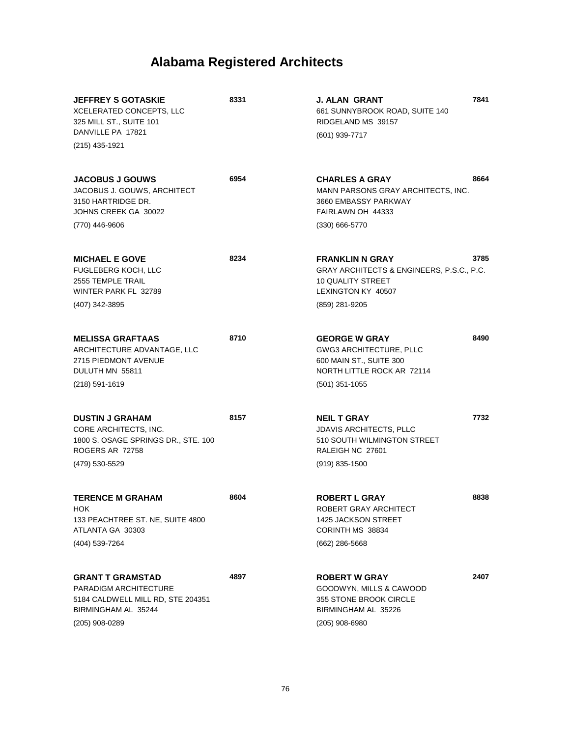# Alabama Registered Architects

**JEFFREY S GOTASKIE** **8331**
XCELERATED CONCEPTS, LLC
325 MILL ST., SUITE 101
DANVILLE PA 17821
(215) 435-1921

**JACOBUS J GOUWS** **6954**
JACOBUS J. GOUWS, ARCHITECT
3150 HARTRIDGE DR.
JOHNS CREEK GA 30022
(770) 446-9606

**MICHAEL E GOVE** **8234**
FUGLEBERG KOCH, LLC
2555 TEMPLE TRAIL
WINTER PARK FL 32789
(407) 342-3895

**MELISSA GRAFTAAS** **8710**
ARCHITECTURE ADVANTAGE, LLC
2715 PIEDMONT AVENUE
DULUTH MN 55811
(218) 591-1619

**DUSTIN J GRAHAM** **8157**
CORE ARCHITECTS, INC.
1800 S. OSAGE SPRINGS DR., STE. 100
ROGERS AR 72758
(479) 530-5529

**TERENCE M GRAHAM** **8604**
HOK
133 PEACHTREE ST. NE, SUITE 4800
ATLANTA GA 30303
(404) 539-7264

**GRANT T GRAMSTAD** **4897**
PARADIGM ARCHITECTURE
5184 CALDWELL MILL RD, STE 204351
BIRMINGHAM AL 35244
(205) 908-0289

**J. ALAN GRANT** **7841**
661 SUNNYBROOK ROAD, SUITE 140
RIDGELAND MS 39157
(601) 939-7717

**CHARLES A GRAY** **8664**
MANN PARSONS GRAY ARCHITECTS, INC.
3660 EMBASSY PARKWAY
FAIRLAWN OH 44333
(330) 666-5770

**FRANKLIN N GRAY** **3785**
GRAY ARCHITECTS & ENGINEERS, P.S.C., P.C.
10 QUALITY STREET
LEXINGTON KY 40507
(859) 281-9205

**GEORGE W GRAY** **8490**
GWG3 ARCHITECTURE, PLLC
600 MAIN ST., SUITE 300
NORTH LITTLE ROCK AR 72114
(501) 351-1055

**NEIL T GRAY** **7732**
JDAVIS ARCHITECTS, PLLC
510 SOUTH WILMINGTON STREET
RALEIGH NC 27601
(919) 835-1500

**ROBERT L GRAY** **8838**
ROBERT GRAY ARCHITECT
1425 JACKSON STREET
CORINTH MS 38834
(662) 286-5668

**ROBERT W GRAY** **2407**
GOODWYN, MILLS & CAWOOD
355 STONE BROOK CIRCLE
BIRMINGHAM AL 35226
(205) 908-6980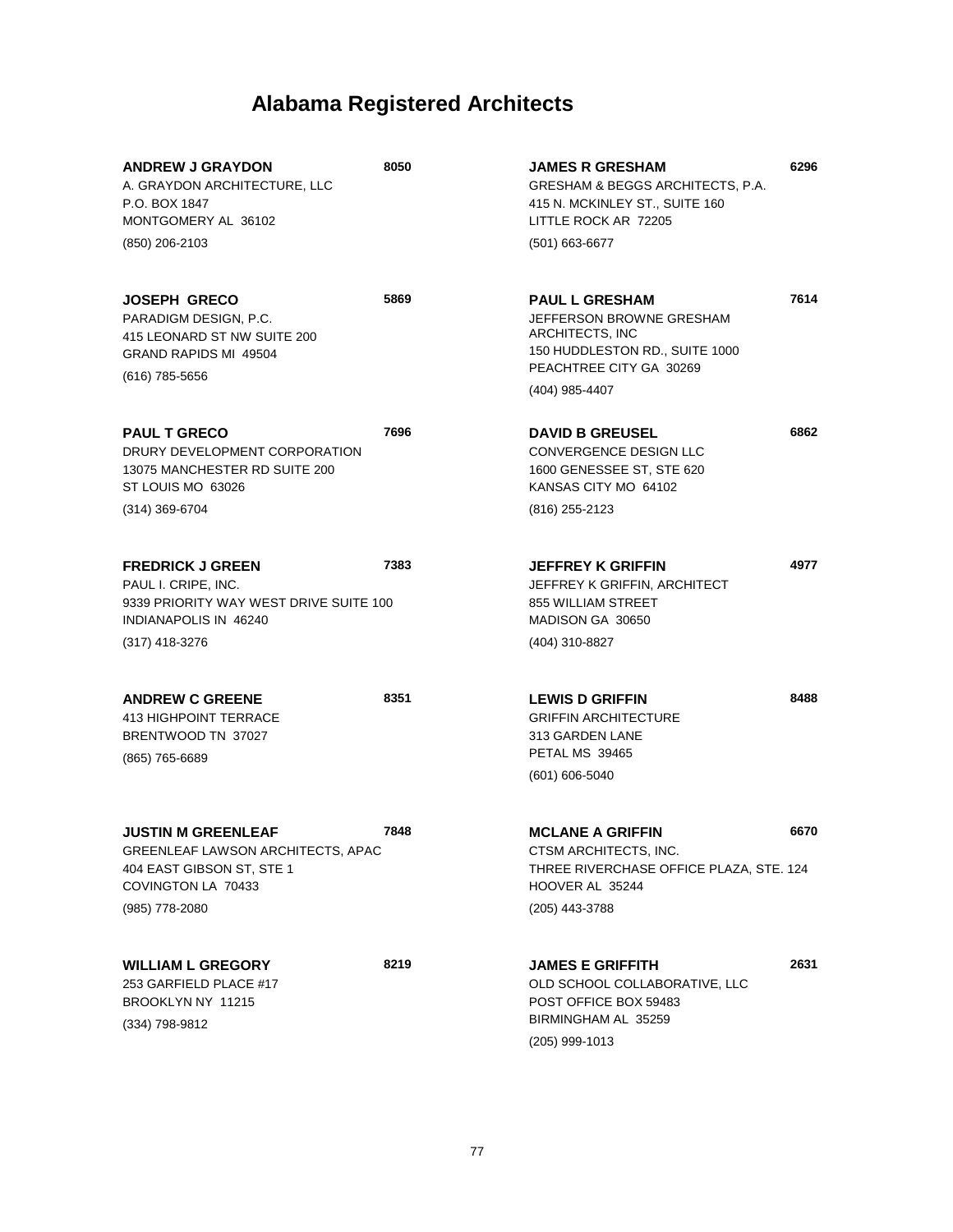# Alabama Registered Architects

**ANDREW J GRAYDON** **8050**
A. GRAYDON ARCHITECTURE, LLC
P.O. BOX 1847
MONTGOMERY AL 36102
(850) 206-2103

**JOSEPH GRECO** **5869**
PARADIGM DESIGN, P.C.
415 LEONARD ST NW SUITE 200
GRAND RAPIDS MI 49504
(616) 785-5656

**PAUL T GRECO** **7696**
DRURY DEVELOPMENT CORPORATION
13075 MANCHESTER RD SUITE 200
ST LOUIS MO 63026
(314) 369-6704

**FREDRICK J GREEN** **7383**
PAUL I. CRIPE, INC.
9339 PRIORITY WAY WEST DRIVE SUITE 100
INDIANAPOLIS IN 46240
(317) 418-3276

**ANDREW C GREENE** **8351**
413 HIGHPOINT TERRACE
BRENTWOOD TN 37027
(865) 765-6689

**JUSTIN M GREENLEAF** **7848**
GREENLEAF LAWSON ARCHITECTS, APAC
404 EAST GIBSON ST, STE 1
COVINGTON LA 70433
(985) 778-2080

**WILLIAM L GREGORY** **8219**
253 GARFIELD PLACE #17
BROOKLYN NY 11215
(334) 798-9812

**JAMES R GRESHAM** **6296**
GRESHAM & BEGGS ARCHITECTS, P.A.
415 N. MCKINLEY ST., SUITE 160
LITTLE ROCK AR 72205
(501) 663-6677

**PAUL L GRESHAM** **7614**
JEFFERSON BROWNE GRESHAM ARCHITECTS, INC
150 HUDDLESTON RD., SUITE 1000
PEACHTREE CITY GA 30269
(404) 985-4407

**DAVID B GREUSEL** **6862**
CONVERGENCE DESIGN LLC
1600 GENESSEE ST, STE 620
KANSAS CITY MO 64102
(816) 255-2123

**JEFFREY K GRIFFIN** **4977**
JEFFREY K GRIFFIN, ARCHITECT
855 WILLIAM STREET
MADISON GA 30650
(404) 310-8827

**LEWIS D GRIFFIN** **8488**
GRIFFIN ARCHITECTURE
313 GARDEN LANE
PETAL MS 39465
(601) 606-5040

**MCLANE A GRIFFIN** **6670**
CTSM ARCHITECTS, INC.
THREE RIVERCHASE OFFICE PLAZA, STE. 124
HOOVER AL 35244
(205) 443-3788

**JAMES E GRIFFITH** **2631**
OLD SCHOOL COLLABORATIVE, LLC
POST OFFICE BOX 59483
BIRMINGHAM AL 35259
(205) 999-1013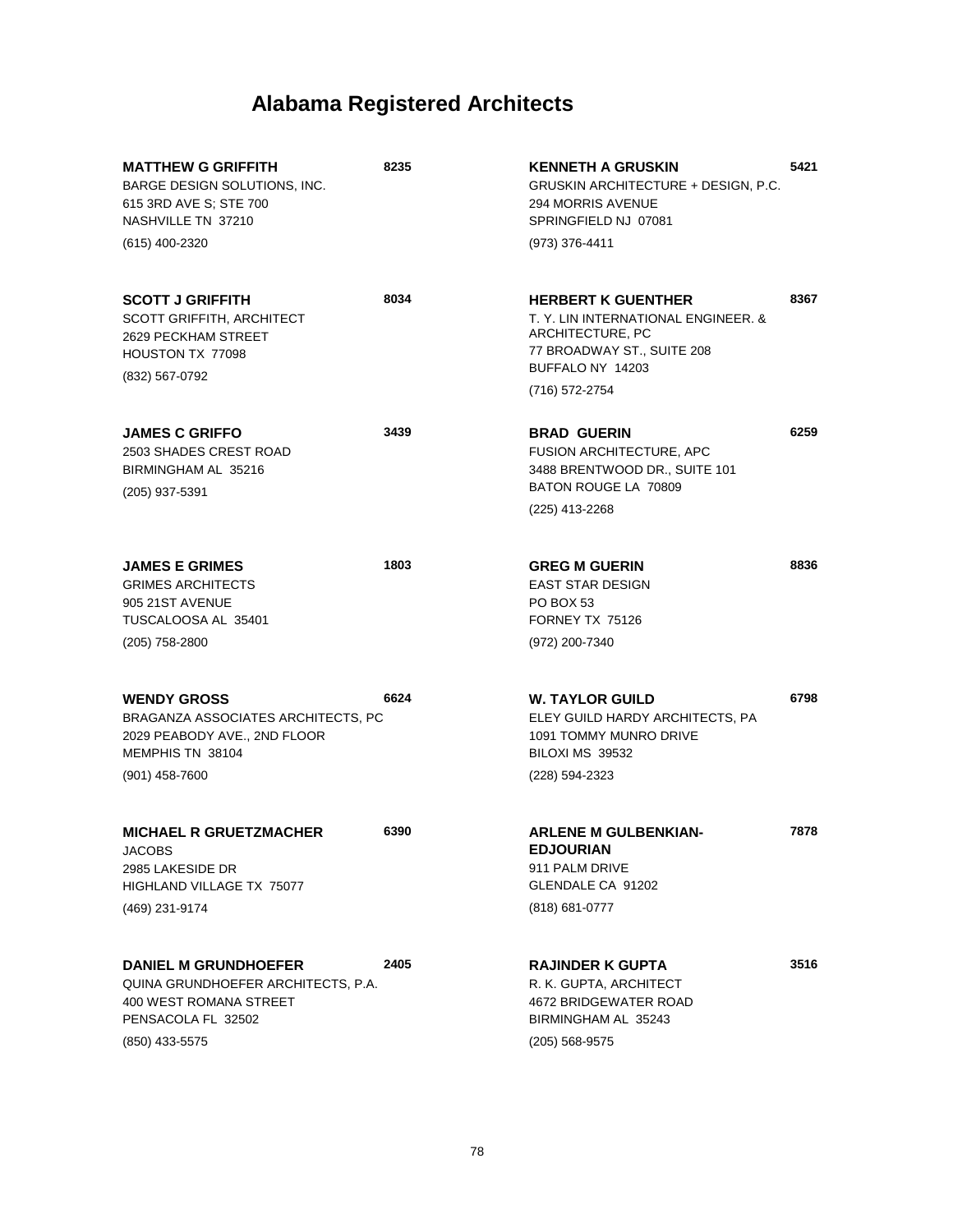# Alabama Registered Architects

**MATTHEW G GRIFFITH** **8235**
BARGE DESIGN SOLUTIONS, INC.
615 3RD AVE S; STE 700
NASHVILLE TN 37210
(615) 400-2320

**SCOTT J GRIFFITH** **8034**
SCOTT GRIFFITH, ARCHITECT
2629 PECKHAM STREET
HOUSTON TX 77098
(832) 567-0792

**JAMES C GRIFFO** **3439**
2503 SHADES CREST ROAD
BIRMINGHAM AL 35216
(205) 937-5391

**JAMES E GRIMES** **1803**
GRIMES ARCHITECTS
905 21ST AVENUE
TUSCALOOSA AL 35401
(205) 758-2800

**WENDY GROSS** **6624**
BRAGANZA ASSOCIATES ARCHITECTS, PC
2029 PEABODY AVE., 2ND FLOOR
MEMPHIS TN 38104
(901) 458-7600

**MICHAEL R GRUETZMACHER** **6390**
JACOBS
2985 LAKESIDE DR
HIGHLAND VILLAGE TX 75077
(469) 231-9174

**DANIEL M GRUNDHOEFER** **2405**
QUINA GRUNDHOEFER ARCHITECTS, P.A.
400 WEST ROMANA STREET
PENSACOLA FL 32502
(850) 433-5575

**KENNETH A GRUSKIN** **5421**
GRUSKIN ARCHITECTURE + DESIGN, P.C.
294 MORRIS AVENUE
SPRINGFIELD NJ 07081
(973) 376-4411

**HERBERT K GUENTHER** **8367**
T. Y. LIN INTERNATIONAL ENGINEER. & ARCHITECTURE, PC
77 BROADWAY ST., SUITE 208
BUFFALO NY 14203
(716) 572-2754

**BRAD GUERIN** **6259**
FUSION ARCHITECTURE, APC
3488 BRENTWOOD DR., SUITE 101
BATON ROUGE LA 70809
(225) 413-2268

**GREG M GUERIN** **8836**
EAST STAR DESIGN
PO BOX 53
FORNEY TX 75126
(972) 200-7340

**W. TAYLOR GUILD** **6798**
ELEY GUILD HARDY ARCHITECTS, PA
1091 TOMMY MUNRO DRIVE
BILOXI MS 39532
(228) 594-2323

**ARLENE M GULBENKIAN-EDJOURIAN** **7878**
911 PALM DRIVE
GLENDALE CA 91202
(818) 681-0777

**RAJINDER K GUPTA** **3516**
R. K. GUPTA, ARCHITECT
4672 BRIDGEWATER ROAD
BIRMINGHAM AL 35243
(205) 568-9575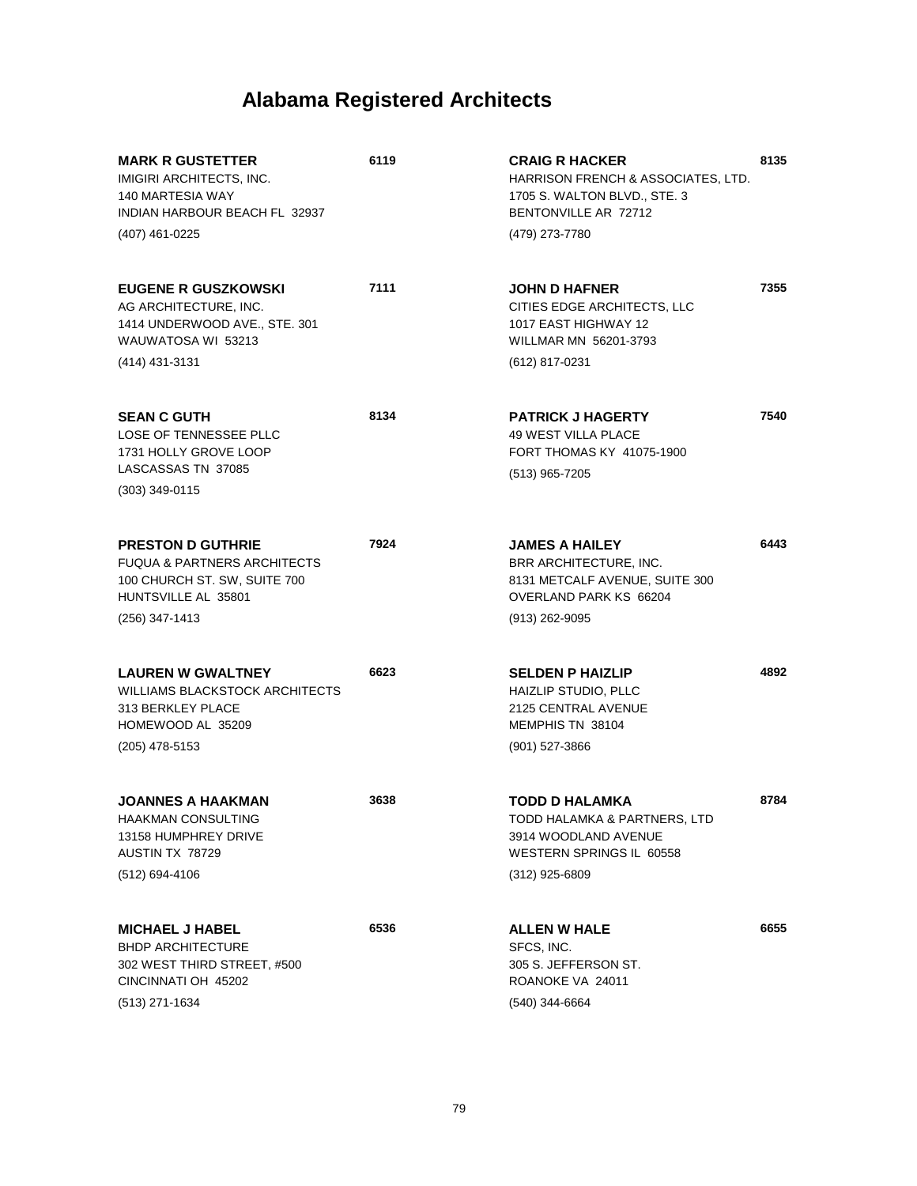# Alabama Registered Architects

**MARK R GUSTETTER** 6119
IMIGIRI ARCHITECTS, INC.
140 MARTESIA WAY
INDIAN HARBOUR BEACH FL 32937
(407) 461-0225

**EUGENE R GUSZKOWSKI** 7111
AG ARCHITECTURE, INC.
1414 UNDERWOOD AVE., STE. 301
WAUWATOSA WI 53213
(414) 431-3131

**SEAN C GUTH** 8134
LOSE OF TENNESSEE PLLC
1731 HOLLY GROVE LOOP
LASCASSAS TN 37085
(303) 349-0115

**PRESTON D GUTHRIE** 7924
FUQUA & PARTNERS ARCHITECTS
100 CHURCH ST. SW, SUITE 700
HUNTSVILLE AL 35801
(256) 347-1413

**LAUREN W GWALTNEY** 6623
WILLIAMS BLACKSTOCK ARCHITECTS
313 BERKLEY PLACE
HOMEWOOD AL 35209
(205) 478-5153

**JOANNES A HAAKMAN** 3638
HAAKMAN CONSULTING
13158 HUMPHREY DRIVE
AUSTIN TX 78729
(512) 694-4106

**MICHAEL J HABEL** 6536
BHDP ARCHITECTURE
302 WEST THIRD STREET, #500
CINCINNATI OH 45202
(513) 271-1634

**CRAIG R HACKER** 8135
HARRISON FRENCH & ASSOCIATES, LTD.
1705 S. WALTON BLVD., STE. 3
BENTONVILLE AR 72712
(479) 273-7780

**JOHN D HAFNER** 7355
CITIES EDGE ARCHITECTS, LLC
1017 EAST HIGHWAY 12
WILLMAR MN 56201-3793
(612) 817-0231

**PATRICK J HAGERTY** 7540
49 WEST VILLA PLACE
FORT THOMAS KY 41075-1900
(513) 965-7205

**JAMES A HAILEY** 6443
BRR ARCHITECTURE, INC.
8131 METCALF AVENUE, SUITE 300
OVERLAND PARK KS 66204
(913) 262-9095

**SELDEN P HAIZLIP** 4892
HAIZLIP STUDIO, PLLC
2125 CENTRAL AVENUE
MEMPHIS TN 38104
(901) 527-3866

**TODD D HALAMKA** 8784
TODD HALAMKA & PARTNERS, LTD
3914 WOODLAND AVENUE
WESTERN SPRINGS IL 60558
(312) 925-6809

**ALLEN W HALE** 6655
SFCS, INC.
305 S. JEFFERSON ST.
ROANOKE VA 24011
(540) 344-6664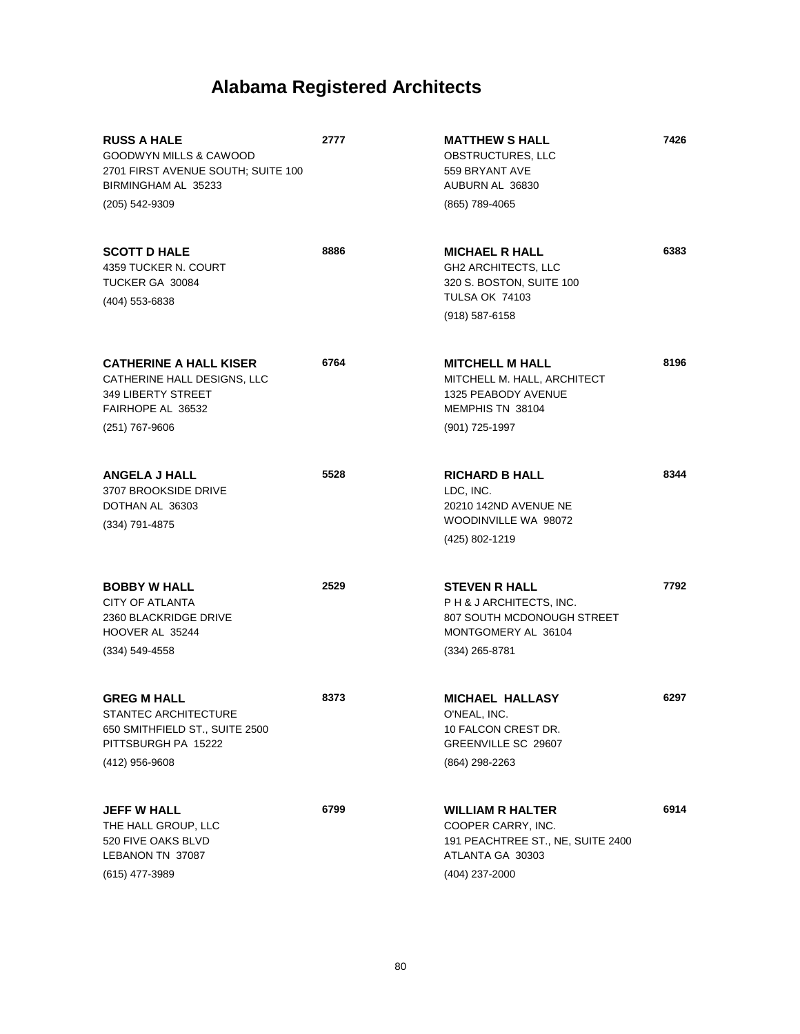# Alabama Registered Architects

**RUSS A HALE** **2777**
GOODWYN MILLS & CAWOOD
2701 FIRST AVENUE SOUTH; SUITE 100
BIRMINGHAM AL 35233
(205) 542-9309

**SCOTT D HALE** **8886**
4359 TUCKER N. COURT
TUCKER GA 30084
(404) 553-6838

**CATHERINE A HALL KISER** **6764**
CATHERINE HALL DESIGNS, LLC
349 LIBERTY STREET
FAIRHOPE AL 36532
(251) 767-9606

**ANGELA J HALL** **5528**
3707 BROOKSIDE DRIVE
DOTHAN AL 36303
(334) 791-4875

**BOBBY W HALL** **2529**
CITY OF ATLANTA
2360 BLACKRIDGE DRIVE
HOOVER AL 35244
(334) 549-4558

**GREG M HALL** **8373**
STANTEC ARCHITECTURE
650 SMITHFIELD ST., SUITE 2500
PITTSBURGH PA 15222
(412) 956-9608

**JEFF W HALL** **6799**
THE HALL GROUP, LLC
520 FIVE OAKS BLVD
LEBANON TN 37087
(615) 477-3989

**MATTHEW S HALL** **7426**
OBSTRUCTURES, LLC
559 BRYANT AVE
AUBURN AL 36830
(865) 789-4065

**MICHAEL R HALL** **6383**
GH2 ARCHITECTS, LLC
320 S. BOSTON, SUITE 100
TULSA OK 74103
(918) 587-6158

**MITCHELL M HALL** **8196**
MITCHELL M. HALL, ARCHITECT
1325 PEABODY AVENUE
MEMPHIS TN 38104
(901) 725-1997

**RICHARD B HALL** **8344**
LDC, INC.
20210 142ND AVENUE NE
WOODINVILLE WA 98072
(425) 802-1219

**STEVEN R HALL** **7792**
P H & J ARCHITECTS, INC.
807 SOUTH MCDONOUGH STREET
MONTGOMERY AL 36104
(334) 265-8781

**MICHAEL HALLASY** **6297**
O'NEAL, INC.
10 FALCON CREST DR.
GREENVILLE SC 29607
(864) 298-2263

**WILLIAM R HALTER** **6914**
COOPER CARRY, INC.
191 PEACHTREE ST., NE, SUITE 2400
ATLANTA GA 30303
(404) 237-2000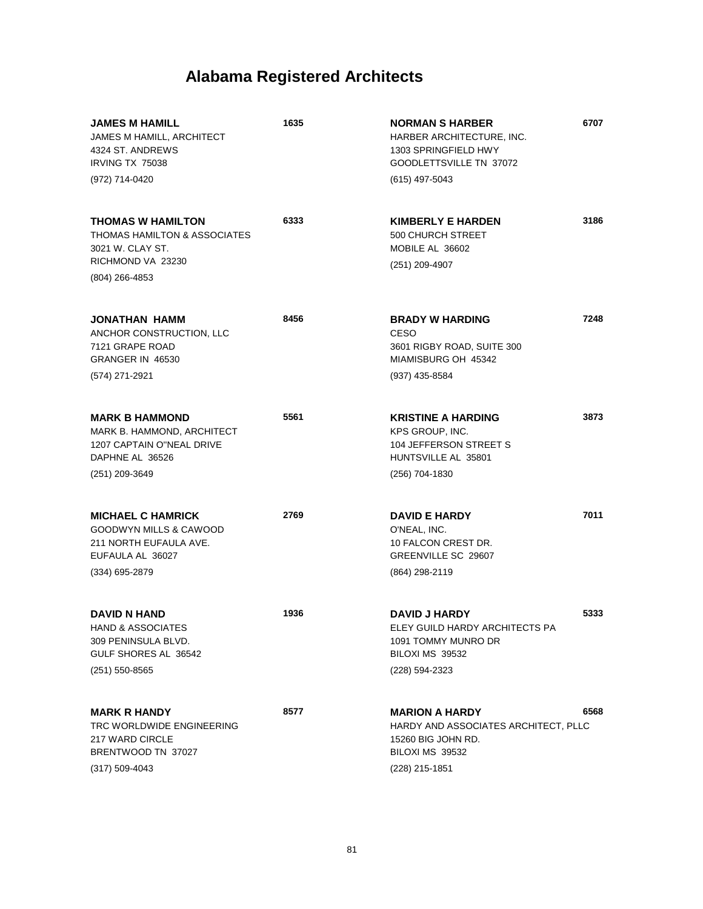# Alabama Registered Architects

**JAMES M HAMILL** 1635
JAMES M HAMILL, ARCHITECT
4324 ST. ANDREWS
IRVING TX 75038
(972) 714-0420

**THOMAS W HAMILTON** 6333
THOMAS HAMILTON & ASSOCIATES
3021 W. CLAY ST.
RICHMOND VA 23230
(804) 266-4853

**JONATHAN HAMM** 8456
ANCHOR CONSTRUCTION, LLC
7121 GRAPE ROAD
GRANGER IN 46530
(574) 271-2921

**MARK B HAMMOND** 5561
MARK B. HAMMOND, ARCHITECT
1207 CAPTAIN O"NEAL DRIVE
DAPHNE AL 36526
(251) 209-3649

**MICHAEL C HAMRICK** 2769
GOODWYN MILLS & CAWOOD
211 NORTH EUFAULA AVE.
EUFAULA AL 36027
(334) 695-2879

**DAVID N HAND** 1936
HAND & ASSOCIATES
309 PENINSULA BLVD.
GULF SHORES AL 36542
(251) 550-8565

**MARK R HANDY** 8577
TRC WORLDWIDE ENGINEERING
217 WARD CIRCLE
BRENTWOOD TN 37027
(317) 509-4043

**NORMAN S HARBER** 6707
HARBER ARCHITECTURE, INC.
1303 SPRINGFIELD HWY
GOODLETTSVILLE TN 37072
(615) 497-5043

**KIMBERLY E HARDEN** 3186
500 CHURCH STREET
MOBILE AL 36602
(251) 209-4907

**BRADY W HARDING** 7248
CESO
3601 RIGBY ROAD, SUITE 300
MIAMISBURG OH 45342
(937) 435-8584

**KRISTINE A HARDING** 3873
KPS GROUP, INC.
104 JEFFERSON STREET S
HUNTSVILLE AL 35801
(256) 704-1830

**DAVID E HARDY** 7011
O'NEAL, INC.
10 FALCON CREST DR.
GREENVILLE SC 29607
(864) 298-2119

**DAVID J HARDY** 5333
ELEY GUILD HARDY ARCHITECTS PA
1091 TOMMY MUNRO DR
BILOXI MS 39532
(228) 594-2323

**MARION A HARDY** 6568
HARDY AND ASSOCIATES ARCHITECT, PLLC
15260 BIG JOHN RD.
BILOXI MS 39532
(228) 215-1851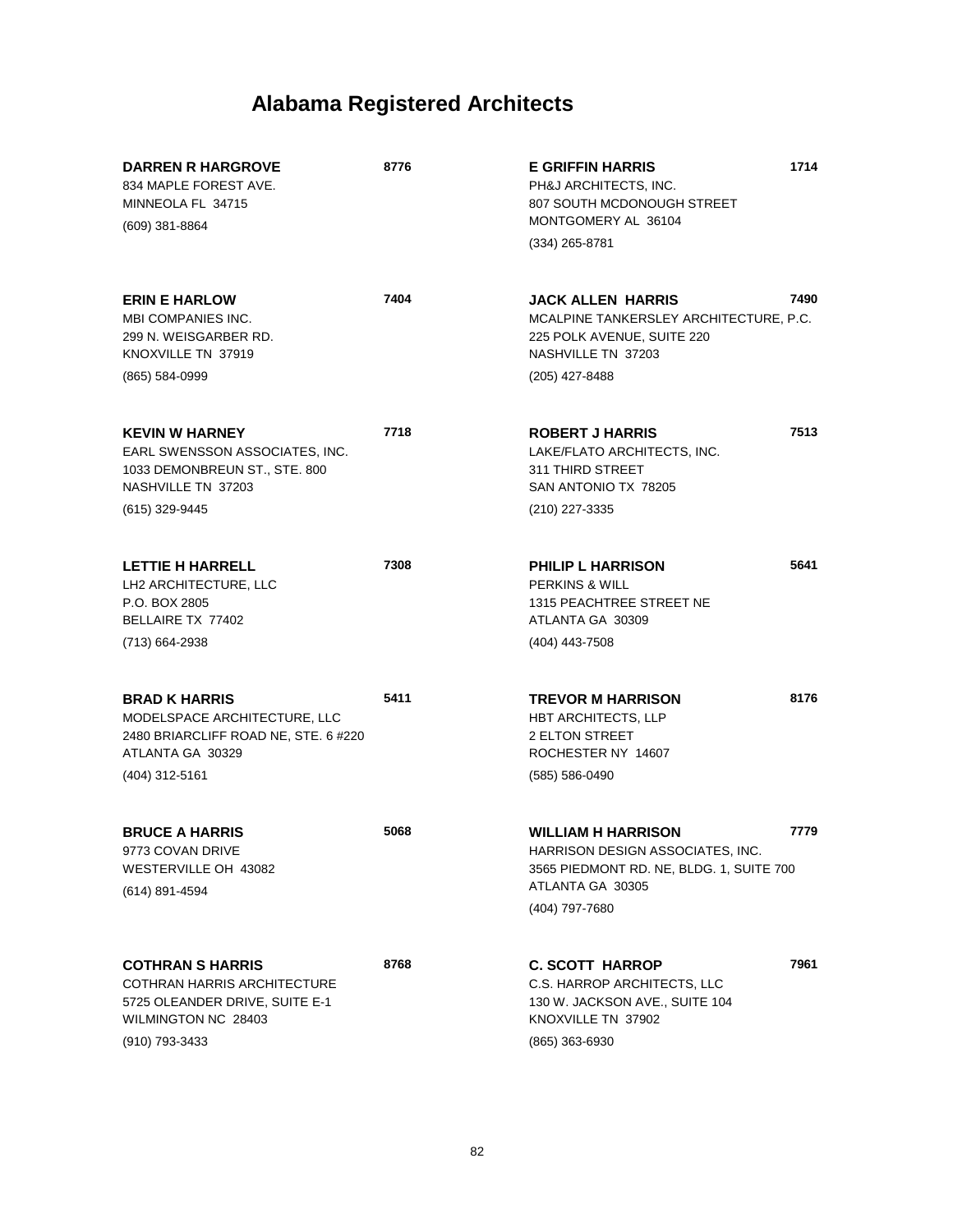# Alabama Registered Architects

**DARREN R HARGROVE** **8776**
834 MAPLE FOREST AVE.
MINNEOLA FL 34715
(609) 381-8864

**ERIN E HARLOW** **7404**
MBI COMPANIES INC.
299 N. WEISGARBER RD.
KNOXVILLE TN 37919
(865) 584-0999

**KEVIN W HARNEY** **7718**
EARL SWENSSON ASSOCIATES, INC.
1033 DEMONBREUN ST., STE. 800
NASHVILLE TN 37203
(615) 329-9445

**LETTIE H HARRELL** **7308**
LH2 ARCHITECTURE, LLC
P.O. BOX 2805
BELLAIRE TX 77402
(713) 664-2938

**BRAD K HARRIS** **5411**
MODELSPACE ARCHITECTURE, LLC
2480 BRIARCLIFF ROAD NE, STE. 6 #220
ATLANTA GA 30329
(404) 312-5161

**BRUCE A HARRIS** **5068**
9773 COVAN DRIVE
WESTERVILLE OH 43082
(614) 891-4594

**COTHRAN S HARRIS** **8768**
COTHRAN HARRIS ARCHITECTURE
5725 OLEANDER DRIVE, SUITE E-1
WILMINGTON NC 28403
(910) 793-3433

**E GRIFFIN HARRIS** **1714**
PH&J ARCHITECTS, INC.
807 SOUTH MCDONOUGH STREET
MONTGOMERY AL 36104
(334) 265-8781

**JACK ALLEN HARRIS** **7490**
MCALPINE TANKERSLEY ARCHITECTURE, P.C.
225 POLK AVENUE, SUITE 220
NASHVILLE TN 37203
(205) 427-8488

**ROBERT J HARRIS** **7513**
LAKE/FLATO ARCHITECTS, INC.
311 THIRD STREET
SAN ANTONIO TX 78205
(210) 227-3335

**PHILIP L HARRISON** **5641**
PERKINS & WILL
1315 PEACHTREE STREET NE
ATLANTA GA 30309
(404) 443-7508

**TREVOR M HARRISON** **8176**
HBT ARCHITECTS, LLP
2 ELTON STREET
ROCHESTER NY 14607
(585) 586-0490

**WILLIAM H HARRISON** **7779**
HARRISON DESIGN ASSOCIATES, INC.
3565 PIEDMONT RD. NE, BLDG. 1, SUITE 700
ATLANTA GA 30305
(404) 797-7680

**C. SCOTT HARROP** **7961**
C.S. HARROP ARCHITECTS, LLC
130 W. JACKSON AVE., SUITE 104
KNOXVILLE TN 37902
(865) 363-6930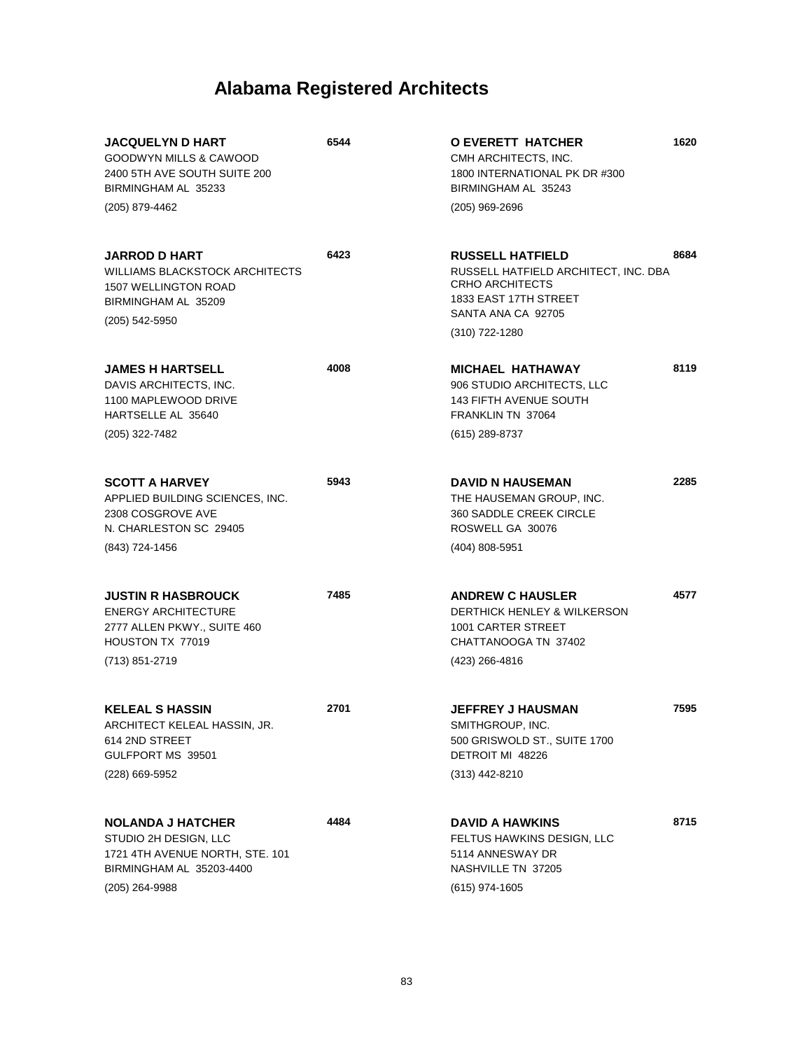# Alabama Registered Architects

**JACQUELYN D HART** **6544**
GOODWYN MILLS & CAWOOD
2400 5TH AVE SOUTH SUITE 200
BIRMINGHAM AL 35233
(205) 879-4462

**JARROD D HART** **6423**
WILLIAMS BLACKSTOCK ARCHITECTS
1507 WELLINGTON ROAD
BIRMINGHAM AL 35209
(205) 542-5950

**JAMES H HARTSELL** **4008**
DAVIS ARCHITECTS, INC.
1100 MAPLEWOOD DRIVE
HARTSELLE AL 35640
(205) 322-7482

**SCOTT A HARVEY** **5943**
APPLIED BUILDING SCIENCES, INC.
2308 COSGROVE AVE
N. CHARLESTON SC 29405
(843) 724-1456

**JUSTIN R HASBROUCK** **7485**
ENERGY ARCHITECTURE
2777 ALLEN PKWY., SUITE 460
HOUSTON TX 77019
(713) 851-2719

**KELEAL S HASSIN** **2701**
ARCHITECT KELEAL HASSIN, JR.
614 2ND STREET
GULFPORT MS 39501
(228) 669-5952

**NOLANDA J HATCHER** **4484**
STUDIO 2H DESIGN, LLC
1721 4TH AVENUE NORTH, STE. 101
BIRMINGHAM AL 35203-4400
(205) 264-9988

**O EVERETT HATCHER** **1620**
CMH ARCHITECTS, INC.
1800 INTERNATIONAL PK DR #300
BIRMINGHAM AL 35243
(205) 969-2696

**RUSSELL HATFIELD** **8684**
RUSSELL HATFIELD ARCHITECT, INC. DBA CRHO ARCHITECTS
1833 EAST 17TH STREET
SANTA ANA CA 92705
(310) 722-1280

**MICHAEL HATHAWAY** **8119**
906 STUDIO ARCHITECTS, LLC
143 FIFTH AVENUE SOUTH
FRANKLIN TN 37064
(615) 289-8737

**DAVID N HAUSEMAN** **2285**
THE HAUSEMAN GROUP, INC.
360 SADDLE CREEK CIRCLE
ROSWELL GA 30076
(404) 808-5951

**ANDREW C HAUSLER** **4577**
DERTHICK HENLEY & WILKERSON
1001 CARTER STREET
CHATTANOOGA TN 37402
(423) 266-4816

**JEFFREY J HAUSMAN** **7595**
SMITHGROUP, INC.
500 GRISWOLD ST., SUITE 1700
DETROIT MI 48226
(313) 442-8210

**DAVID A HAWKINS** **8715**
FELTUS HAWKINS DESIGN, LLC
5114 ANNESWAY DR
NASHVILLE TN 37205
(615) 974-1605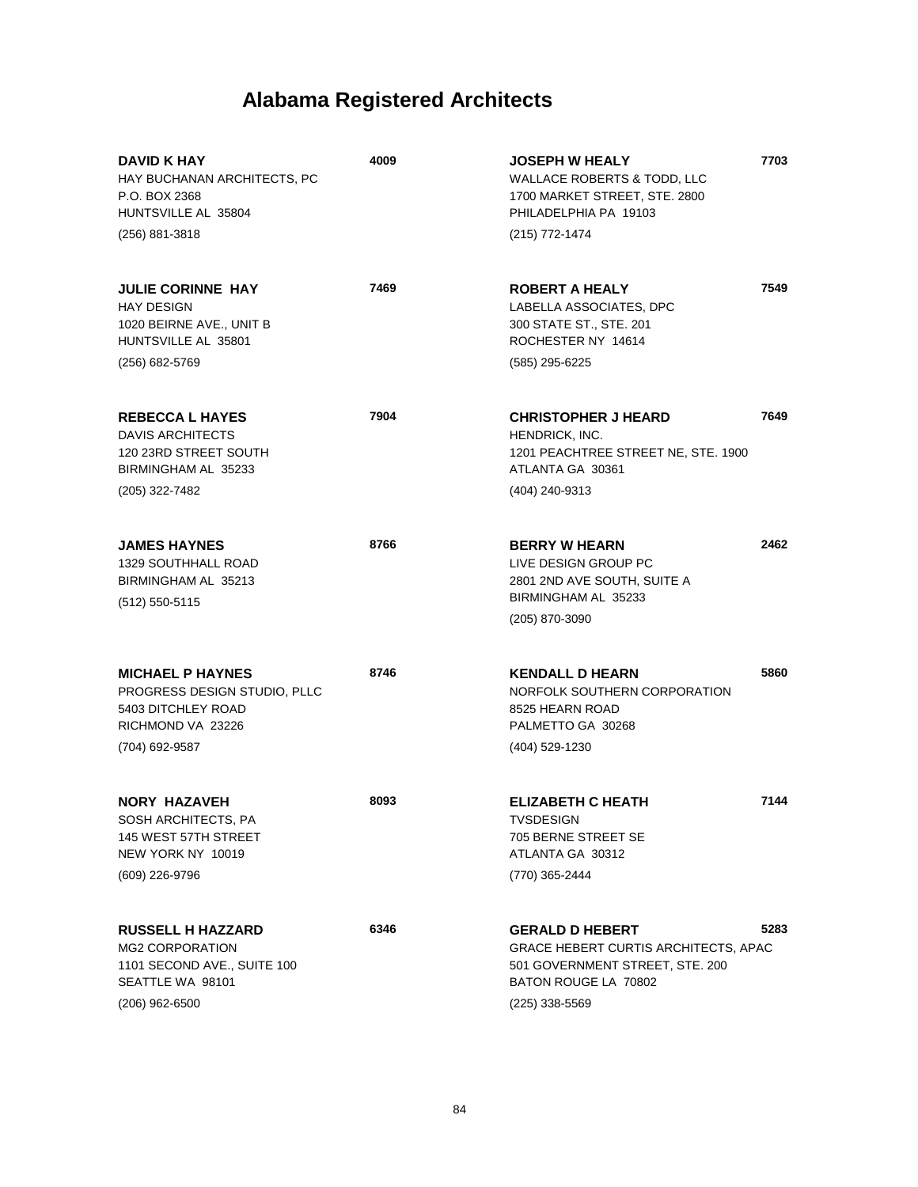# Alabama Registered Architects

**DAVID K HAY** 4009
HAY BUCHANAN ARCHITECTS, PC
P.O. BOX 2368
HUNTSVILLE AL 35804
(256) 881-3818

**JULIE CORINNE HAY** 7469
HAY DESIGN
1020 BEIRNE AVE., UNIT B
HUNTSVILLE AL 35801
(256) 682-5769

**REBECCA L HAYES** 7904
DAVIS ARCHITECTS
120 23RD STREET SOUTH
BIRMINGHAM AL 35233
(205) 322-7482

**JAMES HAYNES** 8766
1329 SOUTHHALL ROAD
BIRMINGHAM AL 35213
(512) 550-5115

**MICHAEL P HAYNES** 8746
PROGRESS DESIGN STUDIO, PLLC
5403 DITCHLEY ROAD
RICHMOND VA 23226
(704) 692-9587

**NORY HAZAVEH** 8093
SOSH ARCHITECTS, PA
145 WEST 57TH STREET
NEW YORK NY 10019
(609) 226-9796

**RUSSELL H HAZZARD** 6346
MG2 CORPORATION
1101 SECOND AVE., SUITE 100
SEATTLE WA 98101
(206) 962-6500

**JOSEPH W HEALY** 7703
WALLACE ROBERTS & TODD, LLC
1700 MARKET STREET, STE. 2800
PHILADELPHIA PA 19103
(215) 772-1474

**ROBERT A HEALY** 7549
LABELLA ASSOCIATES, DPC
300 STATE ST., STE. 201
ROCHESTER NY 14614
(585) 295-6225

**CHRISTOPHER J HEARD** 7649
HENDRICK, INC.
1201 PEACHTREE STREET NE, STE. 1900
ATLANTA GA 30361
(404) 240-9313

**BERRY W HEARN** 2462
LIVE DESIGN GROUP PC
2801 2ND AVE SOUTH, SUITE A
BIRMINGHAM AL 35233
(205) 870-3090

**KENDALL D HEARN** 5860
NORFOLK SOUTHERN CORPORATION
8525 HEARN ROAD
PALMETTO GA 30268
(404) 529-1230

**ELIZABETH C HEATH** 7144
TVSDESIGN
705 BERNE STREET SE
ATLANTA GA 30312
(770) 365-2444

**GERALD D HEBERT** 5283
GRACE HEBERT CURTIS ARCHITECTS, APAC
501 GOVERNMENT STREET, STE. 200
BATON ROUGE LA 70802
(225) 338-5569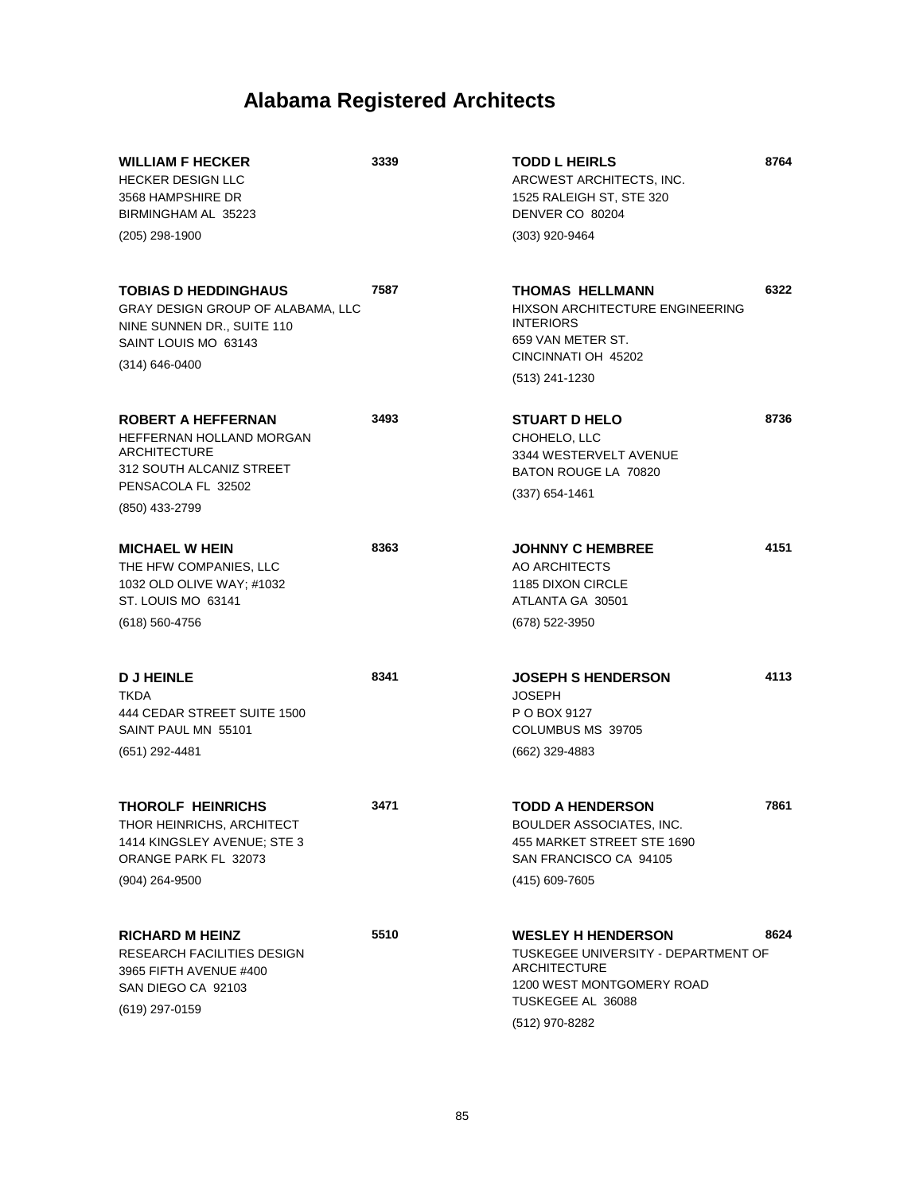# Alabama Registered Architects

**WILLIAM F HECKER** **3339**
HECKER DESIGN LLC
3568 HAMPSHIRE DR
BIRMINGHAM AL 35223
(205) 298-1900

**TOBIAS D HEDDINGHAUS** **7587**
GRAY DESIGN GROUP OF ALABAMA, LLC
NINE SUNNEN DR., SUITE 110
SAINT LOUIS MO 63143
(314) 646-0400

**ROBERT A HEFFERNAN** **3493**
HEFFERNAN HOLLAND MORGAN ARCHITECTURE
312 SOUTH ALCANIZ STREET
PENSACOLA FL 32502
(850) 433-2799

**MICHAEL W HEIN** **8363**
THE HFW COMPANIES, LLC
1032 OLD OLIVE WAY; #1032
ST. LOUIS MO 63141
(618) 560-4756

**D J HEINLE** **8341**
TKDA
444 CEDAR STREET SUITE 1500
SAINT PAUL MN 55101
(651) 292-4481

**THOROLF HEINRICHS** **3471**
THOR HEINRICHS, ARCHITECT
1414 KINGSLEY AVENUE; STE 3
ORANGE PARK FL 32073
(904) 264-9500

**RICHARD M HEINZ** **5510**
RESEARCH FACILITIES DESIGN
3965 FIFTH AVENUE #400
SAN DIEGO CA 92103
(619) 297-0159

**TODD L HEIRLS** **8764**
ARCWEST ARCHITECTS, INC.
1525 RALEIGH ST, STE 320
DENVER CO 80204
(303) 920-9464

**THOMAS HELLMANN** **6322**
HIXSON ARCHITECTURE ENGINEERING INTERIORS
659 VAN METER ST.
CINCINNATI OH 45202
(513) 241-1230

**STUART D HELO** **8736**
CHOHELO, LLC
3344 WESTERVELT AVENUE
BATON ROUGE LA 70820
(337) 654-1461

**JOHNNY C HEMBREE** **4151**
AO ARCHITECTS
1185 DIXON CIRCLE
ATLANTA GA 30501
(678) 522-3950

**JOSEPH S HENDERSON** **4113**
JOSEPH
P O BOX 9127
COLUMBUS MS 39705
(662) 329-4883

**TODD A HENDERSON** **7861**
BOULDER ASSOCIATES, INC.
455 MARKET STREET STE 1690
SAN FRANCISCO CA 94105
(415) 609-7605

**WESLEY H HENDERSON** **8624**
TUSKEGEE UNIVERSITY - DEPARTMENT OF ARCHITECTURE
1200 WEST MONTGOMERY ROAD
TUSKEGEE AL 36088
(512) 970-8282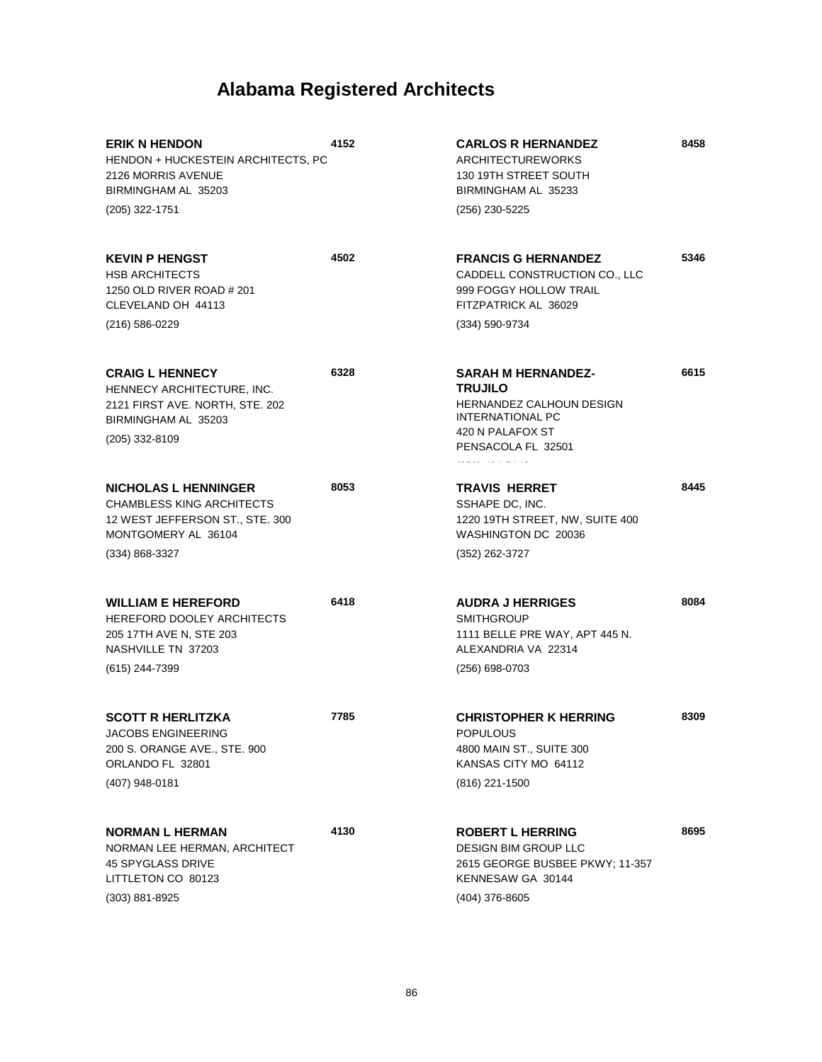# Alabama Registered Architects

**ERIK N HENDON** 4152
HENDON + HUCKESTEIN ARCHITECTS, PC
2126 MORRIS AVENUE
BIRMINGHAM AL 35203
(205) 322-1751

**KEVIN P HENGST** 4502
HSB ARCHITECTS
1250 OLD RIVER ROAD # 201
CLEVELAND OH 44113
(216) 586-0229

**CRAIG L HENNECY** 6328
HENNECY ARCHITECTURE, INC.
2121 FIRST AVE. NORTH, STE. 202
BIRMINGHAM AL 35203
(205) 332-8109

**NICHOLAS L HENNINGER** 8053
CHAMBLESS KING ARCHITECTS
12 WEST JEFFERSON ST., STE. 300
MONTGOMERY AL 36104
(334) 868-3327

**WILLIAM E HEREFORD** 6418
HEREFORD DOOLEY ARCHITECTS
205 17TH AVE N, STE 203
NASHVILLE TN 37203
(615) 244-7399

**SCOTT R HERLITZKA** 7785
JACOBS ENGINEERING
200 S. ORANGE AVE., STE. 900
ORLANDO FL 32801
(407) 948-0181

**NORMAN L HERMAN** 4130
NORMAN LEE HERMAN, ARCHITECT
45 SPYGLASS DRIVE
LITTLETON CO 80123
(303) 881-8925

**CARLOS R HERNANDEZ** 8458
ARCHITECTUREWORKS
130 19TH STREET SOUTH
BIRMINGHAM AL 35233
(256) 230-5225

**FRANCIS G HERNANDEZ** 5346
CADDELL CONSTRUCTION CO., LLC
999 FOGGY HOLLOW TRAIL
FITZPATRICK AL 36029
(334) 590-9734

**SARAH M HERNANDEZ-TRUJILO** 6615
HERNANDEZ CALHOUN DESIGN INTERNATIONAL PC
420 N PALAFOX ST
PENSACOLA FL 32501

**TRAVIS HERRET** 8445
SSHAPE DC, INC.
1220 19TH STREET, NW, SUITE 400
WASHINGTON DC 20036
(352) 262-3727

**AUDRA J HERRIGES** 8084
SMITHGROUP
1111 BELLE PRE WAY, APT 445 N.
ALEXANDRIA VA 22314
(256) 698-0703

**CHRISTOPHER K HERRING** 8309
POPULOUS
4800 MAIN ST., SUITE 300
KANSAS CITY MO 64112
(816) 221-1500

**ROBERT L HERRING** 8695
DESIGN BIM GROUP LLC
2615 GEORGE BUSBEE PKWY; 11-357
KENNESAW GA 30144
(404) 376-8605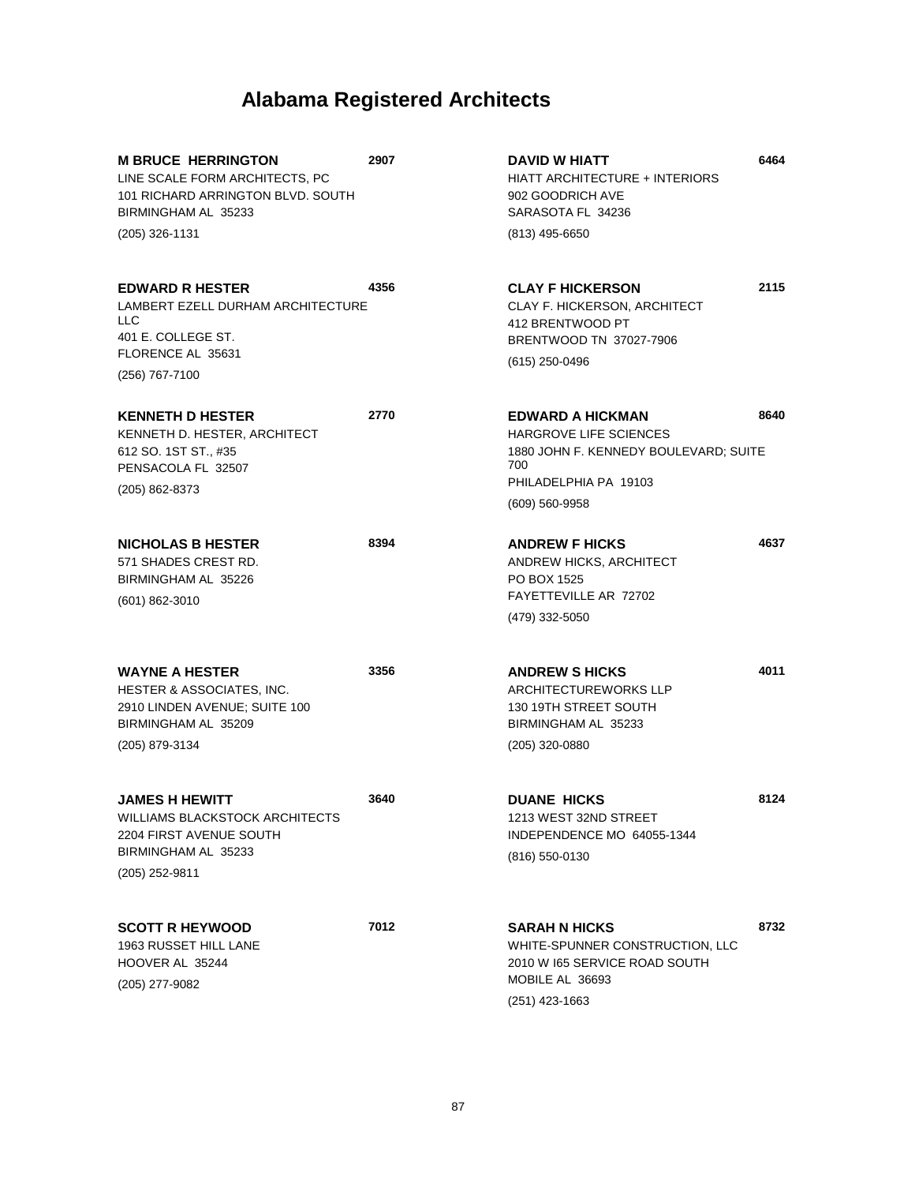# Alabama Registered Architects

**M BRUCE HERRINGTON** **2907**
LINE SCALE FORM ARCHITECTS, PC
101 RICHARD ARRINGTON BLVD. SOUTH
BIRMINGHAM AL 35233
(205) 326-1131

**EDWARD R HESTER** **4356**
LAMBERT EZELL DURHAM ARCHITECTURE LLC
401 E. COLLEGE ST.
FLORENCE AL 35631
(256) 767-7100

**KENNETH D HESTER** **2770**
KENNETH D. HESTER, ARCHITECT
612 SO. 1ST ST., #35
PENSACOLA FL 32507
(205) 862-8373

**NICHOLAS B HESTER** **8394**
571 SHADES CREST RD.
BIRMINGHAM AL 35226
(601) 862-3010

**WAYNE A HESTER** **3356**
HESTER & ASSOCIATES, INC.
2910 LINDEN AVENUE; SUITE 100
BIRMINGHAM AL 35209
(205) 879-3134

**JAMES H HEWITT** **3640**
WILLIAMS BLACKSTOCK ARCHITECTS
2204 FIRST AVENUE SOUTH
BIRMINGHAM AL 35233
(205) 252-9811

**SCOTT R HEYWOOD** **7012**
1963 RUSSET HILL LANE
HOOVER AL 35244
(205) 277-9082

**DAVID W HIATT** **6464**
HIATT ARCHITECTURE + INTERIORS
902 GOODRICH AVE
SARASOTA FL 34236
(813) 495-6650

**CLAY F HICKERSON** **2115**
CLAY F. HICKERSON, ARCHITECT
412 BRENTWOOD PT
BRENTWOOD TN 37027-7906
(615) 250-0496

**EDWARD A HICKMAN** **8640**
HARGROVE LIFE SCIENCES
1880 JOHN F. KENNEDY BOULEVARD; SUITE 700
PHILADELPHIA PA 19103
(609) 560-9958

**ANDREW F HICKS** **4637**
ANDREW HICKS, ARCHITECT
PO BOX 1525
FAYETTEVILLE AR 72702
(479) 332-5050

**ANDREW S HICKS** **4011**
ARCHITECTUREWORKS LLP
130 19TH STREET SOUTH
BIRMINGHAM AL 35233
(205) 320-0880

**DUANE HICKS** **8124**
1213 WEST 32ND STREET
INDEPENDENCE MO 64055-1344
(816) 550-0130

**SARAH N HICKS** **8732**
WHITE-SPUNNER CONSTRUCTION, LLC
2010 W I65 SERVICE ROAD SOUTH
MOBILE AL 36693
(251) 423-1663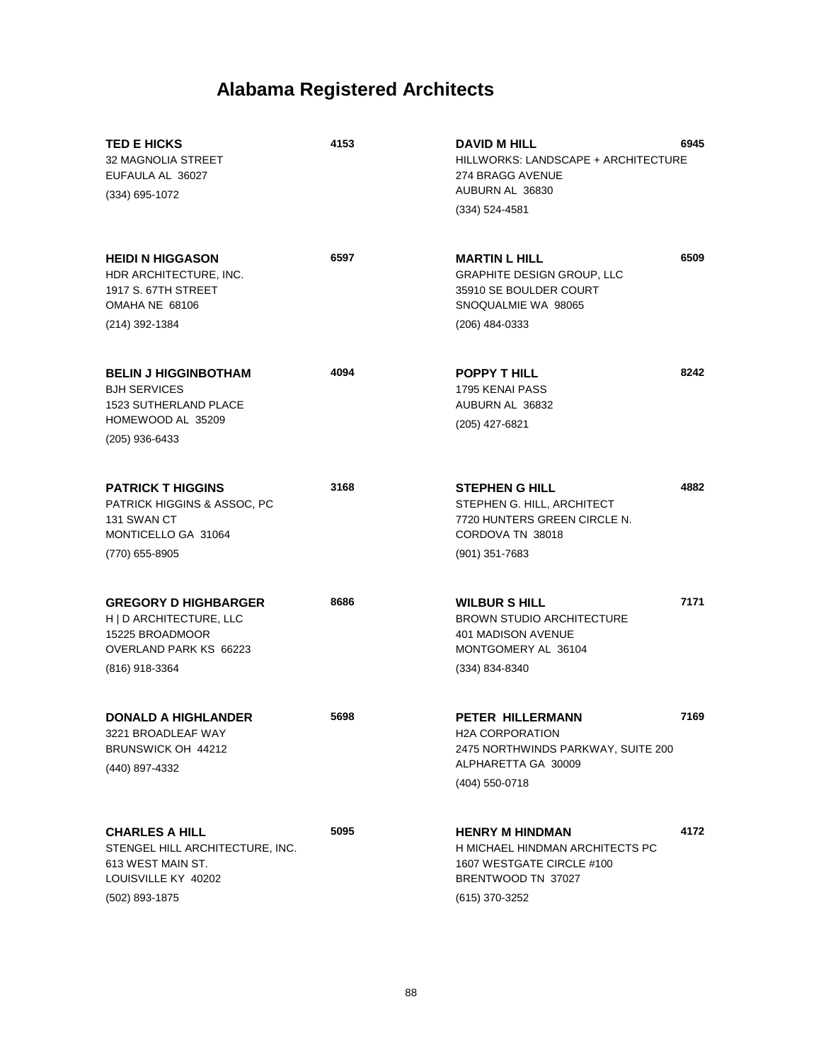# Alabama Registered Architects

**TED E HICKS** 4153
32 MAGNOLIA STREET
EUFAULA AL 36027
(334) 695-1072

**HEIDI N HIGGASON** 6597
HDR ARCHITECTURE, INC.
1917 S. 67TH STREET
OMAHA NE 68106
(214) 392-1384

**BELIN J HIGGINBOTHAM** 4094
BJH SERVICES
1523 SUTHERLAND PLACE
HOMEWOOD AL 35209
(205) 936-6433

**PATRICK T HIGGINS** 3168
PATRICK HIGGINS & ASSOC, PC
131 SWAN CT
MONTICELLO GA 31064
(770) 655-8905

**GREGORY D HIGHBARGER** 8686
H | D ARCHITECTURE, LLC
15225 BROADMOOR
OVERLAND PARK KS 66223
(816) 918-3364

**DONALD A HIGHLANDER** 5698
3221 BROADLEAF WAY
BRUNSWICK OH 44212
(440) 897-4332

**CHARLES A HILL** 5095
STENGEL HILL ARCHITECTURE, INC.
613 WEST MAIN ST.
LOUISVILLE KY 40202
(502) 893-1875

**DAVID M HILL** 6945
HILLWORKS: LANDSCAPE + ARCHITECTURE
274 BRAGG AVENUE
AUBURN AL 36830
(334) 524-4581

**MARTIN L HILL** 6509
GRAPHITE DESIGN GROUP, LLC
35910 SE BOULDER COURT
SNOQUALMIE WA 98065
(206) 484-0333

**POPPY T HILL** 8242
1795 KENAI PASS
AUBURN AL 36832
(205) 427-6821

**STEPHEN G HILL** 4882
STEPHEN G. HILL, ARCHITECT
7720 HUNTERS GREEN CIRCLE N.
CORDOVA TN 38018
(901) 351-7683

**WILBUR S HILL** 7171
BROWN STUDIO ARCHITECTURE
401 MADISON AVENUE
MONTGOMERY AL 36104
(334) 834-8340

**PETER HILLERMANN** 7169
H2A CORPORATION
2475 NORTHWINDS PARKWAY, SUITE 200
ALPHARETTA GA 30009
(404) 550-0718

**HENRY M HINDMAN** 4172
H MICHAEL HINDMAN ARCHITECTS PC
1607 WESTGATE CIRCLE #100
BRENTWOOD TN 37027
(615) 370-3252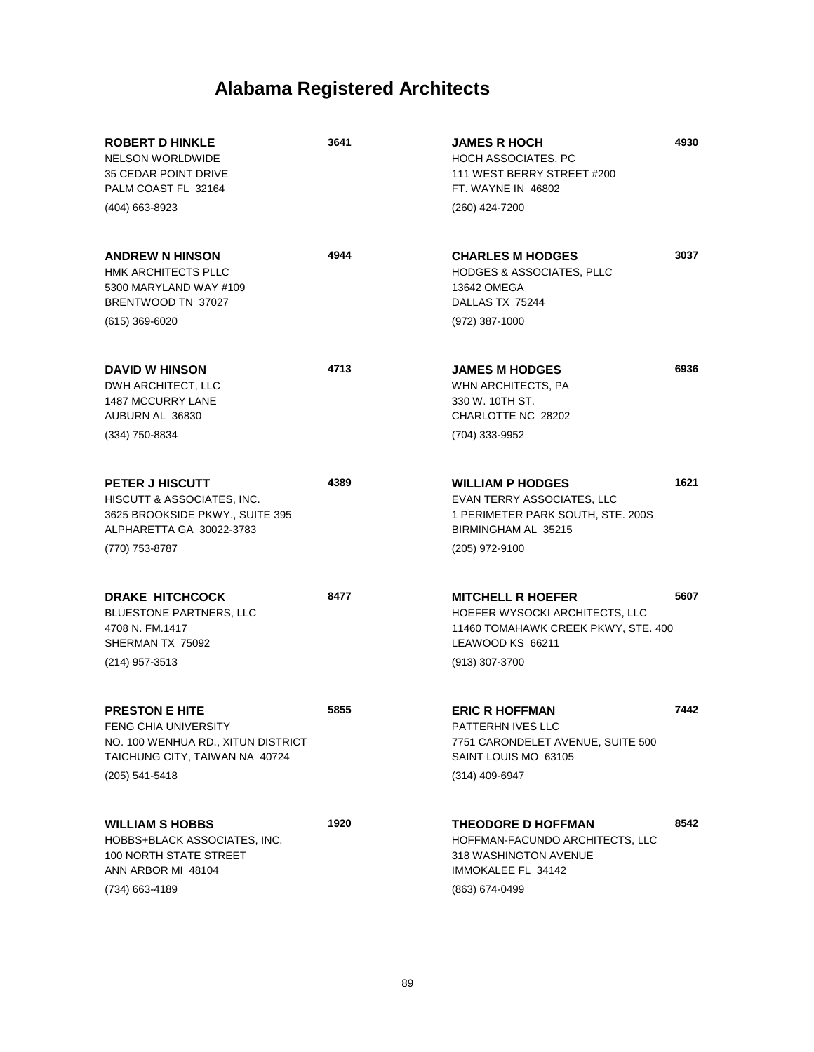# Alabama Registered Architects

**ROBERT D HINKLE** **3641**
NELSON WORLDWIDE
35 CEDAR POINT DRIVE
PALM COAST FL 32164
(404) 663-8923

**ANDREW N HINSON** **4944**
HMK ARCHITECTS PLLC
5300 MARYLAND WAY #109
BRENTWOOD TN 37027
(615) 369-6020

**DAVID W HINSON** **4713**
DWH ARCHITECT, LLC
1487 MCCURRY LANE
AUBURN AL 36830
(334) 750-8834

**PETER J HISCUTT** **4389**
HISCUTT & ASSOCIATES, INC.
3625 BROOKSIDE PKWY., SUITE 395
ALPHARETTA GA 30022-3783
(770) 753-8787

**DRAKE HITCHCOCK** **8477**
BLUESTONE PARTNERS, LLC
4708 N. FM.1417
SHERMAN TX 75092
(214) 957-3513

**PRESTON E HITE** **5855**
FENG CHIA UNIVERSITY
NO. 100 WENHUA RD., XITUN DISTRICT
TAICHUNG CITY, TAIWAN NA 40724
(205) 541-5418

**WILLIAM S HOBBS** **1920**
HOBBS+BLACK ASSOCIATES, INC.
100 NORTH STATE STREET
ANN ARBOR MI 48104
(734) 663-4189

**JAMES R HOCH** **4930**
HOCH ASSOCIATES, PC
111 WEST BERRY STREET #200
FT. WAYNE IN 46802
(260) 424-7200

**CHARLES M HODGES** **3037**
HODGES & ASSOCIATES, PLLC
13642 OMEGA
DALLAS TX 75244
(972) 387-1000

**JAMES M HODGES** **6936**
WHN ARCHITECTS, PA
330 W. 10TH ST.
CHARLOTTE NC 28202
(704) 333-9952

**WILLIAM P HODGES** **1621**
EVAN TERRY ASSOCIATES, LLC
1 PERIMETER PARK SOUTH, STE. 200S
BIRMINGHAM AL 35215
(205) 972-9100

**MITCHELL R HOEFER** **5607**
HOEFER WYSOCKI ARCHITECTS, LLC
11460 TOMAHAWK CREEK PKWY, STE. 400
LEAWOOD KS 66211
(913) 307-3700

**ERIC R HOFFMAN** **7442**
PATTERHN IVES LLC
7751 CARONDELET AVENUE, SUITE 500
SAINT LOUIS MO 63105
(314) 409-6947

**THEODORE D HOFFMAN** **8542**
HOFFMAN-FACUNDO ARCHITECTS, LLC
318 WASHINGTON AVENUE
IMMOKALEE FL 34142
(863) 674-0499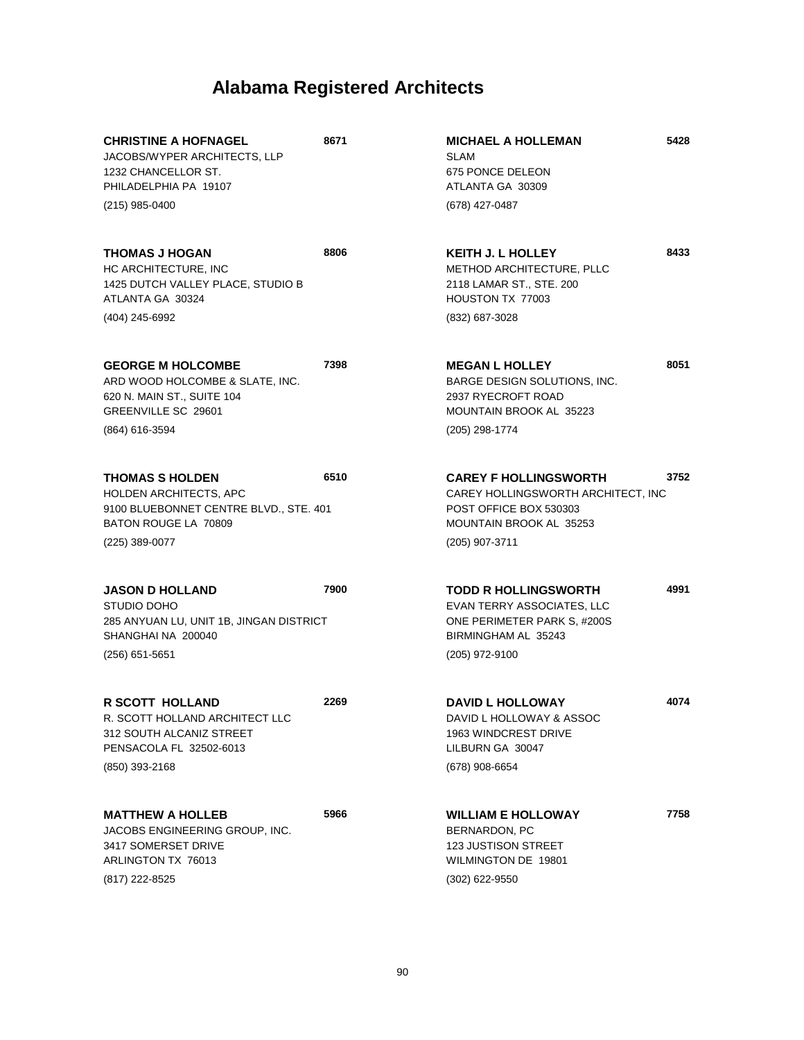# Alabama Registered Architects

**CHRISTINE A HOFNAGEL** **8671**
JACOBS/WYPER ARCHITECTS, LLP
1232 CHANCELLOR ST.
PHILADELPHIA PA 19107
(215) 985-0400

**THOMAS J HOGAN** **8806**
HC ARCHITECTURE, INC
1425 DUTCH VALLEY PLACE, STUDIO B
ATLANTA GA 30324
(404) 245-6992

**GEORGE M HOLCOMBE** **7398**
ARD WOOD HOLCOMBE & SLATE, INC.
620 N. MAIN ST., SUITE 104
GREENVILLE SC 29601
(864) 616-3594

**THOMAS S HOLDEN** **6510**
HOLDEN ARCHITECTS, APC
9100 BLUEBONNET CENTRE BLVD., STE. 401
BATON ROUGE LA 70809
(225) 389-0077

**JASON D HOLLAND** **7900**
STUDIO DOHO
285 ANYUAN LU, UNIT 1B, JINGAN DISTRICT
SHANGHAI NA 200040
(256) 651-5651

**R SCOTT HOLLAND** **2269**
R. SCOTT HOLLAND ARCHITECT LLC
312 SOUTH ALCANIZ STREET
PENSACOLA FL 32502-6013
(850) 393-2168

**MATTHEW A HOLLEB** **5966**
JACOBS ENGINEERING GROUP, INC.
3417 SOMERSET DRIVE
ARLINGTON TX 76013
(817) 222-8525

**MICHAEL A HOLLEMAN** **5428**
SLAM
675 PONCE DELEON
ATLANTA GA 30309
(678) 427-0487

**KEITH J. L HOLLEY** **8433**
METHOD ARCHITECTURE, PLLC
2118 LAMAR ST., STE. 200
HOUSTON TX 77003
(832) 687-3028

**MEGAN L HOLLEY** **8051**
BARGE DESIGN SOLUTIONS, INC.
2937 RYECROFT ROAD
MOUNTAIN BROOK AL 35223
(205) 298-1774

**CAREY F HOLLINGSWORTH** **3752**
CAREY HOLLINGSWORTH ARCHITECT, INC
POST OFFICE BOX 530303
MOUNTAIN BROOK AL 35253
(205) 907-3711

**TODD R HOLLINGSWORTH** **4991**
EVAN TERRY ASSOCIATES, LLC
ONE PERIMETER PARK S, #200S
BIRMINGHAM AL 35243
(205) 972-9100

**DAVID L HOLLOWAY** **4074**
DAVID L HOLLOWAY & ASSOC
1963 WINDCREST DRIVE
LILBURN GA 30047
(678) 908-6654

**WILLIAM E HOLLOWAY** **7758**
BERNARDON, PC
123 JUSTISON STREET
WILMINGTON DE 19801
(302) 622-9550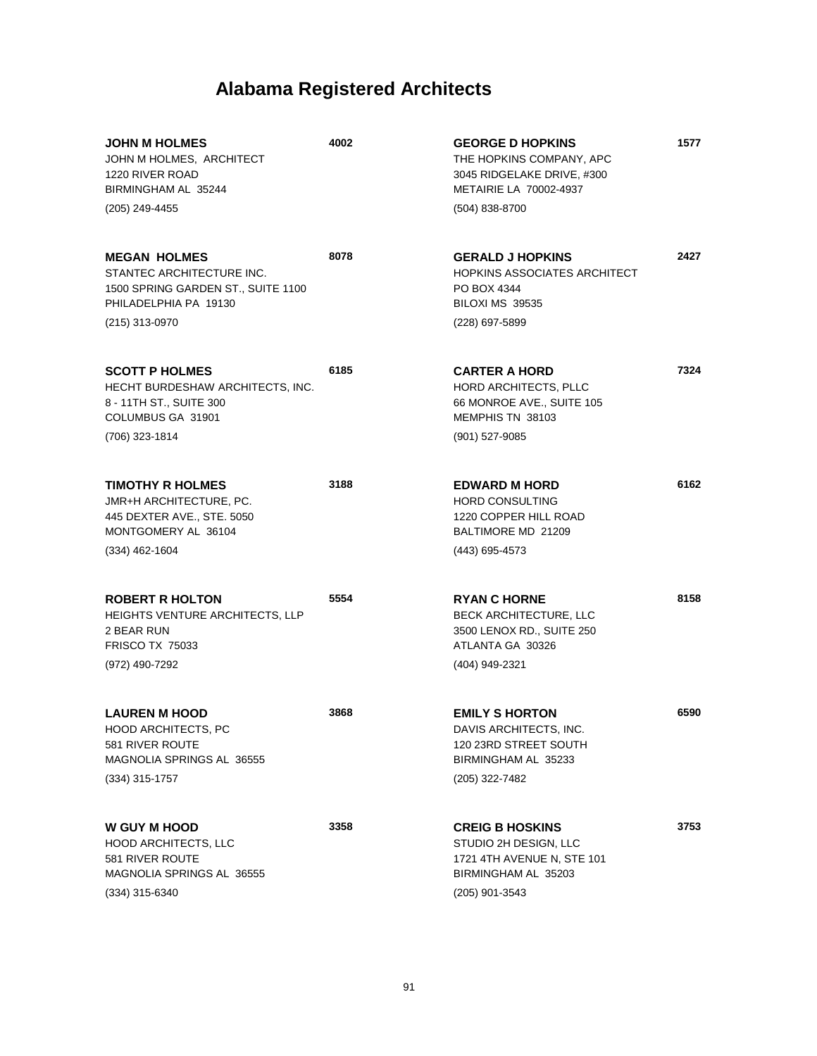# Alabama Registered Architects

**JOHN M HOLMES** **4002**
JOHN M HOLMES, ARCHITECT
1220 RIVER ROAD
BIRMINGHAM AL 35244
(205) 249-4455

**MEGAN HOLMES** **8078**
STANTEC ARCHITECTURE INC.
1500 SPRING GARDEN ST., SUITE 1100
PHILADELPHIA PA 19130
(215) 313-0970

**SCOTT P HOLMES** **6185**
HECHT BURDESHAW ARCHITECTS, INC.
8 - 11TH ST., SUITE 300
COLUMBUS GA 31901
(706) 323-1814

**TIMOTHY R HOLMES** **3188**
JMR+H ARCHITECTURE, PC.
445 DEXTER AVE., STE. 5050
MONTGOMERY AL 36104
(334) 462-1604

**ROBERT R HOLTON** **5554**
HEIGHTS VENTURE ARCHITECTS, LLP
2 BEAR RUN
FRISCO TX 75033
(972) 490-7292

**LAUREN M HOOD** **3868**
HOOD ARCHITECTS, PC
581 RIVER ROUTE
MAGNOLIA SPRINGS AL 36555
(334) 315-1757

**W GUY M HOOD** **3358**
HOOD ARCHITECTS, LLC
581 RIVER ROUTE
MAGNOLIA SPRINGS AL 36555
(334) 315-6340

**GEORGE D HOPKINS** **1577**
THE HOPKINS COMPANY, APC
3045 RIDGELAKE DRIVE, #300
METAIRIE LA 70002-4937
(504) 838-8700

**GERALD J HOPKINS** **2427**
HOPKINS ASSOCIATES ARCHITECT
PO BOX 4344
BILOXI MS 39535
(228) 697-5899

**CARTER A HORD** **7324**
HORD ARCHITECTS, PLLC
66 MONROE AVE., SUITE 105
MEMPHIS TN 38103
(901) 527-9085

**EDWARD M HORD** **6162**
HORD CONSULTING
1220 COPPER HILL ROAD
BALTIMORE MD 21209
(443) 695-4573

**RYAN C HORNE** **8158**
BECK ARCHITECTURE, LLC
3500 LENOX RD., SUITE 250
ATLANTA GA 30326
(404) 949-2321

**EMILY S HORTON** **6590**
DAVIS ARCHITECTS, INC.
120 23RD STREET SOUTH
BIRMINGHAM AL 35233
(205) 322-7482

**CREIG B HOSKINS** **3753**
STUDIO 2H DESIGN, LLC
1721 4TH AVENUE N, STE 101
BIRMINGHAM AL 35203
(205) 901-3543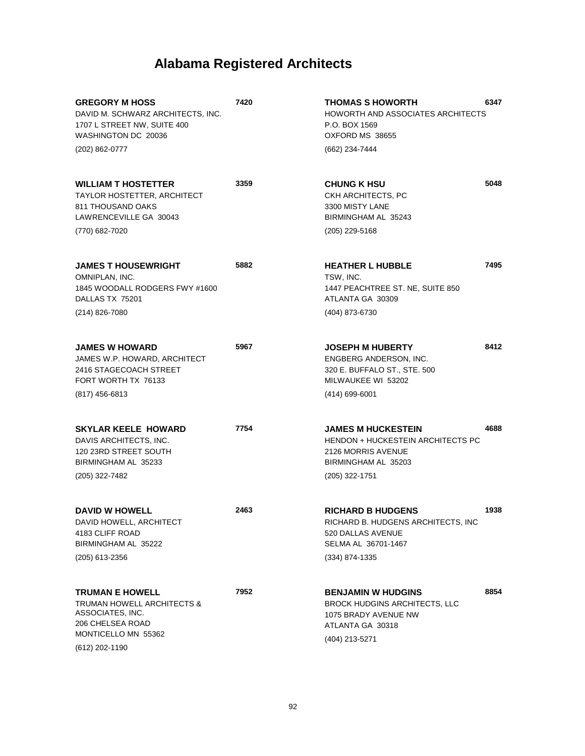# Alabama Registered Architects

**GREGORY M HOSS** **7420**
DAVID M. SCHWARZ ARCHITECTS, INC.
1707 L STREET NW, SUITE 400
WASHINGTON DC 20036
(202) 862-0777

**WILLIAM T HOSTETTER** **3359**
TAYLOR HOSTETTER, ARCHITECT
811 THOUSAND OAKS
LAWRENCEVILLE GA 30043
(770) 682-7020

**JAMES T HOUSEWRIGHT** **5882**
OMNIPLAN, INC.
1845 WOODALL RODGERS FWY #1600
DALLAS TX 75201
(214) 826-7080

**JAMES W HOWARD** **5967**
JAMES W.P. HOWARD, ARCHITECT
2416 STAGECOACH STREET
FORT WORTH TX 76133
(817) 456-6813

**SKYLAR KEELE HOWARD** **7754**
DAVIS ARCHITECTS, INC.
120 23RD STREET SOUTH
BIRMINGHAM AL 35233
(205) 322-7482

**DAVID W HOWELL** **2463**
DAVID HOWELL, ARCHITECT
4183 CLIFF ROAD
BIRMINGHAM AL 35222
(205) 613-2356

**TRUMAN E HOWELL** **7952**
TRUMAN HOWELL ARCHITECTS & ASSOCIATES, INC.
206 CHELSEA ROAD
MONTICELLO MN 55362
(612) 202-1190

**THOMAS S HOWORTH** **6347**
HOWORTH AND ASSOCIATES ARCHITECTS
P.O. BOX 1569
OXFORD MS 38655
(662) 234-7444

**CHUNG K HSU** **5048**
CKH ARCHITECTS, PC
3300 MISTY LANE
BIRMINGHAM AL 35243
(205) 229-5168

**HEATHER L HUBBLE** **7495**
TSW, INC.
1447 PEACHTREE ST. NE, SUITE 850
ATLANTA GA 30309
(404) 873-6730

**JOSEPH M HUBERTY** **8412**
ENGBERG ANDERSON, INC.
320 E. BUFFALO ST., STE. 500
MILWAUKEE WI 53202
(414) 699-6001

**JAMES M HUCKESTEIN** **4688**
HENDON + HUCKESTEIN ARCHITECTS PC
2126 MORRIS AVENUE
BIRMINGHAM AL 35203
(205) 322-1751

**RICHARD B HUDGENS** **1938**
RICHARD B. HUDGENS ARCHITECTS, INC
520 DALLAS AVENUE
SELMA AL 36701-1467
(334) 874-1335

**BENJAMIN W HUDGINS** **8854**
BROCK HUDGINS ARCHITECTS, LLC
1075 BRADY AVENUE NW
ATLANTA GA 30318
(404) 213-5271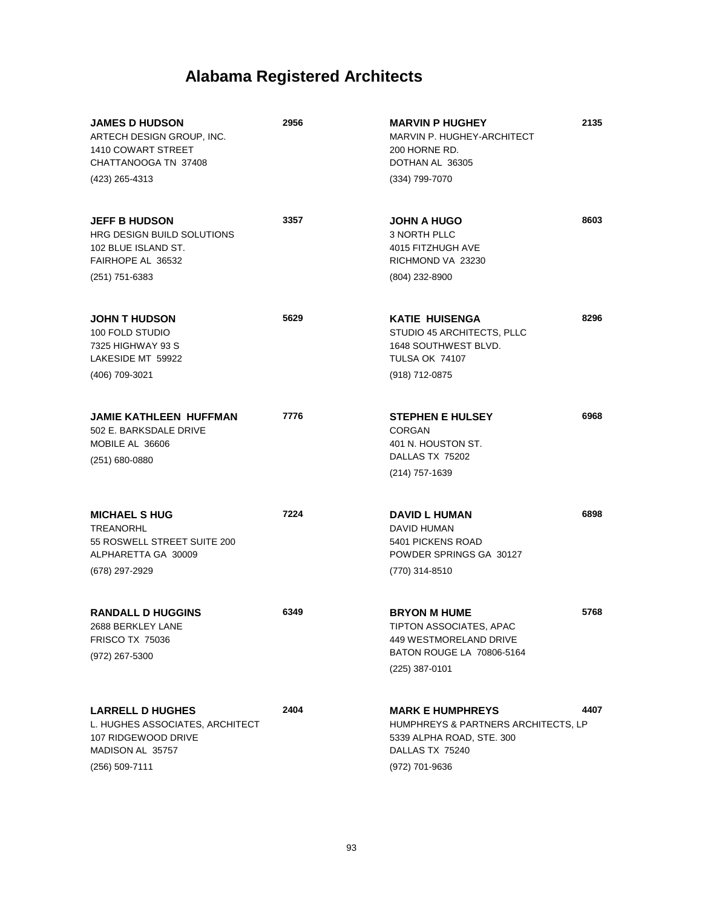# Alabama Registered Architects

**JAMES D HUDSON** 2956
ARTECH DESIGN GROUP, INC.
1410 COWART STREET
CHATTANOOGA TN 37408
(423) 265-4313

**JEFF B HUDSON** 3357
HRG DESIGN BUILD SOLUTIONS
102 BLUE ISLAND ST.
FAIRHOPE AL 36532
(251) 751-6383

**JOHN T HUDSON** 5629
100 FOLD STUDIO
7325 HIGHWAY 93 S
LAKESIDE MT 59922
(406) 709-3021

**JAMIE KATHLEEN HUFFMAN** 7776
502 E. BARKSDALE DRIVE
MOBILE AL 36606
(251) 680-0880

**MICHAEL S HUG** 7224
TREANORHL
55 ROSWELL STREET SUITE 200
ALPHARETTA GA 30009
(678) 297-2929

**RANDALL D HUGGINS** 6349
2688 BERKLEY LANE
FRISCO TX 75036
(972) 267-5300

**LARRELL D HUGHES** 2404
L. HUGHES ASSOCIATES, ARCHITECT
107 RIDGEWOOD DRIVE
MADISON AL 35757
(256) 509-7111

**MARVIN P HUGHEY** 2135
MARVIN P. HUGHEY-ARCHITECT
200 HORNE RD.
DOTHAN AL 36305
(334) 799-7070

**JOHN A HUGO** 8603
3 NORTH PLLC
4015 FITZHUGH AVE
RICHMOND VA 23230
(804) 232-8900

**KATIE HUISENGA** 8296
STUDIO 45 ARCHITECTS, PLLC
1648 SOUTHWEST BLVD.
TULSA OK 74107
(918) 712-0875

**STEPHEN E HULSEY** 6968
CORGAN
401 N. HOUSTON ST.
DALLAS TX 75202
(214) 757-1639

**DAVID L HUMAN** 6898
DAVID HUMAN
5401 PICKENS ROAD
POWDER SPRINGS GA 30127
(770) 314-8510

**BRYON M HUME** 5768
TIPTON ASSOCIATES, APAC
449 WESTMORELAND DRIVE
BATON ROUGE LA 70806-5164
(225) 387-0101

**MARK E HUMPHREYS** 4407
HUMPHREYS & PARTNERS ARCHITECTS, LP
5339 ALPHA ROAD, STE. 300
DALLAS TX 75240
(972) 701-9636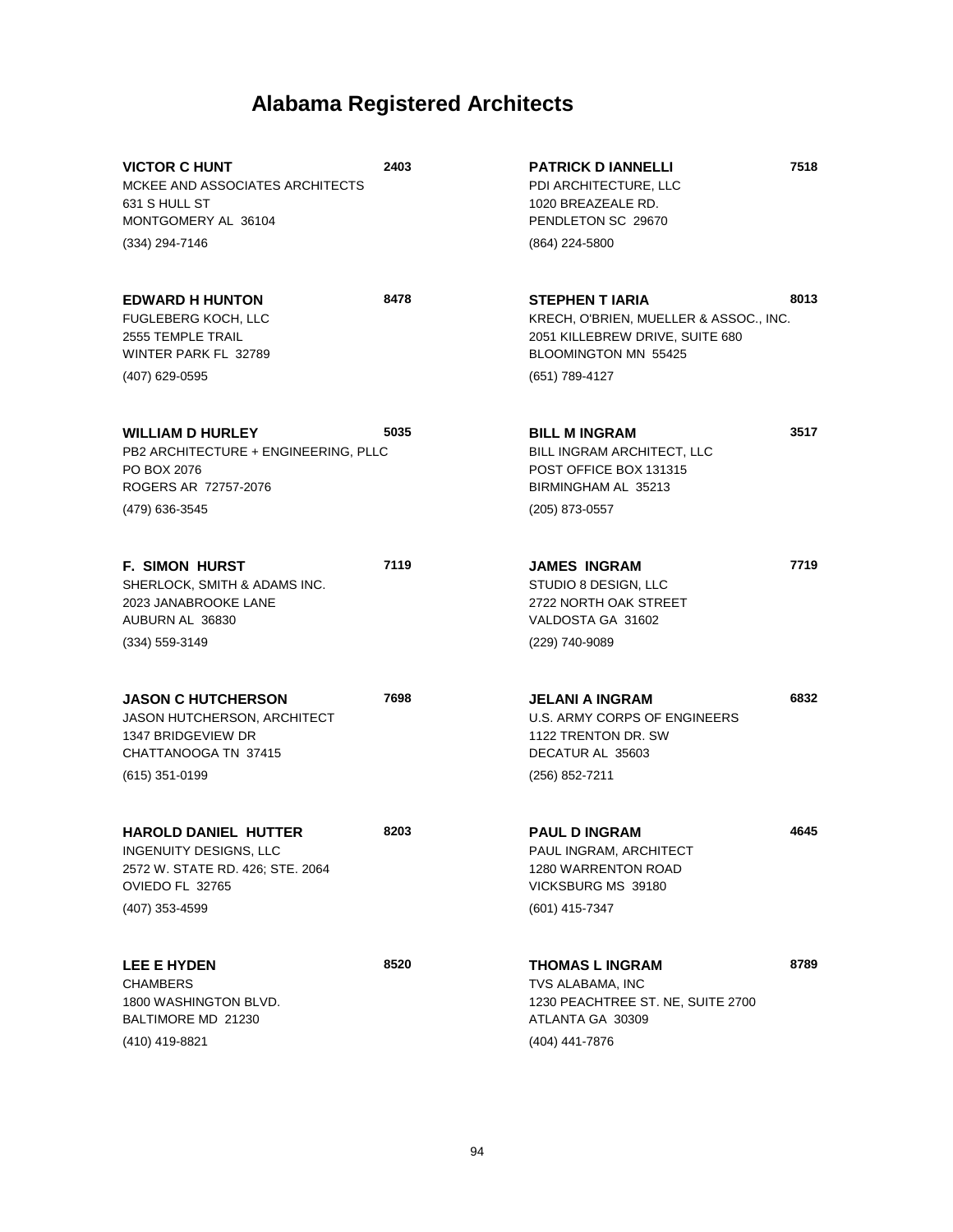# Alabama Registered Architects

**VICTOR C HUNT** **2403**
MCKEE AND ASSOCIATES ARCHITECTS
631 S HULL ST
MONTGOMERY AL 36104
(334) 294-7146

**EDWARD H HUNTON** **8478**
FUGLEBERG KOCH, LLC
2555 TEMPLE TRAIL
WINTER PARK FL 32789
(407) 629-0595

**WILLIAM D HURLEY** **5035**
PB2 ARCHITECTURE + ENGINEERING, PLLC
PO BOX 2076
ROGERS AR 72757-2076
(479) 636-3545

**F. SIMON HURST** **7119**
SHERLOCK, SMITH & ADAMS INC.
2023 JANABROOKE LANE
AUBURN AL 36830
(334) 559-3149

**JASON C HUTCHERSON** **7698**
JASON HUTCHERSON, ARCHITECT
1347 BRIDGEVIEW DR
CHATTANOOGA TN 37415
(615) 351-0199

**HAROLD DANIEL HUTTER** **8203**
INGENUITY DESIGNS, LLC
2572 W. STATE RD. 426; STE. 2064
OVIEDO FL 32765
(407) 353-4599

**LEE E HYDEN** **8520**
CHAMBERS
1800 WASHINGTON BLVD.
BALTIMORE MD 21230
(410) 419-8821

**PATRICK D IANNELLI** **7518**
PDI ARCHITECTURE, LLC
1020 BREAZEALE RD.
PENDLETON SC 29670
(864) 224-5800

**STEPHEN T IARIA** **8013**
KRECH, O'BRIEN, MUELLER & ASSOC., INC.
2051 KILLEBREW DRIVE, SUITE 680
BLOOMINGTON MN 55425
(651) 789-4127

**BILL M INGRAM** **3517**
BILL INGRAM ARCHITECT, LLC
POST OFFICE BOX 131315
BIRMINGHAM AL 35213
(205) 873-0557

**JAMES INGRAM** **7719**
STUDIO 8 DESIGN, LLC
2722 NORTH OAK STREET
VALDOSTA GA 31602
(229) 740-9089

**JELANI A INGRAM** **6832**
U.S. ARMY CORPS OF ENGINEERS
1122 TRENTON DR. SW
DECATUR AL 35603
(256) 852-7211

**PAUL D INGRAM** **4645**
PAUL INGRAM, ARCHITECT
1280 WARRENTON ROAD
VICKSBURG MS 39180
(601) 415-7347

**THOMAS L INGRAM** **8789**
TVS ALABAMA, INC
1230 PEACHTREE ST. NE, SUITE 2700
ATLANTA GA 30309
(404) 441-7876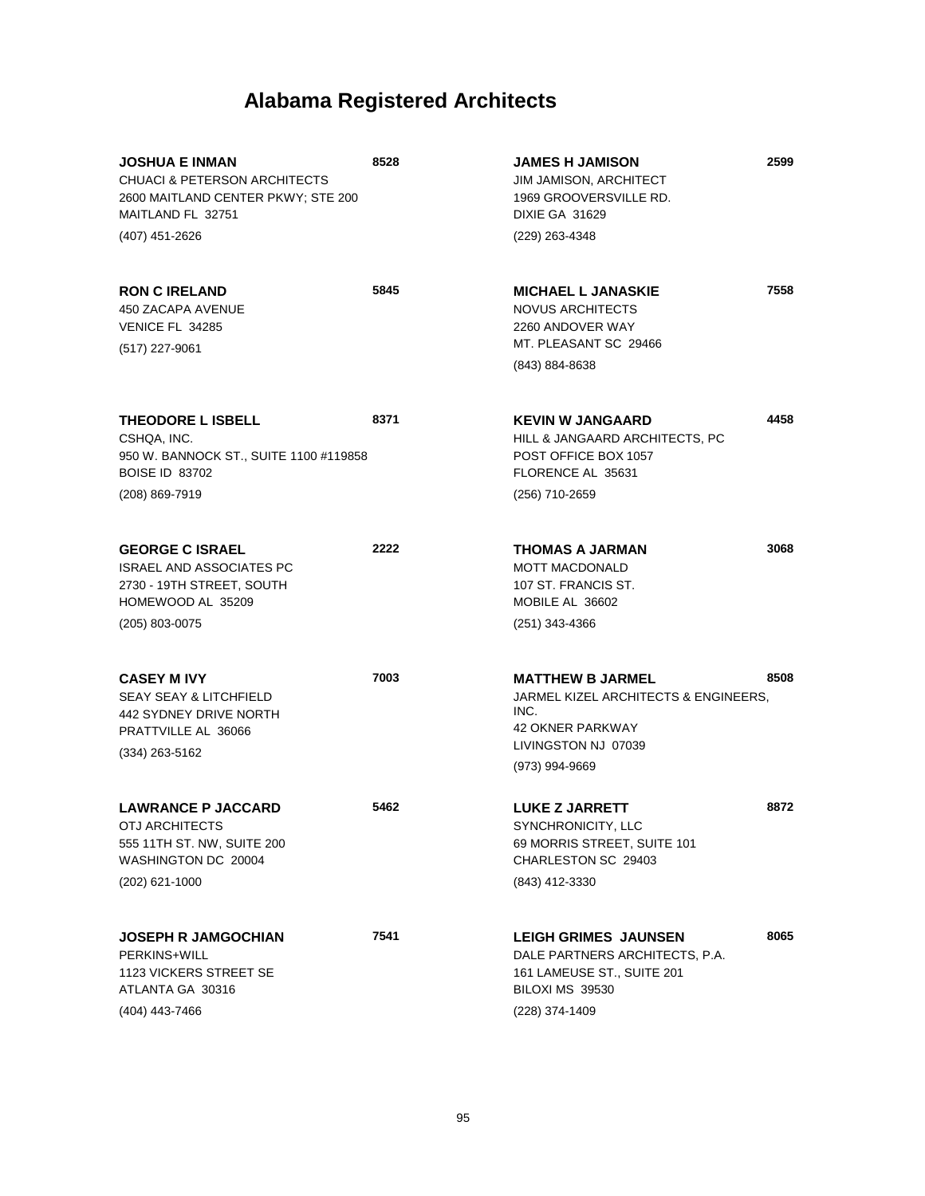# Alabama Registered Architects

**JOSHUA E INMAN** **8528**
CHUACI & PETERSON ARCHITECTS
2600 MAITLAND CENTER PKWY; STE 200
MAITLAND FL 32751
(407) 451-2626

**RON C IRELAND** **5845**
450 ZACAPA AVENUE
VENICE FL 34285
(517) 227-9061

**THEODORE L ISBELL** **8371**
CSHQA, INC.
950 W. BANNOCK ST., SUITE 1100 #119858
BOISE ID 83702
(208) 869-7919

**GEORGE C ISRAEL** **2222**
ISRAEL AND ASSOCIATES PC
2730 - 19TH STREET, SOUTH
HOMEWOOD AL 35209
(205) 803-0075

**CASEY M IVY** **7003**
SEAY SEAY & LITCHFIELD
442 SYDNEY DRIVE NORTH
PRATTVILLE AL 36066
(334) 263-5162

**LAWRANCE P JACCARD** **5462**
OTJ ARCHITECTS
555 11TH ST. NW, SUITE 200
WASHINGTON DC 20004
(202) 621-1000

**JOSEPH R JAMGOCHIAN** **7541**
PERKINS+WILL
1123 VICKERS STREET SE
ATLANTA GA 30316
(404) 443-7466

**JAMES H JAMISON** **2599**
JIM JAMISON, ARCHITECT
1969 GROOVERSVILLE RD.
DIXIE GA 31629
(229) 263-4348

**MICHAEL L JANASKIE** **7558**
NOVUS ARCHITECTS
2260 ANDOVER WAY
MT. PLEASANT SC 29466
(843) 884-8638

**KEVIN W JANGAARD** **4458**
HILL & JANGAARD ARCHITECTS, PC
POST OFFICE BOX 1057
FLORENCE AL 35631
(256) 710-2659

**THOMAS A JARMAN** **3068**
MOTT MACDONALD
107 ST. FRANCIS ST.
MOBILE AL 36602
(251) 343-4366

**MATTHEW B JARMEL** **8508**
JARMEL KIZEL ARCHITECTS & ENGINEERS, INC.
42 OKNER PARKWAY
LIVINGSTON NJ 07039
(973) 994-9669

**LUKE Z JARRETT** **8872**
SYNCHRONICITY, LLC
69 MORRIS STREET, SUITE 101
CHARLESTON SC 29403
(843) 412-3330

**LEIGH GRIMES JAUNSEN** **8065**
DALE PARTNERS ARCHITECTS, P.A.
161 LAMEUSE ST., SUITE 201
BILOXI MS 39530
(228) 374-1409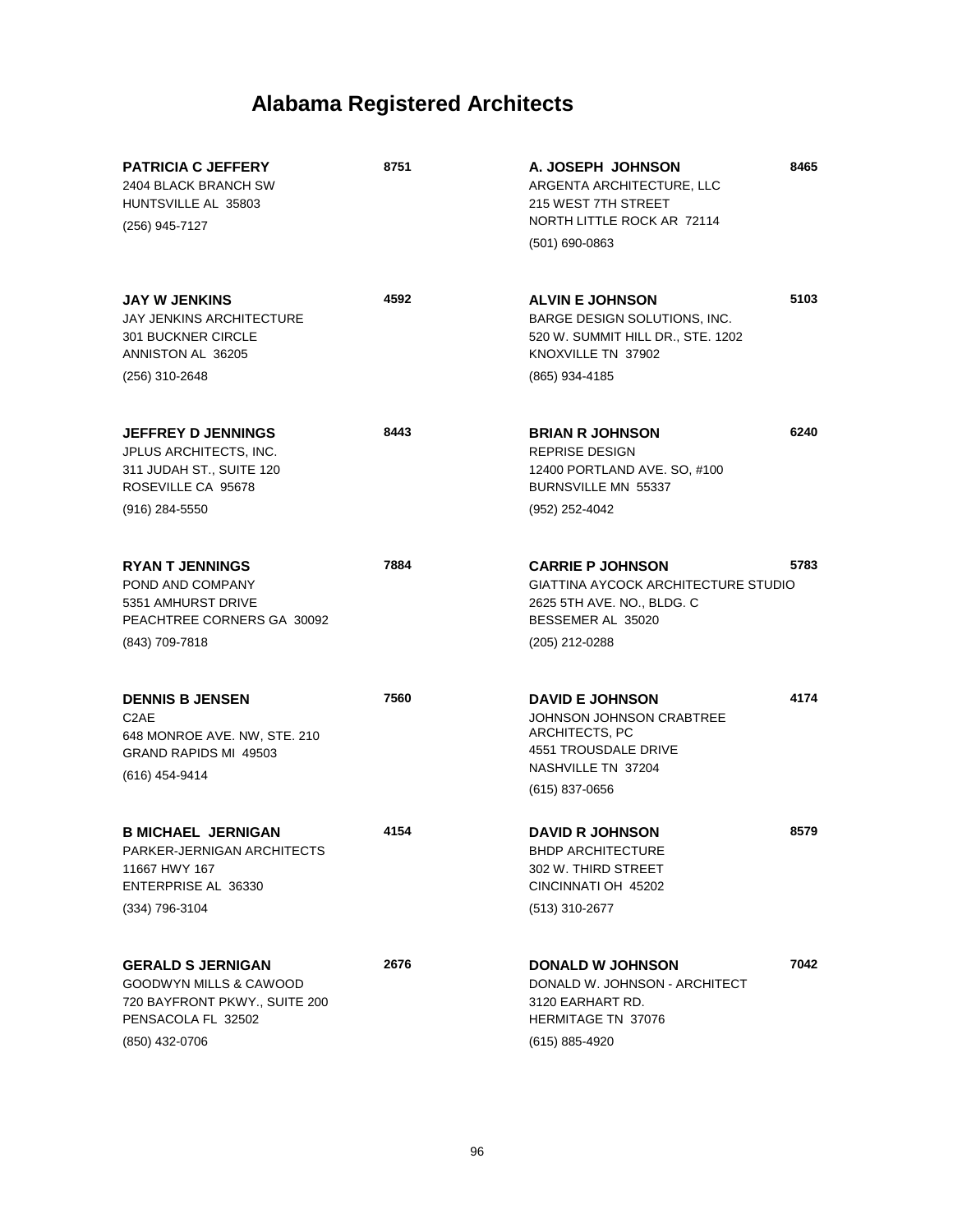# Alabama Registered Architects

**PATRICIA C JEFFERY** **8751**
2404 BLACK BRANCH SW
HUNTSVILLE AL 35803
(256) 945-7127

**JAY W JENKINS** **4592**
JAY JENKINS ARCHITECTURE
301 BUCKNER CIRCLE
ANNISTON AL 36205
(256) 310-2648

**JEFFREY D JENNINGS** **8443**
JPLUS ARCHITECTS, INC.
311 JUDAH ST., SUITE 120
ROSEVILLE CA 95678
(916) 284-5550

**RYAN T JENNINGS** **7884**
POND AND COMPANY
5351 AMHURST DRIVE
PEACHTREE CORNERS GA 30092
(843) 709-7818

**DENNIS B JENSEN** **7560**
C2AE
648 MONROE AVE. NW, STE. 210
GRAND RAPIDS MI 49503
(616) 454-9414

**B MICHAEL JERNIGAN** **4154**
PARKER-JERNIGAN ARCHITECTS
11667 HWY 167
ENTERPRISE AL 36330
(334) 796-3104

**GERALD S JERNIGAN** **2676**
GOODWYN MILLS & CAWOOD
720 BAYFRONT PKWY., SUITE 200
PENSACOLA FL 32502
(850) 432-0706

**A. JOSEPH JOHNSON** **8465**
ARGENTA ARCHITECTURE, LLC
215 WEST 7TH STREET
NORTH LITTLE ROCK AR 72114
(501) 690-0863

**ALVIN E JOHNSON** **5103**
BARGE DESIGN SOLUTIONS, INC.
520 W. SUMMIT HILL DR., STE. 1202
KNOXVILLE TN 37902
(865) 934-4185

**BRIAN R JOHNSON** **6240**
REPRISE DESIGN
12400 PORTLAND AVE. SO, #100
BURNSVILLE MN 55337
(952) 252-4042

**CARRIE P JOHNSON** **5783**
GIATTINA AYCOCK ARCHITECTURE STUDIO
2625 5TH AVE. NO., BLDG. C
BESSEMER AL 35020
(205) 212-0288

**DAVID E JOHNSON** **4174**
JOHNSON JOHNSON CRABTREE ARCHITECTS, PC
4551 TROUSDALE DRIVE
NASHVILLE TN 37204
(615) 837-0656

**DAVID R JOHNSON** **8579**
BHDP ARCHITECTURE
302 W. THIRD STREET
CINCINNATI OH 45202
(513) 310-2677

**DONALD W JOHNSON** **7042**
DONALD W. JOHNSON - ARCHITECT
3120 EARHART RD.
HERMITAGE TN 37076
(615) 885-4920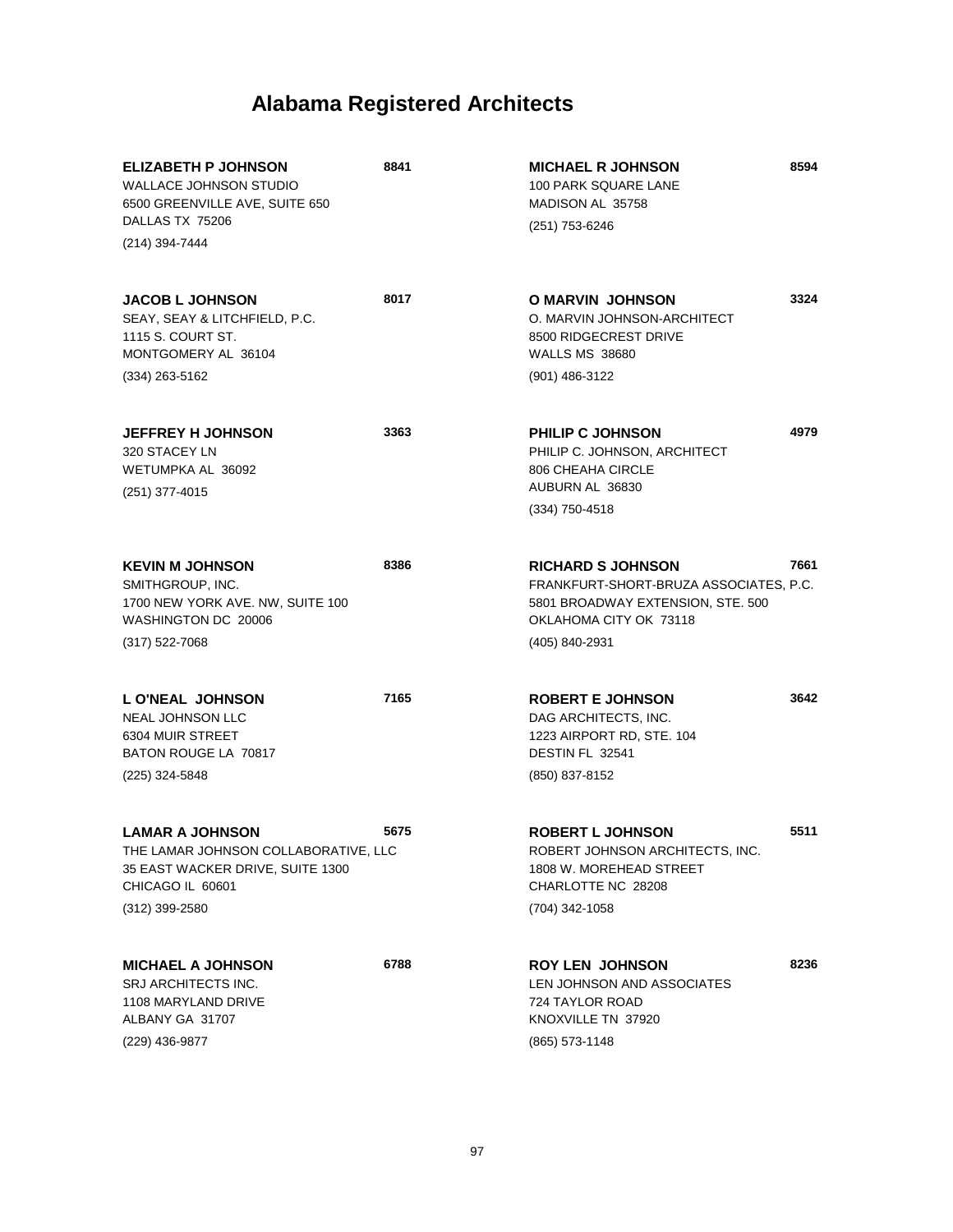# Alabama Registered Architects

**ELIZABETH P JOHNSON** **8841**
WALLACE JOHNSON STUDIO
6500 GREENVILLE AVE, SUITE 650
DALLAS TX 75206
(214) 394-7444

**JACOB L JOHNSON** **8017**
SEAY, SEAY & LITCHFIELD, P.C.
1115 S. COURT ST.
MONTGOMERY AL 36104
(334) 263-5162

**JEFFREY H JOHNSON** **3363**
320 STACEY LN
WETUMPKA AL 36092
(251) 377-4015

**KEVIN M JOHNSON** **8386**
SMITHGROUP, INC.
1700 NEW YORK AVE. NW, SUITE 100
WASHINGTON DC 20006
(317) 522-7068

**L O'NEAL JOHNSON** **7165**
NEAL JOHNSON LLC
6304 MUIR STREET
BATON ROUGE LA 70817
(225) 324-5848

**LAMAR A JOHNSON** **5675**
THE LAMAR JOHNSON COLLABORATIVE, LLC
35 EAST WACKER DRIVE, SUITE 1300
CHICAGO IL 60601
(312) 399-2580

**MICHAEL A JOHNSON** **6788**
SRJ ARCHITECTS INC.
1108 MARYLAND DRIVE
ALBANY GA 31707
(229) 436-9877

**MICHAEL R JOHNSON** **8594**
100 PARK SQUARE LANE
MADISON AL 35758
(251) 753-6246

**O MARVIN JOHNSON** **3324**
O. MARVIN JOHNSON-ARCHITECT
8500 RIDGECREST DRIVE
WALLS MS 38680
(901) 486-3122

**PHILIP C JOHNSON** **4979**
PHILIP C. JOHNSON, ARCHITECT
806 CHEAHA CIRCLE
AUBURN AL 36830
(334) 750-4518

**RICHARD S JOHNSON** **7661**
FRANKFURT-SHORT-BRUZA ASSOCIATES, P.C.
5801 BROADWAY EXTENSION, STE. 500
OKLAHOMA CITY OK 73118
(405) 840-2931

**ROBERT E JOHNSON** **3642**
DAG ARCHITECTS, INC.
1223 AIRPORT RD, STE. 104
DESTIN FL 32541
(850) 837-8152

**ROBERT L JOHNSON** **5511**
ROBERT JOHNSON ARCHITECTS, INC.
1808 W. MOREHEAD STREET
CHARLOTTE NC 28208
(704) 342-1058

**ROY LEN JOHNSON** **8236**
LEN JOHNSON AND ASSOCIATES
724 TAYLOR ROAD
KNOXVILLE TN 37920
(865) 573-1148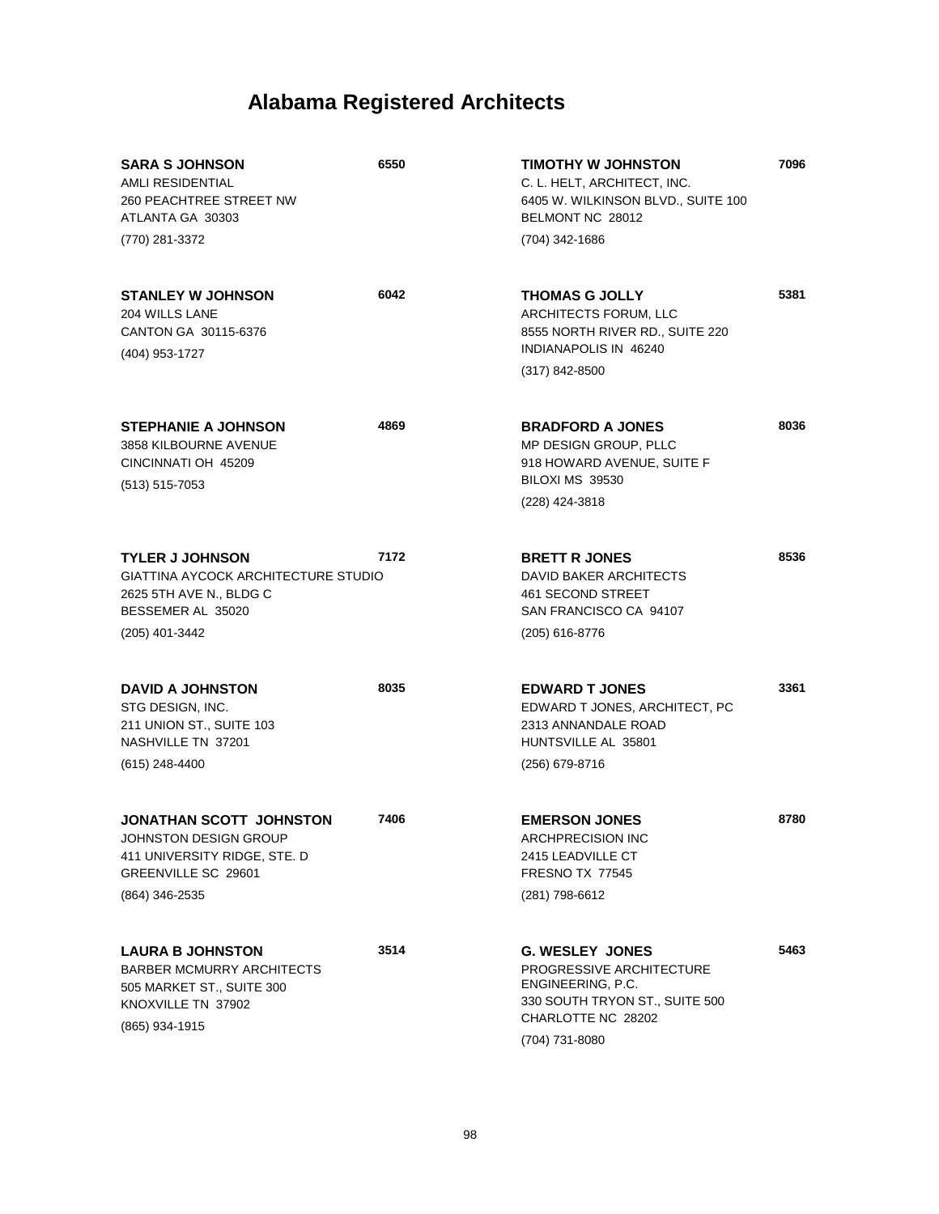# Alabama Registered Architects

**SARA S JOHNSON** **6550**
AMLI RESIDENTIAL
260 PEACHTREE STREET NW
ATLANTA GA 30303
(770) 281-3372

**STANLEY W JOHNSON** **6042**
204 WILLS LANE
CANTON GA 30115-6376
(404) 953-1727

**STEPHANIE A JOHNSON** **4869**
3858 KILBOURNE AVENUE
CINCINNATI OH 45209
(513) 515-7053

**TYLER J JOHNSON** **7172**
GIATTINA AYCOCK ARCHITECTURE STUDIO
2625 5TH AVE N., BLDG C
BESSEMER AL 35020
(205) 401-3442

**DAVID A JOHNSTON** **8035**
STG DESIGN, INC.
211 UNION ST., SUITE 103
NASHVILLE TN 37201
(615) 248-4400

**JONATHAN SCOTT JOHNSTON** **7406**
JOHNSTON DESIGN GROUP
411 UNIVERSITY RIDGE, STE. D
GREENVILLE SC 29601
(864) 346-2535

**LAURA B JOHNSTON** **3514**
BARBER MCMURRY ARCHITECTS
505 MARKET ST., SUITE 300
KNOXVILLE TN 37902
(865) 934-1915

**TIMOTHY W JOHNSTON** **7096**
C. L. HELT, ARCHITECT, INC.
6405 W. WILKINSON BLVD., SUITE 100
BELMONT NC 28012
(704) 342-1686

**THOMAS G JOLLY** **5381**
ARCHITECTS FORUM, LLC
8555 NORTH RIVER RD., SUITE 220
INDIANAPOLIS IN 46240
(317) 842-8500

**BRADFORD A JONES** **8036**
MP DESIGN GROUP, PLLC
918 HOWARD AVENUE, SUITE F
BILOXI MS 39530
(228) 424-3818

**BRETT R JONES** **8536**
DAVID BAKER ARCHITECTS
461 SECOND STREET
SAN FRANCISCO CA 94107
(205) 616-8776

**EDWARD T JONES** **3361**
EDWARD T JONES, ARCHITECT, PC
2313 ANNANDALE ROAD
HUNTSVILLE AL 35801
(256) 679-8716

**EMERSON JONES** **8780**
ARCHPRECISION INC
2415 LEADVILLE CT
FRESNO TX 77545
(281) 798-6612

**G. WESLEY JONES** **5463**
PROGRESSIVE ARCHITECTURE ENGINEERING, P.C.
330 SOUTH TRYON ST., SUITE 500
CHARLOTTE NC 28202
(704) 731-8080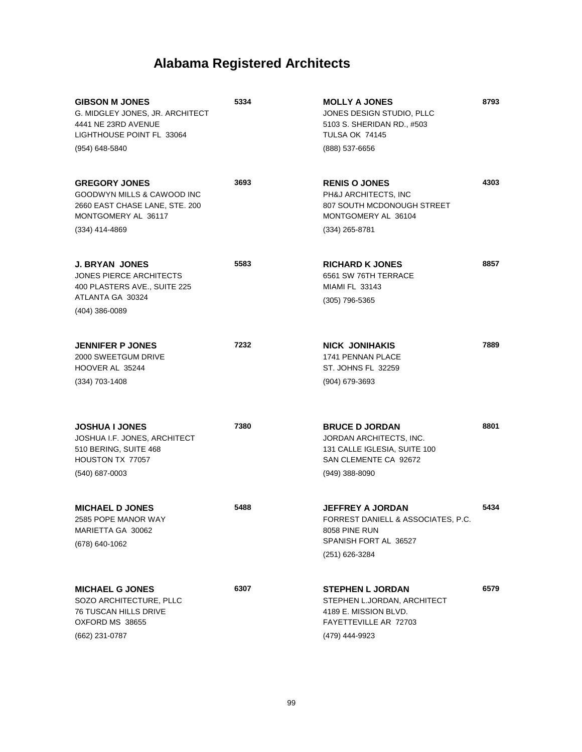# Alabama Registered Architects

**GIBSON M JONES** **5334**
G. MIDGLEY JONES, JR. ARCHITECT
4441 NE 23RD AVENUE
LIGHTHOUSE POINT FL 33064
(954) 648-5840

**GREGORY JONES** **3693**
GOODWYN MILLS & CAWOOD INC
2660 EAST CHASE LANE, STE. 200
MONTGOMERY AL 36117
(334) 414-4869

**J. BRYAN JONES** **5583**
JONES PIERCE ARCHITECTS
400 PLASTERS AVE., SUITE 225
ATLANTA GA 30324
(404) 386-0089

**JENNIFER P JONES** **7232**
2000 SWEETGUM DRIVE
HOOVER AL 35244
(334) 703-1408

**JOSHUA I JONES** **7380**
JOSHUA I.F. JONES, ARCHITECT
510 BERING, SUITE 468
HOUSTON TX 77057
(540) 687-0003

**MICHAEL D JONES** **5488**
2585 POPE MANOR WAY
MARIETTA GA 30062
(678) 640-1062

**MICHAEL G JONES** **6307**
SOZO ARCHITECTURE, PLLC
76 TUSCAN HILLS DRIVE
OXFORD MS 38655
(662) 231-0787

**MOLLY A JONES** **8793**
JONES DESIGN STUDIO, PLLC
5103 S. SHERIDAN RD., #503
TULSA OK 74145
(888) 537-6656

**RENIS O JONES** **4303**
PH&J ARCHITECTS, INC
807 SOUTH MCDONOUGH STREET
MONTGOMERY AL 36104
(334) 265-8781

**RICHARD K JONES** **8857**
6561 SW 76TH TERRACE
MIAMI FL 33143
(305) 796-5365

**NICK JONIHAKIS** **7889**
1741 PENNAN PLACE
ST. JOHNS FL 32259
(904) 679-3693

**BRUCE D JORDAN** **8801**
JORDAN ARCHITECTS, INC.
131 CALLE IGLESIA, SUITE 100
SAN CLEMENTE CA 92672
(949) 388-8090

**JEFFREY A JORDAN** **5434**
FORREST DANIELL & ASSOCIATES, P.C.
8058 PINE RUN
SPANISH FORT AL 36527
(251) 626-3284

**STEPHEN L JORDAN** **6579**
STEPHEN L.JORDAN, ARCHITECT
4189 E. MISSION BLVD.
FAYETTEVILLE AR 72703
(479) 444-9923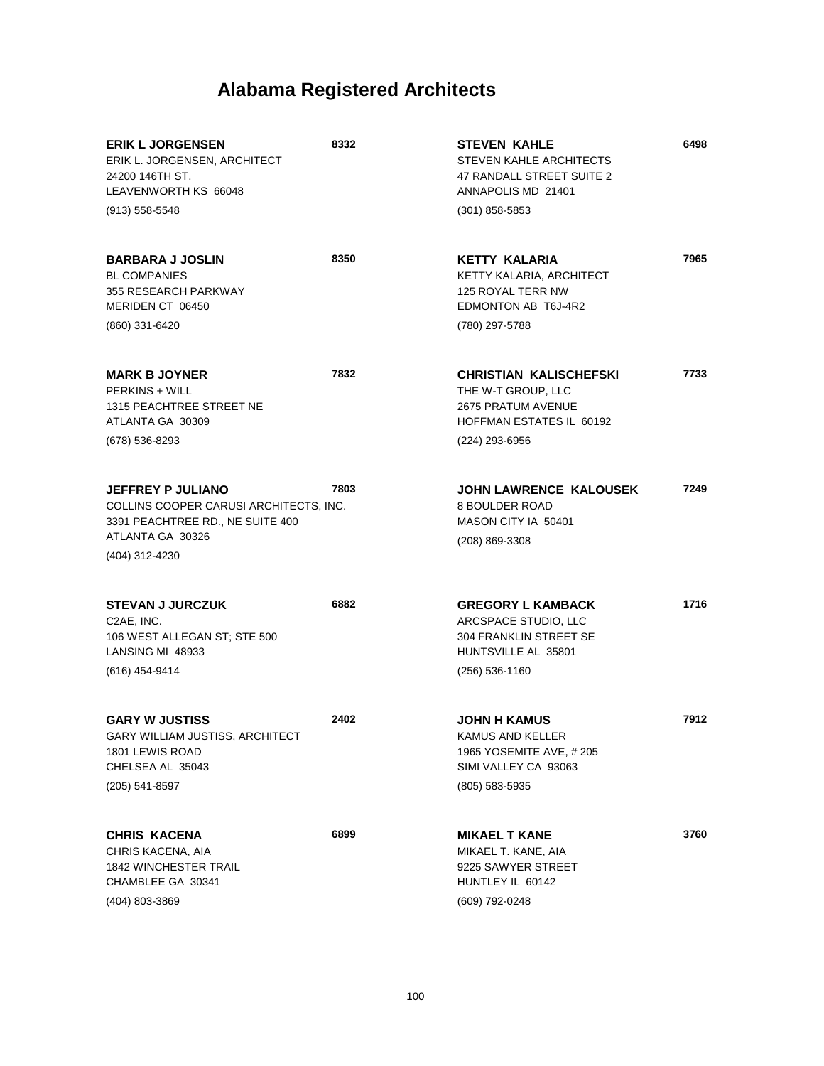# Alabama Registered Architects

**ERIK L JORGENSEN** **8332**
ERIK L. JORGENSEN, ARCHITECT
24200 146TH ST.
LEAVENWORTH KS 66048
(913) 558-5548

**BARBARA J JOSLIN** **8350**
BL COMPANIES
355 RESEARCH PARKWAY
MERIDEN CT 06450
(860) 331-6420

**MARK B JOYNER** **7832**
PERKINS + WILL
1315 PEACHTREE STREET NE
ATLANTA GA 30309
(678) 536-8293

**JEFFREY P JULIANO** **7803**
COLLINS COOPER CARUSI ARCHITECTS, INC.
3391 PEACHTREE RD., NE SUITE 400
ATLANTA GA 30326
(404) 312-4230

**STEVAN J JURCZUK** **6882**
C2AE, INC.
106 WEST ALLEGAN ST; STE 500
LANSING MI 48933
(616) 454-9414

**GARY W JUSTISS** **2402**
GARY WILLIAM JUSTISS, ARCHITECT
1801 LEWIS ROAD
CHELSEA AL 35043
(205) 541-8597

**CHRIS KACENA** **6899**
CHRIS KACENA, AIA
1842 WINCHESTER TRAIL
CHAMBLEE GA 30341
(404) 803-3869

**STEVEN KAHLE** **6498**
STEVEN KAHLE ARCHITECTS
47 RANDALL STREET SUITE 2
ANNAPOLIS MD 21401
(301) 858-5853

**KETTY KALARIA** **7965**
KETTY KALARIA, ARCHITECT
125 ROYAL TERR NW
EDMONTON AB T6J-4R2
(780) 297-5788

**CHRISTIAN KALISCHEFSKI** **7733**
THE W-T GROUP, LLC
2675 PRATUM AVENUE
HOFFMAN ESTATES IL 60192
(224) 293-6956

**JOHN LAWRENCE KALOUSEK** **7249**
8 BOULDER ROAD
MASON CITY IA 50401
(208) 869-3308

**GREGORY L KAMBACK** **1716**
ARCSPACE STUDIO, LLC
304 FRANKLIN STREET SE
HUNTSVILLE AL 35801
(256) 536-1160

**JOHN H KAMUS** **7912**
KAMUS AND KELLER
1965 YOSEMITE AVE, # 205
SIMI VALLEY CA 93063
(805) 583-5935

**MIKAEL T KANE** **3760**
MIKAEL T. KANE, AIA
9225 SAWYER STREET
HUNTLEY IL 60142
(609) 792-0248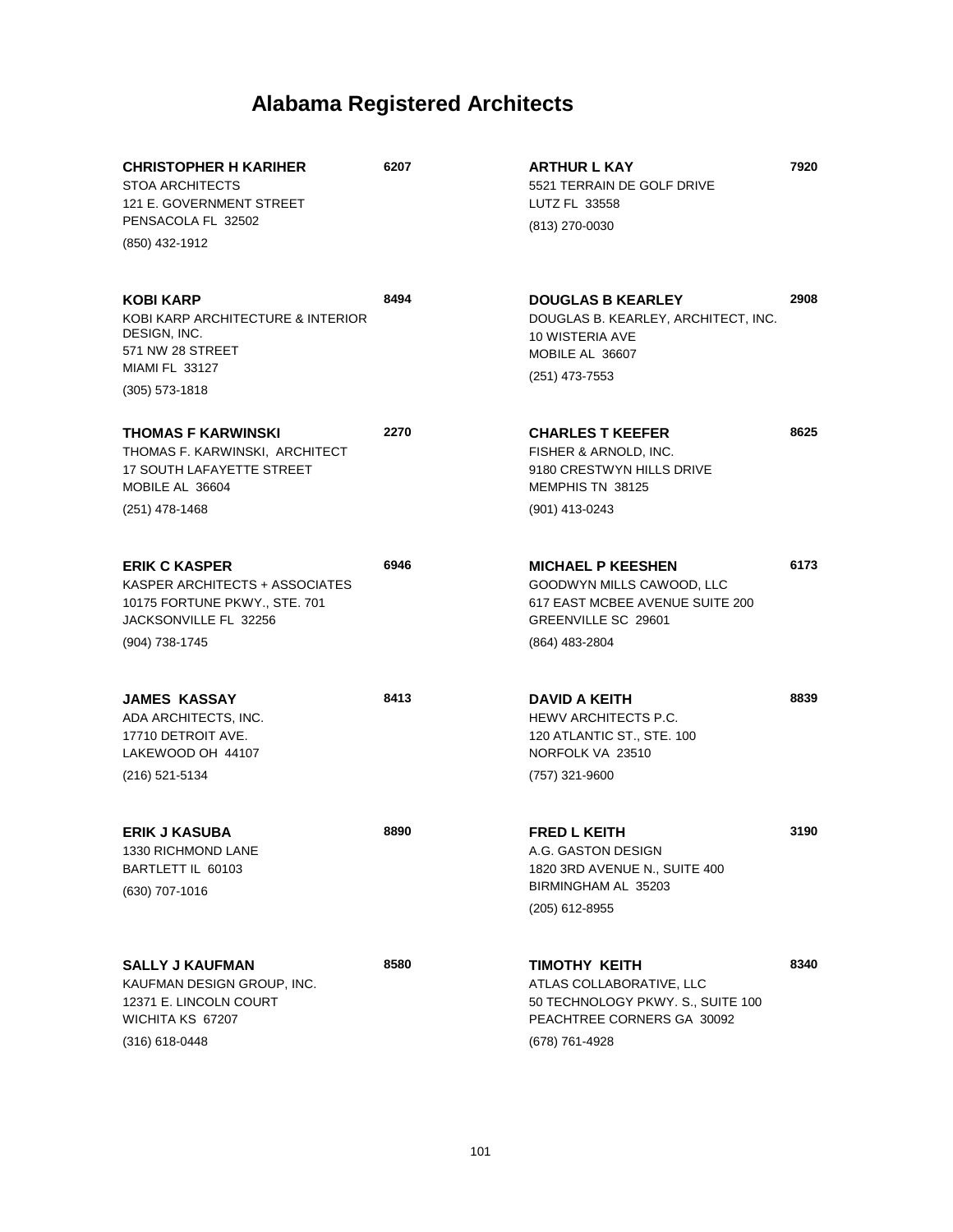# Alabama Registered Architects

**CHRISTOPHER H KARIHER** **6207**
STOA ARCHITECTS
121 E. GOVERNMENT STREET
PENSACOLA FL 32502
(850) 432-1912

**KOBI KARP** **8494**
KOBI KARP ARCHITECTURE & INTERIOR DESIGN, INC.
571 NW 28 STREET
MIAMI FL 33127
(305) 573-1818

**THOMAS F KARWINSKI** **2270**
THOMAS F. KARWINSKI, ARCHITECT
17 SOUTH LAFAYETTE STREET
MOBILE AL 36604
(251) 478-1468

**ERIK C KASPER** **6946**
KASPER ARCHITECTS + ASSOCIATES
10175 FORTUNE PKWY., STE. 701
JACKSONVILLE FL 32256
(904) 738-1745

**JAMES KASSAY** **8413**
ADA ARCHITECTS, INC.
17710 DETROIT AVE.
LAKEWOOD OH 44107
(216) 521-5134

**ERIK J KASUBA** **8890**
1330 RICHMOND LANE
BARTLETT IL 60103
(630) 707-1016

**SALLY J KAUFMAN** **8580**
KAUFMAN DESIGN GROUP, INC.
12371 E. LINCOLN COURT
WICHITA KS 67207
(316) 618-0448

**ARTHUR L KAY** **7920**
5521 TERRAIN DE GOLF DRIVE
LUTZ FL 33558
(813) 270-0030

**DOUGLAS B KEARLEY** **2908**
DOUGLAS B. KEARLEY, ARCHITECT, INC.
10 WISTERIA AVE
MOBILE AL 36607
(251) 473-7553

**CHARLES T KEEFER** **8625**
FISHER & ARNOLD, INC.
9180 CRESTWYN HILLS DRIVE
MEMPHIS TN 38125
(901) 413-0243

**MICHAEL P KEESHEN** **6173**
GOODWYN MILLS CAWOOD, LLC
617 EAST MCBEE AVENUE SUITE 200
GREENVILLE SC 29601
(864) 483-2804

**DAVID A KEITH** **8839**
HEWV ARCHITECTS P.C.
120 ATLANTIC ST., STE. 100
NORFOLK VA 23510
(757) 321-9600

**FRED L KEITH** **3190**
A.G. GASTON DESIGN
1820 3RD AVENUE N., SUITE 400
BIRMINGHAM AL 35203
(205) 612-8955

**TIMOTHY KEITH** **8340**
ATLAS COLLABORATIVE, LLC
50 TECHNOLOGY PKWY. S., SUITE 100
PEACHTREE CORNERS GA 30092
(678) 761-4928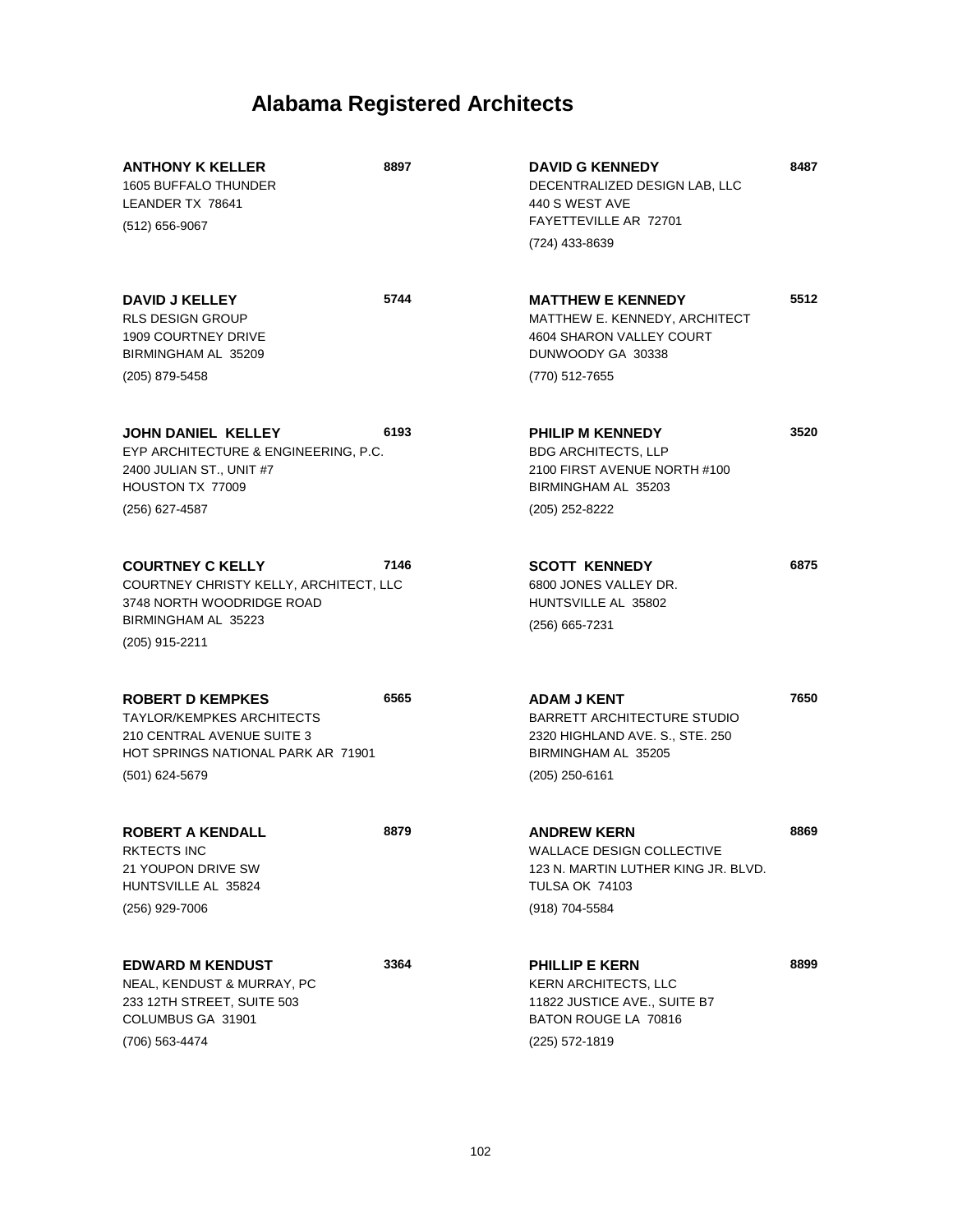# Alabama Registered Architects

**ANTHONY K KELLER** **8897**
1605 BUFFALO THUNDER
LEANDER TX 78641
(512) 656-9067

**DAVID J KELLEY** **5744**
RLS DESIGN GROUP
1909 COURTNEY DRIVE
BIRMINGHAM AL 35209
(205) 879-5458

**JOHN DANIEL KELLEY** **6193**
EYP ARCHITECTURE & ENGINEERING, P.C.
2400 JULIAN ST., UNIT #7
HOUSTON TX 77009
(256) 627-4587

**COURTNEY C KELLY** **7146**
COURTNEY CHRISTY KELLY, ARCHITECT, LLC
3748 NORTH WOODRIDGE ROAD
BIRMINGHAM AL 35223
(205) 915-2211

**ROBERT D KEMPKES** **6565**
TAYLOR/KEMPKES ARCHITECTS
210 CENTRAL AVENUE SUITE 3
HOT SPRINGS NATIONAL PARK AR 71901
(501) 624-5679

**ROBERT A KENDALL** **8879**
RKTECTS INC
21 YOUPON DRIVE SW
HUNTSVILLE AL 35824
(256) 929-7006

**EDWARD M KENDUST** **3364**
NEAL, KENDUST & MURRAY, PC
233 12TH STREET, SUITE 503
COLUMBUS GA 31901
(706) 563-4474

**DAVID G KENNEDY** **8487**
DECENTRALIZED DESIGN LAB, LLC
440 S WEST AVE
FAYETTEVILLE AR 72701
(724) 433-8639

**MATTHEW E KENNEDY** **5512**
MATTHEW E. KENNEDY, ARCHITECT
4604 SHARON VALLEY COURT
DUNWOODY GA 30338
(770) 512-7655

**PHILIP M KENNEDY** **3520**
BDG ARCHITECTS, LLP
2100 FIRST AVENUE NORTH #100
BIRMINGHAM AL 35203
(205) 252-8222

**SCOTT KENNEDY** **6875**
6800 JONES VALLEY DR.
HUNTSVILLE AL 35802
(256) 665-7231

**ADAM J KENT** **7650**
BARRETT ARCHITECTURE STUDIO
2320 HIGHLAND AVE. S., STE. 250
BIRMINGHAM AL 35205
(205) 250-6161

**ANDREW KERN** **8869**
WALLACE DESIGN COLLECTIVE
123 N. MARTIN LUTHER KING JR. BLVD.
TULSA OK 74103
(918) 704-5584

**PHILLIP E KERN** **8899**
KERN ARCHITECTS, LLC
11822 JUSTICE AVE., SUITE B7
BATON ROUGE LA 70816
(225) 572-1819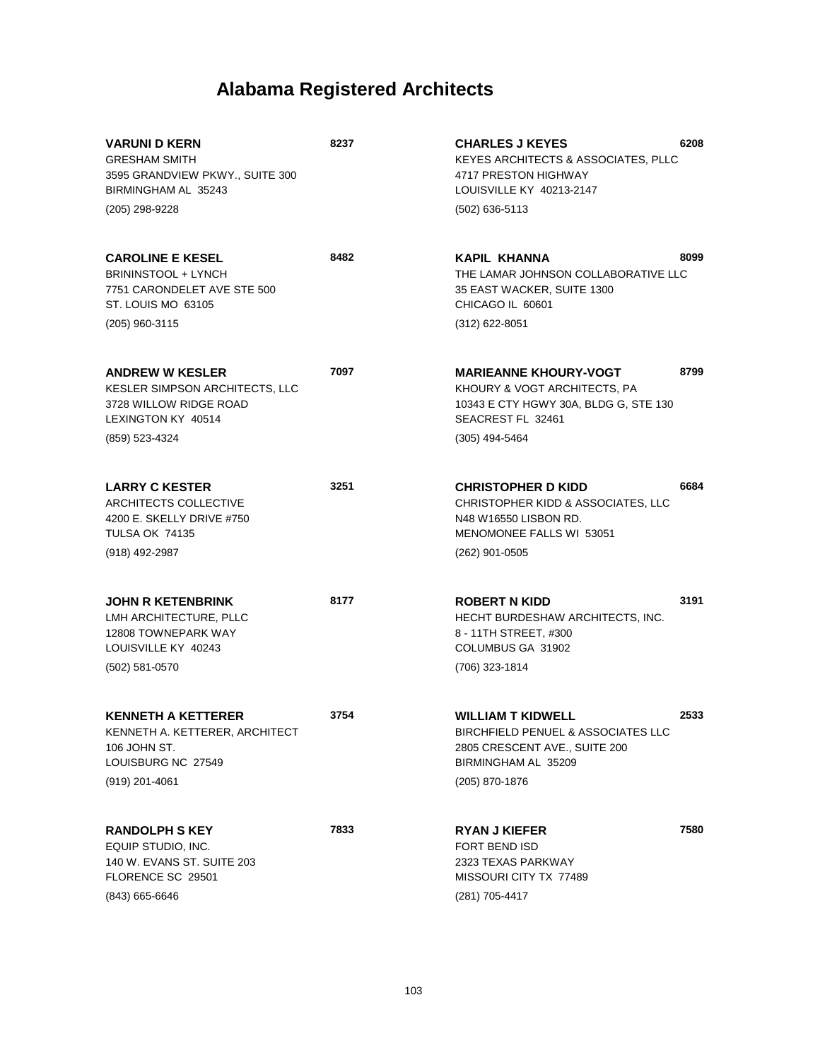# Alabama Registered Architects

**VARUNI D KERN** **8237**
GRESHAM SMITH
3595 GRANDVIEW PKWY., SUITE 300
BIRMINGHAM AL 35243
(205) 298-9228

**CAROLINE E KESEL** **8482**
BRININSTOOL + LYNCH
7751 CARONDELET AVE STE 500
ST. LOUIS MO 63105
(205) 960-3115

**ANDREW W KESLER** **7097**
KESLER SIMPSON ARCHITECTS, LLC
3728 WILLOW RIDGE ROAD
LEXINGTON KY 40514
(859) 523-4324

**LARRY C KESTER** **3251**
ARCHITECTS COLLECTIVE
4200 E. SKELLY DRIVE #750
TULSA OK 74135
(918) 492-2987

**JOHN R KETENBRINK** **8177**
LMH ARCHITECTURE, PLLC
12808 TOWNEPARK WAY
LOUISVILLE KY 40243
(502) 581-0570

**KENNETH A KETTERER** **3754**
KENNETH A. KETTERER, ARCHITECT
106 JOHN ST.
LOUISBURG NC 27549
(919) 201-4061

**RANDOLPH S KEY** **7833**
EQUIP STUDIO, INC.
140 W. EVANS ST. SUITE 203
FLORENCE SC 29501
(843) 665-6646

**CHARLES J KEYES** **6208**
KEYES ARCHITECTS & ASSOCIATES, PLLC
4717 PRESTON HIGHWAY
LOUISVILLE KY 40213-2147
(502) 636-5113

**KAPIL KHANNA** **8099**
THE LAMAR JOHNSON COLLABORATIVE LLC
35 EAST WACKER, SUITE 1300
CHICAGO IL 60601
(312) 622-8051

**MARIEANNE KHOURY-VOGT** **8799**
KHOURY & VOGT ARCHITECTS, PA
10343 E CTY HGWY 30A, BLDG G, STE 130
SEACREST FL 32461
(305) 494-5464

**CHRISTOPHER D KIDD** **6684**
CHRISTOPHER KIDD & ASSOCIATES, LLC
N48 W16550 LISBON RD.
MENOMONEE FALLS WI 53051
(262) 901-0505

**ROBERT N KIDD** **3191**
HECHT BURDESHAW ARCHITECTS, INC.
8 - 11TH STREET, #300
COLUMBUS GA 31902
(706) 323-1814

**WILLIAM T KIDWELL** **2533**
BIRCHFIELD PENUEL & ASSOCIATES LLC
2805 CRESCENT AVE., SUITE 200
BIRMINGHAM AL 35209
(205) 870-1876

**RYAN J KIEFER** **7580**
FORT BEND ISD
2323 TEXAS PARKWAY
MISSOURI CITY TX 77489
(281) 705-4417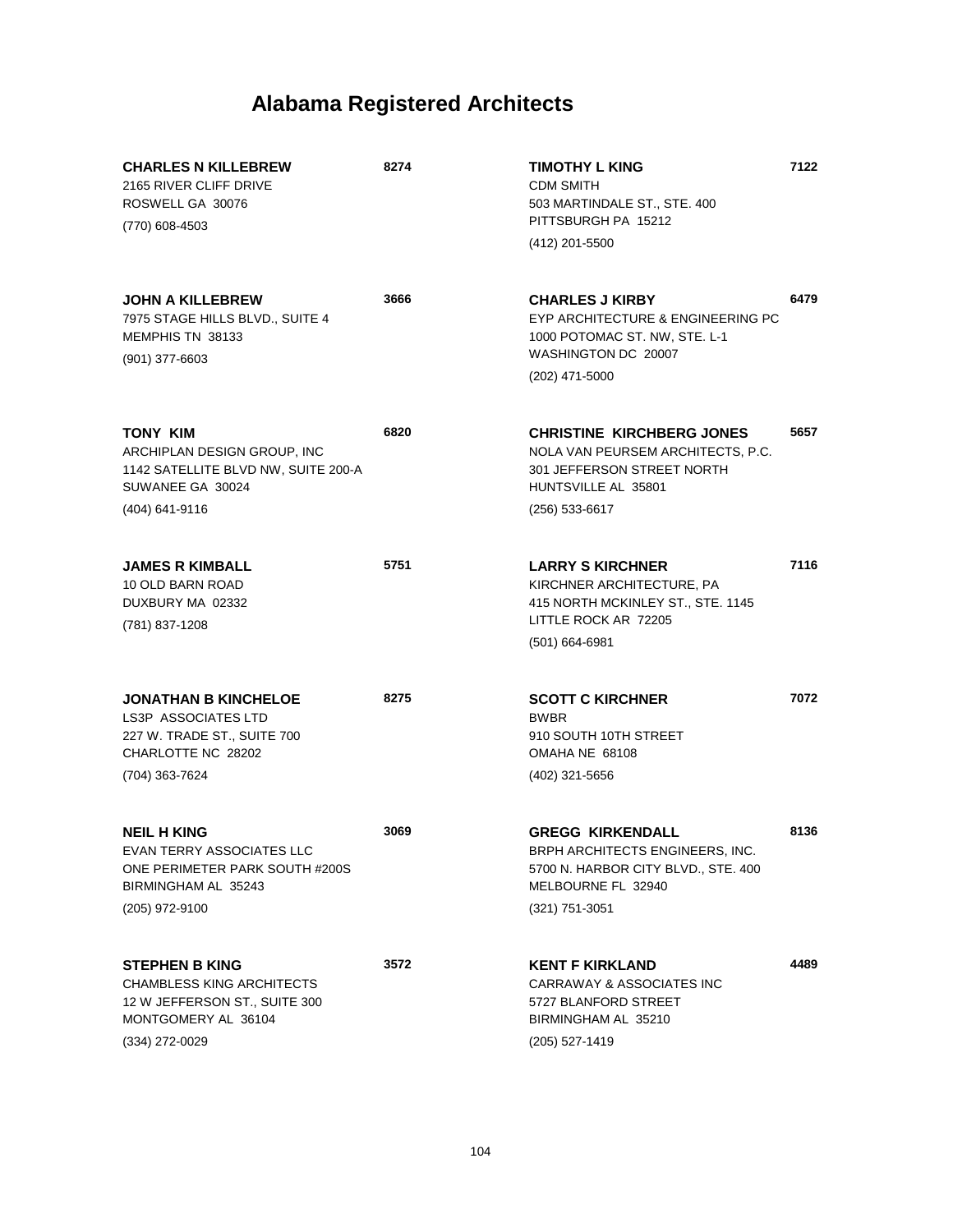# Alabama Registered Architects

**CHARLES N KILLEBREW** **8274**
2165 RIVER CLIFF DRIVE
ROSWELL GA 30076
(770) 608-4503

**JOHN A KILLEBREW** **3666**
7975 STAGE HILLS BLVD., SUITE 4
MEMPHIS TN 38133
(901) 377-6603

**TONY KIM** **6820**
ARCHIPLAN DESIGN GROUP, INC
1142 SATELLITE BLVD NW, SUITE 200-A
SUWANEE GA 30024
(404) 641-9116

**JAMES R KIMBALL** **5751**
10 OLD BARN ROAD
DUXBURY MA 02332
(781) 837-1208

**JONATHAN B KINCHELOE** **8275**
LS3P ASSOCIATES LTD
227 W. TRADE ST., SUITE 700
CHARLOTTE NC 28202
(704) 363-7624

**NEIL H KING** **3069**
EVAN TERRY ASSOCIATES LLC
ONE PERIMETER PARK SOUTH #200S
BIRMINGHAM AL 35243
(205) 972-9100

**STEPHEN B KING** **3572**
CHAMBLESS KING ARCHITECTS
12 W JEFFERSON ST., SUITE 300
MONTGOMERY AL 36104
(334) 272-0029

**TIMOTHY L KING** **7122**
CDM SMITH
503 MARTINDALE ST., STE. 400
PITTSBURGH PA 15212
(412) 201-5500

**CHARLES J KIRBY** **6479**
EYP ARCHITECTURE & ENGINEERING PC
1000 POTOMAC ST. NW, STE. L-1
WASHINGTON DC 20007
(202) 471-5000

**CHRISTINE KIRCHBERG JONES** **5657**
NOLA VAN PEURSEM ARCHITECTS, P.C.
301 JEFFERSON STREET NORTH
HUNTSVILLE AL 35801
(256) 533-6617

**LARRY S KIRCHNER** **7116**
KIRCHNER ARCHITECTURE, PA
415 NORTH MCKINLEY ST., STE. 1145
LITTLE ROCK AR 72205
(501) 664-6981

**SCOTT C KIRCHNER** **7072**
BWBR
910 SOUTH 10TH STREET
OMAHA NE 68108
(402) 321-5656

**GREGG KIRKENDALL** **8136**
BRPH ARCHITECTS ENGINEERS, INC.
5700 N. HARBOR CITY BLVD., STE. 400
MELBOURNE FL 32940
(321) 751-3051

**KENT F KIRKLAND** **4489**
CARRAWAY & ASSOCIATES INC
5727 BLANFORD STREET
BIRMINGHAM AL 35210
(205) 527-1419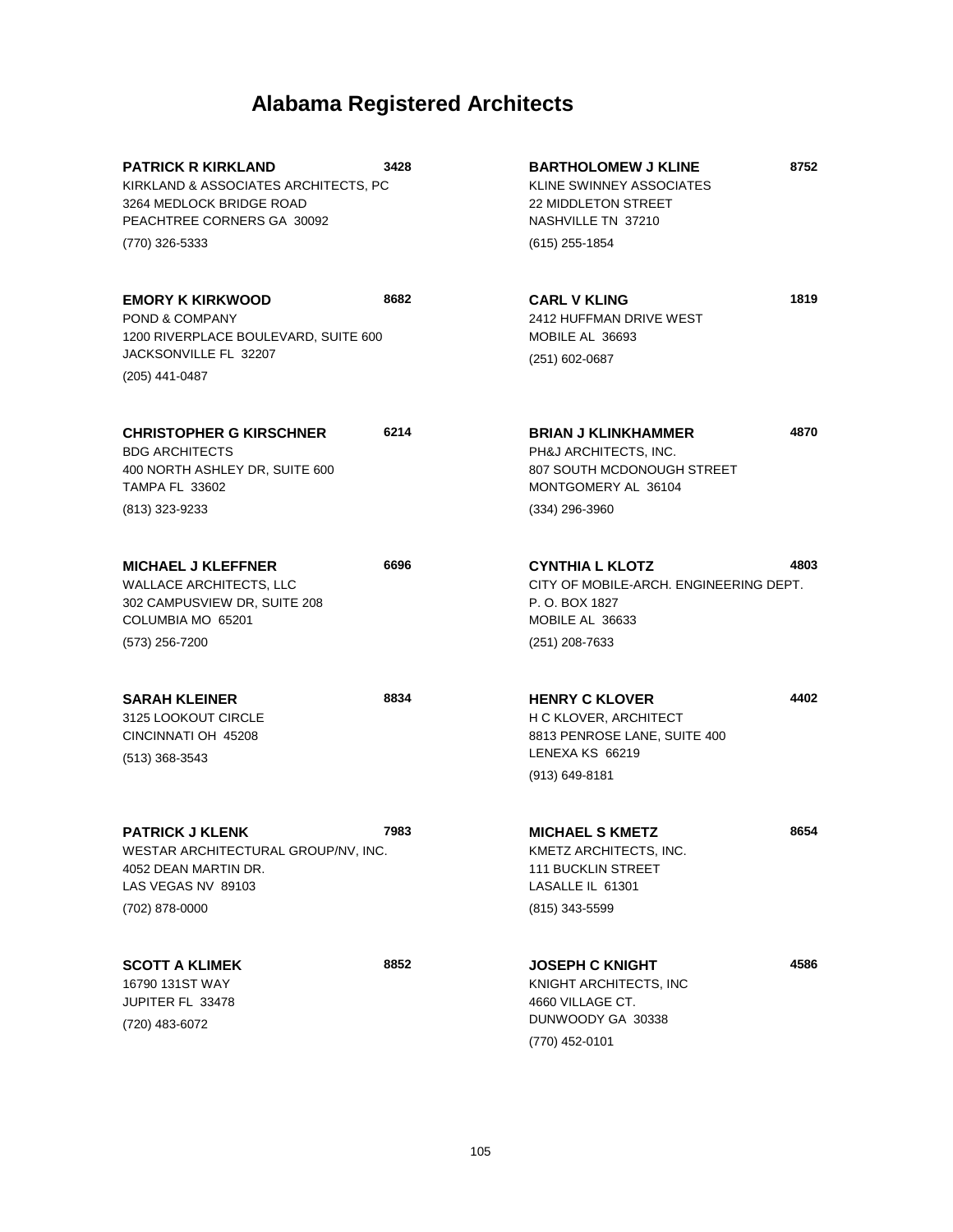# Alabama Registered Architects

**PATRICK R KIRKLAND** **3428**
KIRKLAND & ASSOCIATES ARCHITECTS, PC
3264 MEDLOCK BRIDGE ROAD
PEACHTREE CORNERS GA 30092
(770) 326-5333

**EMORY K KIRKWOOD** **8682**
POND & COMPANY
1200 RIVERPLACE BOULEVARD, SUITE 600
JACKSONVILLE FL 32207
(205) 441-0487

**CHRISTOPHER G KIRSCHNER** **6214**
BDG ARCHITECTS
400 NORTH ASHLEY DR, SUITE 600
TAMPA FL 33602
(813) 323-9233

**MICHAEL J KLEFFNER** **6696**
WALLACE ARCHITECTS, LLC
302 CAMPUSVIEW DR, SUITE 208
COLUMBIA MO 65201
(573) 256-7200

**SARAH KLEINER** **8834**
3125 LOOKOUT CIRCLE
CINCINNATI OH 45208
(513) 368-3543

**PATRICK J KLENK** **7983**
WESTAR ARCHITECTURAL GROUP/NV, INC.
4052 DEAN MARTIN DR.
LAS VEGAS NV 89103
(702) 878-0000

**SCOTT A KLIMEK** **8852**
16790 131ST WAY
JUPITER FL 33478
(720) 483-6072

**BARTHOLOMEW J KLINE** **8752**
KLINE SWINNEY ASSOCIATES
22 MIDDLETON STREET
NASHVILLE TN 37210
(615) 255-1854

**CARL V KLING** **1819**
2412 HUFFMAN DRIVE WEST
MOBILE AL 36693
(251) 602-0687

**BRIAN J KLINKHAMMER** **4870**
PH&J ARCHITECTS, INC.
807 SOUTH MCDONOUGH STREET
MONTGOMERY AL 36104
(334) 296-3960

**CYNTHIA L KLOTZ** **4803**
CITY OF MOBILE-ARCH. ENGINEERING DEPT.
P. O. BOX 1827
MOBILE AL 36633
(251) 208-7633

**HENRY C KLOVER** **4402**
H C KLOVER, ARCHITECT
8813 PENROSE LANE, SUITE 400
LENEXA KS 66219
(913) 649-8181

**MICHAEL S KMETZ** **8654**
KMETZ ARCHITECTS, INC.
111 BUCKLIN STREET
LASALLE IL 61301
(815) 343-5599

**JOSEPH C KNIGHT** **4586**
KNIGHT ARCHITECTS, INC
4660 VILLAGE CT.
DUNWOODY GA 30338
(770) 452-0101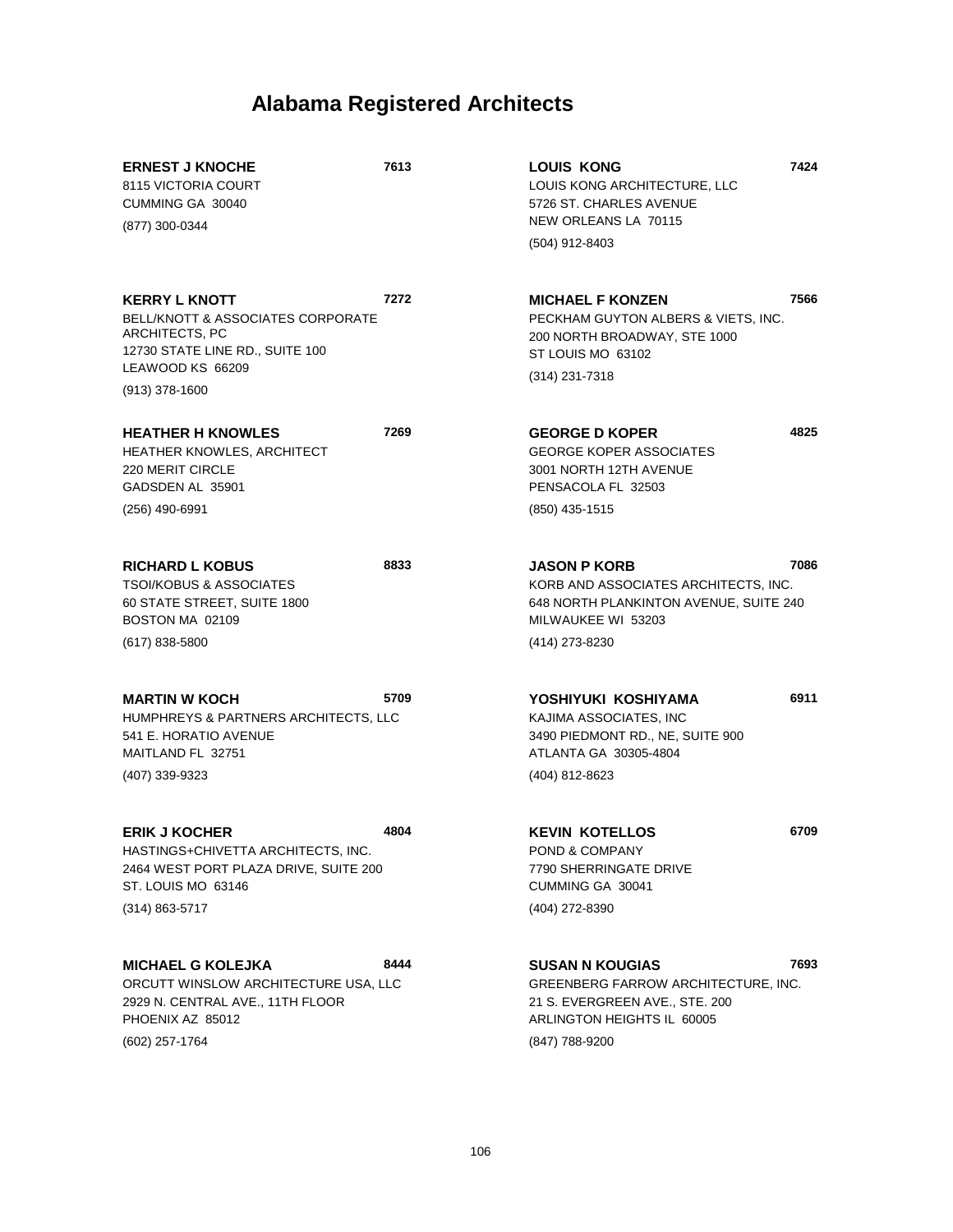# Alabama Registered Architects

**ERNEST J KNOCHE** **7613**
8115 VICTORIA COURT
CUMMING GA 30040
(877) 300-0344

**KERRY L KNOTT** **7272**
BELL/KNOTT & ASSOCIATES CORPORATE ARCHITECTS, PC
12730 STATE LINE RD., SUITE 100
LEAWOOD KS 66209
(913) 378-1600

**HEATHER H KNOWLES** **7269**
HEATHER KNOWLES, ARCHITECT
220 MERIT CIRCLE
GADSDEN AL 35901
(256) 490-6991

**RICHARD L KOBUS** **8833**
TSOI/KOBUS & ASSOCIATES
60 STATE STREET, SUITE 1800
BOSTON MA 02109
(617) 838-5800

**MARTIN W KOCH** **5709**
HUMPHREYS & PARTNERS ARCHITECTS, LLC
541 E. HORATIO AVENUE
MAITLAND FL 32751
(407) 339-9323

**ERIK J KOCHER** **4804**
HASTINGS+CHIVETTA ARCHITECTS, INC.
2464 WEST PORT PLAZA DRIVE, SUITE 200
ST. LOUIS MO 63146
(314) 863-5717

**MICHAEL G KOLEJKA** **8444**
ORCUTT WINSLOW ARCHITECTURE USA, LLC
2929 N. CENTRAL AVE., 11TH FLOOR
PHOENIX AZ 85012
(602) 257-1764

**LOUIS KONG** **7424**
LOUIS KONG ARCHITECTURE, LLC
5726 ST. CHARLES AVENUE
NEW ORLEANS LA 70115
(504) 912-8403

**MICHAEL F KONZEN** **7566**
PECKHAM GUYTON ALBERS & VIETS, INC.
200 NORTH BROADWAY, STE 1000
ST LOUIS MO 63102
(314) 231-7318

**GEORGE D KOPER** **4825**
GEORGE KOPER ASSOCIATES
3001 NORTH 12TH AVENUE
PENSACOLA FL 32503
(850) 435-1515

**JASON P KORB** **7086**
KORB AND ASSOCIATES ARCHITECTS, INC.
648 NORTH PLANKINTON AVENUE, SUITE 240
MILWAUKEE WI 53203
(414) 273-8230

**YOSHIYUKI KOSHIYAMA** **6911**
KAJIMA ASSOCIATES, INC
3490 PIEDMONT RD., NE, SUITE 900
ATLANTA GA 30305-4804
(404) 812-8623

**KEVIN KOTELLOS** **6709**
POND & COMPANY
7790 SHERRINGATE DRIVE
CUMMING GA 30041
(404) 272-8390

**SUSAN N KOUGIAS** **7693**
GREENBERG FARROW ARCHITECTURE, INC.
21 S. EVERGREEN AVE., STE. 200
ARLINGTON HEIGHTS IL 60005
(847) 788-9200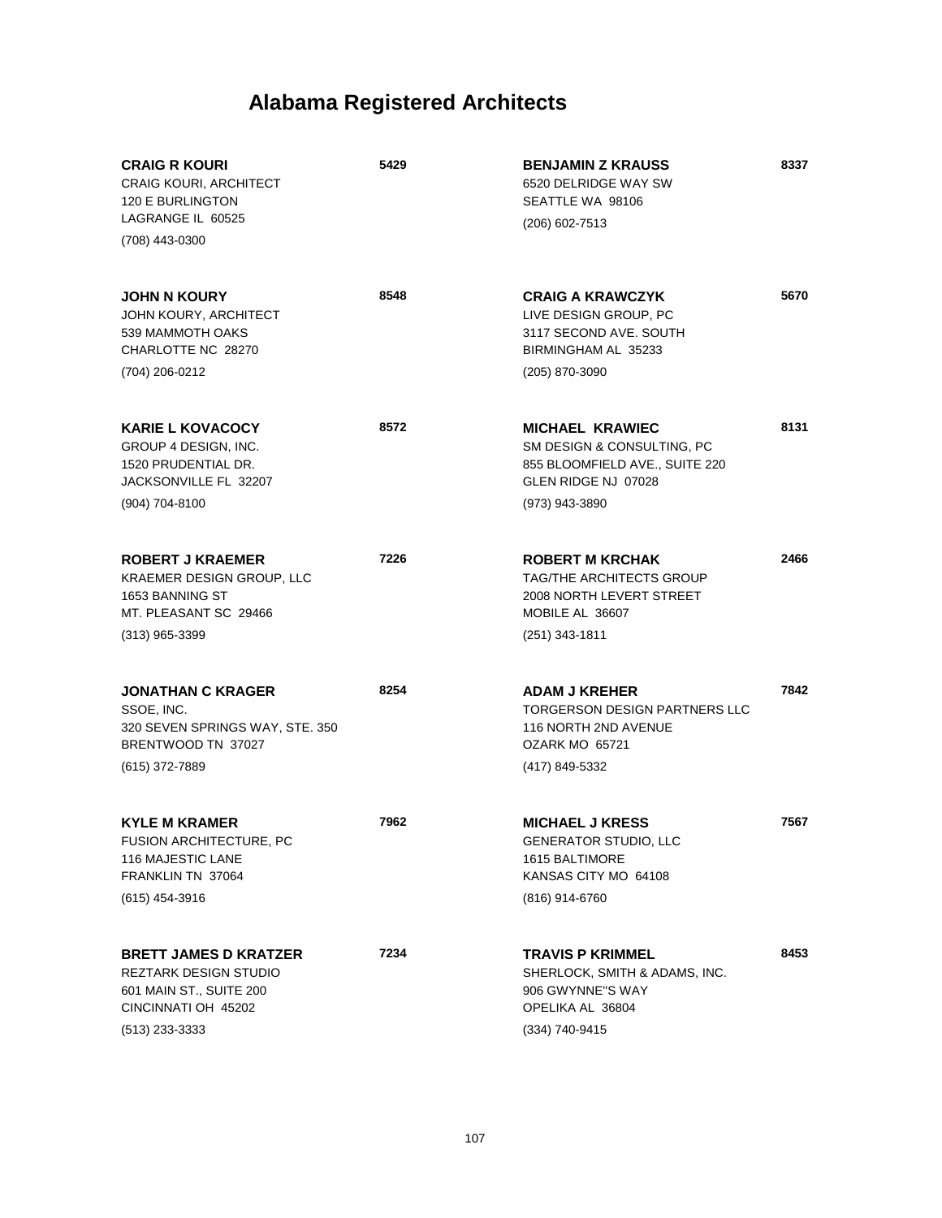# Alabama Registered Architects

**CRAIG R KOURI** 5429
CRAIG KOURI, ARCHITECT
120 E BURLINGTON
LAGRANGE IL 60525
(708) 443-0300

**JOHN N KOURY** 8548
JOHN KOURY, ARCHITECT
539 MAMMOTH OAKS
CHARLOTTE NC 28270
(704) 206-0212

**KARIE L KOVACOCY** 8572
GROUP 4 DESIGN, INC.
1520 PRUDENTIAL DR.
JACKSONVILLE FL 32207
(904) 704-8100

**ROBERT J KRAEMER** 7226
KRAEMER DESIGN GROUP, LLC
1653 BANNING ST
MT. PLEASANT SC 29466
(313) 965-3399

**JONATHAN C KRAGER** 8254
SSOE, INC.
320 SEVEN SPRINGS WAY, STE. 350
BRENTWOOD TN 37027
(615) 372-7889

**KYLE M KRAMER** 7962
FUSION ARCHITECTURE, PC
116 MAJESTIC LANE
FRANKLIN TN 37064
(615) 454-3916

**BRETT JAMES D KRATZER** 7234
REZTARK DESIGN STUDIO
601 MAIN ST., SUITE 200
CINCINNATI OH 45202
(513) 233-3333

**BENJAMIN Z KRAUSS** 8337
6520 DELRIDGE WAY SW
SEATTLE WA 98106
(206) 602-7513

**CRAIG A KRAWCZYK** 5670
LIVE DESIGN GROUP, PC
3117 SECOND AVE. SOUTH
BIRMINGHAM AL 35233
(205) 870-3090

**MICHAEL KRAWIEC** 8131
SM DESIGN & CONSULTING, PC
855 BLOOMFIELD AVE., SUITE 220
GLEN RIDGE NJ 07028
(973) 943-3890

**ROBERT M KRCHAK** 2466
TAG/THE ARCHITECTS GROUP
2008 NORTH LEVERT STREET
MOBILE AL 36607
(251) 343-1811

**ADAM J KREHER** 7842
TORGERSON DESIGN PARTNERS LLC
116 NORTH 2ND AVENUE
OZARK MO 65721
(417) 849-5332

**MICHAEL J KRESS** 7567
GENERATOR STUDIO, LLC
1615 BALTIMORE
KANSAS CITY MO 64108
(816) 914-6760

**TRAVIS P KRIMMEL** 8453
SHERLOCK, SMITH & ADAMS, INC.
906 GWYNNE"S WAY
OPELIKA AL 36804
(334) 740-9415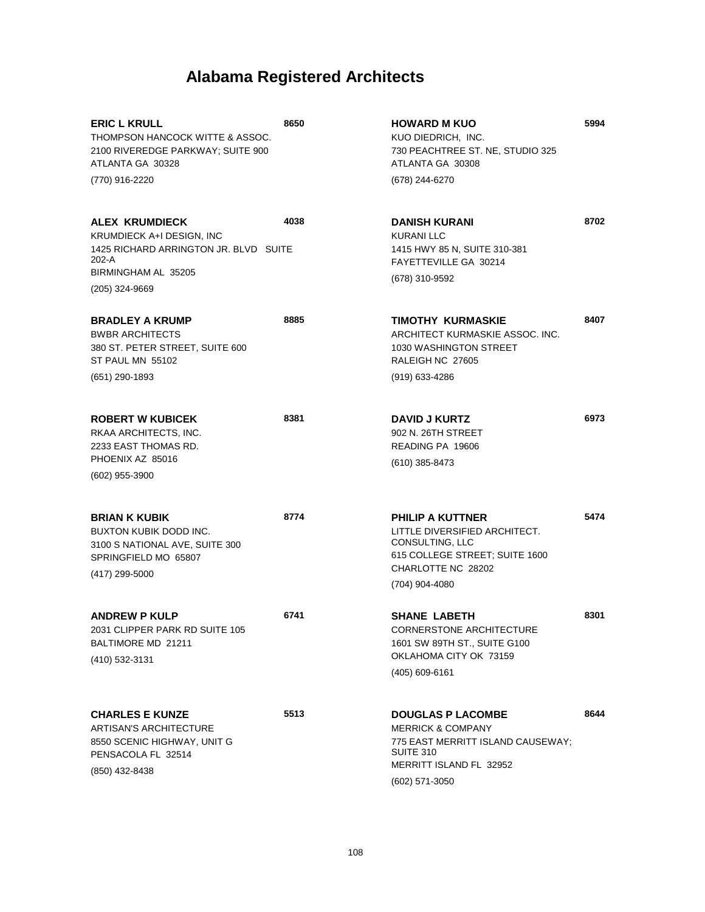# Alabama Registered Architects

**ERIC L KRULL** **8650**
THOMPSON HANCOCK WITTE & ASSOC.
2100 RIVEREDGE PARKWAY; SUITE 900
ATLANTA GA 30328
(770) 916-2220

**ALEX KRUMDIECK** **4038**
KRUMDIECK A+I DESIGN, INC
1425 RICHARD ARRINGTON JR. BLVD SUITE 202-A
BIRMINGHAM AL 35205
(205) 324-9669

**BRADLEY A KRUMP** **8885**
BWBR ARCHITECTS
380 ST. PETER STREET, SUITE 600
ST PAUL MN 55102
(651) 290-1893

**ROBERT W KUBICEK** **8381**
RKAA ARCHITECTS, INC.
2233 EAST THOMAS RD.
PHOENIX AZ 85016
(602) 955-3900

**BRIAN K KUBIK** **8774**
BUXTON KUBIK DODD INC.
3100 S NATIONAL AVE, SUITE 300
SPRINGFIELD MO 65807
(417) 299-5000

**ANDREW P KULP** **6741**
2031 CLIPPER PARK RD SUITE 105
BALTIMORE MD 21211
(410) 532-3131

**CHARLES E KUNZE** **5513**
ARTISAN'S ARCHITECTURE
8550 SCENIC HIGHWAY, UNIT G
PENSACOLA FL 32514
(850) 432-8438

**HOWARD M KUO** **5994**
KUO DIEDRICH, INC.
730 PEACHTREE ST. NE, STUDIO 325
ATLANTA GA 30308
(678) 244-6270

**DANISH KURANI** **8702**
KURANI LLC
1415 HWY 85 N, SUITE 310-381
FAYETTEVILLE GA 30214
(678) 310-9592

**TIMOTHY KURMASKIE** **8407**
ARCHITECT KURMASKIE ASSOC. INC.
1030 WASHINGTON STREET
RALEIGH NC 27605
(919) 633-4286

**DAVID J KURTZ** **6973**
902 N. 26TH STREET
READING PA 19606
(610) 385-8473

**PHILIP A KUTTNER** **5474**
LITTLE DIVERSIFIED ARCHITECT. CONSULTING, LLC
615 COLLEGE STREET; SUITE 1600
CHARLOTTE NC 28202
(704) 904-4080

**SHANE LABETH** **8301**
CORNERSTONE ARCHITECTURE
1601 SW 89TH ST., SUITE G100
OKLAHOMA CITY OK 73159
(405) 609-6161

**DOUGLAS P LACOMBE** **8644**
MERRICK & COMPANY
775 EAST MERRITT ISLAND CAUSEWAY; SUITE 310
MERRITT ISLAND FL 32952
(602) 571-3050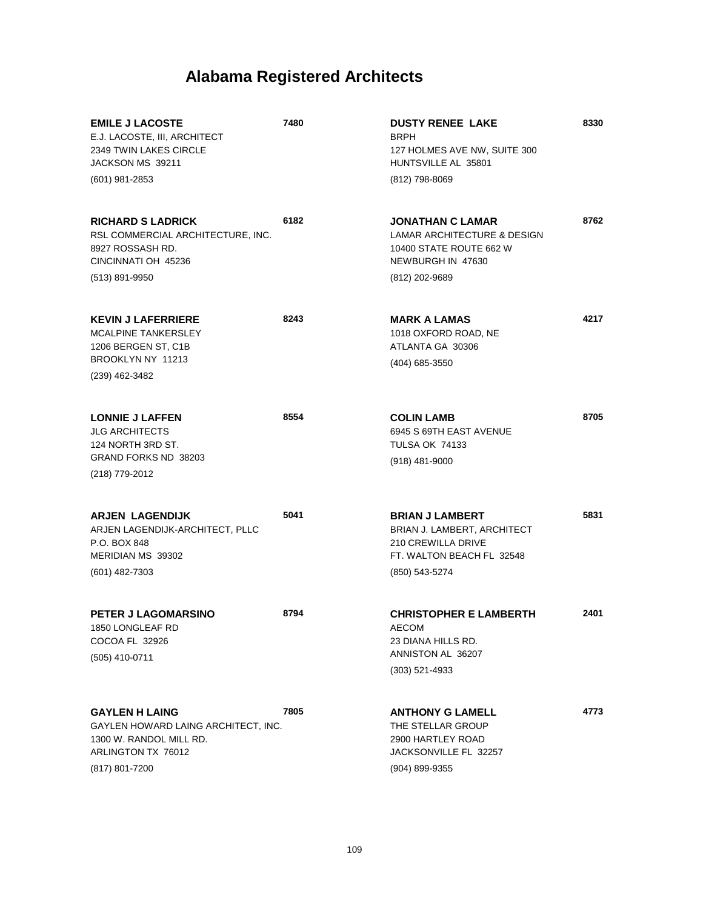# Alabama Registered Architects

**EMILE J LACOSTE** **7480**
E.J. LACOSTE, III, ARCHITECT
2349 TWIN LAKES CIRCLE
JACKSON MS 39211
(601) 981-2853

**RICHARD S LADRICK** **6182**
RSL COMMERCIAL ARCHITECTURE, INC.
8927 ROSSASH RD.
CINCINNATI OH 45236
(513) 891-9950

**KEVIN J LAFERRIERE** **8243**
MCALPINE TANKERSLEY
1206 BERGEN ST, C1B
BROOKLYN NY 11213
(239) 462-3482

**LONNIE J LAFFEN** **8554**
JLG ARCHITECTS
124 NORTH 3RD ST.
GRAND FORKS ND 38203
(218) 779-2012

**ARJEN LAGENDIJK** **5041**
ARJEN LAGENDIJK-ARCHITECT, PLLC
P.O. BOX 848
MERIDIAN MS 39302
(601) 482-7303

**PETER J LAGOMARSINO** **8794**
1850 LONGLEAF RD
COCOA FL 32926
(505) 410-0711

**GAYLEN H LAING** **7805**
GAYLEN HOWARD LAING ARCHITECT, INC.
1300 W. RANDOL MILL RD.
ARLINGTON TX 76012
(817) 801-7200

**DUSTY RENEE LAKE** **8330**
BRPH
127 HOLMES AVE NW, SUITE 300
HUNTSVILLE AL 35801
(812) 798-8069

**JONATHAN C LAMAR** **8762**
LAMAR ARCHITECTURE & DESIGN
10400 STATE ROUTE 662 W
NEWBURGH IN 47630
(812) 202-9689

**MARK A LAMAS** **4217**
1018 OXFORD ROAD, NE
ATLANTA GA 30306
(404) 685-3550

**COLIN LAMB** **8705**
6945 S 69TH EAST AVENUE
TULSA OK 74133
(918) 481-9000

**BRIAN J LAMBERT** **5831**
BRIAN J. LAMBERT, ARCHITECT
210 CREWILLA DRIVE
FT. WALTON BEACH FL 32548
(850) 543-5274

**CHRISTOPHER E LAMBERTH** **2401**
AECOM
23 DIANA HILLS RD.
ANNISTON AL 36207
(303) 521-4933

**ANTHONY G LAMELL** **4773**
THE STELLAR GROUP
2900 HARTLEY ROAD
JACKSONVILLE FL 32257
(904) 899-9355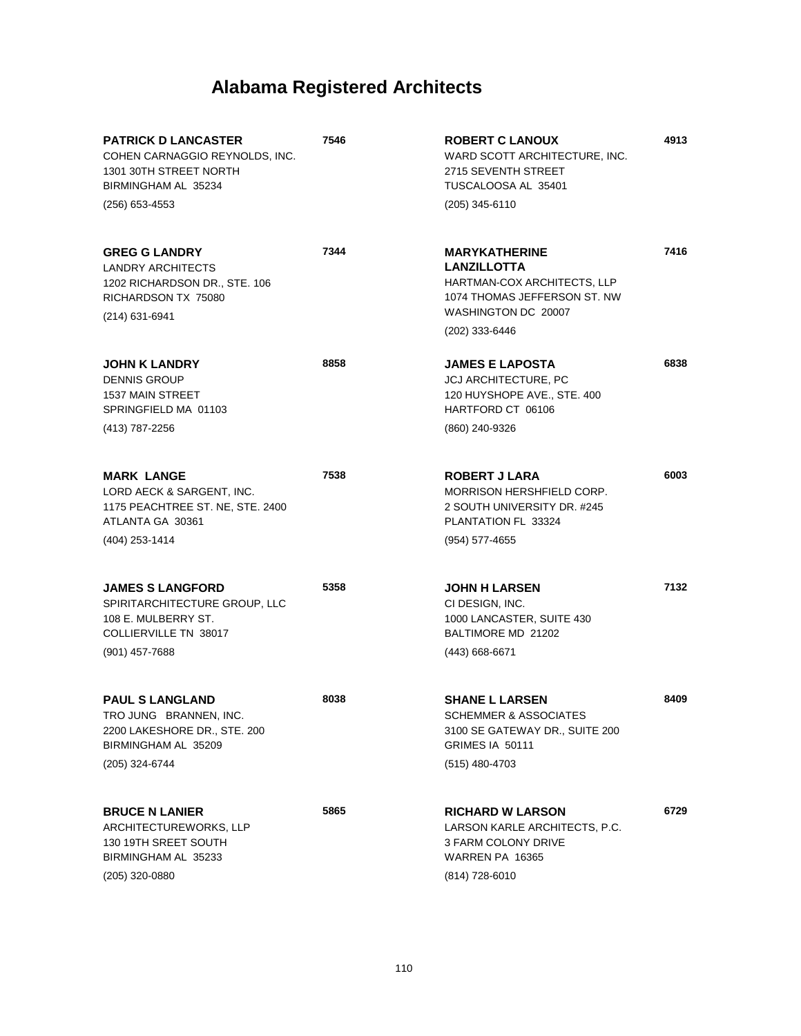# Alabama Registered Architects

**PATRICK D LANCASTER** **7546**
COHEN CARNAGGIO REYNOLDS, INC.
1301 30TH STREET NORTH
BIRMINGHAM AL 35234
(256) 653-4553

**GREG G LANDRY** **7344**
LANDRY ARCHITECTS
1202 RICHARDSON DR., STE. 106
RICHARDSON TX 75080
(214) 631-6941

**JOHN K LANDRY** **8858**
DENNIS GROUP
1537 MAIN STREET
SPRINGFIELD MA 01103
(413) 787-2256

**MARK LANGE** **7538**
LORD AECK & SARGENT, INC.
1175 PEACHTREE ST. NE, STE. 2400
ATLANTA GA 30361
(404) 253-1414

**JAMES S LANGFORD** **5358**
SPIRITARCHITECTURE GROUP, LLC
108 E. MULBERRY ST.
COLLIERVILLE TN 38017
(901) 457-7688

**PAUL S LANGLAND** **8038**
TRO JUNG BRANNEN, INC.
2200 LAKESHORE DR., STE. 200
BIRMINGHAM AL 35209
(205) 324-6744

**BRUCE N LANIER** **5865**
ARCHITECTUREWORKS, LLP
130 19TH SREET SOUTH
BIRMINGHAM AL 35233
(205) 320-0880

**ROBERT C LANOUX** **4913**
WARD SCOTT ARCHITECTURE, INC.
2715 SEVENTH STREET
TUSCALOOSA AL 35401
(205) 345-6110

**MARYKATHERINE LANZILLOTTA** **7416**
HARTMAN-COX ARCHITECTS, LLP
1074 THOMAS JEFFERSON ST. NW
WASHINGTON DC 20007
(202) 333-6446

**JAMES E LAPOSTA** **6838**
JCJ ARCHITECTURE, PC
120 HUYSHOPE AVE., STE. 400
HARTFORD CT 06106
(860) 240-9326

**ROBERT J LARA** **6003**
MORRISON HERSHFIELD CORP.
2 SOUTH UNIVERSITY DR. #245
PLANTATION FL 33324
(954) 577-4655

**JOHN H LARSEN** **7132**
CI DESIGN, INC.
1000 LANCASTER, SUITE 430
BALTIMORE MD 21202
(443) 668-6671

**SHANE L LARSEN** **8409**
SCHEMMER & ASSOCIATES
3100 SE GATEWAY DR., SUITE 200
GRIMES IA 50111
(515) 480-4703

**RICHARD W LARSON** **6729**
LARSON KARLE ARCHITECTS, P.C.
3 FARM COLONY DRIVE
WARREN PA 16365
(814) 728-6010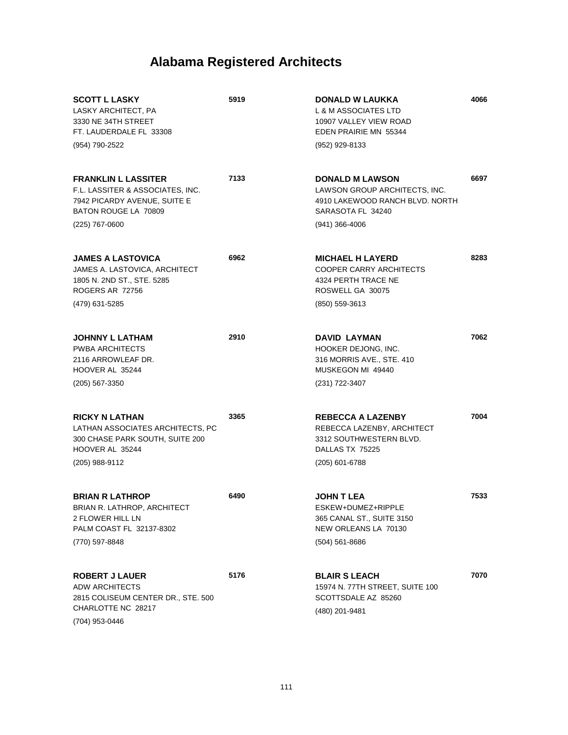# Alabama Registered Architects

**SCOTT L LASKY** 5919
LASKY ARCHITECT, PA
3330 NE 34TH STREET
FT. LAUDERDALE FL 33308
(954) 790-2522

**FRANKLIN L LASSITER** 7133
F.L. LASSITER & ASSOCIATES, INC.
7942 PICARDY AVENUE, SUITE E
BATON ROUGE LA 70809
(225) 767-0600

**JAMES A LASTOVICA** 6962
JAMES A. LASTOVICA, ARCHITECT
1805 N. 2ND ST., STE. 5285
ROGERS AR 72756
(479) 631-5285

**JOHNNY L LATHAM** 2910
PWBA ARCHITECTS
2116 ARROWLEAF DR.
HOOVER AL 35244
(205) 567-3350

**RICKY N LATHAN** 3365
LATHAN ASSOCIATES ARCHITECTS, PC
300 CHASE PARK SOUTH, SUITE 200
HOOVER AL 35244
(205) 988-9112

**BRIAN R LATHROP** 6490
BRIAN R. LATHROP, ARCHITECT
2 FLOWER HILL LN
PALM COAST FL 32137-8302
(770) 597-8848

**ROBERT J LAUER** 5176
ADW ARCHITECTS
2815 COLISEUM CENTER DR., STE. 500
CHARLOTTE NC 28217
(704) 953-0446

**DONALD W LAUKKA** 4066
L & M ASSOCIATES LTD
10907 VALLEY VIEW ROAD
EDEN PRAIRIE MN 55344
(952) 929-8133

**DONALD M LAWSON** 6697
LAWSON GROUP ARCHITECTS, INC.
4910 LAKEWOOD RANCH BLVD. NORTH
SARASOTA FL 34240
(941) 366-4006

**MICHAEL H LAYERD** 8283
COOPER CARRY ARCHITECTS
4324 PERTH TRACE NE
ROSWELL GA 30075
(850) 559-3613

**DAVID LAYMAN** 7062
HOOKER DEJONG, INC.
316 MORRIS AVE., STE. 410
MUSKEGON MI 49440
(231) 722-3407

**REBECCA A LAZENBY** 7004
REBECCA LAZENBY, ARCHITECT
3312 SOUTHWESTERN BLVD.
DALLAS TX 75225
(205) 601-6788

**JOHN T LEA** 7533
ESKEW+DUMEZ+RIPPLE
365 CANAL ST., SUITE 3150
NEW ORLEANS LA 70130
(504) 561-8686

**BLAIR S LEACH** 7070
15974 N. 77TH STREET, SUITE 100
SCOTTSDALE AZ 85260
(480) 201-9481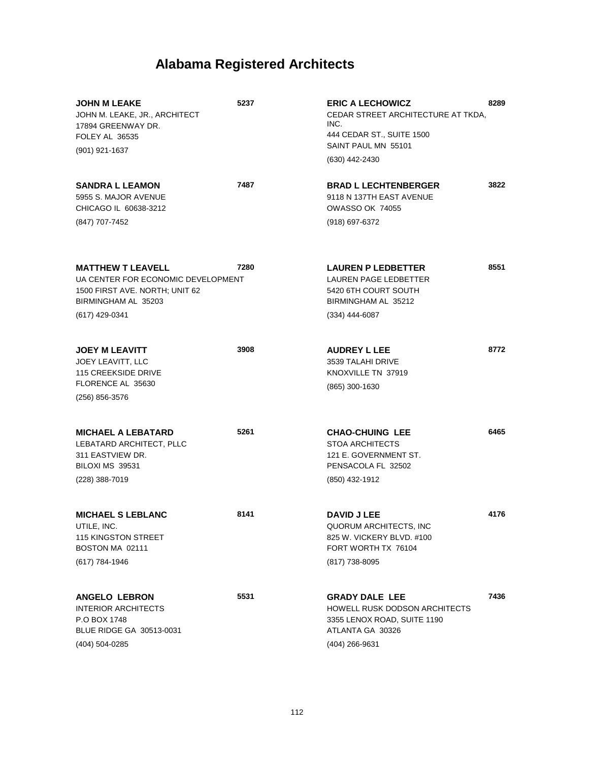# Alabama Registered Architects

**JOHN M LEAKE** 5237
JOHN M. LEAKE, JR., ARCHITECT
17894 GREENWAY DR.
FOLEY AL 36535
(901) 921-1637

**SANDRA L LEAMON** 7487
5955 S. MAJOR AVENUE
CHICAGO IL 60638-3212
(847) 707-7452

**MATTHEW T LEAVELL** 7280
UA CENTER FOR ECONOMIC DEVELOPMENT
1500 FIRST AVE. NORTH; UNIT 62
BIRMINGHAM AL 35203
(617) 429-0341

**JOEY M LEAVITT** 3908
JOEY LEAVITT, LLC
115 CREEKSIDE DRIVE
FLORENCE AL 35630
(256) 856-3576

**MICHAEL A LEBATARD** 5261
LEBATARD ARCHITECT, PLLC
311 EASTVIEW DR.
BILOXI MS 39531
(228) 388-7019

**MICHAEL S LEBLANC** 8141
UTILE, INC.
115 KINGSTON STREET
BOSTON MA 02111
(617) 784-1946

**ANGELO LEBRON** 5531
INTERIOR ARCHITECTS
P.O BOX 1748
BLUE RIDGE GA 30513-0031
(404) 504-0285

**ERIC A LECHOWICZ** 8289
CEDAR STREET ARCHITECTURE AT TKDA, INC.
444 CEDAR ST., SUITE 1500
SAINT PAUL MN 55101
(630) 442-2430

**BRAD L LECHTENBERGER** 3822
9118 N 137TH EAST AVENUE
OWASSO OK 74055
(918) 697-6372

**LAUREN P LEDBETTER** 8551
LAUREN PAGE LEDBETTER
5420 6TH COURT SOUTH
BIRMINGHAM AL 35212
(334) 444-6087

**AUDREY L LEE** 8772
3539 TALAHI DRIVE
KNOXVILLE TN 37919
(865) 300-1630

**CHAO-CHUING LEE** 6465
STOA ARCHITECTS
121 E. GOVERNMENT ST.
PENSACOLA FL 32502
(850) 432-1912

**DAVID J LEE** 4176
QUORUM ARCHITECTS, INC
825 W. VICKERY BLVD. #100
FORT WORTH TX 76104
(817) 738-8095

**GRADY DALE LEE** 7436
HOWELL RUSK DODSON ARCHITECTS
3355 LENOX ROAD, SUITE 1190
ATLANTA GA 30326
(404) 266-9631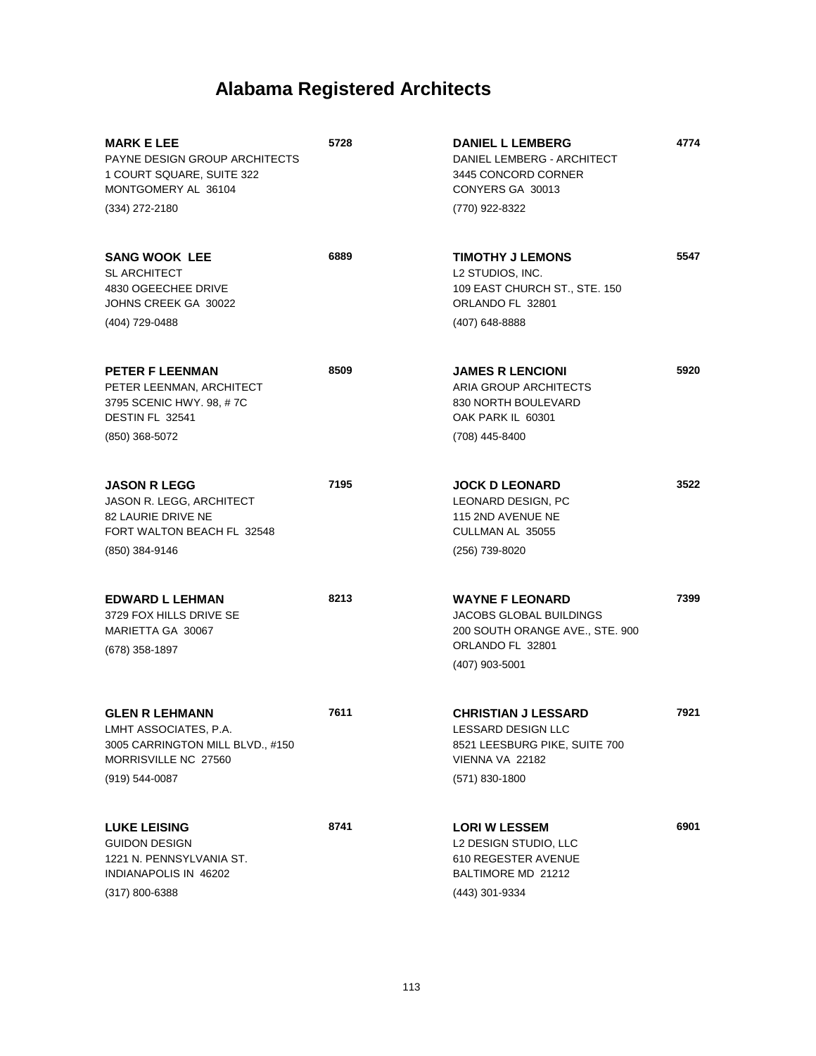# Alabama Registered Architects

**MARK E LEE** 5728
PAYNE DESIGN GROUP ARCHITECTS
1 COURT SQUARE, SUITE 322
MONTGOMERY AL 36104
(334) 272-2180

**SANG WOOK LEE** 6889
SL ARCHITECT
4830 OGEECHEE DRIVE
JOHNS CREEK GA 30022
(404) 729-0488

**PETER F LEENMAN** 8509
PETER LEENMAN, ARCHITECT
3795 SCENIC HWY. 98, # 7C
DESTIN FL 32541
(850) 368-5072

**JASON R LEGG** 7195
JASON R. LEGG, ARCHITECT
82 LAURIE DRIVE NE
FORT WALTON BEACH FL 32548
(850) 384-9146

**EDWARD L LEHMAN** 8213
3729 FOX HILLS DRIVE SE
MARIETTA GA 30067
(678) 358-1897

**GLEN R LEHMANN** 7611
LMHT ASSOCIATES, P.A.
3005 CARRINGTON MILL BLVD., #150
MORRISVILLE NC 27560
(919) 544-0087

**LUKE LEISING** 8741
GUIDON DESIGN
1221 N. PENNSYLVANIA ST.
INDIANAPOLIS IN 46202
(317) 800-6388

**DANIEL L LEMBERG** 4774
DANIEL LEMBERG - ARCHITECT
3445 CONCORD CORNER
CONYERS GA 30013
(770) 922-8322

**TIMOTHY J LEMONS** 5547
L2 STUDIOS, INC.
109 EAST CHURCH ST., STE. 150
ORLANDO FL 32801
(407) 648-8888

**JAMES R LENCIONI** 5920
ARIA GROUP ARCHITECTS
830 NORTH BOULEVARD
OAK PARK IL 60301
(708) 445-8400

**JOCK D LEONARD** 3522
LEONARD DESIGN, PC
115 2ND AVENUE NE
CULLMAN AL 35055
(256) 739-8020

**WAYNE F LEONARD** 7399
JACOBS GLOBAL BUILDINGS
200 SOUTH ORANGE AVE., STE. 900
ORLANDO FL 32801
(407) 903-5001

**CHRISTIAN J LESSARD** 7921
LESSARD DESIGN LLC
8521 LEESBURG PIKE, SUITE 700
VIENNA VA 22182
(571) 830-1800

**LORI W LESSEM** 6901
L2 DESIGN STUDIO, LLC
610 REGESTER AVENUE
BALTIMORE MD 21212
(443) 301-9334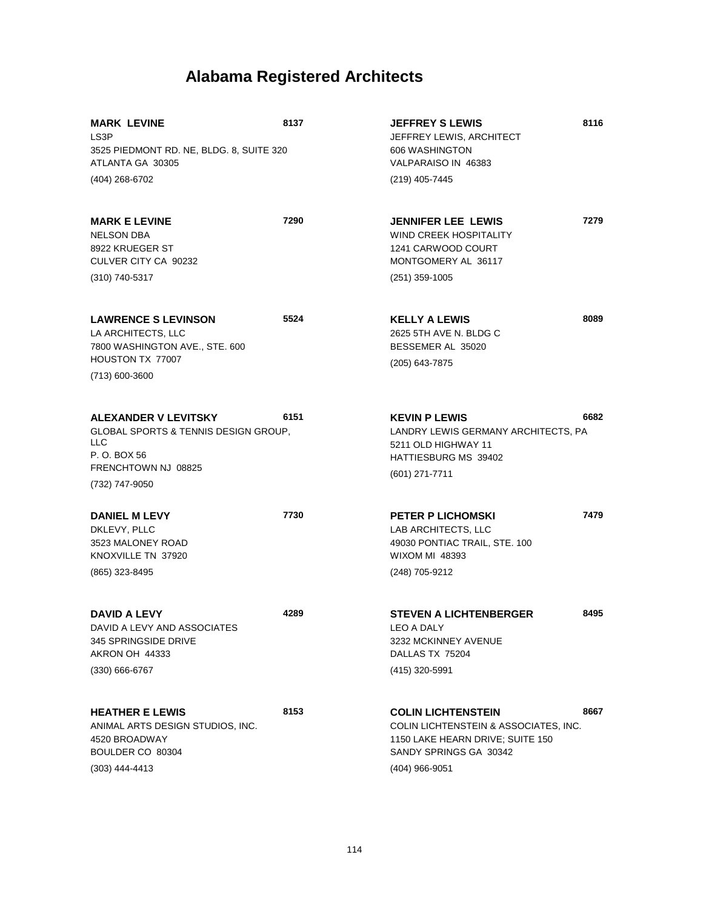# Alabama Registered Architects

**MARK LEVINE** **8137**
LS3P
3525 PIEDMONT RD. NE, BLDG. 8, SUITE 320
ATLANTA GA 30305
(404) 268-6702

**MARK E LEVINE** **7290**
NELSON DBA
8922 KRUEGER ST
CULVER CITY CA 90232
(310) 740-5317

**LAWRENCE S LEVINSON** **5524**
LA ARCHITECTS, LLC
7800 WASHINGTON AVE., STE. 600
HOUSTON TX 77007
(713) 600-3600

**ALEXANDER V LEVITSKY** **6151**
GLOBAL SPORTS & TENNIS DESIGN GROUP, LLC
P. O. BOX 56
FRENCHTOWN NJ 08825
(732) 747-9050

**DANIEL M LEVY** **7730**
DKLEVY, PLLC
3523 MALONEY ROAD
KNOXVILLE TN 37920
(865) 323-8495

**DAVID A LEVY** **4289**
DAVID A LEVY AND ASSOCIATES
345 SPRINGSIDE DRIVE
AKRON OH 44333
(330) 666-6767

**HEATHER E LEWIS** **8153**
ANIMAL ARTS DESIGN STUDIOS, INC.
4520 BROADWAY
BOULDER CO 80304
(303) 444-4413

**JEFFREY S LEWIS** **8116**
JEFFREY LEWIS, ARCHITECT
606 WASHINGTON
VALPARAISO IN 46383
(219) 405-7445

**JENNIFER LEE LEWIS** **7279**
WIND CREEK HOSPITALITY
1241 CARWOOD COURT
MONTGOMERY AL 36117
(251) 359-1005

**KELLY A LEWIS** **8089**
2625 5TH AVE N. BLDG C
BESSEMER AL 35020
(205) 643-7875

**KEVIN P LEWIS** **6682**
LANDRY LEWIS GERMANY ARCHITECTS, PA
5211 OLD HIGHWAY 11
HATTIESBURG MS 39402
(601) 271-7711

**PETER P LICHOMSKI** **7479**
LAB ARCHITECTS, LLC
49030 PONTIAC TRAIL, STE. 100
WIXOM MI 48393
(248) 705-9212

**STEVEN A LICHTENBERGER** **8495**
LEO A DALY
3232 MCKINNEY AVENUE
DALLAS TX 75204
(415) 320-5991

**COLIN LICHTENSTEIN** **8667**
COLIN LICHTENSTEIN & ASSOCIATES, INC.
1150 LAKE HEARN DRIVE; SUITE 150
SANDY SPRINGS GA 30342
(404) 966-9051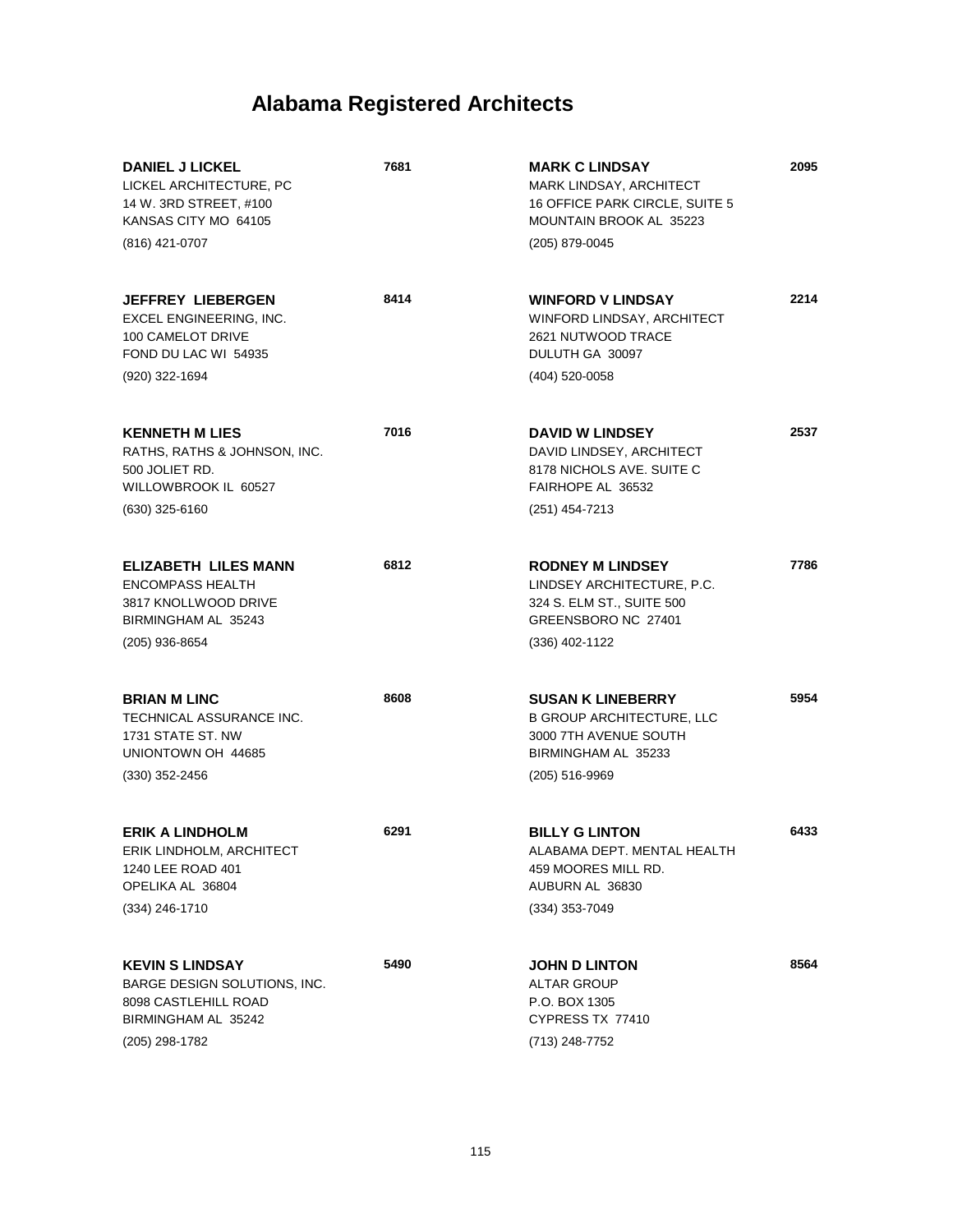# Alabama Registered Architects

**DANIEL J LICKEL** **7681**
LICKEL ARCHITECTURE, PC
14 W. 3RD STREET, #100
KANSAS CITY MO 64105
(816) 421-0707

**JEFFREY LIEBERGEN** **8414**
EXCEL ENGINEERING, INC.
100 CAMELOT DRIVE
FOND DU LAC WI 54935
(920) 322-1694

**KENNETH M LIES** **7016**
RATHS, RATHS & JOHNSON, INC.
500 JOLIET RD.
WILLOWBROOK IL 60527
(630) 325-6160

**ELIZABETH LILES MANN** **6812**
ENCOMPASS HEALTH
3817 KNOLLWOOD DRIVE
BIRMINGHAM AL 35243
(205) 936-8654

**BRIAN M LINC** **8608**
TECHNICAL ASSURANCE INC.
1731 STATE ST. NW
UNIONTOWN OH 44685
(330) 352-2456

**ERIK A LINDHOLM** **6291**
ERIK LINDHOLM, ARCHITECT
1240 LEE ROAD 401
OPELIKA AL 36804
(334) 246-1710

**KEVIN S LINDSAY** **5490**
BARGE DESIGN SOLUTIONS, INC.
8098 CASTLEHILL ROAD
BIRMINGHAM AL 35242
(205) 298-1782

**MARK C LINDSAY** **2095**
MARK LINDSAY, ARCHITECT
16 OFFICE PARK CIRCLE, SUITE 5
MOUNTAIN BROOK AL 35223
(205) 879-0045

**WINFORD V LINDSAY** **2214**
WINFORD LINDSAY, ARCHITECT
2621 NUTWOOD TRACE
DULUTH GA 30097
(404) 520-0058

**DAVID W LINDSEY** **2537**
DAVID LINDSEY, ARCHITECT
8178 NICHOLS AVE. SUITE C
FAIRHOPE AL 36532
(251) 454-7213

**RODNEY M LINDSEY** **7786**
LINDSEY ARCHITECTURE, P.C.
324 S. ELM ST., SUITE 500
GREENSBORO NC 27401
(336) 402-1122

**SUSAN K LINEBERRY** **5954**
B GROUP ARCHITECTURE, LLC
3000 7TH AVENUE SOUTH
BIRMINGHAM AL 35233
(205) 516-9969

**BILLY G LINTON** **6433**
ALABAMA DEPT. MENTAL HEALTH
459 MOORES MILL RD.
AUBURN AL 36830
(334) 353-7049

**JOHN D LINTON** **8564**
ALTAR GROUP
P.O. BOX 1305
CYPRESS TX 77410
(713) 248-7752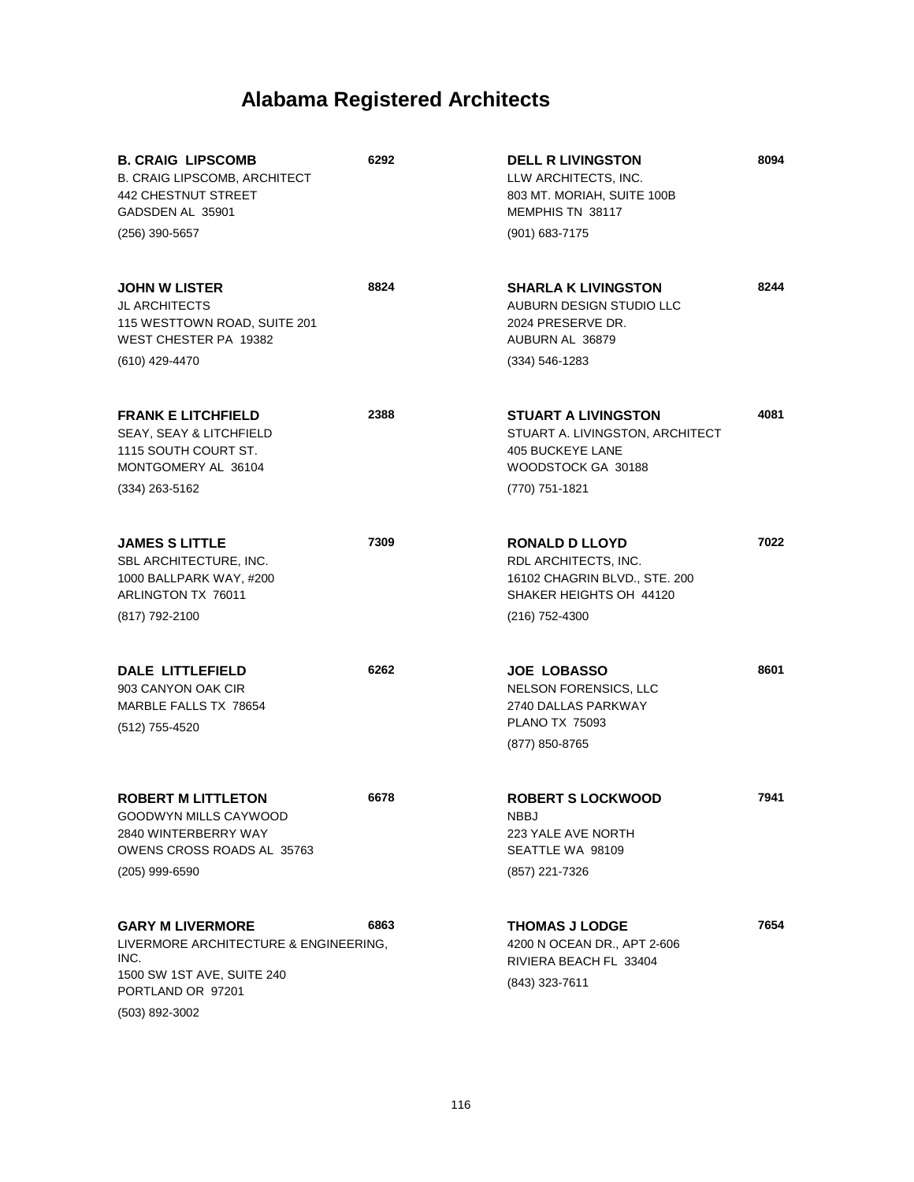# Alabama Registered Architects

**B. CRAIG LIPSCOMB** **6292**
B. CRAIG LIPSCOMB, ARCHITECT
442 CHESTNUT STREET
GADSDEN AL 35901
(256) 390-5657

**JOHN W LISTER** **8824**
JL ARCHITECTS
115 WESTTOWN ROAD, SUITE 201
WEST CHESTER PA 19382
(610) 429-4470

**FRANK E LITCHFIELD** **2388**
SEAY, SEAY & LITCHFIELD
1115 SOUTH COURT ST.
MONTGOMERY AL 36104
(334) 263-5162

**JAMES S LITTLE** **7309**
SBL ARCHITECTURE, INC.
1000 BALLPARK WAY, #200
ARLINGTON TX 76011
(817) 792-2100

**DALE LITTLEFIELD** **6262**
903 CANYON OAK CIR
MARBLE FALLS TX 78654
(512) 755-4520

**ROBERT M LITTLETON** **6678**
GOODWYN MILLS CAYWOOD
2840 WINTERBERRY WAY
OWENS CROSS ROADS AL 35763
(205) 999-6590

**GARY M LIVERMORE** **6863**
LIVERMORE ARCHITECTURE & ENGINEERING, INC.
1500 SW 1ST AVE, SUITE 240
PORTLAND OR 97201
(503) 892-3002

**DELL R LIVINGSTON** **8094**
LLW ARCHITECTS, INC.
803 MT. MORIAH, SUITE 100B
MEMPHIS TN 38117
(901) 683-7175

**SHARLA K LIVINGSTON** **8244**
AUBURN DESIGN STUDIO LLC
2024 PRESERVE DR.
AUBURN AL 36879
(334) 546-1283

**STUART A LIVINGSTON** **4081**
STUART A. LIVINGSTON, ARCHITECT
405 BUCKEYE LANE
WOODSTOCK GA 30188
(770) 751-1821

**RONALD D LLOYD** **7022**
RDL ARCHITECTS, INC.
16102 CHAGRIN BLVD., STE. 200
SHAKER HEIGHTS OH 44120
(216) 752-4300

**JOE LOBASSO** **8601**
NELSON FORENSICS, LLC
2740 DALLAS PARKWAY
PLANO TX 75093
(877) 850-8765

**ROBERT S LOCKWOOD** **7941**
NBBJ
223 YALE AVE NORTH
SEATTLE WA 98109
(857) 221-7326

**THOMAS J LODGE** **7654**
4200 N OCEAN DR., APT 2-606
RIVIERA BEACH FL 33404
(843) 323-7611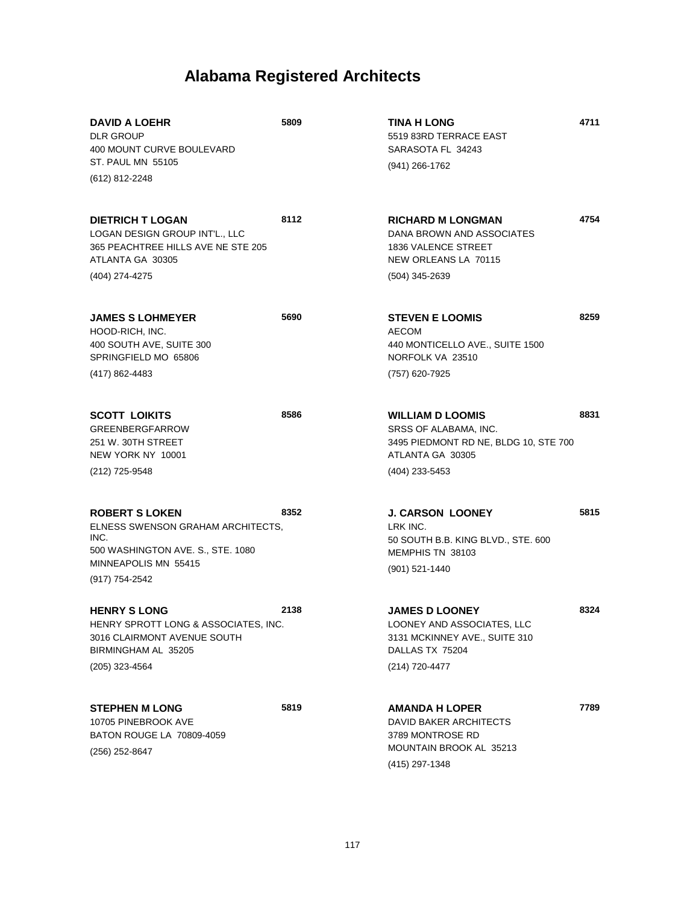# Alabama Registered Architects

**DAVID A LOEHR** **5809**
DLR GROUP
400 MOUNT CURVE BOULEVARD
ST. PAUL MN 55105
(612) 812-2248

**DIETRICH T LOGAN** **8112**
LOGAN DESIGN GROUP INT'L., LLC
365 PEACHTREE HILLS AVE NE STE 205
ATLANTA GA 30305
(404) 274-4275

**JAMES S LOHMEYER** **5690**
HOOD-RICH, INC.
400 SOUTH AVE, SUITE 300
SPRINGFIELD MO 65806
(417) 862-4483

**SCOTT LOIKITS** **8586**
GREENBERGFARROW
251 W. 30TH STREET
NEW YORK NY 10001
(212) 725-9548

**ROBERT S LOKEN** **8352**
ELNESS SWENSON GRAHAM ARCHITECTS, INC.
500 WASHINGTON AVE. S., STE. 1080
MINNEAPOLIS MN 55415
(917) 754-2542

**HENRY S LONG** **2138**
HENRY SPROTT LONG & ASSOCIATES, INC.
3016 CLAIRMONT AVENUE SOUTH
BIRMINGHAM AL 35205
(205) 323-4564

**STEPHEN M LONG** **5819**
10705 PINEBROOK AVE
BATON ROUGE LA 70809-4059
(256) 252-8647

**TINA H LONG** **4711**
5519 83RD TERRACE EAST
SARASOTA FL 34243
(941) 266-1762

**RICHARD M LONGMAN** **4754**
DANA BROWN AND ASSOCIATES
1836 VALENCE STREET
NEW ORLEANS LA 70115
(504) 345-2639

**STEVEN E LOOMIS** **8259**
AECOM
440 MONTICELLO AVE., SUITE 1500
NORFOLK VA 23510
(757) 620-7925

**WILLIAM D LOOMIS** **8831**
SRSS OF ALABAMA, INC.
3495 PIEDMONT RD NE, BLDG 10, STE 700
ATLANTA GA 30305
(404) 233-5453

**J. CARSON LOONEY** **5815**
LRK INC.
50 SOUTH B.B. KING BLVD., STE. 600
MEMPHIS TN 38103
(901) 521-1440

**JAMES D LOONEY** **8324**
LOONEY AND ASSOCIATES, LLC
3131 MCKINNEY AVE., SUITE 310
DALLAS TX 75204
(214) 720-4477

**AMANDA H LOPER** **7789**
DAVID BAKER ARCHITECTS
3789 MONTROSE RD
MOUNTAIN BROOK AL 35213
(415) 297-1348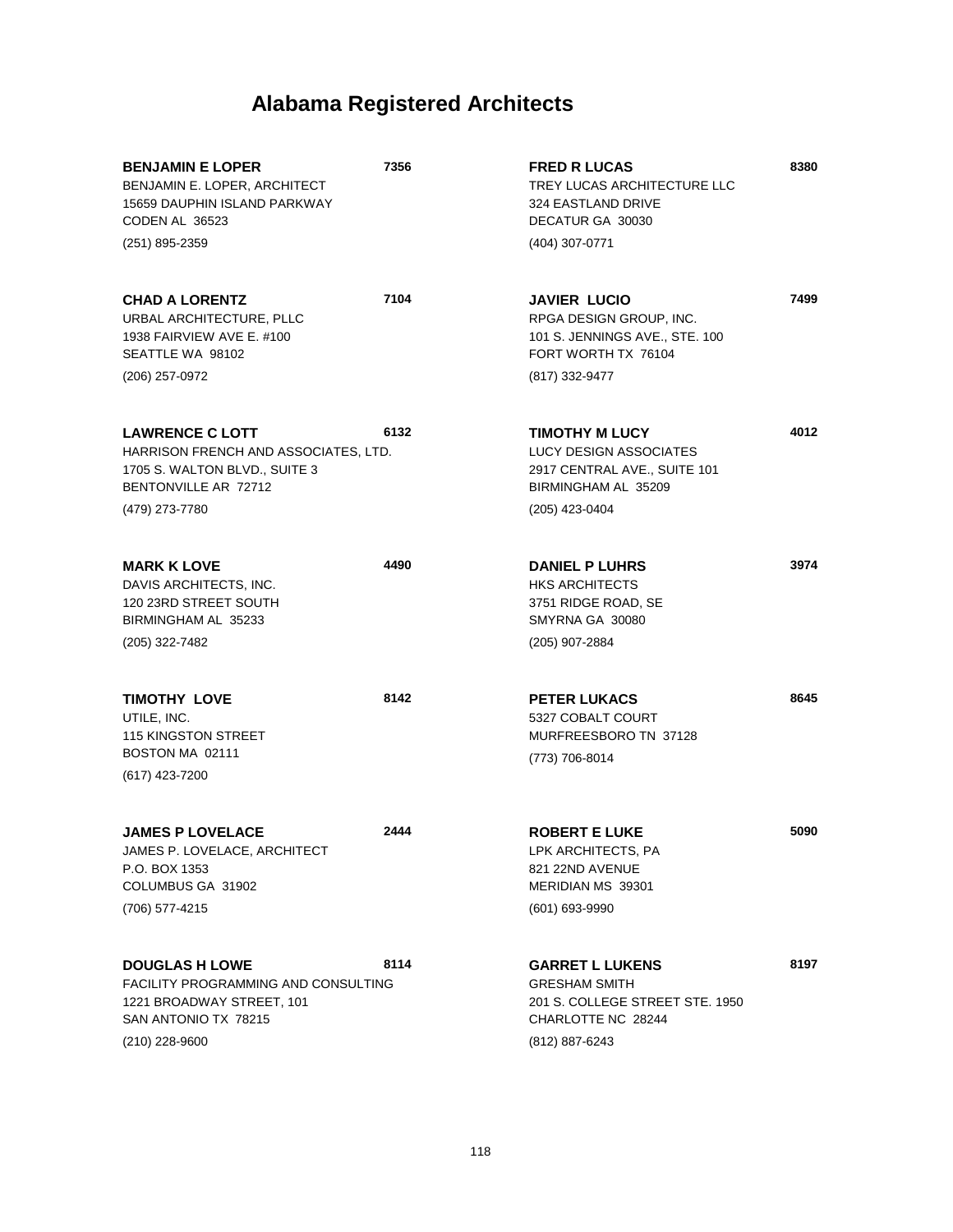# Alabama Registered Architects

**BENJAMIN E LOPER** **7356**
BENJAMIN E. LOPER, ARCHITECT
15659 DAUPHIN ISLAND PARKWAY
CODEN AL 36523
(251) 895-2359

**CHAD A LORENTZ** **7104**
URBAL ARCHITECTURE, PLLC
1938 FAIRVIEW AVE E. #100
SEATTLE WA 98102
(206) 257-0972

**LAWRENCE C LOTT** **6132**
HARRISON FRENCH AND ASSOCIATES, LTD.
1705 S. WALTON BLVD., SUITE 3
BENTONVILLE AR 72712
(479) 273-7780

**MARK K LOVE** **4490**
DAVIS ARCHITECTS, INC.
120 23RD STREET SOUTH
BIRMINGHAM AL 35233
(205) 322-7482

**TIMOTHY LOVE** **8142**
UTILE, INC.
115 KINGSTON STREET
BOSTON MA 02111
(617) 423-7200

**JAMES P LOVELACE** **2444**
JAMES P. LOVELACE, ARCHITECT
P.O. BOX 1353
COLUMBUS GA 31902
(706) 577-4215

**DOUGLAS H LOWE** **8114**
FACILITY PROGRAMMING AND CONSULTING
1221 BROADWAY STREET, 101
SAN ANTONIO TX 78215
(210) 228-9600

**FRED R LUCAS** **8380**
TREY LUCAS ARCHITECTURE LLC
324 EASTLAND DRIVE
DECATUR GA 30030
(404) 307-0771

**JAVIER LUCIO** **7499**
RPGA DESIGN GROUP, INC.
101 S. JENNINGS AVE., STE. 100
FORT WORTH TX 76104
(817) 332-9477

**TIMOTHY M LUCY** **4012**
LUCY DESIGN ASSOCIATES
2917 CENTRAL AVE., SUITE 101
BIRMINGHAM AL 35209
(205) 423-0404

**DANIEL P LUHRS** **3974**
HKS ARCHITECTS
3751 RIDGE ROAD, SE
SMYRNA GA 30080
(205) 907-2884

**PETER LUKACS** **8645**
5327 COBALT COURT
MURFREESBORO TN 37128
(773) 706-8014

**ROBERT E LUKE** **5090**
LPK ARCHITECTS, PA
821 22ND AVENUE
MERIDIAN MS 39301
(601) 693-9990

**GARRET L LUKENS** **8197**
GRESHAM SMITH
201 S. COLLEGE STREET STE. 1950
CHARLOTTE NC 28244
(812) 887-6243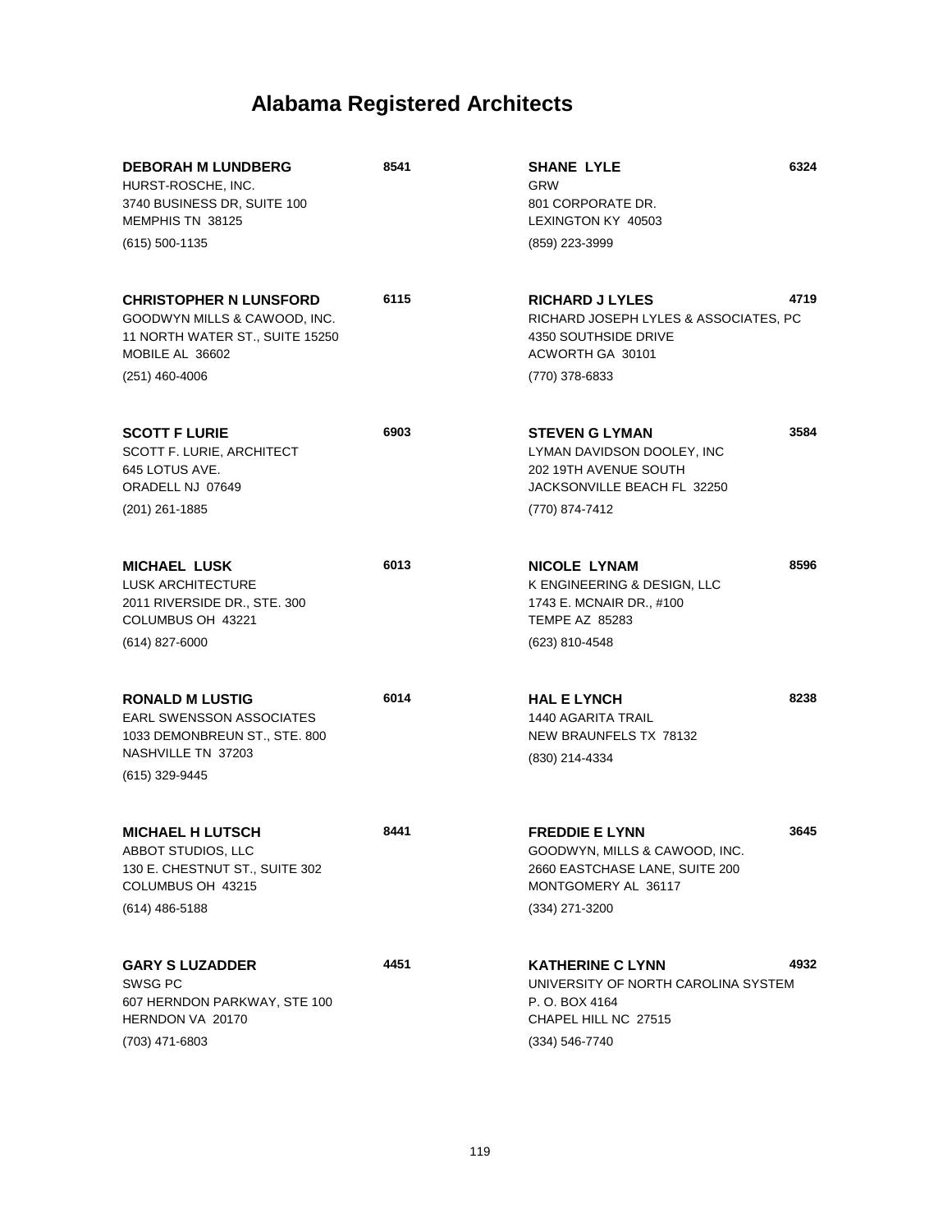# Alabama Registered Architects

**DEBORAH M LUNDBERG** **8541**
HURST-ROSCHE, INC.
3740 BUSINESS DR, SUITE 100
MEMPHIS TN 38125
(615) 500-1135

**CHRISTOPHER N LUNSFORD** **6115**
GOODWYN MILLS & CAWOOD, INC.
11 NORTH WATER ST., SUITE 15250
MOBILE AL 36602
(251) 460-4006

**SCOTT F LURIE** **6903**
SCOTT F. LURIE, ARCHITECT
645 LOTUS AVE.
ORADELL NJ 07649
(201) 261-1885

**MICHAEL LUSK** **6013**
LUSK ARCHITECTURE
2011 RIVERSIDE DR., STE. 300
COLUMBUS OH 43221
(614) 827-6000

**RONALD M LUSTIG** **6014**
EARL SWENSSON ASSOCIATES
1033 DEMONBREUN ST., STE. 800
NASHVILLE TN 37203
(615) 329-9445

**MICHAEL H LUTSCH** **8441**
ABBOT STUDIOS, LLC
130 E. CHESTNUT ST., SUITE 302
COLUMBUS OH 43215
(614) 486-5188

**GARY S LUZADDER** **4451**
SWSG PC
607 HERNDON PARKWAY, STE 100
HERNDON VA 20170
(703) 471-6803

**SHANE LYLE** **6324**
GRW
801 CORPORATE DR.
LEXINGTON KY 40503
(859) 223-3999

**RICHARD J LYLES** **4719**
RICHARD JOSEPH LYLES & ASSOCIATES, PC
4350 SOUTHSIDE DRIVE
ACWORTH GA 30101
(770) 378-6833

**STEVEN G LYMAN** **3584**
LYMAN DAVIDSON DOOLEY, INC
202 19TH AVENUE SOUTH
JACKSONVILLE BEACH FL 32250
(770) 874-7412

**NICOLE LYNAM** **8596**
K ENGINEERING & DESIGN, LLC
1743 E. MCNAIR DR., #100
TEMPE AZ 85283
(623) 810-4548

**HAL E LYNCH** **8238**
1440 AGARITA TRAIL
NEW BRAUNFELS TX 78132
(830) 214-4334

**FREDDIE E LYNN** **3645**
GOODWYN, MILLS & CAWOOD, INC.
2660 EASTCHASE LANE, SUITE 200
MONTGOMERY AL 36117
(334) 271-3200

**KATHERINE C LYNN** **4932**
UNIVERSITY OF NORTH CAROLINA SYSTEM
P. O. BOX 4164
CHAPEL HILL NC 27515
(334) 546-7740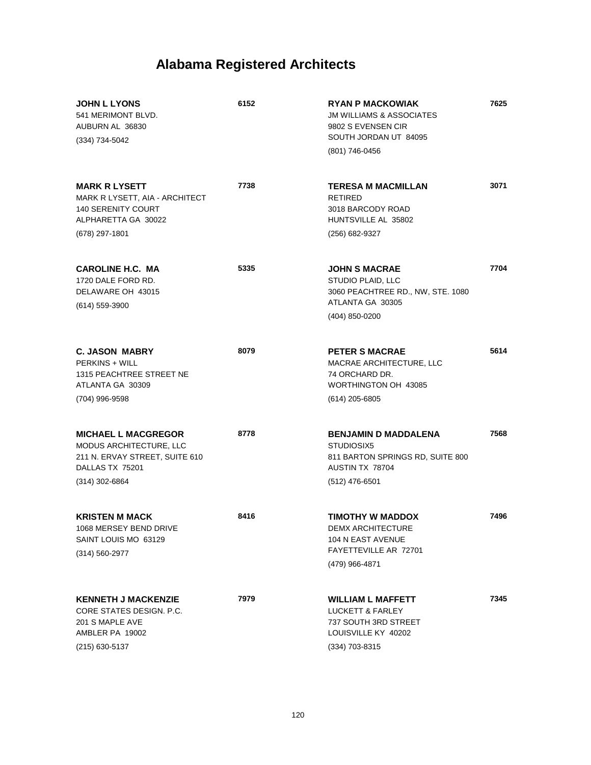# Alabama Registered Architects

**JOHN L LYONS** 6152
541 MERIMONT BLVD.
AUBURN AL 36830
(334) 734-5042

**MARK R LYSETT** 7738
MARK R LYSETT, AIA - ARCHITECT
140 SERENITY COURT
ALPHARETTA GA 30022
(678) 297-1801

**CAROLINE H.C. MA** 5335
1720 DALE FORD RD.
DELAWARE OH 43015
(614) 559-3900

**C. JASON MABRY** 8079
PERKINS + WILL
1315 PEACHTREE STREET NE
ATLANTA GA 30309
(704) 996-9598

**MICHAEL L MACGREGOR** 8778
MODUS ARCHITECTURE, LLC
211 N. ERVAY STREET, SUITE 610
DALLAS TX 75201
(314) 302-6864

**KRISTEN M MACK** 8416
1068 MERSEY BEND DRIVE
SAINT LOUIS MO 63129
(314) 560-2977

**KENNETH J MACKENZIE** 7979
CORE STATES DESIGN. P.C.
201 S MAPLE AVE
AMBLER PA 19002
(215) 630-5137

**RYAN P MACKOWIAK** 7625
JM WILLIAMS & ASSOCIATES
9802 S EVENSEN CIR
SOUTH JORDAN UT 84095
(801) 746-0456

**TERESA M MACMILLAN** 3071
RETIRED
3018 BARCODY ROAD
HUNTSVILLE AL 35802
(256) 682-9327

**JOHN S MACRAE** 7704
STUDIO PLAID, LLC
3060 PEACHTREE RD., NW, STE. 1080
ATLANTA GA 30305
(404) 850-0200

**PETER S MACRAE** 5614
MACRAE ARCHITECTURE, LLC
74 ORCHARD DR.
WORTHINGTON OH 43085
(614) 205-6805

**BENJAMIN D MADDALENA** 7568
STUDIOSIX5
811 BARTON SPRINGS RD, SUITE 800
AUSTIN TX 78704
(512) 476-6501

**TIMOTHY W MADDOX** 7496
DEMX ARCHITECTURE
104 N EAST AVENUE
FAYETTEVILLE AR 72701
(479) 966-4871

**WILLIAM L MAFFETT** 7345
LUCKETT & FARLEY
737 SOUTH 3RD STREET
LOUISVILLE KY 40202
(334) 703-8315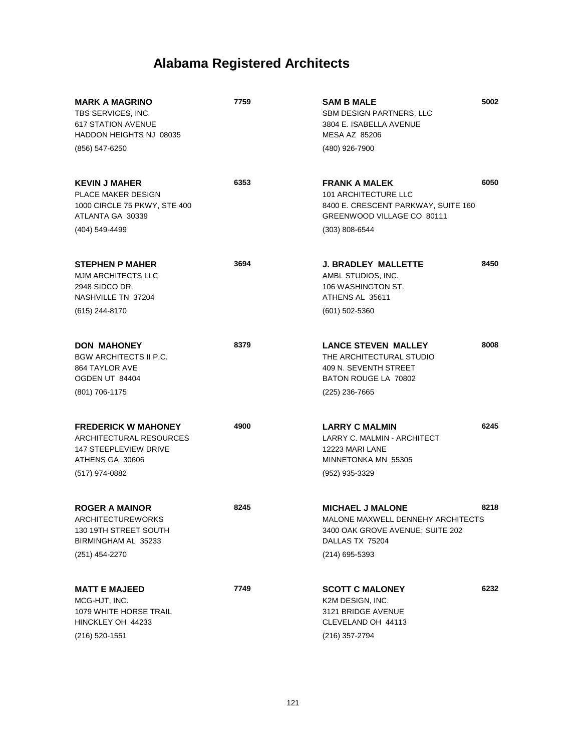# Alabama Registered Architects

**MARK A MAGRINO** **7759**
TBS SERVICES, INC.
617 STATION AVENUE
HADDON HEIGHTS NJ 08035
(856) 547-6250

**KEVIN J MAHER** **6353**
PLACE MAKER DESIGN
1000 CIRCLE 75 PKWY, STE 400
ATLANTA GA 30339
(404) 549-4499

**STEPHEN P MAHER** **3694**
MJM ARCHITECTS LLC
2948 SIDCO DR.
NASHVILLE TN 37204
(615) 244-8170

**DON MAHONEY** **8379**
BGW ARCHITECTS II P.C.
864 TAYLOR AVE
OGDEN UT 84404
(801) 706-1175

**FREDERICK W MAHONEY** **4900**
ARCHITECTURAL RESOURCES
147 STEEPLEVIEW DRIVE
ATHENS GA 30606
(517) 974-0882

**ROGER A MAINOR** **8245**
ARCHITECTUREWORKS
130 19TH STREET SOUTH
BIRMINGHAM AL 35233
(251) 454-2270

**MATT E MAJEED** **7749**
MCG-HJT, INC.
1079 WHITE HORSE TRAIL
HINCKLEY OH 44233
(216) 520-1551

**SAM B MALE** **5002**
SBM DESIGN PARTNERS, LLC
3804 E. ISABELLA AVENUE
MESA AZ 85206
(480) 926-7900

**FRANK A MALEK** **6050**
101 ARCHITECTURE LLC
8400 E. CRESCENT PARKWAY, SUITE 160
GREENWOOD VILLAGE CO 80111
(303) 808-6544

**J. BRADLEY MALLETTE** **8450**
AMBL STUDIOS, INC.
106 WASHINGTON ST.
ATHENS AL 35611
(601) 502-5360

**LANCE STEVEN MALLEY** **8008**
THE ARCHITECTURAL STUDIO
409 N. SEVENTH STREET
BATON ROUGE LA 70802
(225) 236-7665

**LARRY C MALMIN** **6245**
LARRY C. MALMIN - ARCHITECT
12223 MARI LANE
MINNETONKA MN 55305
(952) 935-3329

**MICHAEL J MALONE** **8218**
MALONE MAXWELL DENNEHY ARCHITECTS
3400 OAK GROVE AVENUE; SUITE 202
DALLAS TX 75204
(214) 695-5393

**SCOTT C MALONEY** **6232**
K2M DESIGN, INC.
3121 BRIDGE AVENUE
CLEVELAND OH 44113
(216) 357-2794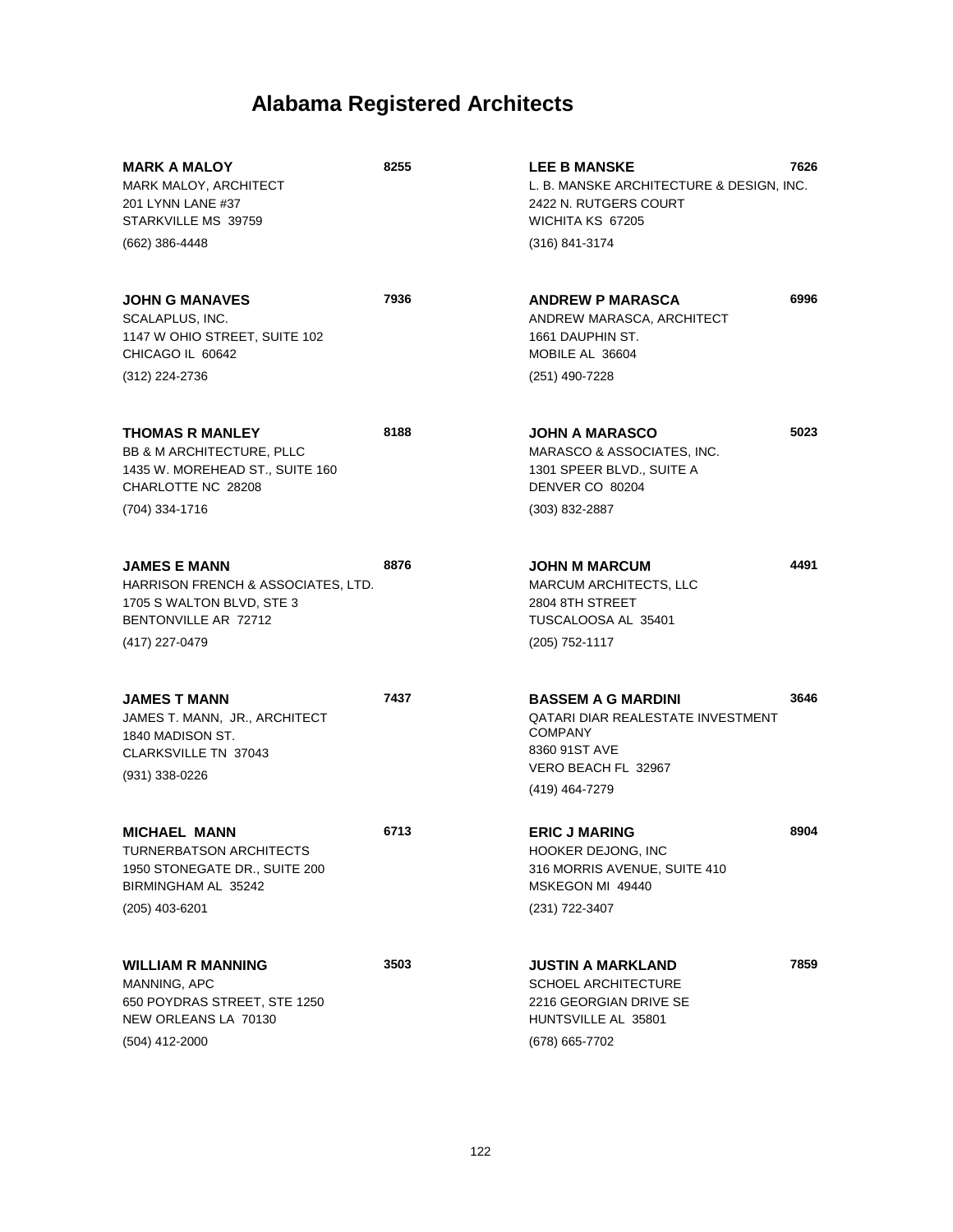# Alabama Registered Architects

**MARK A MALOY** **8255**
MARK MALOY, ARCHITECT
201 LYNN LANE #37
STARKVILLE MS 39759
(662) 386-4448

**JOHN G MANAVES** **7936**
SCALAPLUS, INC.
1147 W OHIO STREET, SUITE 102
CHICAGO IL 60642
(312) 224-2736

**THOMAS R MANLEY** **8188**
BB & M ARCHITECTURE, PLLC
1435 W. MOREHEAD ST., SUITE 160
CHARLOTTE NC 28208
(704) 334-1716

**JAMES E MANN** **8876**
HARRISON FRENCH & ASSOCIATES, LTD.
1705 S WALTON BLVD, STE 3
BENTONVILLE AR 72712
(417) 227-0479

**JAMES T MANN** **7437**
JAMES T. MANN, JR., ARCHITECT
1840 MADISON ST.
CLARKSVILLE TN 37043
(931) 338-0226

**MICHAEL MANN** **6713**
TURNERBATSON ARCHITECTS
1950 STONEGATE DR., SUITE 200
BIRMINGHAM AL 35242
(205) 403-6201

**WILLIAM R MANNING** **3503**
MANNING, APC
650 POYDRAS STREET, STE 1250
NEW ORLEANS LA 70130
(504) 412-2000

**LEE B MANSKE** **7626**
L. B. MANSKE ARCHITECTURE & DESIGN, INC.
2422 N. RUTGERS COURT
WICHITA KS 67205
(316) 841-3174

**ANDREW P MARASCA** **6996**
ANDREW MARASCA, ARCHITECT
1661 DAUPHIN ST.
MOBILE AL 36604
(251) 490-7228

**JOHN A MARASCO** **5023**
MARASCO & ASSOCIATES, INC.
1301 SPEER BLVD., SUITE A
DENVER CO 80204
(303) 832-2887

**JOHN M MARCUM** **4491**
MARCUM ARCHITECTS, LLC
2804 8TH STREET
TUSCALOOSA AL 35401
(205) 752-1117

**BASSEM A G MARDINI** **3646**
QATARI DIAR REALESTATE INVESTMENT COMPANY
8360 91ST AVE
VERO BEACH FL 32967
(419) 464-7279

**ERIC J MARING** **8904**
HOOKER DEJONG, INC
316 MORRIS AVENUE, SUITE 410
MSKEGON MI 49440
(231) 722-3407

**JUSTIN A MARKLAND** **7859**
SCHOEL ARCHITECTURE
2216 GEORGIAN DRIVE SE
HUNTSVILLE AL 35801
(678) 665-7702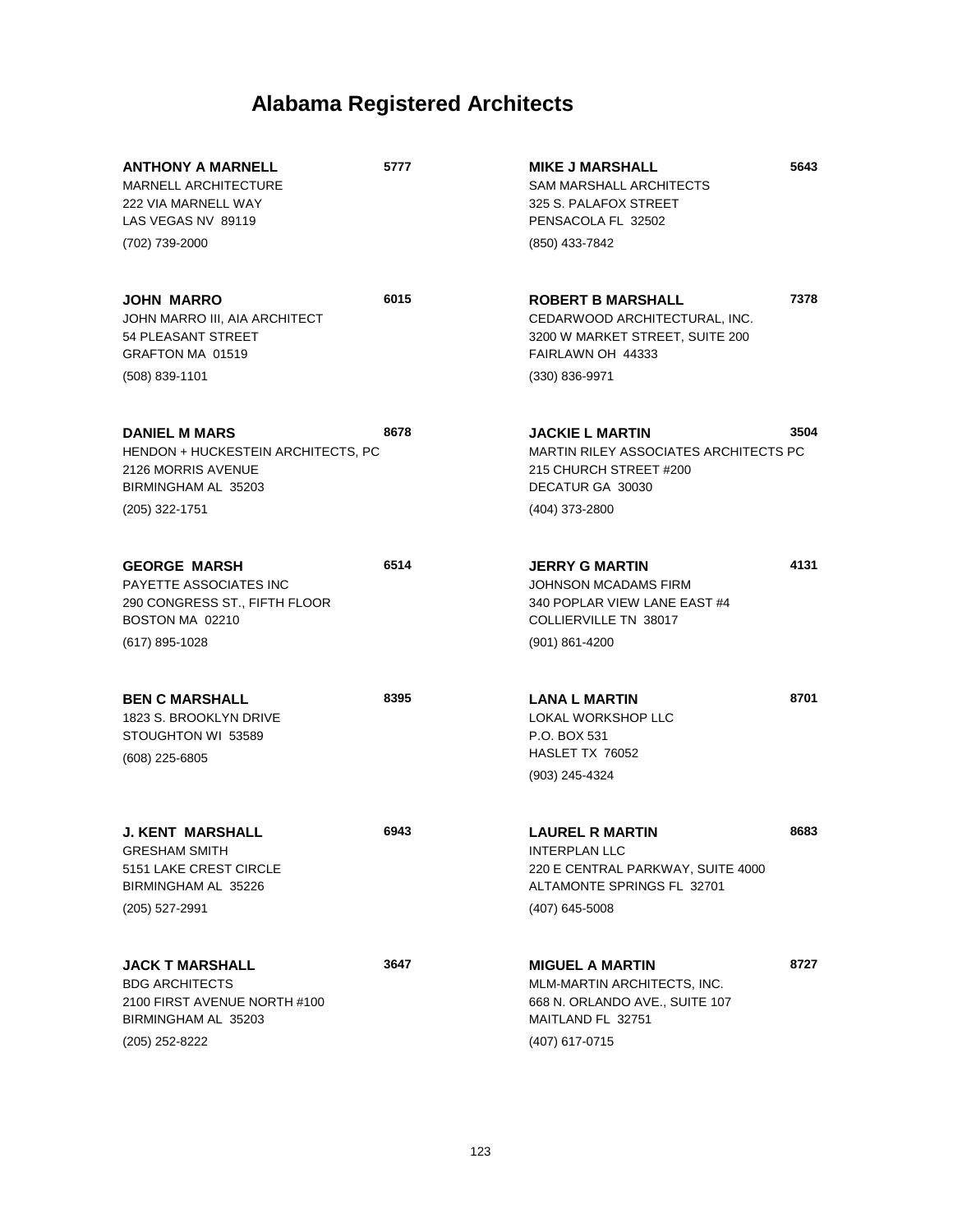# Alabama Registered Architects

**ANTHONY A MARNELL** **5777**
MARNELL ARCHITECTURE
222 VIA MARNELL WAY
LAS VEGAS NV 89119
(702) 739-2000

**JOHN MARRO** **6015**
JOHN MARRO III, AIA ARCHITECT
54 PLEASANT STREET
GRAFTON MA 01519
(508) 839-1101

**DANIEL M MARS** **8678**
HENDON + HUCKESTEIN ARCHITECTS, PC
2126 MORRIS AVENUE
BIRMINGHAM AL 35203
(205) 322-1751

**GEORGE MARSH** **6514**
PAYETTE ASSOCIATES INC
290 CONGRESS ST., FIFTH FLOOR
BOSTON MA 02210
(617) 895-1028

**BEN C MARSHALL** **8395**
1823 S. BROOKLYN DRIVE
STOUGHTON WI 53589
(608) 225-6805

**J. KENT MARSHALL** **6943**
GRESHAM SMITH
5151 LAKE CREST CIRCLE
BIRMINGHAM AL 35226
(205) 527-2991

**JACK T MARSHALL** **3647**
BDG ARCHITECTS
2100 FIRST AVENUE NORTH #100
BIRMINGHAM AL 35203
(205) 252-8222

**MIKE J MARSHALL** **5643**
SAM MARSHALL ARCHITECTS
325 S. PALAFOX STREET
PENSACOLA FL 32502
(850) 433-7842

**ROBERT B MARSHALL** **7378**
CEDARWOOD ARCHITECTURAL, INC.
3200 W MARKET STREET, SUITE 200
FAIRLAWN OH 44333
(330) 836-9971

**JACKIE L MARTIN** **3504**
MARTIN RILEY ASSOCIATES ARCHITECTS PC
215 CHURCH STREET #200
DECATUR GA 30030
(404) 373-2800

**JERRY G MARTIN** **4131**
JOHNSON MCADAMS FIRM
340 POPLAR VIEW LANE EAST #4
COLLIERVILLE TN 38017
(901) 861-4200

**LANA L MARTIN** **8701**
LOKAL WORKSHOP LLC
P.O. BOX 531
HASLET TX 76052
(903) 245-4324

**LAUREL R MARTIN** **8683**
INTERPLAN LLC
220 E CENTRAL PARKWAY, SUITE 4000
ALTAMONTE SPRINGS FL 32701
(407) 645-5008

**MIGUEL A MARTIN** **8727**
MLM-MARTIN ARCHITECTS, INC.
668 N. ORLANDO AVE., SUITE 107
MAITLAND FL 32751
(407) 617-0715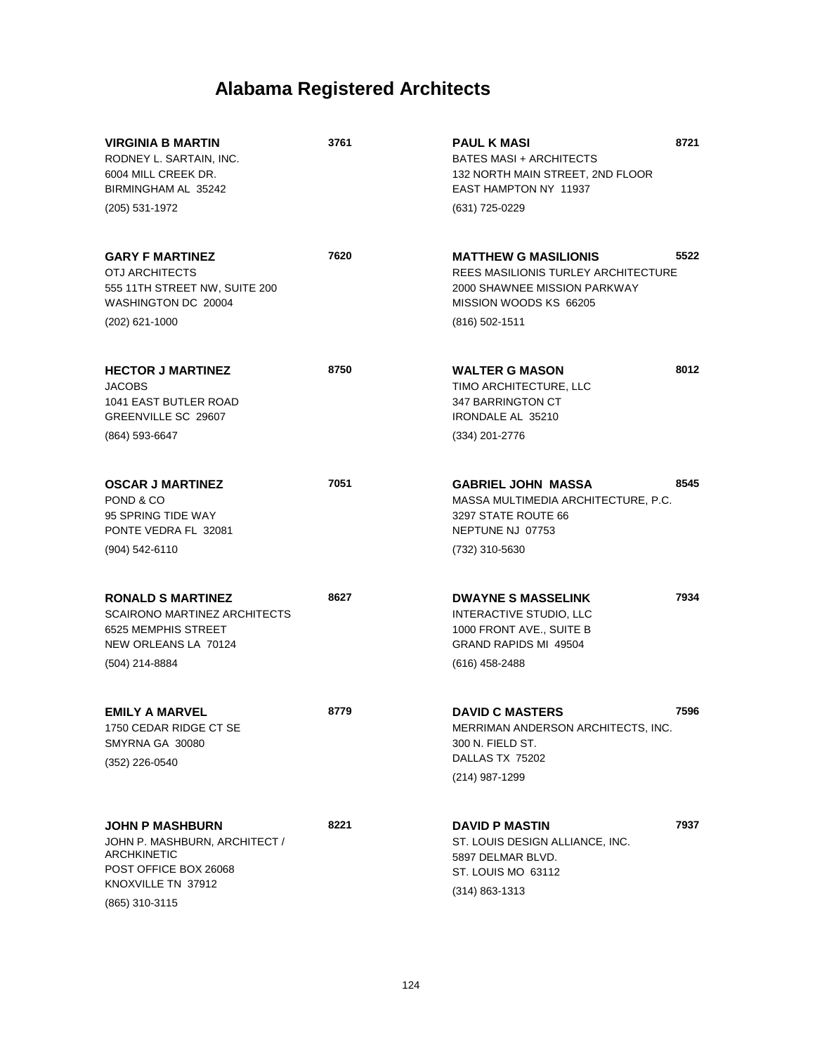# Alabama Registered Architects

**VIRGINIA B MARTIN** **3761**
RODNEY L. SARTAIN, INC.
6004 MILL CREEK DR.
BIRMINGHAM AL 35242
(205) 531-1972

**GARY F MARTINEZ** **7620**
OTJ ARCHITECTS
555 11TH STREET NW, SUITE 200
WASHINGTON DC 20004
(202) 621-1000

**HECTOR J MARTINEZ** **8750**
JACOBS
1041 EAST BUTLER ROAD
GREENVILLE SC 29607
(864) 593-6647

**OSCAR J MARTINEZ** **7051**
POND & CO
95 SPRING TIDE WAY
PONTE VEDRA FL 32081
(904) 542-6110

**RONALD S MARTINEZ** **8627**
SCAIRONO MARTINEZ ARCHITECTS
6525 MEMPHIS STREET
NEW ORLEANS LA 70124
(504) 214-8884

**EMILY A MARVEL** **8779**
1750 CEDAR RIDGE CT SE
SMYRNA GA 30080
(352) 226-0540

**JOHN P MASHBURN** **8221**
JOHN P. MASHBURN, ARCHITECT / ARCHKINETIC
POST OFFICE BOX 26068
KNOXVILLE TN 37912
(865) 310-3115

**PAUL K MASI** **8721**
BATES MASI + ARCHITECTS
132 NORTH MAIN STREET, 2ND FLOOR
EAST HAMPTON NY 11937
(631) 725-0229

**MATTHEW G MASILIONIS** **5522**
REES MASILIONIS TURLEY ARCHITECTURE
2000 SHAWNEE MISSION PARKWAY
MISSION WOODS KS 66205
(816) 502-1511

**WALTER G MASON** **8012**
TIMO ARCHITECTURE, LLC
347 BARRINGTON CT
IRONDALE AL 35210
(334) 201-2776

**GABRIEL JOHN MASSA** **8545**
MASSA MULTIMEDIA ARCHITECTURE, P.C.
3297 STATE ROUTE 66
NEPTUNE NJ 07753
(732) 310-5630

**DWAYNE S MASSELINK** **7934**
INTERACTIVE STUDIO, LLC
1000 FRONT AVE., SUITE B
GRAND RAPIDS MI 49504
(616) 458-2488

**DAVID C MASTERS** **7596**
MERRIMAN ANDERSON ARCHITECTS, INC.
300 N. FIELD ST.
DALLAS TX 75202
(214) 987-1299

**DAVID P MASTIN** **7937**
ST. LOUIS DESIGN ALLIANCE, INC.
5897 DELMAR BLVD.
ST. LOUIS MO 63112
(314) 863-1313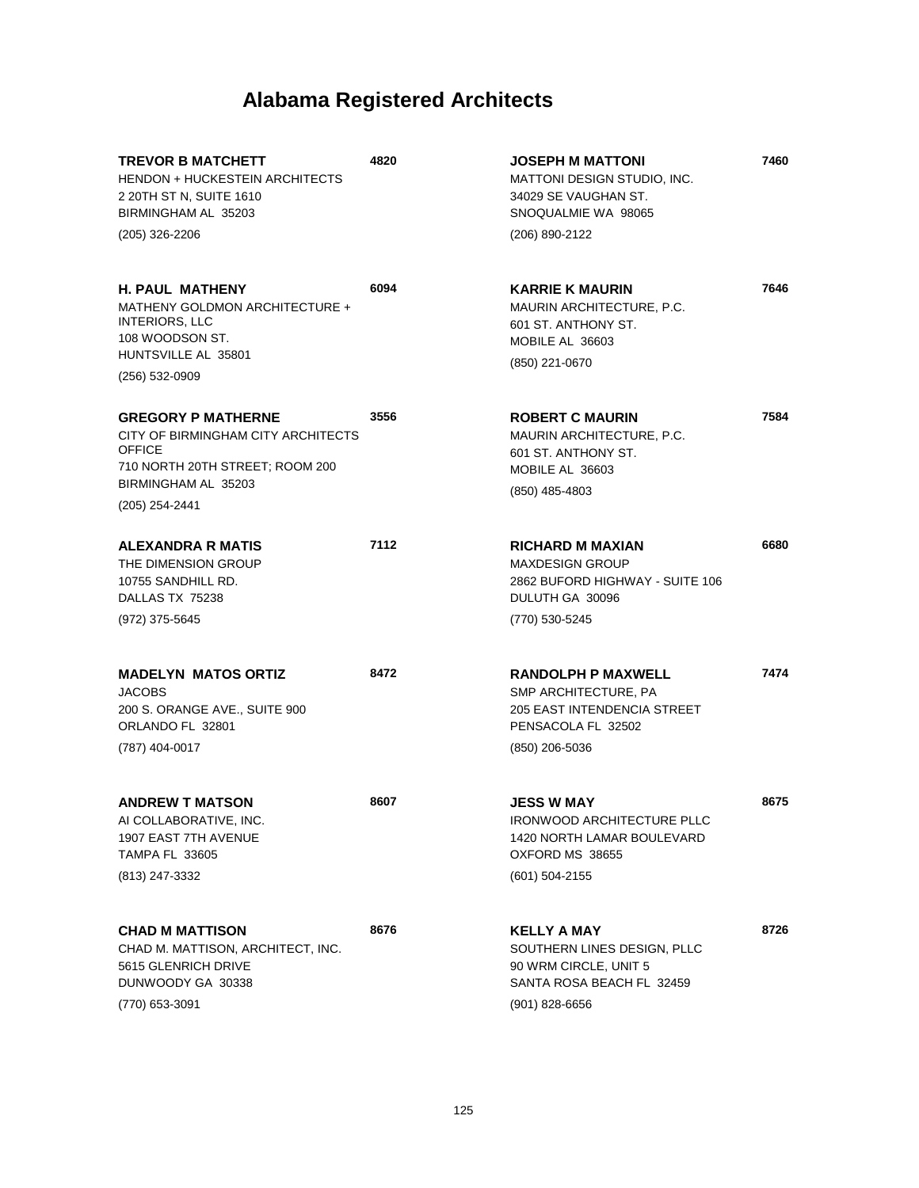# Alabama Registered Architects

**TREVOR B MATCHETT** **4820**
HENDON + HUCKESTEIN ARCHITECTS
2 20TH ST N, SUITE 1610
BIRMINGHAM AL 35203
(205) 326-2206

**H. PAUL MATHENY** **6094**
MATHENY GOLDMON ARCHITECTURE + INTERIORS, LLC
108 WOODSON ST.
HUNTSVILLE AL 35801
(256) 532-0909

**GREGORY P MATHERNE** **3556**
CITY OF BIRMINGHAM CITY ARCHITECTS OFFICE
710 NORTH 20TH STREET; ROOM 200
BIRMINGHAM AL 35203
(205) 254-2441

**ALEXANDRA R MATIS** **7112**
THE DIMENSION GROUP
10755 SANDHILL RD.
DALLAS TX 75238
(972) 375-5645

**MADELYN MATOS ORTIZ** **8472**
JACOBS
200 S. ORANGE AVE., SUITE 900
ORLANDO FL 32801
(787) 404-0017

**ANDREW T MATSON** **8607**
AI COLLABORATIVE, INC.
1907 EAST 7TH AVENUE
TAMPA FL 33605
(813) 247-3332

**CHAD M MATTISON** **8676**
CHAD M. MATTISON, ARCHITECT, INC.
5615 GLENRICH DRIVE
DUNWOODY GA 30338
(770) 653-3091

**JOSEPH M MATTONI** **7460**
MATTONI DESIGN STUDIO, INC.
34029 SE VAUGHAN ST.
SNOQUALMIE WA 98065
(206) 890-2122

**KARRIE K MAURIN** **7646**
MAURIN ARCHITECTURE, P.C.
601 ST. ANTHONY ST.
MOBILE AL 36603
(850) 221-0670

**ROBERT C MAURIN** **7584**
MAURIN ARCHITECTURE, P.C.
601 ST. ANTHONY ST.
MOBILE AL 36603
(850) 485-4803

**RICHARD M MAXIAN** **6680**
MAXDESIGN GROUP
2862 BUFORD HIGHWAY - SUITE 106
DULUTH GA 30096
(770) 530-5245

**RANDOLPH P MAXWELL** **7474**
SMP ARCHITECTURE, PA
205 EAST INTENDENCIA STREET
PENSACOLA FL 32502
(850) 206-5036

**JESS W MAY** **8675**
IRONWOOD ARCHITECTURE PLLC
1420 NORTH LAMAR BOULEVARD
OXFORD MS 38655
(601) 504-2155

**KELLY A MAY** **8726**
SOUTHERN LINES DESIGN, PLLC
90 WRM CIRCLE, UNIT 5
SANTA ROSA BEACH FL 32459
(901) 828-6656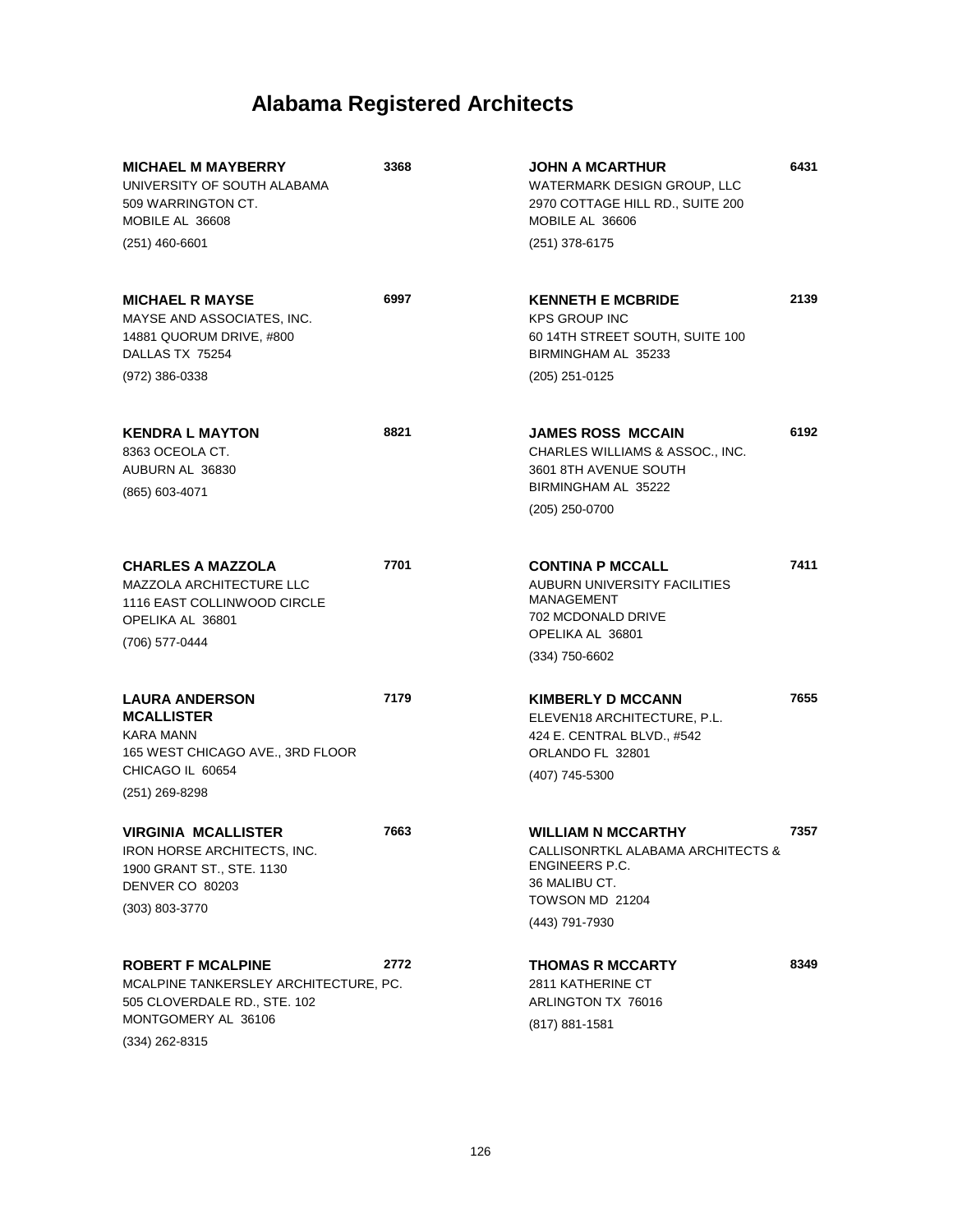# Alabama Registered Architects

**MICHAEL M MAYBERRY** **3368**
UNIVERSITY OF SOUTH ALABAMA
509 WARRINGTON CT.
MOBILE AL 36608
(251) 460-6601

**MICHAEL R MAYSE** **6997**
MAYSE AND ASSOCIATES, INC.
14881 QUORUM DRIVE, #800
DALLAS TX 75254
(972) 386-0338

**KENDRA L MAYTON** **8821**
8363 OCEOLA CT.
AUBURN AL 36830
(865) 603-4071

**CHARLES A MAZZOLA** **7701**
MAZZOLA ARCHITECTURE LLC
1116 EAST COLLINWOOD CIRCLE
OPELIKA AL 36801
(706) 577-0444

**LAURA ANDERSON MCALLISTER** **7179**
KARA MANN
165 WEST CHICAGO AVE., 3RD FLOOR
CHICAGO IL 60654
(251) 269-8298

**VIRGINIA MCALLISTER** **7663**
IRON HORSE ARCHITECTS, INC.
1900 GRANT ST., STE. 1130
DENVER CO 80203
(303) 803-3770

**ROBERT F MCALPINE** **2772**
MCALPINE TANKERSLEY ARCHITECTURE, PC.
505 CLOVERDALE RD., STE. 102
MONTGOMERY AL 36106
(334) 262-8315

**JOHN A MCARTHUR** **6431**
WATERMARK DESIGN GROUP, LLC
2970 COTTAGE HILL RD., SUITE 200
MOBILE AL 36606
(251) 378-6175

**KENNETH E MCBRIDE** **2139**
KPS GROUP INC
60 14TH STREET SOUTH, SUITE 100
BIRMINGHAM AL 35233
(205) 251-0125

**JAMES ROSS MCCAIN** **6192**
CHARLES WILLIAMS & ASSOC., INC.
3601 8TH AVENUE SOUTH
BIRMINGHAM AL 35222
(205) 250-0700

**CONTINA P MCCALL** **7411**
AUBURN UNIVERSITY FACILITIES MANAGEMENT
702 MCDONALD DRIVE
OPELIKA AL 36801
(334) 750-6602

**KIMBERLY D MCCANN** **7655**
ELEVEN18 ARCHITECTURE, P.L.
424 E. CENTRAL BLVD., #542
ORLANDO FL 32801
(407) 745-5300

**WILLIAM N MCCARTHY** **7357**
CALLISONRTKL ALABAMA ARCHITECTS & ENGINEERS P.C.
36 MALIBU CT.
TOWSON MD 21204
(443) 791-7930

**THOMAS R MCCARTY** **8349**
2811 KATHERINE CT
ARLINGTON TX 76016
(817) 881-1581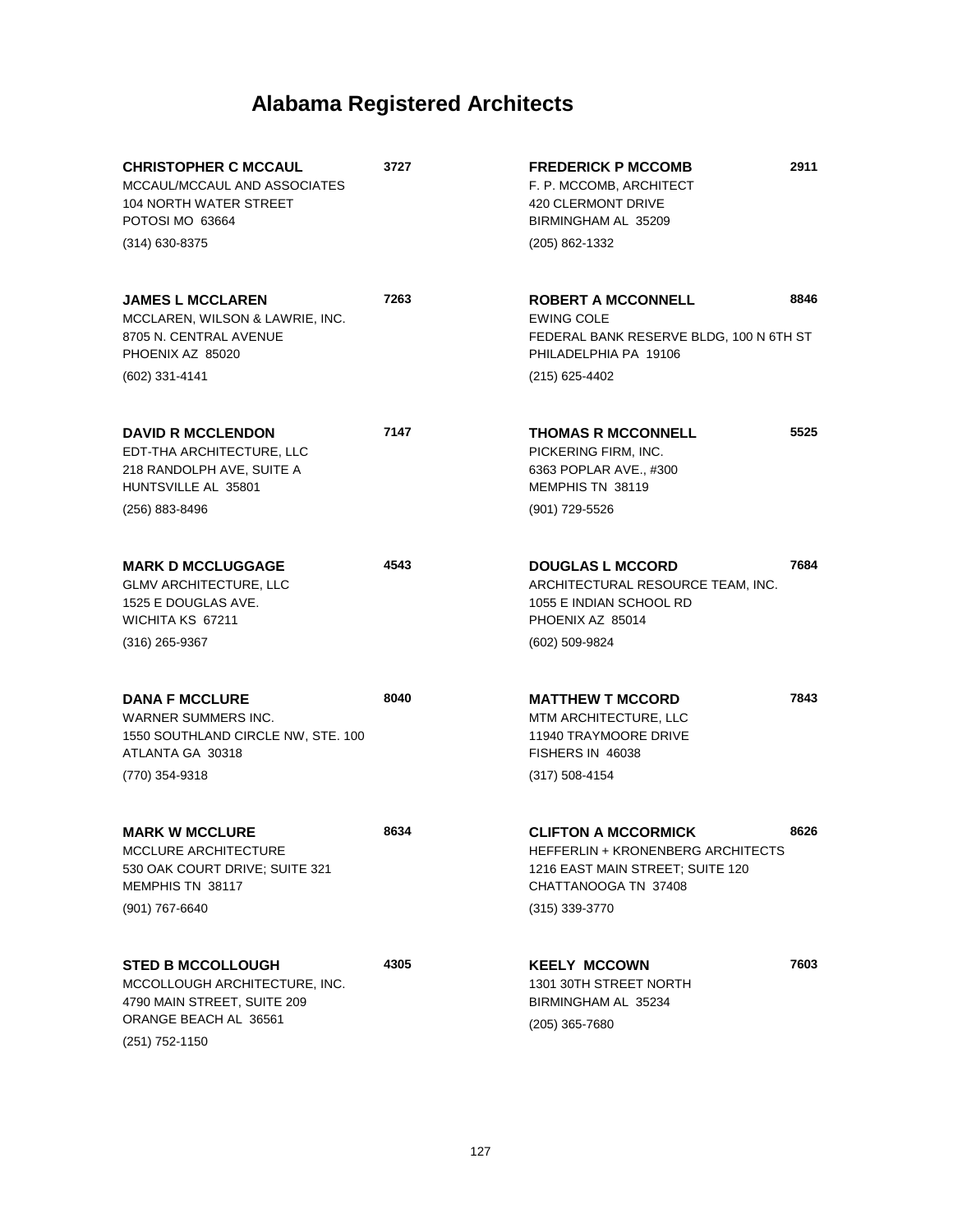# Alabama Registered Architects

**CHRISTOPHER C MCCAUL** 3727
MCCAUL/MCCAUL AND ASSOCIATES
104 NORTH WATER STREET
POTOSI MO 63664
(314) 630-8375

**JAMES L MCCLAREN** 7263
MCCLAREN, WILSON & LAWRIE, INC.
8705 N. CENTRAL AVENUE
PHOENIX AZ 85020
(602) 331-4141

**DAVID R MCCLENDON** 7147
EDT-THA ARCHITECTURE, LLC
218 RANDOLPH AVE, SUITE A
HUNTSVILLE AL 35801
(256) 883-8496

**MARK D MCCLUGGAGE** 4543
GLMV ARCHITECTURE, LLC
1525 E DOUGLAS AVE.
WICHITA KS 67211
(316) 265-9367

**DANA F MCCLURE** 8040
WARNER SUMMERS INC.
1550 SOUTHLAND CIRCLE NW, STE. 100
ATLANTA GA 30318
(770) 354-9318

**MARK W MCCLURE** 8634
MCCLURE ARCHITECTURE
530 OAK COURT DRIVE; SUITE 321
MEMPHIS TN 38117
(901) 767-6640

**STED B MCCOLLOUGH** 4305
MCCOLLOUGH ARCHITECTURE, INC.
4790 MAIN STREET, SUITE 209
ORANGE BEACH AL 36561
(251) 752-1150

**FREDERICK P MCCOMB** 2911
F. P. MCCOMB, ARCHITECT
420 CLERMONT DRIVE
BIRMINGHAM AL 35209
(205) 862-1332

**ROBERT A MCCONNELL** 8846
EWING COLE
FEDERAL BANK RESERVE BLDG, 100 N 6TH ST
PHILADELPHIA PA 19106
(215) 625-4402

**THOMAS R MCCONNELL** 5525
PICKERING FIRM, INC.
6363 POPLAR AVE., #300
MEMPHIS TN 38119
(901) 729-5526

**DOUGLAS L MCCORD** 7684
ARCHITECTURAL RESOURCE TEAM, INC.
1055 E INDIAN SCHOOL RD
PHOENIX AZ 85014
(602) 509-9824

**MATTHEW T MCCORD** 7843
MTM ARCHITECTURE, LLC
11940 TRAYMOORE DRIVE
FISHERS IN 46038
(317) 508-4154

**CLIFTON A MCCORMICK** 8626
HEFFERLIN + KRONENBERG ARCHITECTS
1216 EAST MAIN STREET; SUITE 120
CHATTANOOGA TN 37408
(315) 339-3770

**KEELY MCCOWN** 7603
1301 30TH STREET NORTH
BIRMINGHAM AL 35234
(205) 365-7680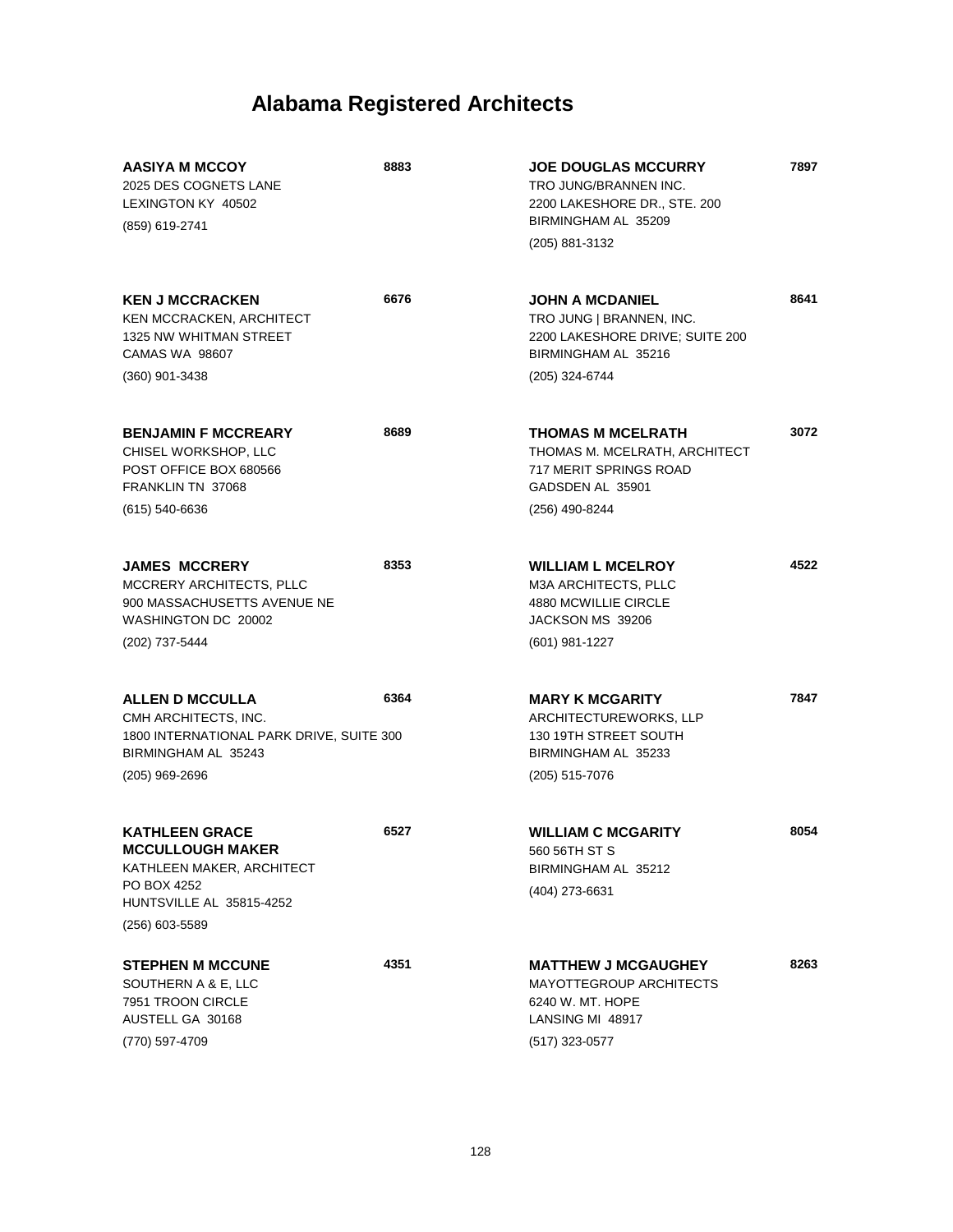# Alabama Registered Architects

**AASIYA M MCCOY** 8883
2025 DES COGNETS LANE
LEXINGTON KY 40502
(859) 619-2741

**KEN J MCCRACKEN** 6676
KEN MCCRACKEN, ARCHITECT
1325 NW WHITMAN STREET
CAMAS WA 98607
(360) 901-3438

**BENJAMIN F MCCREARY** 8689
CHISEL WORKSHOP, LLC
POST OFFICE BOX 680566
FRANKLIN TN 37068
(615) 540-6636

**JAMES MCCRERY** 8353
MCCRERY ARCHITECTS, PLLC
900 MASSACHUSETTS AVENUE NE
WASHINGTON DC 20002
(202) 737-5444

**ALLEN D MCCULLA** 6364
CMH ARCHITECTS, INC.
1800 INTERNATIONAL PARK DRIVE, SUITE 300
BIRMINGHAM AL 35243
(205) 969-2696

**KATHLEEN GRACE MCCULLOUGH MAKER** 6527
KATHLEEN MAKER, ARCHITECT
PO BOX 4252
HUNTSVILLE AL 35815-4252
(256) 603-5589

**STEPHEN M MCCUNE** 4351
SOUTHERN A & E, LLC
7951 TROON CIRCLE
AUSTELL GA 30168
(770) 597-4709

**JOE DOUGLAS MCCURRY** 7897
TRO JUNG/BRANNEN INC.
2200 LAKESHORE DR., STE. 200
BIRMINGHAM AL 35209
(205) 881-3132

**JOHN A MCDANIEL** 8641
TRO JUNG | BRANNEN, INC.
2200 LAKESHORE DRIVE; SUITE 200
BIRMINGHAM AL 35216
(205) 324-6744

**THOMAS M MCELRATH** 3072
THOMAS M. MCELRATH, ARCHITECT
717 MERIT SPRINGS ROAD
GADSDEN AL 35901
(256) 490-8244

**WILLIAM L MCELROY** 4522
M3A ARCHITECTS, PLLC
4880 MCWILLIE CIRCLE
JACKSON MS 39206
(601) 981-1227

**MARY K MCGARITY** 7847
ARCHITECTUREWORKS, LLP
130 19TH STREET SOUTH
BIRMINGHAM AL 35233
(205) 515-7076

**WILLIAM C MCGARITY** 8054
560 56TH ST S
BIRMINGHAM AL 35212
(404) 273-6631

**MATTHEW J MCGAUGHEY** 8263
MAYOTTEGROUP ARCHITECTS
6240 W. MT. HOPE
LANSING MI 48917
(517) 323-0577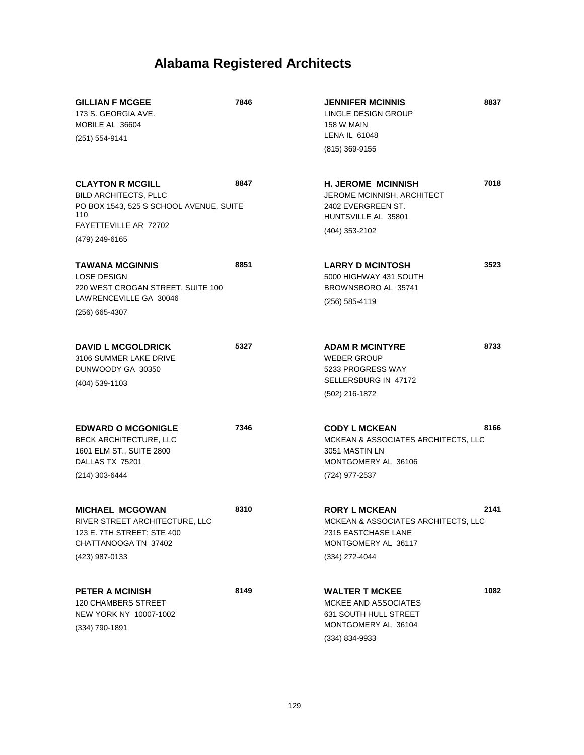# Alabama Registered Architects

**GILLIAN F MCGEE** **7846**
173 S. GEORGIA AVE.
MOBILE AL 36604
(251) 554-9141

**CLAYTON R MCGILL** **8847**
BILD ARCHITECTS, PLLC
PO BOX 1543, 525 S SCHOOL AVENUE, SUITE 110
FAYETTEVILLE AR 72702
(479) 249-6165

**TAWANA MCGINNIS** **8851**
LOSE DESIGN
220 WEST CROGAN STREET, SUITE 100
LAWRENCEVILLE GA 30046
(256) 665-4307

**DAVID L MCGOLDRICK** **5327**
3106 SUMMER LAKE DRIVE
DUNWOODY GA 30350
(404) 539-1103

**EDWARD O MCGONIGLE** **7346**
BECK ARCHITECTURE, LLC
1601 ELM ST., SUITE 2800
DALLAS TX 75201
(214) 303-6444

**MICHAEL MCGOWAN** **8310**
RIVER STREET ARCHITECTURE, LLC
123 E. 7TH STREET; STE 400
CHATTANOOGA TN 37402
(423) 987-0133

**PETER A MCINISH** **8149**
120 CHAMBERS STREET
NEW YORK NY 10007-1002
(334) 790-1891

**JENNIFER MCINNIS** **8837**
LINGLE DESIGN GROUP
158 W MAIN
LENA IL 61048
(815) 369-9155

**H. JEROME MCINNISH** **7018**
JEROME MCINNISH, ARCHITECT
2402 EVERGREEN ST.
HUNTSVILLE AL 35801
(404) 353-2102

**LARRY D MCINTOSH** **3523**
5000 HIGHWAY 431 SOUTH
BROWNSBORO AL 35741
(256) 585-4119

**ADAM R MCINTYRE** **8733**
WEBER GROUP
5233 PROGRESS WAY
SELLERSBURG IN 47172
(502) 216-1872

**CODY L MCKEAN** **8166**
MCKEAN & ASSOCIATES ARCHITECTS, LLC
3051 MASTIN LN
MONTGOMERY AL 36106
(724) 977-2537

**RORY L MCKEAN** **2141**
MCKEAN & ASSOCIATES ARCHITECTS, LLC
2315 EASTCHASE LANE
MONTGOMERY AL 36117
(334) 272-4044

**WALTER T MCKEE** **1082**
MCKEE AND ASSOCIATES
631 SOUTH HULL STREET
MONTGOMERY AL 36104
(334) 834-9933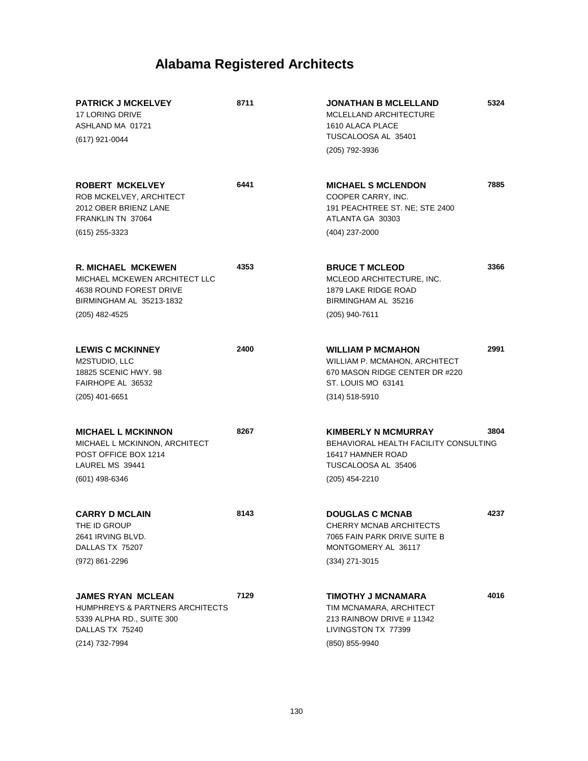# Alabama Registered Architects

**PATRICK J MCKELVEY** **8711**
17 LORING DRIVE
ASHLAND MA 01721
(617) 921-0044

**ROBERT MCKELVEY** **6441**
ROB MCKELVEY, ARCHITECT
2012 OBER BRIENZ LANE
FRANKLIN TN 37064
(615) 255-3323

**R. MICHAEL MCKEWEN** **4353**
MICHAEL MCKEWEN ARCHITECT LLC
4638 ROUND FOREST DRIVE
BIRMINGHAM AL 35213-1832
(205) 482-4525

**LEWIS C MCKINNEY** **2400**
M2STUDIO, LLC
18825 SCENIC HWY. 98
FAIRHOPE AL 36532
(205) 401-6651

**MICHAEL L MCKINNON** **8267**
MICHAEL L MCKINNON, ARCHITECT
POST OFFICE BOX 1214
LAUREL MS 39441
(601) 498-6346

**CARRY D MCLAIN** **8143**
THE ID GROUP
2641 IRVING BLVD.
DALLAS TX 75207
(972) 861-2296

**JAMES RYAN MCLEAN** **7129**
HUMPHREYS & PARTNERS ARCHITECTS
5339 ALPHA RD., SUITE 300
DALLAS TX 75240
(214) 732-7994

**JONATHAN B MCLELLAND** **5324**
MCLELLAND ARCHITECTURE
1610 ALACA PLACE
TUSCALOOSA AL 35401
(205) 792-3936

**MICHAEL S MCLENDON** **7885**
COOPER CARRY, INC.
191 PEACHTREE ST. NE; STE 2400
ATLANTA GA 30303
(404) 237-2000

**BRUCE T MCLEOD** **3366**
MCLEOD ARCHITECTURE, INC.
1879 LAKE RIDGE ROAD
BIRMINGHAM AL 35216
(205) 940-7611

**WILLIAM P MCMAHON** **2991**
WILLIAM P. MCMAHON, ARCHITECT
670 MASON RIDGE CENTER DR #220
ST. LOUIS MO 63141
(314) 518-5910

**KIMBERLY N MCMURRAY** **3804**
BEHAVIORAL HEALTH FACILITY CONSULTING
16417 HAMNER ROAD
TUSCALOOSA AL 35406
(205) 454-2210

**DOUGLAS C MCNAB** **4237**
CHERRY MCNAB ARCHITECTS
7065 FAIN PARK DRIVE SUITE B
MONTGOMERY AL 36117
(334) 271-3015

**TIMOTHY J MCNAMARA** **4016**
TIM MCNAMARA, ARCHITECT
213 RAINBOW DRIVE # 11342
LIVINGSTON TX 77399
(850) 855-9940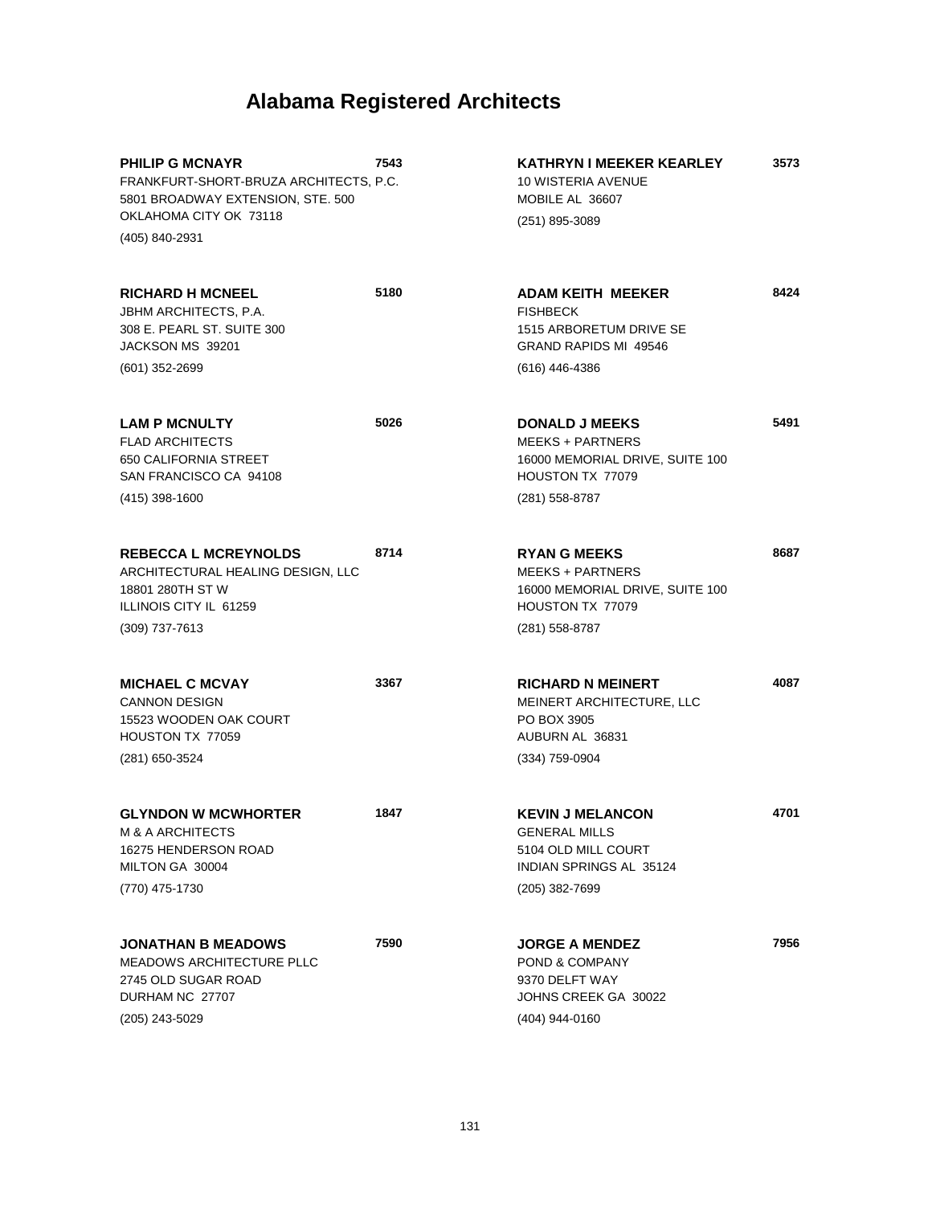# Alabama Registered Architects

**PHILIP G MCNAYR** **7543**
FRANKFURT-SHORT-BRUZA ARCHITECTS, P.C.
5801 BROADWAY EXTENSION, STE. 500
OKLAHOMA CITY OK 73118
(405) 840-2931

**RICHARD H MCNEEL** **5180**
JBHM ARCHITECTS, P.A.
308 E. PEARL ST. SUITE 300
JACKSON MS 39201
(601) 352-2699

**LAM P MCNULTY** **5026**
FLAD ARCHITECTS
650 CALIFORNIA STREET
SAN FRANCISCO CA 94108
(415) 398-1600

**REBECCA L MCREYNOLDS** **8714**
ARCHITECTURAL HEALING DESIGN, LLC
18801 280TH ST W
ILLINOIS CITY IL 61259
(309) 737-7613

**MICHAEL C MCVAY** **3367**
CANNON DESIGN
15523 WOODEN OAK COURT
HOUSTON TX 77059
(281) 650-3524

**GLYNDON W MCWHORTER** **1847**
M & A ARCHITECTS
16275 HENDERSON ROAD
MILTON GA 30004
(770) 475-1730

**JONATHAN B MEADOWS** **7590**
MEADOWS ARCHITECTURE PLLC
2745 OLD SUGAR ROAD
DURHAM NC 27707
(205) 243-5029

**KATHRYN I MEEKER KEARLEY** **3573**
10 WISTERIA AVENUE
MOBILE AL 36607
(251) 895-3089

**ADAM KEITH MEEKER** **8424**
FISHBECK
1515 ARBORETUM DRIVE SE
GRAND RAPIDS MI 49546
(616) 446-4386

**DONALD J MEEKS** **5491**
MEEKS + PARTNERS
16000 MEMORIAL DRIVE, SUITE 100
HOUSTON TX 77079
(281) 558-8787

**RYAN G MEEKS** **8687**
MEEKS + PARTNERS
16000 MEMORIAL DRIVE, SUITE 100
HOUSTON TX 77079
(281) 558-8787

**RICHARD N MEINERT** **4087**
MEINERT ARCHITECTURE, LLC
PO BOX 3905
AUBURN AL 36831
(334) 759-0904

**KEVIN J MELANCON** **4701**
GENERAL MILLS
5104 OLD MILL COURT
INDIAN SPRINGS AL 35124
(205) 382-7699

**JORGE A MENDEZ** **7956**
POND & COMPANY
9370 DELFT WAY
JOHNS CREEK GA 30022
(404) 944-0160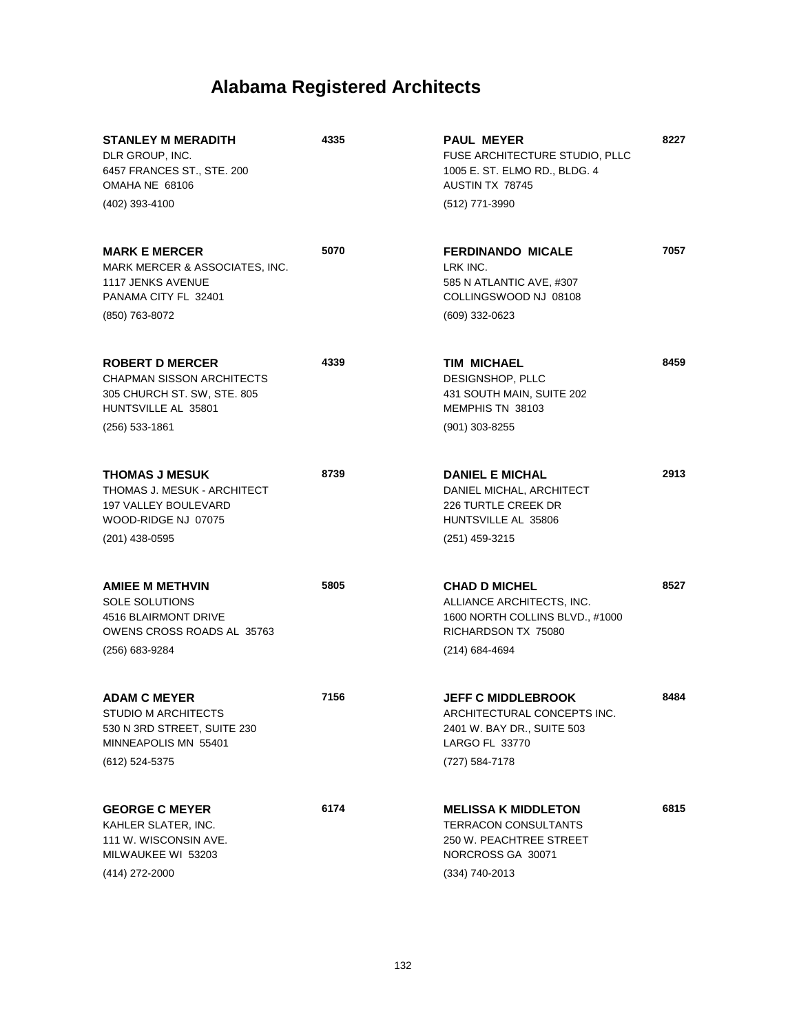# Alabama Registered Architects

**STANLEY M MERADITH** 4335
DLR GROUP, INC.
6457 FRANCES ST., STE. 200
OMAHA NE 68106
(402) 393-4100

**MARK E MERCER** 5070
MARK MERCER & ASSOCIATES, INC.
1117 JENKS AVENUE
PANAMA CITY FL 32401
(850) 763-8072

**ROBERT D MERCER** 4339
CHAPMAN SISSON ARCHITECTS
305 CHURCH ST. SW, STE. 805
HUNTSVILLE AL 35801
(256) 533-1861

**THOMAS J MESUK** 8739
THOMAS J. MESUK - ARCHITECT
197 VALLEY BOULEVARD
WOOD-RIDGE NJ 07075
(201) 438-0595

**AMIEE M METHVIN** 5805
SOLE SOLUTIONS
4516 BLAIRMONT DRIVE
OWENS CROSS ROADS AL 35763
(256) 683-9284

**ADAM C MEYER** 7156
STUDIO M ARCHITECTS
530 N 3RD STREET, SUITE 230
MINNEAPOLIS MN 55401
(612) 524-5375

**GEORGE C MEYER** 6174
KAHLER SLATER, INC.
111 W. WISCONSIN AVE.
MILWAUKEE WI 53203
(414) 272-2000

**PAUL MEYER** 8227
FUSE ARCHITECTURE STUDIO, PLLC
1005 E. ST. ELMO RD., BLDG. 4
AUSTIN TX 78745
(512) 771-3990

**FERDINANDO MICALE** 7057
LRK INC.
585 N ATLANTIC AVE, #307
COLLINGSWOOD NJ 08108
(609) 332-0623

**TIM MICHAEL** 8459
DESIGNSHOP, PLLC
431 SOUTH MAIN, SUITE 202
MEMPHIS TN 38103
(901) 303-8255

**DANIEL E MICHAL** 2913
DANIEL MICHAL, ARCHITECT
226 TURTLE CREEK DR
HUNTSVILLE AL 35806
(251) 459-3215

**CHAD D MICHEL** 8527
ALLIANCE ARCHITECTS, INC.
1600 NORTH COLLINS BLVD., #1000
RICHARDSON TX 75080
(214) 684-4694

**JEFF C MIDDLEBROOK** 8484
ARCHITECTURAL CONCEPTS INC.
2401 W. BAY DR., SUITE 503
LARGO FL 33770
(727) 584-7178

**MELISSA K MIDDLETON** 6815
TERRACON CONSULTANTS
250 W. PEACHTREE STREET
NORCROSS GA 30071
(334) 740-2013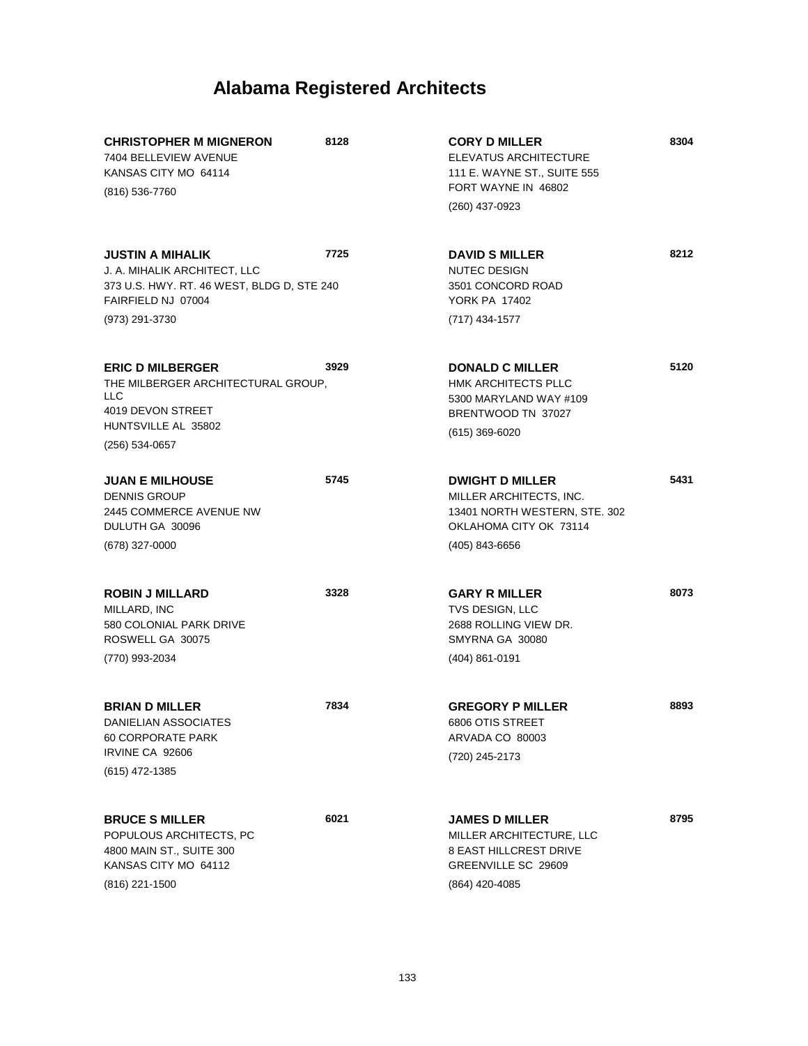# Alabama Registered Architects

**CHRISTOPHER M MIGNERON** **8128**
7404 BELLEVIEW AVENUE
KANSAS CITY MO 64114
(816) 536-7760

**JUSTIN A MIHALIK** **7725**
J. A. MIHALIK ARCHITECT, LLC
373 U.S. HWY. RT. 46 WEST, BLDG D, STE 240
FAIRFIELD NJ 07004
(973) 291-3730

**ERIC D MILBERGER** **3929**
THE MILBERGER ARCHITECTURAL GROUP, LLC
4019 DEVON STREET
HUNTSVILLE AL 35802
(256) 534-0657

**JUAN E MILHOUSE** **5745**
DENNIS GROUP
2445 COMMERCE AVENUE NW
DULUTH GA 30096
(678) 327-0000

**ROBIN J MILLARD** **3328**
MILLARD, INC
580 COLONIAL PARK DRIVE
ROSWELL GA 30075
(770) 993-2034

**BRIAN D MILLER** **7834**
DANIELIAN ASSOCIATES
60 CORPORATE PARK
IRVINE CA 92606
(615) 472-1385

**BRUCE S MILLER** **6021**
POPULOUS ARCHITECTS, PC
4800 MAIN ST., SUITE 300
KANSAS CITY MO 64112
(816) 221-1500

**CORY D MILLER** **8304**
ELEVATUS ARCHITECTURE
111 E. WAYNE ST., SUITE 555
FORT WAYNE IN 46802
(260) 437-0923

**DAVID S MILLER** **8212**
NUTEC DESIGN
3501 CONCORD ROAD
YORK PA 17402
(717) 434-1577

**DONALD C MILLER** **5120**
HMK ARCHITECTS PLLC
5300 MARYLAND WAY #109
BRENTWOOD TN 37027
(615) 369-6020

**DWIGHT D MILLER** **5431**
MILLER ARCHITECTS, INC.
13401 NORTH WESTERN, STE. 302
OKLAHOMA CITY OK 73114
(405) 843-6656

**GARY R MILLER** **8073**
TVS DESIGN, LLC
2688 ROLLING VIEW DR.
SMYRNA GA 30080
(404) 861-0191

**GREGORY P MILLER** **8893**
6806 OTIS STREET
ARVADA CO 80003
(720) 245-2173

**JAMES D MILLER** **8795**
MILLER ARCHITECTURE, LLC
8 EAST HILLCREST DRIVE
GREENVILLE SC 29609
(864) 420-4085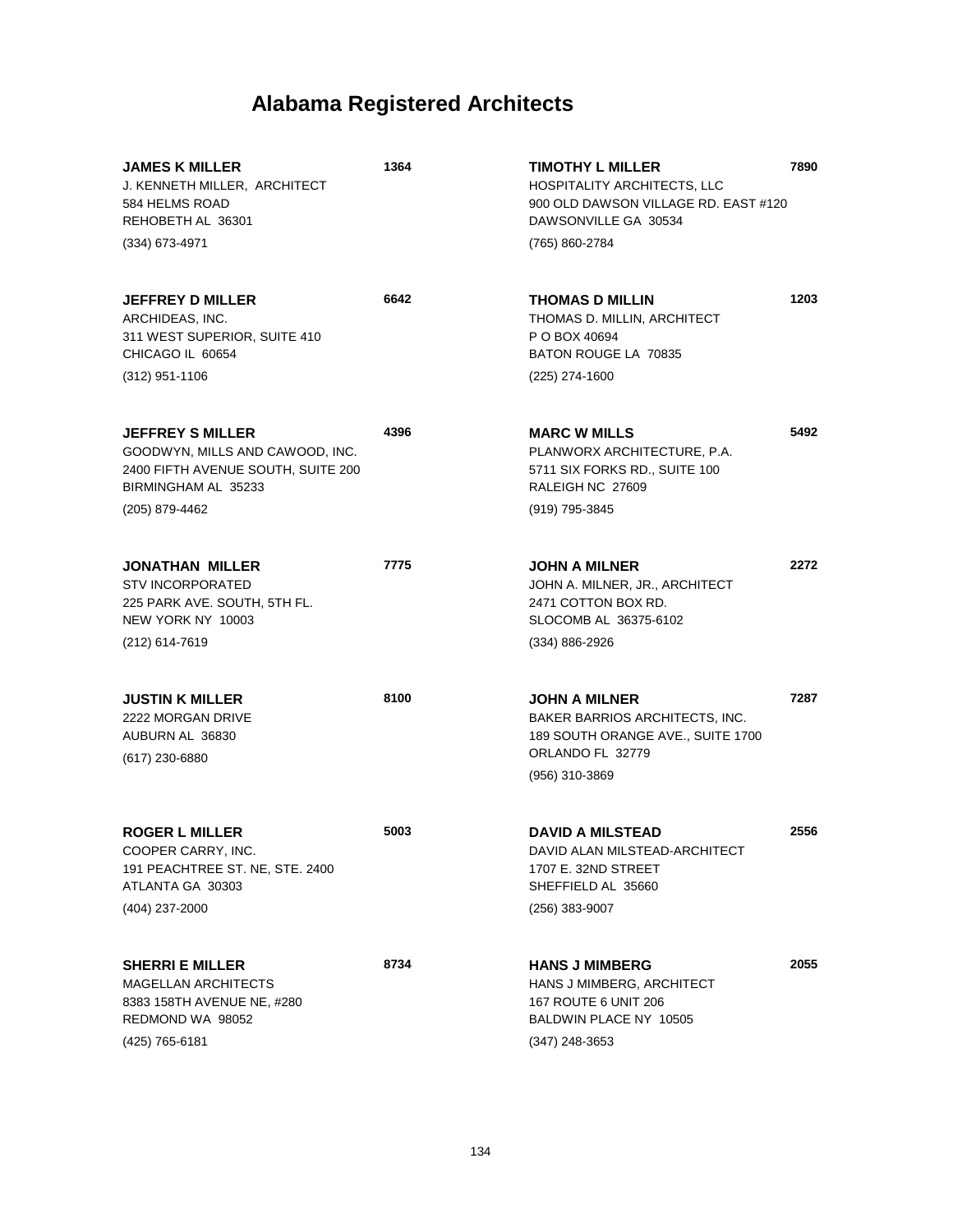# Alabama Registered Architects

**JAMES K MILLER** **1364**
J. KENNETH MILLER, ARCHITECT
584 HELMS ROAD
REHOBETH AL 36301
(334) 673-4971

**JEFFREY D MILLER** **6642**
ARCHIDEAS, INC.
311 WEST SUPERIOR, SUITE 410
CHICAGO IL 60654
(312) 951-1106

**JEFFREY S MILLER** **4396**
GOODWYN, MILLS AND CAWOOD, INC.
2400 FIFTH AVENUE SOUTH, SUITE 200
BIRMINGHAM AL 35233
(205) 879-4462

**JONATHAN MILLER** **7775**
STV INCORPORATED
225 PARK AVE. SOUTH, 5TH FL.
NEW YORK NY 10003
(212) 614-7619

**JUSTIN K MILLER** **8100**
2222 MORGAN DRIVE
AUBURN AL 36830
(617) 230-6880

**ROGER L MILLER** **5003**
COOPER CARRY, INC.
191 PEACHTREE ST. NE, STE. 2400
ATLANTA GA 30303
(404) 237-2000

**SHERRI E MILLER** **8734**
MAGELLAN ARCHITECTS
8383 158TH AVENUE NE, #280
REDMOND WA 98052
(425) 765-6181

**TIMOTHY L MILLER** **7890**
HOSPITALITY ARCHITECTS, LLC
900 OLD DAWSON VILLAGE RD. EAST #120
DAWSONVILLE GA 30534
(765) 860-2784

**THOMAS D MILLIN** **1203**
THOMAS D. MILLIN, ARCHITECT
P O BOX 40694
BATON ROUGE LA 70835
(225) 274-1600

**MARC W MILLS** **5492**
PLANWORX ARCHITECTURE, P.A.
5711 SIX FORKS RD., SUITE 100
RALEIGH NC 27609
(919) 795-3845

**JOHN A MILNER** **2272**
JOHN A. MILNER, JR., ARCHITECT
2471 COTTON BOX RD.
SLOCOMB AL 36375-6102
(334) 886-2926

**JOHN A MILNER** **7287**
BAKER BARRIOS ARCHITECTS, INC.
189 SOUTH ORANGE AVE., SUITE 1700
ORLANDO FL 32779
(956) 310-3869

**DAVID A MILSTEAD** **2556**
DAVID ALAN MILSTEAD-ARCHITECT
1707 E. 32ND STREET
SHEFFIELD AL 35660
(256) 383-9007

**HANS J MIMBERG** **2055**
HANS J MIMBERG, ARCHITECT
167 ROUTE 6 UNIT 206
BALDWIN PLACE NY 10505
(347) 248-3653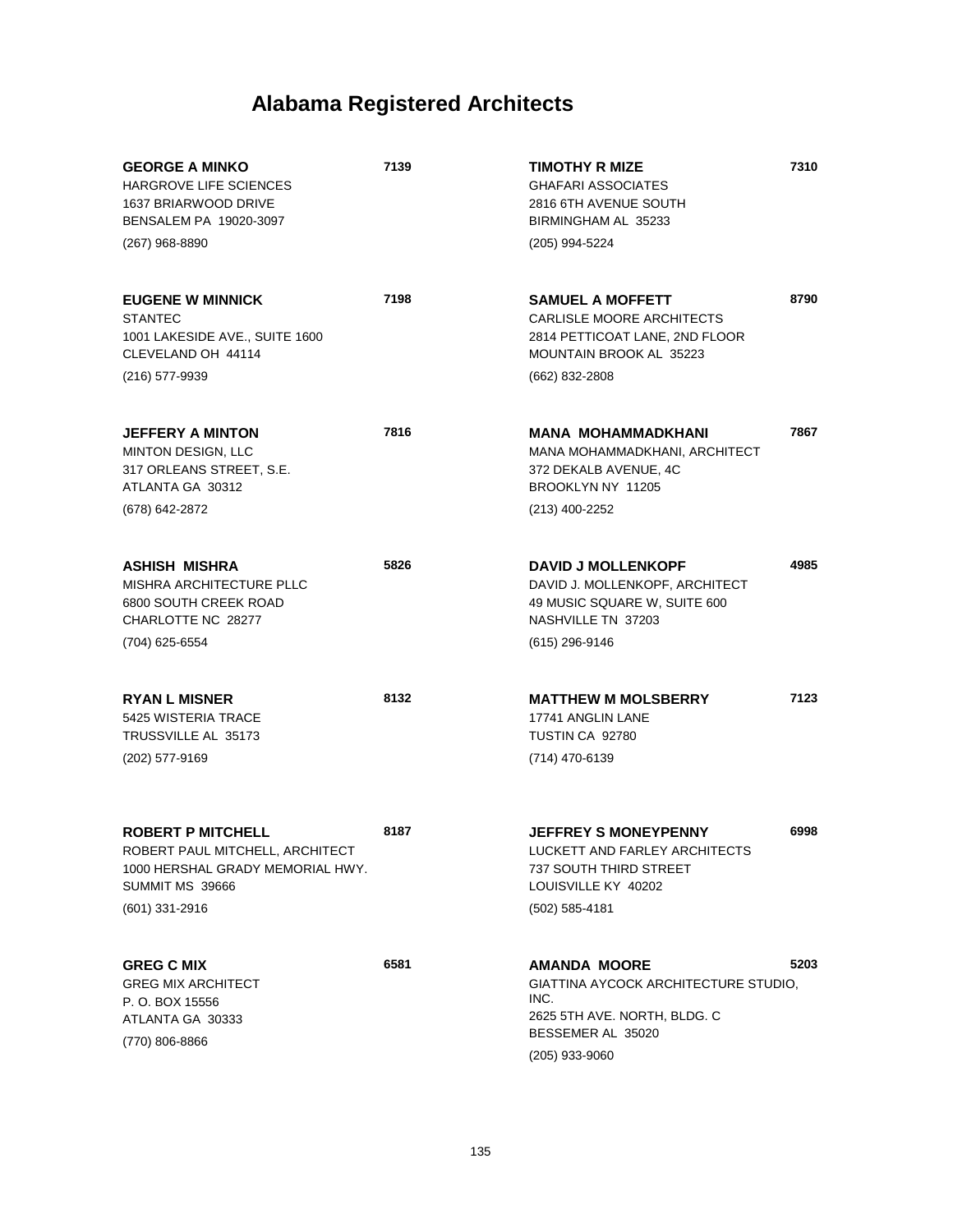# Alabama Registered Architects

**GEORGE A MINKO** **7139**
HARGROVE LIFE SCIENCES
1637 BRIARWOOD DRIVE
BENSALEM PA 19020-3097
(267) 968-8890

**EUGENE W MINNICK** **7198**
STANTEC
1001 LAKESIDE AVE., SUITE 1600
CLEVELAND OH 44114
(216) 577-9939

**JEFFERY A MINTON** **7816**
MINTON DESIGN, LLC
317 ORLEANS STREET, S.E.
ATLANTA GA 30312
(678) 642-2872

**ASHISH MISHRA** **5826**
MISHRA ARCHITECTURE PLLC
6800 SOUTH CREEK ROAD
CHARLOTTE NC 28277
(704) 625-6554

**RYAN L MISNER** **8132**
5425 WISTERIA TRACE
TRUSSVILLE AL 35173
(202) 577-9169

**ROBERT P MITCHELL** **8187**
ROBERT PAUL MITCHELL, ARCHITECT
1000 HERSHAL GRADY MEMORIAL HWY.
SUMMIT MS 39666
(601) 331-2916

**GREG C MIX** **6581**
GREG MIX ARCHITECT
P. O. BOX 15556
ATLANTA GA 30333
(770) 806-8866

**TIMOTHY R MIZE** **7310**
GHAFARI ASSOCIATES
2816 6TH AVENUE SOUTH
BIRMINGHAM AL 35233
(205) 994-5224

**SAMUEL A MOFFETT** **8790**
CARLISLE MOORE ARCHITECTS
2814 PETTICOAT LANE, 2ND FLOOR
MOUNTAIN BROOK AL 35223
(662) 832-2808

**MANA MOHAMMADKHANI** **7867**
MANA MOHAMMADKHANI, ARCHITECT
372 DEKALB AVENUE, 4C
BROOKLYN NY 11205
(213) 400-2252

**DAVID J MOLLENKOPF** **4985**
DAVID J. MOLLENKOPF, ARCHITECT
49 MUSIC SQUARE W, SUITE 600
NASHVILLE TN 37203
(615) 296-9146

**MATTHEW M MOLSBERRY** **7123**
17741 ANGLIN LANE
TUSTIN CA 92780
(714) 470-6139

**JEFFREY S MONEYPENNY** **6998**
LUCKETT AND FARLEY ARCHITECTS
737 SOUTH THIRD STREET
LOUISVILLE KY 40202
(502) 585-4181

**AMANDA MOORE** **5203**
GIATTINA AYCOCK ARCHITECTURE STUDIO, INC.
2625 5TH AVE. NORTH, BLDG. C
BESSEMER AL 35020
(205) 933-9060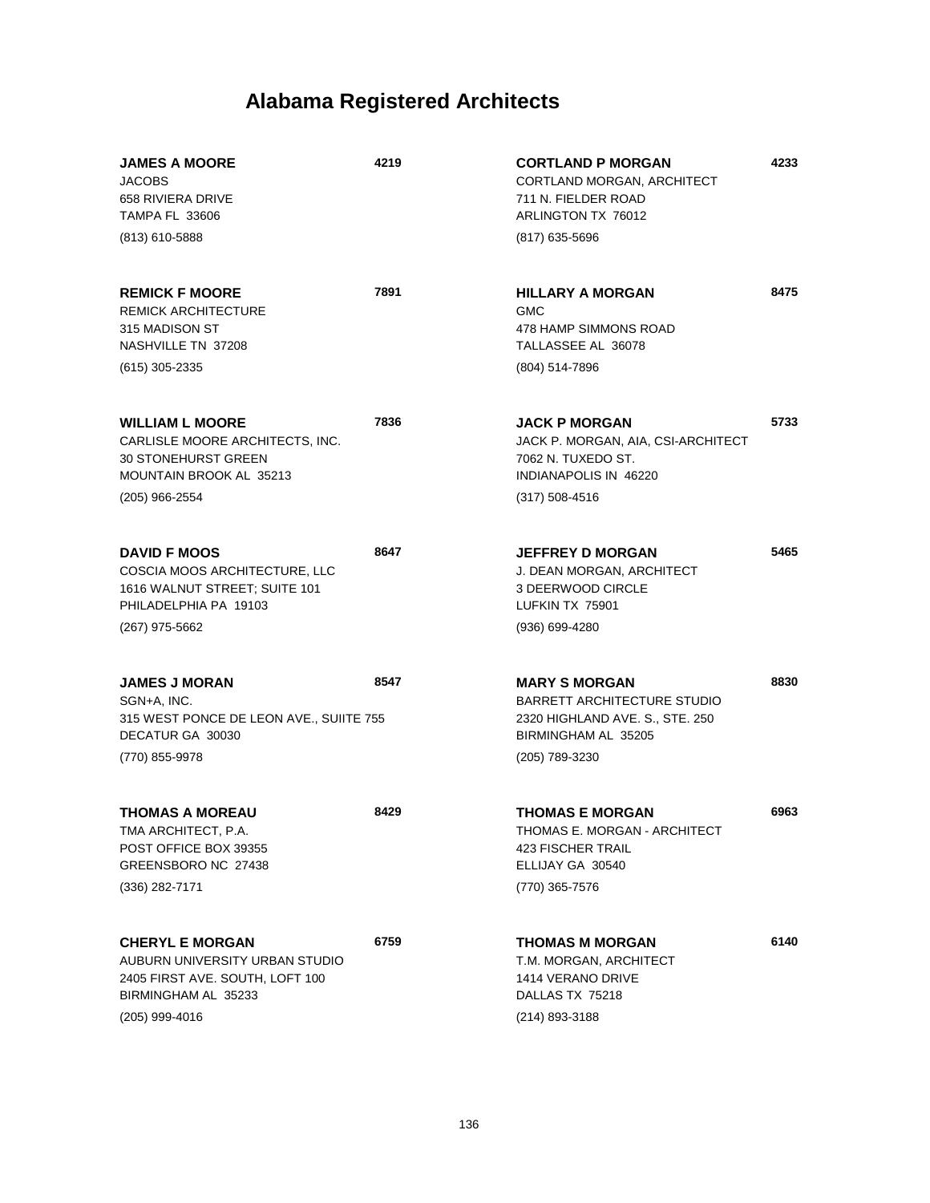# Alabama Registered Architects

**JAMES A MOORE** **4219**
JACOBS
658 RIVIERA DRIVE
TAMPA FL 33606
(813) 610-5888

**REMICK F MOORE** **7891**
REMICK ARCHITECTURE
315 MADISON ST
NASHVILLE TN 37208
(615) 305-2335

**WILLIAM L MOORE** **7836**
CARLISLE MOORE ARCHITECTS, INC.
30 STONEHURST GREEN
MOUNTAIN BROOK AL 35213
(205) 966-2554

**DAVID F MOOS** **8647**
COSCIA MOOS ARCHITECTURE, LLC
1616 WALNUT STREET; SUITE 101
PHILADELPHIA PA 19103
(267) 975-5662

**JAMES J MORAN** **8547**
SGN+A, INC.
315 WEST PONCE DE LEON AVE., SUIITE 755
DECATUR GA 30030
(770) 855-9978

**THOMAS A MOREAU** **8429**
TMA ARCHITECT, P.A.
POST OFFICE BOX 39355
GREENSBORO NC 27438
(336) 282-7171

**CHERYL E MORGAN** **6759**
AUBURN UNIVERSITY URBAN STUDIO
2405 FIRST AVE. SOUTH, LOFT 100
BIRMINGHAM AL 35233
(205) 999-4016

**CORTLAND P MORGAN** **4233**
CORTLAND MORGAN, ARCHITECT
711 N. FIELDER ROAD
ARLINGTON TX 76012
(817) 635-5696

**HILLARY A MORGAN** **8475**
GMC
478 HAMP SIMMONS ROAD
TALLASSEE AL 36078
(804) 514-7896

**JACK P MORGAN** **5733**
JACK P. MORGAN, AIA, CSI-ARCHITECT
7062 N. TUXEDO ST.
INDIANAPOLIS IN 46220
(317) 508-4516

**JEFFREY D MORGAN** **5465**
J. DEAN MORGAN, ARCHITECT
3 DEERWOOD CIRCLE
LUFKIN TX 75901
(936) 699-4280

**MARY S MORGAN** **8830**
BARRETT ARCHITECTURE STUDIO
2320 HIGHLAND AVE. S., STE. 250
BIRMINGHAM AL 35205
(205) 789-3230

**THOMAS E MORGAN** **6963**
THOMAS E. MORGAN - ARCHITECT
423 FISCHER TRAIL
ELLIJAY GA 30540
(770) 365-7576

**THOMAS M MORGAN** **6140**
T.M. MORGAN, ARCHITECT
1414 VERANO DRIVE
DALLAS TX 75218
(214) 893-3188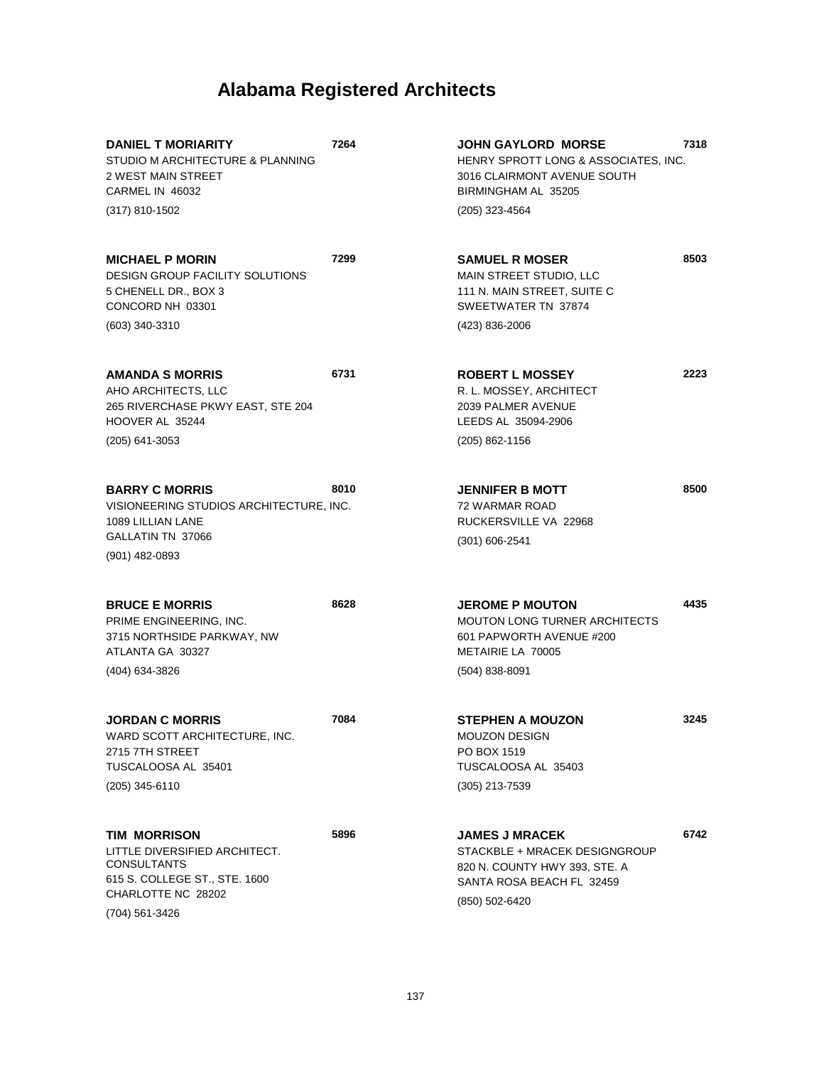# Alabama Registered Architects

**DANIEL T MORIARITY** 7264
STUDIO M ARCHITECTURE & PLANNING
2 WEST MAIN STREET
CARMEL IN 46032
(317) 810-1502

**MICHAEL P MORIN** 7299
DESIGN GROUP FACILITY SOLUTIONS
5 CHENELL DR., BOX 3
CONCORD NH 03301
(603) 340-3310

**AMANDA S MORRIS** 6731
AHO ARCHITECTS, LLC
265 RIVERCHASE PKWY EAST, STE 204
HOOVER AL 35244
(205) 641-3053

**BARRY C MORRIS** 8010
VISIONEERING STUDIOS ARCHITECTURE, INC.
1089 LILLIAN LANE
GALLATIN TN 37066
(901) 482-0893

**BRUCE E MORRIS** 8628
PRIME ENGINEERING, INC.
3715 NORTHSIDE PARKWAY, NW
ATLANTA GA 30327
(404) 634-3826

**JORDAN C MORRIS** 7084
WARD SCOTT ARCHITECTURE, INC.
2715 7TH STREET
TUSCALOOSA AL 35401
(205) 345-6110

**TIM MORRISON** 5896
LITTLE DIVERSIFIED ARCHITECT. CONSULTANTS
615 S. COLLEGE ST., STE. 1600
CHARLOTTE NC 28202
(704) 561-3426

**JOHN GAYLORD MORSE** 7318
HENRY SPROTT LONG & ASSOCIATES, INC.
3016 CLAIRMONT AVENUE SOUTH
BIRMINGHAM AL 35205
(205) 323-4564

**SAMUEL R MOSER** 8503
MAIN STREET STUDIO, LLC
111 N. MAIN STREET, SUITE C
SWEETWATER TN 37874
(423) 836-2006

**ROBERT L MOSSEY** 2223
R. L. MOSSEY, ARCHITECT
2039 PALMER AVENUE
LEEDS AL 35094-2906
(205) 862-1156

**JENNIFER B MOTT** 8500
72 WARMAR ROAD
RUCKERSVILLE VA 22968
(301) 606-2541

**JEROME P MOUTON** 4435
MOUTON LONG TURNER ARCHITECTS
601 PAPWORTH AVENUE #200
METAIRIE LA 70005
(504) 838-8091

**STEPHEN A MOUZON** 3245
MOUZON DESIGN
PO BOX 1519
TUSCALOOSA AL 35403
(305) 213-7539

**JAMES J MRACEK** 6742
STACKBLE + MRACEK DESIGNGROUP
820 N. COUNTY HWY 393, STE. A
SANTA ROSA BEACH FL 32459
(850) 502-6420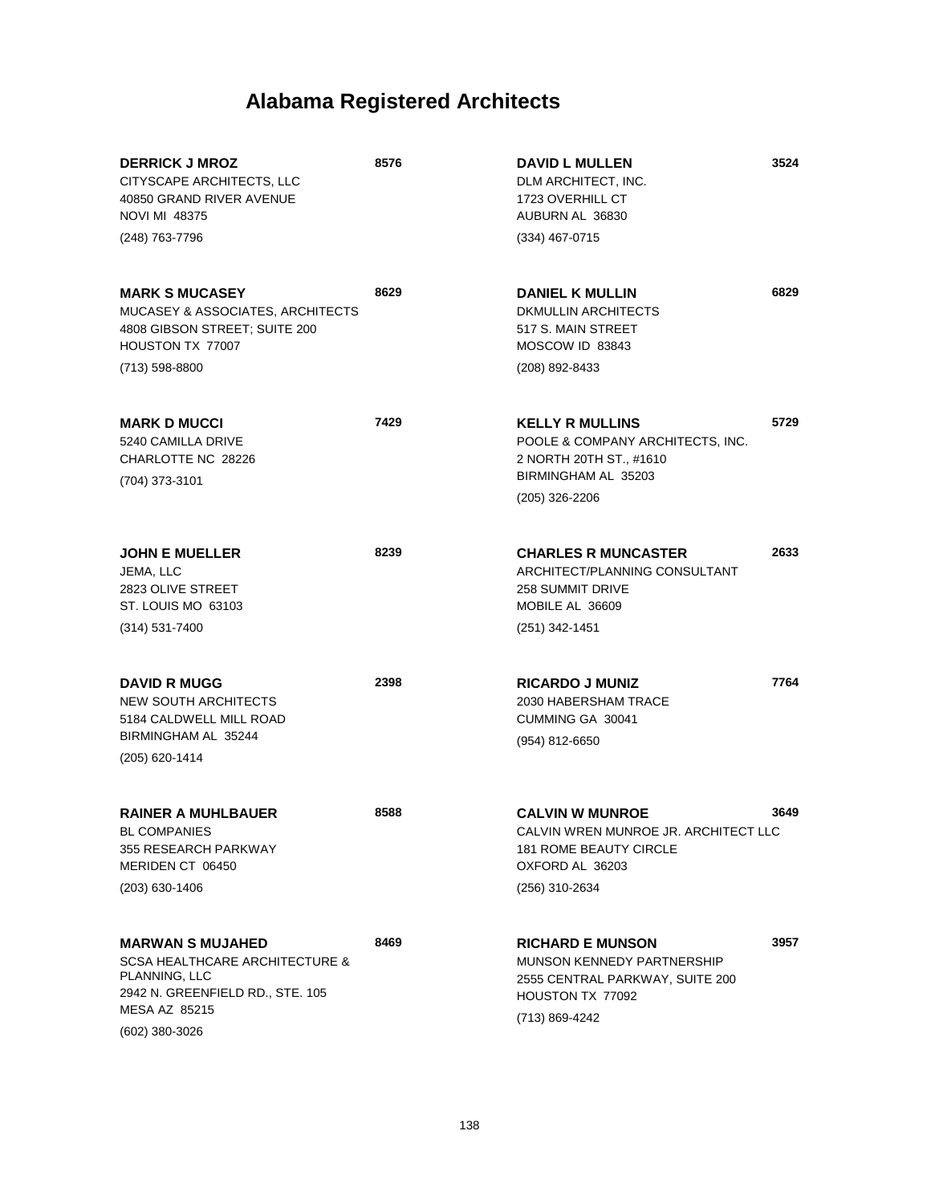# Alabama Registered Architects

**DERRICK J MROZ** **8576**
CITYSCAPE ARCHITECTS, LLC
40850 GRAND RIVER AVENUE
NOVI MI 48375
(248) 763-7796

**MARK S MUCASEY** **8629**
MUCASEY & ASSOCIATES, ARCHITECTS
4808 GIBSON STREET; SUITE 200
HOUSTON TX 77007
(713) 598-8800

**MARK D MUCCI** **7429**
5240 CAMILLA DRIVE
CHARLOTTE NC 28226
(704) 373-3101

**JOHN E MUELLER** **8239**
JEMA, LLC
2823 OLIVE STREET
ST. LOUIS MO 63103
(314) 531-7400

**DAVID R MUGG** **2398**
NEW SOUTH ARCHITECTS
5184 CALDWELL MILL ROAD
BIRMINGHAM AL 35244
(205) 620-1414

**RAINER A MUHLBAUER** **8588**
BL COMPANIES
355 RESEARCH PARKWAY
MERIDEN CT 06450
(203) 630-1406

**MARWAN S MUJAHED** **8469**
SCSA HEALTHCARE ARCHITECTURE & PLANNING, LLC
2942 N. GREENFIELD RD., STE. 105
MESA AZ 85215
(602) 380-3026

**DAVID L MULLEN** **3524**
DLM ARCHITECT, INC.
1723 OVERHILL CT
AUBURN AL 36830
(334) 467-0715

**DANIEL K MULLIN** **6829**
DKMULLIN ARCHITECTS
517 S. MAIN STREET
MOSCOW ID 83843
(208) 892-8433

**KELLY R MULLINS** **5729**
POOLE & COMPANY ARCHITECTS, INC.
2 NORTH 20TH ST., #1610
BIRMINGHAM AL 35203
(205) 326-2206

**CHARLES R MUNCASTER** **2633**
ARCHITECT/PLANNING CONSULTANT
258 SUMMIT DRIVE
MOBILE AL 36609
(251) 342-1451

**RICARDO J MUNIZ** **7764**
2030 HABERSHAM TRACE
CUMMING GA 30041
(954) 812-6650

**CALVIN W MUNROE** **3649**
CALVIN WREN MUNROE JR. ARCHITECT LLC
181 ROME BEAUTY CIRCLE
OXFORD AL 36203
(256) 310-2634

**RICHARD E MUNSON** **3957**
MUNSON KENNEDY PARTNERSHIP
2555 CENTRAL PARKWAY, SUITE 200
HOUSTON TX 77092
(713) 869-4242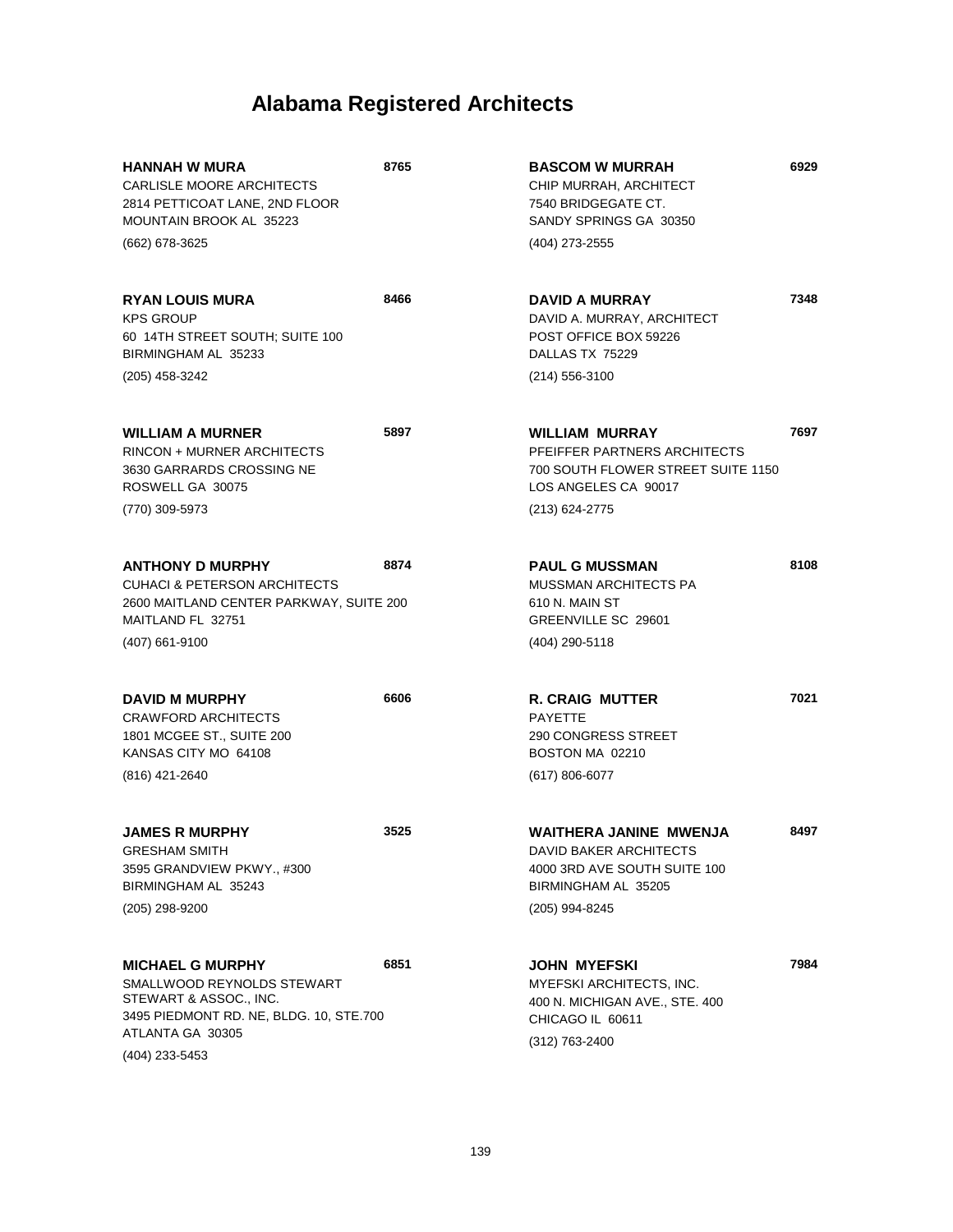# Alabama Registered Architects

**HANNAH W MURA** 8765
CARLISLE MOORE ARCHITECTS
2814 PETTICOAT LANE, 2ND FLOOR
MOUNTAIN BROOK AL 35223
(662) 678-3625

**RYAN LOUIS MURA** 8466
KPS GROUP
60 14TH STREET SOUTH; SUITE 100
BIRMINGHAM AL 35233
(205) 458-3242

**WILLIAM A MURNER** 5897
RINCON + MURNER ARCHITECTS
3630 GARRARDS CROSSING NE
ROSWELL GA 30075
(770) 309-5973

**ANTHONY D MURPHY** 8874
CUHACI & PETERSON ARCHITECTS
2600 MAITLAND CENTER PARKWAY, SUITE 200
MAITLAND FL 32751
(407) 661-9100

**DAVID M MURPHY** 6606
CRAWFORD ARCHITECTS
1801 MCGEE ST., SUITE 200
KANSAS CITY MO 64108
(816) 421-2640

**JAMES R MURPHY** 3525
GRESHAM SMITH
3595 GRANDVIEW PKWY., #300
BIRMINGHAM AL 35243
(205) 298-9200

**MICHAEL G MURPHY** 6851
SMALLWOOD REYNOLDS STEWART
STEWART & ASSOC., INC.
3495 PIEDMONT RD. NE, BLDG. 10, STE.700
ATLANTA GA 30305
(404) 233-5453

**BASCOM W MURRAH** 6929
CHIP MURRAH, ARCHITECT
7540 BRIDGEGATE CT.
SANDY SPRINGS GA 30350
(404) 273-2555

**DAVID A MURRAY** 7348
DAVID A. MURRAY, ARCHITECT
POST OFFICE BOX 59226
DALLAS TX 75229
(214) 556-3100

**WILLIAM MURRAY** 7697
PFEIFFER PARTNERS ARCHITECTS
700 SOUTH FLOWER STREET SUITE 1150
LOS ANGELES CA 90017
(213) 624-2775

**PAUL G MUSSMAN** 8108
MUSSMAN ARCHITECTS PA
610 N. MAIN ST
GREENVILLE SC 29601
(404) 290-5118

**R. CRAIG MUTTER** 7021
PAYETTE
290 CONGRESS STREET
BOSTON MA 02210
(617) 806-6077

**WAITHERA JANINE MWENJA** 8497
DAVID BAKER ARCHITECTS
4000 3RD AVE SOUTH SUITE 100
BIRMINGHAM AL 35205
(205) 994-8245

**JOHN MYEFSKI** 7984
MYEFSKI ARCHITECTS, INC.
400 N. MICHIGAN AVE., STE. 400
CHICAGO IL 60611
(312) 763-2400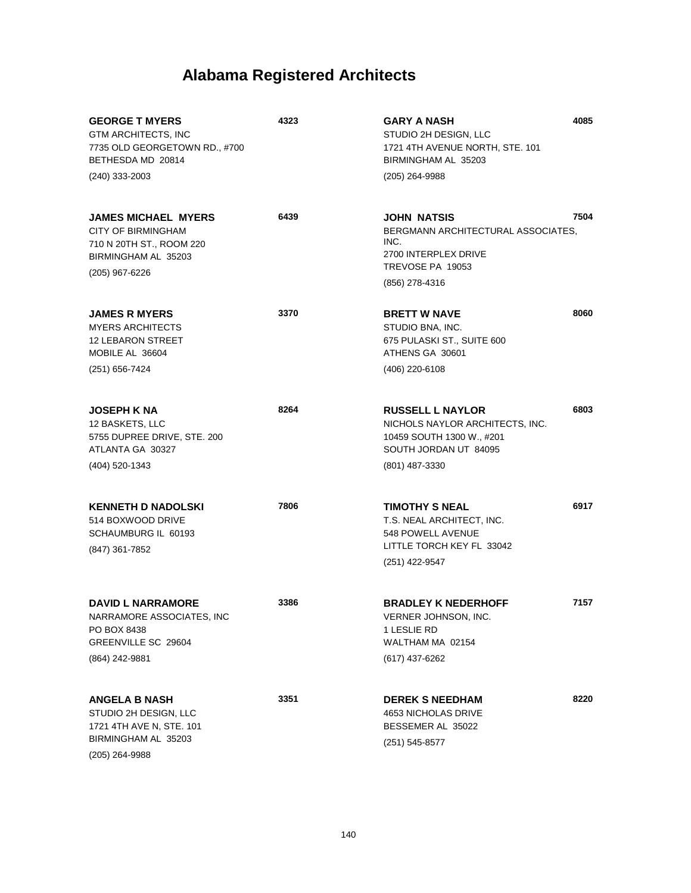# Alabama Registered Architects

**GEORGE T MYERS** **4323**
GTM ARCHITECTS, INC
7735 OLD GEORGETOWN RD., #700
BETHESDA MD 20814
(240) 333-2003

**JAMES MICHAEL MYERS** **6439**
CITY OF BIRMINGHAM
710 N 20TH ST., ROOM 220
BIRMINGHAM AL 35203
(205) 967-6226

**JAMES R MYERS** **3370**
MYERS ARCHITECTS
12 LEBARON STREET
MOBILE AL 36604
(251) 656-7424

**JOSEPH K NA** **8264**
12 BASKETS, LLC
5755 DUPREE DRIVE, STE. 200
ATLANTA GA 30327
(404) 520-1343

**KENNETH D NADOLSKI** **7806**
514 BOXWOOD DRIVE
SCHAUMBURG IL 60193
(847) 361-7852

**DAVID L NARRAMORE** **3386**
NARRAMORE ASSOCIATES, INC
PO BOX 8438
GREENVILLE SC 29604
(864) 242-9881

**ANGELA B NASH** **3351**
STUDIO 2H DESIGN, LLC
1721 4TH AVE N, STE. 101
BIRMINGHAM AL 35203
(205) 264-9988

**GARY A NASH** **4085**
STUDIO 2H DESIGN, LLC
1721 4TH AVENUE NORTH, STE. 101
BIRMINGHAM AL 35203
(205) 264-9988

**JOHN NATSIS** **7504**
BERGMANN ARCHITECTURAL ASSOCIATES, INC.
2700 INTERPLEX DRIVE
TREVOSE PA 19053
(856) 278-4316

**BRETT W NAVE** **8060**
STUDIO BNA, INC.
675 PULASKI ST., SUITE 600
ATHENS GA 30601
(406) 220-6108

**RUSSELL L NAYLOR** **6803**
NICHOLS NAYLOR ARCHITECTS, INC.
10459 SOUTH 1300 W., #201
SOUTH JORDAN UT 84095
(801) 487-3330

**TIMOTHY S NEAL** **6917**
T.S. NEAL ARCHITECT, INC.
548 POWELL AVENUE
LITTLE TORCH KEY FL 33042
(251) 422-9547

**BRADLEY K NEDERHOFF** **7157**
VERNER JOHNSON, INC.
1 LESLIE RD
WALTHAM MA 02154
(617) 437-6262

**DEREK S NEEDHAM** **8220**
4653 NICHOLAS DRIVE
BESSEMER AL 35022
(251) 545-8577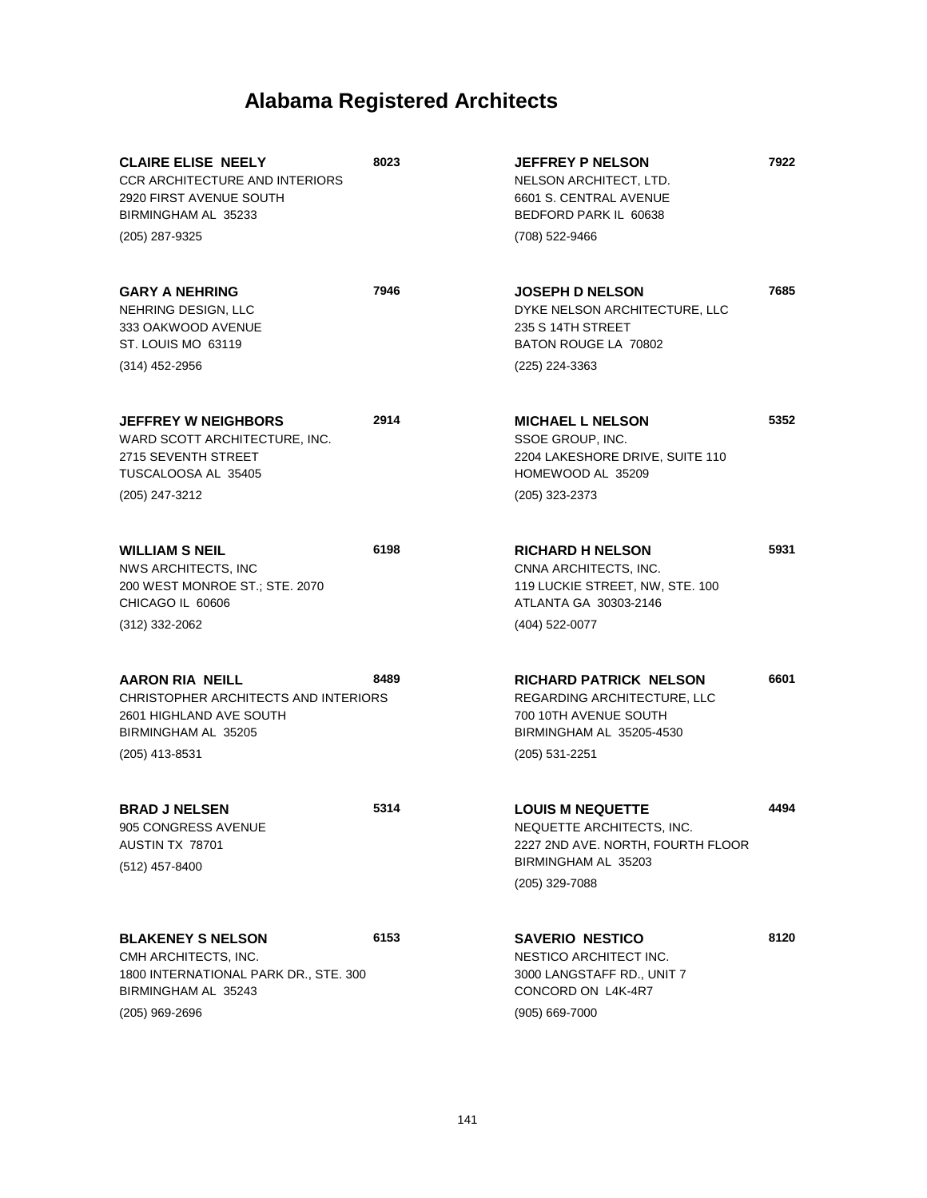# Alabama Registered Architects

**CLAIRE ELISE NEELY** **8023**
CCR ARCHITECTURE AND INTERIORS
2920 FIRST AVENUE SOUTH
BIRMINGHAM AL 35233
(205) 287-9325

**GARY A NEHRING** **7946**
NEHRING DESIGN, LLC
333 OAKWOOD AVENUE
ST. LOUIS MO 63119
(314) 452-2956

**JEFFREY W NEIGHBORS** **2914**
WARD SCOTT ARCHITECTURE, INC.
2715 SEVENTH STREET
TUSCALOOSA AL 35405
(205) 247-3212

**WILLIAM S NEIL** **6198**
NWS ARCHITECTS, INC
200 WEST MONROE ST.; STE. 2070
CHICAGO IL 60606
(312) 332-2062

**AARON RIA NEILL** **8489**
CHRISTOPHER ARCHITECTS AND INTERIORS
2601 HIGHLAND AVE SOUTH
BIRMINGHAM AL 35205
(205) 413-8531

**BRAD J NELSEN** **5314**
905 CONGRESS AVENUE
AUSTIN TX 78701
(512) 457-8400

**BLAKENEY S NELSON** **6153**
CMH ARCHITECTS, INC.
1800 INTERNATIONAL PARK DR., STE. 300
BIRMINGHAM AL 35243
(205) 969-2696

**JEFFREY P NELSON** **7922**
NELSON ARCHITECT, LTD.
6601 S. CENTRAL AVENUE
BEDFORD PARK IL 60638
(708) 522-9466

**JOSEPH D NELSON** **7685**
DYKE NELSON ARCHITECTURE, LLC
235 S 14TH STREET
BATON ROUGE LA 70802
(225) 224-3363

**MICHAEL L NELSON** **5352**
SSOE GROUP, INC.
2204 LAKESHORE DRIVE, SUITE 110
HOMEWOOD AL 35209
(205) 323-2373

**RICHARD H NELSON** **5931**
CNNA ARCHITECTS, INC.
119 LUCKIE STREET, NW, STE. 100
ATLANTA GA 30303-2146
(404) 522-0077

**RICHARD PATRICK NELSON** **6601**
REGARDING ARCHITECTURE, LLC
700 10TH AVENUE SOUTH
BIRMINGHAM AL 35205-4530
(205) 531-2251

**LOUIS M NEQUETTE** **4494**
NEQUETTE ARCHITECTS, INC.
2227 2ND AVE. NORTH, FOURTH FLOOR
BIRMINGHAM AL 35203
(205) 329-7088

**SAVERIO NESTICO** **8120**
NESTICO ARCHITECT INC.
3000 LANGSTAFF RD., UNIT 7
CONCORD ON L4K-4R7
(905) 669-7000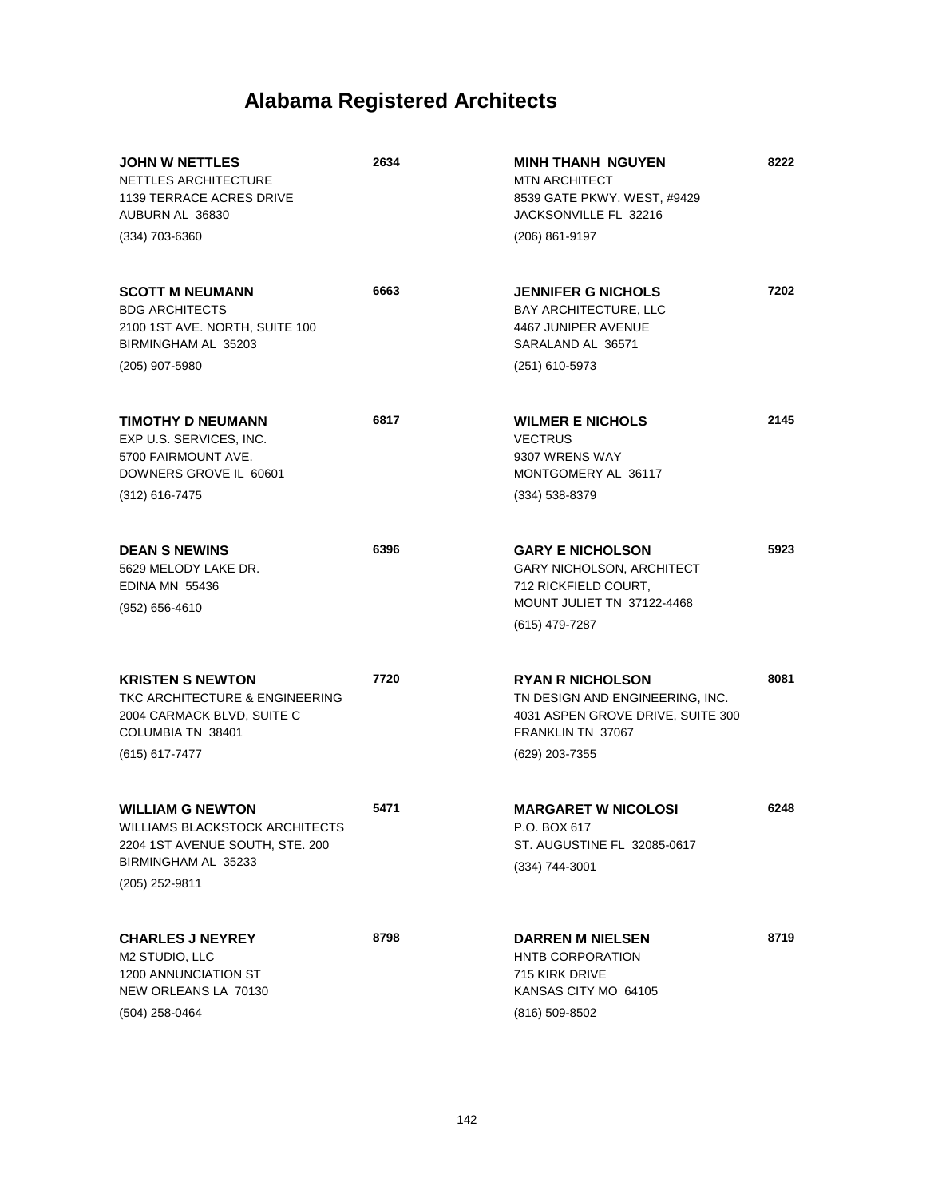# Alabama Registered Architects

**JOHN W NETTLES** **2634**
NETTLES ARCHITECTURE
1139 TERRACE ACRES DRIVE
AUBURN AL 36830
(334) 703-6360

**SCOTT M NEUMANN** **6663**
BDG ARCHITECTS
2100 1ST AVE. NORTH, SUITE 100
BIRMINGHAM AL 35203
(205) 907-5980

**TIMOTHY D NEUMANN** **6817**
EXP U.S. SERVICES, INC.
5700 FAIRMOUNT AVE.
DOWNERS GROVE IL 60601
(312) 616-7475

**DEAN S NEWINS** **6396**
5629 MELODY LAKE DR.
EDINA MN 55436
(952) 656-4610

**KRISTEN S NEWTON** **7720**
TKC ARCHITECTURE & ENGINEERING
2004 CARMACK BLVD, SUITE C
COLUMBIA TN 38401
(615) 617-7477

**WILLIAM G NEWTON** **5471**
WILLIAMS BLACKSTOCK ARCHITECTS
2204 1ST AVENUE SOUTH, STE. 200
BIRMINGHAM AL 35233
(205) 252-9811

**CHARLES J NEYREY** **8798**
M2 STUDIO, LLC
1200 ANNUNCIATION ST
NEW ORLEANS LA 70130
(504) 258-0464

**MINH THANH NGUYEN** **8222**
MTN ARCHITECT
8539 GATE PKWY. WEST, #9429
JACKSONVILLE FL 32216
(206) 861-9197

**JENNIFER G NICHOLS** **7202**
BAY ARCHITECTURE, LLC
4467 JUNIPER AVENUE
SARALAND AL 36571
(251) 610-5973

**WILMER E NICHOLS** **2145**
VECTRUS
9307 WRENS WAY
MONTGOMERY AL 36117
(334) 538-8379

**GARY E NICHOLSON** **5923**
GARY NICHOLSON, ARCHITECT
712 RICKFIELD COURT,
MOUNT JULIET TN 37122-4468
(615) 479-7287

**RYAN R NICHOLSON** **8081**
TN DESIGN AND ENGINEERING, INC.
4031 ASPEN GROVE DRIVE, SUITE 300
FRANKLIN TN 37067
(629) 203-7355

**MARGARET W NICOLOSI** **6248**
P.O. BOX 617
ST. AUGUSTINE FL 32085-0617
(334) 744-3001

**DARREN M NIELSEN** **8719**
HNTB CORPORATION
715 KIRK DRIVE
KANSAS CITY MO 64105
(816) 509-8502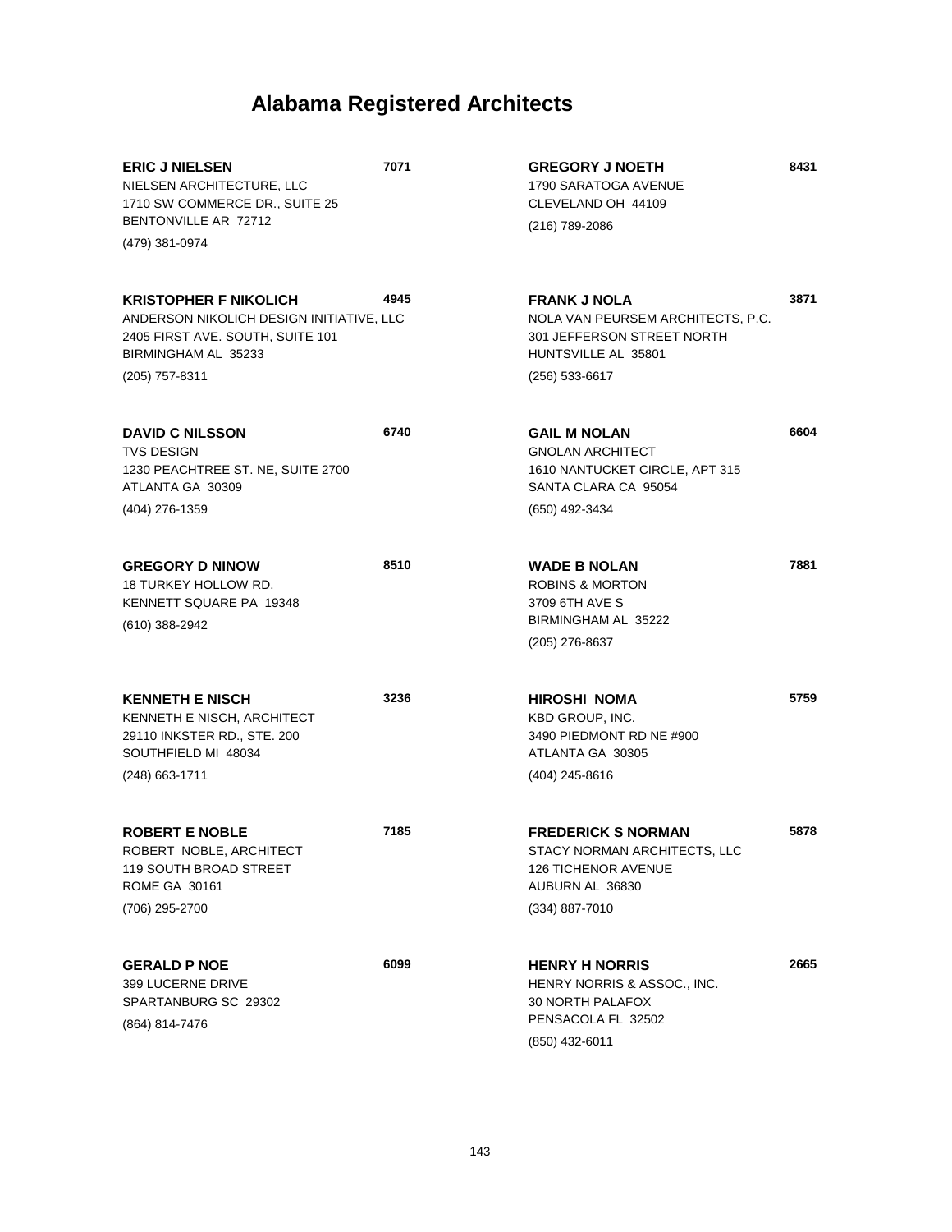# Alabama Registered Architects

**ERIC J NIELSEN** 7071
NIELSEN ARCHITECTURE, LLC
1710 SW COMMERCE DR., SUITE 25
BENTONVILLE AR 72712
(479) 381-0974

**KRISTOPHER F NIKOLICH** 4945
ANDERSON NIKOLICH DESIGN INITIATIVE, LLC
2405 FIRST AVE. SOUTH, SUITE 101
BIRMINGHAM AL 35233
(205) 757-8311

**DAVID C NILSSON** 6740
TVS DESIGN
1230 PEACHTREE ST. NE, SUITE 2700
ATLANTA GA 30309
(404) 276-1359

**GREGORY D NINOW** 8510
18 TURKEY HOLLOW RD.
KENNETT SQUARE PA 19348
(610) 388-2942

**KENNETH E NISCH** 3236
KENNETH E NISCH, ARCHITECT
29110 INKSTER RD., STE. 200
SOUTHFIELD MI 48034
(248) 663-1711

**ROBERT E NOBLE** 7185
ROBERT NOBLE, ARCHITECT
119 SOUTH BROAD STREET
ROME GA 30161
(706) 295-2700

**GERALD P NOE** 6099
399 LUCERNE DRIVE
SPARTANBURG SC 29302
(864) 814-7476

**GREGORY J NOETH** 8431
1790 SARATOGA AVENUE
CLEVELAND OH 44109
(216) 789-2086

**FRANK J NOLA** 3871
NOLA VAN PEURSEM ARCHITECTS, P.C.
301 JEFFERSON STREET NORTH
HUNTSVILLE AL 35801
(256) 533-6617

**GAIL M NOLAN** 6604
GNOLAN ARCHITECT
1610 NANTUCKET CIRCLE, APT 315
SANTA CLARA CA 95054
(650) 492-3434

**WADE B NOLAN** 7881
ROBINS & MORTON
3709 6TH AVE S
BIRMINGHAM AL 35222
(205) 276-8637

**HIROSHI NOMA** 5759
KBD GROUP, INC.
3490 PIEDMONT RD NE #900
ATLANTA GA 30305
(404) 245-8616

**FREDERICK S NORMAN** 5878
STACY NORMAN ARCHITECTS, LLC
126 TICHENOR AVENUE
AUBURN AL 36830
(334) 887-7010

**HENRY H NORRIS** 2665
HENRY NORRIS & ASSOC., INC.
30 NORTH PALAFOX
PENSACOLA FL 32502
(850) 432-6011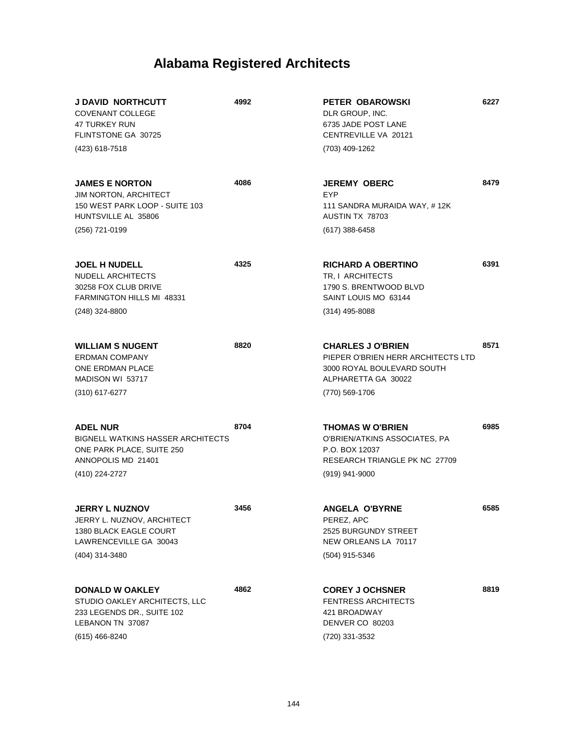# Alabama Registered Architects

**J DAVID NORTHCUTT** 4992
COVENANT COLLEGE
47 TURKEY RUN
FLINTSTONE GA 30725
(423) 618-7518

**JAMES E NORTON** 4086
JIM NORTON, ARCHITECT
150 WEST PARK LOOP - SUITE 103
HUNTSVILLE AL 35806
(256) 721-0199

**JOEL H NUDELL** 4325
NUDELL ARCHITECTS
30258 FOX CLUB DRIVE
FARMINGTON HILLS MI 48331
(248) 324-8800

**WILLIAM S NUGENT** 8820
ERDMAN COMPANY
ONE ERDMAN PLACE
MADISON WI 53717
(310) 617-6277

**ADEL NUR** 8704
BIGNELL WATKINS HASSER ARCHITECTS
ONE PARK PLACE, SUITE 250
ANNOPOLIS MD 21401
(410) 224-2727

**JERRY L NUZNOV** 3456
JERRY L. NUZNOV, ARCHITECT
1380 BLACK EAGLE COURT
LAWRENCEVILLE GA 30043
(404) 314-3480

**DONALD W OAKLEY** 4862
STUDIO OAKLEY ARCHITECTS, LLC
233 LEGENDS DR., SUITE 102
LEBANON TN 37087
(615) 466-8240

**PETER OBAROWSKI** 6227
DLR GROUP, INC.
6735 JADE POST LANE
CENTREVILLE VA 20121
(703) 409-1262

**JEREMY OBERC** 8479
EYP
111 SANDRA MURAIDA WAY, # 12K
AUSTIN TX 78703
(617) 388-6458

**RICHARD A OBERTINO** 6391
TR, I ARCHITECTS
1790 S. BRENTWOOD BLVD
SAINT LOUIS MO 63144
(314) 495-8088

**CHARLES J O'BRIEN** 8571
PIEPER O'BRIEN HERR ARCHITECTS LTD
3000 ROYAL BOULEVARD SOUTH
ALPHARETTA GA 30022
(770) 569-1706

**THOMAS W O'BRIEN** 6985
O'BRIEN/ATKINS ASSOCIATES, PA
P.O. BOX 12037
RESEARCH TRIANGLE PK NC 27709
(919) 941-9000

**ANGELA O'BYRNE** 6585
PEREZ, APC
2525 BURGUNDY STREET
NEW ORLEANS LA 70117
(504) 915-5346

**COREY J OCHSNER** 8819
FENTRESS ARCHITECTS
421 BROADWAY
DENVER CO 80203
(720) 331-3532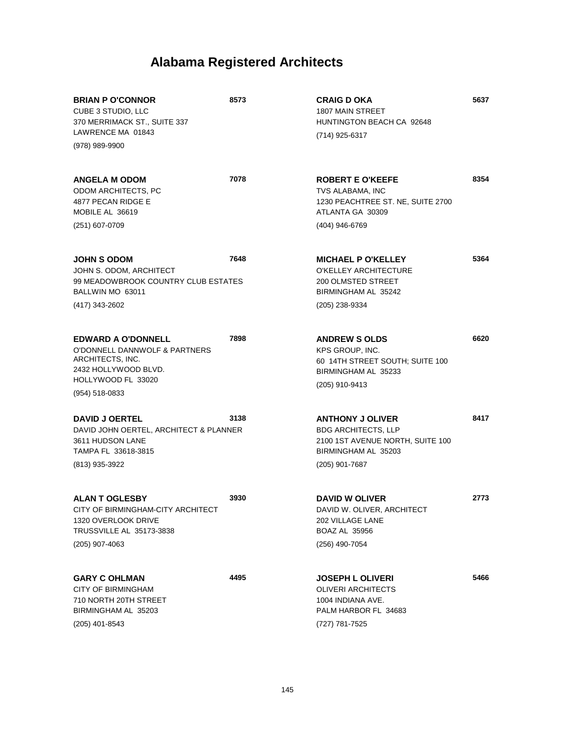# Alabama Registered Architects

**BRIAN P O'CONNOR** **8573**
CUBE 3 STUDIO, LLC
370 MERRIMACK ST., SUITE 337
LAWRENCE MA 01843
(978) 989-9900

**ANGELA M ODOM** **7078**
ODOM ARCHITECTS, PC
4877 PECAN RIDGE E
MOBILE AL 36619
(251) 607-0709

**JOHN S ODOM** **7648**
JOHN S. ODOM, ARCHITECT
99 MEADOWBROOK COUNTRY CLUB ESTATES
BALLWIN MO 63011
(417) 343-2602

**EDWARD A O'DONNELL** **7898**
O'DONNELL DANNWOLF & PARTNERS ARCHITECTS, INC.
2432 HOLLYWOOD BLVD.
HOLLYWOOD FL 33020
(954) 518-0833

**DAVID J OERTEL** **3138**
DAVID JOHN OERTEL, ARCHITECT & PLANNER
3611 HUDSON LANE
TAMPA FL 33618-3815
(813) 935-3922

**ALAN T OGLESBY** **3930**
CITY OF BIRMINGHAM-CITY ARCHITECT
1320 OVERLOOK DRIVE
TRUSSVILLE AL 35173-3838
(205) 907-4063

**GARY C OHLMAN** **4495**
CITY OF BIRMINGHAM
710 NORTH 20TH STREET
BIRMINGHAM AL 35203
(205) 401-8543

**CRAIG D OKA** **5637**
1807 MAIN STREET
HUNTINGTON BEACH CA 92648
(714) 925-6317

**ROBERT E O'KEEFE** **8354**
TVS ALABAMA, INC
1230 PEACHTREE ST. NE, SUITE 2700
ATLANTA GA 30309
(404) 946-6769

**MICHAEL P O'KELLEY** **5364**
O'KELLEY ARCHITECTURE
200 OLMSTED STREET
BIRMINGHAM AL 35242
(205) 238-9334

**ANDREW S OLDS** **6620**
KPS GROUP, INC.
60 14TH STREET SOUTH; SUITE 100
BIRMINGHAM AL 35233
(205) 910-9413

**ANTHONY J OLIVER** **8417**
BDG ARCHITECTS, LLP
2100 1ST AVENUE NORTH, SUITE 100
BIRMINGHAM AL 35203
(205) 901-7687

**DAVID W OLIVER** **2773**
DAVID W. OLIVER, ARCHITECT
202 VILLAGE LANE
BOAZ AL 35956
(256) 490-7054

**JOSEPH L OLIVERI** **5466**
OLIVERI ARCHITECTS
1004 INDIANA AVE.
PALM HARBOR FL 34683
(727) 781-7525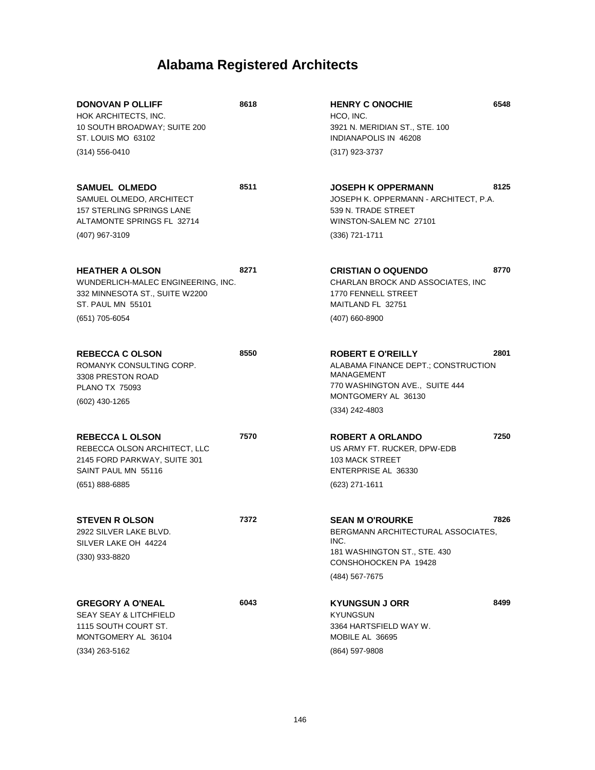# Alabama Registered Architects

**DONOVAN P OLLIFF** **8618**
HOK ARCHITECTS, INC.
10 SOUTH BROADWAY; SUITE 200
ST. LOUIS MO 63102
(314) 556-0410

**SAMUEL OLMEDO** **8511**
SAMUEL OLMEDO, ARCHITECT
157 STERLING SPRINGS LANE
ALTAMONTE SPRINGS FL 32714
(407) 967-3109

**HEATHER A OLSON** **8271**
WUNDERLICH-MALEC ENGINEERING, INC.
332 MINNESOTA ST., SUITE W2200
ST. PAUL MN 55101
(651) 705-6054

**REBECCA C OLSON** **8550**
ROMANYK CONSULTING CORP.
3308 PRESTON ROAD
PLANO TX 75093
(602) 430-1265

**REBECCA L OLSON** **7570**
REBECCA OLSON ARCHITECT, LLC
2145 FORD PARKWAY, SUITE 301
SAINT PAUL MN 55116
(651) 888-6885

**STEVEN R OLSON** **7372**
2922 SILVER LAKE BLVD.
SILVER LAKE OH 44224
(330) 933-8820

**GREGORY A O'NEAL** **6043**
SEAY SEAY & LITCHFIELD
1115 SOUTH COURT ST.
MONTGOMERY AL 36104
(334) 263-5162

**HENRY C ONOCHIE** **6548**
HCO, INC.
3921 N. MERIDIAN ST., STE. 100
INDIANAPOLIS IN 46208
(317) 923-3737

**JOSEPH K OPPERMANN** **8125**
JOSEPH K. OPPERMANN - ARCHITECT, P.A.
539 N. TRADE STREET
WINSTON-SALEM NC 27101
(336) 721-1711

**CRISTIAN O OQUENDO** **8770**
CHARLAN BROCK AND ASSOCIATES, INC
1770 FENNELL STREET
MAITLAND FL 32751
(407) 660-8900

**ROBERT E O'REILLY** **2801**
ALABAMA FINANCE DEPT.; CONSTRUCTION MANAGEMENT
770 WASHINGTON AVE., SUITE 444
MONTGOMERY AL 36130
(334) 242-4803

**ROBERT A ORLANDO** **7250**
US ARMY FT. RUCKER, DPW-EDB
103 MACK STREET
ENTERPRISE AL 36330
(623) 271-1611

**SEAN M O'ROURKE** **7826**
BERGMANN ARCHITECTURAL ASSOCIATES, INC.
181 WASHINGTON ST., STE. 430
CONSHOHOCKEN PA 19428
(484) 567-7675

**KYUNGSUN J ORR** **8499**
KYUNGSUN
3364 HARTSFIELD WAY W.
MOBILE AL 36695
(864) 597-9808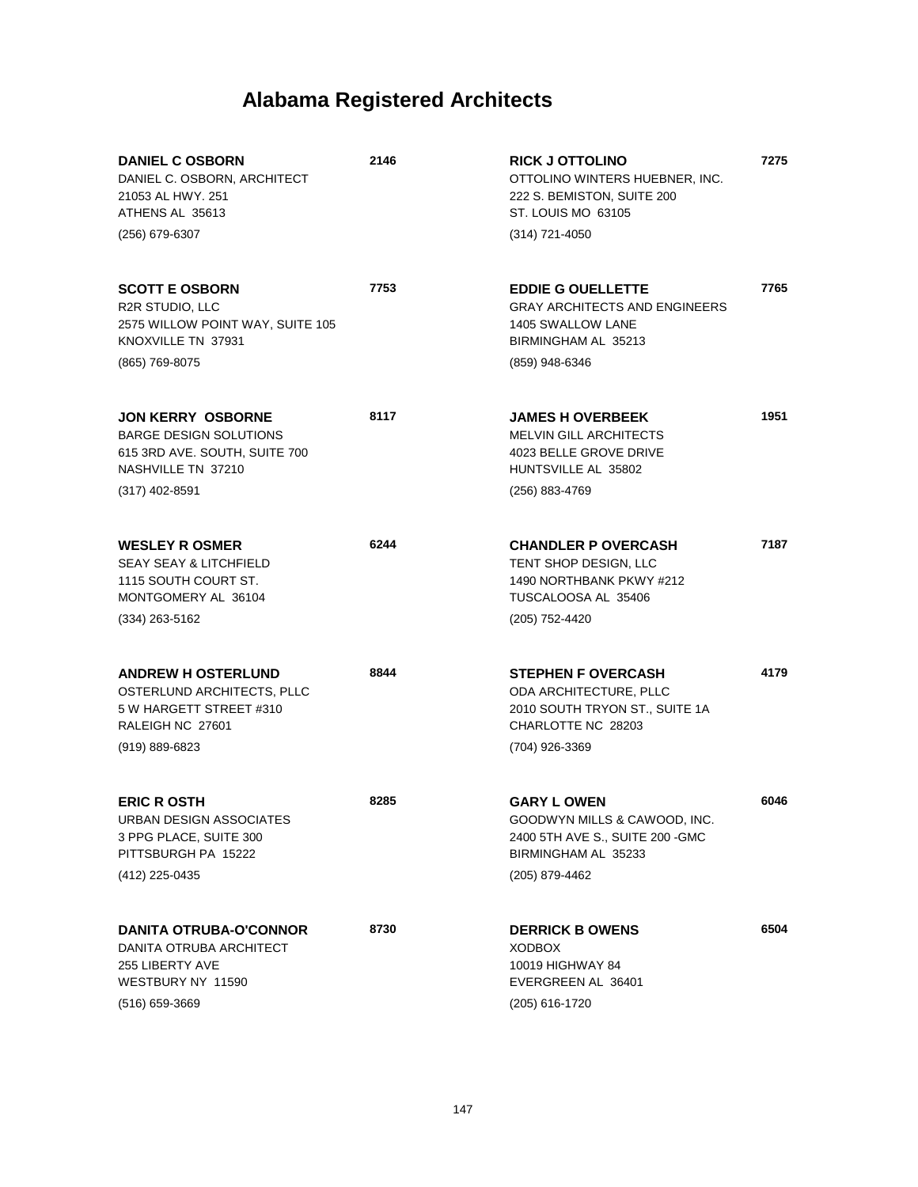# Alabama Registered Architects

**DANIEL C OSBORN** **2146**
DANIEL C. OSBORN, ARCHITECT
21053 AL HWY. 251
ATHENS AL 35613
(256) 679-6307

**SCOTT E OSBORN** **7753**
R2R STUDIO, LLC
2575 WILLOW POINT WAY, SUITE 105
KNOXVILLE TN 37931
(865) 769-8075

**JON KERRY OSBORNE** **8117**
BARGE DESIGN SOLUTIONS
615 3RD AVE. SOUTH, SUITE 700
NASHVILLE TN 37210
(317) 402-8591

**WESLEY R OSMER** **6244**
SEAY SEAY & LITCHFIELD
1115 SOUTH COURT ST.
MONTGOMERY AL 36104
(334) 263-5162

**ANDREW H OSTERLUND** **8844**
OSTERLUND ARCHITECTS, PLLC
5 W HARGETT STREET #310
RALEIGH NC 27601
(919) 889-6823

**ERIC R OSTH** **8285**
URBAN DESIGN ASSOCIATES
3 PPG PLACE, SUITE 300
PITTSBURGH PA 15222
(412) 225-0435

**DANITA OTRUBA-O'CONNOR** **8730**
DANITA OTRUBA ARCHITECT
255 LIBERTY AVE
WESTBURY NY 11590
(516) 659-3669

**RICK J OTTOLINO** **7275**
OTTOLINO WINTERS HUEBNER, INC.
222 S. BEMISTON, SUITE 200
ST. LOUIS MO 63105
(314) 721-4050

**EDDIE G OUELLETTE** **7765**
GRAY ARCHITECTS AND ENGINEERS
1405 SWALLOW LANE
BIRMINGHAM AL 35213
(859) 948-6346

**JAMES H OVERBEEK** **1951**
MELVIN GILL ARCHITECTS
4023 BELLE GROVE DRIVE
HUNTSVILLE AL 35802
(256) 883-4769

**CHANDLER P OVERCASH** **7187**
TENT SHOP DESIGN, LLC
1490 NORTHBANK PKWY #212
TUSCALOOSA AL 35406
(205) 752-4420

**STEPHEN F OVERCASH** **4179**
ODA ARCHITECTURE, PLLC
2010 SOUTH TRYON ST., SUITE 1A
CHARLOTTE NC 28203
(704) 926-3369

**GARY L OWEN** **6046**
GOODWYN MILLS & CAWOOD, INC.
2400 5TH AVE S., SUITE 200 -GMC
BIRMINGHAM AL 35233
(205) 879-4462

**DERRICK B OWENS** **6504**
XODBOX
10019 HIGHWAY 84
EVERGREEN AL 36401
(205) 616-1720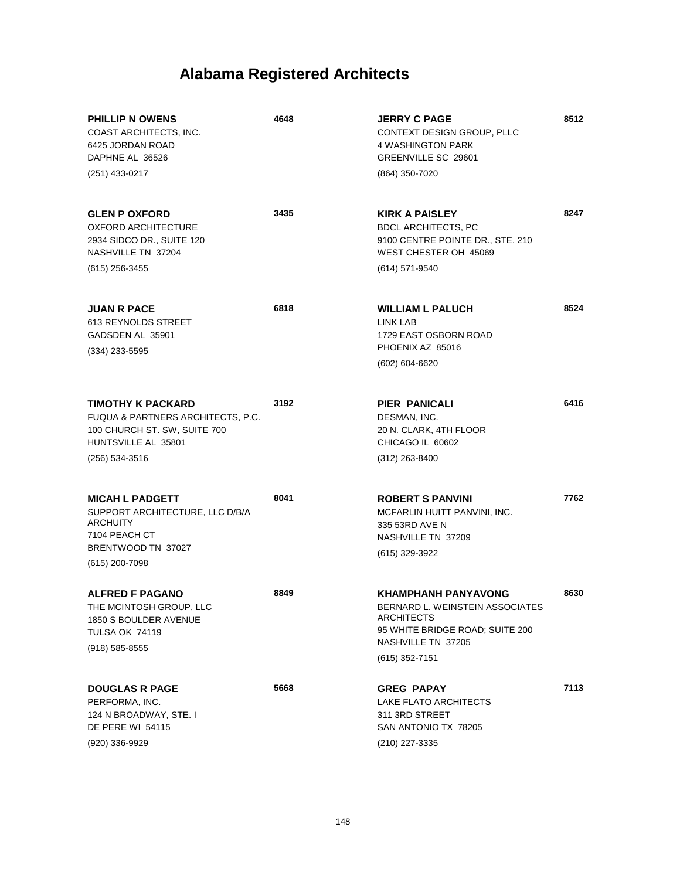# Alabama Registered Architects

**PHILLIP N OWENS** **4648**
COAST ARCHITECTS, INC.
6425 JORDAN ROAD
DAPHNE AL 36526
(251) 433-0217

**GLEN P OXFORD** **3435**
OXFORD ARCHITECTURE
2934 SIDCO DR., SUITE 120
NASHVILLE TN 37204
(615) 256-3455

**JUAN R PACE** **6818**
613 REYNOLDS STREET
GADSDEN AL 35901
(334) 233-5595

**TIMOTHY K PACKARD** **3192**
FUQUA & PARTNERS ARCHITECTS, P.C.
100 CHURCH ST. SW, SUITE 700
HUNTSVILLE AL 35801
(256) 534-3516

**MICAH L PADGETT** **8041**
SUPPORT ARCHITECTURE, LLC D/B/A ARCHUITY
7104 PEACH CT
BRENTWOOD TN 37027
(615) 200-7098

**ALFRED F PAGANO** **8849**
THE MCINTOSH GROUP, LLC
1850 S BOULDER AVENUE
TULSA OK 74119
(918) 585-8555

**DOUGLAS R PAGE** **5668**
PERFORMA, INC.
124 N BROADWAY, STE. I
DE PERE WI 54115
(920) 336-9929

**JERRY C PAGE** **8512**
CONTEXT DESIGN GROUP, PLLC
4 WASHINGTON PARK
GREENVILLE SC 29601
(864) 350-7020

**KIRK A PAISLEY** **8247**
BDCL ARCHITECTS, PC
9100 CENTRE POINTE DR., STE. 210
WEST CHESTER OH 45069
(614) 571-9540

**WILLIAM L PALUCH** **8524**
LINK LAB
1729 EAST OSBORN ROAD
PHOENIX AZ 85016
(602) 604-6620

**PIER PANICALI** **6416**
DESMAN, INC.
20 N. CLARK, 4TH FLOOR
CHICAGO IL 60602
(312) 263-8400

**ROBERT S PANVINI** **7762**
MCFARLIN HUITT PANVINI, INC.
335 53RD AVE N
NASHVILLE TN 37209
(615) 329-3922

**KHAMPHANH PANYAVONG** **8630**
BERNARD L. WEINSTEIN ASSOCIATES ARCHITECTS
95 WHITE BRIDGE ROAD; SUITE 200
NASHVILLE TN 37205
(615) 352-7151

**GREG PAPAY** **7113**
LAKE FLATO ARCHITECTS
311 3RD STREET
SAN ANTONIO TX 78205
(210) 227-3335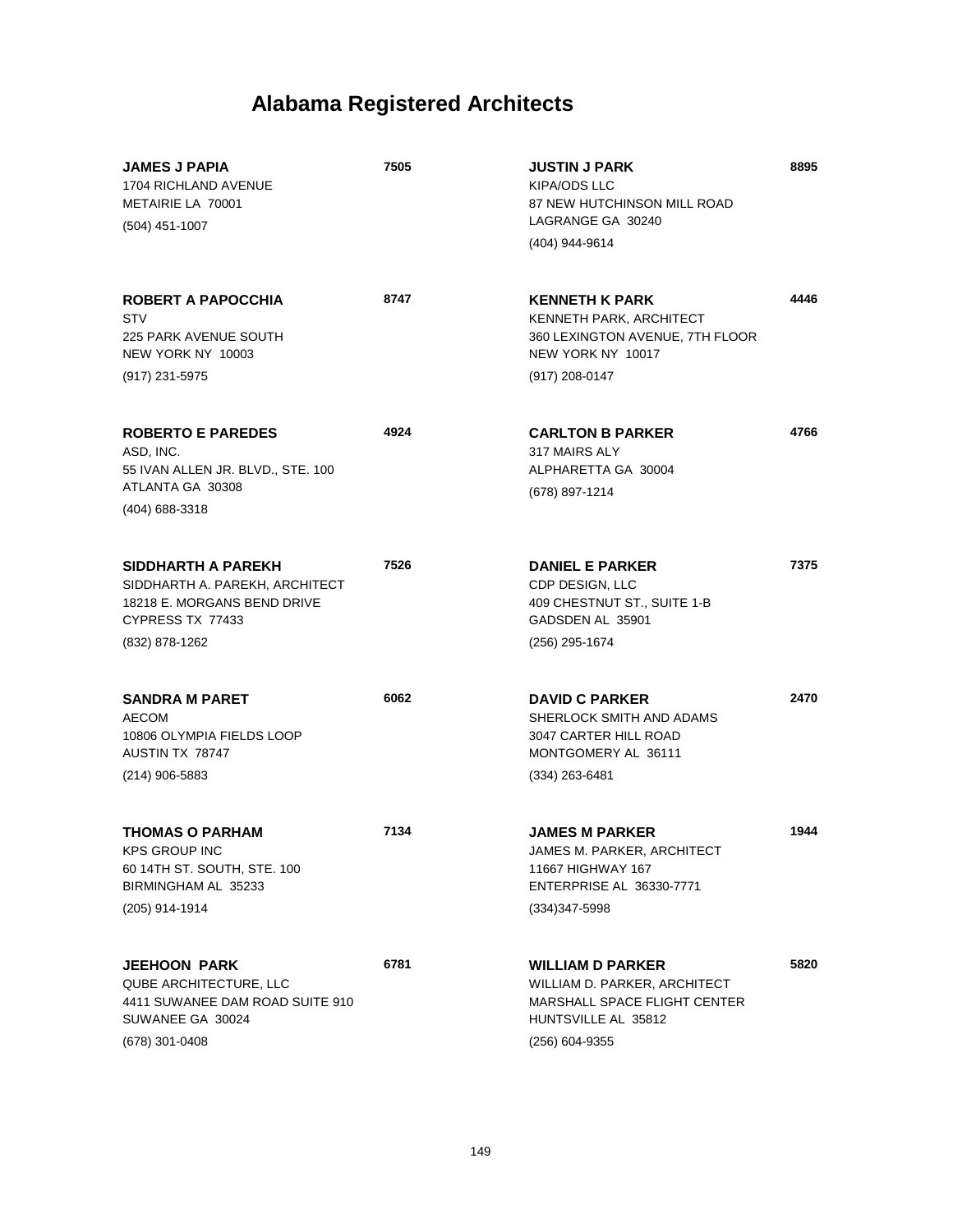# Alabama Registered Architects

**JAMES J PAPIA** **7505**
1704 RICHLAND AVENUE
METAIRIE LA 70001
(504) 451-1007

**ROBERT A PAPOCCHIA** **8747**
STV
225 PARK AVENUE SOUTH
NEW YORK NY 10003
(917) 231-5975

**ROBERTO E PAREDES** **4924**
ASD, INC.
55 IVAN ALLEN JR. BLVD., STE. 100
ATLANTA GA 30308
(404) 688-3318

**SIDDHARTH A PAREKH** **7526**
SIDDHARTH A. PAREKH, ARCHITECT
18218 E. MORGANS BEND DRIVE
CYPRESS TX 77433
(832) 878-1262

**SANDRA M PARET** **6062**
AECOM
10806 OLYMPIA FIELDS LOOP
AUSTIN TX 78747
(214) 906-5883

**THOMAS O PARHAM** **7134**
KPS GROUP INC
60 14TH ST. SOUTH, STE. 100
BIRMINGHAM AL 35233
(205) 914-1914

**JEEHOON PARK** **6781**
QUBE ARCHITECTURE, LLC
4411 SUWANEE DAM ROAD SUITE 910
SUWANEE GA 30024
(678) 301-0408

**JUSTIN J PARK** **8895**
KIPA/ODS LLC
87 NEW HUTCHINSON MILL ROAD
LAGRANGE GA 30240
(404) 944-9614

**KENNETH K PARK** **4446**
KENNETH PARK, ARCHITECT
360 LEXINGTON AVENUE, 7TH FLOOR
NEW YORK NY 10017
(917) 208-0147

**CARLTON B PARKER** **4766**
317 MAIRS ALY
ALPHARETTA GA 30004
(678) 897-1214

**DANIEL E PARKER** **7375**
CDP DESIGN, LLC
409 CHESTNUT ST., SUITE 1-B
GADSDEN AL 35901
(256) 295-1674

**DAVID C PARKER** **2470**
SHERLOCK SMITH AND ADAMS
3047 CARTER HILL ROAD
MONTGOMERY AL 36111
(334) 263-6481

**JAMES M PARKER** **1944**
JAMES M. PARKER, ARCHITECT
11667 HIGHWAY 167
ENTERPRISE AL 36330-7771
(334)347-5998

**WILLIAM D PARKER** **5820**
WILLIAM D. PARKER, ARCHITECT
MARSHALL SPACE FLIGHT CENTER
HUNTSVILLE AL 35812
(256) 604-9355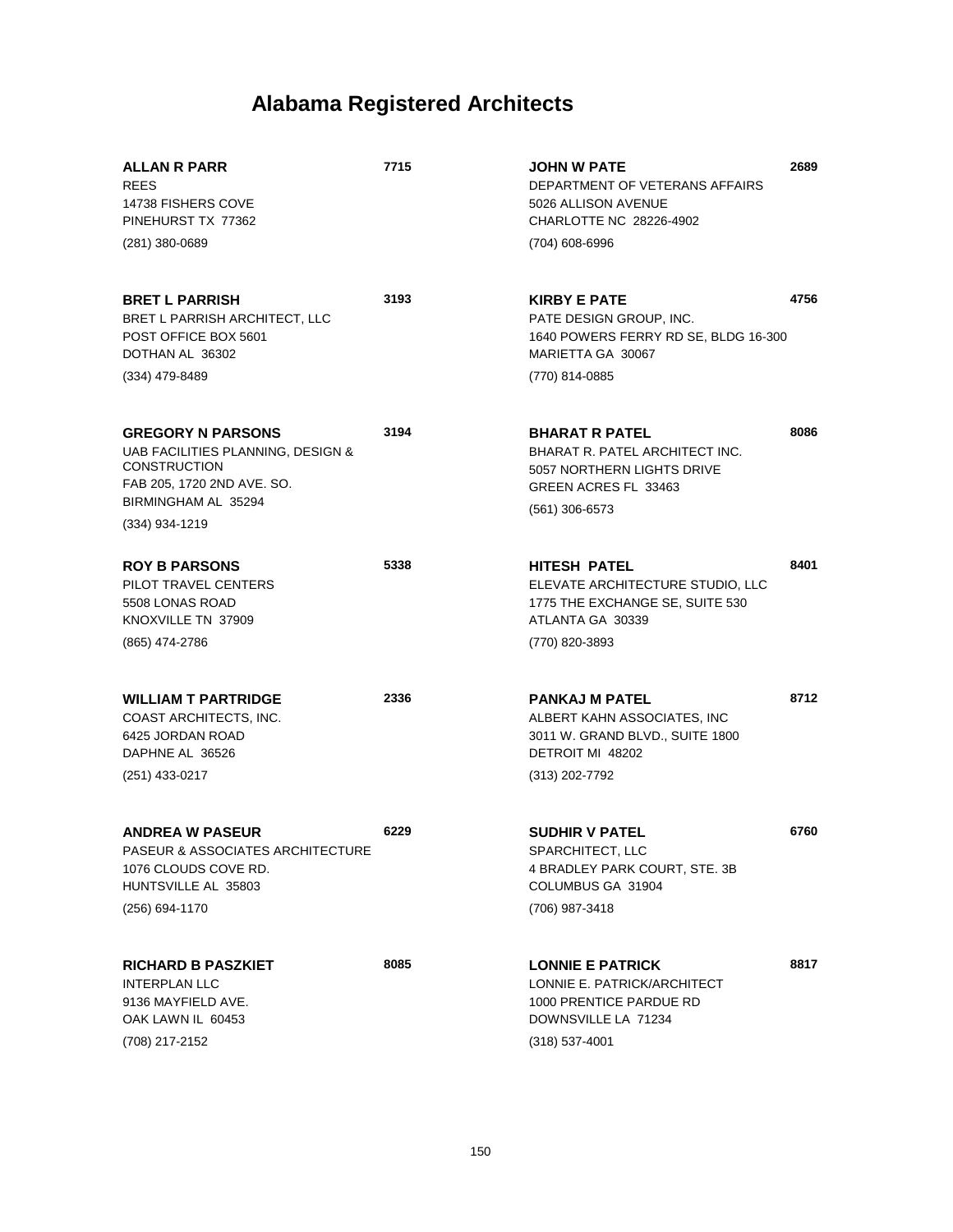# Alabama Registered Architects

**ALLAN R PARR** **7715**
REES
14738 FISHERS COVE
PINEHURST TX 77362
(281) 380-0689

**BRET L PARRISH** **3193**
BRET L PARRISH ARCHITECT, LLC
POST OFFICE BOX 5601
DOTHAN AL 36302
(334) 479-8489

**GREGORY N PARSONS** **3194**
UAB FACILITIES PLANNING, DESIGN & CONSTRUCTION
FAB 205, 1720 2ND AVE. SO.
BIRMINGHAM AL 35294
(334) 934-1219

**ROY B PARSONS** **5338**
PILOT TRAVEL CENTERS
5508 LONAS ROAD
KNOXVILLE TN 37909
(865) 474-2786

**WILLIAM T PARTRIDGE** **2336**
COAST ARCHITECTS, INC.
6425 JORDAN ROAD
DAPHNE AL 36526
(251) 433-0217

**ANDREA W PASEUR** **6229**
PASEUR & ASSOCIATES ARCHITECTURE
1076 CLOUDS COVE RD.
HUNTSVILLE AL 35803
(256) 694-1170

**RICHARD B PASZKIET** **8085**
INTERPLAN LLC
9136 MAYFIELD AVE.
OAK LAWN IL 60453
(708) 217-2152

**JOHN W PATE** **2689**
DEPARTMENT OF VETERANS AFFAIRS
5026 ALLISON AVENUE
CHARLOTTE NC 28226-4902
(704) 608-6996

**KIRBY E PATE** **4756**
PATE DESIGN GROUP, INC.
1640 POWERS FERRY RD SE, BLDG 16-300
MARIETTA GA 30067
(770) 814-0885

**BHARAT R PATEL** **8086**
BHARAT R. PATEL ARCHITECT INC.
5057 NORTHERN LIGHTS DRIVE
GREEN ACRES FL 33463
(561) 306-6573

**HITESH PATEL** **8401**
ELEVATE ARCHITECTURE STUDIO, LLC
1775 THE EXCHANGE SE, SUITE 530
ATLANTA GA 30339
(770) 820-3893

**PANKAJ M PATEL** **8712**
ALBERT KAHN ASSOCIATES, INC
3011 W. GRAND BLVD., SUITE 1800
DETROIT MI 48202
(313) 202-7792

**SUDHIR V PATEL** **6760**
SPARCHITECT, LLC
4 BRADLEY PARK COURT, STE. 3B
COLUMBUS GA 31904
(706) 987-3418

**LONNIE E PATRICK** **8817**
LONNIE E. PATRICK/ARCHITECT
1000 PRENTICE PARDUE RD
DOWNSVILLE LA 71234
(318) 537-4001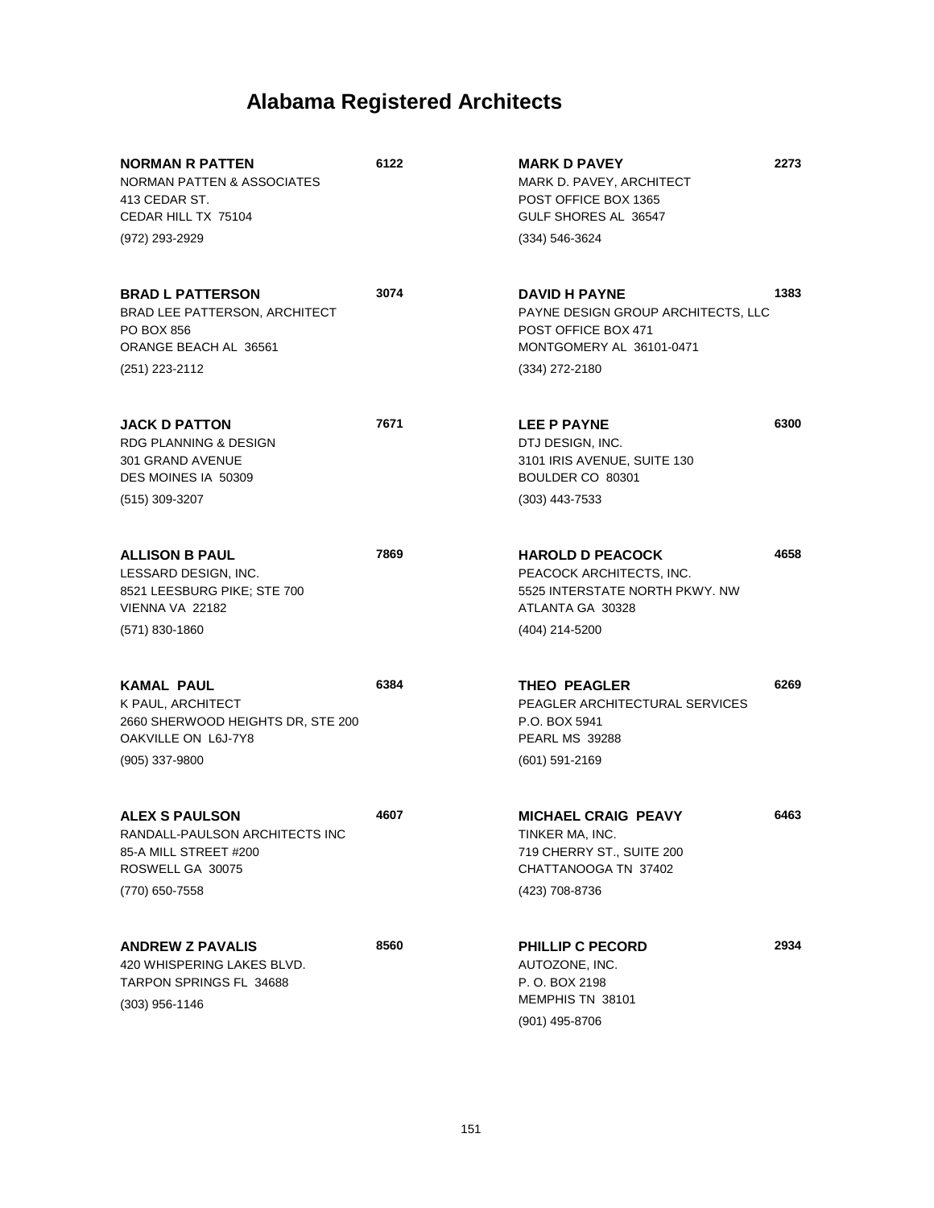# Alabama Registered Architects

**NORMAN R PATTEN** **6122**
NORMAN PATTEN & ASSOCIATES
413 CEDAR ST.
CEDAR HILL TX 75104
(972) 293-2929

**BRAD L PATTERSON** **3074**
BRAD LEE PATTERSON, ARCHITECT
PO BOX 856
ORANGE BEACH AL 36561
(251) 223-2112

**JACK D PATTON** **7671**
RDG PLANNING & DESIGN
301 GRAND AVENUE
DES MOINES IA 50309
(515) 309-3207

**ALLISON B PAUL** **7869**
LESSARD DESIGN, INC.
8521 LEESBURG PIKE; STE 700
VIENNA VA 22182
(571) 830-1860

**KAMAL PAUL** **6384**
K PAUL, ARCHITECT
2660 SHERWOOD HEIGHTS DR, STE 200
OAKVILLE ON L6J-7Y8
(905) 337-9800

**ALEX S PAULSON** **4607**
RANDALL-PAULSON ARCHITECTS INC
85-A MILL STREET #200
ROSWELL GA 30075
(770) 650-7558

**ANDREW Z PAVALIS** **8560**
420 WHISPERING LAKES BLVD.
TARPON SPRINGS FL 34688
(303) 956-1146

**MARK D PAVEY** **2273**
MARK D. PAVEY, ARCHITECT
POST OFFICE BOX 1365
GULF SHORES AL 36547
(334) 546-3624

**DAVID H PAYNE** **1383**
PAYNE DESIGN GROUP ARCHITECTS, LLC
POST OFFICE BOX 471
MONTGOMERY AL 36101-0471
(334) 272-2180

**LEE P PAYNE** **6300**
DTJ DESIGN, INC.
3101 IRIS AVENUE, SUITE 130
BOULDER CO 80301
(303) 443-7533

**HAROLD D PEACOCK** **4658**
PEACOCK ARCHITECTS, INC.
5525 INTERSTATE NORTH PKWY. NW
ATLANTA GA 30328
(404) 214-5200

**THEO PEAGLER** **6269**
PEAGLER ARCHITECTURAL SERVICES
P.O. BOX 5941
PEARL MS 39288
(601) 591-2169

**MICHAEL CRAIG PEAVY** **6463**
TINKER MA, INC.
719 CHERRY ST., SUITE 200
CHATTANOOGA TN 37402
(423) 708-8736

**PHILLIP C PECORD** **2934**
AUTOZONE, INC.
P. O. BOX 2198
MEMPHIS TN 38101
(901) 495-8706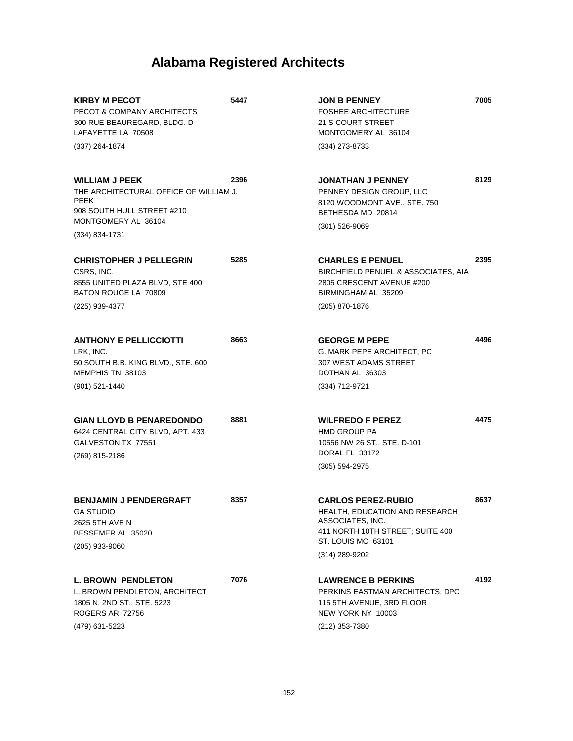# Alabama Registered Architects

**KIRBY M PECOT** **5447**
PECOT & COMPANY ARCHITECTS
300 RUE BEAUREGARD, BLDG. D
LAFAYETTE LA 70508
(337) 264-1874

**WILLIAM J PEEK** **2396**
THE ARCHITECTURAL OFFICE OF WILLIAM J. PEEK
908 SOUTH HULL STREET #210
MONTGOMERY AL 36104
(334) 834-1731

**CHRISTOPHER J PELLEGRIN** **5285**
CSRS, INC.
8555 UNITED PLAZA BLVD, STE 400
BATON ROUGE LA 70809
(225) 939-4377

**ANTHONY E PELLICCIOTTI** **8663**
LRK, INC.
50 SOUTH B.B. KING BLVD., STE. 600
MEMPHIS TN 38103
(901) 521-1440

**GIAN LLOYD B PENAREDONDO** **8881**
6424 CENTRAL CITY BLVD, APT. 433
GALVESTON TX 77551
(269) 815-2186

**BENJAMIN J PENDERGRAFT** **8357**
GA STUDIO
2625 5TH AVE N
BESSEMER AL 35020
(205) 933-9060

**L. BROWN PENDLETON** **7076**
L. BROWN PENDLETON, ARCHITECT
1805 N. 2ND ST., STE. 5223
ROGERS AR 72756
(479) 631-5223

**JON B PENNEY** **7005**
FOSHEE ARCHITECTURE
21 S COURT STREET
MONTGOMERY AL 36104
(334) 273-8733

**JONATHAN J PENNEY** **8129**
PENNEY DESIGN GROUP, LLC
8120 WOODMONT AVE., STE. 750
BETHESDA MD 20814
(301) 526-9069

**CHARLES E PENUEL** **2395**
BIRCHFIELD PENUEL & ASSOCIATES, AIA
2805 CRESCENT AVENUE #200
BIRMINGHAM AL 35209
(205) 870-1876

**GEORGE M PEPE** **4496**
G. MARK PEPE ARCHITECT, PC
307 WEST ADAMS STREET
DOTHAN AL 36303
(334) 712-9721

**WILFREDO F PEREZ** **4475**
HMD GROUP PA
10556 NW 26 ST., STE. D-101
DORAL FL 33172
(305) 594-2975

**CARLOS PEREZ-RUBIO** **8637**
HEALTH, EDUCATION AND RESEARCH ASSOCIATES, INC.
411 NORTH 10TH STREET; SUITE 400
ST. LOUIS MO 63101
(314) 289-9202

**LAWRENCE B PERKINS** **4192**
PERKINS EASTMAN ARCHITECTS, DPC
115 5TH AVENUE, 3RD FLOOR
NEW YORK NY 10003
(212) 353-7380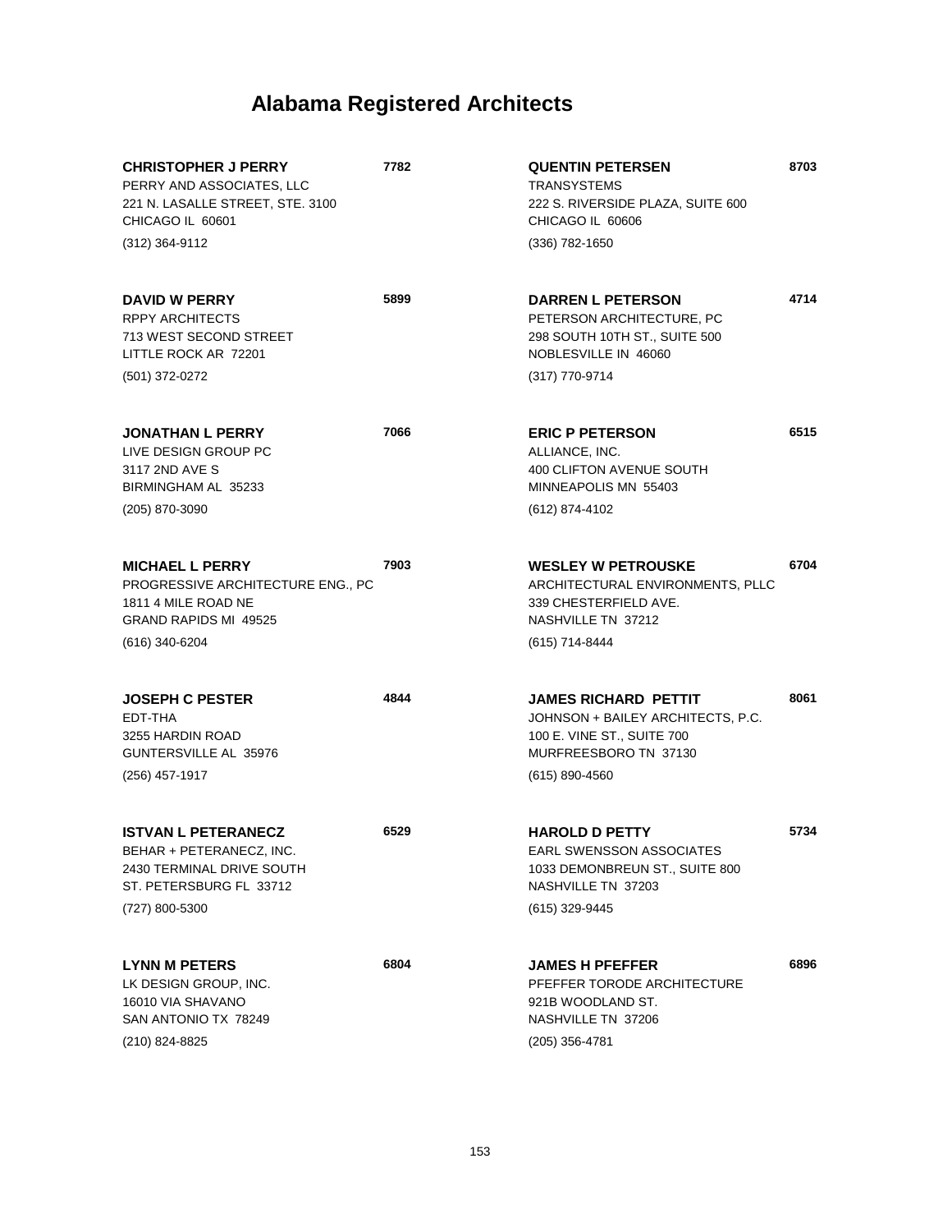# Alabama Registered Architects

**CHRISTOPHER J PERRY** **7782**
PERRY AND ASSOCIATES, LLC
221 N. LASALLE STREET, STE. 3100
CHICAGO IL 60601
(312) 364-9112

**DAVID W PERRY** **5899**
RPPY ARCHITECTS
713 WEST SECOND STREET
LITTLE ROCK AR 72201
(501) 372-0272

**JONATHAN L PERRY** **7066**
LIVE DESIGN GROUP PC
3117 2ND AVE S
BIRMINGHAM AL 35233
(205) 870-3090

**MICHAEL L PERRY** **7903**
PROGRESSIVE ARCHITECTURE ENG., PC
1811 4 MILE ROAD NE
GRAND RAPIDS MI 49525
(616) 340-6204

**JOSEPH C PESTER** **4844**
EDT-THA
3255 HARDIN ROAD
GUNTERSVILLE AL 35976
(256) 457-1917

**ISTVAN L PETERANECZ** **6529**
BEHAR + PETERANECZ, INC.
2430 TERMINAL DRIVE SOUTH
ST. PETERSBURG FL 33712
(727) 800-5300

**LYNN M PETERS** **6804**
LK DESIGN GROUP, INC.
16010 VIA SHAVANO
SAN ANTONIO TX 78249
(210) 824-8825

**QUENTIN PETERSEN** **8703**
TRANSYSTEMS
222 S. RIVERSIDE PLAZA, SUITE 600
CHICAGO IL 60606
(336) 782-1650

**DARREN L PETERSON** **4714**
PETERSON ARCHITECTURE, PC
298 SOUTH 10TH ST., SUITE 500
NOBLESVILLE IN 46060
(317) 770-9714

**ERIC P PETERSON** **6515**
ALLIANCE, INC.
400 CLIFTON AVENUE SOUTH
MINNEAPOLIS MN 55403
(612) 874-4102

**WESLEY W PETROUSKE** **6704**
ARCHITECTURAL ENVIRONMENTS, PLLC
339 CHESTERFIELD AVE.
NASHVILLE TN 37212
(615) 714-8444

**JAMES RICHARD PETTIT** **8061**
JOHNSON + BAILEY ARCHITECTS, P.C.
100 E. VINE ST., SUITE 700
MURFREESBORO TN 37130
(615) 890-4560

**HAROLD D PETTY** **5734**
EARL SWENSSON ASSOCIATES
1033 DEMONBREUN ST., SUITE 800
NASHVILLE TN 37203
(615) 329-9445

**JAMES H PFEFFER** **6896**
PFEFFER TORODE ARCHITECTURE
921B WOODLAND ST.
NASHVILLE TN 37206
(205) 356-4781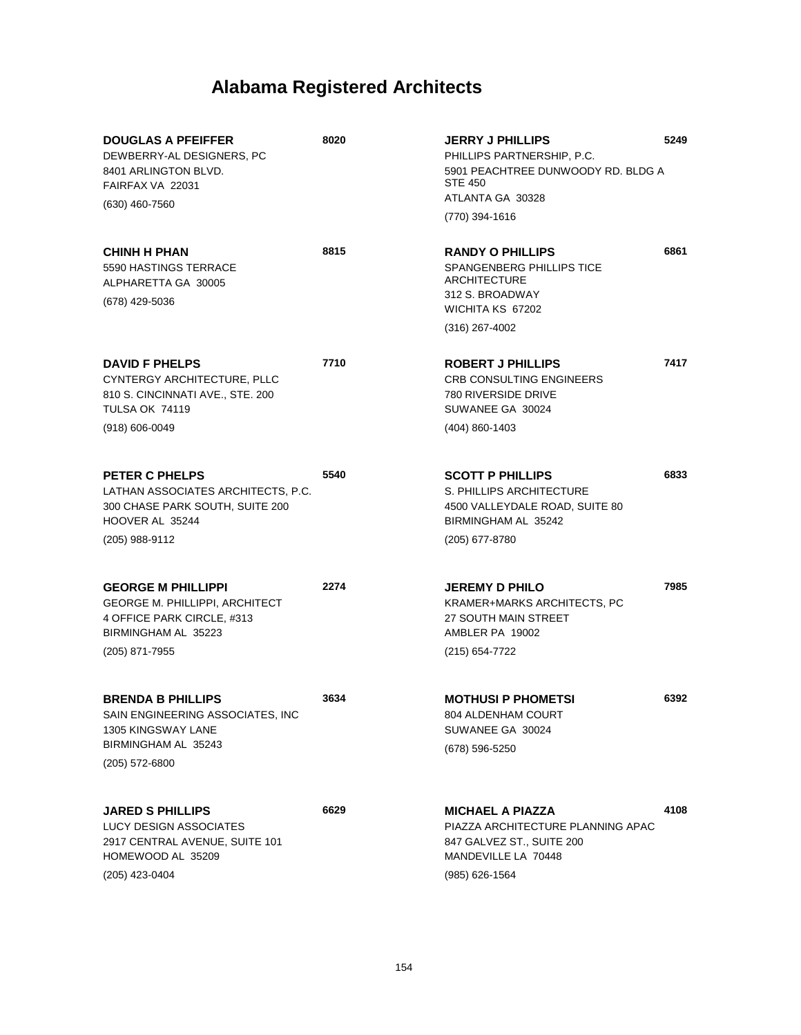# Alabama Registered Architects

**DOUGLAS A PFEIFFER** **8020**
DEWBERRY-AL DESIGNERS, PC
8401 ARLINGTON BLVD.
FAIRFAX VA 22031
(630) 460-7560

**CHINH H PHAN** **8815**
5590 HASTINGS TERRACE
ALPHARETTA GA 30005
(678) 429-5036

**DAVID F PHELPS** **7710**
CYNTERGY ARCHITECTURE, PLLC
810 S. CINCINNATI AVE., STE. 200
TULSA OK 74119
(918) 606-0049

**PETER C PHELPS** **5540**
LATHAN ASSOCIATES ARCHITECTS, P.C.
300 CHASE PARK SOUTH, SUITE 200
HOOVER AL 35244
(205) 988-9112

**GEORGE M PHILLIPPI** **2274**
GEORGE M. PHILLIPPI, ARCHITECT
4 OFFICE PARK CIRCLE, #313
BIRMINGHAM AL 35223
(205) 871-7955

**BRENDA B PHILLIPS** **3634**
SAIN ENGINEERING ASSOCIATES, INC
1305 KINGSWAY LANE
BIRMINGHAM AL 35243
(205) 572-6800

**JARED S PHILLIPS** **6629**
LUCY DESIGN ASSOCIATES
2917 CENTRAL AVENUE, SUITE 101
HOMEWOOD AL 35209
(205) 423-0404

**JERRY J PHILLIPS** **5249**
PHILLIPS PARTNERSHIP, P.C.
5901 PEACHTREE DUNWOODY RD. BLDG A STE 450
ATLANTA GA 30328
(770) 394-1616

**RANDY O PHILLIPS** **6861**
SPANGENBERG PHILLIPS TICE ARCHITECTURE
312 S. BROADWAY
WICHITA KS 67202
(316) 267-4002

**ROBERT J PHILLIPS** **7417**
CRB CONSULTING ENGINEERS
780 RIVERSIDE DRIVE
SUWANEE GA 30024
(404) 860-1403

**SCOTT P PHILLIPS** **6833**
S. PHILLIPS ARCHITECTURE
4500 VALLEYDALE ROAD, SUITE 80
BIRMINGHAM AL 35242
(205) 677-8780

**JEREMY D PHILO** **7985**
KRAMER+MARKS ARCHITECTS, PC
27 SOUTH MAIN STREET
AMBLER PA 19002
(215) 654-7722

**MOTHUSI P PHOMETSI** **6392**
804 ALDENHAM COURT
SUWANEE GA 30024
(678) 596-5250

**MICHAEL A PIAZZA** **4108**
PIAZZA ARCHITECTURE PLANNING APAC
847 GALVEZ ST., SUITE 200
MANDEVILLE LA 70448
(985) 626-1564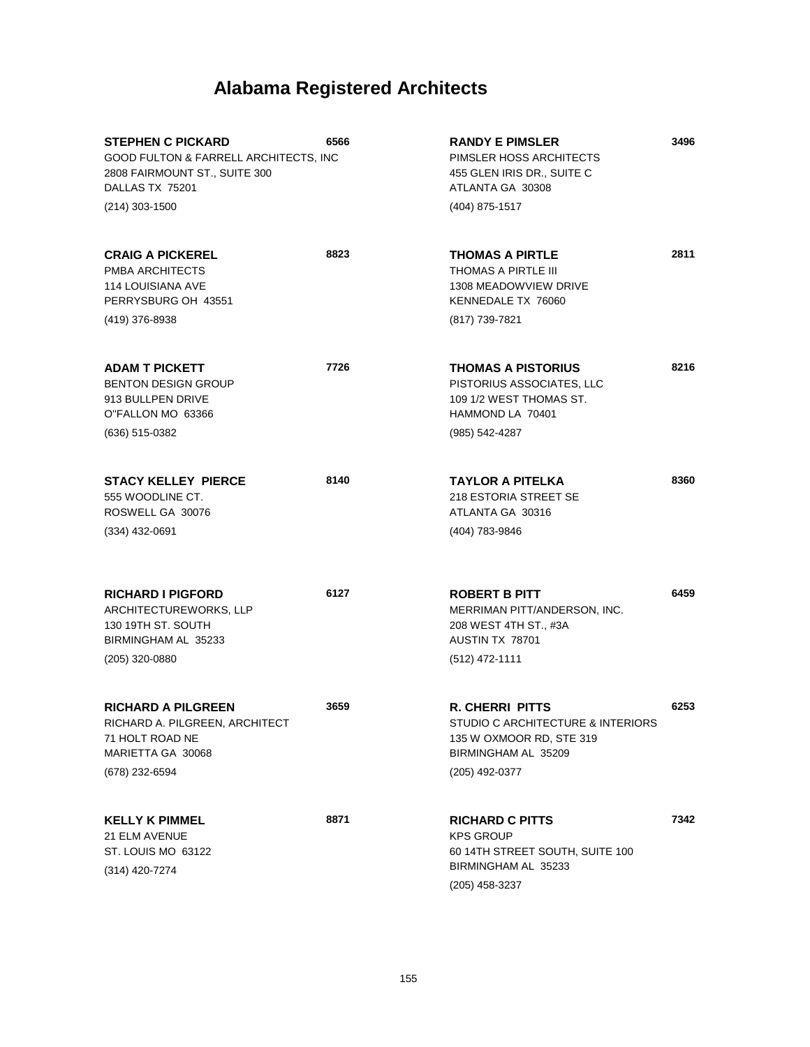# Alabama Registered Architects

**STEPHEN C PICKARD** **6566**
GOOD FULTON & FARRELL ARCHITECTS, INC
2808 FAIRMOUNT ST., SUITE 300
DALLAS TX 75201
(214) 303-1500

**CRAIG A PICKEREL** **8823**
PMBA ARCHITECTS
114 LOUISIANA AVE
PERRYSBURG OH 43551
(419) 376-8938

**ADAM T PICKETT** **7726**
BENTON DESIGN GROUP
913 BULLPEN DRIVE
O''FALLON MO 63366
(636) 515-0382

**STACY KELLEY PIERCE** **8140**
555 WOODLINE CT.
ROSWELL GA 30076
(334) 432-0691

**RICHARD I PIGFORD** **6127**
ARCHITECTUREWORKS, LLP
130 19TH ST. SOUTH
BIRMINGHAM AL 35233
(205) 320-0880

**RICHARD A PILGREEN** **3659**
RICHARD A. PILGREEN, ARCHITECT
71 HOLT ROAD NE
MARIETTA GA 30068
(678) 232-6594

**KELLY K PIMMEL** **8871**
21 ELM AVENUE
ST. LOUIS MO 63122
(314) 420-7274

**RANDY E PIMSLER** **3496**
PIMSLER HOSS ARCHITECTS
455 GLEN IRIS DR., SUITE C
ATLANTA GA 30308
(404) 875-1517

**THOMAS A PIRTLE** **2811**
THOMAS A PIRTLE III
1308 MEADOWVIEW DRIVE
KENNEDALE TX 76060
(817) 739-7821

**THOMAS A PISTORIUS** **8216**
PISTORIUS ASSOCIATES, LLC
109 1/2 WEST THOMAS ST.
HAMMOND LA 70401
(985) 542-4287

**TAYLOR A PITELKA** **8360**
218 ESTORIA STREET SE
ATLANTA GA 30316
(404) 783-9846

**ROBERT B PITT** **6459**
MERRIMAN PITT/ANDERSON, INC.
208 WEST 4TH ST., #3A
AUSTIN TX 78701
(512) 472-1111

**R. CHERRI PITTS** **6253**
STUDIO C ARCHITECTURE & INTERIORS
135 W OXMOOR RD, STE 319
BIRMINGHAM AL 35209
(205) 492-0377

**RICHARD C PITTS** **7342**
KPS GROUP
60 14TH STREET SOUTH, SUITE 100
BIRMINGHAM AL 35233
(205) 458-3237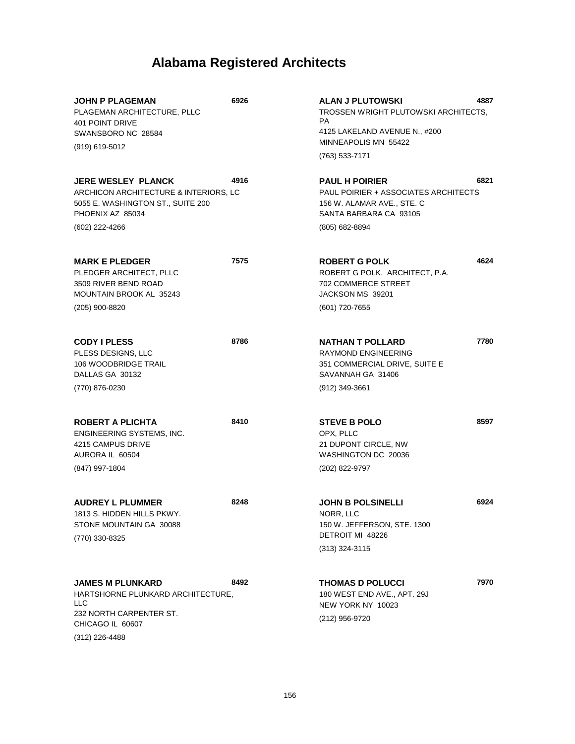# Alabama Registered Architects

**JOHN P PLAGEMAN** **6926**
PLAGEMAN ARCHITECTURE, PLLC
401 POINT DRIVE
SWANSBORO NC 28584
(919) 619-5012

**JERE WESLEY PLANCK** **4916**
ARCHICON ARCHITECTURE & INTERIORS, LC
5055 E. WASHINGTON ST., SUITE 200
PHOENIX AZ 85034
(602) 222-4266

**MARK E PLEDGER** **7575**
PLEDGER ARCHITECT, PLLC
3509 RIVER BEND ROAD
MOUNTAIN BROOK AL 35243
(205) 900-8820

**CODY I PLESS** **8786**
PLESS DESIGNS, LLC
106 WOODBRIDGE TRAIL
DALLAS GA 30132
(770) 876-0230

**ROBERT A PLICHTA** **8410**
ENGINEERING SYSTEMS, INC.
4215 CAMPUS DRIVE
AURORA IL 60504
(847) 997-1804

**AUDREY L PLUMMER** **8248**
1813 S. HIDDEN HILLS PKWY.
STONE MOUNTAIN GA 30088
(770) 330-8325

**JAMES M PLUNKARD** **8492**
HARTSHORNE PLUNKARD ARCHITECTURE, LLC
232 NORTH CARPENTER ST.
CHICAGO IL 60607
(312) 226-4488

**ALAN J PLUTOWSKI** **4887**
TROSSEN WRIGHT PLUTOWSKI ARCHITECTS, PA
4125 LAKELAND AVENUE N., #200
MINNEAPOLIS MN 55422
(763) 533-7171

**PAUL H POIRIER** **6821**
PAUL POIRIER + ASSOCIATES ARCHITECTS
156 W. ALAMAR AVE., STE. C
SANTA BARBARA CA 93105
(805) 682-8894

**ROBERT G POLK** **4624**
ROBERT G POLK, ARCHITECT, P.A.
702 COMMERCE STREET
JACKSON MS 39201
(601) 720-7655

**NATHAN T POLLARD** **7780**
RAYMOND ENGINEERING
351 COMMERCIAL DRIVE, SUITE E
SAVANNAH GA 31406
(912) 349-3661

**STEVE B POLO** **8597**
OPX, PLLC
21 DUPONT CIRCLE, NW
WASHINGTON DC 20036
(202) 822-9797

**JOHN B POLSINELLI** **6924**
NORR, LLC
150 W. JEFFERSON, STE. 1300
DETROIT MI 48226
(313) 324-3115

**THOMAS D POLUCCI** **7970**
180 WEST END AVE., APT. 29J
NEW YORK NY 10023
(212) 956-9720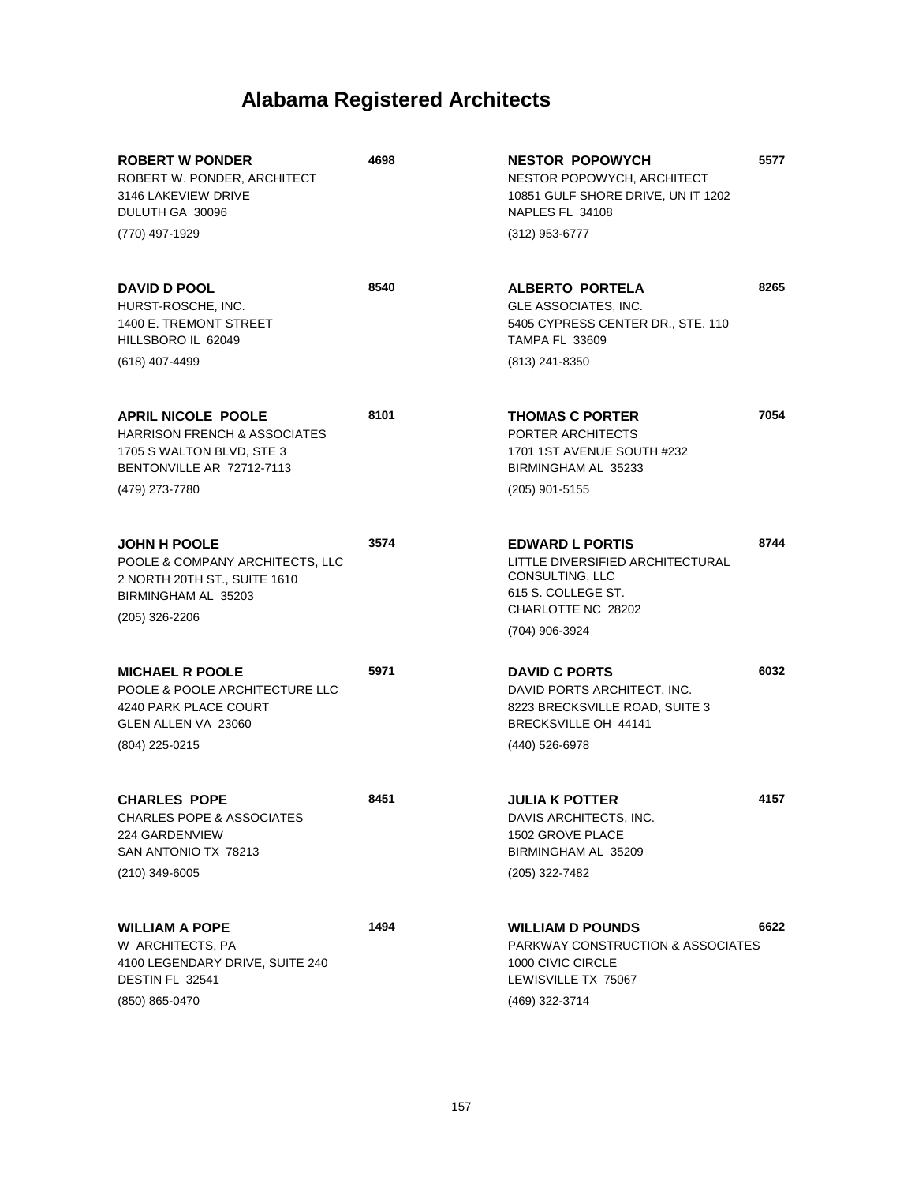# Alabama Registered Architects

**ROBERT W PONDER** **4698**
ROBERT W. PONDER, ARCHITECT
3146 LAKEVIEW DRIVE
DULUTH GA 30096
(770) 497-1929

**DAVID D POOL** **8540**
HURST-ROSCHE, INC.
1400 E. TREMONT STREET
HILLSBORO IL 62049
(618) 407-4499

**APRIL NICOLE POOLE** **8101**
HARRISON FRENCH & ASSOCIATES
1705 S WALTON BLVD, STE 3
BENTONVILLE AR 72712-7113
(479) 273-7780

**JOHN H POOLE** **3574**
POOLE & COMPANY ARCHITECTS, LLC
2 NORTH 20TH ST., SUITE 1610
BIRMINGHAM AL 35203
(205) 326-2206

**MICHAEL R POOLE** **5971**
POOLE & POOLE ARCHITECTURE LLC
4240 PARK PLACE COURT
GLEN ALLEN VA 23060
(804) 225-0215

**CHARLES POPE** **8451**
CHARLES POPE & ASSOCIATES
224 GARDENVIEW
SAN ANTONIO TX 78213
(210) 349-6005

**WILLIAM A POPE** **1494**
W ARCHITECTS, PA
4100 LEGENDARY DRIVE, SUITE 240
DESTIN FL 32541
(850) 865-0470

**NESTOR POPOWYCH** **5577**
NESTOR POPOWYCH, ARCHITECT
10851 GULF SHORE DRIVE, UN IT 1202
NAPLES FL 34108
(312) 953-6777

**ALBERTO PORTELA** **8265**
GLE ASSOCIATES, INC.
5405 CYPRESS CENTER DR., STE. 110
TAMPA FL 33609
(813) 241-8350

**THOMAS C PORTER** **7054**
PORTER ARCHITECTS
1701 1ST AVENUE SOUTH #232
BIRMINGHAM AL 35233
(205) 901-5155

**EDWARD L PORTIS** **8744**
LITTLE DIVERSIFIED ARCHITECTURAL CONSULTING, LLC
615 S. COLLEGE ST.
CHARLOTTE NC 28202
(704) 906-3924

**DAVID C PORTS** **6032**
DAVID PORTS ARCHITECT, INC.
8223 BRECKSVILLE ROAD, SUITE 3
BRECKSVILLE OH 44141
(440) 526-6978

**JULIA K POTTER** **4157**
DAVIS ARCHITECTS, INC.
1502 GROVE PLACE
BIRMINGHAM AL 35209
(205) 322-7482

**WILLIAM D POUNDS** **6622**
PARKWAY CONSTRUCTION & ASSOCIATES
1000 CIVIC CIRCLE
LEWISVILLE TX 75067
(469) 322-3714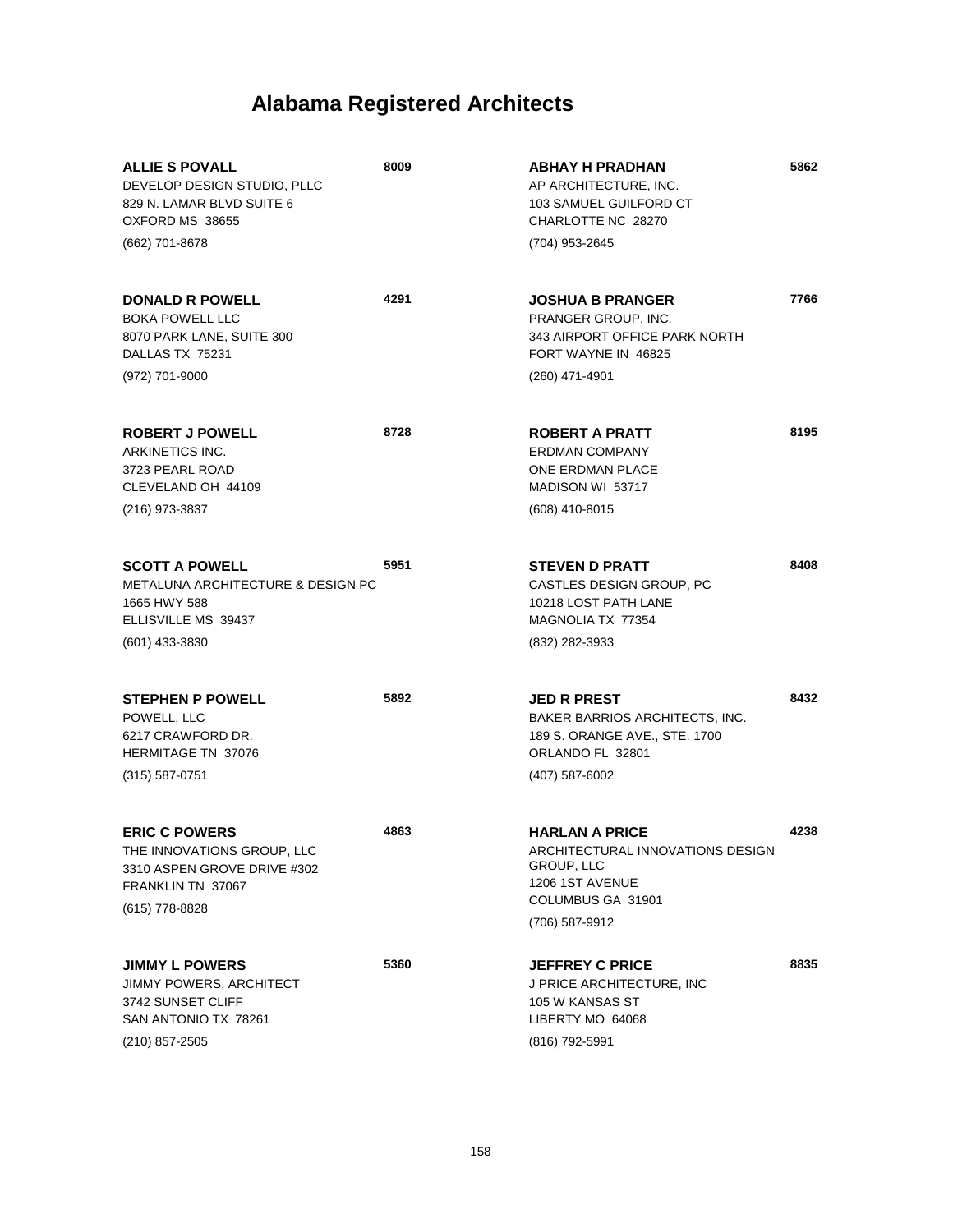# Alabama Registered Architects

**ALLIE S POVALL** **8009**
DEVELOP DESIGN STUDIO, PLLC
829 N. LAMAR BLVD SUITE 6
OXFORD MS 38655
(662) 701-8678

**DONALD R POWELL** **4291**
BOKA POWELL LLC
8070 PARK LANE, SUITE 300
DALLAS TX 75231
(972) 701-9000

**ROBERT J POWELL** **8728**
ARKINETICS INC.
3723 PEARL ROAD
CLEVELAND OH 44109
(216) 973-3837

**SCOTT A POWELL** **5951**
METALUNA ARCHITECTURE & DESIGN PC
1665 HWY 588
ELLISVILLE MS 39437
(601) 433-3830

**STEPHEN P POWELL** **5892**
POWELL, LLC
6217 CRAWFORD DR.
HERMITAGE TN 37076
(315) 587-0751

**ERIC C POWERS** **4863**
THE INNOVATIONS GROUP, LLC
3310 ASPEN GROVE DRIVE #302
FRANKLIN TN 37067
(615) 778-8828

**JIMMY L POWERS** **5360**
JIMMY POWERS, ARCHITECT
3742 SUNSET CLIFF
SAN ANTONIO TX 78261
(210) 857-2505

**ABHAY H PRADHAN** **5862**
AP ARCHITECTURE, INC.
103 SAMUEL GUILFORD CT
CHARLOTTE NC 28270
(704) 953-2645

**JOSHUA B PRANGER** **7766**
PRANGER GROUP, INC.
343 AIRPORT OFFICE PARK NORTH
FORT WAYNE IN 46825
(260) 471-4901

**ROBERT A PRATT** **8195**
ERDMAN COMPANY
ONE ERDMAN PLACE
MADISON WI 53717
(608) 410-8015

**STEVEN D PRATT** **8408**
CASTLES DESIGN GROUP, PC
10218 LOST PATH LANE
MAGNOLIA TX 77354
(832) 282-3933

**JED R PREST** **8432**
BAKER BARRIOS ARCHITECTS, INC.
189 S. ORANGE AVE., STE. 1700
ORLANDO FL 32801
(407) 587-6002

**HARLAN A PRICE** **4238**
ARCHITECTURAL INNOVATIONS DESIGN GROUP, LLC
1206 1ST AVENUE
COLUMBUS GA 31901
(706) 587-9912

**JEFFREY C PRICE** **8835**
J PRICE ARCHITECTURE, INC
105 W KANSAS ST
LIBERTY MO 64068
(816) 792-5991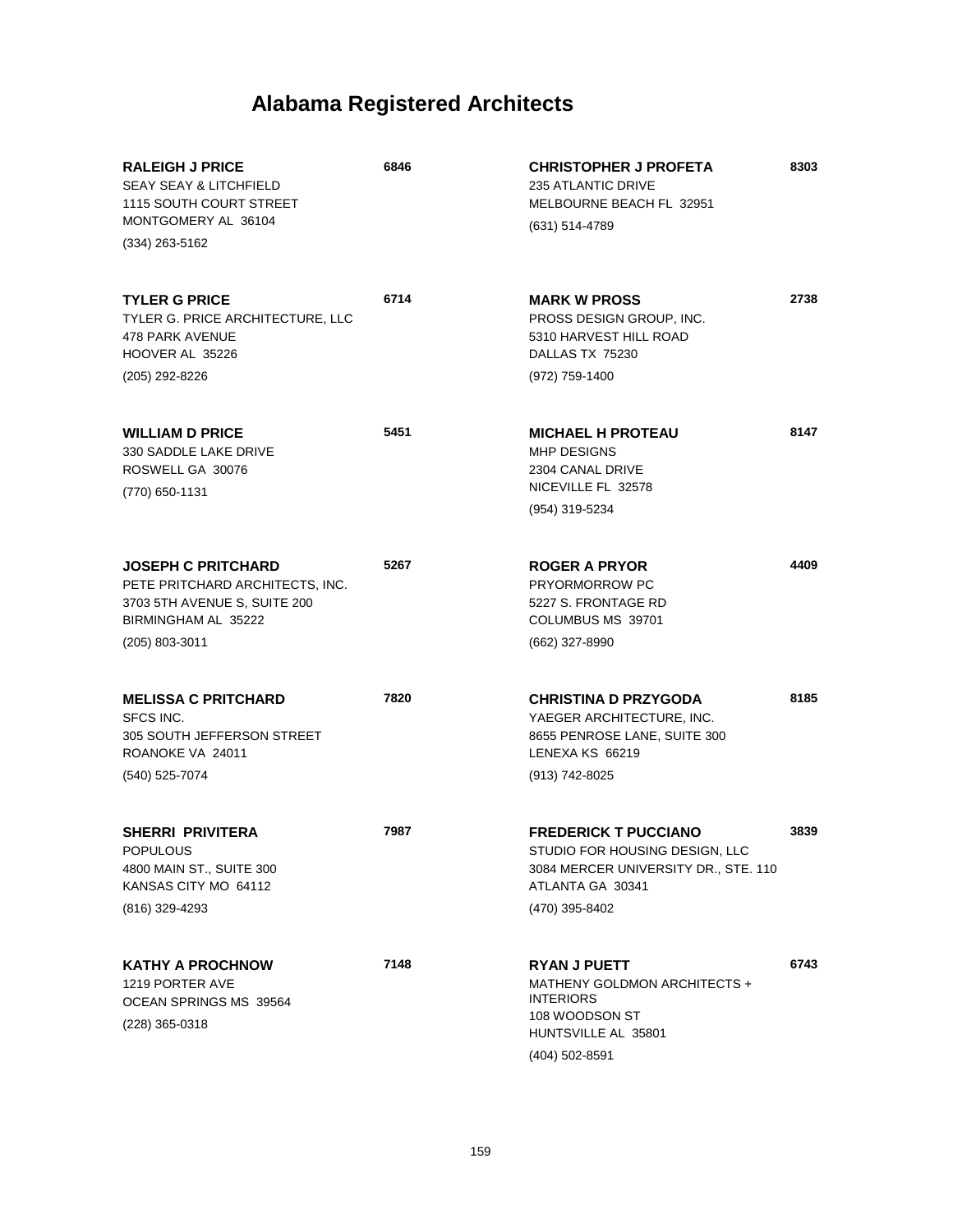# Alabama Registered Architects

**RALEIGH J PRICE** 6846
SEAY SEAY & LITCHFIELD
1115 SOUTH COURT STREET
MONTGOMERY AL 36104
(334) 263-5162

**TYLER G PRICE** 6714
TYLER G. PRICE ARCHITECTURE, LLC
478 PARK AVENUE
HOOVER AL 35226
(205) 292-8226

**WILLIAM D PRICE** 5451
330 SADDLE LAKE DRIVE
ROSWELL GA 30076
(770) 650-1131

**JOSEPH C PRITCHARD** 5267
PETE PRITCHARD ARCHITECTS, INC.
3703 5TH AVENUE S, SUITE 200
BIRMINGHAM AL 35222
(205) 803-3011

**MELISSA C PRITCHARD** 7820
SFCS INC.
305 SOUTH JEFFERSON STREET
ROANOKE VA 24011
(540) 525-7074

**SHERRI PRIVITERA** 7987
POPULOUS
4800 MAIN ST., SUITE 300
KANSAS CITY MO 64112
(816) 329-4293

**KATHY A PROCHNOW** 7148
1219 PORTER AVE
OCEAN SPRINGS MS 39564
(228) 365-0318

**CHRISTOPHER J PROFETA** 8303
235 ATLANTIC DRIVE
MELBOURNE BEACH FL 32951
(631) 514-4789

**MARK W PROSS** 2738
PROSS DESIGN GROUP, INC.
5310 HARVEST HILL ROAD
DALLAS TX 75230
(972) 759-1400

**MICHAEL H PROTEAU** 8147
MHP DESIGNS
2304 CANAL DRIVE
NICEVILLE FL 32578
(954) 319-5234

**ROGER A PRYOR** 4409
PRYORMORROW PC
5227 S. FRONTAGE RD
COLUMBUS MS 39701
(662) 327-8990

**CHRISTINA D PRZYGODA** 8185
YAEGER ARCHITECTURE, INC.
8655 PENROSE LANE, SUITE 300
LENEXA KS 66219
(913) 742-8025

**FREDERICK T PUCCIANO** 3839
STUDIO FOR HOUSING DESIGN, LLC
3084 MERCER UNIVERSITY DR., STE. 110
ATLANTA GA 30341
(470) 395-8402

**RYAN J PUETT** 6743
MATHENY GOLDMON ARCHITECTS + INTERIORS
108 WOODSON ST
HUNTSVILLE AL 35801
(404) 502-8591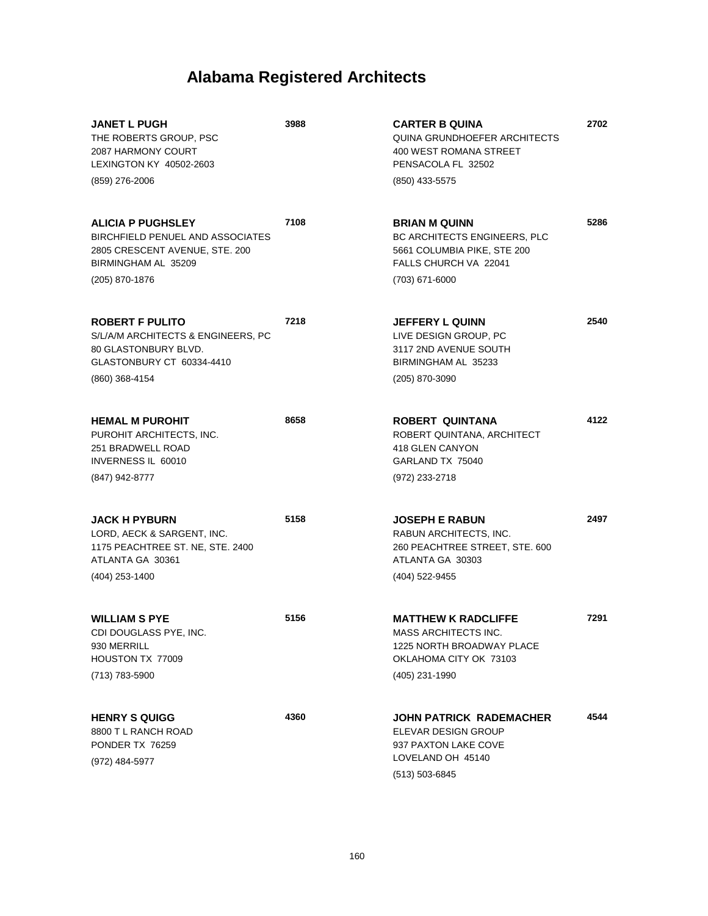# Alabama Registered Architects

**JANET L PUGH** **3988**
THE ROBERTS GROUP, PSC
2087 HARMONY COURT
LEXINGTON KY 40502-2603
(859) 276-2006

**ALICIA P PUGHSLEY** **7108**
BIRCHFIELD PENUEL AND ASSOCIATES
2805 CRESCENT AVENUE, STE. 200
BIRMINGHAM AL 35209
(205) 870-1876

**ROBERT F PULITO** **7218**
S/L/A/M ARCHITECTS & ENGINEERS, PC
80 GLASTONBURY BLVD.
GLASTONBURY CT 60334-4410
(860) 368-4154

**HEMAL M PUROHIT** **8658**
PUROHIT ARCHITECTS, INC.
251 BRADWELL ROAD
INVERNESS IL 60010
(847) 942-8777

**JACK H PYBURN** **5158**
LORD, AECK & SARGENT, INC.
1175 PEACHTREE ST. NE, STE. 2400
ATLANTA GA 30361
(404) 253-1400

**WILLIAM S PYE** **5156**
CDI DOUGLASS PYE, INC.
930 MERRILL
HOUSTON TX 77009
(713) 783-5900

**HENRY S QUIGG** **4360**
8800 T L RANCH ROAD
PONDER TX 76259
(972) 484-5977

**CARTER B QUINA** **2702**
QUINA GRUNDHOEFER ARCHITECTS
400 WEST ROMANA STREET
PENSACOLA FL 32502
(850) 433-5575

**BRIAN M QUINN** **5286**
BC ARCHITECTS ENGINEERS, PLC
5661 COLUMBIA PIKE, STE 200
FALLS CHURCH VA 22041
(703) 671-6000

**JEFFERY L QUINN** **2540**
LIVE DESIGN GROUP, PC
3117 2ND AVENUE SOUTH
BIRMINGHAM AL 35233
(205) 870-3090

**ROBERT QUINTANA** **4122**
ROBERT QUINTANA, ARCHITECT
418 GLEN CANYON
GARLAND TX 75040
(972) 233-2718

**JOSEPH E RABUN** **2497**
RABUN ARCHITECTS, INC.
260 PEACHTREE STREET, STE. 600
ATLANTA GA 30303
(404) 522-9455

**MATTHEW K RADCLIFFE** **7291**
MASS ARCHITECTS INC.
1225 NORTH BROADWAY PLACE
OKLAHOMA CITY OK 73103
(405) 231-1990

**JOHN PATRICK RADEMACHER** **4544**
ELEVAR DESIGN GROUP
937 PAXTON LAKE COVE
LOVELAND OH 45140
(513) 503-6845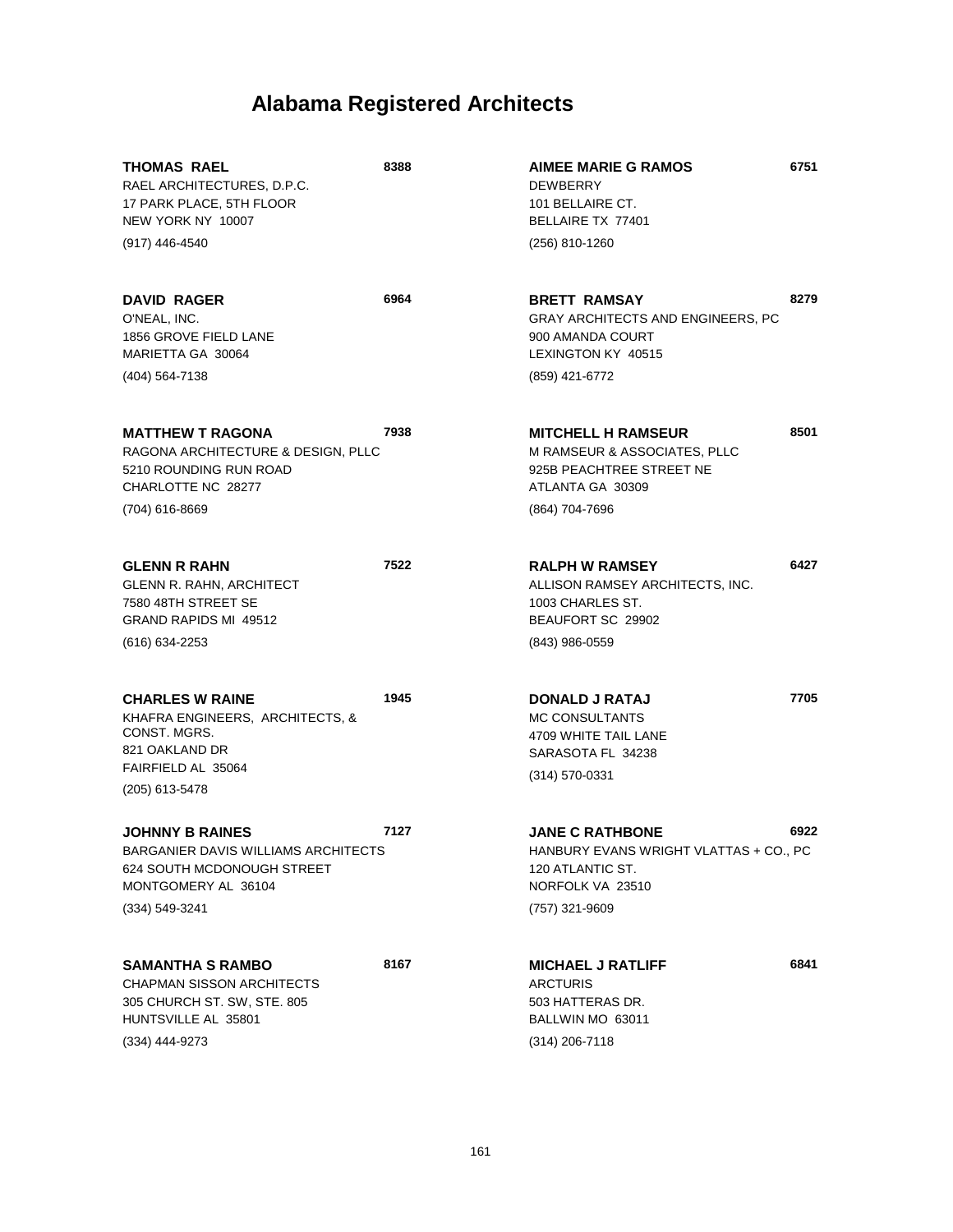# Alabama Registered Architects

**THOMAS RAEL** **8388**
RAEL ARCHITECTURES, D.P.C.
17 PARK PLACE, 5TH FLOOR
NEW YORK NY 10007
(917) 446-4540

**DAVID RAGER** **6964**
O'NEAL, INC.
1856 GROVE FIELD LANE
MARIETTA GA 30064
(404) 564-7138

**MATTHEW T RAGONA** **7938**
RAGONA ARCHITECTURE & DESIGN, PLLC
5210 ROUNDING RUN ROAD
CHARLOTTE NC 28277
(704) 616-8669

**GLENN R RAHN** **7522**
GLENN R. RAHN, ARCHITECT
7580 48TH STREET SE
GRAND RAPIDS MI 49512
(616) 634-2253

**CHARLES W RAINE** **1945**
KHAFRA ENGINEERS, ARCHITECTS, & CONST. MGRS.
821 OAKLAND DR
FAIRFIELD AL 35064
(205) 613-5478

**JOHNNY B RAINES** **7127**
BARGANIER DAVIS WILLIAMS ARCHITECTS
624 SOUTH MCDONOUGH STREET
MONTGOMERY AL 36104
(334) 549-3241

**SAMANTHA S RAMBO** **8167**
CHAPMAN SISSON ARCHITECTS
305 CHURCH ST. SW, STE. 805
HUNTSVILLE AL 35801
(334) 444-9273

**AIMEE MARIE G RAMOS** **6751**
DEWBERRY
101 BELLAIRE CT.
BELLAIRE TX 77401
(256) 810-1260

**BRETT RAMSAY** **8279**
GRAY ARCHITECTS AND ENGINEERS, PC
900 AMANDA COURT
LEXINGTON KY 40515
(859) 421-6772

**MITCHELL H RAMSEUR** **8501**
M RAMSEUR & ASSOCIATES, PLLC
925B PEACHTREE STREET NE
ATLANTA GA 30309
(864) 704-7696

**RALPH W RAMSEY** **6427**
ALLISON RAMSEY ARCHITECTS, INC.
1003 CHARLES ST.
BEAUFORT SC 29902
(843) 986-0559

**DONALD J RATAJ** **7705**
MC CONSULTANTS
4709 WHITE TAIL LANE
SARASOTA FL 34238
(314) 570-0331

**JANE C RATHBONE** **6922**
HANBURY EVANS WRIGHT VLATTAS + CO., PC
120 ATLANTIC ST.
NORFOLK VA 23510
(757) 321-9609

**MICHAEL J RATLIFF** **6841**
ARCTURIS
503 HATTERAS DR.
BALLWIN MO 63011
(314) 206-7118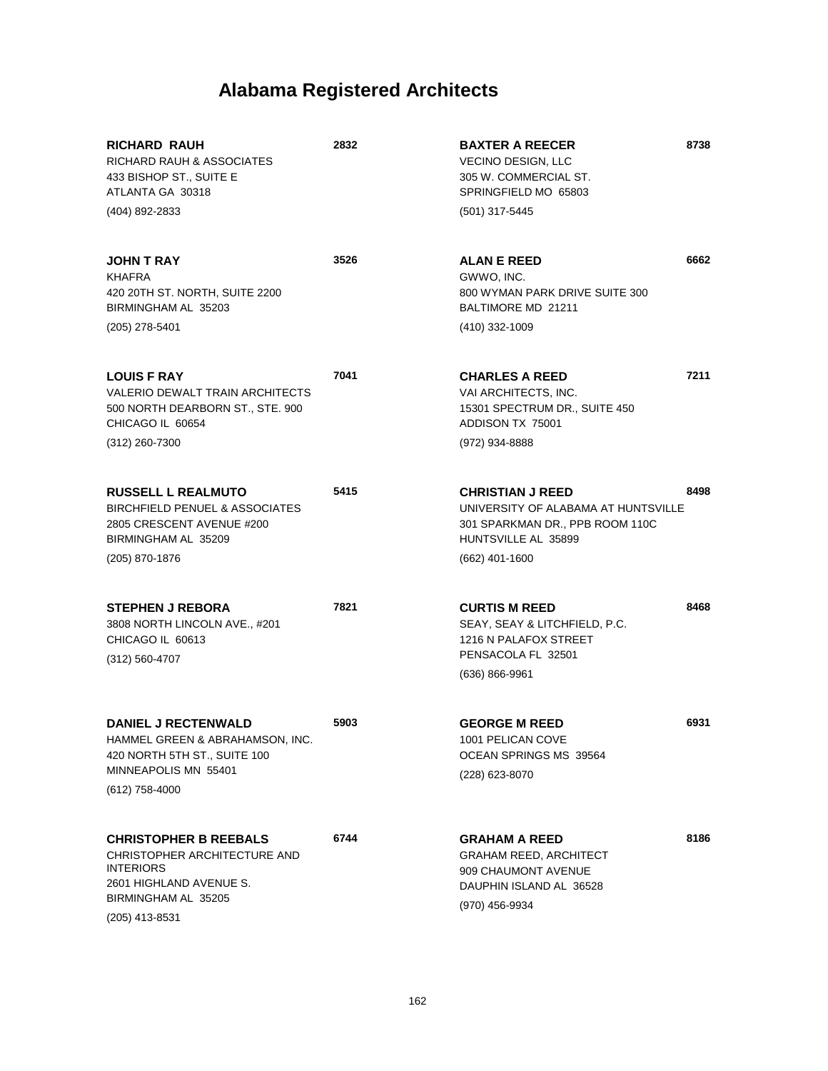# Alabama Registered Architects

**RICHARD RAUH** **2832**
RICHARD RAUH & ASSOCIATES
433 BISHOP ST., SUITE E
ATLANTA GA 30318
(404) 892-2833

**JOHN T RAY** **3526**
KHAFRA
420 20TH ST. NORTH, SUITE 2200
BIRMINGHAM AL 35203
(205) 278-5401

**LOUIS F RAY** **7041**
VALERIO DEWALT TRAIN ARCHITECTS
500 NORTH DEARBORN ST., STE. 900
CHICAGO IL 60654
(312) 260-7300

**RUSSELL L REALMUTO** **5415**
BIRCHFIELD PENUEL & ASSOCIATES
2805 CRESCENT AVENUE #200
BIRMINGHAM AL 35209
(205) 870-1876

**STEPHEN J REBORA** **7821**
3808 NORTH LINCOLN AVE., #201
CHICAGO IL 60613
(312) 560-4707

**DANIEL J RECTENWALD** **5903**
HAMMEL GREEN & ABRAHAMSON, INC.
420 NORTH 5TH ST., SUITE 100
MINNEAPOLIS MN 55401
(612) 758-4000

**CHRISTOPHER B REEBALS** **6744**
CHRISTOPHER ARCHITECTURE AND INTERIORS
2601 HIGHLAND AVENUE S.
BIRMINGHAM AL 35205
(205) 413-8531

**BAXTER A REECER** **8738**
VECINO DESIGN, LLC
305 W. COMMERCIAL ST.
SPRINGFIELD MO 65803
(501) 317-5445

**ALAN E REED** **6662**
GWWO, INC.
800 WYMAN PARK DRIVE SUITE 300
BALTIMORE MD 21211
(410) 332-1009

**CHARLES A REED** **7211**
VAI ARCHITECTS, INC.
15301 SPECTRUM DR., SUITE 450
ADDISON TX 75001
(972) 934-8888

**CHRISTIAN J REED** **8498**
UNIVERSITY OF ALABAMA AT HUNTSVILLE
301 SPARKMAN DR., PPB ROOM 110C
HUNTSVILLE AL 35899
(662) 401-1600

**CURTIS M REED** **8468**
SEAY, SEAY & LITCHFIELD, P.C.
1216 N PALAFOX STREET
PENSACOLA FL 32501
(636) 866-9961

**GEORGE M REED** **6931**
1001 PELICAN COVE
OCEAN SPRINGS MS 39564
(228) 623-8070

**GRAHAM A REED** **8186**
GRAHAM REED, ARCHITECT
909 CHAUMONT AVENUE
DAUPHIN ISLAND AL 36528
(970) 456-9934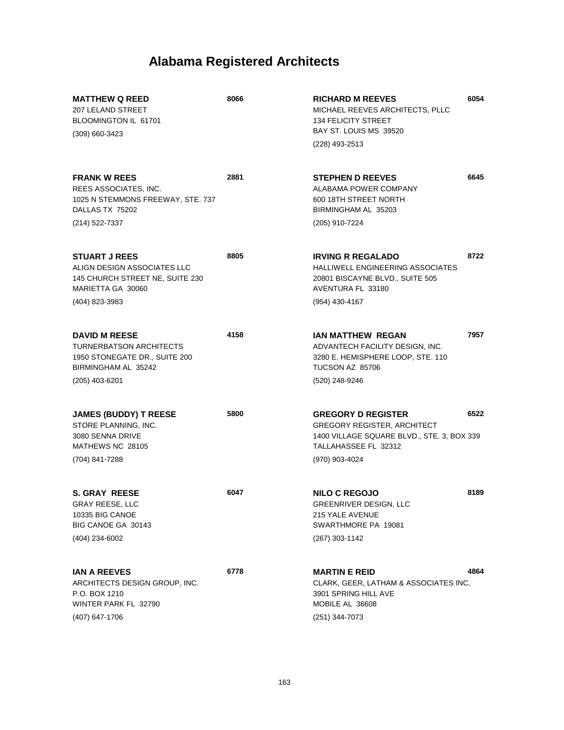# Alabama Registered Architects

**MATTHEW Q REED** **8066**
207 LELAND STREET
BLOOMINGTON IL 61701
(309) 660-3423

**FRANK W REES** **2881**
REES ASSOCIATES, INC.
1025 N STEMMONS FREEWAY, STE. 737
DALLAS TX 75202
(214) 522-7337

**STUART J REES** **8805**
ALIGN DESIGN ASSOCIATES LLC
145 CHURCH STREET NE, SUITE 230
MARIETTA GA 30060
(404) 823-3983

**DAVID M REESE** **4158**
TURNERBATSON ARCHITECTS
1950 STONEGATE DR., SUITE 200
BIRMINGHAM AL 35242
(205) 403-6201

**JAMES (BUDDY) T REESE** **5800**
STORE PLANNING, INC.
3080 SENNA DRIVE
MATHEWS NC 28105
(704) 841-7288

**S. GRAY REESE** **6047**
GRAY REESE, LLC
10335 BIG CANOE
BIG CANOE GA 30143
(404) 234-6002

**IAN A REEVES** **6778**
ARCHITECTS DESIGN GROUP, INC.
P.O. BOX 1210
WINTER PARK FL 32790
(407) 647-1706

**RICHARD M REEVES** **6054**
MICHAEL REEVES ARCHITECTS, PLLC
134 FELICITY STREET
BAY ST. LOUIS MS 39520
(228) 493-2513

**STEPHEN D REEVES** **6645**
ALABAMA POWER COMPANY
600 18TH STREET NORTH
BIRMINGHAM AL 35203
(205) 910-7224

**IRVING R REGALADO** **8722**
HALLIWELL ENGINEERING ASSOCIATES
20801 BISCAYNE BLVD., SUITE 505
AVENTURA FL 33180
(954) 430-4167

**IAN MATTHEW REGAN** **7957**
ADVANTECH FACILITY DESIGN, INC.
3280 E. HEMISPHERE LOOP, STE. 110
TUCSON AZ 85706
(520) 248-9246

**GREGORY D REGISTER** **6522**
GREGORY REGISTER, ARCHITECT
1400 VILLAGE SQUARE BLVD., STE. 3, BOX 339
TALLAHASSEE FL 32312
(970) 903-4024

**NILO C REGOJO** **8189**
GREENRIVER DESIGN, LLC
215 YALE AVENUE
SWARTHMORE PA 19081
(267) 303-1142

**MARTIN E REID** **4864**
CLARK, GEER, LATHAM & ASSOCIATES INC.
3901 SPRING HILL AVE
MOBILE AL 36608
(251) 344-7073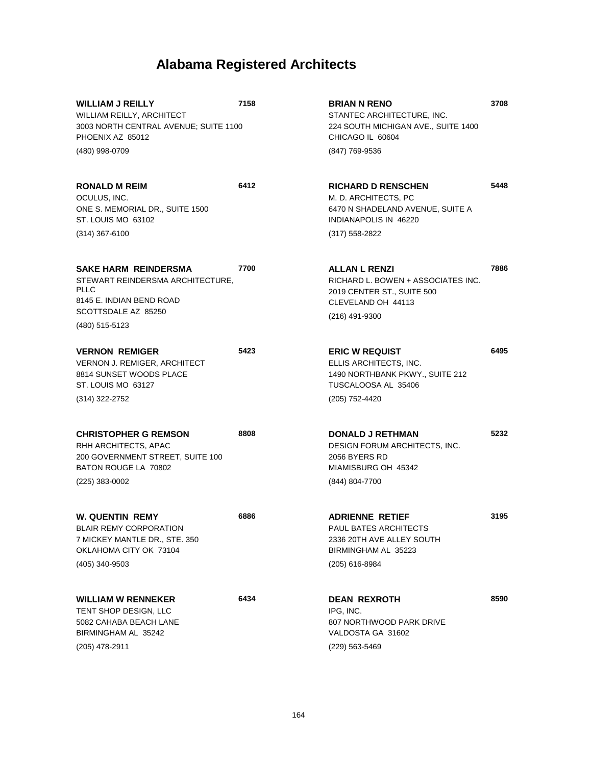# Alabama Registered Architects

**WILLIAM J REILLY** **7158**
WILLIAM REILLY, ARCHITECT
3003 NORTH CENTRAL AVENUE; SUITE 1100
PHOENIX AZ 85012
(480) 998-0709

**RONALD M REIM** **6412**
OCULUS, INC.
ONE S. MEMORIAL DR., SUITE 1500
ST. LOUIS MO 63102
(314) 367-6100

**SAKE HARM REINDERSMA** **7700**
STEWART REINDERSMA ARCHITECTURE, PLLC
8145 E. INDIAN BEND ROAD
SCOTTSDALE AZ 85250
(480) 515-5123

**VERNON REMIGER** **5423**
VERNON J. REMIGER, ARCHITECT
8814 SUNSET WOODS PLACE
ST. LOUIS MO 63127
(314) 322-2752

**CHRISTOPHER G REMSON** **8808**
RHH ARCHITECTS, APAC
200 GOVERNMENT STREET, SUITE 100
BATON ROUGE LA 70802
(225) 383-0002

**W. QUENTIN REMY** **6886**
BLAIR REMY CORPORATION
7 MICKEY MANTLE DR., STE. 350
OKLAHOMA CITY OK 73104
(405) 340-9503

**WILLIAM W RENNEKER** **6434**
TENT SHOP DESIGN, LLC
5082 CAHABA BEACH LANE
BIRMINGHAM AL 35242
(205) 478-2911

**BRIAN N RENO** **3708**
STANTEC ARCHITECTURE, INC.
224 SOUTH MICHIGAN AVE., SUITE 1400
CHICAGO IL 60604
(847) 769-9536

**RICHARD D RENSCHEN** **5448**
M. D. ARCHITECTS, PC
6470 N SHADELAND AVENUE, SUITE A
INDIANAPOLIS IN 46220
(317) 558-2822

**ALLAN L RENZI** **7886**
RICHARD L. BOWEN + ASSOCIATES INC.
2019 CENTER ST., SUITE 500
CLEVELAND OH 44113
(216) 491-9300

**ERIC W REQUIST** **6495**
ELLIS ARCHITECTS, INC.
1490 NORTHBANK PKWY., SUITE 212
TUSCALOOSA AL 35406
(205) 752-4420

**DONALD J RETHMAN** **5232**
DESIGN FORUM ARCHITECTS, INC.
2056 BYERS RD
MIAMISBURG OH 45342
(844) 804-7700

**ADRIENNE RETIEF** **3195**
PAUL BATES ARCHITECTS
2336 20TH AVE ALLEY SOUTH
BIRMINGHAM AL 35223
(205) 616-8984

**DEAN REXROTH** **8590**
IPG, INC.
807 NORTHWOOD PARK DRIVE
VALDOSTA GA 31602
(229) 563-5469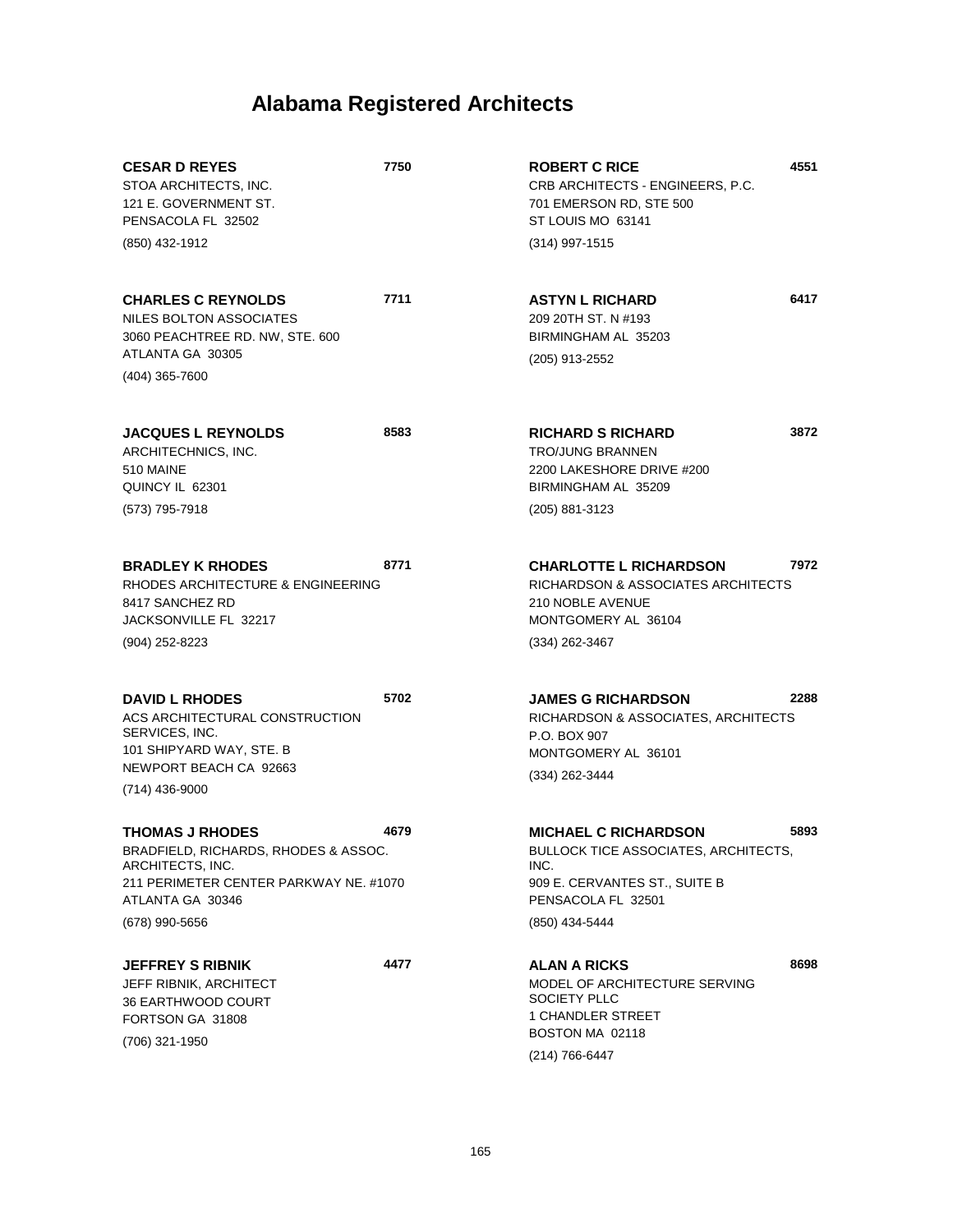# Alabama Registered Architects

**CESAR D REYES** **7750**
STOA ARCHITECTS, INC.
121 E. GOVERNMENT ST.
PENSACOLA FL 32502
(850) 432-1912

**CHARLES C REYNOLDS** **7711**
NILES BOLTON ASSOCIATES
3060 PEACHTREE RD. NW, STE. 600
ATLANTA GA 30305
(404) 365-7600

**JACQUES L REYNOLDS** **8583**
ARCHITECHNICS, INC.
510 MAINE
QUINCY IL 62301
(573) 795-7918

**BRADLEY K RHODES** **8771**
RHODES ARCHITECTURE & ENGINEERING
8417 SANCHEZ RD
JACKSONVILLE FL 32217
(904) 252-8223

**DAVID L RHODES** **5702**
ACS ARCHITECTURAL CONSTRUCTION SERVICES, INC.
101 SHIPYARD WAY, STE. B
NEWPORT BEACH CA 92663
(714) 436-9000

**THOMAS J RHODES** **4679**
BRADFIELD, RICHARDS, RHODES & ASSOC. ARCHITECTS, INC.
211 PERIMETER CENTER PARKWAY NE. #1070
ATLANTA GA 30346
(678) 990-5656

**JEFFREY S RIBNIK** **4477**
JEFF RIBNIK, ARCHITECT
36 EARTHWOOD COURT
FORTSON GA 31808
(706) 321-1950

**ROBERT C RICE** **4551**
CRB ARCHITECTS - ENGINEERS, P.C.
701 EMERSON RD, STE 500
ST LOUIS MO 63141
(314) 997-1515

**ASTYN L RICHARD** **6417**
209 20TH ST. N #193
BIRMINGHAM AL 35203
(205) 913-2552

**RICHARD S RICHARD** **3872**
TRO/JUNG BRANNEN
2200 LAKESHORE DRIVE #200
BIRMINGHAM AL 35209
(205) 881-3123

**CHARLOTTE L RICHARDSON** **7972**
RICHARDSON & ASSOCIATES ARCHITECTS
210 NOBLE AVENUE
MONTGOMERY AL 36104
(334) 262-3467

**JAMES G RICHARDSON** **2288**
RICHARDSON & ASSOCIATES, ARCHITECTS
P.O. BOX 907
MONTGOMERY AL 36101
(334) 262-3444

**MICHAEL C RICHARDSON** **5893**
BULLOCK TICE ASSOCIATES, ARCHITECTS, INC.
909 E. CERVANTES ST., SUITE B
PENSACOLA FL 32501
(850) 434-5444

**ALAN A RICKS** **8698**
MODEL OF ARCHITECTURE SERVING SOCIETY PLLC
1 CHANDLER STREET
BOSTON MA 02118
(214) 766-6447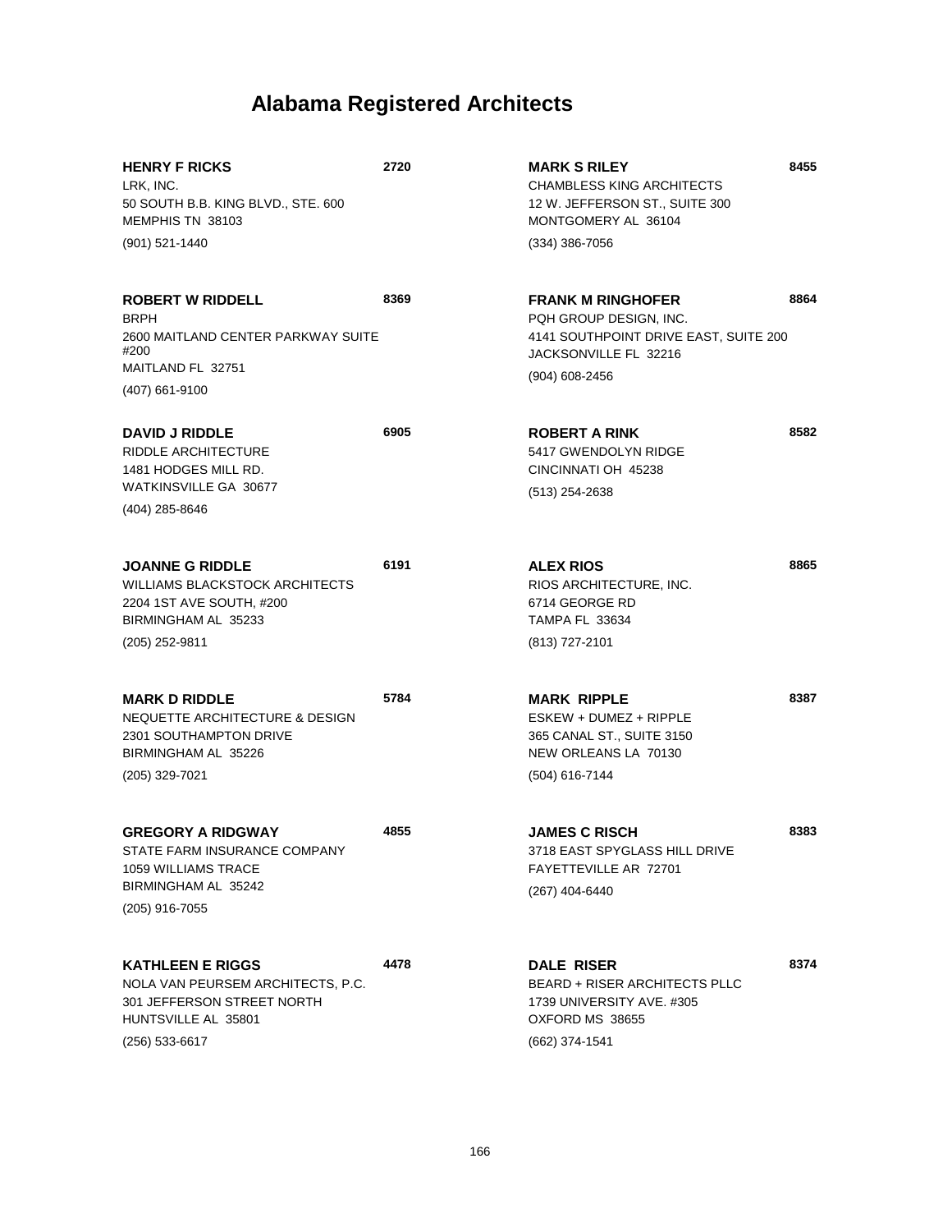# Alabama Registered Architects

**HENRY F RICKS** **2720**
LRK, INC.
50 SOUTH B.B. KING BLVD., STE. 600
MEMPHIS TN 38103
(901) 521-1440

**ROBERT W RIDDELL** **8369**
BRPH
2600 MAITLAND CENTER PARKWAY SUITE #200
MAITLAND FL 32751
(407) 661-9100

**DAVID J RIDDLE** **6905**
RIDDLE ARCHITECTURE
1481 HODGES MILL RD.
WATKINSVILLE GA 30677
(404) 285-8646

**JOANNE G RIDDLE** **6191**
WILLIAMS BLACKSTOCK ARCHITECTS
2204 1ST AVE SOUTH, #200
BIRMINGHAM AL 35233
(205) 252-9811

**MARK D RIDDLE** **5784**
NEQUETTE ARCHITECTURE & DESIGN
2301 SOUTHAMPTON DRIVE
BIRMINGHAM AL 35226
(205) 329-7021

**GREGORY A RIDGWAY** **4855**
STATE FARM INSURANCE COMPANY
1059 WILLIAMS TRACE
BIRMINGHAM AL 35242
(205) 916-7055

**KATHLEEN E RIGGS** **4478**
NOLA VAN PEURSEM ARCHITECTS, P.C.
301 JEFFERSON STREET NORTH
HUNTSVILLE AL 35801
(256) 533-6617

**MARK S RILEY** **8455**
CHAMBLESS KING ARCHITECTS
12 W. JEFFERSON ST., SUITE 300
MONTGOMERY AL 36104
(334) 386-7056

**FRANK M RINGHOFER** **8864**
PQH GROUP DESIGN, INC.
4141 SOUTHPOINT DRIVE EAST, SUITE 200
JACKSONVILLE FL 32216
(904) 608-2456

**ROBERT A RINK** **8582**
5417 GWENDOLYN RIDGE
CINCINNATI OH 45238
(513) 254-2638

**ALEX RIOS** **8865**
RIOS ARCHITECTURE, INC.
6714 GEORGE RD
TAMPA FL 33634
(813) 727-2101

**MARK RIPPLE** **8387**
ESKEW + DUMEZ + RIPPLE
365 CANAL ST., SUITE 3150
NEW ORLEANS LA 70130
(504) 616-7144

**JAMES C RISCH** **8383**
3718 EAST SPYGLASS HILL DRIVE
FAYETTEVILLE AR 72701
(267) 404-6440

**DALE RISER** **8374**
BEARD + RISER ARCHITECTS PLLC
1739 UNIVERSITY AVE. #305
OXFORD MS 38655
(662) 374-1541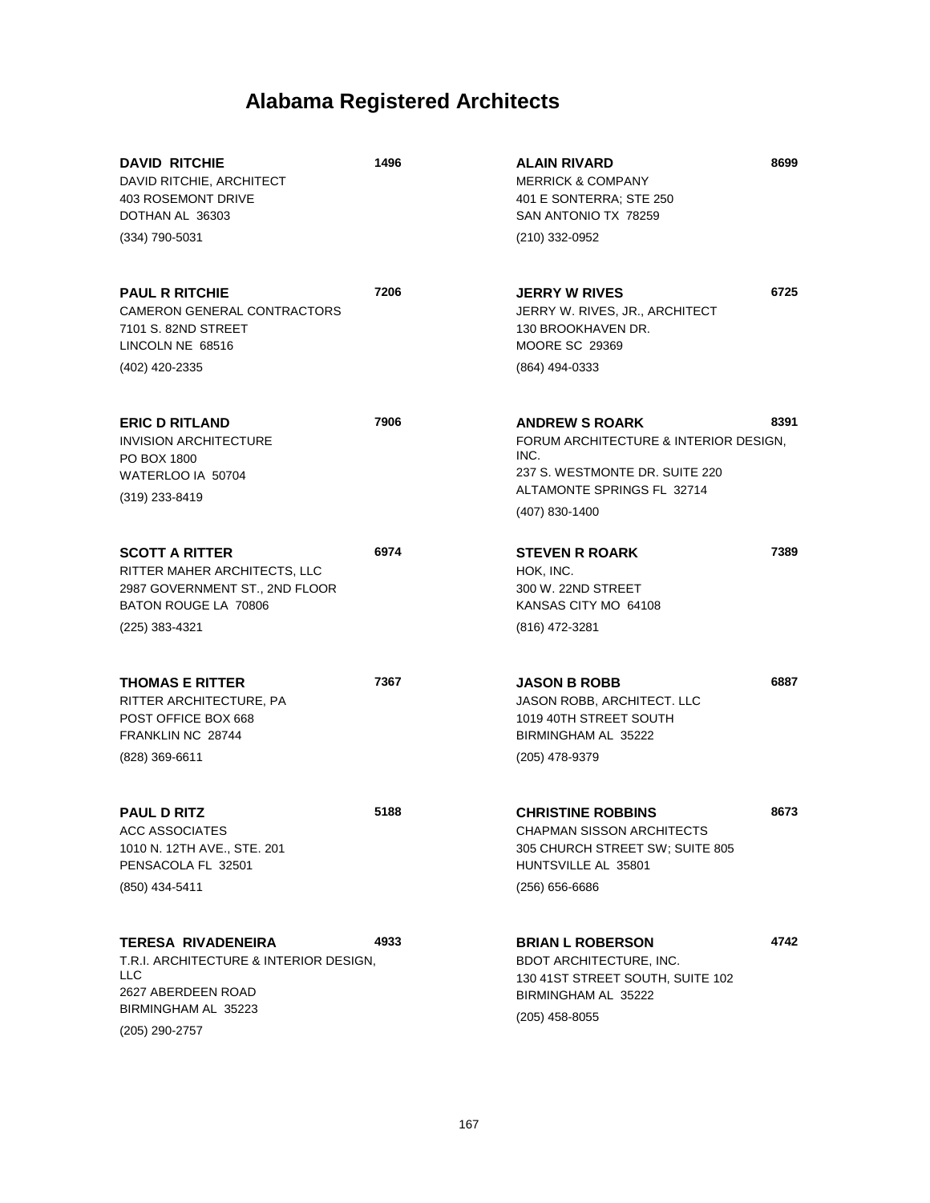# Alabama Registered Architects

**DAVID RITCHIE** 1496
DAVID RITCHIE, ARCHITECT
403 ROSEMONT DRIVE
DOTHAN AL 36303
(334) 790-5031

**PAUL R RITCHIE** 7206
CAMERON GENERAL CONTRACTORS
7101 S. 82ND STREET
LINCOLN NE 68516
(402) 420-2335

**ERIC D RITLAND** 7906
INVISION ARCHITECTURE
PO BOX 1800
WATERLOO IA 50704
(319) 233-8419

**SCOTT A RITTER** 6974
RITTER MAHER ARCHITECTS, LLC
2987 GOVERNMENT ST., 2ND FLOOR
BATON ROUGE LA 70806
(225) 383-4321

**THOMAS E RITTER** 7367
RITTER ARCHITECTURE, PA
POST OFFICE BOX 668
FRANKLIN NC 28744
(828) 369-6611

**PAUL D RITZ** 5188
ACC ASSOCIATES
1010 N. 12TH AVE., STE. 201
PENSACOLA FL 32501
(850) 434-5411

**TERESA RIVADENEIRA** 4933
T.R.I. ARCHITECTURE & INTERIOR DESIGN, LLC
2627 ABERDEEN ROAD
BIRMINGHAM AL 35223
(205) 290-2757

**ALAIN RIVARD** 8699
MERRICK & COMPANY
401 E SONTERRA; STE 250
SAN ANTONIO TX 78259
(210) 332-0952

**JERRY W RIVES** 6725
JERRY W. RIVES, JR., ARCHITECT
130 BROOKHAVEN DR.
MOORE SC 29369
(864) 494-0333

**ANDREW S ROARK** 8391
FORUM ARCHITECTURE & INTERIOR DESIGN, INC.
237 S. WESTMONTE DR. SUITE 220
ALTAMONTE SPRINGS FL 32714
(407) 830-1400

**STEVEN R ROARK** 7389
HOK, INC.
300 W. 22ND STREET
KANSAS CITY MO 64108
(816) 472-3281

**JASON B ROBB** 6887
JASON ROBB, ARCHITECT. LLC
1019 40TH STREET SOUTH
BIRMINGHAM AL 35222
(205) 478-9379

**CHRISTINE ROBBINS** 8673
CHAPMAN SISSON ARCHITECTS
305 CHURCH STREET SW; SUITE 805
HUNTSVILLE AL 35801
(256) 656-6686

**BRIAN L ROBERSON** 4742
BDOT ARCHITECTURE, INC.
130 41ST STREET SOUTH, SUITE 102
BIRMINGHAM AL 35222
(205) 458-8055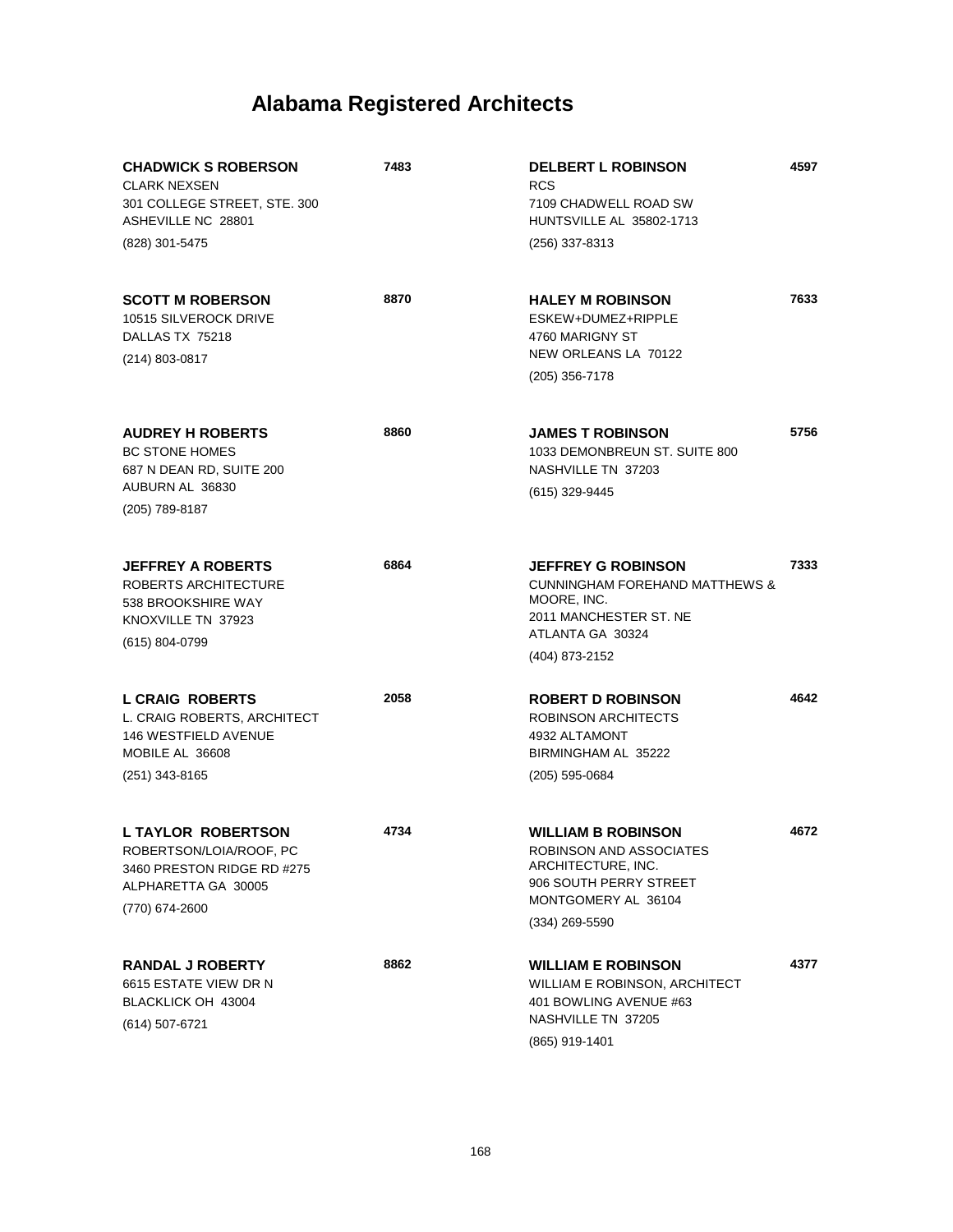# Alabama Registered Architects

**CHADWICK S ROBERSON** **7483**
CLARK NEXSEN
301 COLLEGE STREET, STE. 300
ASHEVILLE NC 28801
(828) 301-5475

**SCOTT M ROBERSON** **8870**
10515 SILVEROCK DRIVE
DALLAS TX 75218
(214) 803-0817

**AUDREY H ROBERTS** **8860**
BC STONE HOMES
687 N DEAN RD, SUITE 200
AUBURN AL 36830
(205) 789-8187

**JEFFREY A ROBERTS** **6864**
ROBERTS ARCHITECTURE
538 BROOKSHIRE WAY
KNOXVILLE TN 37923
(615) 804-0799

**L CRAIG ROBERTS** **2058**
L. CRAIG ROBERTS, ARCHITECT
146 WESTFIELD AVENUE
MOBILE AL 36608
(251) 343-8165

**L TAYLOR ROBERTSON** **4734**
ROBERTSON/LOIA/ROOF, PC
3460 PRESTON RIDGE RD #275
ALPHARETTA GA 30005
(770) 674-2600

**RANDAL J ROBERTY** **8862**
6615 ESTATE VIEW DR N
BLACKLICK OH 43004
(614) 507-6721

**DELBERT L ROBINSON** **4597**
RCS
7109 CHADWELL ROAD SW
HUNTSVILLE AL 35802-1713
(256) 337-8313

**HALEY M ROBINSON** **7633**
ESKEW+DUMEZ+RIPPLE
4760 MARIGNY ST
NEW ORLEANS LA 70122
(205) 356-7178

**JAMES T ROBINSON** **5756**
1033 DEMONBREUN ST. SUITE 800
NASHVILLE TN 37203
(615) 329-9445

**JEFFREY G ROBINSON** **7333**
CUNNINGHAM FOREHAND MATTHEWS & MOORE, INC.
2011 MANCHESTER ST. NE
ATLANTA GA 30324
(404) 873-2152

**ROBERT D ROBINSON** **4642**
ROBINSON ARCHITECTS
4932 ALTAMONT
BIRMINGHAM AL 35222
(205) 595-0684

**WILLIAM B ROBINSON** **4672**
ROBINSON AND ASSOCIATES ARCHITECTURE, INC.
906 SOUTH PERRY STREET
MONTGOMERY AL 36104
(334) 269-5590

**WILLIAM E ROBINSON** **4377**
WILLIAM E ROBINSON, ARCHITECT
401 BOWLING AVENUE #63
NASHVILLE TN 37205
(865) 919-1401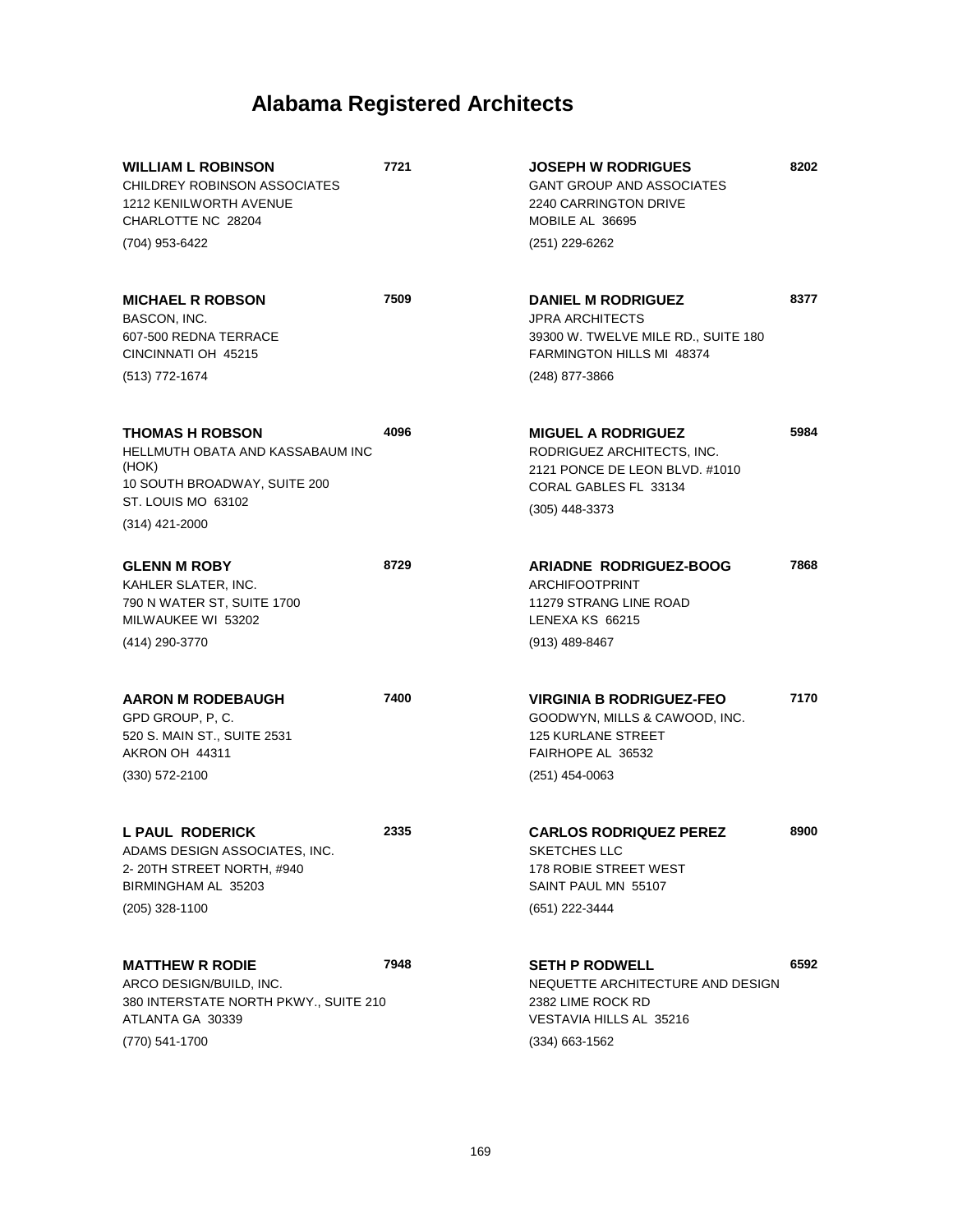# Alabama Registered Architects

**WILLIAM L ROBINSON** **7721**
CHILDREY ROBINSON ASSOCIATES
1212 KENILWORTH AVENUE
CHARLOTTE NC 28204
(704) 953-6422

**MICHAEL R ROBSON** **7509**
BASCON, INC.
607-500 REDNA TERRACE
CINCINNATI OH 45215
(513) 772-1674

**THOMAS H ROBSON** **4096**
HELLMUTH OBATA AND KASSABAUM INC (HOK)
10 SOUTH BROADWAY, SUITE 200
ST. LOUIS MO 63102
(314) 421-2000

**GLENN M ROBY** **8729**
KAHLER SLATER, INC.
790 N WATER ST, SUITE 1700
MILWAUKEE WI 53202
(414) 290-3770

**AARON M RODEBAUGH** **7400**
GPD GROUP, P, C.
520 S. MAIN ST., SUITE 2531
AKRON OH 44311
(330) 572-2100

**L PAUL RODERICK** **2335**
ADAMS DESIGN ASSOCIATES, INC.
2- 20TH STREET NORTH, #940
BIRMINGHAM AL 35203
(205) 328-1100

**MATTHEW R RODIE** **7948**
ARCO DESIGN/BUILD, INC.
380 INTERSTATE NORTH PKWY., SUITE 210
ATLANTA GA 30339
(770) 541-1700

**JOSEPH W RODRIGUES** **8202**
GANT GROUP AND ASSOCIATES
2240 CARRINGTON DRIVE
MOBILE AL 36695
(251) 229-6262

**DANIEL M RODRIGUEZ** **8377**
JPRA ARCHITECTS
39300 W. TWELVE MILE RD., SUITE 180
FARMINGTON HILLS MI 48374
(248) 877-3866

**MIGUEL A RODRIGUEZ** **5984**
RODRIGUEZ ARCHITECTS, INC.
2121 PONCE DE LEON BLVD. #1010
CORAL GABLES FL 33134
(305) 448-3373

**ARIADNE RODRIGUEZ-BOOG** **7868**
ARCHIFOOTPRINT
11279 STRANG LINE ROAD
LENEXA KS 66215
(913) 489-8467

**VIRGINIA B RODRIGUEZ-FEO** **7170**
GOODWYN, MILLS & CAWOOD, INC.
125 KURLANE STREET
FAIRHOPE AL 36532
(251) 454-0063

**CARLOS RODRIQUEZ PEREZ** **8900**
SKETCHES LLC
178 ROBIE STREET WEST
SAINT PAUL MN 55107
(651) 222-3444

**SETH P RODWELL** **6592**
NEQUETTE ARCHITECTURE AND DESIGN
2382 LIME ROCK RD
VESTAVIA HILLS AL 35216
(334) 663-1562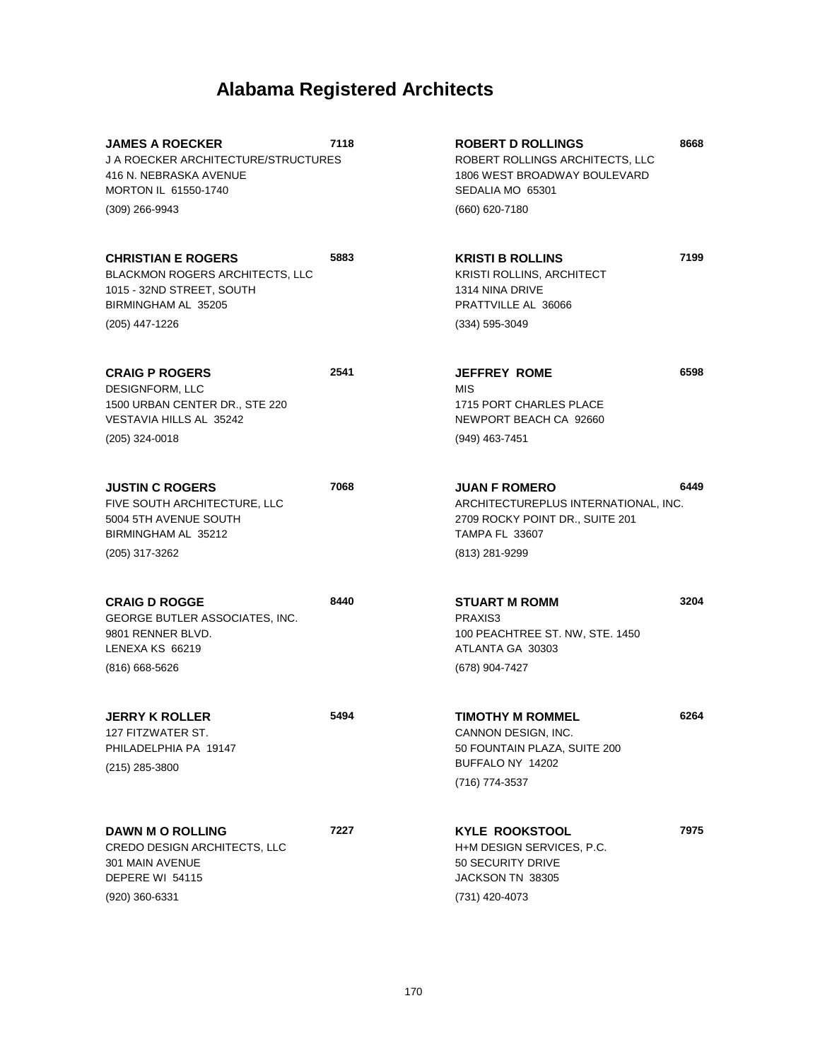# Alabama Registered Architects

**JAMES A ROECKER** **7118**
J A ROECKER ARCHITECTURE/STRUCTURES
416 N. NEBRASKA AVENUE
MORTON IL 61550-1740
(309) 266-9943

**CHRISTIAN E ROGERS** **5883**
BLACKMON ROGERS ARCHITECTS, LLC
1015 - 32ND STREET, SOUTH
BIRMINGHAM AL 35205
(205) 447-1226

**CRAIG P ROGERS** **2541**
DESIGNFORM, LLC
1500 URBAN CENTER DR., STE 220
VESTAVIA HILLS AL 35242
(205) 324-0018

**JUSTIN C ROGERS** **7068**
FIVE SOUTH ARCHITECTURE, LLC
5004 5TH AVENUE SOUTH
BIRMINGHAM AL 35212
(205) 317-3262

**CRAIG D ROGGE** **8440**
GEORGE BUTLER ASSOCIATES, INC.
9801 RENNER BLVD.
LENEXA KS 66219
(816) 668-5626

**JERRY K ROLLER** **5494**
127 FITZWATER ST.
PHILADELPHIA PA 19147
(215) 285-3800

**DAWN M O ROLLING** **7227**
CREDO DESIGN ARCHITECTS, LLC
301 MAIN AVENUE
DEPERE WI 54115
(920) 360-6331

**ROBERT D ROLLINGS** **8668**
ROBERT ROLLINGS ARCHITECTS, LLC
1806 WEST BROADWAY BOULEVARD
SEDALIA MO 65301
(660) 620-7180

**KRISTI B ROLLINS** **7199**
KRISTI ROLLINS, ARCHITECT
1314 NINA DRIVE
PRATTVILLE AL 36066
(334) 595-3049

**JEFFREY ROME** **6598**
MIS
1715 PORT CHARLES PLACE
NEWPORT BEACH CA 92660
(949) 463-7451

**JUAN F ROMERO** **6449**
ARCHITECTUREPLUS INTERNATIONAL, INC.
2709 ROCKY POINT DR., SUITE 201
TAMPA FL 33607
(813) 281-9299

**STUART M ROMM** **3204**
PRAXIS3
100 PEACHTREE ST. NW, STE. 1450
ATLANTA GA 30303
(678) 904-7427

**TIMOTHY M ROMMEL** **6264**
CANNON DESIGN, INC.
50 FOUNTAIN PLAZA, SUITE 200
BUFFALO NY 14202
(716) 774-3537

**KYLE ROOKSTOOL** **7975**
H+M DESIGN SERVICES, P.C.
50 SECURITY DRIVE
JACKSON TN 38305
(731) 420-4073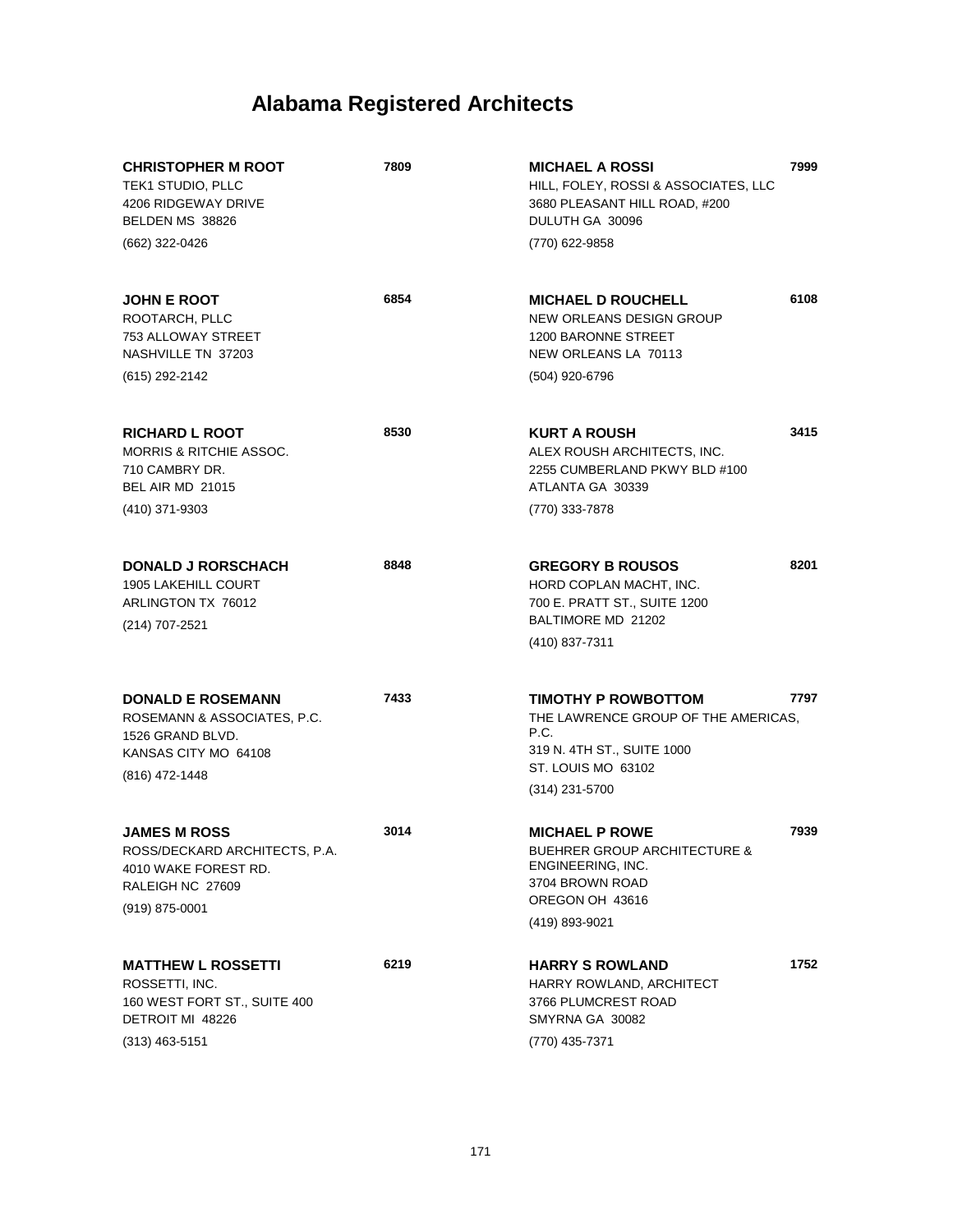# Alabama Registered Architects

**CHRISTOPHER M ROOT** 7809
TEK1 STUDIO, PLLC
4206 RIDGEWAY DRIVE
BELDEN MS 38826
(662) 322-0426

**JOHN E ROOT** 6854
ROOTARCH, PLLC
753 ALLOWAY STREET
NASHVILLE TN 37203
(615) 292-2142

**RICHARD L ROOT** 8530
MORRIS & RITCHIE ASSOC.
710 CAMBRY DR.
BEL AIR MD 21015
(410) 371-9303

**DONALD J RORSCHACH** 8848
1905 LAKEHILL COURT
ARLINGTON TX 76012
(214) 707-2521

**DONALD E ROSEMANN** 7433
ROSEMANN & ASSOCIATES, P.C.
1526 GRAND BLVD.
KANSAS CITY MO 64108
(816) 472-1448

**JAMES M ROSS** 3014
ROSS/DECKARD ARCHITECTS, P.A.
4010 WAKE FOREST RD.
RALEIGH NC 27609
(919) 875-0001

**MATTHEW L ROSSETTI** 6219
ROSSETTI, INC.
160 WEST FORT ST., SUITE 400
DETROIT MI 48226
(313) 463-5151

**MICHAEL A ROSSI** 7999
HILL, FOLEY, ROSSI & ASSOCIATES, LLC
3680 PLEASANT HILL ROAD, #200
DULUTH GA 30096
(770) 622-9858

**MICHAEL D ROUCHELL** 6108
NEW ORLEANS DESIGN GROUP
1200 BARONNE STREET
NEW ORLEANS LA 70113
(504) 920-6796

**KURT A ROUSH** 3415
ALEX ROUSH ARCHITECTS, INC.
2255 CUMBERLAND PKWY BLD #100
ATLANTA GA 30339
(770) 333-7878

**GREGORY B ROUSOS** 8201
HORD COPLAN MACHT, INC.
700 E. PRATT ST., SUITE 1200
BALTIMORE MD 21202
(410) 837-7311

**TIMOTHY P ROWBOTTOM** 7797
THE LAWRENCE GROUP OF THE AMERICAS, P.C.
319 N. 4TH ST., SUITE 1000
ST. LOUIS MO 63102
(314) 231-5700

**MICHAEL P ROWE** 7939
BUEHRER GROUP ARCHITECTURE & ENGINEERING, INC.
3704 BROWN ROAD
OREGON OH 43616
(419) 893-9021

**HARRY S ROWLAND** 1752
HARRY ROWLAND, ARCHITECT
3766 PLUMCREST ROAD
SMYRNA GA 30082
(770) 435-7371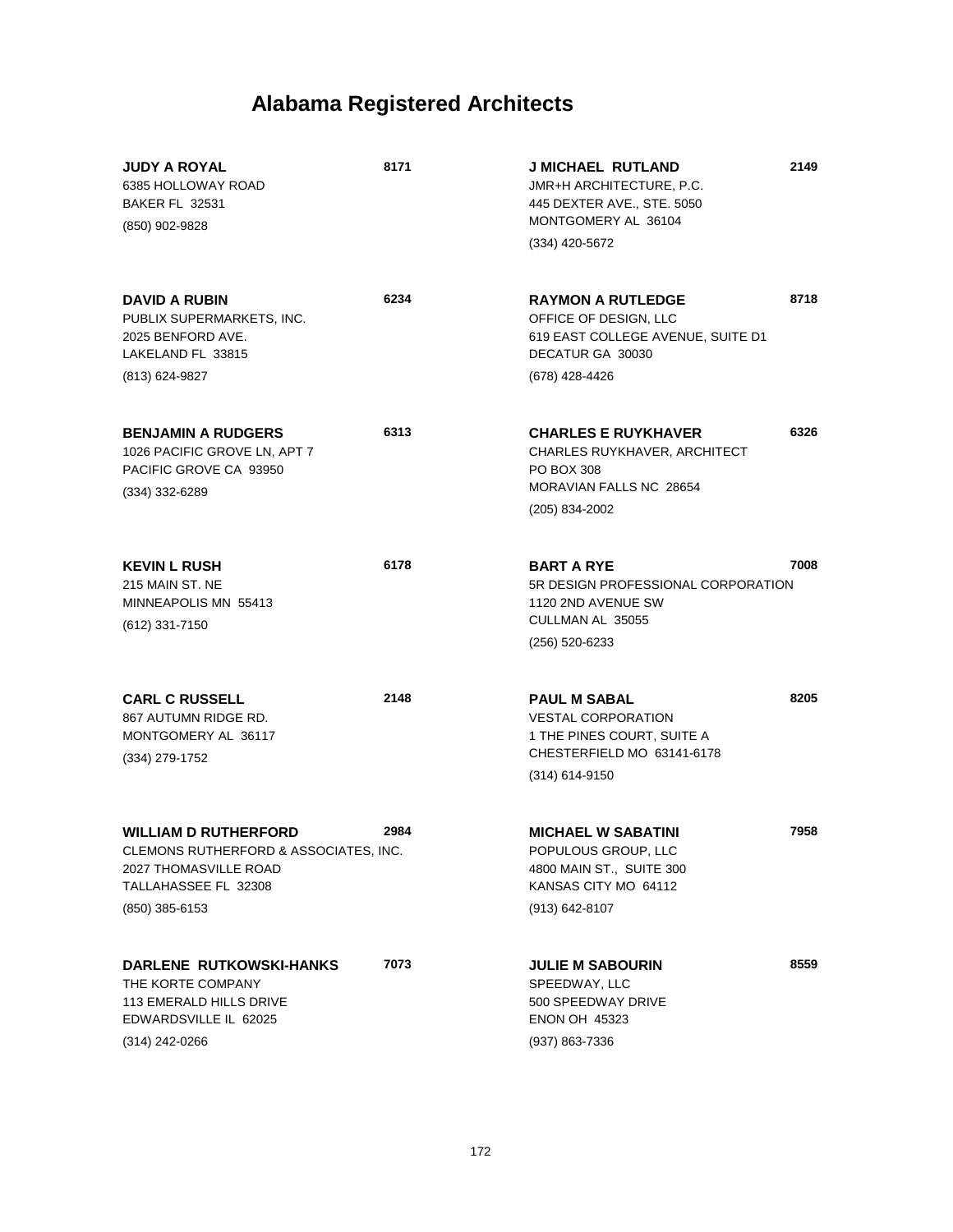# Alabama Registered Architects

**JUDY A ROYAL** **8171**
6385 HOLLOWAY ROAD
BAKER FL 32531
(850) 902-9828

**DAVID A RUBIN** **6234**
PUBLIX SUPERMARKETS, INC.
2025 BENFORD AVE.
LAKELAND FL 33815
(813) 624-9827

**BENJAMIN A RUDGERS** **6313**
1026 PACIFIC GROVE LN, APT 7
PACIFIC GROVE CA 93950
(334) 332-6289

**KEVIN L RUSH** **6178**
215 MAIN ST. NE
MINNEAPOLIS MN 55413
(612) 331-7150

**CARL C RUSSELL** **2148**
867 AUTUMN RIDGE RD.
MONTGOMERY AL 36117
(334) 279-1752

**WILLIAM D RUTHERFORD** **2984**
CLEMONS RUTHERFORD & ASSOCIATES, INC.
2027 THOMASVILLE ROAD
TALLAHASSEE FL 32308
(850) 385-6153

**DARLENE RUTKOWSKI-HANKS** **7073**
THE KORTE COMPANY
113 EMERALD HILLS DRIVE
EDWARDSVILLE IL 62025
(314) 242-0266

**J MICHAEL RUTLAND** **2149**
JMR+H ARCHITECTURE, P.C.
445 DEXTER AVE., STE. 5050
MONTGOMERY AL 36104
(334) 420-5672

**RAYMON A RUTLEDGE** **8718**
OFFICE OF DESIGN, LLC
619 EAST COLLEGE AVENUE, SUITE D1
DECATUR GA 30030
(678) 428-4426

**CHARLES E RUYKHAVER** **6326**
CHARLES RUYKHAVER, ARCHITECT
PO BOX 308
MORAVIAN FALLS NC 28654
(205) 834-2002

**BART A RYE** **7008**
5R DESIGN PROFESSIONAL CORPORATION
1120 2ND AVENUE SW
CULLMAN AL 35055
(256) 520-6233

**PAUL M SABAL** **8205**
VESTAL CORPORATION
1 THE PINES COURT, SUITE A
CHESTERFIELD MO 63141-6178
(314) 614-9150

**MICHAEL W SABATINI** **7958**
POPULOUS GROUP, LLC
4800 MAIN ST., SUITE 300
KANSAS CITY MO 64112
(913) 642-8107

**JULIE M SABOURIN** **8559**
SPEEDWAY, LLC
500 SPEEDWAY DRIVE
ENON OH 45323
(937) 863-7336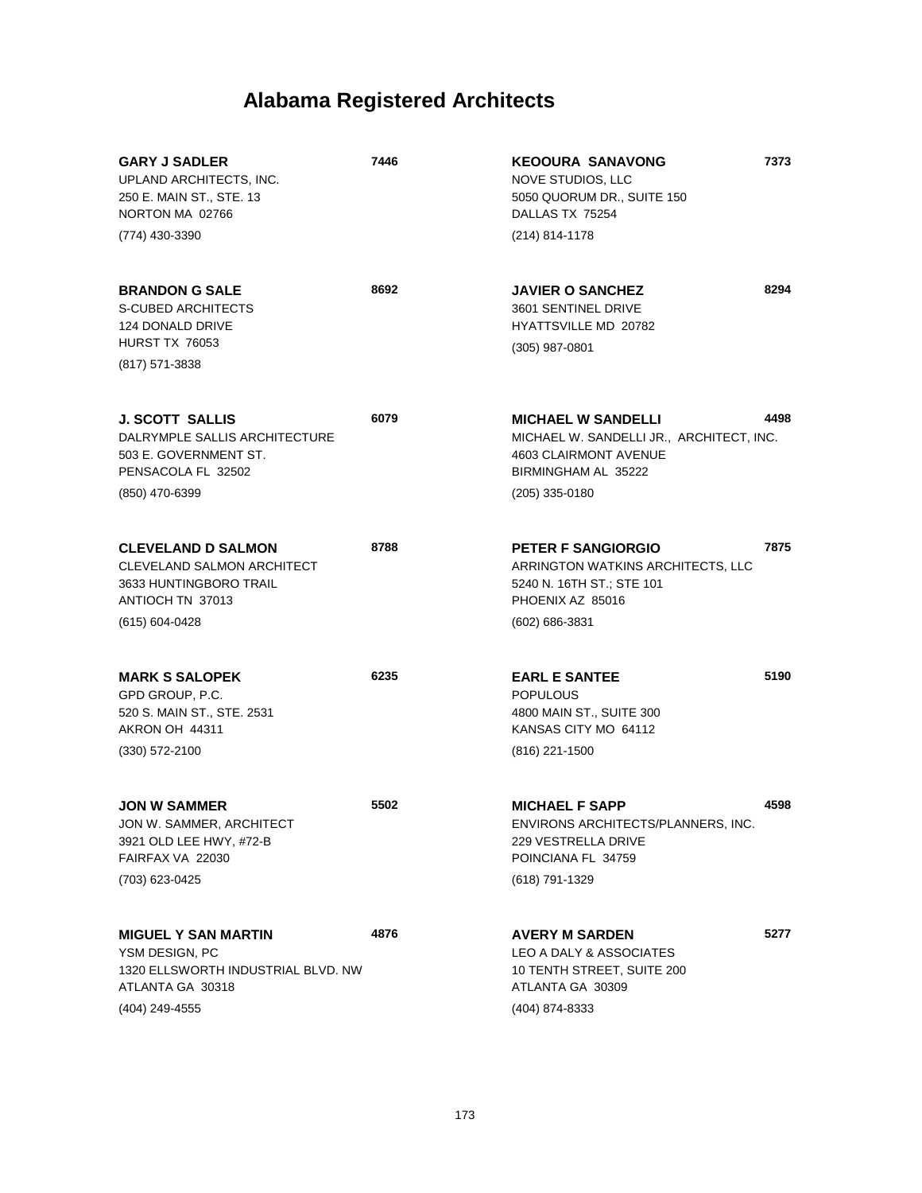# Alabama Registered Architects

**GARY J SADLER** **7446**
UPLAND ARCHITECTS, INC.
250 E. MAIN ST., STE. 13
NORTON MA 02766
(774) 430-3390

**BRANDON G SALE** **8692**
S-CUBED ARCHITECTS
124 DONALD DRIVE
HURST TX 76053
(817) 571-3838

**J. SCOTT SALLIS** **6079**
DALRYMPLE SALLIS ARCHITECTURE
503 E. GOVERNMENT ST.
PENSACOLA FL 32502
(850) 470-6399

**CLEVELAND D SALMON** **8788**
CLEVELAND SALMON ARCHITECT
3633 HUNTINGBORO TRAIL
ANTIOCH TN 37013
(615) 604-0428

**MARK S SALOPEK** **6235**
GPD GROUP, P.C.
520 S. MAIN ST., STE. 2531
AKRON OH 44311
(330) 572-2100

**JON W SAMMER** **5502**
JON W. SAMMER, ARCHITECT
3921 OLD LEE HWY, #72-B
FAIRFAX VA 22030
(703) 623-0425

**MIGUEL Y SAN MARTIN** **4876**
YSM DESIGN, PC
1320 ELLSWORTH INDUSTRIAL BLVD. NW
ATLANTA GA 30318
(404) 249-4555

**KEOOURA SANAVONG** **7373**
NOVE STUDIOS, LLC
5050 QUORUM DR., SUITE 150
DALLAS TX 75254
(214) 814-1178

**JAVIER O SANCHEZ** **8294**
3601 SENTINEL DRIVE
HYATTSVILLE MD 20782
(305) 987-0801

**MICHAEL W SANDELLI** **4498**
MICHAEL W. SANDELLI JR., ARCHITECT, INC.
4603 CLAIRMONT AVENUE
BIRMINGHAM AL 35222
(205) 335-0180

**PETER F SANGIORGIO** **7875**
ARRINGTON WATKINS ARCHITECTS, LLC
5240 N. 16TH ST.; STE 101
PHOENIX AZ 85016
(602) 686-3831

**EARL E SANTEE** **5190**
POPULOUS
4800 MAIN ST., SUITE 300
KANSAS CITY MO 64112
(816) 221-1500

**MICHAEL F SAPP** **4598**
ENVIRONS ARCHITECTS/PLANNERS, INC.
229 VESTRELLA DRIVE
POINCIANA FL 34759
(618) 791-1329

**AVERY M SARDEN** **5277**
LEO A DALY & ASSOCIATES
10 TENTH STREET, SUITE 200
ATLANTA GA 30309
(404) 874-8333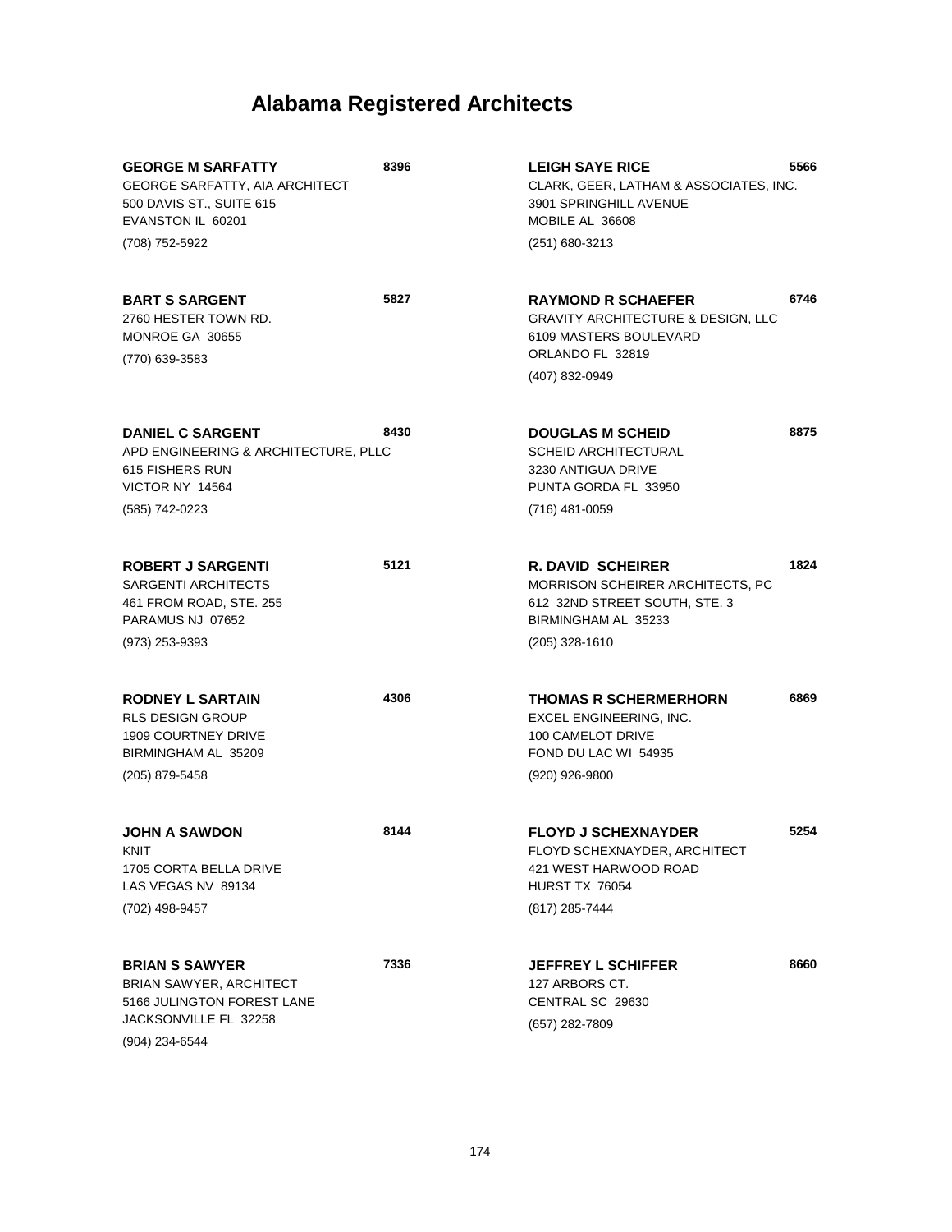# Alabama Registered Architects

**GEORGE M SARFATTY** 8396
GEORGE SARFATTY, AIA ARCHITECT
500 DAVIS ST., SUITE 615
EVANSTON IL 60201
(708) 752-5922

**BART S SARGENT** 5827
2760 HESTER TOWN RD.
MONROE GA 30655
(770) 639-3583

**DANIEL C SARGENT** 8430
APD ENGINEERING & ARCHITECTURE, PLLC
615 FISHERS RUN
VICTOR NY 14564
(585) 742-0223

**ROBERT J SARGENTI** 5121
SARGENTI ARCHITECTS
461 FROM ROAD, STE. 255
PARAMUS NJ 07652
(973) 253-9393

**RODNEY L SARTAIN** 4306
RLS DESIGN GROUP
1909 COURTNEY DRIVE
BIRMINGHAM AL 35209
(205) 879-5458

**JOHN A SAWDON** 8144
KNIT
1705 CORTA BELLA DRIVE
LAS VEGAS NV 89134
(702) 498-9457

**BRIAN S SAWYER** 7336
BRIAN SAWYER, ARCHITECT
5166 JULINGTON FOREST LANE
JACKSONVILLE FL 32258
(904) 234-6544

**LEIGH SAYE RICE** 5566
CLARK, GEER, LATHAM & ASSOCIATES, INC.
3901 SPRINGHILL AVENUE
MOBILE AL 36608
(251) 680-3213

**RAYMOND R SCHAEFER** 6746
GRAVITY ARCHITECTURE & DESIGN, LLC
6109 MASTERS BOULEVARD
ORLANDO FL 32819
(407) 832-0949

**DOUGLAS M SCHEID** 8875
SCHEID ARCHITECTURAL
3230 ANTIGUA DRIVE
PUNTA GORDA FL 33950
(716) 481-0059

**R. DAVID SCHEIRER** 1824
MORRISON SCHEIRER ARCHITECTS, PC
612 32ND STREET SOUTH, STE. 3
BIRMINGHAM AL 35233
(205) 328-1610

**THOMAS R SCHERMERHORN** 6869
EXCEL ENGINEERING, INC.
100 CAMELOT DRIVE
FOND DU LAC WI 54935
(920) 926-9800

**FLOYD J SCHEXNAYDER** 5254
FLOYD SCHEXNAYDER, ARCHITECT
421 WEST HARWOOD ROAD
HURST TX 76054
(817) 285-7444

**JEFFREY L SCHIFFER** 8660
127 ARBORS CT.
CENTRAL SC 29630
(657) 282-7809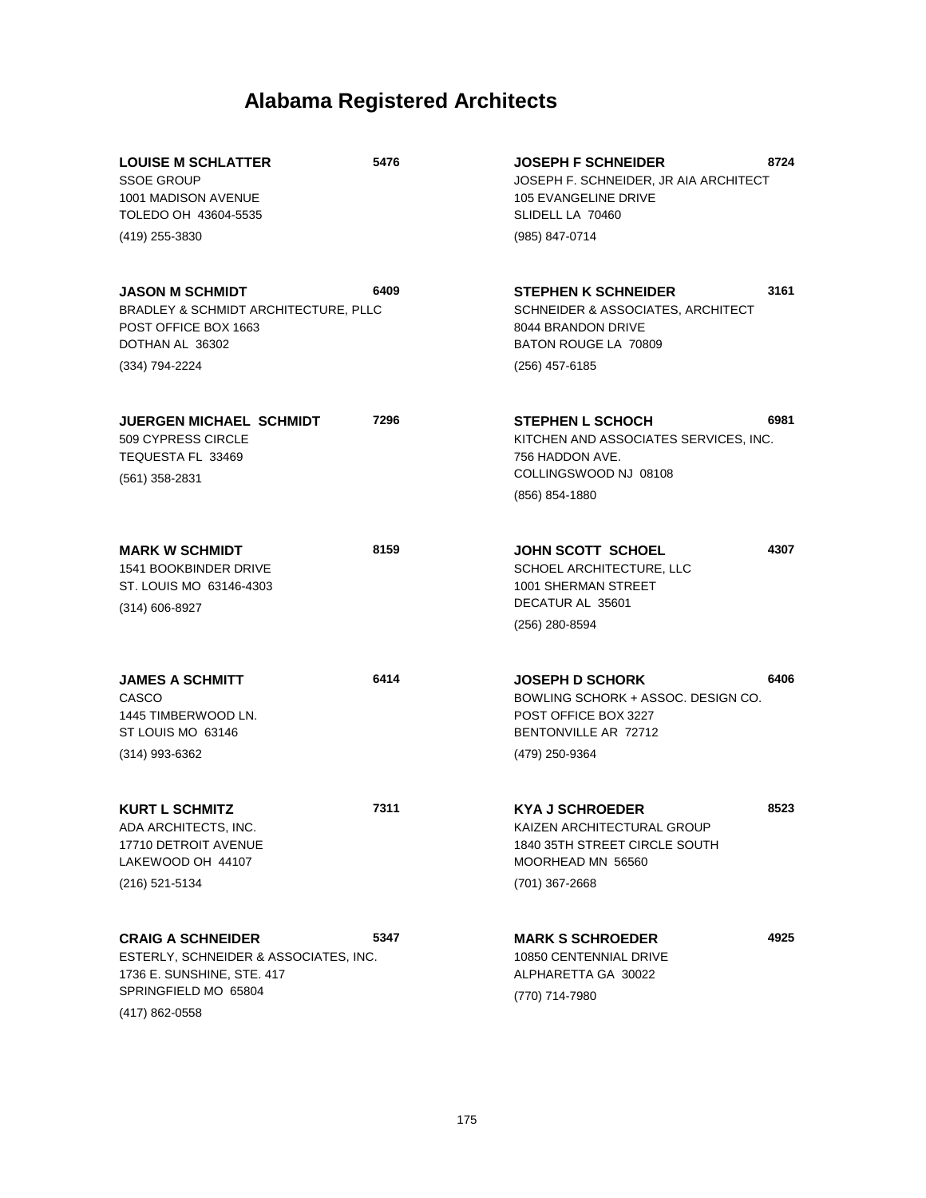# Alabama Registered Architects

**LOUISE M SCHLATTER** **5476**
SSOE GROUP
1001 MADISON AVENUE
TOLEDO OH 43604-5535
(419) 255-3830

**JASON M SCHMIDT** **6409**
BRADLEY & SCHMIDT ARCHITECTURE, PLLC
POST OFFICE BOX 1663
DOTHAN AL 36302
(334) 794-2224

**JUERGEN MICHAEL SCHMIDT** **7296**
509 CYPRESS CIRCLE
TEQUESTA FL 33469
(561) 358-2831

**MARK W SCHMIDT** **8159**
1541 BOOKBINDER DRIVE
ST. LOUIS MO 63146-4303
(314) 606-8927

**JAMES A SCHMITT** **6414**
CASCO
1445 TIMBERWOOD LN.
ST LOUIS MO 63146
(314) 993-6362

**KURT L SCHMITZ** **7311**
ADA ARCHITECTS, INC.
17710 DETROIT AVENUE
LAKEWOOD OH 44107
(216) 521-5134

**CRAIG A SCHNEIDER** **5347**
ESTERLY, SCHNEIDER & ASSOCIATES, INC.
1736 E. SUNSHINE, STE. 417
SPRINGFIELD MO 65804
(417) 862-0558

**JOSEPH F SCHNEIDER** **8724**
JOSEPH F. SCHNEIDER, JR AIA ARCHITECT
105 EVANGELINE DRIVE
SLIDELL LA 70460
(985) 847-0714

**STEPHEN K SCHNEIDER** **3161**
SCHNEIDER & ASSOCIATES, ARCHITECT
8044 BRANDON DRIVE
BATON ROUGE LA 70809
(256) 457-6185

**STEPHEN L SCHOCH** **6981**
KITCHEN AND ASSOCIATES SERVICES, INC.
756 HADDON AVE.
COLLINGSWOOD NJ 08108
(856) 854-1880

**JOHN SCOTT SCHOEL** **4307**
SCHOEL ARCHITECTURE, LLC
1001 SHERMAN STREET
DECATUR AL 35601
(256) 280-8594

**JOSEPH D SCHORK** **6406**
BOWLING SCHORK + ASSOC. DESIGN CO.
POST OFFICE BOX 3227
BENTONVILLE AR 72712
(479) 250-9364

**KYA J SCHROEDER** **8523**
KAIZEN ARCHITECTURAL GROUP
1840 35TH STREET CIRCLE SOUTH
MOORHEAD MN 56560
(701) 367-2668

**MARK S SCHROEDER** **4925**
10850 CENTENNIAL DRIVE
ALPHARETTA GA 30022
(770) 714-7980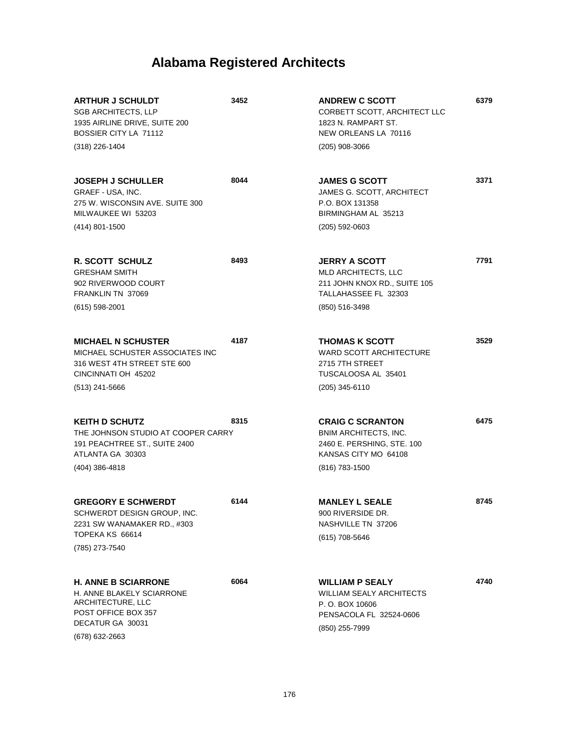# Alabama Registered Architects

**ARTHUR J SCHULDT** **3452**
SGB ARCHITECTS, LLP
1935 AIRLINE DRIVE, SUITE 200
BOSSIER CITY LA 71112
(318) 226-1404

**JOSEPH J SCHULLER** **8044**
GRAEF - USA, INC.
275 W. WISCONSIN AVE. SUITE 300
MILWAUKEE WI 53203
(414) 801-1500

**R. SCOTT SCHULZ** **8493**
GRESHAM SMITH
902 RIVERWOOD COURT
FRANKLIN TN 37069
(615) 598-2001

**MICHAEL N SCHUSTER** **4187**
MICHAEL SCHUSTER ASSOCIATES INC
316 WEST 4TH STREET STE 600
CINCINNATI OH 45202
(513) 241-5666

**KEITH D SCHUTZ** **8315**
THE JOHNSON STUDIO AT COOPER CARRY
191 PEACHTREE ST., SUITE 2400
ATLANTA GA 30303
(404) 386-4818

**GREGORY E SCHWERDT** **6144**
SCHWERDT DESIGN GROUP, INC.
2231 SW WANAMAKER RD., #303
TOPEKA KS 66614
(785) 273-7540

**H. ANNE B SCIARRONE** **6064**
H. ANNE BLAKELY SCIARRONE ARCHITECTURE, LLC
POST OFFICE BOX 357
DECATUR GA 30031
(678) 632-2663

**ANDREW C SCOTT** **6379**
CORBETT SCOTT, ARCHITECT LLC
1823 N. RAMPART ST.
NEW ORLEANS LA 70116
(205) 908-3066

**JAMES G SCOTT** **3371**
JAMES G. SCOTT, ARCHITECT
P.O. BOX 131358
BIRMINGHAM AL 35213
(205) 592-0603

**JERRY A SCOTT** **7791**
MLD ARCHITECTS, LLC
211 JOHN KNOX RD., SUITE 105
TALLAHASSEE FL 32303
(850) 516-3498

**THOMAS K SCOTT** **3529**
WARD SCOTT ARCHITECTURE
2715 7TH STREET
TUSCALOOSA AL 35401
(205) 345-6110

**CRAIG C SCRANTON** **6475**
BNIM ARCHITECTS, INC.
2460 E. PERSHING, STE. 100
KANSAS CITY MO 64108
(816) 783-1500

**MANLEY L SEALE** **8745**
900 RIVERSIDE DR.
NASHVILLE TN 37206
(615) 708-5646

**WILLIAM P SEALY** **4740**
WILLIAM SEALY ARCHITECTS
P. O. BOX 10606
PENSACOLA FL 32524-0606
(850) 255-7999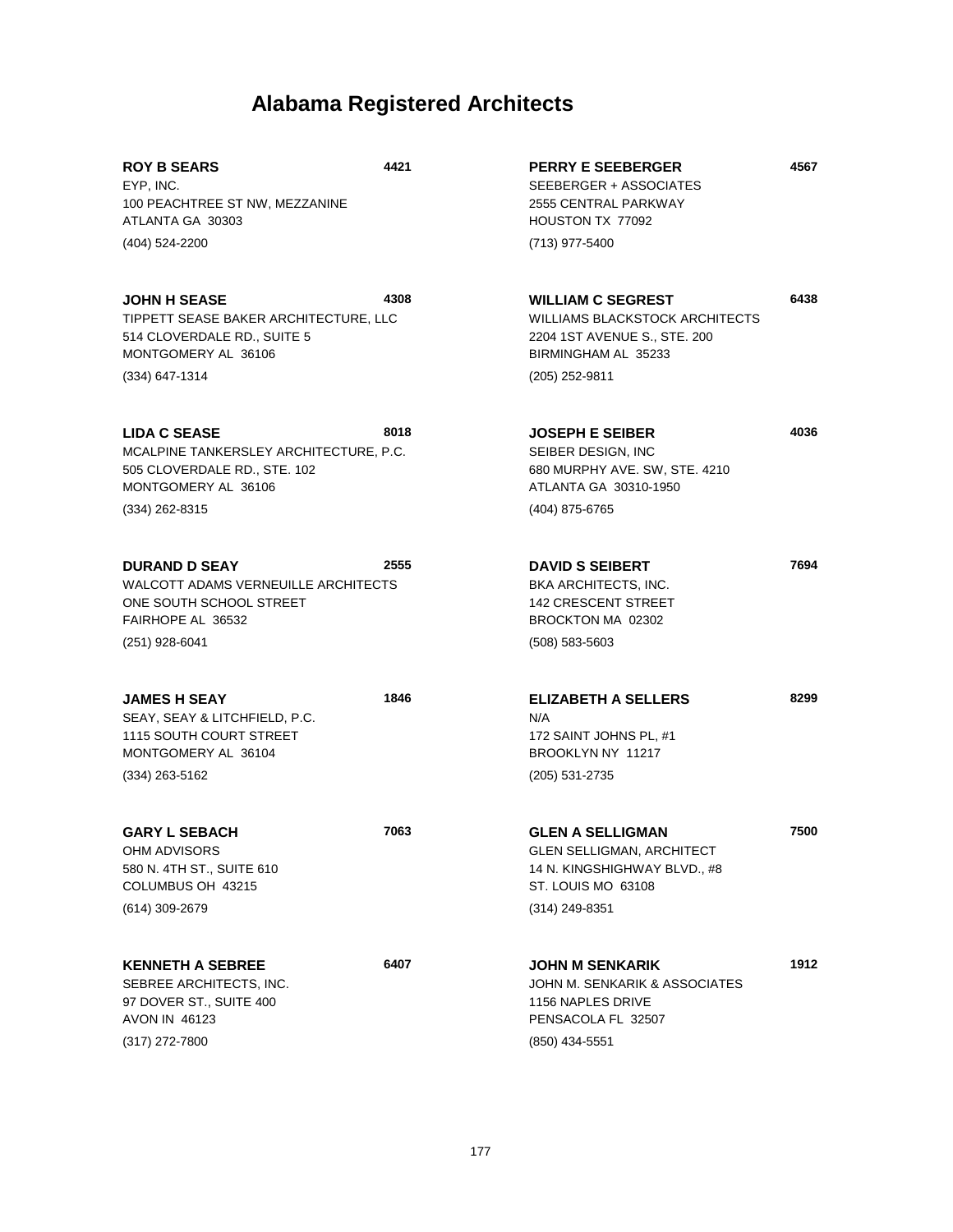# Alabama Registered Architects

**ROY B SEARS** **4421**
EYP, INC.
100 PEACHTREE ST NW, MEZZANINE
ATLANTA GA 30303
(404) 524-2200

**JOHN H SEASE** **4308**
TIPPETT SEASE BAKER ARCHITECTURE, LLC
514 CLOVERDALE RD., SUITE 5
MONTGOMERY AL 36106
(334) 647-1314

**LIDA C SEASE** **8018**
MCALPINE TANKERSLEY ARCHITECTURE, P.C.
505 CLOVERDALE RD., STE. 102
MONTGOMERY AL 36106
(334) 262-8315

**DURAND D SEAY** **2555**
WALCOTT ADAMS VERNEUILLE ARCHITECTS
ONE SOUTH SCHOOL STREET
FAIRHOPE AL 36532
(251) 928-6041

**JAMES H SEAY** **1846**
SEAY, SEAY & LITCHFIELD, P.C.
1115 SOUTH COURT STREET
MONTGOMERY AL 36104
(334) 263-5162

**GARY L SEBACH** **7063**
OHM ADVISORS
580 N. 4TH ST., SUITE 610
COLUMBUS OH 43215
(614) 309-2679

**KENNETH A SEBREE** **6407**
SEBREE ARCHITECTS, INC.
97 DOVER ST., SUITE 400
AVON IN 46123
(317) 272-7800

**PERRY E SEEBERGER** **4567**
SEEBERGER + ASSOCIATES
2555 CENTRAL PARKWAY
HOUSTON TX 77092
(713) 977-5400

**WILLIAM C SEGREST** **6438**
WILLIAMS BLACKSTOCK ARCHITECTS
2204 1ST AVENUE S., STE. 200
BIRMINGHAM AL 35233
(205) 252-9811

**JOSEPH E SEIBER** **4036**
SEIBER DESIGN, INC
680 MURPHY AVE. SW, STE. 4210
ATLANTA GA 30310-1950
(404) 875-6765

**DAVID S SEIBERT** **7694**
BKA ARCHITECTS, INC.
142 CRESCENT STREET
BROCKTON MA 02302
(508) 583-5603

**ELIZABETH A SELLERS** **8299**
N/A
172 SAINT JOHNS PL, #1
BROOKLYN NY 11217
(205) 531-2735

**GLEN A SELLIGMAN** **7500**
GLEN SELLIGMAN, ARCHITECT
14 N. KINGSHIGHWAY BLVD., #8
ST. LOUIS MO 63108
(314) 249-8351

**JOHN M SENKARIK** **1912**
JOHN M. SENKARIK & ASSOCIATES
1156 NAPLES DRIVE
PENSACOLA FL 32507
(850) 434-5551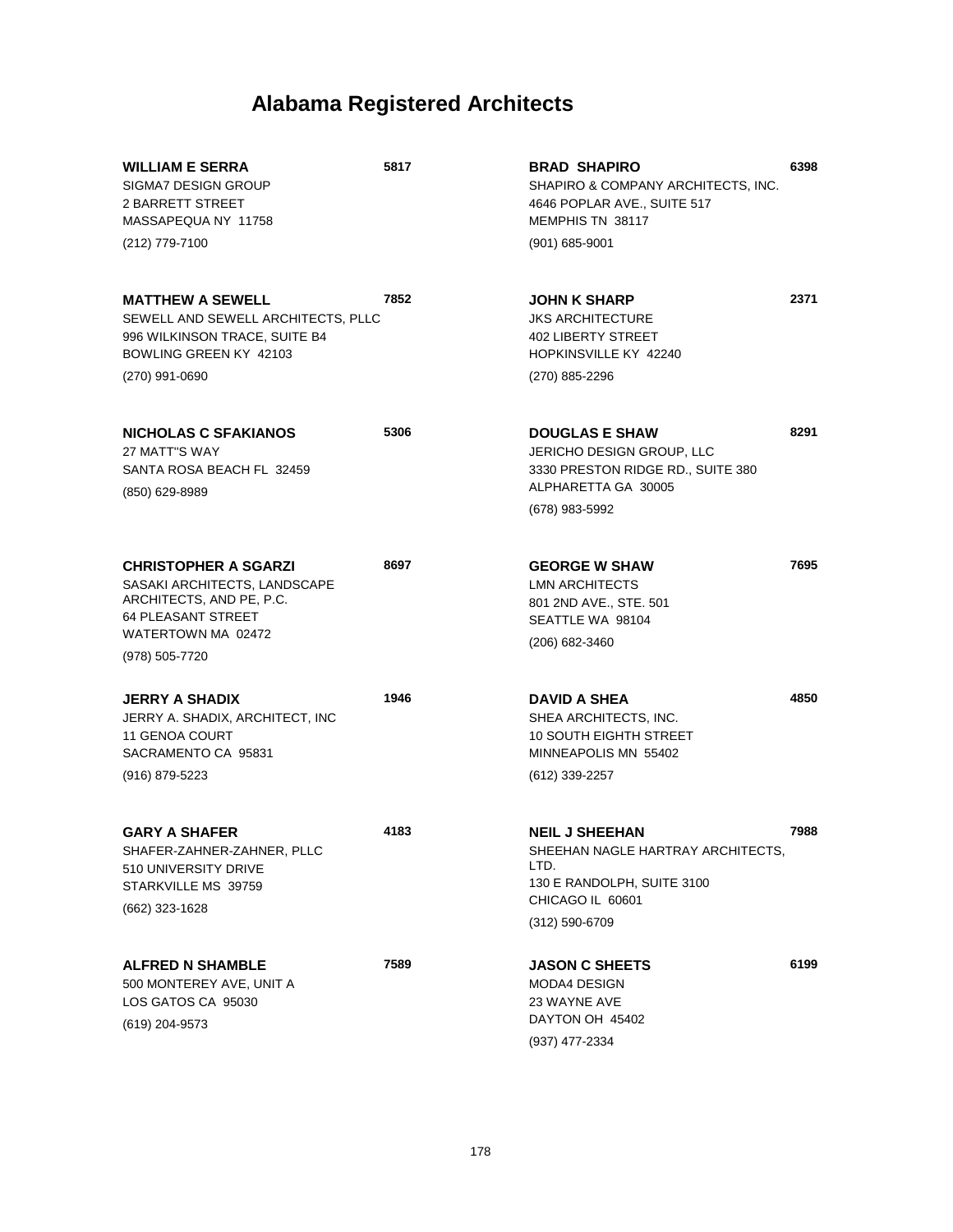# Alabama Registered Architects

**WILLIAM E SERRA** 5817
SIGMA7 DESIGN GROUP
2 BARRETT STREET
MASSAPEQUA NY 11758
(212) 779-7100

**MATTHEW A SEWELL** 7852
SEWELL AND SEWELL ARCHITECTS, PLLC
996 WILKINSON TRACE, SUITE B4
BOWLING GREEN KY 42103
(270) 991-0690

**NICHOLAS C SFAKIANOS** 5306
27 MATT''S WAY
SANTA ROSA BEACH FL 32459
(850) 629-8989

**CHRISTOPHER A SGARZI** 8697
SASAKI ARCHITECTS, LANDSCAPE ARCHITECTS, AND PE, P.C.
64 PLEASANT STREET
WATERTOWN MA 02472
(978) 505-7720

**JERRY A SHADIX** 1946
JERRY A. SHADIX, ARCHITECT, INC
11 GENOA COURT
SACRAMENTO CA 95831
(916) 879-5223

**GARY A SHAFER** 4183
SHAFER-ZAHNER-ZAHNER, PLLC
510 UNIVERSITY DRIVE
STARKVILLE MS 39759
(662) 323-1628

**ALFRED N SHAMBLE** 7589
500 MONTEREY AVE, UNIT A
LOS GATOS CA 95030
(619) 204-9573

**BRAD SHAPIRO** 6398
SHAPIRO & COMPANY ARCHITECTS, INC.
4646 POPLAR AVE., SUITE 517
MEMPHIS TN 38117
(901) 685-9001

**JOHN K SHARP** 2371
JKS ARCHITECTURE
402 LIBERTY STREET
HOPKINSVILLE KY 42240
(270) 885-2296

**DOUGLAS E SHAW** 8291
JERICHO DESIGN GROUP, LLC
3330 PRESTON RIDGE RD., SUITE 380
ALPHARETTA GA 30005
(678) 983-5992

**GEORGE W SHAW** 7695
LMN ARCHITECTS
801 2ND AVE., STE. 501
SEATTLE WA 98104
(206) 682-3460

**DAVID A SHEA** 4850
SHEA ARCHITECTS, INC.
10 SOUTH EIGHTH STREET
MINNEAPOLIS MN 55402
(612) 339-2257

**NEIL J SHEEHAN** 7988
SHEEHAN NAGLE HARTRAY ARCHITECTS, LTD.
130 E RANDOLPH, SUITE 3100
CHICAGO IL 60601
(312) 590-6709

**JASON C SHEETS** 6199
MODA4 DESIGN
23 WAYNE AVE
DAYTON OH 45402
(937) 477-2334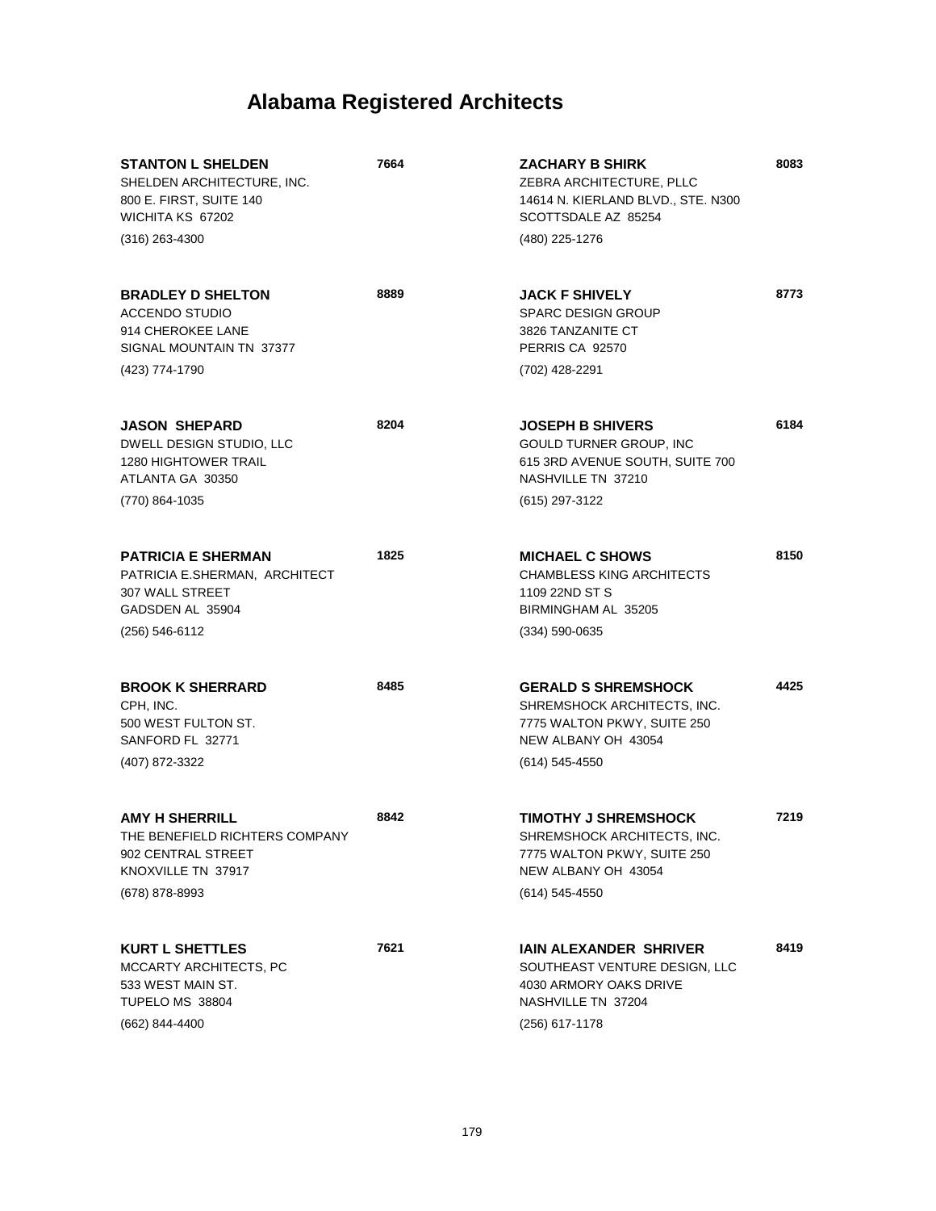# Alabama Registered Architects

**STANTON L SHELDEN** **7664**
SHELDEN ARCHITECTURE, INC.
800 E. FIRST, SUITE 140
WICHITA KS 67202
(316) 263-4300

**BRADLEY D SHELTON** **8889**
ACCENDO STUDIO
914 CHEROKEE LANE
SIGNAL MOUNTAIN TN 37377
(423) 774-1790

**JASON SHEPARD** **8204**
DWELL DESIGN STUDIO, LLC
1280 HIGHTOWER TRAIL
ATLANTA GA 30350
(770) 864-1035

**PATRICIA E SHERMAN** **1825**
PATRICIA E.SHERMAN, ARCHITECT
307 WALL STREET
GADSDEN AL 35904
(256) 546-6112

**BROOK K SHERRARD** **8485**
CPH, INC.
500 WEST FULTON ST.
SANFORD FL 32771
(407) 872-3322

**AMY H SHERRILL** **8842**
THE BENEFIELD RICHTERS COMPANY
902 CENTRAL STREET
KNOXVILLE TN 37917
(678) 878-8993

**KURT L SHETTLES** **7621**
MCCARTY ARCHITECTS, PC
533 WEST MAIN ST.
TUPELO MS 38804
(662) 844-4400

**ZACHARY B SHIRK** **8083**
ZEBRA ARCHITECTURE, PLLC
14614 N. KIERLAND BLVD., STE. N300
SCOTTSDALE AZ 85254
(480) 225-1276

**JACK F SHIVELY** **8773**
SPARC DESIGN GROUP
3826 TANZANITE CT
PERRIS CA 92570
(702) 428-2291

**JOSEPH B SHIVERS** **6184**
GOULD TURNER GROUP, INC
615 3RD AVENUE SOUTH, SUITE 700
NASHVILLE TN 37210
(615) 297-3122

**MICHAEL C SHOWS** **8150**
CHAMBLESS KING ARCHITECTS
1109 22ND ST S
BIRMINGHAM AL 35205
(334) 590-0635

**GERALD S SHREMSHOCK** **4425**
SHREMSHOCK ARCHITECTS, INC.
7775 WALTON PKWY, SUITE 250
NEW ALBANY OH 43054
(614) 545-4550

**TIMOTHY J SHREMSHOCK** **7219**
SHREMSHOCK ARCHITECTS, INC.
7775 WALTON PKWY, SUITE 250
NEW ALBANY OH 43054
(614) 545-4550

**IAIN ALEXANDER SHRIVER** **8419**
SOUTHEAST VENTURE DESIGN, LLC
4030 ARMORY OAKS DRIVE
NASHVILLE TN 37204
(256) 617-1178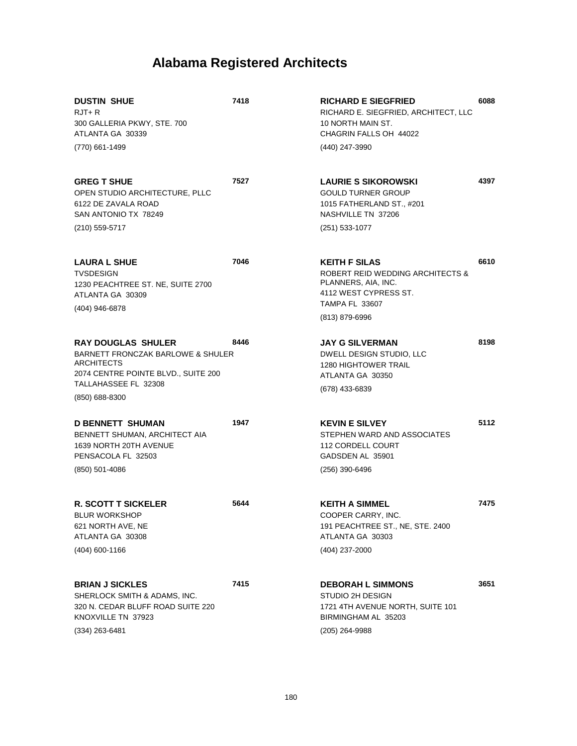# Alabama Registered Architects

**DUSTIN SHUE** 7418
RJT+ R
300 GALLERIA PKWY, STE. 700
ATLANTA GA 30339
(770) 661-1499

**GREG T SHUE** 7527
OPEN STUDIO ARCHITECTURE, PLLC
6122 DE ZAVALA ROAD
SAN ANTONIO TX 78249
(210) 559-5717

**LAURA L SHUE** 7046
TVSDESIGN
1230 PEACHTREE ST. NE, SUITE 2700
ATLANTA GA 30309
(404) 946-6878

**RAY DOUGLAS SHULER** 8446
BARNETT FRONCZAK BARLOWE & SHULER ARCHITECTS
2074 CENTRE POINTE BLVD., SUITE 200
TALLAHASSEE FL 32308
(850) 688-8300

**D BENNETT SHUMAN** 1947
BENNETT SHUMAN, ARCHITECT AIA
1639 NORTH 20TH AVENUE
PENSACOLA FL 32503
(850) 501-4086

**R. SCOTT T SICKELER** 5644
BLUR WORKSHOP
621 NORTH AVE, NE
ATLANTA GA 30308
(404) 600-1166

**BRIAN J SICKLES** 7415
SHERLOCK SMITH & ADAMS, INC.
320 N. CEDAR BLUFF ROAD SUITE 220
KNOXVILLE TN 37923
(334) 263-6481

**RICHARD E SIEGFRIED** 6088
RICHARD E. SIEGFRIED, ARCHITECT, LLC
10 NORTH MAIN ST.
CHAGRIN FALLS OH 44022
(440) 247-3990

**LAURIE S SIKOROWSKI** 4397
GOULD TURNER GROUP
1015 FATHERLAND ST., #201
NASHVILLE TN 37206
(251) 533-1077

**KEITH F SILAS** 6610
ROBERT REID WEDDING ARCHITECTS & PLANNERS, AIA, INC.
4112 WEST CYPRESS ST.
TAMPA FL 33607
(813) 879-6996

**JAY G SILVERMAN** 8198
DWELL DESIGN STUDIO, LLC
1280 HIGHTOWER TRAIL
ATLANTA GA 30350
(678) 433-6839

**KEVIN E SILVEY** 5112
STEPHEN WARD AND ASSOCIATES
112 CORDELL COURT
GADSDEN AL 35901
(256) 390-6496

**KEITH A SIMMEL** 7475
COOPER CARRY, INC.
191 PEACHTREE ST., NE, STE. 2400
ATLANTA GA 30303
(404) 237-2000

**DEBORAH L SIMMONS** 3651
STUDIO 2H DESIGN
1721 4TH AVENUE NORTH, SUITE 101
BIRMINGHAM AL 35203
(205) 264-9988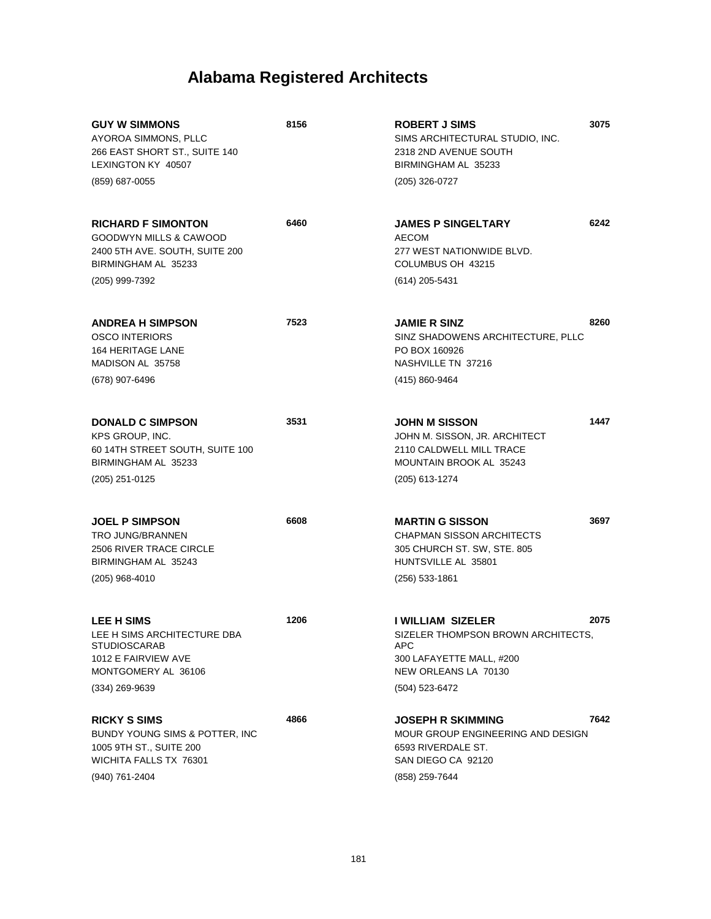# Alabama Registered Architects

**GUY W SIMMONS** **8156**
AYOROA SIMMONS, PLLC
266 EAST SHORT ST., SUITE 140
LEXINGTON KY 40507
(859) 687-0055

**RICHARD F SIMONTON** **6460**
GOODWYN MILLS & CAWOOD
2400 5TH AVE. SOUTH, SUITE 200
BIRMINGHAM AL 35233
(205) 999-7392

**ANDREA H SIMPSON** **7523**
OSCO INTERIORS
164 HERITAGE LANE
MADISON AL 35758
(678) 907-6496

**DONALD C SIMPSON** **3531**
KPS GROUP, INC.
60 14TH STREET SOUTH, SUITE 100
BIRMINGHAM AL 35233
(205) 251-0125

**JOEL P SIMPSON** **6608**
TRO JUNG/BRANNEN
2506 RIVER TRACE CIRCLE
BIRMINGHAM AL 35243
(205) 968-4010

**LEE H SIMS** **1206**
LEE H SIMS ARCHITECTURE DBA STUDIOSCARAB
1012 E FAIRVIEW AVE
MONTGOMERY AL 36106
(334) 269-9639

**RICKY S SIMS** **4866**
BUNDY YOUNG SIMS & POTTER, INC
1005 9TH ST., SUITE 200
WICHITA FALLS TX 76301
(940) 761-2404

**ROBERT J SIMS** **3075**
SIMS ARCHITECTURAL STUDIO, INC.
2318 2ND AVENUE SOUTH
BIRMINGHAM AL 35233
(205) 326-0727

**JAMES P SINGELTARY** **6242**
AECOM
277 WEST NATIONWIDE BLVD.
COLUMBUS OH 43215
(614) 205-5431

**JAMIE R SINZ** **8260**
SINZ SHADOWENS ARCHITECTURE, PLLC
PO BOX 160926
NASHVILLE TN 37216
(415) 860-9464

**JOHN M SISSON** **1447**
JOHN M. SISSON, JR. ARCHITECT
2110 CALDWELL MILL TRACE
MOUNTAIN BROOK AL 35243
(205) 613-1274

**MARTIN G SISSON** **3697**
CHAPMAN SISSON ARCHITECTS
305 CHURCH ST. SW, STE. 805
HUNTSVILLE AL 35801
(256) 533-1861

**I WILLIAM SIZELER** **2075**
SIZELER THOMPSON BROWN ARCHITECTS, APC
300 LAFAYETTE MALL, #200
NEW ORLEANS LA 70130
(504) 523-6472

**JOSEPH R SKIMMING** **7642**
MOUR GROUP ENGINEERING AND DESIGN
6593 RIVERDALE ST.
SAN DIEGO CA 92120
(858) 259-7644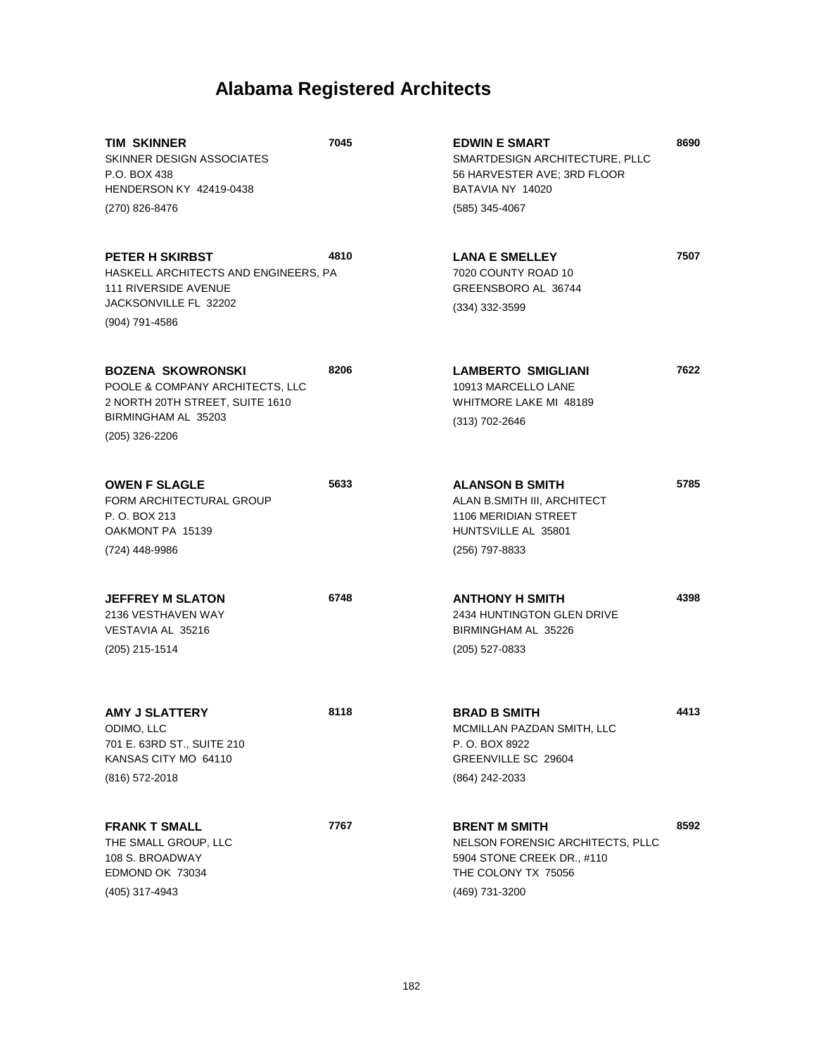# Alabama Registered Architects

**TIM SKINNER** 7045
SKINNER DESIGN ASSOCIATES
P.O. BOX 438
HENDERSON KY 42419-0438
(270) 826-8476

**PETER H SKIRBST** 4810
HASKELL ARCHITECTS AND ENGINEERS, PA
111 RIVERSIDE AVENUE
JACKSONVILLE FL 32202
(904) 791-4586

**BOZENA SKOWRONSKI** 8206
POOLE & COMPANY ARCHITECTS, LLC
2 NORTH 20TH STREET, SUITE 1610
BIRMINGHAM AL 35203
(205) 326-2206

**OWEN F SLAGLE** 5633
FORM ARCHITECTURAL GROUP
P. O. BOX 213
OAKMONT PA 15139
(724) 448-9986

**JEFFREY M SLATON** 6748
2136 VESTHAVEN WAY
VESTAVIA AL 35216
(205) 215-1514

**AMY J SLATTERY** 8118
ODIMO, LLC
701 E. 63RD ST., SUITE 210
KANSAS CITY MO 64110
(816) 572-2018

**FRANK T SMALL** 7767
THE SMALL GROUP, LLC
108 S. BROADWAY
EDMOND OK 73034
(405) 317-4943

**EDWIN E SMART** 8690
SMARTDESIGN ARCHITECTURE, PLLC
56 HARVESTER AVE; 3RD FLOOR
BATAVIA NY 14020
(585) 345-4067

**LANA E SMELLEY** 7507
7020 COUNTY ROAD 10
GREENSBORO AL 36744
(334) 332-3599

**LAMBERTO SMIGLIANI** 7622
10913 MARCELLO LANE
WHITMORE LAKE MI 48189
(313) 702-2646

**ALANSON B SMITH** 5785
ALAN B.SMITH III, ARCHITECT
1106 MERIDIAN STREET
HUNTSVILLE AL 35801
(256) 797-8833

**ANTHONY H SMITH** 4398
2434 HUNTINGTON GLEN DRIVE
BIRMINGHAM AL 35226
(205) 527-0833

**BRAD B SMITH** 4413
MCMILLAN PAZDAN SMITH, LLC
P. O. BOX 8922
GREENVILLE SC 29604
(864) 242-2033

**BRENT M SMITH** 8592
NELSON FORENSIC ARCHITECTS, PLLC
5904 STONE CREEK DR., #110
THE COLONY TX 75056
(469) 731-3200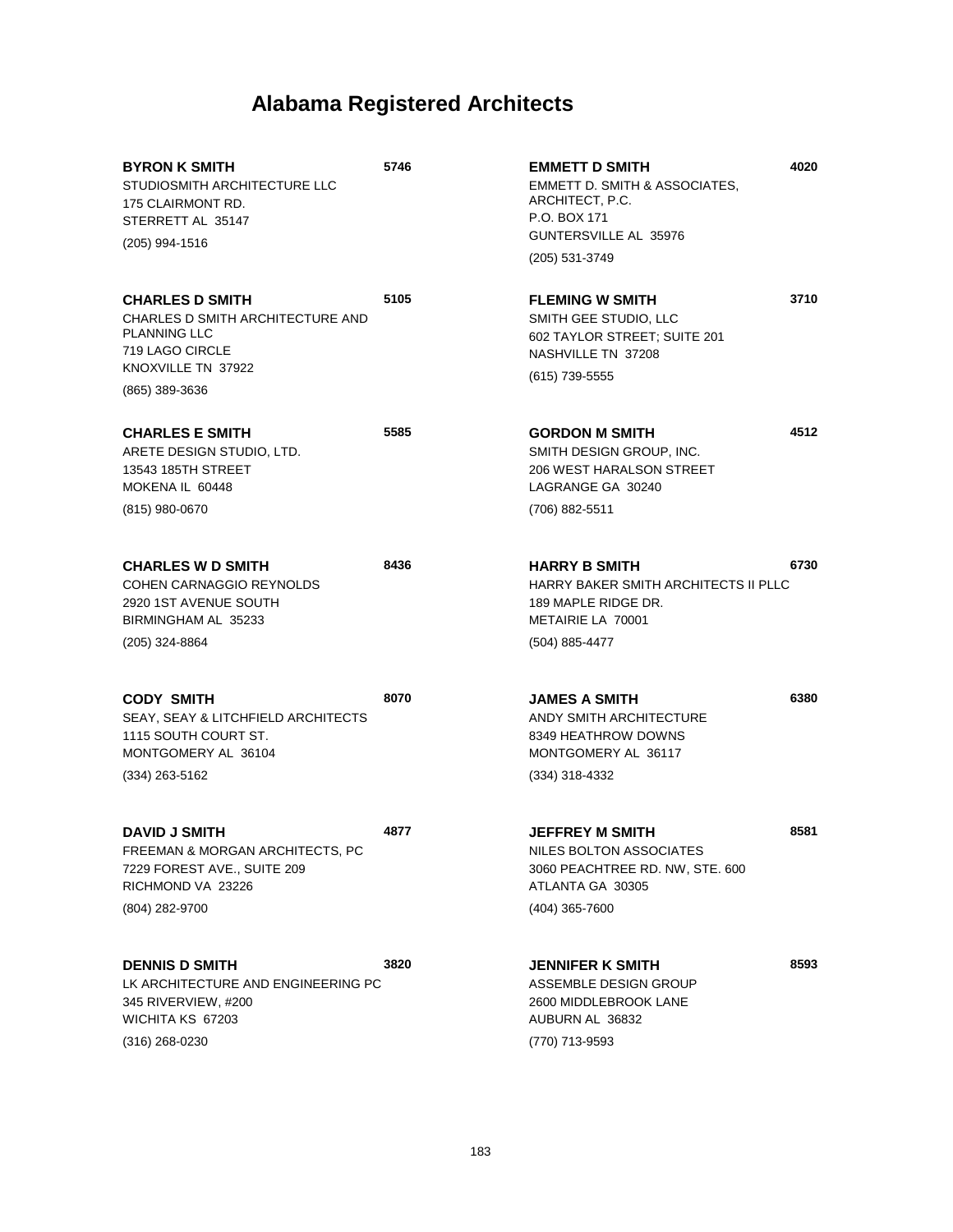# Alabama Registered Architects

**BYRON K SMITH** **5746**
STUDIOSMITH ARCHITECTURE LLC
175 CLAIRMONT RD.
STERRETT AL 35147
(205) 994-1516

**CHARLES D SMITH** **5105**
CHARLES D SMITH ARCHITECTURE AND PLANNING LLC
719 LAGO CIRCLE
KNOXVILLE TN 37922
(865) 389-3636

**CHARLES E SMITH** **5585**
ARETE DESIGN STUDIO, LTD.
13543 185TH STREET
MOKENA IL 60448
(815) 980-0670

**CHARLES W D SMITH** **8436**
COHEN CARNAGGIO REYNOLDS
2920 1ST AVENUE SOUTH
BIRMINGHAM AL 35233
(205) 324-8864

**CODY SMITH** **8070**
SEAY, SEAY & LITCHFIELD ARCHITECTS
1115 SOUTH COURT ST.
MONTGOMERY AL 36104
(334) 263-5162

**DAVID J SMITH** **4877**
FREEMAN & MORGAN ARCHITECTS, PC
7229 FOREST AVE., SUITE 209
RICHMOND VA 23226
(804) 282-9700

**DENNIS D SMITH** **3820**
LK ARCHITECTURE AND ENGINEERING PC
345 RIVERVIEW, #200
WICHITA KS 67203
(316) 268-0230

**EMMETT D SMITH** **4020**
EMMETT D. SMITH & ASSOCIATES, ARCHITECT, P.C.
P.O. BOX 171
GUNTERSVILLE AL 35976
(205) 531-3749

**FLEMING W SMITH** **3710**
SMITH GEE STUDIO, LLC
602 TAYLOR STREET; SUITE 201
NASHVILLE TN 37208
(615) 739-5555

**GORDON M SMITH** **4512**
SMITH DESIGN GROUP, INC.
206 WEST HARALSON STREET
LAGRANGE GA 30240
(706) 882-5511

**HARRY B SMITH** **6730**
HARRY BAKER SMITH ARCHITECTS II PLLC
189 MAPLE RIDGE DR.
METAIRIE LA 70001
(504) 885-4477

**JAMES A SMITH** **6380**
ANDY SMITH ARCHITECTURE
8349 HEATHROW DOWNS
MONTGOMERY AL 36117
(334) 318-4332

**JEFFREY M SMITH** **8581**
NILES BOLTON ASSOCIATES
3060 PEACHTREE RD. NW, STE. 600
ATLANTA GA 30305
(404) 365-7600

**JENNIFER K SMITH** **8593**
ASSEMBLE DESIGN GROUP
2600 MIDDLEBROOK LANE
AUBURN AL 36832
(770) 713-9593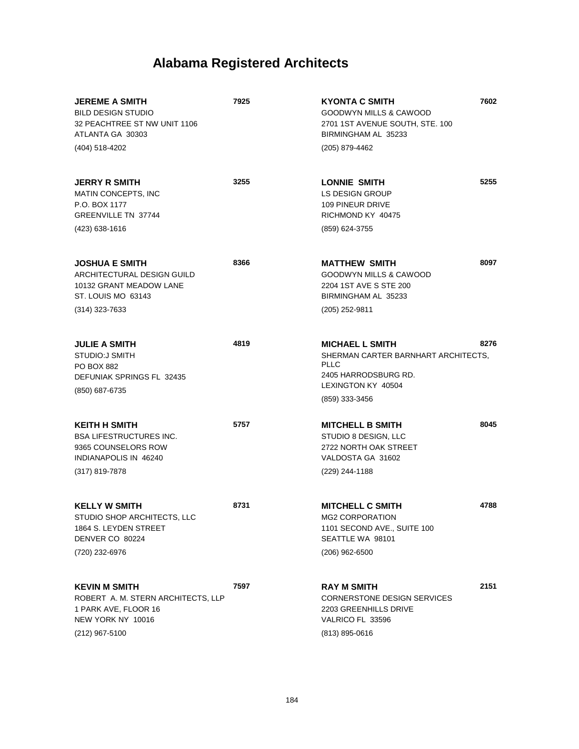# Alabama Registered Architects

**JEREME A SMITH** **7925**
BILD DESIGN STUDIO
32 PEACHTREE ST NW UNIT 1106
ATLANTA GA 30303
(404) 518-4202

**JERRY R SMITH** **3255**
MATIN CONCEPTS, INC
P.O. BOX 1177
GREENVILLE TN 37744
(423) 638-1616

**JOSHUA E SMITH** **8366**
ARCHITECTURAL DESIGN GUILD
10132 GRANT MEADOW LANE
ST. LOUIS MO 63143
(314) 323-7633

**JULIE A SMITH** **4819**
STUDIO:J SMITH
PO BOX 882
DEFUNIAK SPRINGS FL 32435
(850) 687-6735

**KEITH H SMITH** **5757**
BSA LIFESTRUCTURES INC.
9365 COUNSELORS ROW
INDIANAPOLIS IN 46240
(317) 819-7878

**KELLY W SMITH** **8731**
STUDIO SHOP ARCHITECTS, LLC
1864 S. LEYDEN STREET
DENVER CO 80224
(720) 232-6976

**KEVIN M SMITH** **7597**
ROBERT A. M. STERN ARCHITECTS, LLP
1 PARK AVE, FLOOR 16
NEW YORK NY 10016
(212) 967-5100

**KYONTA C SMITH** **7602**
GOODWYN MILLS & CAWOOD
2701 1ST AVENUE SOUTH, STE. 100
BIRMINGHAM AL 35233
(205) 879-4462

**LONNIE SMITH** **5255**
LS DESIGN GROUP
109 PINEUR DRIVE
RICHMOND KY 40475
(859) 624-3755

**MATTHEW SMITH** **8097**
GOODWYN MILLS & CAWOOD
2204 1ST AVE S STE 200
BIRMINGHAM AL 35233
(205) 252-9811

**MICHAEL L SMITH** **8276**
SHERMAN CARTER BARNHART ARCHITECTS, PLLC
2405 HARRODSBURG RD.
LEXINGTON KY 40504
(859) 333-3456

**MITCHELL B SMITH** **8045**
STUDIO 8 DESIGN, LLC
2722 NORTH OAK STREET
VALDOSTA GA 31602
(229) 244-1188

**MITCHELL C SMITH** **4788**
MG2 CORPORATION
1101 SECOND AVE., SUITE 100
SEATTLE WA 98101
(206) 962-6500

**RAY M SMITH** **2151**
CORNERSTONE DESIGN SERVICES
2203 GREENHILLS DRIVE
VALRICO FL 33596
(813) 895-0616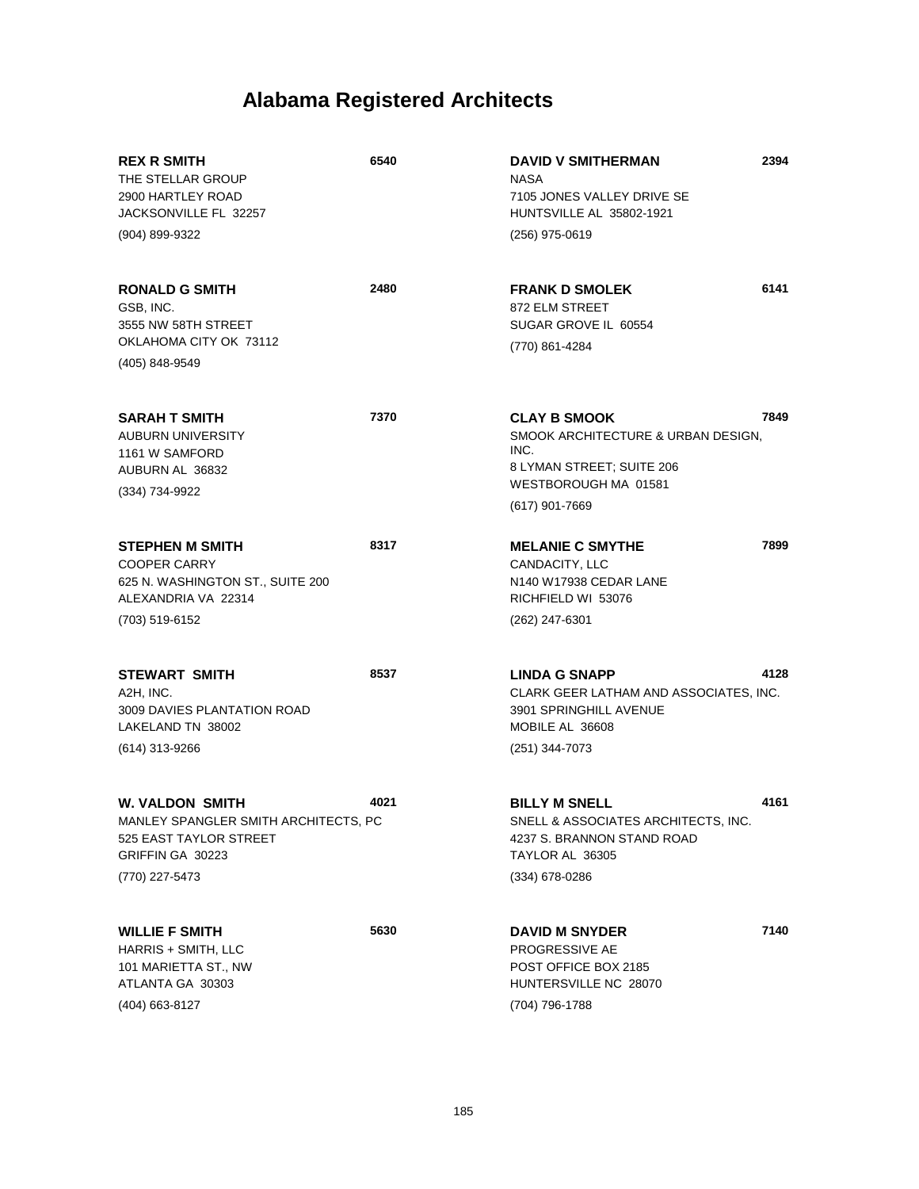# Alabama Registered Architects

**REX R SMITH** **6540**
THE STELLAR GROUP
2900 HARTLEY ROAD
JACKSONVILLE FL 32257
(904) 899-9322

**RONALD G SMITH** **2480**
GSB, INC.
3555 NW 58TH STREET
OKLAHOMA CITY OK 73112
(405) 848-9549

**SARAH T SMITH** **7370**
AUBURN UNIVERSITY
1161 W SAMFORD
AUBURN AL 36832
(334) 734-9922

**STEPHEN M SMITH** **8317**
COOPER CARRY
625 N. WASHINGTON ST., SUITE 200
ALEXANDRIA VA 22314
(703) 519-6152

**STEWART SMITH** **8537**
A2H, INC.
3009 DAVIES PLANTATION ROAD
LAKELAND TN 38002
(614) 313-9266

**W. VALDON SMITH** **4021**
MANLEY SPANGLER SMITH ARCHITECTS, PC
525 EAST TAYLOR STREET
GRIFFIN GA 30223
(770) 227-5473

**WILLIE F SMITH** **5630**
HARRIS + SMITH, LLC
101 MARIETTA ST., NW
ATLANTA GA 30303
(404) 663-8127

**DAVID V SMITHERMAN** **2394**
NASA
7105 JONES VALLEY DRIVE SE
HUNTSVILLE AL 35802-1921
(256) 975-0619

**FRANK D SMOLEK** **6141**
872 ELM STREET
SUGAR GROVE IL 60554
(770) 861-4284

**CLAY B SMOOK** **7849**
SMOOK ARCHITECTURE & URBAN DESIGN, INC.
8 LYMAN STREET; SUITE 206
WESTBOROUGH MA 01581
(617) 901-7669

**MELANIE C SMYTHE** **7899**
CANDACITY, LLC
N140 W17938 CEDAR LANE
RICHFIELD WI 53076
(262) 247-6301

**LINDA G SNAPP** **4128**
CLARK GEER LATHAM AND ASSOCIATES, INC.
3901 SPRINGHILL AVENUE
MOBILE AL 36608
(251) 344-7073

**BILLY M SNELL** **4161**
SNELL & ASSOCIATES ARCHITECTS, INC.
4237 S. BRANNON STAND ROAD
TAYLOR AL 36305
(334) 678-0286

**DAVID M SNYDER** **7140**
PROGRESSIVE AE
POST OFFICE BOX 2185
HUNTERSVILLE NC 28070
(704) 796-1788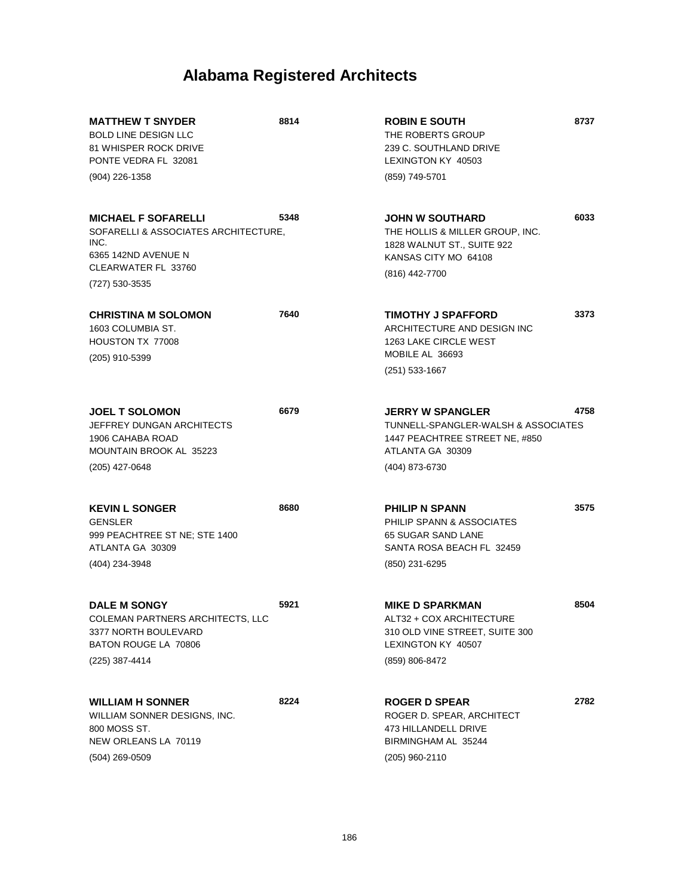# Alabama Registered Architects

**MATTHEW T SNYDER** **8814**
BOLD LINE DESIGN LLC
81 WHISPER ROCK DRIVE
PONTE VEDRA FL 32081
(904) 226-1358

**MICHAEL F SOFARELLI** **5348**
SOFARELLI & ASSOCIATES ARCHITECTURE, INC.
6365 142ND AVENUE N
CLEARWATER FL 33760
(727) 530-3535

**CHRISTINA M SOLOMON** **7640**
1603 COLUMBIA ST.
HOUSTON TX 77008
(205) 910-5399

**JOEL T SOLOMON** **6679**
JEFFREY DUNGAN ARCHITECTS
1906 CAHABA ROAD
MOUNTAIN BROOK AL 35223
(205) 427-0648

**KEVIN L SONGER** **8680**
GENSLER
999 PEACHTREE ST NE; STE 1400
ATLANTA GA 30309
(404) 234-3948

**DALE M SONGY** **5921**
COLEMAN PARTNERS ARCHITECTS, LLC
3377 NORTH BOULEVARD
BATON ROUGE LA 70806
(225) 387-4414

**WILLIAM H SONNER** **8224**
WILLIAM SONNER DESIGNS, INC.
800 MOSS ST.
NEW ORLEANS LA 70119
(504) 269-0509

**ROBIN E SOUTH** **8737**
THE ROBERTS GROUP
239 C. SOUTHLAND DRIVE
LEXINGTON KY 40503
(859) 749-5701

**JOHN W SOUTHARD** **6033**
THE HOLLIS & MILLER GROUP, INC.
1828 WALNUT ST., SUITE 922
KANSAS CITY MO 64108
(816) 442-7700

**TIMOTHY J SPAFFORD** **3373**
ARCHITECTURE AND DESIGN INC
1263 LAKE CIRCLE WEST
MOBILE AL 36693
(251) 533-1667

**JERRY W SPANGLER** **4758**
TUNNELL-SPANGLER-WALSH & ASSOCIATES
1447 PEACHTREE STREET NE, #850
ATLANTA GA 30309
(404) 873-6730

**PHILIP N SPANN** **3575**
PHILIP SPANN & ASSOCIATES
65 SUGAR SAND LANE
SANTA ROSA BEACH FL 32459
(850) 231-6295

**MIKE D SPARKMAN** **8504**
ALT32 + COX ARCHITECTURE
310 OLD VINE STREET, SUITE 300
LEXINGTON KY 40507
(859) 806-8472

**ROGER D SPEAR** **2782**
ROGER D. SPEAR, ARCHITECT
473 HILLANDELL DRIVE
BIRMINGHAM AL 35244
(205) 960-2110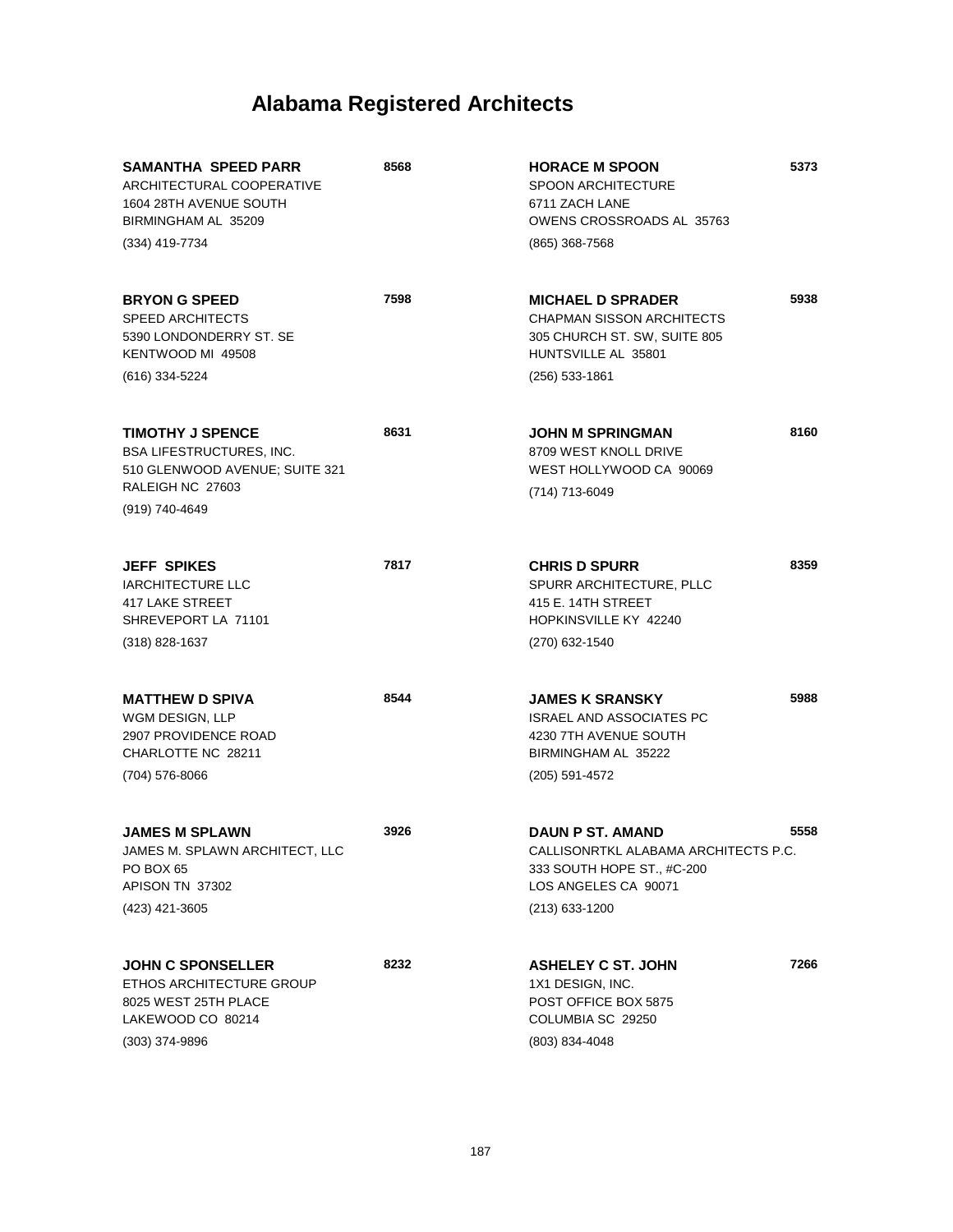# Alabama Registered Architects

**SAMANTHA SPEED PARR** 8568
ARCHITECTURAL COOPERATIVE
1604 28TH AVENUE SOUTH
BIRMINGHAM AL 35209
(334) 419-7734

**BRYON G SPEED** 7598
SPEED ARCHITECTS
5390 LONDONDERRY ST. SE
KENTWOOD MI 49508
(616) 334-5224

**TIMOTHY J SPENCE** 8631
BSA LIFESTRUCTURES, INC.
510 GLENWOOD AVENUE; SUITE 321
RALEIGH NC 27603
(919) 740-4649

**JEFF SPIKES** 7817
IARCHITECTURE LLC
417 LAKE STREET
SHREVEPORT LA 71101
(318) 828-1637

**MATTHEW D SPIVA** 8544
WGM DESIGN, LLP
2907 PROVIDENCE ROAD
CHARLOTTE NC 28211
(704) 576-8066

**JAMES M SPLAWN** 3926
JAMES M. SPLAWN ARCHITECT, LLC
PO BOX 65
APISON TN 37302
(423) 421-3605

**JOHN C SPONSELLER** 8232
ETHOS ARCHITECTURE GROUP
8025 WEST 25TH PLACE
LAKEWOOD CO 80214
(303) 374-9896

**HORACE M SPOON** 5373
SPOON ARCHITECTURE
6711 ZACH LANE
OWENS CROSSROADS AL 35763
(865) 368-7568

**MICHAEL D SPRADER** 5938
CHAPMAN SISSON ARCHITECTS
305 CHURCH ST. SW, SUITE 805
HUNTSVILLE AL 35801
(256) 533-1861

**JOHN M SPRINGMAN** 8160
8709 WEST KNOLL DRIVE
WEST HOLLYWOOD CA 90069
(714) 713-6049

**CHRIS D SPURR** 8359
SPURR ARCHITECTURE, PLLC
415 E. 14TH STREET
HOPKINSVILLE KY 42240
(270) 632-1540

**JAMES K SRANSKY** 5988
ISRAEL AND ASSOCIATES PC
4230 7TH AVENUE SOUTH
BIRMINGHAM AL 35222
(205) 591-4572

**DAUN P ST. AMAND** 5558
CALLISONRTKL ALABAMA ARCHITECTS P.C.
333 SOUTH HOPE ST., #C-200
LOS ANGELES CA 90071
(213) 633-1200

**ASHELEY C ST. JOHN** 7266
1X1 DESIGN, INC.
POST OFFICE BOX 5875
COLUMBIA SC 29250
(803) 834-4048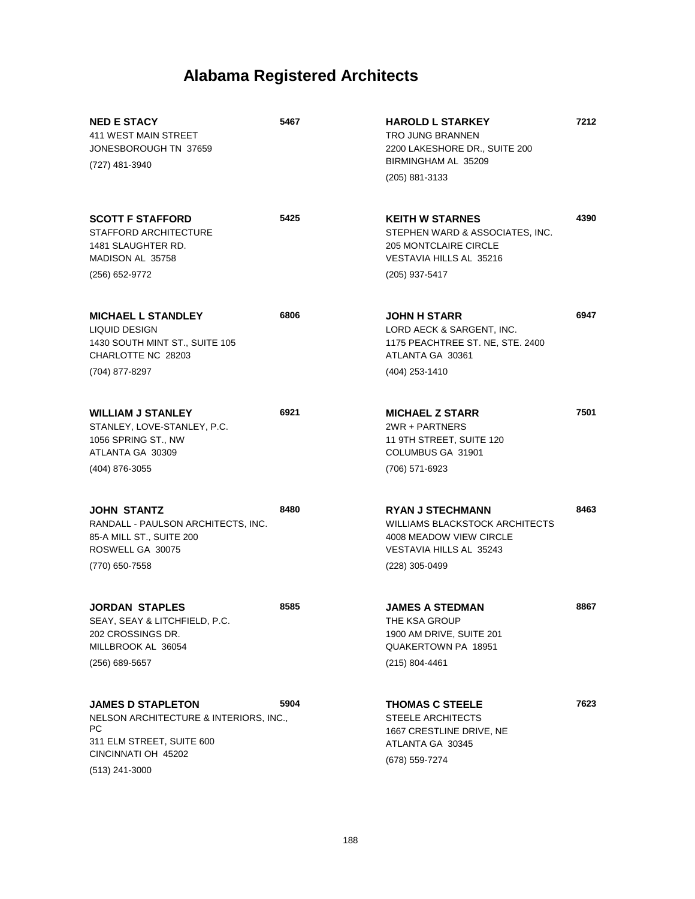# Alabama Registered Architects

**NED E STACY** **5467**
411 WEST MAIN STREET
JONESBOROUGH TN 37659
(727) 481-3940

**SCOTT F STAFFORD** **5425**
STAFFORD ARCHITECTURE
1481 SLAUGHTER RD.
MADISON AL 35758
(256) 652-9772

**MICHAEL L STANDLEY** **6806**
LIQUID DESIGN
1430 SOUTH MINT ST., SUITE 105
CHARLOTTE NC 28203
(704) 877-8297

**WILLIAM J STANLEY** **6921**
STANLEY, LOVE-STANLEY, P.C.
1056 SPRING ST., NW
ATLANTA GA 30309
(404) 876-3055

**JOHN STANTZ** **8480**
RANDALL - PAULSON ARCHITECTS, INC.
85-A MILL ST., SUITE 200
ROSWELL GA 30075
(770) 650-7558

**JORDAN STAPLES** **8585**
SEAY, SEAY & LITCHFIELD, P.C.
202 CROSSINGS DR.
MILLBROOK AL 36054
(256) 689-5657

**JAMES D STAPLETON** **5904**
NELSON ARCHITECTURE & INTERIORS, INC., PC
311 ELM STREET, SUITE 600
CINCINNATI OH 45202
(513) 241-3000

**HAROLD L STARKEY** **7212**
TRO JUNG BRANNEN
2200 LAKESHORE DR., SUITE 200
BIRMINGHAM AL 35209
(205) 881-3133

**KEITH W STARNES** **4390**
STEPHEN WARD & ASSOCIATES, INC.
205 MONTCLAIRE CIRCLE
VESTAVIA HILLS AL 35216
(205) 937-5417

**JOHN H STARR** **6947**
LORD AECK & SARGENT, INC.
1175 PEACHTREE ST. NE, STE. 2400
ATLANTA GA 30361
(404) 253-1410

**MICHAEL Z STARR** **7501**
2WR + PARTNERS
11 9TH STREET, SUITE 120
COLUMBUS GA 31901
(706) 571-6923

**RYAN J STECHMANN** **8463**
WILLIAMS BLACKSTOCK ARCHITECTS
4008 MEADOW VIEW CIRCLE
VESTAVIA HILLS AL 35243
(228) 305-0499

**JAMES A STEDMAN** **8867**
THE KSA GROUP
1900 AM DRIVE, SUITE 201
QUAKERTOWN PA 18951
(215) 804-4461

**THOMAS C STEELE** **7623**
STEELE ARCHITECTS
1667 CRESTLINE DRIVE, NE
ATLANTA GA 30345
(678) 559-7274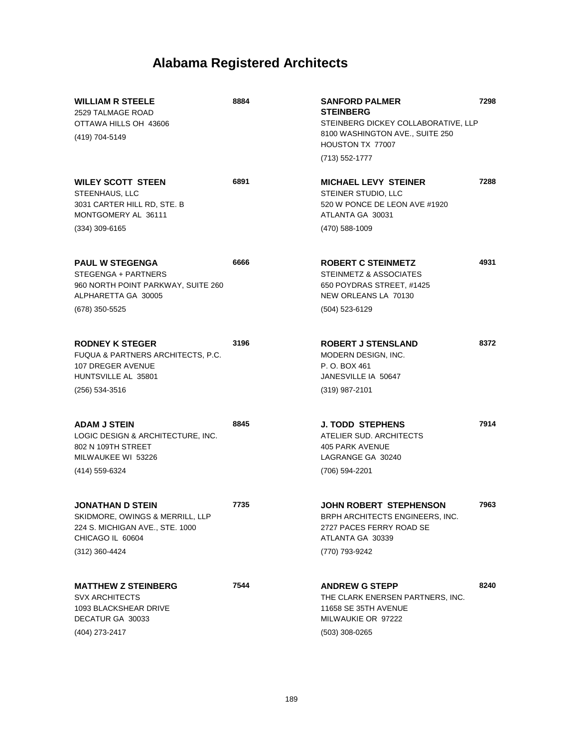# Alabama Registered Architects

**WILLIAM R STEELE** 8884
2529 TALMAGE ROAD
OTTAWA HILLS OH 43606
(419) 704-5149

**WILEY SCOTT STEEN** 6891
STEENHAUS, LLC
3031 CARTER HILL RD, STE. B
MONTGOMERY AL 36111
(334) 309-6165

**PAUL W STEGENGA** 6666
STEGENGA + PARTNERS
960 NORTH POINT PARKWAY, SUITE 260
ALPHARETTA GA 30005
(678) 350-5525

**RODNEY K STEGER** 3196
FUQUA & PARTNERS ARCHITECTS, P.C.
107 DREGER AVENUE
HUNTSVILLE AL 35801
(256) 534-3516

**ADAM J STEIN** 8845
LOGIC DESIGN & ARCHITECTURE, INC.
802 N 109TH STREET
MILWAUKEE WI 53226
(414) 559-6324

**JONATHAN D STEIN** 7735
SKIDMORE, OWINGS & MERRILL, LLP
224 S. MICHIGAN AVE., STE. 1000
CHICAGO IL 60604
(312) 360-4424

**MATTHEW Z STEINBERG** 7544
SVX ARCHITECTS
1093 BLACKSHEAR DRIVE
DECATUR GA 30033
(404) 273-2417

**SANFORD PALMER STEINBERG** 7298
STEINBERG DICKEY COLLABORATIVE, LLP
8100 WASHINGTON AVE., SUITE 250
HOUSTON TX 77007
(713) 552-1777

**MICHAEL LEVY STEINER** 7288
STEINER STUDIO, LLC
520 W PONCE DE LEON AVE #1920
ATLANTA GA 30031
(470) 588-1009

**ROBERT C STEINMETZ** 4931
STEINMETZ & ASSOCIATES
650 POYDRAS STREET, #1425
NEW ORLEANS LA 70130
(504) 523-6129

**ROBERT J STENSLAND** 8372
MODERN DESIGN, INC.
P. O. BOX 461
JANESVILLE IA 50647
(319) 987-2101

**J. TODD STEPHENS** 7914
ATELIER SUD. ARCHITECTS
405 PARK AVENUE
LAGRANGE GA 30240
(706) 594-2201

**JOHN ROBERT STEPHENSON** 7963
BRPH ARCHITECTS ENGINEERS, INC.
2727 PACES FERRY ROAD SE
ATLANTA GA 30339
(770) 793-9242

**ANDREW G STEPP** 8240
THE CLARK ENERSEN PARTNERS, INC.
11658 SE 35TH AVENUE
MILWAUKIE OR 97222
(503) 308-0265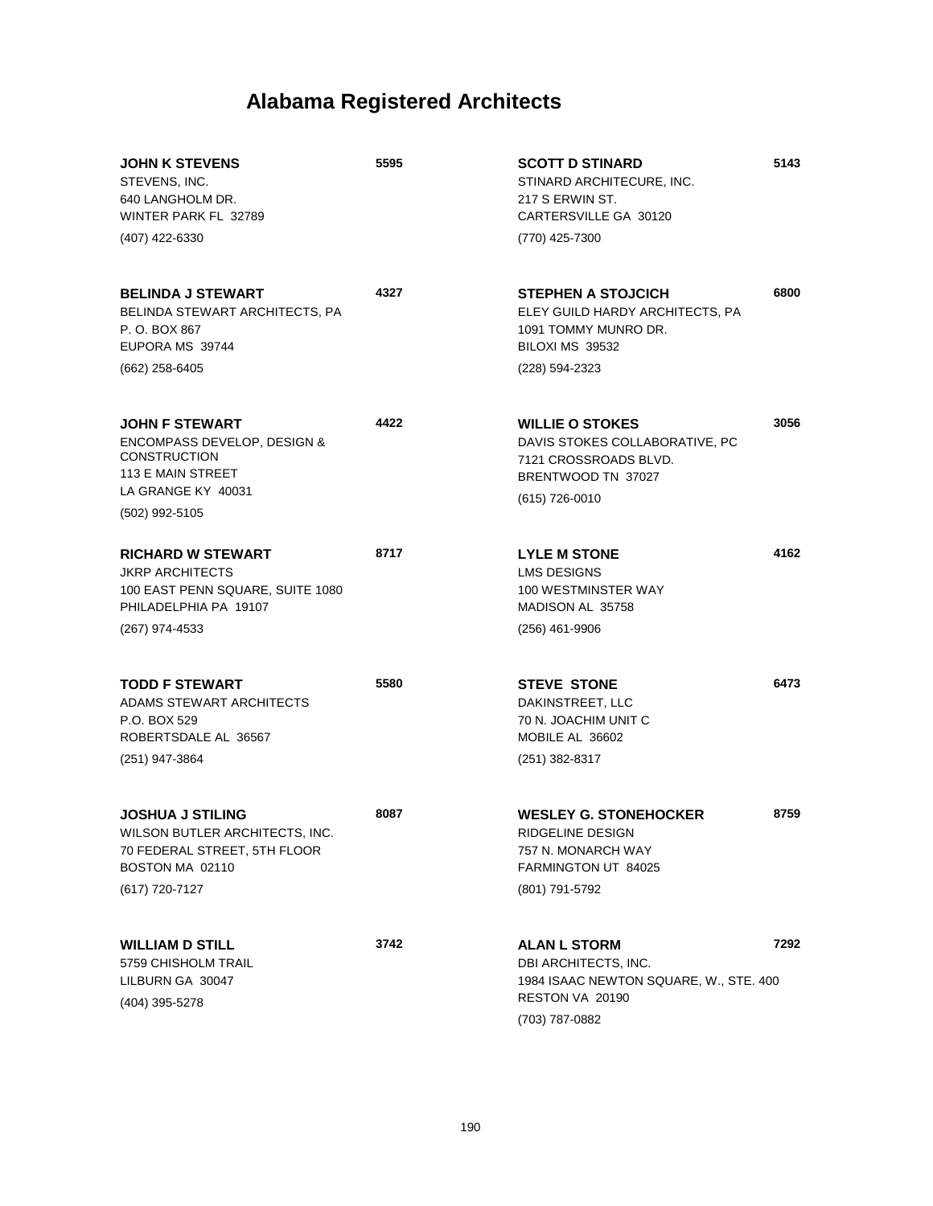# Alabama Registered Architects

**JOHN K STEVENS** **5595**
STEVENS, INC.
640 LANGHOLM DR.
WINTER PARK FL 32789
(407) 422-6330

**BELINDA J STEWART** **4327**
BELINDA STEWART ARCHITECTS, PA
P. O. BOX 867
EUPORA MS 39744
(662) 258-6405

**JOHN F STEWART** **4422**
ENCOMPASS DEVELOP, DESIGN & CONSTRUCTION
113 E MAIN STREET
LA GRANGE KY 40031
(502) 992-5105

**RICHARD W STEWART** **8717**
JKRP ARCHITECTS
100 EAST PENN SQUARE, SUITE 1080
PHILADELPHIA PA 19107
(267) 974-4533

**TODD F STEWART** **5580**
ADAMS STEWART ARCHITECTS
P.O. BOX 529
ROBERTSDALE AL 36567
(251) 947-3864

**JOSHUA J STILING** **8087**
WILSON BUTLER ARCHITECTS, INC.
70 FEDERAL STREET, 5TH FLOOR
BOSTON MA 02110
(617) 720-7127

**WILLIAM D STILL** **3742**
5759 CHISHOLM TRAIL
LILBURN GA 30047
(404) 395-5278

**SCOTT D STINARD** **5143**
STINARD ARCHITECURE, INC.
217 S ERWIN ST.
CARTERSVILLE GA 30120
(770) 425-7300

**STEPHEN A STOJCICH** **6800**
ELEY GUILD HARDY ARCHITECTS, PA
1091 TOMMY MUNRO DR.
BILOXI MS 39532
(228) 594-2323

**WILLIE O STOKES** **3056**
DAVIS STOKES COLLABORATIVE, PC
7121 CROSSROADS BLVD.
BRENTWOOD TN 37027
(615) 726-0010

**LYLE M STONE** **4162**
LMS DESIGNS
100 WESTMINSTER WAY
MADISON AL 35758
(256) 461-9906

**STEVE STONE** **6473**
DAKINSTREET, LLC
70 N. JOACHIM UNIT C
MOBILE AL 36602
(251) 382-8317

**WESLEY G. STONEHOCKER** **8759**
RIDGELINE DESIGN
757 N. MONARCH WAY
FARMINGTON UT 84025
(801) 791-5792

**ALAN L STORM** **7292**
DBI ARCHITECTS, INC.
1984 ISAAC NEWTON SQUARE, W., STE. 400
RESTON VA 20190
(703) 787-0882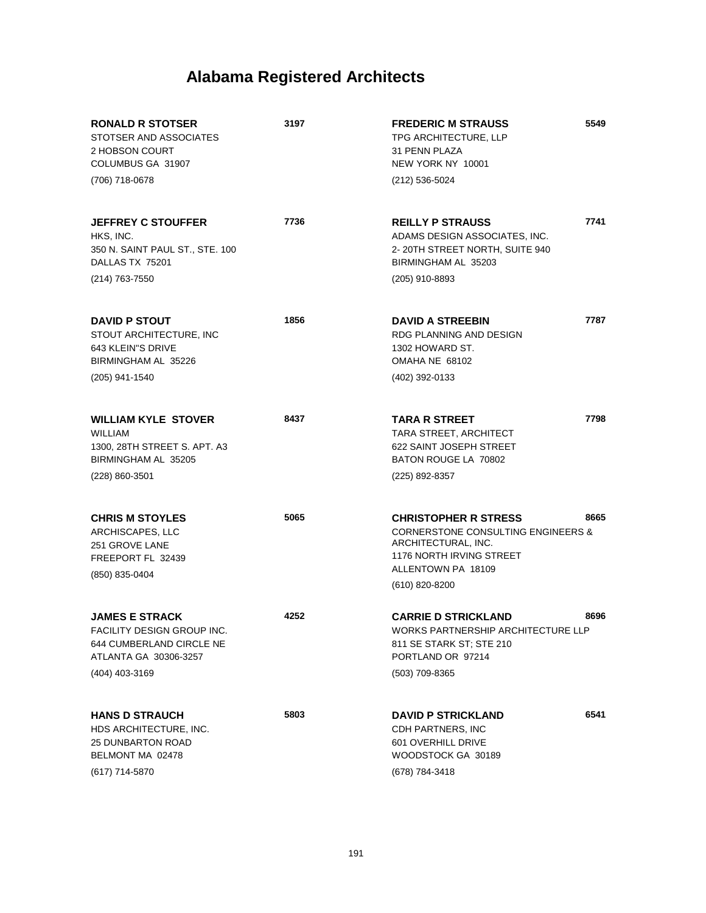# Alabama Registered Architects

**RONALD R STOTSER** **3197**
STOTSER AND ASSOCIATES
2 HOBSON COURT
COLUMBUS GA 31907
(706) 718-0678

**JEFFREY C STOUFFER** **7736**
HKS, INC.
350 N. SAINT PAUL ST., STE. 100
DALLAS TX 75201
(214) 763-7550

**DAVID P STOUT** **1856**
STOUT ARCHITECTURE, INC
643 KLEIN"S DRIVE
BIRMINGHAM AL 35226
(205) 941-1540

**WILLIAM KYLE STOVER** **8437**
WILLIAM
1300, 28TH STREET S. APT. A3
BIRMINGHAM AL 35205
(228) 860-3501

**CHRIS M STOYLES** **5065**
ARCHISCAPES, LLC
251 GROVE LANE
FREEPORT FL 32439
(850) 835-0404

**JAMES E STRACK** **4252**
FACILITY DESIGN GROUP INC.
644 CUMBERLAND CIRCLE NE
ATLANTA GA 30306-3257
(404) 403-3169

**HANS D STRAUCH** **5803**
HDS ARCHITECTURE, INC.
25 DUNBARTON ROAD
BELMONT MA 02478
(617) 714-5870

**FREDERIC M STRAUSS** **5549**
TPG ARCHITECTURE, LLP
31 PENN PLAZA
NEW YORK NY 10001
(212) 536-5024

**REILLY P STRAUSS** **7741**
ADAMS DESIGN ASSOCIATES, INC.
2- 20TH STREET NORTH, SUITE 940
BIRMINGHAM AL 35203
(205) 910-8893

**DAVID A STREEBIN** **7787**
RDG PLANNING AND DESIGN
1302 HOWARD ST.
OMAHA NE 68102
(402) 392-0133

**TARA R STREET** **7798**
TARA STREET, ARCHITECT
622 SAINT JOSEPH STREET
BATON ROUGE LA 70802
(225) 892-8357

**CHRISTOPHER R STRESS** **8665**
CORNERSTONE CONSULTING ENGINEERS & ARCHITECTURAL, INC.
1176 NORTH IRVING STREET
ALLENTOWN PA 18109
(610) 820-8200

**CARRIE D STRICKLAND** **8696**
WORKS PARTNERSHIP ARCHITECTURE LLP
811 SE STARK ST; STE 210
PORTLAND OR 97214
(503) 709-8365

**DAVID P STRICKLAND** **6541**
CDH PARTNERS, INC
601 OVERHILL DRIVE
WOODSTOCK GA 30189
(678) 784-3418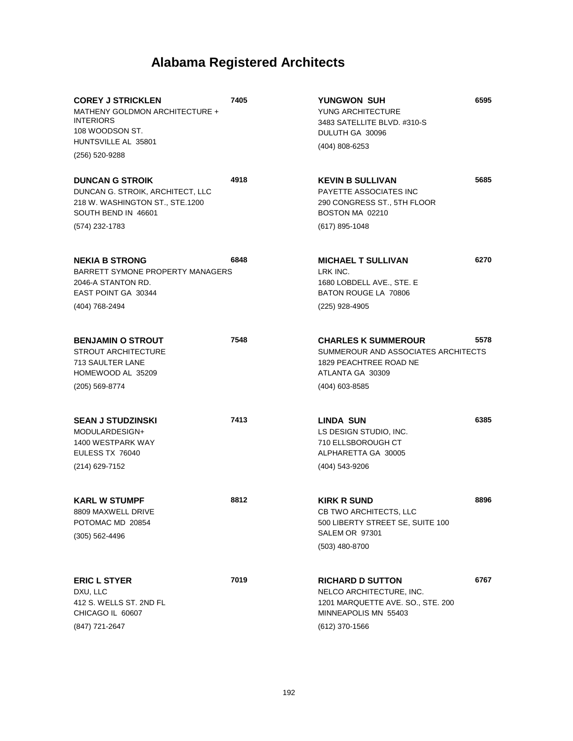# Alabama Registered Architects

**COREY J STRICKLEN** **7405**
MATHENY GOLDMON ARCHITECTURE + INTERIORS
108 WOODSON ST.
HUNTSVILLE AL 35801
(256) 520-9288

**DUNCAN G STROIK** **4918**
DUNCAN G. STROIK, ARCHITECT, LLC
218 W. WASHINGTON ST., STE.1200
SOUTH BEND IN 46601
(574) 232-1783

**NEKIA B STRONG** **6848**
BARRETT SYMONE PROPERTY MANAGERS
2046-A STANTON RD.
EAST POINT GA 30344
(404) 768-2494

**BENJAMIN O STROUT** **7548**
STROUT ARCHITECTURE
713 SAULTER LANE
HOMEWOOD AL 35209
(205) 569-8774

**SEAN J STUDZINSKI** **7413**
MODULARDESIGN+
1400 WESTPARK WAY
EULESS TX 76040
(214) 629-7152

**KARL W STUMPF** **8812**
8809 MAXWELL DRIVE
POTOMAC MD 20854
(305) 562-4496

**ERIC L STYER** **7019**
DXU, LLC
412 S. WELLS ST. 2ND FL
CHICAGO IL 60607
(847) 721-2647

**YUNGWON SUH** **6595**
YUNG ARCHITECTURE
3483 SATELLITE BLVD. #310-S
DULUTH GA 30096
(404) 808-6253

**KEVIN B SULLIVAN** **5685**
PAYETTE ASSOCIATES INC
290 CONGRESS ST., 5TH FLOOR
BOSTON MA 02210
(617) 895-1048

**MICHAEL T SULLIVAN** **6270**
LRK INC.
1680 LOBDELL AVE., STE. E
BATON ROUGE LA 70806
(225) 928-4905

**CHARLES K SUMMEROUR** **5578**
SUMMEROUR AND ASSOCIATES ARCHITECTS
1829 PEACHTREE ROAD NE
ATLANTA GA 30309
(404) 603-8585

**LINDA SUN** **6385**
LS DESIGN STUDIO, INC.
710 ELLSBOROUGH CT
ALPHARETTA GA 30005
(404) 543-9206

**KIRK R SUND** **8896**
CB TWO ARCHITECTS, LLC
500 LIBERTY STREET SE, SUITE 100
SALEM OR 97301
(503) 480-8700

**RICHARD D SUTTON** **6767**
NELCO ARCHITECTURE, INC.
1201 MARQUETTE AVE. SO., STE. 200
MINNEAPOLIS MN 55403
(612) 370-1566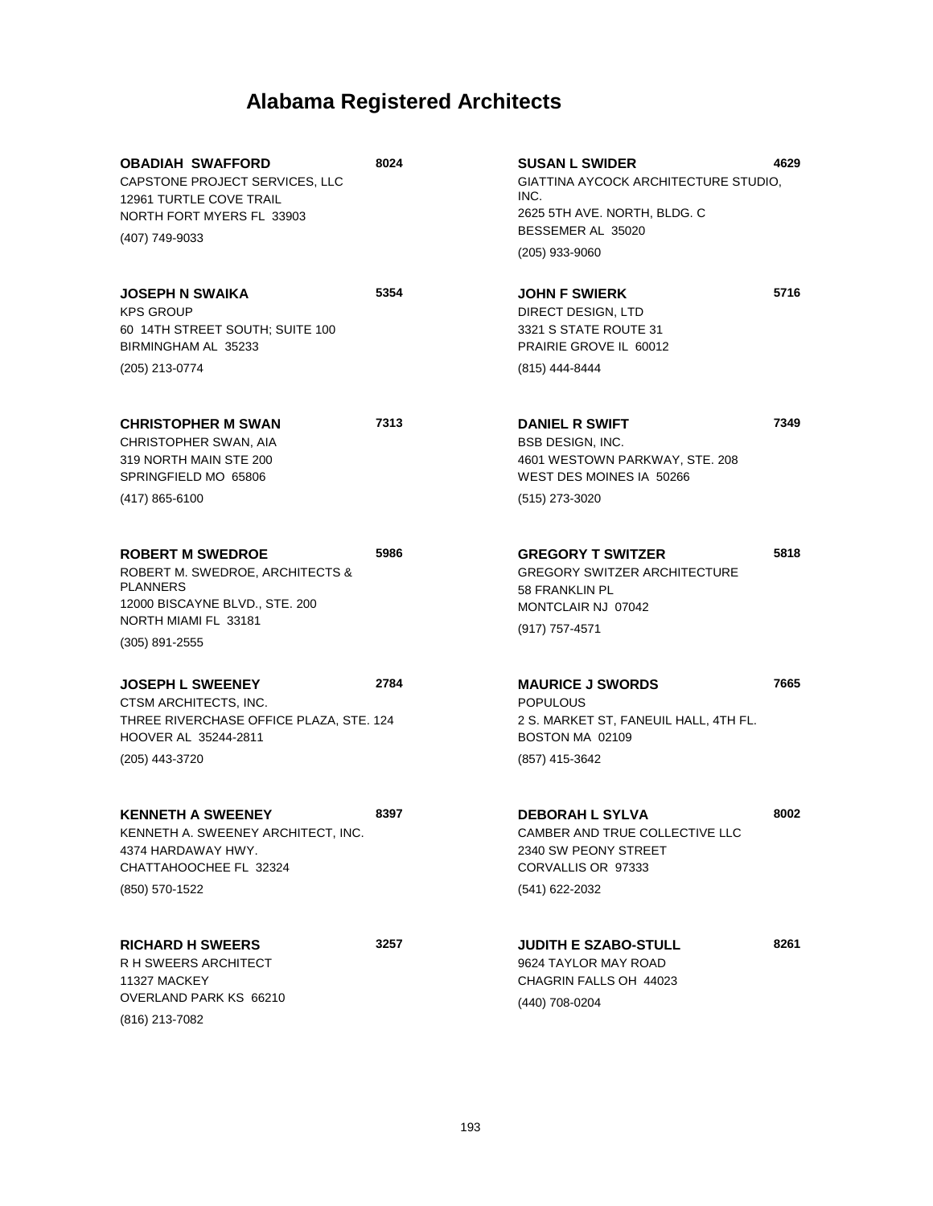# Alabama Registered Architects

**OBADIAH SWAFFORD** 8024
CAPSTONE PROJECT SERVICES, LLC
12961 TURTLE COVE TRAIL
NORTH FORT MYERS FL 33903
(407) 749-9033

**JOSEPH N SWAIKA** 5354
KPS GROUP
60 14TH STREET SOUTH; SUITE 100
BIRMINGHAM AL 35233
(205) 213-0774

**CHRISTOPHER M SWAN** 7313
CHRISTOPHER SWAN, AIA
319 NORTH MAIN STE 200
SPRINGFIELD MO 65806
(417) 865-6100

**ROBERT M SWEDROE** 5986
ROBERT M. SWEDROE, ARCHITECTS & PLANNERS
12000 BISCAYNE BLVD., STE. 200
NORTH MIAMI FL 33181
(305) 891-2555

**JOSEPH L SWEENEY** 2784
CTSM ARCHITECTS, INC.
THREE RIVERCHASE OFFICE PLAZA, STE. 124
HOOVER AL 35244-2811
(205) 443-3720

**KENNETH A SWEENEY** 8397
KENNETH A. SWEENEY ARCHITECT, INC.
4374 HARDAWAY HWY.
CHATTAHOOCHEE FL 32324
(850) 570-1522

**RICHARD H SWEERS** 3257
R H SWEERS ARCHITECT
11327 MACKEY
OVERLAND PARK KS 66210
(816) 213-7082

**SUSAN L SWIDER** 4629
GIATTINA AYCOCK ARCHITECTURE STUDIO, INC.
2625 5TH AVE. NORTH, BLDG. C
BESSEMER AL 35020
(205) 933-9060

**JOHN F SWIERK** 5716
DIRECT DESIGN, LTD
3321 S STATE ROUTE 31
PRAIRIE GROVE IL 60012
(815) 444-8444

**DANIEL R SWIFT** 7349
BSB DESIGN, INC.
4601 WESTOWN PARKWAY, STE. 208
WEST DES MOINES IA 50266
(515) 273-3020

**GREGORY T SWITZER** 5818
GREGORY SWITZER ARCHITECTURE
58 FRANKLIN PL
MONTCLAIR NJ 07042
(917) 757-4571

**MAURICE J SWORDS** 7665
POPULOUS
2 S. MARKET ST, FANEUIL HALL, 4TH FL.
BOSTON MA 02109
(857) 415-3642

**DEBORAH L SYLVA** 8002
CAMBER AND TRUE COLLECTIVE LLC
2340 SW PEONY STREET
CORVALLIS OR 97333
(541) 622-2032

**JUDITH E SZABO-STULL** 8261
9624 TAYLOR MAY ROAD
CHAGRIN FALLS OH 44023
(440) 708-0204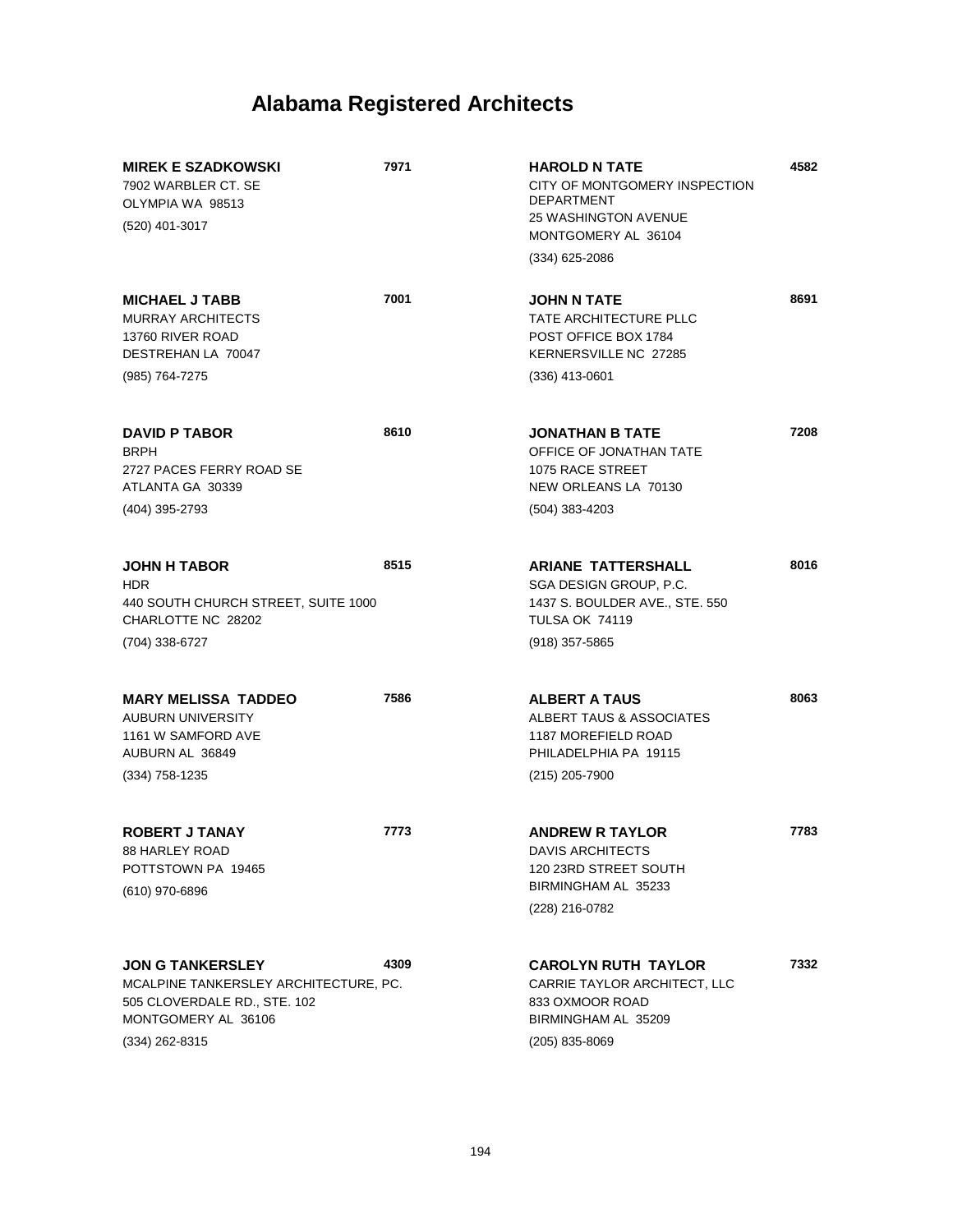# Alabama Registered Architects

**MIREK E SZADKOWSKI** **7971**
7902 WARBLER CT. SE
OLYMPIA WA 98513
(520) 401-3017

**MICHAEL J TABB** **7001**
MURRAY ARCHITECTS
13760 RIVER ROAD
DESTREHAN LA 70047
(985) 764-7275

**DAVID P TABOR** **8610**
BRPH
2727 PACES FERRY ROAD SE
ATLANTA GA 30339
(404) 395-2793

**JOHN H TABOR** **8515**
HDR
440 SOUTH CHURCH STREET, SUITE 1000
CHARLOTTE NC 28202
(704) 338-6727

**MARY MELISSA TADDEO** **7586**
AUBURN UNIVERSITY
1161 W SAMFORD AVE
AUBURN AL 36849
(334) 758-1235

**ROBERT J TANAY** **7773**
88 HARLEY ROAD
POTTSTOWN PA 19465
(610) 970-6896

**JON G TANKERSLEY** **4309**
MCALPINE TANKERSLEY ARCHITECTURE, PC.
505 CLOVERDALE RD., STE. 102
MONTGOMERY AL 36106
(334) 262-8315

**HAROLD N TATE** **4582**
CITY OF MONTGOMERY INSPECTION DEPARTMENT
25 WASHINGTON AVENUE
MONTGOMERY AL 36104
(334) 625-2086

**JOHN N TATE** **8691**
TATE ARCHITECTURE PLLC
POST OFFICE BOX 1784
KERNERSVILLE NC 27285
(336) 413-0601

**JONATHAN B TATE** **7208**
OFFICE OF JONATHAN TATE
1075 RACE STREET
NEW ORLEANS LA 70130
(504) 383-4203

**ARIANE TATTERSHALL** **8016**
SGA DESIGN GROUP, P.C.
1437 S. BOULDER AVE., STE. 550
TULSA OK 74119
(918) 357-5865

**ALBERT A TAUS** **8063**
ALBERT TAUS & ASSOCIATES
1187 MOREFIELD ROAD
PHILADELPHIA PA 19115
(215) 205-7900

**ANDREW R TAYLOR** **7783**
DAVIS ARCHITECTS
120 23RD STREET SOUTH
BIRMINGHAM AL 35233
(228) 216-0782

**CAROLYN RUTH TAYLOR** **7332**
CARRIE TAYLOR ARCHITECT, LLC
833 OXMOOR ROAD
BIRMINGHAM AL 35209
(205) 835-8069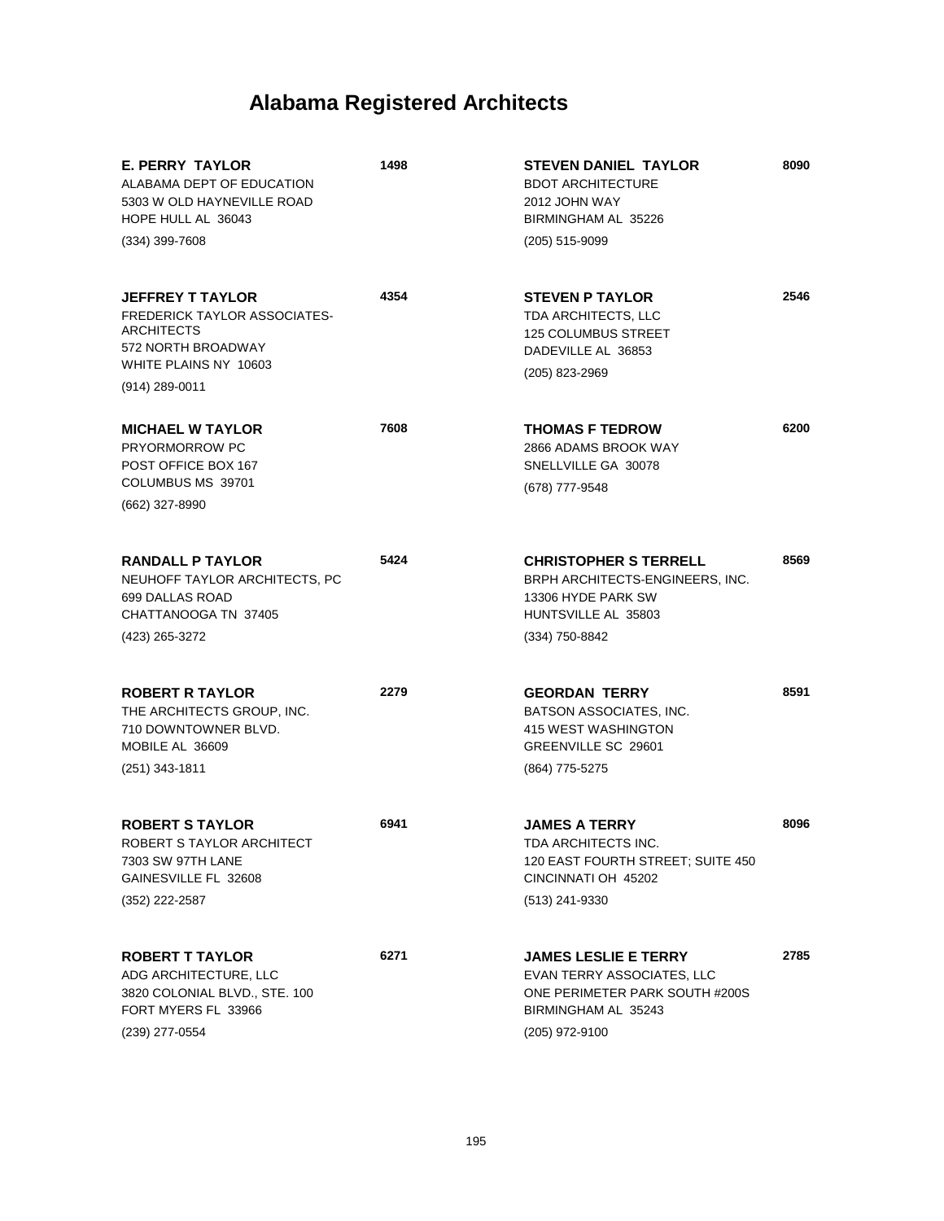# Alabama Registered Architects

**E. PERRY TAYLOR** **1498**
ALABAMA DEPT OF EDUCATION
5303 W OLD HAYNEVILLE ROAD
HOPE HULL AL 36043
(334) 399-7608

**JEFFREY T TAYLOR** **4354**
FREDERICK TAYLOR ASSOCIATES-ARCHITECTS
572 NORTH BROADWAY
WHITE PLAINS NY 10603
(914) 289-0011

**MICHAEL W TAYLOR** **7608**
PRYORMORROW PC
POST OFFICE BOX 167
COLUMBUS MS 39701
(662) 327-8990

**RANDALL P TAYLOR** **5424**
NEUHOFF TAYLOR ARCHITECTS, PC
699 DALLAS ROAD
CHATTANOOGA TN 37405
(423) 265-3272

**ROBERT R TAYLOR** **2279**
THE ARCHITECTS GROUP, INC.
710 DOWNTOWNER BLVD.
MOBILE AL 36609
(251) 343-1811

**ROBERT S TAYLOR** **6941**
ROBERT S TAYLOR ARCHITECT
7303 SW 97TH LANE
GAINESVILLE FL 32608
(352) 222-2587

**ROBERT T TAYLOR** **6271**
ADG ARCHITECTURE, LLC
3820 COLONIAL BLVD., STE. 100
FORT MYERS FL 33966
(239) 277-0554

**STEVEN DANIEL TAYLOR** **8090**
BDOT ARCHITECTURE
2012 JOHN WAY
BIRMINGHAM AL 35226
(205) 515-9099

**STEVEN P TAYLOR** **2546**
TDA ARCHITECTS, LLC
125 COLUMBUS STREET
DADEVILLE AL 36853
(205) 823-2969

**THOMAS F TEDROW** **6200**
2866 ADAMS BROOK WAY
SNELLVILLE GA 30078
(678) 777-9548

**CHRISTOPHER S TERRELL** **8569**
BRPH ARCHITECTS-ENGINEERS, INC.
13306 HYDE PARK SW
HUNTSVILLE AL 35803
(334) 750-8842

**GEORDAN TERRY** **8591**
BATSON ASSOCIATES, INC.
415 WEST WASHINGTON
GREENVILLE SC 29601
(864) 775-5275

**JAMES A TERRY** **8096**
TDA ARCHITECTS INC.
120 EAST FOURTH STREET; SUITE 450
CINCINNATI OH 45202
(513) 241-9330

**JAMES LESLIE E TERRY** **2785**
EVAN TERRY ASSOCIATES, LLC
ONE PERIMETER PARK SOUTH #200S
BIRMINGHAM AL 35243
(205) 972-9100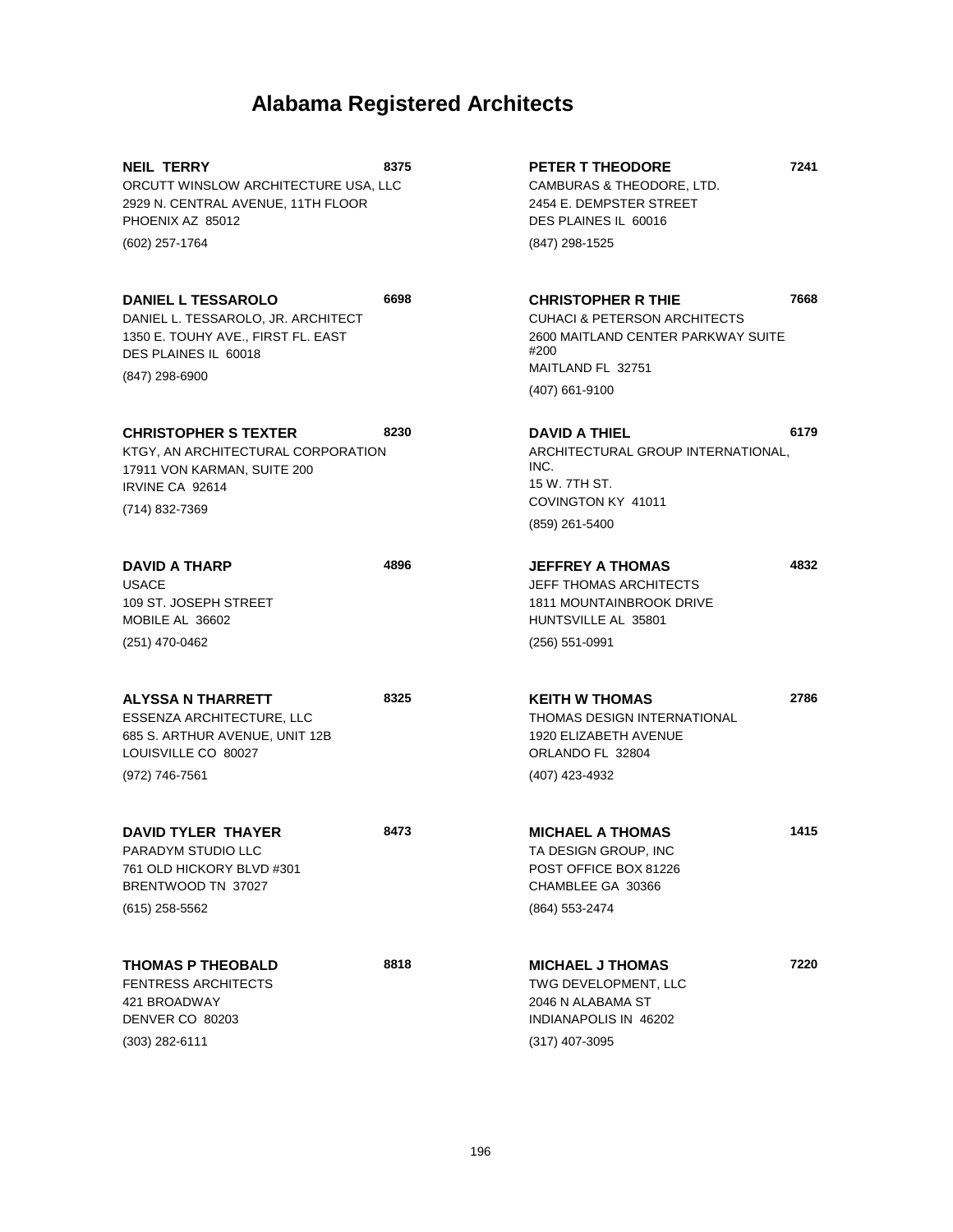# Alabama Registered Architects

**NEIL TERRY** **8375**
ORCUTT WINSLOW ARCHITECTURE USA, LLC
2929 N. CENTRAL AVENUE, 11TH FLOOR
PHOENIX AZ 85012
(602) 257-1764

**DANIEL L TESSAROLO** **6698**
DANIEL L. TESSAROLO, JR. ARCHITECT
1350 E. TOUHY AVE., FIRST FL. EAST
DES PLAINES IL 60018
(847) 298-6900

**CHRISTOPHER S TEXTER** **8230**
KTGY, AN ARCHITECTURAL CORPORATION
17911 VON KARMAN, SUITE 200
IRVINE CA 92614
(714) 832-7369

**DAVID A THARP** **4896**
USACE
109 ST. JOSEPH STREET
MOBILE AL 36602
(251) 470-0462

**ALYSSA N THARRETT** **8325**
ESSENZA ARCHITECTURE, LLC
685 S. ARTHUR AVENUE, UNIT 12B
LOUISVILLE CO 80027
(972) 746-7561

**DAVID TYLER THAYER** **8473**
PARADYM STUDIO LLC
761 OLD HICKORY BLVD #301
BRENTWOOD TN 37027
(615) 258-5562

**THOMAS P THEOBALD** **8818**
FENTRESS ARCHITECTS
421 BROADWAY
DENVER CO 80203
(303) 282-6111

**PETER T THEODORE** **7241**
CAMBURAS & THEODORE, LTD.
2454 E. DEMPSTER STREET
DES PLAINES IL 60016
(847) 298-1525

**CHRISTOPHER R THIE** **7668**
CUHACI & PETERSON ARCHITECTS
2600 MAITLAND CENTER PARKWAY SUITE #200
MAITLAND FL 32751
(407) 661-9100

**DAVID A THIEL** **6179**
ARCHITECTURAL GROUP INTERNATIONAL, INC.
15 W. 7TH ST.
COVINGTON KY 41011
(859) 261-5400

**JEFFREY A THOMAS** **4832**
JEFF THOMAS ARCHITECTS
1811 MOUNTAINBROOK DRIVE
HUNTSVILLE AL 35801
(256) 551-0991

**KEITH W THOMAS** **2786**
THOMAS DESIGN INTERNATIONAL
1920 ELIZABETH AVENUE
ORLANDO FL 32804
(407) 423-4932

**MICHAEL A THOMAS** **1415**
TA DESIGN GROUP, INC
POST OFFICE BOX 81226
CHAMBLEE GA 30366
(864) 553-2474

**MICHAEL J THOMAS** **7220**
TWG DEVELOPMENT, LLC
2046 N ALABAMA ST
INDIANAPOLIS IN 46202
(317) 407-3095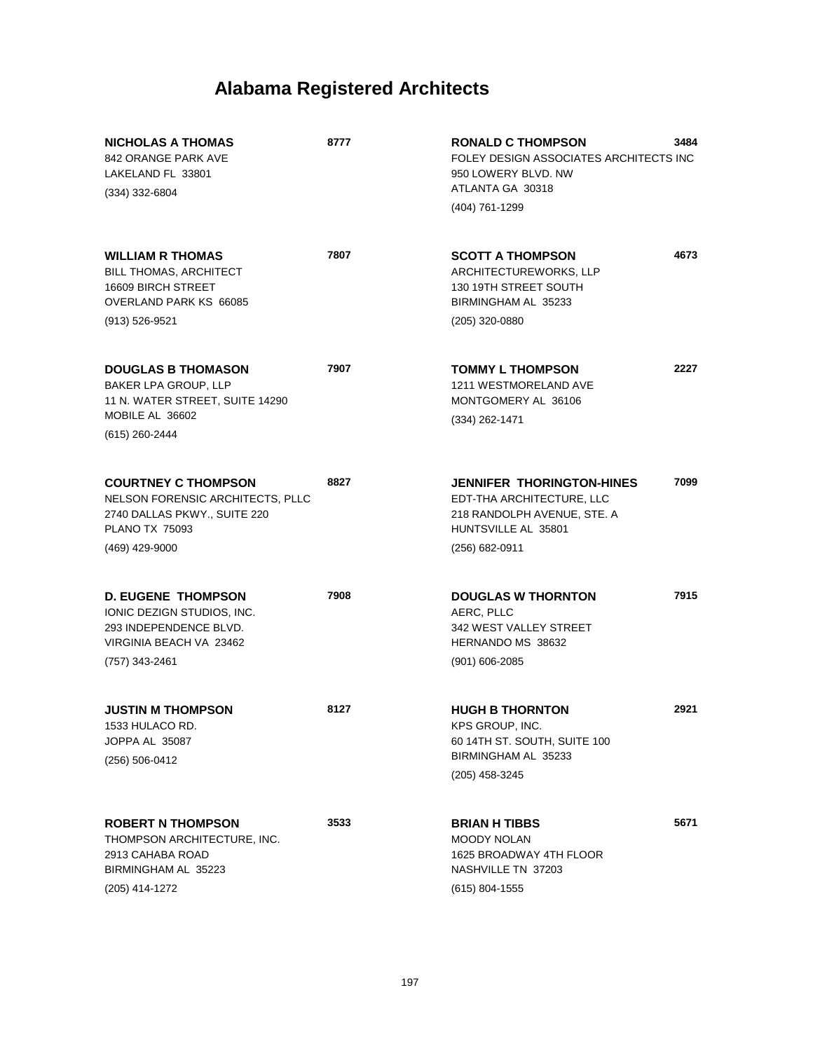# Alabama Registered Architects

**NICHOLAS A THOMAS** **8777**
842 ORANGE PARK AVE
LAKELAND FL 33801
(334) 332-6804

**WILLIAM R THOMAS** **7807**
BILL THOMAS, ARCHITECT
16609 BIRCH STREET
OVERLAND PARK KS 66085
(913) 526-9521

**DOUGLAS B THOMASON** **7907**
BAKER LPA GROUP, LLP
11 N. WATER STREET, SUITE 14290
MOBILE AL 36602
(615) 260-2444

**COURTNEY C THOMPSON** **8827**
NELSON FORENSIC ARCHITECTS, PLLC
2740 DALLAS PKWY., SUITE 220
PLANO TX 75093
(469) 429-9000

**D. EUGENE THOMPSON** **7908**
IONIC DEZIGN STUDIOS, INC.
293 INDEPENDENCE BLVD.
VIRGINIA BEACH VA 23462
(757) 343-2461

**JUSTIN M THOMPSON** **8127**
1533 HULACO RD.
JOPPA AL 35087
(256) 506-0412

**ROBERT N THOMPSON** **3533**
THOMPSON ARCHITECTURE, INC.
2913 CAHABA ROAD
BIRMINGHAM AL 35223
(205) 414-1272

**RONALD C THOMPSON** **3484**
FOLEY DESIGN ASSOCIATES ARCHITECTS INC
950 LOWERY BLVD. NW
ATLANTA GA 30318
(404) 761-1299

**SCOTT A THOMPSON** **4673**
ARCHITECTUREWORKS, LLP
130 19TH STREET SOUTH
BIRMINGHAM AL 35233
(205) 320-0880

**TOMMY L THOMPSON** **2227**
1211 WESTMORELAND AVE
MONTGOMERY AL 36106
(334) 262-1471

**JENNIFER THORINGTON-HINES** **7099**
EDT-THA ARCHITECTURE, LLC
218 RANDOLPH AVENUE, STE. A
HUNTSVILLE AL 35801
(256) 682-0911

**DOUGLAS W THORNTON** **7915**
AERC, PLLC
342 WEST VALLEY STREET
HERNANDO MS 38632
(901) 606-2085

**HUGH B THORNTON** **2921**
KPS GROUP, INC.
60 14TH ST. SOUTH, SUITE 100
BIRMINGHAM AL 35233
(205) 458-3245

**BRIAN H TIBBS** **5671**
MOODY NOLAN
1625 BROADWAY 4TH FLOOR
NASHVILLE TN 37203
(615) 804-1555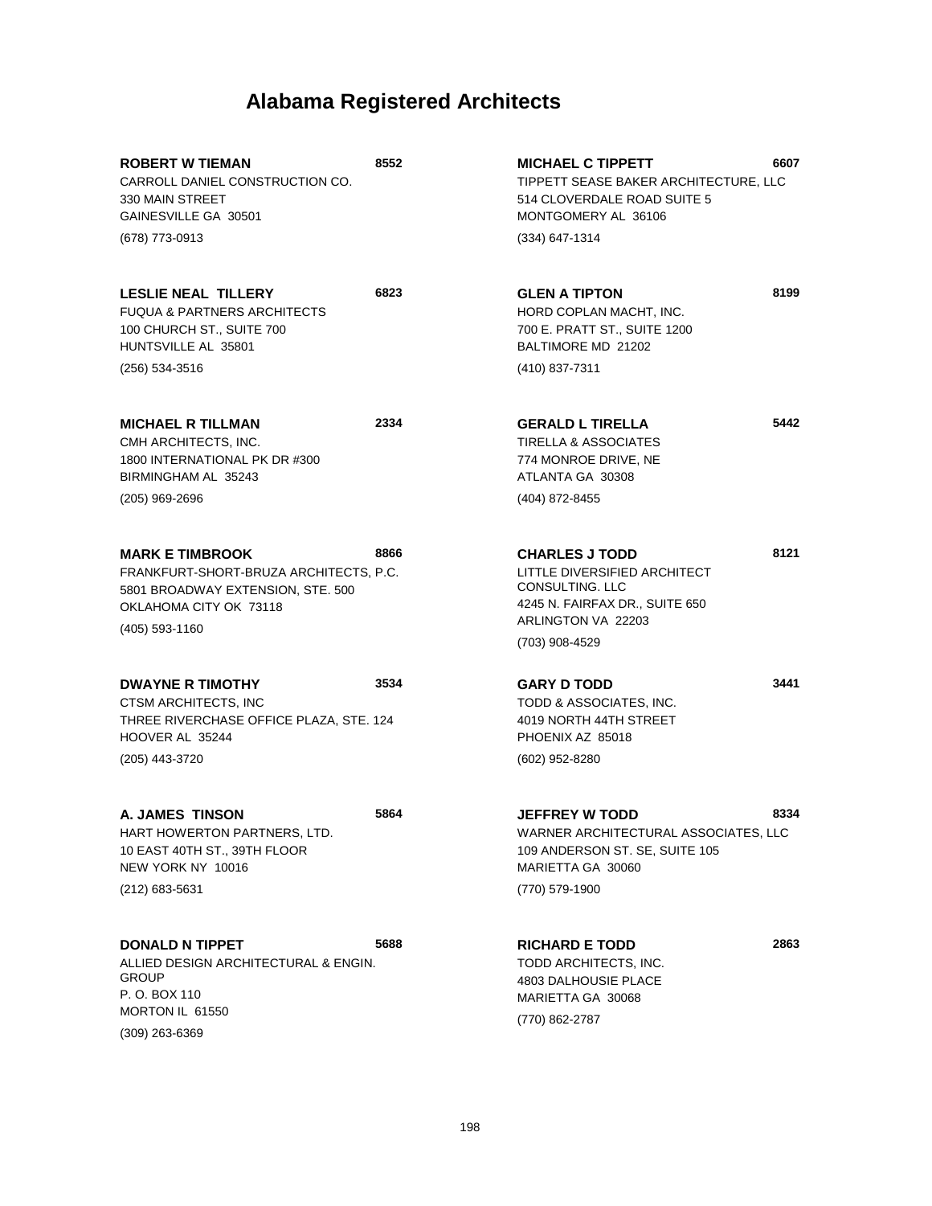# Alabama Registered Architects

**ROBERT W TIEMAN** **8552**
CARROLL DANIEL CONSTRUCTION CO.
330 MAIN STREET
GAINESVILLE GA 30501
(678) 773-0913

**LESLIE NEAL TILLERY** **6823**
FUQUA & PARTNERS ARCHITECTS
100 CHURCH ST., SUITE 700
HUNTSVILLE AL 35801
(256) 534-3516

**MICHAEL R TILLMAN** **2334**
CMH ARCHITECTS, INC.
1800 INTERNATIONAL PK DR #300
BIRMINGHAM AL 35243
(205) 969-2696

**MARK E TIMBROOK** **8866**
FRANKFURT-SHORT-BRUZA ARCHITECTS, P.C.
5801 BROADWAY EXTENSION, STE. 500
OKLAHOMA CITY OK 73118
(405) 593-1160

**DWAYNE R TIMOTHY** **3534**
CTSM ARCHITECTS, INC
THREE RIVERCHASE OFFICE PLAZA, STE. 124
HOOVER AL 35244
(205) 443-3720

**A. JAMES TINSON** **5864**
HART HOWERTON PARTNERS, LTD.
10 EAST 40TH ST., 39TH FLOOR
NEW YORK NY 10016
(212) 683-5631

**DONALD N TIPPET** **5688**
ALLIED DESIGN ARCHITECTURAL & ENGIN. GROUP
P. O. BOX 110
MORTON IL 61550
(309) 263-6369

**MICHAEL C TIPPETT** **6607**
TIPPETT SEASE BAKER ARCHITECTURE, LLC
514 CLOVERDALE ROAD SUITE 5
MONTGOMERY AL 36106
(334) 647-1314

**GLEN A TIPTON** **8199**
HORD COPLAN MACHT, INC.
700 E. PRATT ST., SUITE 1200
BALTIMORE MD 21202
(410) 837-7311

**GERALD L TIRELLA** **5442**
TIRELLA & ASSOCIATES
774 MONROE DRIVE, NE
ATLANTA GA 30308
(404) 872-8455

**CHARLES J TODD** **8121**
LITTLE DIVERSIFIED ARCHITECT CONSULTING. LLC
4245 N. FAIRFAX DR., SUITE 650
ARLINGTON VA 22203
(703) 908-4529

**GARY D TODD** **3441**
TODD & ASSOCIATES, INC.
4019 NORTH 44TH STREET
PHOENIX AZ 85018
(602) 952-8280

**JEFFREY W TODD** **8334**
WARNER ARCHITECTURAL ASSOCIATES, LLC
109 ANDERSON ST. SE, SUITE 105
MARIETTA GA 30060
(770) 579-1900

**RICHARD E TODD** **2863**
TODD ARCHITECTS, INC.
4803 DALHOUSIE PLACE
MARIETTA GA 30068
(770) 862-2787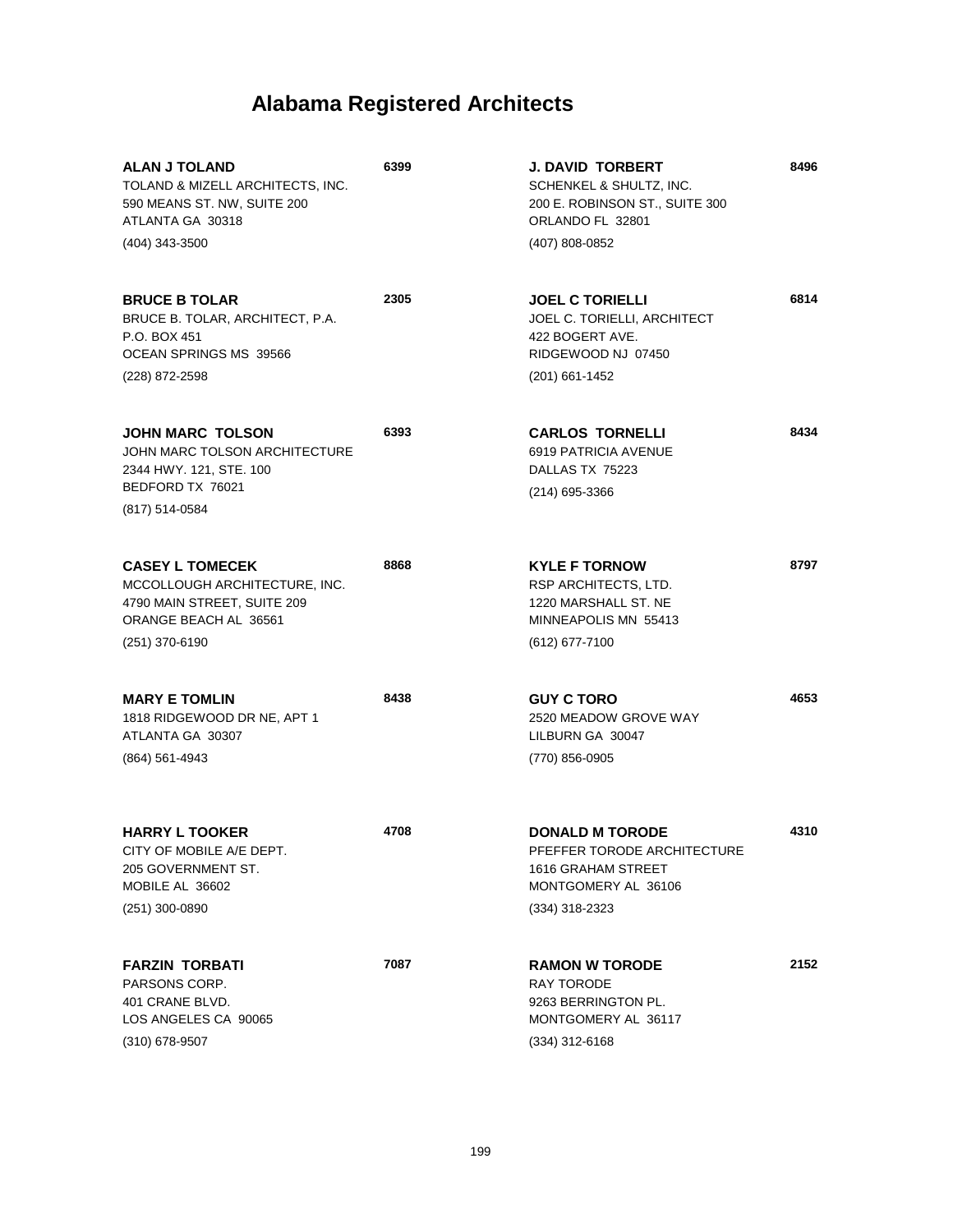# Alabama Registered Architects

**ALAN J TOLAND** 6399
TOLAND & MIZELL ARCHITECTS, INC.
590 MEANS ST. NW, SUITE 200
ATLANTA GA 30318
(404) 343-3500

**BRUCE B TOLAR** 2305
BRUCE B. TOLAR, ARCHITECT, P.A.
P.O. BOX 451
OCEAN SPRINGS MS 39566
(228) 872-2598

**JOHN MARC TOLSON** 6393
JOHN MARC TOLSON ARCHITECTURE
2344 HWY. 121, STE. 100
BEDFORD TX 76021
(817) 514-0584

**CASEY L TOMECEK** 8868
MCCOLLOUGH ARCHITECTURE, INC.
4790 MAIN STREET, SUITE 209
ORANGE BEACH AL 36561
(251) 370-6190

**MARY E TOMLIN** 8438
1818 RIDGEWOOD DR NE, APT 1
ATLANTA GA 30307
(864) 561-4943

**HARRY L TOOKER** 4708
CITY OF MOBILE A/E DEPT.
205 GOVERNMENT ST.
MOBILE AL 36602
(251) 300-0890

**FARZIN TORBATI** 7087
PARSONS CORP.
401 CRANE BLVD.
LOS ANGELES CA 90065
(310) 678-9507

**J. DAVID TORBERT** 8496
SCHENKEL & SHULTZ, INC.
200 E. ROBINSON ST., SUITE 300
ORLANDO FL 32801
(407) 808-0852

**JOEL C TORIELLI** 6814
JOEL C. TORIELLI, ARCHITECT
422 BOGERT AVE.
RIDGEWOOD NJ 07450
(201) 661-1452

**CARLOS TORNELLI** 8434
6919 PATRICIA AVENUE
DALLAS TX 75223
(214) 695-3366

**KYLE F TORNOW** 8797
RSP ARCHITECTS, LTD.
1220 MARSHALL ST. NE
MINNEAPOLIS MN 55413
(612) 677-7100

**GUY C TORO** 4653
2520 MEADOW GROVE WAY
LILBURN GA 30047
(770) 856-0905

**DONALD M TORODE** 4310
PFEFFER TORODE ARCHITECTURE
1616 GRAHAM STREET
MONTGOMERY AL 36106
(334) 318-2323

**RAMON W TORODE** 2152
RAY TORODE
9263 BERRINGTON PL.
MONTGOMERY AL 36117
(334) 312-6168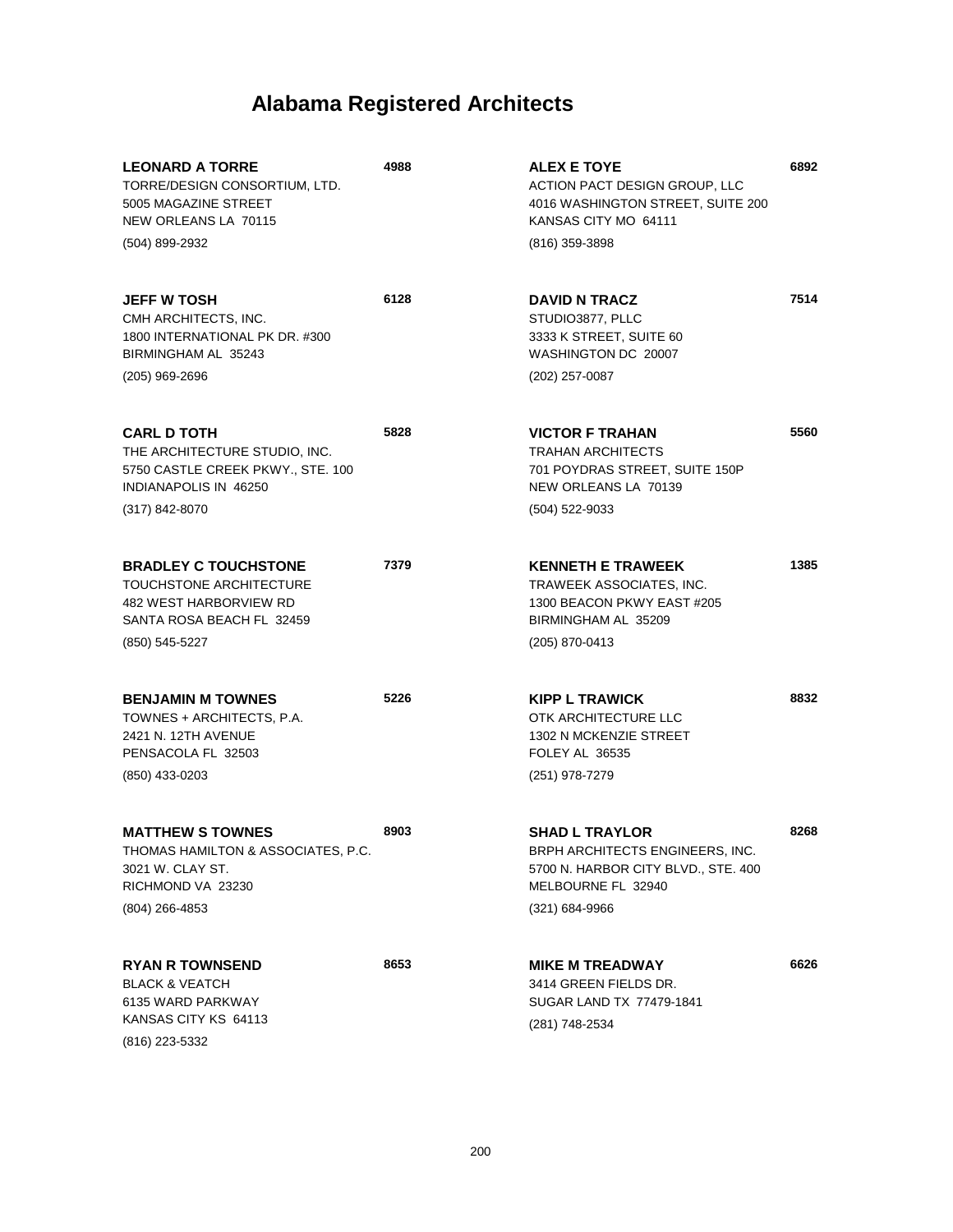# Alabama Registered Architects

**LEONARD A TORRE** **4988**
TORRE/DESIGN CONSORTIUM, LTD.
5005 MAGAZINE STREET
NEW ORLEANS LA 70115
(504) 899-2932

**JEFF W TOSH** **6128**
CMH ARCHITECTS, INC.
1800 INTERNATIONAL PK DR. #300
BIRMINGHAM AL 35243
(205) 969-2696

**CARL D TOTH** **5828**
THE ARCHITECTURE STUDIO, INC.
5750 CASTLE CREEK PKWY., STE. 100
INDIANAPOLIS IN 46250
(317) 842-8070

**BRADLEY C TOUCHSTONE** **7379**
TOUCHSTONE ARCHITECTURE
482 WEST HARBORVIEW RD
SANTA ROSA BEACH FL 32459
(850) 545-5227

**BENJAMIN M TOWNES** **5226**
TOWNES + ARCHITECTS, P.A.
2421 N. 12TH AVENUE
PENSACOLA FL 32503
(850) 433-0203

**MATTHEW S TOWNES** **8903**
THOMAS HAMILTON & ASSOCIATES, P.C.
3021 W. CLAY ST.
RICHMOND VA 23230
(804) 266-4853

**RYAN R TOWNSEND** **8653**
BLACK & VEATCH
6135 WARD PARKWAY
KANSAS CITY KS 64113
(816) 223-5332

**ALEX E TOYE** **6892**
ACTION PACT DESIGN GROUP, LLC
4016 WASHINGTON STREET, SUITE 200
KANSAS CITY MO 64111
(816) 359-3898

**DAVID N TRACZ** **7514**
STUDIO3877, PLLC
3333 K STREET, SUITE 60
WASHINGTON DC 20007
(202) 257-0087

**VICTOR F TRAHAN** **5560**
TRAHAN ARCHITECTS
701 POYDRAS STREET, SUITE 150P
NEW ORLEANS LA 70139
(504) 522-9033

**KENNETH E TRAWEEK** **1385**
TRAWEEK ASSOCIATES, INC.
1300 BEACON PKWY EAST #205
BIRMINGHAM AL 35209
(205) 870-0413

**KIPP L TRAWICK** **8832**
OTK ARCHITECTURE LLC
1302 N MCKENZIE STREET
FOLEY AL 36535
(251) 978-7279

**SHAD L TRAYLOR** **8268**
BRPH ARCHITECTS ENGINEERS, INC.
5700 N. HARBOR CITY BLVD., STE. 400
MELBOURNE FL 32940
(321) 684-9966

**MIKE M TREADWAY** **6626**
3414 GREEN FIELDS DR.
SUGAR LAND TX 77479-1841
(281) 748-2534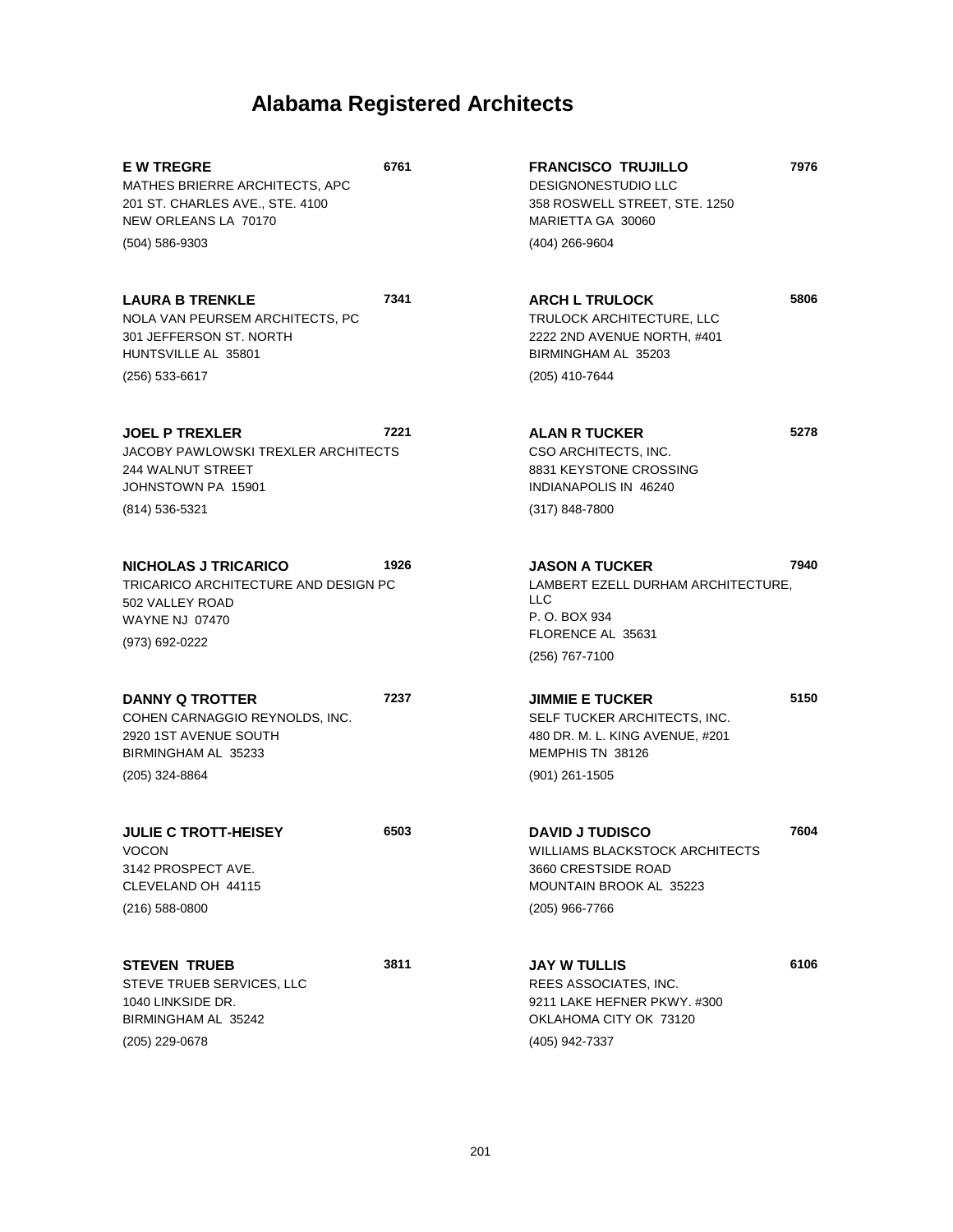# Alabama Registered Architects

**E W TREGRE** 6761
MATHES BRIERRE ARCHITECTS, APC
201 ST. CHARLES AVE., STE. 4100
NEW ORLEANS LA 70170
(504) 586-9303

**LAURA B TRENKLE** 7341
NOLA VAN PEURSEM ARCHITECTS, PC
301 JEFFERSON ST. NORTH
HUNTSVILLE AL 35801
(256) 533-6617

**JOEL P TREXLER** 7221
JACOBY PAWLOWSKI TREXLER ARCHITECTS
244 WALNUT STREET
JOHNSTOWN PA 15901
(814) 536-5321

**NICHOLAS J TRICARICO** 1926
TRICARICO ARCHITECTURE AND DESIGN PC
502 VALLEY ROAD
WAYNE NJ 07470
(973) 692-0222

**DANNY Q TROTTER** 7237
COHEN CARNAGGIO REYNOLDS, INC.
2920 1ST AVENUE SOUTH
BIRMINGHAM AL 35233
(205) 324-8864

**JULIE C TROTT-HEISEY** 6503
VOCON
3142 PROSPECT AVE.
CLEVELAND OH 44115
(216) 588-0800

**STEVEN TRUEB** 3811
STEVE TRUEB SERVICES, LLC
1040 LINKSIDE DR.
BIRMINGHAM AL 35242
(205) 229-0678

**FRANCISCO TRUJILLO** 7976
DESIGNONESTUDIO LLC
358 ROSWELL STREET, STE. 1250
MARIETTA GA 30060
(404) 266-9604

**ARCH L TRULOCK** 5806
TRULOCK ARCHITECTURE, LLC
2222 2ND AVENUE NORTH, #401
BIRMINGHAM AL 35203
(205) 410-7644

**ALAN R TUCKER** 5278
CSO ARCHITECTS, INC.
8831 KEYSTONE CROSSING
INDIANAPOLIS IN 46240
(317) 848-7800

**JASON A TUCKER** 7940
LAMBERT EZELL DURHAM ARCHITECTURE, LLC
P. O. BOX 934
FLORENCE AL 35631
(256) 767-7100

**JIMMIE E TUCKER** 5150
SELF TUCKER ARCHITECTS, INC.
480 DR. M. L. KING AVENUE, #201
MEMPHIS TN 38126
(901) 261-1505

**DAVID J TUDISCO** 7604
WILLIAMS BLACKSTOCK ARCHITECTS
3660 CRESTSIDE ROAD
MOUNTAIN BROOK AL 35223
(205) 966-7766

**JAY W TULLIS** 6106
REES ASSOCIATES, INC.
9211 LAKE HEFNER PKWY. #300
OKLAHOMA CITY OK 73120
(405) 942-7337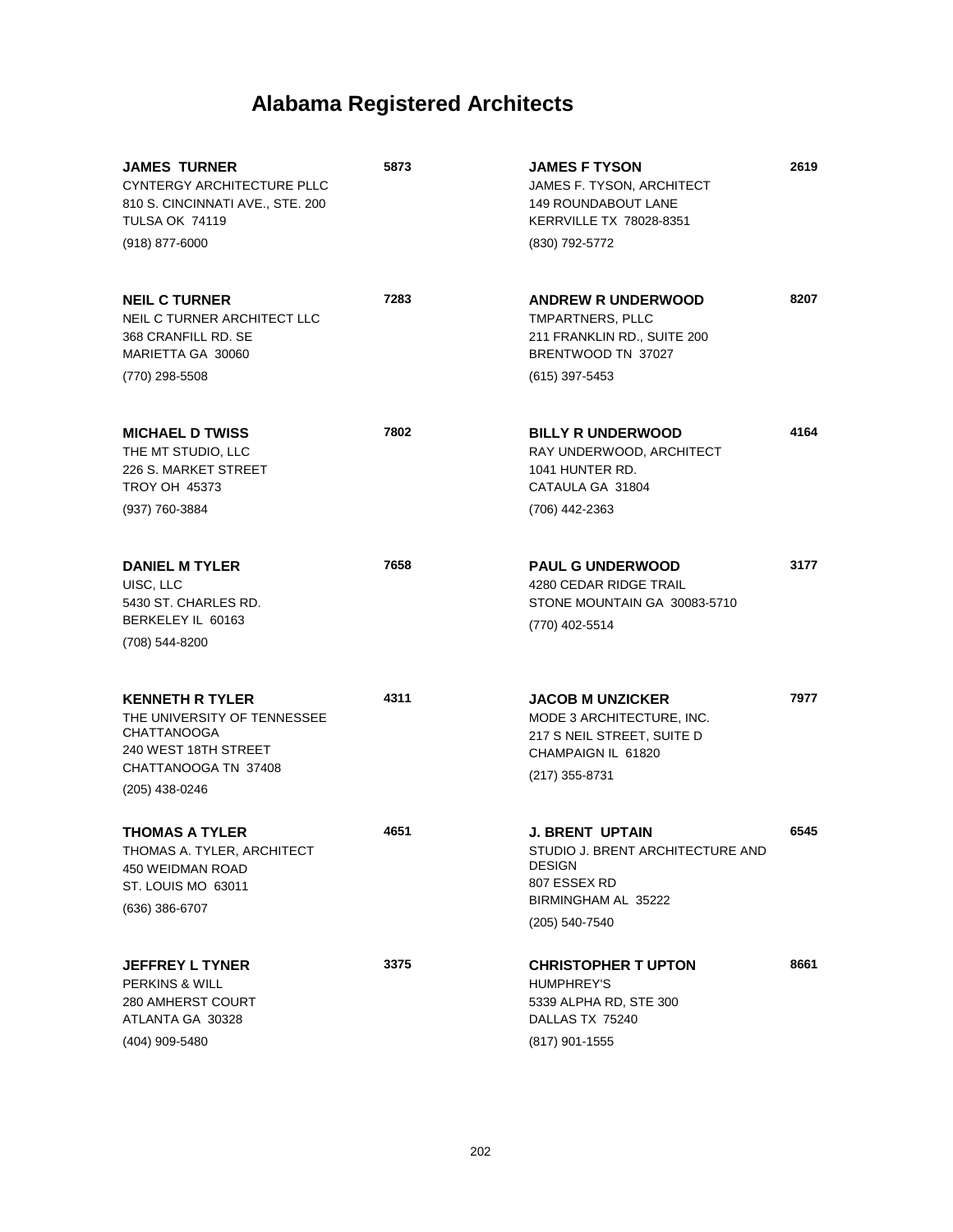# Alabama Registered Architects

**JAMES TURNER** **5873**
CYNTERGY ARCHITECTURE PLLC
810 S. CINCINNATI AVE., STE. 200
TULSA OK 74119
(918) 877-6000

**NEIL C TURNER** **7283**
NEIL C TURNER ARCHITECT LLC
368 CRANFILL RD. SE
MARIETTA GA 30060
(770) 298-5508

**MICHAEL D TWISS** **7802**
THE MT STUDIO, LLC
226 S. MARKET STREET
TROY OH 45373
(937) 760-3884

**DANIEL M TYLER** **7658**
UISC, LLC
5430 ST. CHARLES RD.
BERKELEY IL 60163
(708) 544-8200

**KENNETH R TYLER** **4311**
THE UNIVERSITY OF TENNESSEE CHATTANOOGA
240 WEST 18TH STREET
CHATTANOOGA TN 37408
(205) 438-0246

**THOMAS A TYLER** **4651**
THOMAS A. TYLER, ARCHITECT
450 WEIDMAN ROAD
ST. LOUIS MO 63011
(636) 386-6707

**JEFFREY L TYNER** **3375**
PERKINS & WILL
280 AMHERST COURT
ATLANTA GA 30328
(404) 909-5480

**JAMES F TYSON** **2619**
JAMES F. TYSON, ARCHITECT
149 ROUNDABOUT LANE
KERRVILLE TX 78028-8351
(830) 792-5772

**ANDREW R UNDERWOOD** **8207**
TMPARTNERS, PLLC
211 FRANKLIN RD., SUITE 200
BRENTWOOD TN 37027
(615) 397-5453

**BILLY R UNDERWOOD** **4164**
RAY UNDERWOOD, ARCHITECT
1041 HUNTER RD.
CATAULA GA 31804
(706) 442-2363

**PAUL G UNDERWOOD** **3177**
4280 CEDAR RIDGE TRAIL
STONE MOUNTAIN GA 30083-5710
(770) 402-5514

**JACOB M UNZICKER** **7977**
MODE 3 ARCHITECTURE, INC.
217 S NEIL STREET, SUITE D
CHAMPAIGN IL 61820
(217) 355-8731

**J. BRENT UPTAIN** **6545**
STUDIO J. BRENT ARCHITECTURE AND DESIGN
807 ESSEX RD
BIRMINGHAM AL 35222
(205) 540-7540

**CHRISTOPHER T UPTON** **8661**
HUMPHREY'S
5339 ALPHA RD, STE 300
DALLAS TX 75240
(817) 901-1555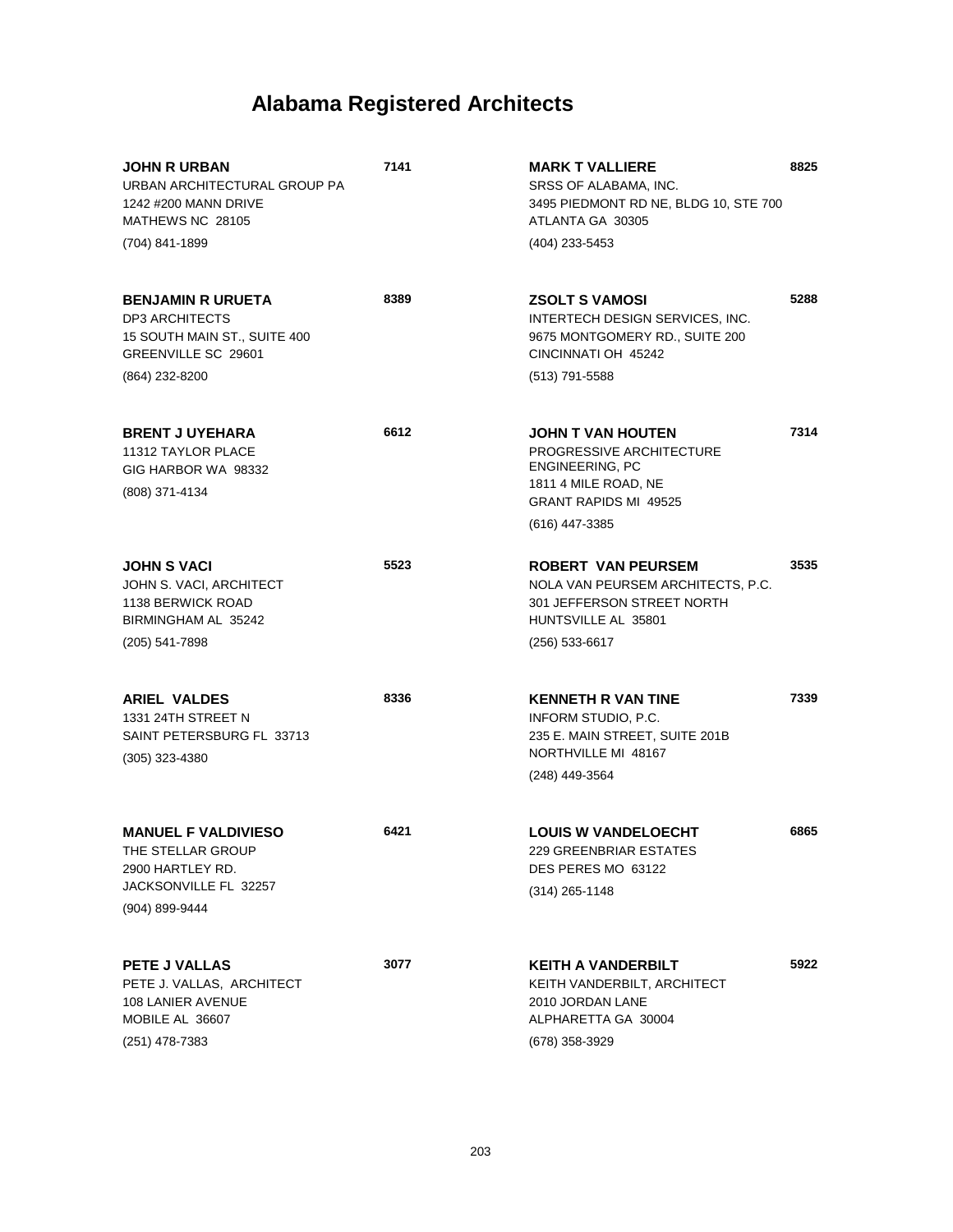# Alabama Registered Architects

**JOHN R URBAN** **7141**
URBAN ARCHITECTURAL GROUP PA
1242 #200 MANN DRIVE
MATHEWS NC 28105
(704) 841-1899

**BENJAMIN R URUETA** **8389**
DP3 ARCHITECTS
15 SOUTH MAIN ST., SUITE 400
GREENVILLE SC 29601
(864) 232-8200

**BRENT J UYEHARA** **6612**
11312 TAYLOR PLACE
GIG HARBOR WA 98332
(808) 371-4134

**JOHN S VACI** **5523**
JOHN S. VACI, ARCHITECT
1138 BERWICK ROAD
BIRMINGHAM AL 35242
(205) 541-7898

**ARIEL VALDES** **8336**
1331 24TH STREET N
SAINT PETERSBURG FL 33713
(305) 323-4380

**MANUEL F VALDIVIESO** **6421**
THE STELLAR GROUP
2900 HARTLEY RD.
JACKSONVILLE FL 32257
(904) 899-9444

**PETE J VALLAS** **3077**
PETE J. VALLAS, ARCHITECT
108 LANIER AVENUE
MOBILE AL 36607
(251) 478-7383

**MARK T VALLIERE** **8825**
SRSS OF ALABAMA, INC.
3495 PIEDMONT RD NE, BLDG 10, STE 700
ATLANTA GA 30305
(404) 233-5453

**ZSOLT S VAMOSI** **5288**
INTERTECH DESIGN SERVICES, INC.
9675 MONTGOMERY RD., SUITE 200
CINCINNATI OH 45242
(513) 791-5588

**JOHN T VAN HOUTEN** **7314**
PROGRESSIVE ARCHITECTURE ENGINEERING, PC
1811 4 MILE ROAD, NE
GRANT RAPIDS MI 49525
(616) 447-3385

**ROBERT VAN PEURSEM** **3535**
NOLA VAN PEURSEM ARCHITECTS, P.C.
301 JEFFERSON STREET NORTH
HUNTSVILLE AL 35801
(256) 533-6617

**KENNETH R VAN TINE** **7339**
INFORM STUDIO, P.C.
235 E. MAIN STREET, SUITE 201B
NORTHVILLE MI 48167
(248) 449-3564

**LOUIS W VANDELOECHT** **6865**
229 GREENBRIAR ESTATES
DES PERES MO 63122
(314) 265-1148

**KEITH A VANDERBILT** **5922**
KEITH VANDERBILT, ARCHITECT
2010 JORDAN LANE
ALPHARETTA GA 30004
(678) 358-3929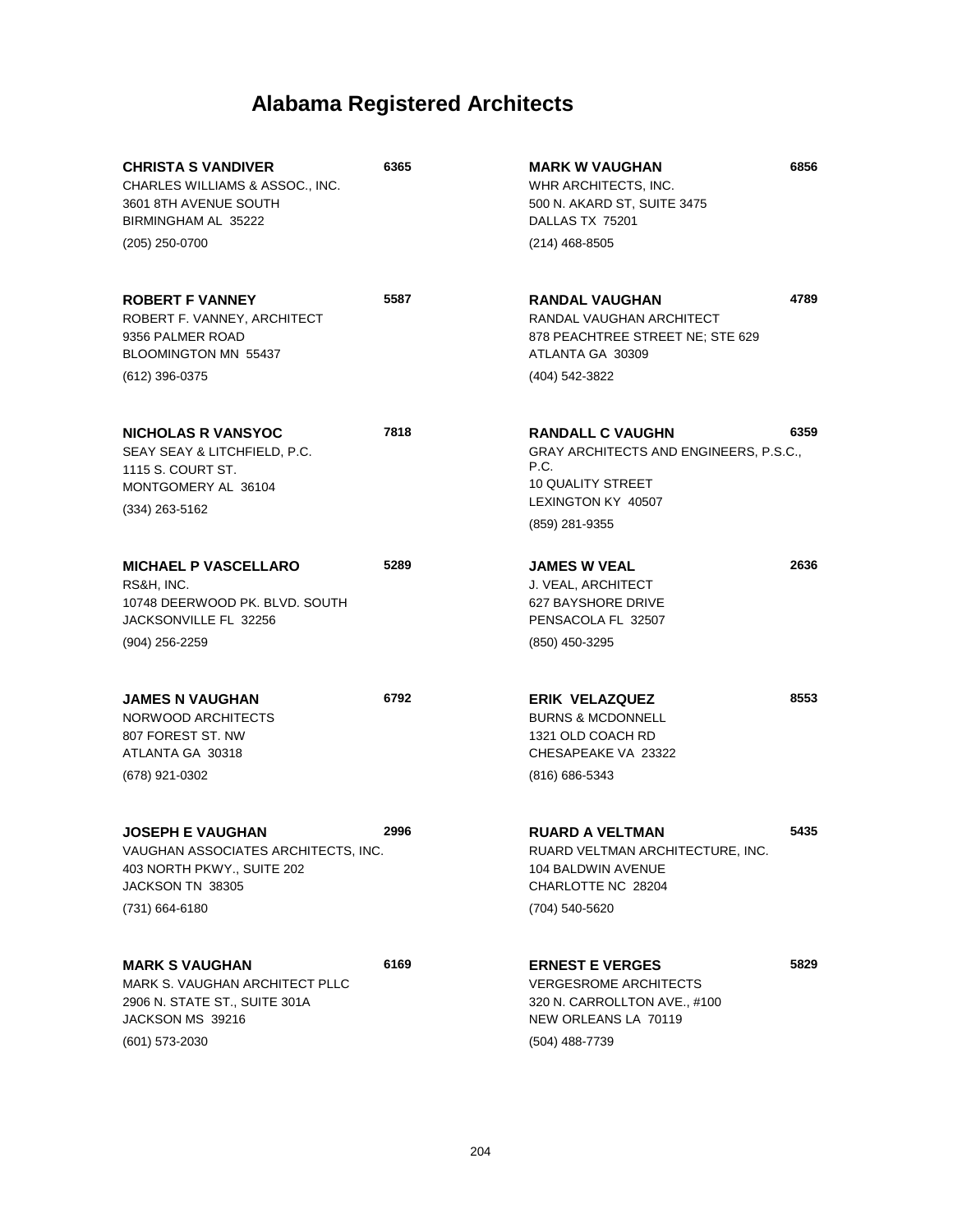# Alabama Registered Architects

**CHRISTA S VANDIVER** **6365**
CHARLES WILLIAMS & ASSOC., INC.
3601 8TH AVENUE SOUTH
BIRMINGHAM AL 35222
(205) 250-0700

**ROBERT F VANNEY** **5587**
ROBERT F. VANNEY, ARCHITECT
9356 PALMER ROAD
BLOOMINGTON MN 55437
(612) 396-0375

**NICHOLAS R VANSYOC** **7818**
SEAY SEAY & LITCHFIELD, P.C.
1115 S. COURT ST.
MONTGOMERY AL 36104
(334) 263-5162

**MICHAEL P VASCELLARO** **5289**
RS&H, INC.
10748 DEERWOOD PK. BLVD. SOUTH
JACKSONVILLE FL 32256
(904) 256-2259

**JAMES N VAUGHAN** **6792**
NORWOOD ARCHITECTS
807 FOREST ST. NW
ATLANTA GA 30318
(678) 921-0302

**JOSEPH E VAUGHAN** **2996**
VAUGHAN ASSOCIATES ARCHITECTS, INC.
403 NORTH PKWY., SUITE 202
JACKSON TN 38305
(731) 664-6180

**MARK S VAUGHAN** **6169**
MARK S. VAUGHAN ARCHITECT PLLC
2906 N. STATE ST., SUITE 301A
JACKSON MS 39216
(601) 573-2030

**MARK W VAUGHAN** **6856**
WHR ARCHITECTS, INC.
500 N. AKARD ST, SUITE 3475
DALLAS TX 75201
(214) 468-8505

**RANDAL VAUGHAN** **4789**
RANDAL VAUGHAN ARCHITECT
878 PEACHTREE STREET NE; STE 629
ATLANTA GA 30309
(404) 542-3822

**RANDALL C VAUGHN** **6359**
GRAY ARCHITECTS AND ENGINEERS, P.S.C., P.C.
10 QUALITY STREET
LEXINGTON KY 40507
(859) 281-9355

**JAMES W VEAL** **2636**
J. VEAL, ARCHITECT
627 BAYSHORE DRIVE
PENSACOLA FL 32507
(850) 450-3295

**ERIK VELAZQUEZ** **8553**
BURNS & MCDONNELL
1321 OLD COACH RD
CHESAPEAKE VA 23322
(816) 686-5343

**RUARD A VELTMAN** **5435**
RUARD VELTMAN ARCHITECTURE, INC.
104 BALDWIN AVENUE
CHARLOTTE NC 28204
(704) 540-5620

**ERNEST E VERGES** **5829**
VERGESROME ARCHITECTS
320 N. CARROLLTON AVE., #100
NEW ORLEANS LA 70119
(504) 488-7739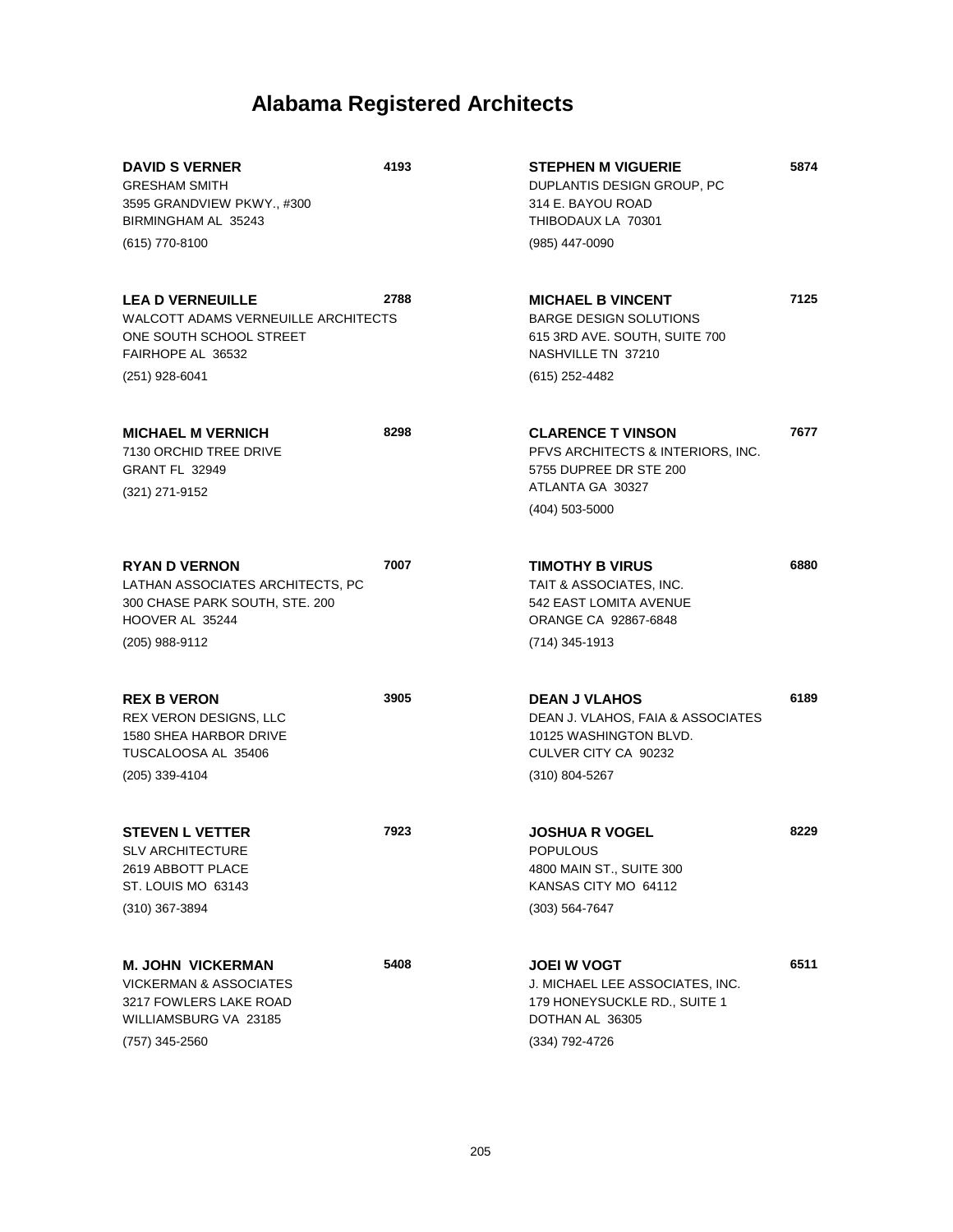# Alabama Registered Architects

**DAVID S VERNER** **4193**
GRESHAM SMITH
3595 GRANDVIEW PKWY., #300
BIRMINGHAM AL 35243
(615) 770-8100

**LEA D VERNEUILLE** **2788**
WALCOTT ADAMS VERNEUILLE ARCHITECTS
ONE SOUTH SCHOOL STREET
FAIRHOPE AL 36532
(251) 928-6041

**MICHAEL M VERNICH** **8298**
7130 ORCHID TREE DRIVE
GRANT FL 32949
(321) 271-9152

**RYAN D VERNON** **7007**
LATHAN ASSOCIATES ARCHITECTS, PC
300 CHASE PARK SOUTH, STE. 200
HOOVER AL 35244
(205) 988-9112

**REX B VERON** **3905**
REX VERON DESIGNS, LLC
1580 SHEA HARBOR DRIVE
TUSCALOOSA AL 35406
(205) 339-4104

**STEVEN L VETTER** **7923**
SLV ARCHITECTURE
2619 ABBOTT PLACE
ST. LOUIS MO 63143
(310) 367-3894

**M. JOHN VICKERMAN** **5408**
VICKERMAN & ASSOCIATES
3217 FOWLERS LAKE ROAD
WILLIAMSBURG VA 23185
(757) 345-2560

**STEPHEN M VIGUERIE** **5874**
DUPLANTIS DESIGN GROUP, PC
314 E. BAYOU ROAD
THIBODAUX LA 70301
(985) 447-0090

**MICHAEL B VINCENT** **7125**
BARGE DESIGN SOLUTIONS
615 3RD AVE. SOUTH, SUITE 700
NASHVILLE TN 37210
(615) 252-4482

**CLARENCE T VINSON** **7677**
PFVS ARCHITECTS & INTERIORS, INC.
5755 DUPREE DR STE 200
ATLANTA GA 30327
(404) 503-5000

**TIMOTHY B VIRUS** **6880**
TAIT & ASSOCIATES, INC.
542 EAST LOMITA AVENUE
ORANGE CA 92867-6848
(714) 345-1913

**DEAN J VLAHOS** **6189**
DEAN J. VLAHOS, FAIA & ASSOCIATES
10125 WASHINGTON BLVD.
CULVER CITY CA 90232
(310) 804-5267

**JOSHUA R VOGEL** **8229**
POPULOUS
4800 MAIN ST., SUITE 300
KANSAS CITY MO 64112
(303) 564-7647

**JOEI W VOGT** **6511**
J. MICHAEL LEE ASSOCIATES, INC.
179 HONEYSUCKLE RD., SUITE 1
DOTHAN AL 36305
(334) 792-4726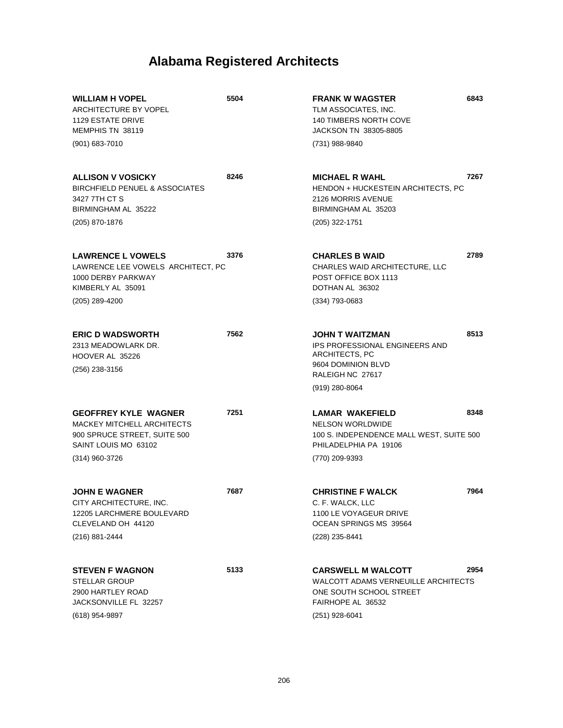# Alabama Registered Architects

**WILLIAM H VOPEL** **5504**
ARCHITECTURE BY VOPEL
1129 ESTATE DRIVE
MEMPHIS TN 38119
(901) 683-7010

**ALLISON V VOSICKY** **8246**
BIRCHFIELD PENUEL & ASSOCIATES
3427 7TH CT S
BIRMINGHAM AL 35222
(205) 870-1876

**LAWRENCE L VOWELS** **3376**
LAWRENCE LEE VOWELS ARCHITECT, PC
1000 DERBY PARKWAY
KIMBERLY AL 35091
(205) 289-4200

**ERIC D WADSWORTH** **7562**
2313 MEADOWLARK DR.
HOOVER AL 35226
(256) 238-3156

**GEOFFREY KYLE WAGNER** **7251**
MACKEY MITCHELL ARCHITECTS
900 SPRUCE STREET, SUITE 500
SAINT LOUIS MO 63102
(314) 960-3726

**JOHN E WAGNER** **7687**
CITY ARCHITECTURE, INC.
12205 LARCHMERE BOULEVARD
CLEVELAND OH 44120
(216) 881-2444

**STEVEN F WAGNON** **5133**
STELLAR GROUP
2900 HARTLEY ROAD
JACKSONVILLE FL 32257
(618) 954-9897

**FRANK W WAGSTER** **6843**
TLM ASSOCIATES, INC.
140 TIMBERS NORTH COVE
JACKSON TN 38305-8805
(731) 988-9840

**MICHAEL R WAHL** **7267**
HENDON + HUCKESTEIN ARCHITECTS, PC
2126 MORRIS AVENUE
BIRMINGHAM AL 35203
(205) 322-1751

**CHARLES B WAID** **2789**
CHARLES WAID ARCHITECTURE, LLC
POST OFFICE BOX 1113
DOTHAN AL 36302
(334) 793-0683

**JOHN T WAITZMAN** **8513**
IPS PROFESSIONAL ENGINEERS AND ARCHITECTS, PC
9604 DOMINION BLVD
RALEIGH NC 27617
(919) 280-8064

**LAMAR WAKEFIELD** **8348**
NELSON WORLDWIDE
100 S. INDEPENDENCE MALL WEST, SUITE 500
PHILADELPHIA PA 19106
(770) 209-9393

**CHRISTINE F WALCK** **7964**
C. F. WALCK, LLC
1100 LE VOYAGEUR DRIVE
OCEAN SPRINGS MS 39564
(228) 235-8441

**CARSWELL M WALCOTT** **2954**
WALCOTT ADAMS VERNEUILLE ARCHITECTS
ONE SOUTH SCHOOL STREET
FAIRHOPE AL 36532
(251) 928-6041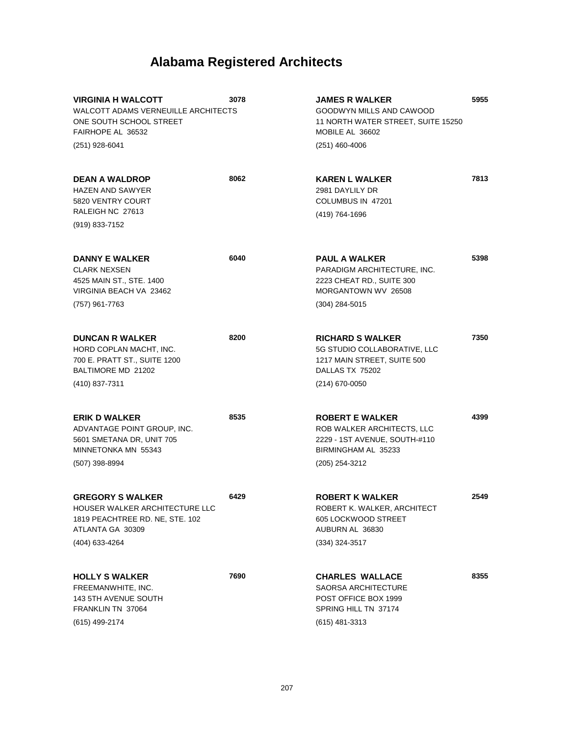# Alabama Registered Architects

**VIRGINIA H WALCOTT** 3078
WALCOTT ADAMS VERNEUILLE ARCHITECTS
ONE SOUTH SCHOOL STREET
FAIRHOPE AL 36532
(251) 928-6041

**DEAN A WALDROP** 8062
HAZEN AND SAWYER
5820 VENTRY COURT
RALEIGH NC 27613
(919) 833-7152

**DANNY E WALKER** 6040
CLARK NEXSEN
4525 MAIN ST., STE. 1400
VIRGINIA BEACH VA 23462
(757) 961-7763

**DUNCAN R WALKER** 8200
HORD COPLAN MACHT, INC.
700 E. PRATT ST., SUITE 1200
BALTIMORE MD 21202
(410) 837-7311

**ERIK D WALKER** 8535
ADVANTAGE POINT GROUP, INC.
5601 SMETANA DR, UNIT 705
MINNETONKA MN 55343
(507) 398-8994

**GREGORY S WALKER** 6429
HOUSER WALKER ARCHITECTURE LLC
1819 PEACHTREE RD. NE, STE. 102
ATLANTA GA 30309
(404) 633-4264

**HOLLY S WALKER** 7690
FREEMANWHITE, INC.
143 5TH AVENUE SOUTH
FRANKLIN TN 37064
(615) 499-2174

**JAMES R WALKER** 5955
GOODWYN MILLS AND CAWOOD
11 NORTH WATER STREET, SUITE 15250
MOBILE AL 36602
(251) 460-4006

**KAREN L WALKER** 7813
2981 DAYLILY DR
COLUMBUS IN 47201
(419) 764-1696

**PAUL A WALKER** 5398
PARADIGM ARCHITECTURE, INC.
2223 CHEAT RD., SUITE 300
MORGANTOWN WV 26508
(304) 284-5015

**RICHARD S WALKER** 7350
5G STUDIO COLLABORATIVE, LLC
1217 MAIN STREET, SUITE 500
DALLAS TX 75202
(214) 670-0050

**ROBERT E WALKER** 4399
ROB WALKER ARCHITECTS, LLC
2229 - 1ST AVENUE, SOUTH-#110
BIRMINGHAM AL 35233
(205) 254-3212

**ROBERT K WALKER** 2549
ROBERT K. WALKER, ARCHITECT
605 LOCKWOOD STREET
AUBURN AL 36830
(334) 324-3517

**CHARLES WALLACE** 8355
SAORSA ARCHITECTURE
POST OFFICE BOX 1999
SPRING HILL TN 37174
(615) 481-3313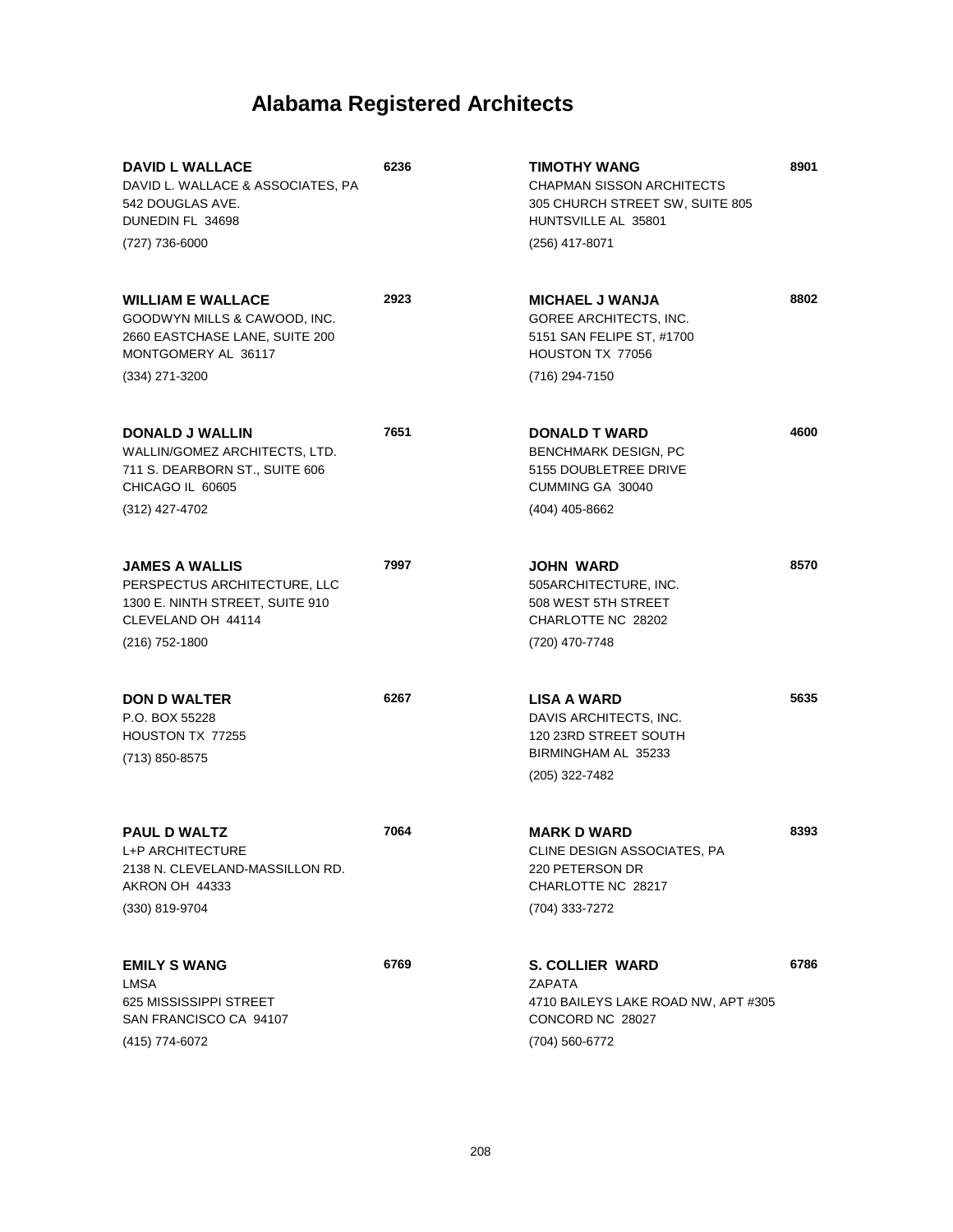# Alabama Registered Architects

**DAVID L WALLACE** **6236**
DAVID L. WALLACE & ASSOCIATES, PA
542 DOUGLAS AVE.
DUNEDIN FL 34698
(727) 736-6000

**WILLIAM E WALLACE** **2923**
GOODWYN MILLS & CAWOOD, INC.
2660 EASTCHASE LANE, SUITE 200
MONTGOMERY AL 36117
(334) 271-3200

**DONALD J WALLIN** **7651**
WALLIN/GOMEZ ARCHITECTS, LTD.
711 S. DEARBORN ST., SUITE 606
CHICAGO IL 60605
(312) 427-4702

**JAMES A WALLIS** **7997**
PERSPECTUS ARCHITECTURE, LLC
1300 E. NINTH STREET, SUITE 910
CLEVELAND OH 44114
(216) 752-1800

**DON D WALTER** **6267**
P.O. BOX 55228
HOUSTON TX 77255
(713) 850-8575

**PAUL D WALTZ** **7064**
L+P ARCHITECTURE
2138 N. CLEVELAND-MASSILLON RD.
AKRON OH 44333
(330) 819-9704

**EMILY S WANG** **6769**
LMSA
625 MISSISSIPPI STREET
SAN FRANCISCO CA 94107
(415) 774-6072

**TIMOTHY WANG** **8901**
CHAPMAN SISSON ARCHITECTS
305 CHURCH STREET SW, SUITE 805
HUNTSVILLE AL 35801
(256) 417-8071

**MICHAEL J WANJA** **8802**
GOREE ARCHITECTS, INC.
5151 SAN FELIPE ST, #1700
HOUSTON TX 77056
(716) 294-7150

**DONALD T WARD** **4600**
BENCHMARK DESIGN, PC
5155 DOUBLETREE DRIVE
CUMMING GA 30040
(404) 405-8662

**JOHN WARD** **8570**
505ARCHITECTURE, INC.
508 WEST 5TH STREET
CHARLOTTE NC 28202
(720) 470-7748

**LISA A WARD** **5635**
DAVIS ARCHITECTS, INC.
120 23RD STREET SOUTH
BIRMINGHAM AL 35233
(205) 322-7482

**MARK D WARD** **8393**
CLINE DESIGN ASSOCIATES, PA
220 PETERSON DR
CHARLOTTE NC 28217
(704) 333-7272

**S. COLLIER WARD** **6786**
ZAPATA
4710 BAILEYS LAKE ROAD NW, APT #305
CONCORD NC 28027
(704) 560-6772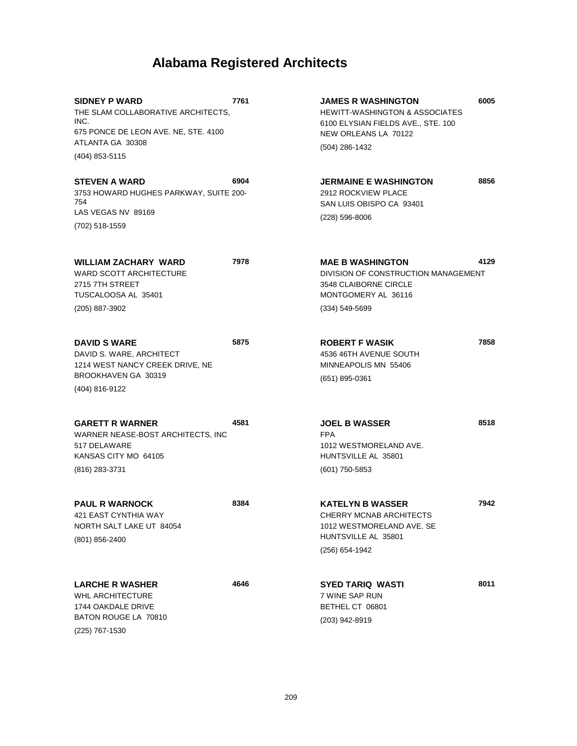# Alabama Registered Architects

**SIDNEY P WARD** 7761
THE SLAM COLLABORATIVE ARCHITECTS, INC.
675 PONCE DE LEON AVE. NE, STE. 4100
ATLANTA GA 30308
(404) 853-5115

**STEVEN A WARD** 6904
3753 HOWARD HUGHES PARKWAY, SUITE 200-754
LAS VEGAS NV 89169
(702) 518-1559

**WILLIAM ZACHARY WARD** 7978
WARD SCOTT ARCHITECTURE
2715 7TH STREET
TUSCALOOSA AL 35401
(205) 887-3902

**DAVID S WARE** 5875
DAVID S. WARE, ARCHITECT
1214 WEST NANCY CREEK DRIVE, NE
BROOKHAVEN GA 30319
(404) 816-9122

**GARETT R WARNER** 4581
WARNER NEASE-BOST ARCHITECTS, INC
517 DELAWARE
KANSAS CITY MO 64105
(816) 283-3731

**PAUL R WARNOCK** 8384
421 EAST CYNTHIA WAY
NORTH SALT LAKE UT 84054
(801) 856-2400

**LARCHE R WASHER** 4646
WHL ARCHITECTURE
1744 OAKDALE DRIVE
BATON ROUGE LA 70810
(225) 767-1530

**JAMES R WASHINGTON** 6005
HEWITT-WASHINGTON & ASSOCIATES
6100 ELYSIAN FIELDS AVE., STE. 100
NEW ORLEANS LA 70122
(504) 286-1432

**JERMAINE E WASHINGTON** 8856
2912 ROCKVIEW PLACE
SAN LUIS OBISPO CA 93401
(228) 596-8006

**MAE B WASHINGTON** 4129
DIVISION OF CONSTRUCTION MANAGEMENT
3548 CLAIBORNE CIRCLE
MONTGOMERY AL 36116
(334) 549-5699

**ROBERT F WASIK** 7858
4536 46TH AVENUE SOUTH
MINNEAPOLIS MN 55406
(651) 895-0361

**JOEL B WASSER** 8518
FPA
1012 WESTMORELAND AVE.
HUNTSVILLE AL 35801
(601) 750-5853

**KATELYN B WASSER** 7942
CHERRY MCNAB ARCHITECTS
1012 WESTMORELAND AVE. SE
HUNTSVILLE AL 35801
(256) 654-1942

**SYED TARIQ WASTI** 8011
7 WINE SAP RUN
BETHEL CT 06801
(203) 942-8919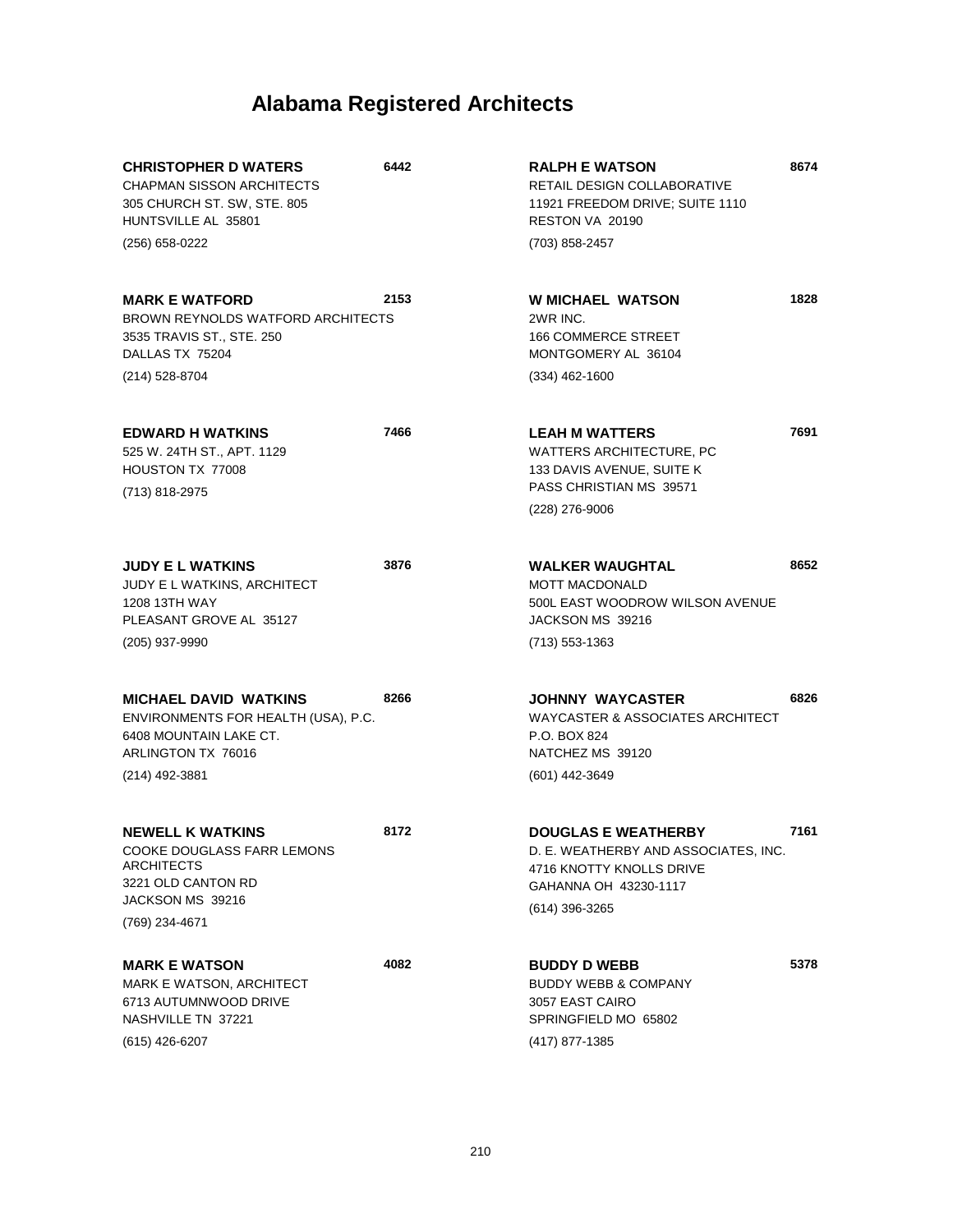# Alabama Registered Architects

**CHRISTOPHER D WATERS** 6442
CHAPMAN SISSON ARCHITECTS
305 CHURCH ST. SW, STE. 805
HUNTSVILLE AL 35801
(256) 658-0222

**MARK E WATFORD** 2153
BROWN REYNOLDS WATFORD ARCHITECTS
3535 TRAVIS ST., STE. 250
DALLAS TX 75204
(214) 528-8704

**EDWARD H WATKINS** 7466
525 W. 24TH ST., APT. 1129
HOUSTON TX 77008
(713) 818-2975

**JUDY E L WATKINS** 3876
JUDY E L WATKINS, ARCHITECT
1208 13TH WAY
PLEASANT GROVE AL 35127
(205) 937-9990

**MICHAEL DAVID WATKINS** 8266
ENVIRONMENTS FOR HEALTH (USA), P.C.
6408 MOUNTAIN LAKE CT.
ARLINGTON TX 76016
(214) 492-3881

**NEWELL K WATKINS** 8172
COOKE DOUGLASS FARR LEMONS ARCHITECTS
3221 OLD CANTON RD
JACKSON MS 39216
(769) 234-4671

**MARK E WATSON** 4082
MARK E WATSON, ARCHITECT
6713 AUTUMNWOOD DRIVE
NASHVILLE TN 37221
(615) 426-6207

**RALPH E WATSON** 8674
RETAIL DESIGN COLLABORATIVE
11921 FREEDOM DRIVE; SUITE 1110
RESTON VA 20190
(703) 858-2457

**W MICHAEL WATSON** 1828
2WR INC.
166 COMMERCE STREET
MONTGOMERY AL 36104
(334) 462-1600

**LEAH M WATTERS** 7691
WATTERS ARCHITECTURE, PC
133 DAVIS AVENUE, SUITE K
PASS CHRISTIAN MS 39571
(228) 276-9006

**WALKER WAUGHTAL** 8652
MOTT MACDONALD
500L EAST WOODROW WILSON AVENUE
JACKSON MS 39216
(713) 553-1363

**JOHNNY WAYCASTER** 6826
WAYCASTER & ASSOCIATES ARCHITECT
P.O. BOX 824
NATCHEZ MS 39120
(601) 442-3649

**DOUGLAS E WEATHERBY** 7161
D. E. WEATHERBY AND ASSOCIATES, INC.
4716 KNOTTY KNOLLS DRIVE
GAHANNA OH 43230-1117
(614) 396-3265

**BUDDY D WEBB** 5378
BUDDY WEBB & COMPANY
3057 EAST CAIRO
SPRINGFIELD MO 65802
(417) 877-1385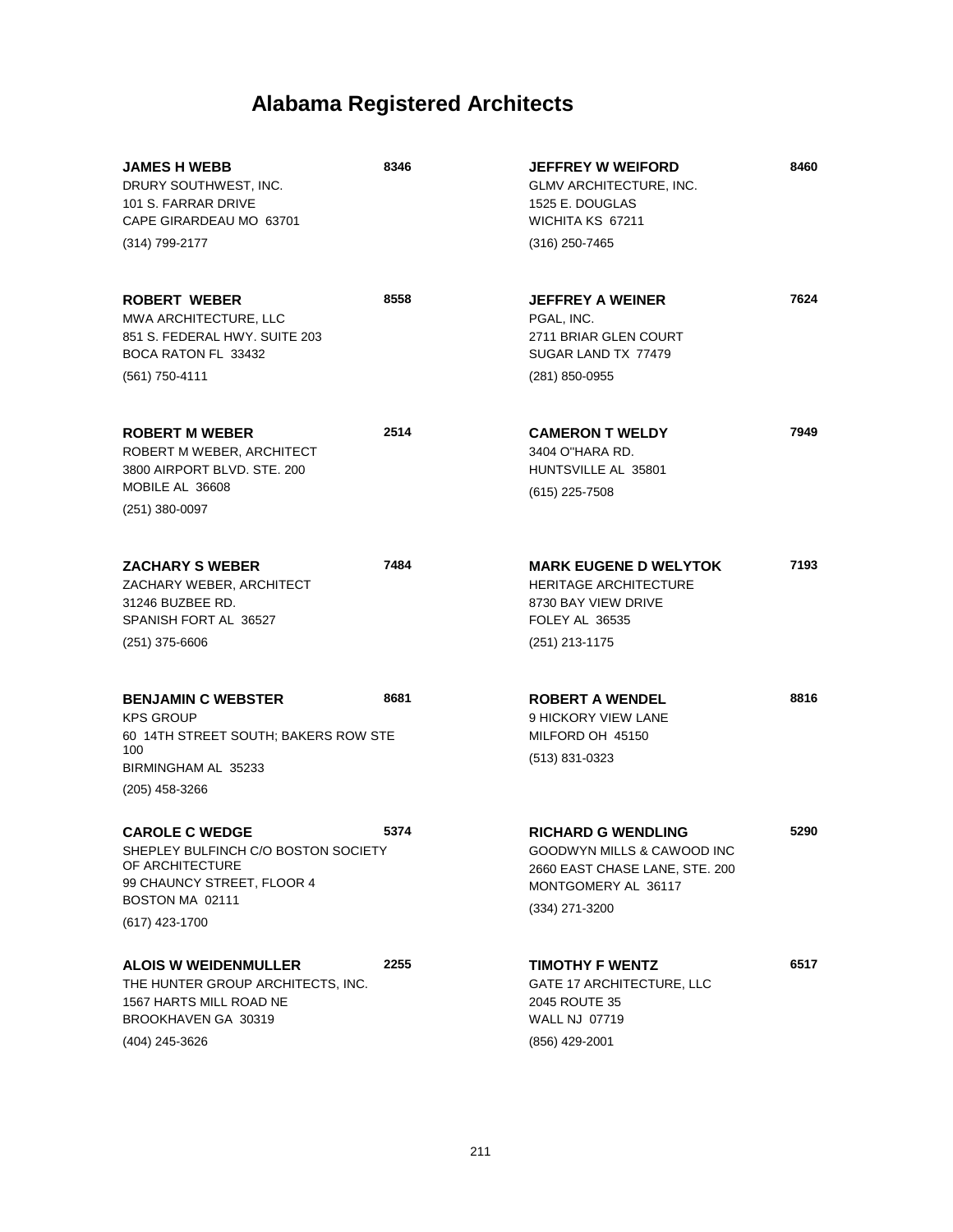# Alabama Registered Architects

**JAMES H WEBB** **8346**
DRURY SOUTHWEST, INC.
101 S. FARRAR DRIVE
CAPE GIRARDEAU MO 63701
(314) 799-2177

**ROBERT WEBER** **8558**
MWA ARCHITECTURE, LLC
851 S. FEDERAL HWY. SUITE 203
BOCA RATON FL 33432
(561) 750-4111

**ROBERT M WEBER** **2514**
ROBERT M WEBER, ARCHITECT
3800 AIRPORT BLVD. STE. 200
MOBILE AL 36608
(251) 380-0097

**ZACHARY S WEBER** **7484**
ZACHARY WEBER, ARCHITECT
31246 BUZBEE RD.
SPANISH FORT AL 36527
(251) 375-6606

**BENJAMIN C WEBSTER** **8681**
KPS GROUP
60 14TH STREET SOUTH; BAKERS ROW STE 100
BIRMINGHAM AL 35233
(205) 458-3266

**CAROLE C WEDGE** **5374**
SHEPLEY BULFINCH C/O BOSTON SOCIETY OF ARCHITECTURE
99 CHAUNCY STREET, FLOOR 4
BOSTON MA 02111
(617) 423-1700

**ALOIS W WEIDENMULLER** **2255**
THE HUNTER GROUP ARCHITECTS, INC.
1567 HARTS MILL ROAD NE
BROOKHAVEN GA 30319
(404) 245-3626

**JEFFREY W WEIFORD** **8460**
GLMV ARCHITECTURE, INC.
1525 E. DOUGLAS
WICHITA KS 67211
(316) 250-7465

**JEFFREY A WEINER** **7624**
PGAL, INC.
2711 BRIAR GLEN COURT
SUGAR LAND TX 77479
(281) 850-0955

**CAMERON T WELDY** **7949**
3404 O"HARA RD.
HUNTSVILLE AL 35801
(615) 225-7508

**MARK EUGENE D WELYTOK** **7193**
HERITAGE ARCHITECTURE
8730 BAY VIEW DRIVE
FOLEY AL 36535
(251) 213-1175

**ROBERT A WENDEL** **8816**
9 HICKORY VIEW LANE
MILFORD OH 45150
(513) 831-0323

**RICHARD G WENDLING** **5290**
GOODWYN MILLS & CAWOOD INC
2660 EAST CHASE LANE, STE. 200
MONTGOMERY AL 36117
(334) 271-3200

**TIMOTHY F WENTZ** **6517**
GATE 17 ARCHITECTURE, LLC
2045 ROUTE 35
WALL NJ 07719
(856) 429-2001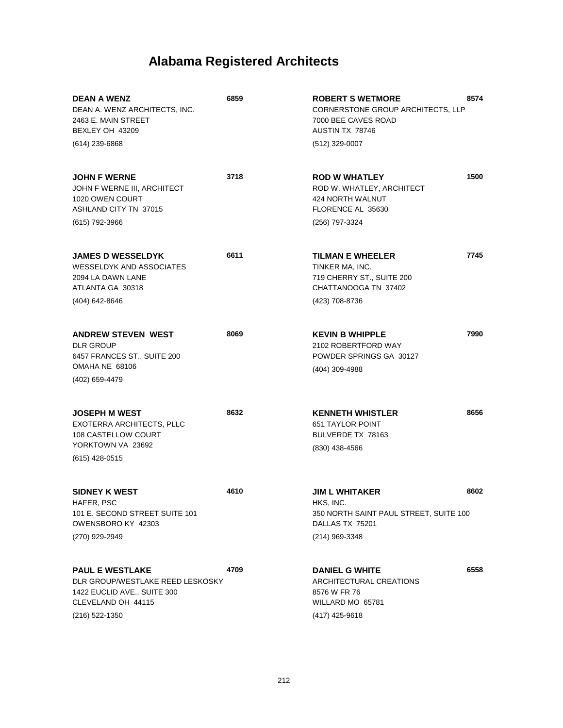# Alabama Registered Architects

**DEAN A WENZ** 6859
DEAN A. WENZ ARCHITECTS, INC.
2463 E. MAIN STREET
BEXLEY OH 43209
(614) 239-6868

**JOHN F WERNE** 3718
JOHN F WERNE III, ARCHITECT
1020 OWEN COURT
ASHLAND CITY TN 37015
(615) 792-3966

**JAMES D WESSELDYK** 6611
WESSELDYK AND ASSOCIATES
2094 LA DAWN LANE
ATLANTA GA 30318
(404) 642-8646

**ANDREW STEVEN WEST** 8069
DLR GROUP
6457 FRANCES ST., SUITE 200
OMAHA NE 68106
(402) 659-4479

**JOSEPH M WEST** 8632
EXOTERRA ARCHITECTS, PLLC
108 CASTELLOW COURT
YORKTOWN VA 23692
(615) 428-0515

**SIDNEY K WEST** 4610
HAFER, PSC
101 E. SECOND STREET SUITE 101
OWENSBORO KY 42303
(270) 929-2949

**PAUL E WESTLAKE** 4709
DLR GROUP/WESTLAKE REED LESKOSKY
1422 EUCLID AVE., SUITE 300
CLEVELAND OH 44115
(216) 522-1350

**ROBERT S WETMORE** 8574
CORNERSTONE GROUP ARCHITECTS, LLP
7000 BEE CAVES ROAD
AUSTIN TX 78746
(512) 329-0007

**ROD W WHATLEY** 1500
ROD W. WHATLEY, ARCHITECT
424 NORTH WALNUT
FLORENCE AL 35630
(256) 797-3324

**TILMAN E WHEELER** 7745
TINKER MA, INC.
719 CHERRY ST., SUITE 200
CHATTANOOGA TN 37402
(423) 708-8736

**KEVIN B WHIPPLE** 7990
2102 ROBERTFORD WAY
POWDER SPRINGS GA 30127
(404) 309-4988

**KENNETH WHISTLER** 8656
651 TAYLOR POINT
BULVERDE TX 78163
(830) 438-4566

**JIM L WHITAKER** 8602
HKS, INC.
350 NORTH SAINT PAUL STREET, SUITE 100
DALLAS TX 75201
(214) 969-3348

**DANIEL G WHITE** 6558
ARCHITECTURAL CREATIONS
8576 W FR 76
WILLARD MO 65781
(417) 425-9618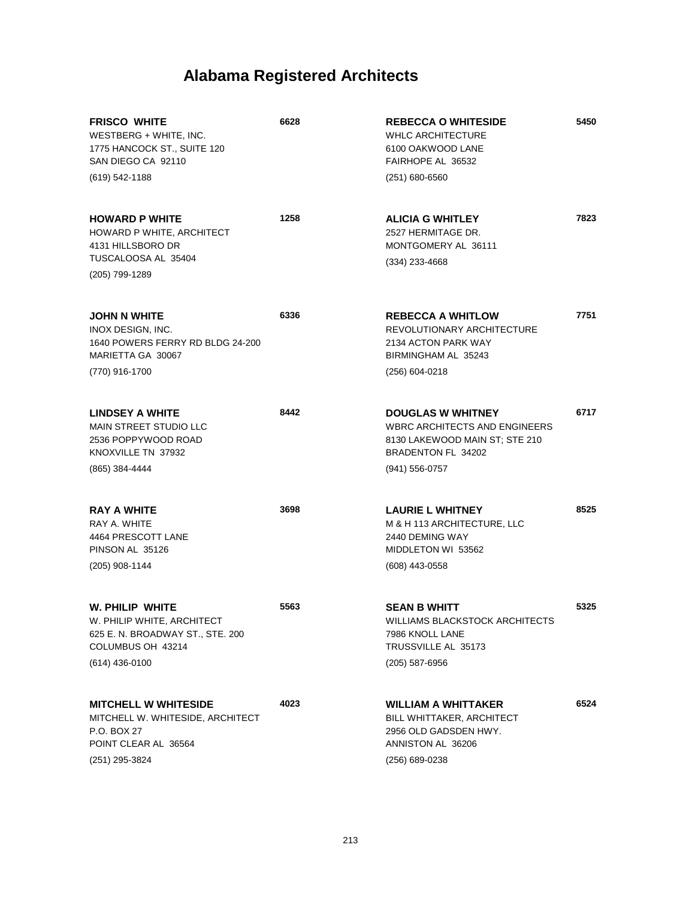# Alabama Registered Architects

**FRISCO WHITE** 6628
WESTBERG + WHITE, INC.
1775 HANCOCK ST., SUITE 120
SAN DIEGO CA 92110
(619) 542-1188

**HOWARD P WHITE** 1258
HOWARD P WHITE, ARCHITECT
4131 HILLSBORO DR
TUSCALOOSA AL 35404
(205) 799-1289

**JOHN N WHITE** 6336
INOX DESIGN, INC.
1640 POWERS FERRY RD BLDG 24-200
MARIETTA GA 30067
(770) 916-1700

**LINDSEY A WHITE** 8442
MAIN STREET STUDIO LLC
2536 POPPYWOOD ROAD
KNOXVILLE TN 37932
(865) 384-4444

**RAY A WHITE** 3698
RAY A. WHITE
4464 PRESCOTT LANE
PINSON AL 35126
(205) 908-1144

**W. PHILIP WHITE** 5563
W. PHILIP WHITE, ARCHITECT
625 E. N. BROADWAY ST., STE. 200
COLUMBUS OH 43214
(614) 436-0100

**MITCHELL W WHITESIDE** 4023
MITCHELL W. WHITESIDE, ARCHITECT
P.O. BOX 27
POINT CLEAR AL 36564
(251) 295-3824

**REBECCA O WHITESIDE** 5450
WHLC ARCHITECTURE
6100 OAKWOOD LANE
FAIRHOPE AL 36532
(251) 680-6560

**ALICIA G WHITLEY** 7823
2527 HERMITAGE DR.
MONTGOMERY AL 36111
(334) 233-4668

**REBECCA A WHITLOW** 7751
REVOLUTIONARY ARCHITECTURE
2134 ACTON PARK WAY
BIRMINGHAM AL 35243
(256) 604-0218

**DOUGLAS W WHITNEY** 6717
WBRC ARCHITECTS AND ENGINEERS
8130 LAKEWOOD MAIN ST; STE 210
BRADENTON FL 34202
(941) 556-0757

**LAURIE L WHITNEY** 8525
M & H 113 ARCHITECTURE, LLC
2440 DEMING WAY
MIDDLETON WI 53562
(608) 443-0558

**SEAN B WHITT** 5325
WILLIAMS BLACKSTOCK ARCHITECTS
7986 KNOLL LANE
TRUSSVILLE AL 35173
(205) 587-6956

**WILLIAM A WHITTAKER** 6524
BILL WHITTAKER, ARCHITECT
2956 OLD GADSDEN HWY.
ANNISTON AL 36206
(256) 689-0238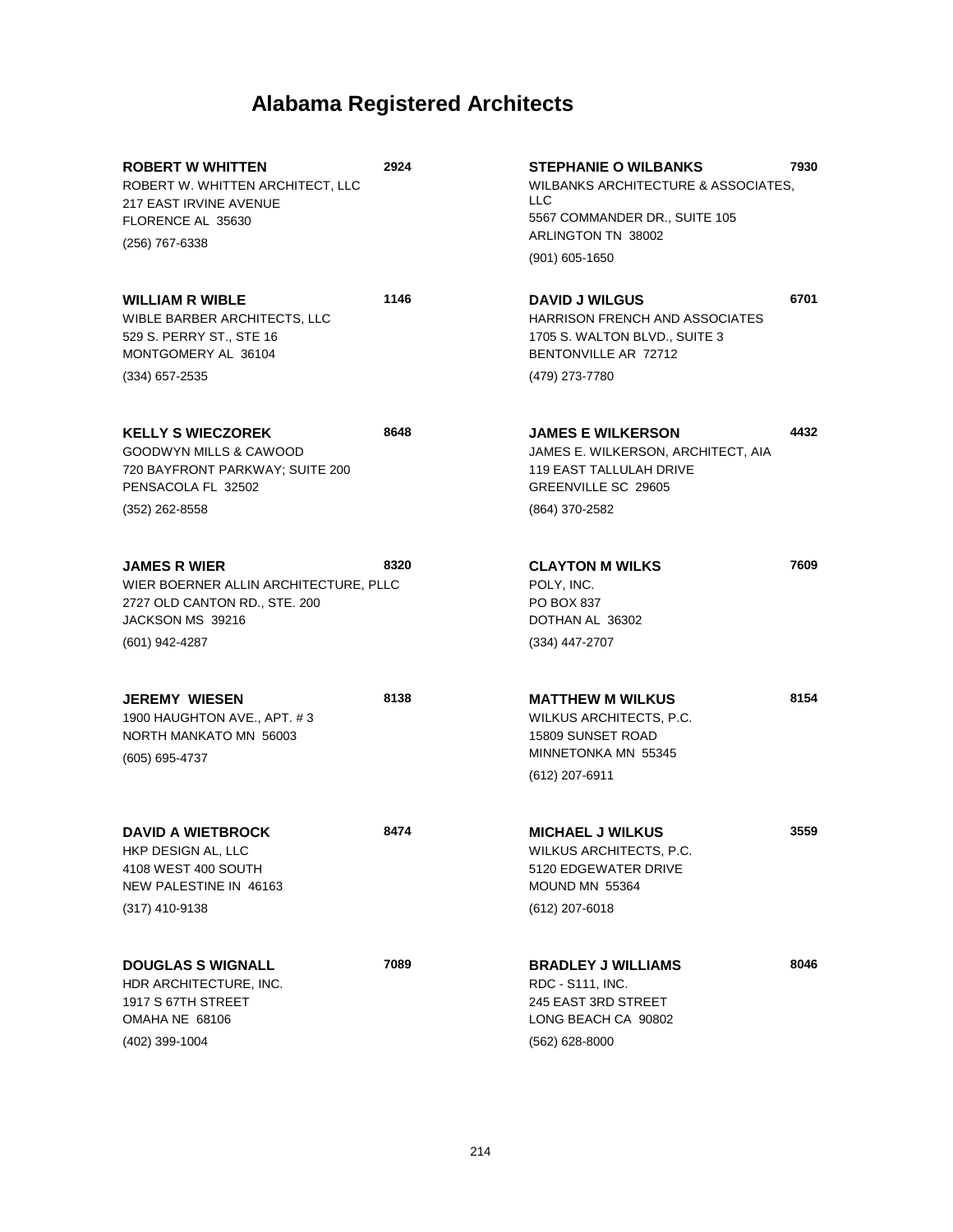# Alabama Registered Architects

**ROBERT W WHITTEN** **2924**
ROBERT W. WHITTEN ARCHITECT, LLC
217 EAST IRVINE AVENUE
FLORENCE AL 35630
(256) 767-6338

**WILLIAM R WIBLE** **1146**
WIBLE BARBER ARCHITECTS, LLC
529 S. PERRY ST., STE 16
MONTGOMERY AL 36104
(334) 657-2535

**KELLY S WIECZOREK** **8648**
GOODWYN MILLS & CAWOOD
720 BAYFRONT PARKWAY; SUITE 200
PENSACOLA FL 32502
(352) 262-8558

**JAMES R WIER** **8320**
WIER BOERNER ALLIN ARCHITECTURE, PLLC
2727 OLD CANTON RD., STE. 200
JACKSON MS 39216
(601) 942-4287

**JEREMY WIESEN** **8138**
1900 HAUGHTON AVE., APT. # 3
NORTH MANKATO MN 56003
(605) 695-4737

**DAVID A WIETBROCK** **8474**
HKP DESIGN AL, LLC
4108 WEST 400 SOUTH
NEW PALESTINE IN 46163
(317) 410-9138

**DOUGLAS S WIGNALL** **7089**
HDR ARCHITECTURE, INC.
1917 S 67TH STREET
OMAHA NE 68106
(402) 399-1004

**STEPHANIE O WILBANKS** **7930**
WILBANKS ARCHITECTURE & ASSOCIATES, LLC
5567 COMMANDER DR., SUITE 105
ARLINGTON TN 38002
(901) 605-1650

**DAVID J WILGUS** **6701**
HARRISON FRENCH AND ASSOCIATES
1705 S. WALTON BLVD., SUITE 3
BENTONVILLE AR 72712
(479) 273-7780

**JAMES E WILKERSON** **4432**
JAMES E. WILKERSON, ARCHITECT, AIA
119 EAST TALLULAH DRIVE
GREENVILLE SC 29605
(864) 370-2582

**CLAYTON M WILKS** **7609**
POLY, INC.
PO BOX 837
DOTHAN AL 36302
(334) 447-2707

**MATTHEW M WILKUS** **8154**
WILKUS ARCHITECTS, P.C.
15809 SUNSET ROAD
MINNETONKA MN 55345
(612) 207-6911

**MICHAEL J WILKUS** **3559**
WILKUS ARCHITECTS, P.C.
5120 EDGEWATER DRIVE
MOUND MN 55364
(612) 207-6018

**BRADLEY J WILLIAMS** **8046**
RDC - S111, INC.
245 EAST 3RD STREET
LONG BEACH CA 90802
(562) 628-8000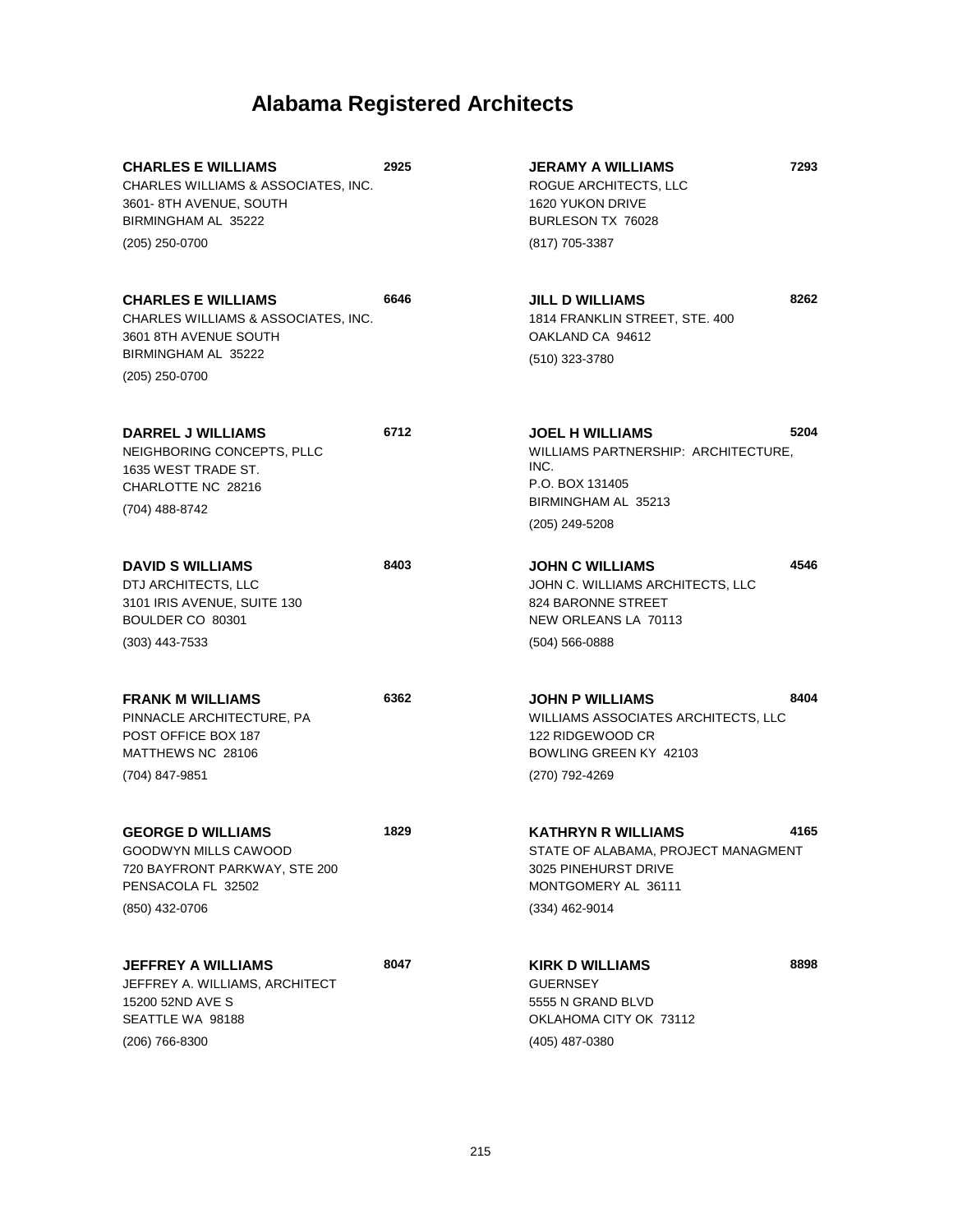# Alabama Registered Architects

**CHARLES E WILLIAMS** **2925**
CHARLES WILLIAMS & ASSOCIATES, INC.
3601- 8TH AVENUE, SOUTH
BIRMINGHAM AL 35222
(205) 250-0700

**CHARLES E WILLIAMS** **6646**
CHARLES WILLIAMS & ASSOCIATES, INC.
3601 8TH AVENUE SOUTH
BIRMINGHAM AL 35222
(205) 250-0700

**DARREL J WILLIAMS** **6712**
NEIGHBORING CONCEPTS, PLLC
1635 WEST TRADE ST.
CHARLOTTE NC 28216
(704) 488-8742

**DAVID S WILLIAMS** **8403**
DTJ ARCHITECTS, LLC
3101 IRIS AVENUE, SUITE 130
BOULDER CO 80301
(303) 443-7533

**FRANK M WILLIAMS** **6362**
PINNACLE ARCHITECTURE, PA
POST OFFICE BOX 187
MATTHEWS NC 28106
(704) 847-9851

**GEORGE D WILLIAMS** **1829**
GOODWYN MILLS CAWOOD
720 BAYFRONT PARKWAY, STE 200
PENSACOLA FL 32502
(850) 432-0706

**JEFFREY A WILLIAMS** **8047**
JEFFREY A. WILLIAMS, ARCHITECT
15200 52ND AVE S
SEATTLE WA 98188
(206) 766-8300

**JERAMY A WILLIAMS** **7293**
ROGUE ARCHITECTS, LLC
1620 YUKON DRIVE
BURLESON TX 76028
(817) 705-3387

**JILL D WILLIAMS** **8262**
1814 FRANKLIN STREET, STE. 400
OAKLAND CA 94612
(510) 323-3780

**JOEL H WILLIAMS** **5204**
WILLIAMS PARTNERSHIP: ARCHITECTURE, INC.
P.O. BOX 131405
BIRMINGHAM AL 35213
(205) 249-5208

**JOHN C WILLIAMS** **4546**
JOHN C. WILLIAMS ARCHITECTS, LLC
824 BARONNE STREET
NEW ORLEANS LA 70113
(504) 566-0888

**JOHN P WILLIAMS** **8404**
WILLIAMS ASSOCIATES ARCHITECTS, LLC
122 RIDGEWOOD CR
BOWLING GREEN KY 42103
(270) 792-4269

**KATHRYN R WILLIAMS** **4165**
STATE OF ALABAMA, PROJECT MANAGMENT
3025 PINEHURST DRIVE
MONTGOMERY AL 36111
(334) 462-9014

**KIRK D WILLIAMS** **8898**
GUERNSEY
5555 N GRAND BLVD
OKLAHOMA CITY OK 73112
(405) 487-0380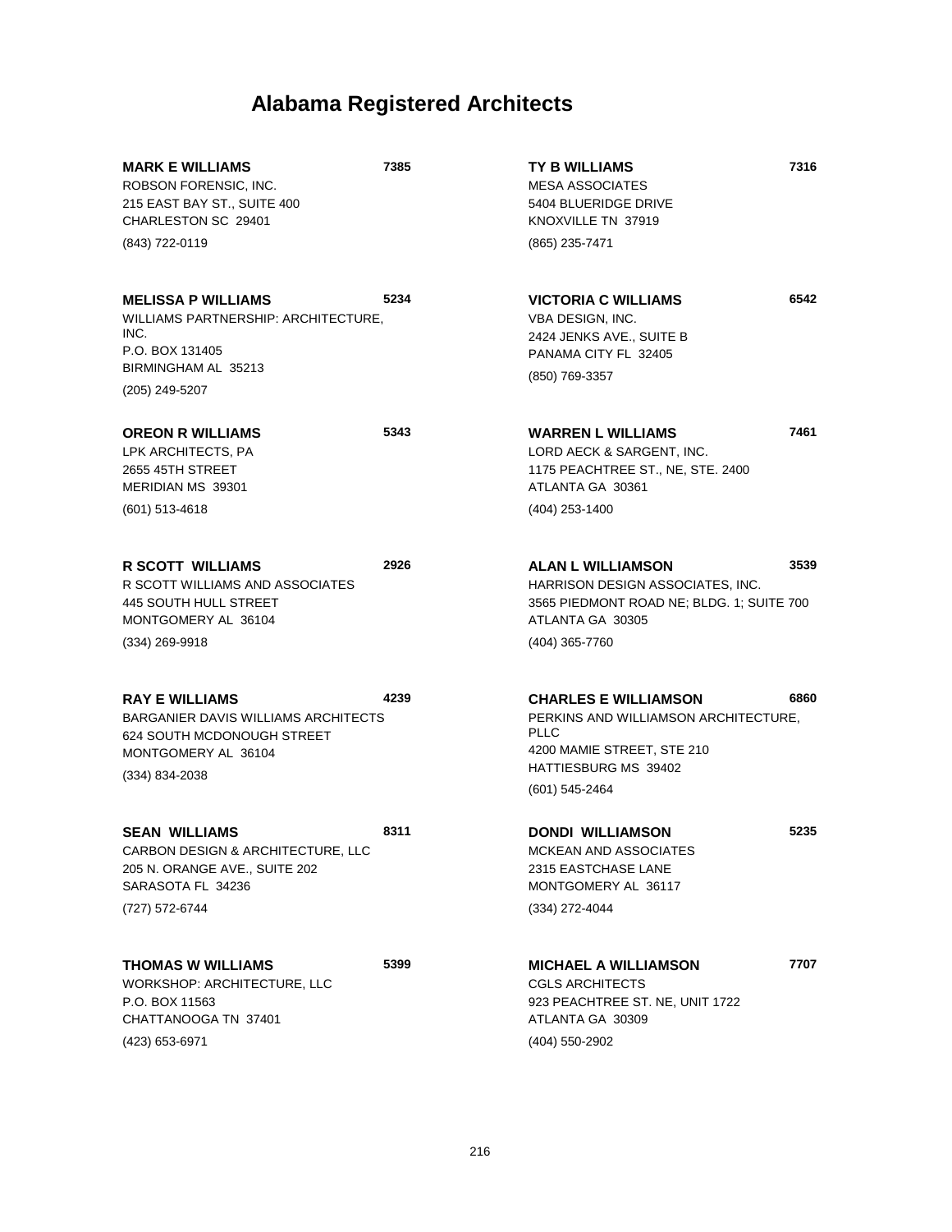# Alabama Registered Architects

**MARK E WILLIAMS** 7385
ROBSON FORENSIC, INC.
215 EAST BAY ST., SUITE 400
CHARLESTON SC 29401
(843) 722-0119

**MELISSA P WILLIAMS** 5234
WILLIAMS PARTNERSHIP: ARCHITECTURE, INC.
P.O. BOX 131405
BIRMINGHAM AL 35213
(205) 249-5207

**OREON R WILLIAMS** 5343
LPK ARCHITECTS, PA
2655 45TH STREET
MERIDIAN MS 39301
(601) 513-4618

**R SCOTT WILLIAMS** 2926
R SCOTT WILLIAMS AND ASSOCIATES
445 SOUTH HULL STREET
MONTGOMERY AL 36104
(334) 269-9918

**RAY E WILLIAMS** 4239
BARGANIER DAVIS WILLIAMS ARCHITECTS
624 SOUTH MCDONOUGH STREET
MONTGOMERY AL 36104
(334) 834-2038

**SEAN WILLIAMS** 8311
CARBON DESIGN & ARCHITECTURE, LLC
205 N. ORANGE AVE., SUITE 202
SARASOTA FL 34236
(727) 572-6744

**THOMAS W WILLIAMS** 5399
WORKSHOP: ARCHITECTURE, LLC
P.O. BOX 11563
CHATTANOOGA TN 37401
(423) 653-6971

**TY B WILLIAMS** 7316
MESA ASSOCIATES
5404 BLUERIDGE DRIVE
KNOXVILLE TN 37919
(865) 235-7471

**VICTORIA C WILLIAMS** 6542
VBA DESIGN, INC.
2424 JENKS AVE., SUITE B
PANAMA CITY FL 32405
(850) 769-3357

**WARREN L WILLIAMS** 7461
LORD AECK & SARGENT, INC.
1175 PEACHTREE ST., NE, STE. 2400
ATLANTA GA 30361
(404) 253-1400

**ALAN L WILLIAMSON** 3539
HARRISON DESIGN ASSOCIATES, INC.
3565 PIEDMONT ROAD NE; BLDG. 1; SUITE 700
ATLANTA GA 30305
(404) 365-7760

**CHARLES E WILLIAMSON** 6860
PERKINS AND WILLIAMSON ARCHITECTURE, PLLC
4200 MAMIE STREET, STE 210
HATTIESBURG MS 39402
(601) 545-2464

**DONDI WILLIAMSON** 5235
MCKEAN AND ASSOCIATES
2315 EASTCHASE LANE
MONTGOMERY AL 36117
(334) 272-4044

**MICHAEL A WILLIAMSON** 7707
CGLS ARCHITECTS
923 PEACHTREE ST. NE, UNIT 1722
ATLANTA GA 30309
(404) 550-2902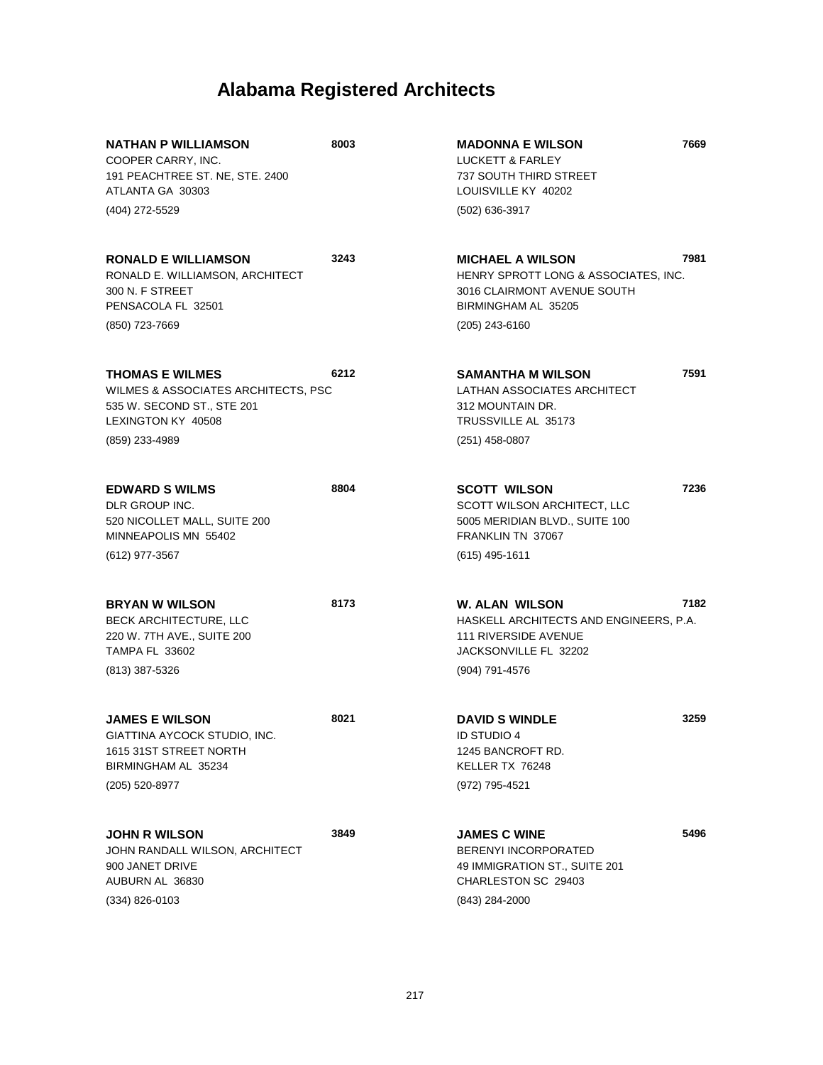# Alabama Registered Architects

**NATHAN P WILLIAMSON** **8003**
COOPER CARRY, INC.
191 PEACHTREE ST. NE, STE. 2400
ATLANTA GA 30303
(404) 272-5529

**RONALD E WILLIAMSON** **3243**
RONALD E. WILLIAMSON, ARCHITECT
300 N. F STREET
PENSACOLA FL 32501
(850) 723-7669

**THOMAS E WILMES** **6212**
WILMES & ASSOCIATES ARCHITECTS, PSC
535 W. SECOND ST., STE 201
LEXINGTON KY 40508
(859) 233-4989

**EDWARD S WILMS** **8804**
DLR GROUP INC.
520 NICOLLET MALL, SUITE 200
MINNEAPOLIS MN 55402
(612) 977-3567

**BRYAN W WILSON** **8173**
BECK ARCHITECTURE, LLC
220 W. 7TH AVE., SUITE 200
TAMPA FL 33602
(813) 387-5326

**JAMES E WILSON** **8021**
GIATTINA AYCOCK STUDIO, INC.
1615 31ST STREET NORTH
BIRMINGHAM AL 35234
(205) 520-8977

**JOHN R WILSON** **3849**
JOHN RANDALL WILSON, ARCHITECT
900 JANET DRIVE
AUBURN AL 36830
(334) 826-0103

**MADONNA E WILSON** **7669**
LUCKETT & FARLEY
737 SOUTH THIRD STREET
LOUISVILLE KY 40202
(502) 636-3917

**MICHAEL A WILSON** **7981**
HENRY SPROTT LONG & ASSOCIATES, INC.
3016 CLAIRMONT AVENUE SOUTH
BIRMINGHAM AL 35205
(205) 243-6160

**SAMANTHA M WILSON** **7591**
LATHAN ASSOCIATES ARCHITECT
312 MOUNTAIN DR.
TRUSSVILLE AL 35173
(251) 458-0807

**SCOTT WILSON** **7236**
SCOTT WILSON ARCHITECT, LLC
5005 MERIDIAN BLVD., SUITE 100
FRANKLIN TN 37067
(615) 495-1611

**W. ALAN WILSON** **7182**
HASKELL ARCHITECTS AND ENGINEERS, P.A.
111 RIVERSIDE AVENUE
JACKSONVILLE FL 32202
(904) 791-4576

**DAVID S WINDLE** **3259**
ID STUDIO 4
1245 BANCROFT RD.
KELLER TX 76248
(972) 795-4521

**JAMES C WINE** **5496**
BERENYI INCORPORATED
49 IMMIGRATION ST., SUITE 201
CHARLESTON SC 29403
(843) 284-2000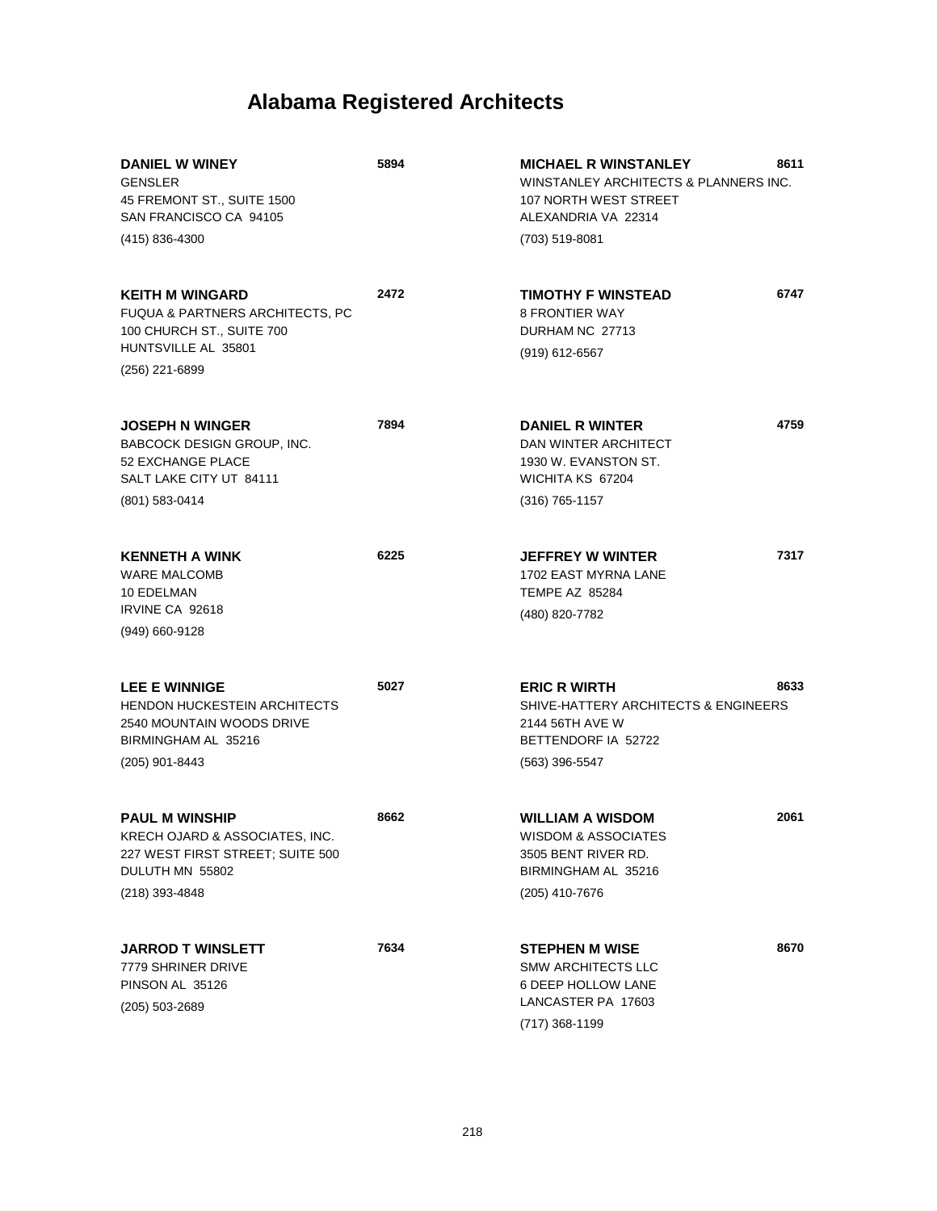# Alabama Registered Architects

**DANIEL W WINEY** **5894**
GENSLER
45 FREMONT ST., SUITE 1500
SAN FRANCISCO CA 94105
(415) 836-4300

**KEITH M WINGARD** **2472**
FUQUA & PARTNERS ARCHITECTS, PC
100 CHURCH ST., SUITE 700
HUNTSVILLE AL 35801
(256) 221-6899

**JOSEPH N WINGER** **7894**
BABCOCK DESIGN GROUP, INC.
52 EXCHANGE PLACE
SALT LAKE CITY UT 84111
(801) 583-0414

**KENNETH A WINK** **6225**
WARE MALCOMB
10 EDELMAN
IRVINE CA 92618
(949) 660-9128

**LEE E WINNIGE** **5027**
HENDON HUCKESTEIN ARCHITECTS
2540 MOUNTAIN WOODS DRIVE
BIRMINGHAM AL 35216
(205) 901-8443

**PAUL M WINSHIP** **8662**
KRECH OJARD & ASSOCIATES, INC.
227 WEST FIRST STREET; SUITE 500
DULUTH MN 55802
(218) 393-4848

**JARROD T WINSLETT** **7634**
7779 SHRINER DRIVE
PINSON AL 35126
(205) 503-2689

**MICHAEL R WINSTANLEY** **8611**
WINSTANLEY ARCHITECTS & PLANNERS INC.
107 NORTH WEST STREET
ALEXANDRIA VA 22314
(703) 519-8081

**TIMOTHY F WINSTEAD** **6747**
8 FRONTIER WAY
DURHAM NC 27713
(919) 612-6567

**DANIEL R WINTER** **4759**
DAN WINTER ARCHITECT
1930 W. EVANSTON ST.
WICHITA KS 67204
(316) 765-1157

**JEFFREY W WINTER** **7317**
1702 EAST MYRNA LANE
TEMPE AZ 85284
(480) 820-7782

**ERIC R WIRTH** **8633**
SHIVE-HATTERY ARCHITECTS & ENGINEERS
2144 56TH AVE W
BETTENDORF IA 52722
(563) 396-5547

**WILLIAM A WISDOM** **2061**
WISDOM & ASSOCIATES
3505 BENT RIVER RD.
BIRMINGHAM AL 35216
(205) 410-7676

**STEPHEN M WISE** **8670**
SMW ARCHITECTS LLC
6 DEEP HOLLOW LANE
LANCASTER PA 17603
(717) 368-1199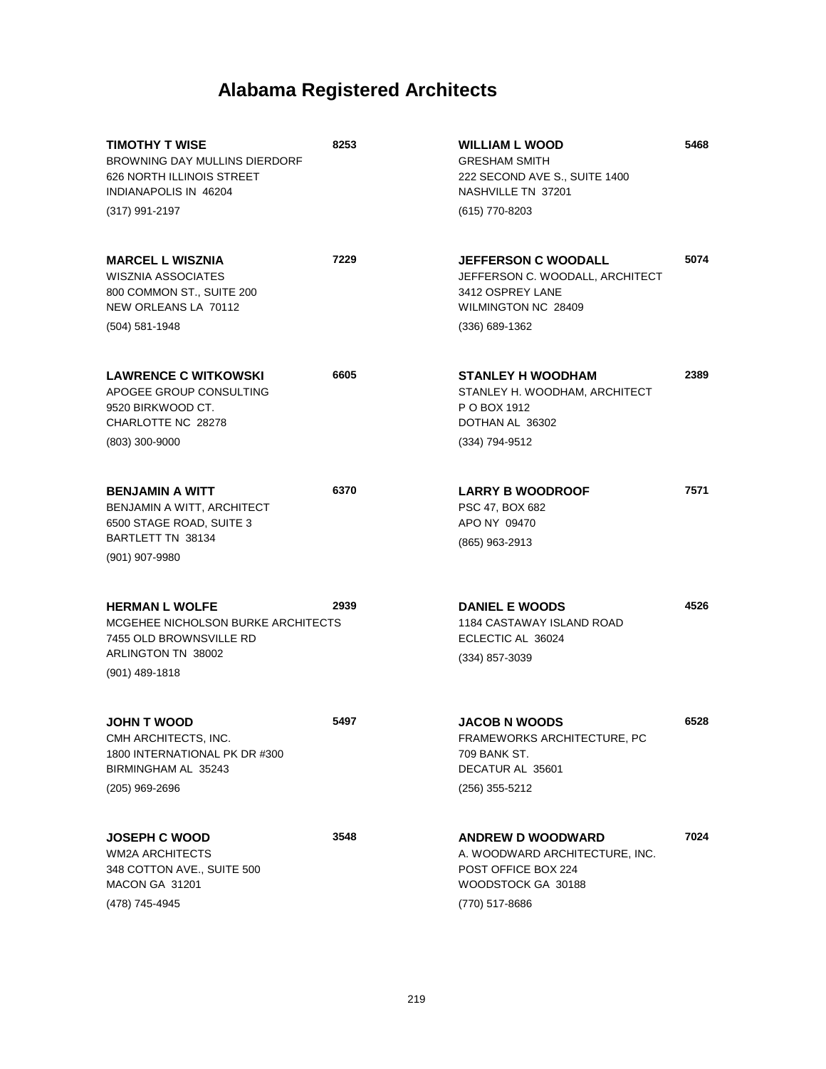# Alabama Registered Architects

**TIMOTHY T WISE** **8253**
BROWNING DAY MULLINS DIERDORF
626 NORTH ILLINOIS STREET
INDIANAPOLIS IN 46204
(317) 991-2197

**MARCEL L WISZNIA** **7229**
WISZNIA ASSOCIATES
800 COMMON ST., SUITE 200
NEW ORLEANS LA 70112
(504) 581-1948

**LAWRENCE C WITKOWSKI** **6605**
APOGEE GROUP CONSULTING
9520 BIRKWOOD CT.
CHARLOTTE NC 28278
(803) 300-9000

**BENJAMIN A WITT** **6370**
BENJAMIN A WITT, ARCHITECT
6500 STAGE ROAD, SUITE 3
BARTLETT TN 38134
(901) 907-9980

**HERMAN L WOLFE** **2939**
MCGEHEE NICHOLSON BURKE ARCHITECTS
7455 OLD BROWNSVILLE RD
ARLINGTON TN 38002
(901) 489-1818

**JOHN T WOOD** **5497**
CMH ARCHITECTS, INC.
1800 INTERNATIONAL PK DR #300
BIRMINGHAM AL 35243
(205) 969-2696

**JOSEPH C WOOD** **3548**
WM2A ARCHITECTS
348 COTTON AVE., SUITE 500
MACON GA 31201
(478) 745-4945

**WILLIAM L WOOD** **5468**
GRESHAM SMITH
222 SECOND AVE S., SUITE 1400
NASHVILLE TN 37201
(615) 770-8203

**JEFFERSON C WOODALL** **5074**
JEFFERSON C. WOODALL, ARCHITECT
3412 OSPREY LANE
WILMINGTON NC 28409
(336) 689-1362

**STANLEY H WOODHAM** **2389**
STANLEY H. WOODHAM, ARCHITECT
P O BOX 1912
DOTHAN AL 36302
(334) 794-9512

**LARRY B WOODROOF** **7571**
PSC 47, BOX 682
APO NY 09470
(865) 963-2913

**DANIEL E WOODS** **4526**
1184 CASTAWAY ISLAND ROAD
ECLECTIC AL 36024
(334) 857-3039

**JACOB N WOODS** **6528**
FRAMEWORKS ARCHITECTURE, PC
709 BANK ST.
DECATUR AL 35601
(256) 355-5212

**ANDREW D WOODWARD** **7024**
A. WOODWARD ARCHITECTURE, INC.
POST OFFICE BOX 224
WOODSTOCK GA 30188
(770) 517-8686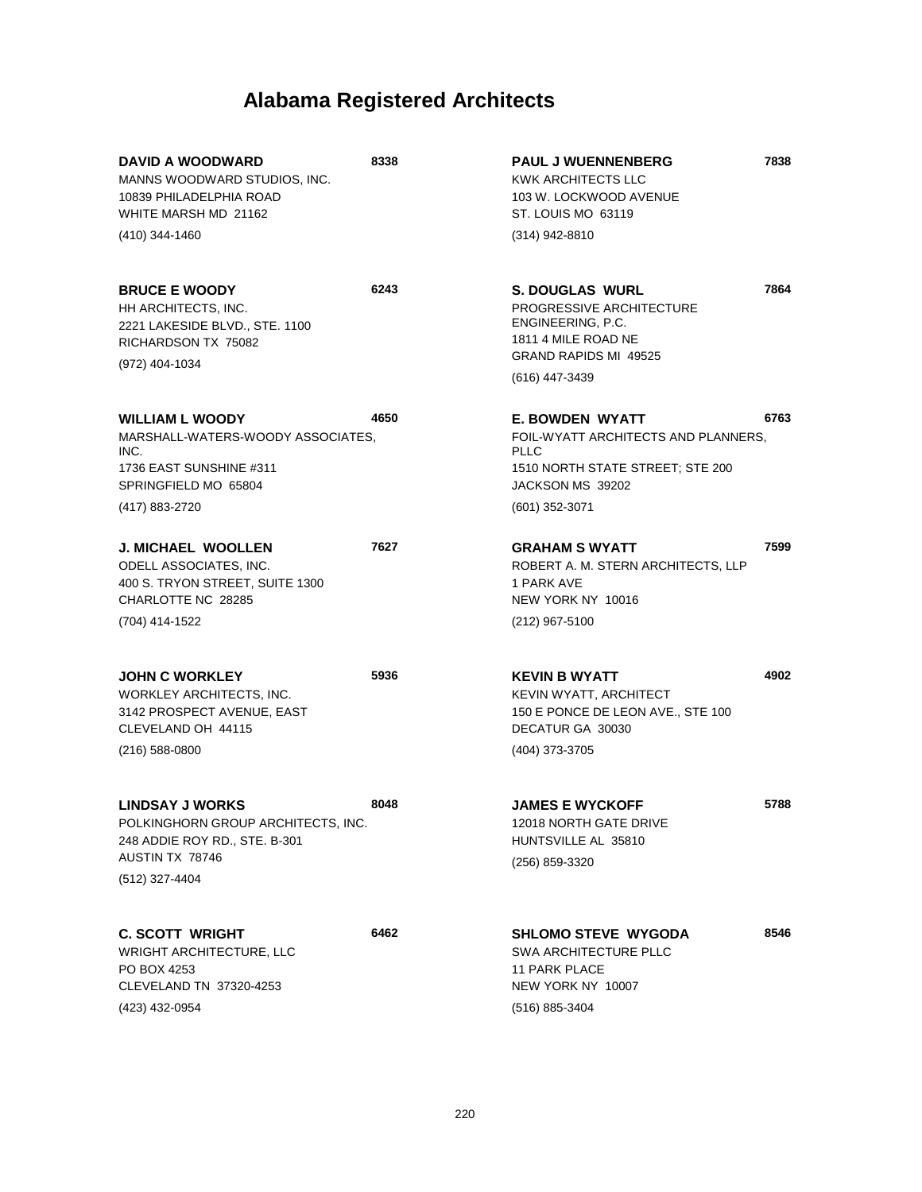# Alabama Registered Architects

**DAVID A WOODWARD** **8338**
MANNS WOODWARD STUDIOS, INC.
10839 PHILADELPHIA ROAD
WHITE MARSH MD 21162
(410) 344-1460

**BRUCE E WOODY** **6243**
HH ARCHITECTS, INC.
2221 LAKESIDE BLVD., STE. 1100
RICHARDSON TX 75082
(972) 404-1034

**WILLIAM L WOODY** **4650**
MARSHALL-WATERS-WOODY ASSOCIATES, INC.
1736 EAST SUNSHINE #311
SPRINGFIELD MO 65804
(417) 883-2720

**J. MICHAEL WOOLLEN** **7627**
ODELL ASSOCIATES, INC.
400 S. TRYON STREET, SUITE 1300
CHARLOTTE NC 28285
(704) 414-1522

**JOHN C WORKLEY** **5936**
WORKLEY ARCHITECTS, INC.
3142 PROSPECT AVENUE, EAST
CLEVELAND OH 44115
(216) 588-0800

**LINDSAY J WORKS** **8048**
POLKINGHORN GROUP ARCHITECTS, INC.
248 ADDIE ROY RD., STE. B-301
AUSTIN TX 78746
(512) 327-4404

**C. SCOTT WRIGHT** **6462**
WRIGHT ARCHITECTURE, LLC
PO BOX 4253
CLEVELAND TN 37320-4253
(423) 432-0954

**PAUL J WUENNENBERG** **7838**
KWK ARCHITECTS LLC
103 W. LOCKWOOD AVENUE
ST. LOUIS MO 63119
(314) 942-8810

**S. DOUGLAS WURL** **7864**
PROGRESSIVE ARCHITECTURE ENGINEERING, P.C.
1811 4 MILE ROAD NE
GRAND RAPIDS MI 49525
(616) 447-3439

**E. BOWDEN WYATT** **6763**
FOIL-WYATT ARCHITECTS AND PLANNERS, PLLC
1510 NORTH STATE STREET; STE 200
JACKSON MS 39202
(601) 352-3071

**GRAHAM S WYATT** **7599**
ROBERT A. M. STERN ARCHITECTS, LLP
1 PARK AVE
NEW YORK NY 10016
(212) 967-5100

**KEVIN B WYATT** **4902**
KEVIN WYATT, ARCHITECT
150 E PONCE DE LEON AVE., STE 100
DECATUR GA 30030
(404) 373-3705

**JAMES E WYCKOFF** **5788**
12018 NORTH GATE DRIVE
HUNTSVILLE AL 35810
(256) 859-3320

**SHLOMO STEVE WYGODA** **8546**
SWA ARCHITECTURE PLLC
11 PARK PLACE
NEW YORK NY 10007
(516) 885-3404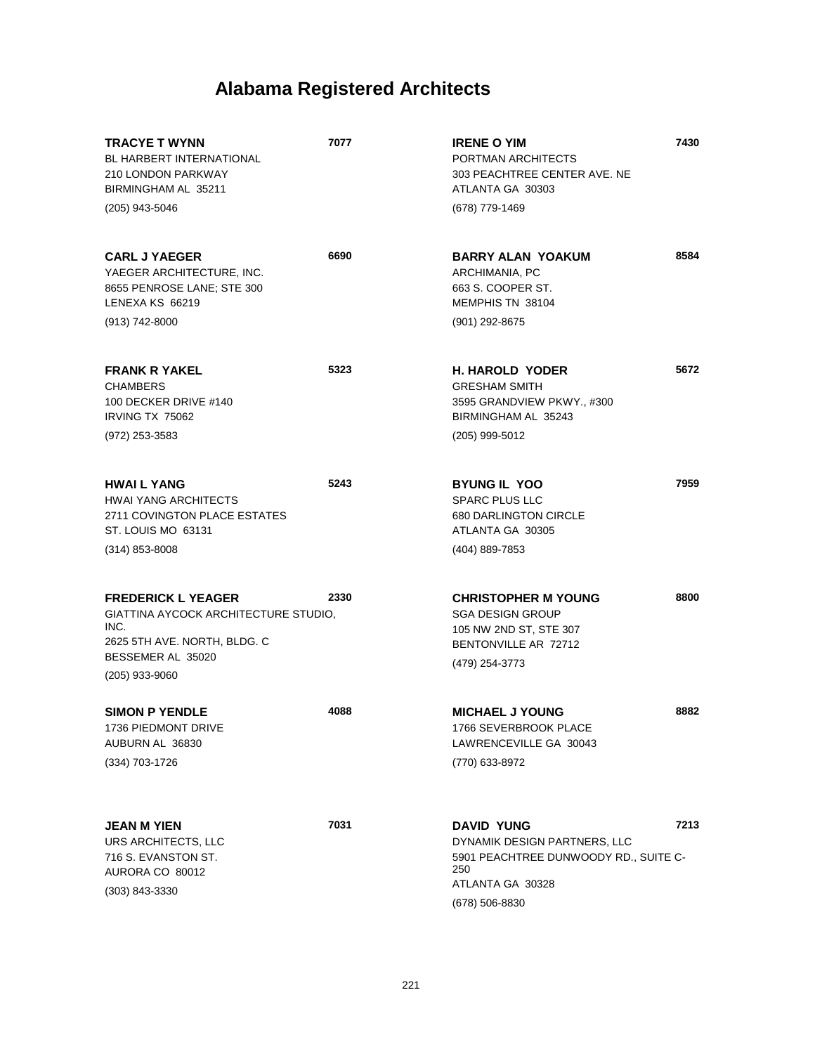# Alabama Registered Architects

**TRACYE T WYNN** **7077**
BL HARBERT INTERNATIONAL
210 LONDON PARKWAY
BIRMINGHAM AL 35211
(205) 943-5046

**CARL J YAEGER** **6690**
YAEGER ARCHITECTURE, INC.
8655 PENROSE LANE; STE 300
LENEXA KS 66219
(913) 742-8000

**FRANK R YAKEL** **5323**
CHAMBERS
100 DECKER DRIVE #140
IRVING TX 75062
(972) 253-3583

**HWAI L YANG** **5243**
HWAI YANG ARCHITECTS
2711 COVINGTON PLACE ESTATES
ST. LOUIS MO 63131
(314) 853-8008

**FREDERICK L YEAGER** **2330**
GIATTINA AYCOCK ARCHITECTURE STUDIO, INC.
2625 5TH AVE. NORTH, BLDG. C
BESSEMER AL 35020
(205) 933-9060

**SIMON P YENDLE** **4088**
1736 PIEDMONT DRIVE
AUBURN AL 36830
(334) 703-1726

**JEAN M YIEN** **7031**
URS ARCHITECTS, LLC
716 S. EVANSTON ST.
AURORA CO 80012
(303) 843-3330

**IRENE O YIM** **7430**
PORTMAN ARCHITECTS
303 PEACHTREE CENTER AVE. NE
ATLANTA GA 30303
(678) 779-1469

**BARRY ALAN YOAKUM** **8584**
ARCHIMANIA, PC
663 S. COOPER ST.
MEMPHIS TN 38104
(901) 292-8675

**H. HAROLD YODER** **5672**
GRESHAM SMITH
3595 GRANDVIEW PKWY., #300
BIRMINGHAM AL 35243
(205) 999-5012

**BYUNG IL YOO** **7959**
SPARC PLUS LLC
680 DARLINGTON CIRCLE
ATLANTA GA 30305
(404) 889-7853

**CHRISTOPHER M YOUNG** **8800**
SGA DESIGN GROUP
105 NW 2ND ST, STE 307
BENTONVILLE AR 72712
(479) 254-3773

**MICHAEL J YOUNG** **8882**
1766 SEVERBROOK PLACE
LAWRENCEVILLE GA 30043
(770) 633-8972

**DAVID YUNG** **7213**
DYNAMIK DESIGN PARTNERS, LLC
5901 PEACHTREE DUNWOODY RD., SUITE C-250
ATLANTA GA 30328
(678) 506-8830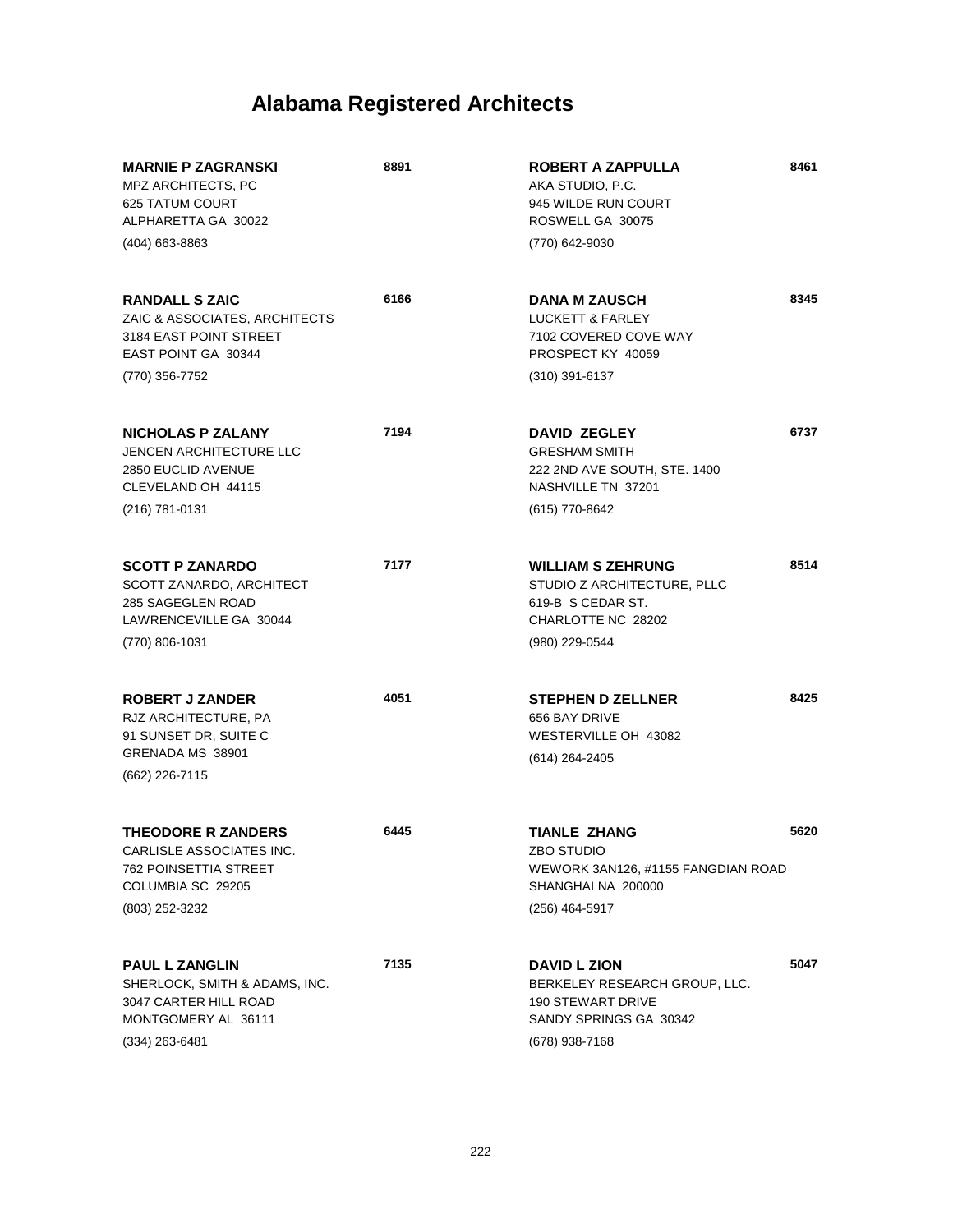# Alabama Registered Architects

**MARNIE P ZAGRANSKI** **8891**
MPZ ARCHITECTS, PC
625 TATUM COURT
ALPHARETTA GA 30022
(404) 663-8863

**RANDALL S ZAIC** **6166**
ZAIC & ASSOCIATES, ARCHITECTS
3184 EAST POINT STREET
EAST POINT GA 30344
(770) 356-7752

**NICHOLAS P ZALANY** **7194**
JENCEN ARCHITECTURE LLC
2850 EUCLID AVENUE
CLEVELAND OH 44115
(216) 781-0131

**SCOTT P ZANARDO** **7177**
SCOTT ZANARDO, ARCHITECT
285 SAGEGLEN ROAD
LAWRENCEVILLE GA 30044
(770) 806-1031

**ROBERT J ZANDER** **4051**
RJZ ARCHITECTURE, PA
91 SUNSET DR, SUITE C
GRENADA MS 38901
(662) 226-7115

**THEODORE R ZANDERS** **6445**
CARLISLE ASSOCIATES INC.
762 POINSETTIA STREET
COLUMBIA SC 29205
(803) 252-3232

**PAUL L ZANGLIN** **7135**
SHERLOCK, SMITH & ADAMS, INC.
3047 CARTER HILL ROAD
MONTGOMERY AL 36111
(334) 263-6481

**ROBERT A ZAPPULLA** **8461**
AKA STUDIO, P.C.
945 WILDE RUN COURT
ROSWELL GA 30075
(770) 642-9030

**DANA M ZAUSCH** **8345**
LUCKETT & FARLEY
7102 COVERED COVE WAY
PROSPECT KY 40059
(310) 391-6137

**DAVID ZEGLEY** **6737**
GRESHAM SMITH
222 2ND AVE SOUTH, STE. 1400
NASHVILLE TN 37201
(615) 770-8642

**WILLIAM S ZEHRUNG** **8514**
STUDIO Z ARCHITECTURE, PLLC
619-B S CEDAR ST.
CHARLOTTE NC 28202
(980) 229-0544

**STEPHEN D ZELLNER** **8425**
656 BAY DRIVE
WESTERVILLE OH 43082
(614) 264-2405

**TIANLE ZHANG** **5620**
ZBO STUDIO
WEWORK 3AN126, #1155 FANGDIAN ROAD
SHANGHAI NA 200000
(256) 464-5917

**DAVID L ZION** **5047**
BERKELEY RESEARCH GROUP, LLC.
190 STEWART DRIVE
SANDY SPRINGS GA 30342
(678) 938-7168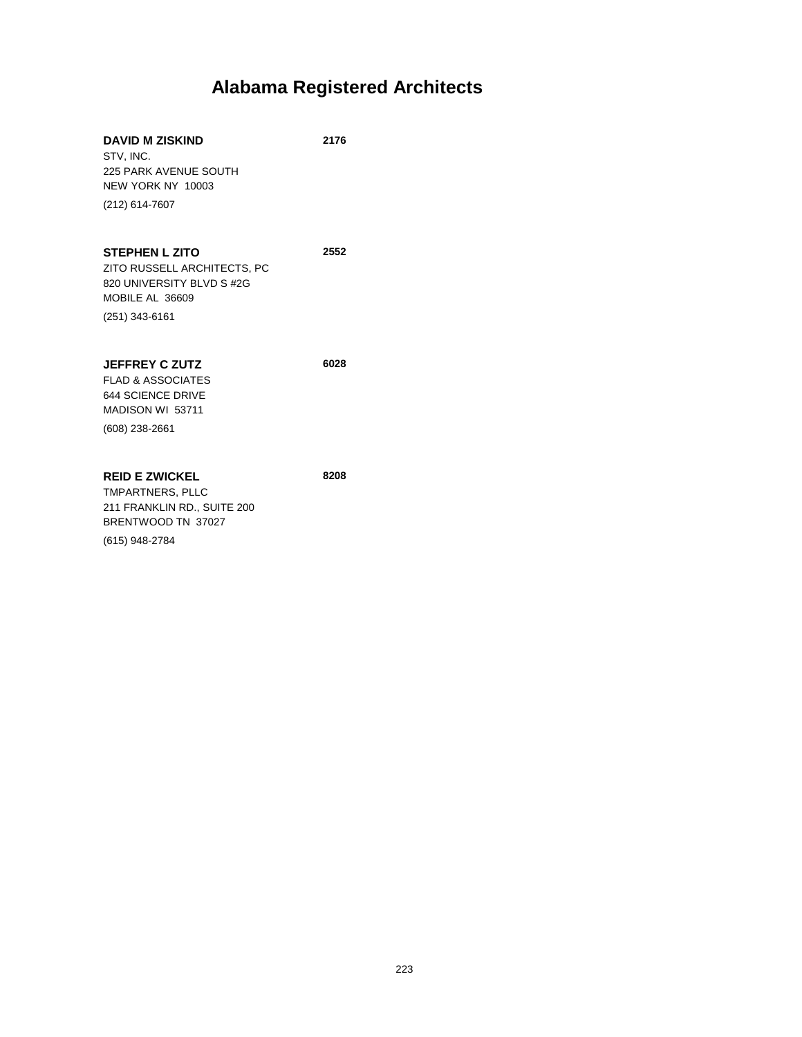# Alabama Registered Architects

**DAVID M ZISKIND** **2176**
STV, INC.
225 PARK AVENUE SOUTH
NEW YORK NY 10003
(212) 614-7607

**STEPHEN L ZITO** **2552**
ZITO RUSSELL ARCHITECTS, PC
820 UNIVERSITY BLVD S #2G
MOBILE AL 36609
(251) 343-6161

**JEFFREY C ZUTZ** **6028**
FLAD & ASSOCIATES
644 SCIENCE DRIVE
MADISON WI 53711
(608) 238-2661

**REID E ZWICKEL** **8208**
TMPARTNERS, PLLC
211 FRANKLIN RD., SUITE 200
BRENTWOOD TN 37027
(615) 948-2784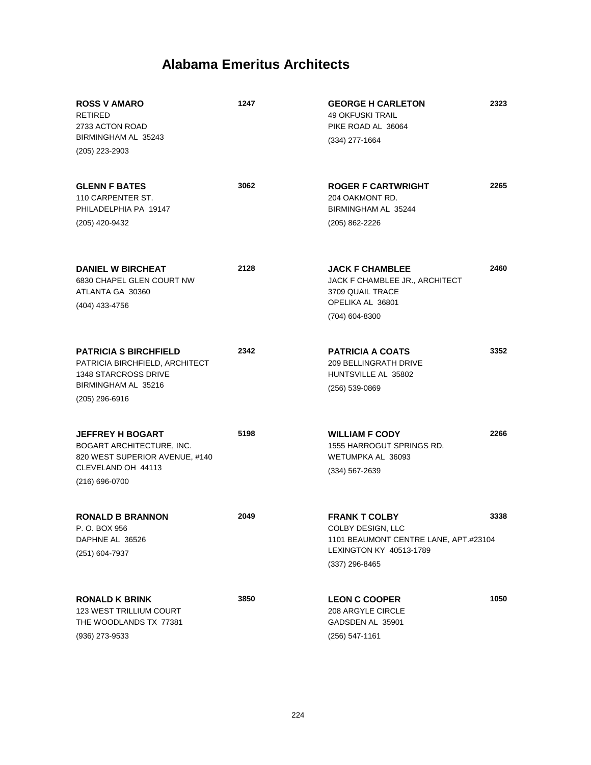# Alabama Emeritus Architects

**ROSS V AMARO** 1247
RETIRED
2733 ACTON ROAD
BIRMINGHAM AL 35243
(205) 223-2903

**GLENN F BATES** 3062
110 CARPENTER ST.
PHILADELPHIA PA 19147
(205) 420-9432

**DANIEL W BIRCHEAT** 2128
6830 CHAPEL GLEN COURT NW
ATLANTA GA 30360
(404) 433-4756

**PATRICIA S BIRCHFIELD** 2342
PATRICIA BIRCHFIELD, ARCHITECT
1348 STARCROSS DRIVE
BIRMINGHAM AL 35216
(205) 296-6916

**JEFFREY H BOGART** 5198
BOGART ARCHITECTURE, INC.
820 WEST SUPERIOR AVENUE, #140
CLEVELAND OH 44113
(216) 696-0700

**RONALD B BRANNON** 2049
P. O. BOX 956
DAPHNE AL 36526
(251) 604-7937

**RONALD K BRINK** 3850
123 WEST TRILLIUM COURT
THE WOODLANDS TX 77381
(936) 273-9533

**GEORGE H CARLETON** 2323
49 OKFUSKI TRAIL
PIKE ROAD AL 36064
(334) 277-1664

**ROGER F CARTWRIGHT** 2265
204 OAKMONT RD.
BIRMINGHAM AL 35244
(205) 862-2226

**JACK F CHAMBLEE** 2460
JACK F CHAMBLEE JR., ARCHITECT
3709 QUAIL TRACE
OPELIKA AL 36801
(704) 604-8300

**PATRICIA A COATS** 3352
209 BELLINGRATH DRIVE
HUNTSVILLE AL 35802
(256) 539-0869

**WILLIAM F CODY** 2266
1555 HARROGUT SPRINGS RD.
WETUMPKA AL 36093
(334) 567-2639

**FRANK T COLBY** 3338
COLBY DESIGN, LLC
1101 BEAUMONT CENTRE LANE, APT.#23104
LEXINGTON KY 40513-1789
(337) 296-8465

**LEON C COOPER** 1050
208 ARGYLE CIRCLE
GADSDEN AL 35901
(256) 547-1161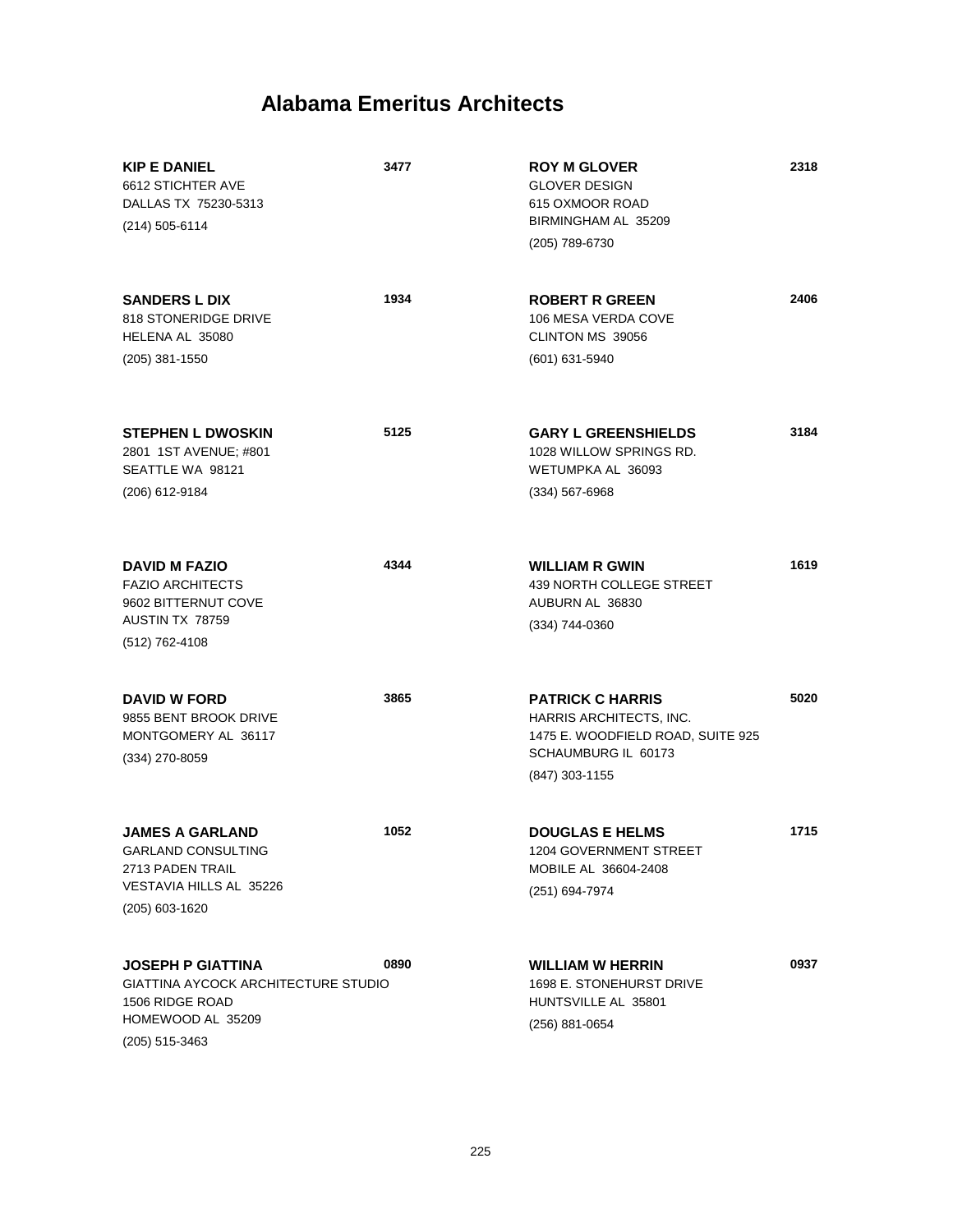# Alabama Emeritus Architects

**KIP E DANIEL** **3477**
6612 STICHTER AVE
DALLAS TX 75230-5313
(214) 505-6114

**SANDERS L DIX** **1934**
818 STONERIDGE DRIVE
HELENA AL 35080
(205) 381-1550

**STEPHEN L DWOSKIN** **5125**
2801 1ST AVENUE; #801
SEATTLE WA 98121
(206) 612-9184

**DAVID M FAZIO** **4344**
FAZIO ARCHITECTS
9602 BITTERNUT COVE
AUSTIN TX 78759
(512) 762-4108

**DAVID W FORD** **3865**
9855 BENT BROOK DRIVE
MONTGOMERY AL 36117
(334) 270-8059

**JAMES A GARLAND** **1052**
GARLAND CONSULTING
2713 PADEN TRAIL
VESTAVIA HILLS AL 35226
(205) 603-1620

**JOSEPH P GIATTINA** **0890**
GIATTINA AYCOCK ARCHITECTURE STUDIO
1506 RIDGE ROAD
HOMEWOOD AL 35209
(205) 515-3463

**ROY M GLOVER** **2318**
GLOVER DESIGN
615 OXMOOR ROAD
BIRMINGHAM AL 35209
(205) 789-6730

**ROBERT R GREEN** **2406**
106 MESA VERDA COVE
CLINTON MS 39056
(601) 631-5940

**GARY L GREENSHIELDS** **3184**
1028 WILLOW SPRINGS RD.
WETUMPKA AL 36093
(334) 567-6968

**WILLIAM R GWIN** **1619**
439 NORTH COLLEGE STREET
AUBURN AL 36830
(334) 744-0360

**PATRICK C HARRIS** **5020**
HARRIS ARCHITECTS, INC.
1475 E. WOODFIELD ROAD, SUITE 925
SCHAUMBURG IL 60173
(847) 303-1155

**DOUGLAS E HELMS** **1715**
1204 GOVERNMENT STREET
MOBILE AL 36604-2408
(251) 694-7974

**WILLIAM W HERRIN** **0937**
1698 E. STONEHURST DRIVE
HUNTSVILLE AL 35801
(256) 881-0654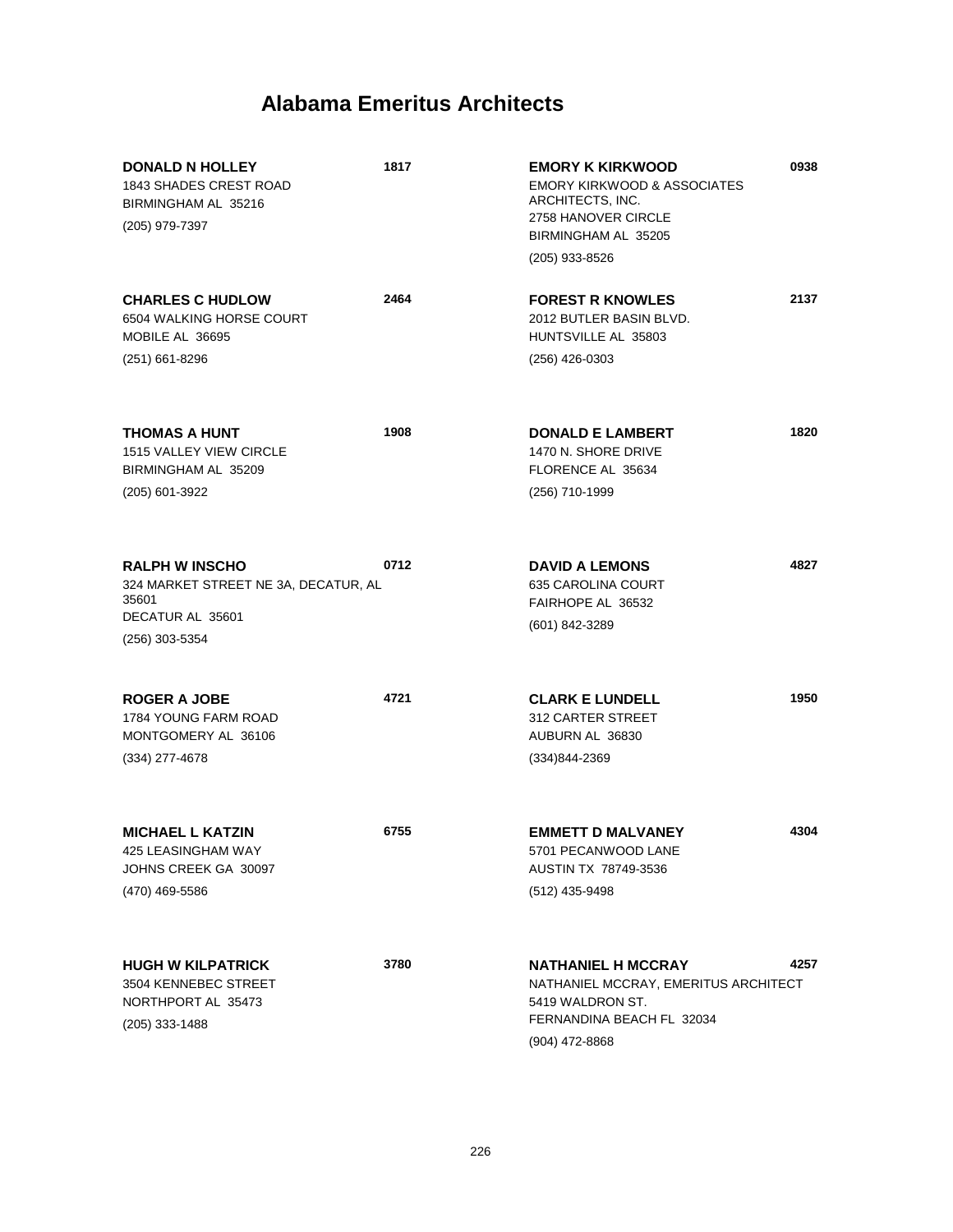# Alabama Emeritus Architects

**DONALD N HOLLEY** **1817**
1843 SHADES CREST ROAD
BIRMINGHAM AL 35216
(205) 979-7397

**CHARLES C HUDLOW** **2464**
6504 WALKING HORSE COURT
MOBILE AL 36695
(251) 661-8296

**THOMAS A HUNT** **1908**
1515 VALLEY VIEW CIRCLE
BIRMINGHAM AL 35209
(205) 601-3922

**RALPH W INSCHO** **0712**
324 MARKET STREET NE 3A, DECATUR, AL 35601
DECATUR AL 35601
(256) 303-5354

**ROGER A JOBE** **4721**
1784 YOUNG FARM ROAD
MONTGOMERY AL 36106
(334) 277-4678

**MICHAEL L KATZIN** **6755**
425 LEASINGHAM WAY
JOHNS CREEK GA 30097
(470) 469-5586

**HUGH W KILPATRICK** **3780**
3504 KENNEBEC STREET
NORTHPORT AL 35473
(205) 333-1488

**EMORY K KIRKWOOD** **0938**
EMORY KIRKWOOD & ASSOCIATES ARCHITECTS, INC.
2758 HANOVER CIRCLE
BIRMINGHAM AL 35205
(205) 933-8526

**FOREST R KNOWLES** **2137**
2012 BUTLER BASIN BLVD.
HUNTSVILLE AL 35803
(256) 426-0303

**DONALD E LAMBERT** **1820**
1470 N. SHORE DRIVE
FLORENCE AL 35634
(256) 710-1999

**DAVID A LEMONS** **4827**
635 CAROLINA COURT
FAIRHOPE AL 36532
(601) 842-3289

**CLARK E LUNDELL** **1950**
312 CARTER STREET
AUBURN AL 36830
(334)844-2369

**EMMETT D MALVANEY** **4304**
5701 PECANWOOD LANE
AUSTIN TX 78749-3536
(512) 435-9498

**NATHANIEL H MCCRAY** **4257**
NATHANIEL MCCRAY, EMERITUS ARCHITECT
5419 WALDRON ST.
FERNANDINA BEACH FL 32034
(904) 472-8868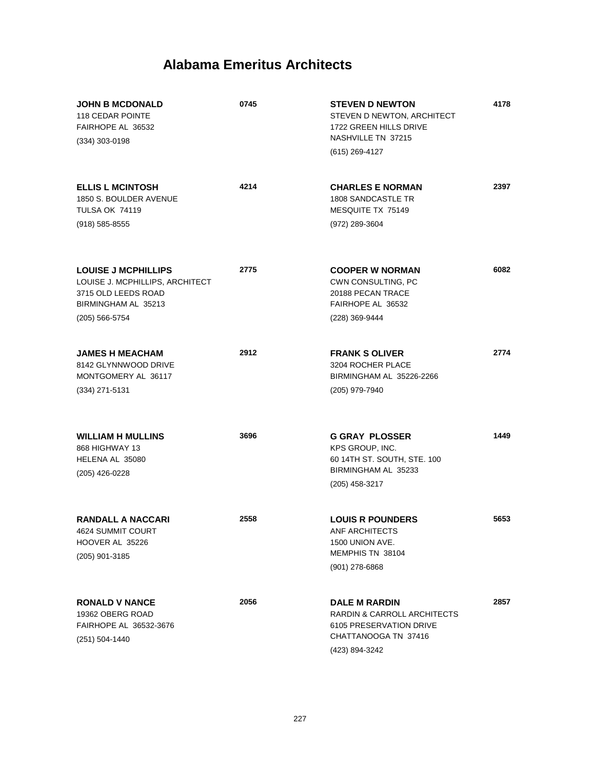# Alabama Emeritus Architects

**JOHN B MCDONALD** **0745**
118 CEDAR POINTE
FAIRHOPE AL 36532
(334) 303-0198

**ELLIS L MCINTOSH** **4214**
1850 S. BOULDER AVENUE
TULSA OK 74119
(918) 585-8555

**LOUISE J MCPHILLIPS** **2775**
LOUISE J. MCPHILLIPS, ARCHITECT
3715 OLD LEEDS ROAD
BIRMINGHAM AL 35213
(205) 566-5754

**JAMES H MEACHAM** **2912**
8142 GLYNNWOOD DRIVE
MONTGOMERY AL 36117
(334) 271-5131

**WILLIAM H MULLINS** **3696**
868 HIGHWAY 13
HELENA AL 35080
(205) 426-0228

**RANDALL A NACCARI** **2558**
4624 SUMMIT COURT
HOOVER AL 35226
(205) 901-3185

**RONALD V NANCE** **2056**
19362 OBERG ROAD
FAIRHOPE AL 36532-3676
(251) 504-1440

**STEVEN D NEWTON** **4178**
STEVEN D NEWTON, ARCHITECT
1722 GREEN HILLS DRIVE
NASHVILLE TN 37215
(615) 269-4127

**CHARLES E NORMAN** **2397**
1808 SANDCASTLE TR
MESQUITE TX 75149
(972) 289-3604

**COOPER W NORMAN** **6082**
CWN CONSULTING, PC
20188 PECAN TRACE
FAIRHOPE AL 36532
(228) 369-9444

**FRANK S OLIVER** **2774**
3204 ROCHER PLACE
BIRMINGHAM AL 35226-2266
(205) 979-7940

**G GRAY PLOSSER** **1449**
KPS GROUP, INC.
60 14TH ST. SOUTH, STE. 100
BIRMINGHAM AL 35233
(205) 458-3217

**LOUIS R POUNDERS** **5653**
ANF ARCHITECTS
1500 UNION AVE.
MEMPHIS TN 38104
(901) 278-6868

**DALE M RARDIN** **2857**
RARDIN & CARROLL ARCHITECTS
6105 PRESERVATION DRIVE
CHATTANOOGA TN 37416
(423) 894-3242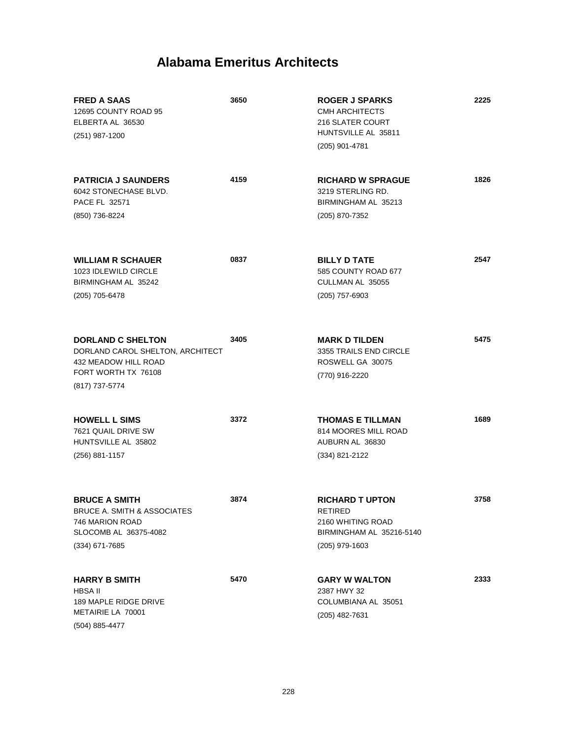# Alabama Emeritus Architects

**FRED A SAAS** **3650**
12695 COUNTY ROAD 95
ELBERTA AL 36530
(251) 987-1200

**PATRICIA J SAUNDERS** **4159**
6042 STONECHASE BLVD.
PACE FL 32571
(850) 736-8224

**WILLIAM R SCHAUER** **0837**
1023 IDLEWILD CIRCLE
BIRMINGHAM AL 35242
(205) 705-6478

**DORLAND C SHELTON** **3405**
DORLAND CAROL SHELTON, ARCHITECT
432 MEADOW HILL ROAD
FORT WORTH TX 76108
(817) 737-5774

**HOWELL L SIMS** **3372**
7621 QUAIL DRIVE SW
HUNTSVILLE AL 35802
(256) 881-1157

**BRUCE A SMITH** **3874**
BRUCE A. SMITH & ASSOCIATES
746 MARION ROAD
SLOCOMB AL 36375-4082
(334) 671-7685

**HARRY B SMITH** **5470**
HBSA II
189 MAPLE RIDGE DRIVE
METAIRIE LA 70001
(504) 885-4477

**ROGER J SPARKS** **2225**
CMH ARCHITECTS
216 SLATER COURT
HUNTSVILLE AL 35811
(205) 901-4781

**RICHARD W SPRAGUE** **1826**
3219 STERLING RD.
BIRMINGHAM AL 35213
(205) 870-7352

**BILLY D TATE** **2547**
585 COUNTY ROAD 677
CULLMAN AL 35055
(205) 757-6903

**MARK D TILDEN** **5475**
3355 TRAILS END CIRCLE
ROSWELL GA 30075
(770) 916-2220

**THOMAS E TILLMAN** **1689**
814 MOORES MILL ROAD
AUBURN AL 36830
(334) 821-2122

**RICHARD T UPTON** **3758**
RETIRED
2160 WHITING ROAD
BIRMINGHAM AL 35216-5140
(205) 979-1603

**GARY W WALTON** **2333**
2387 HWY 32
COLUMBIANA AL 35051
(205) 482-7631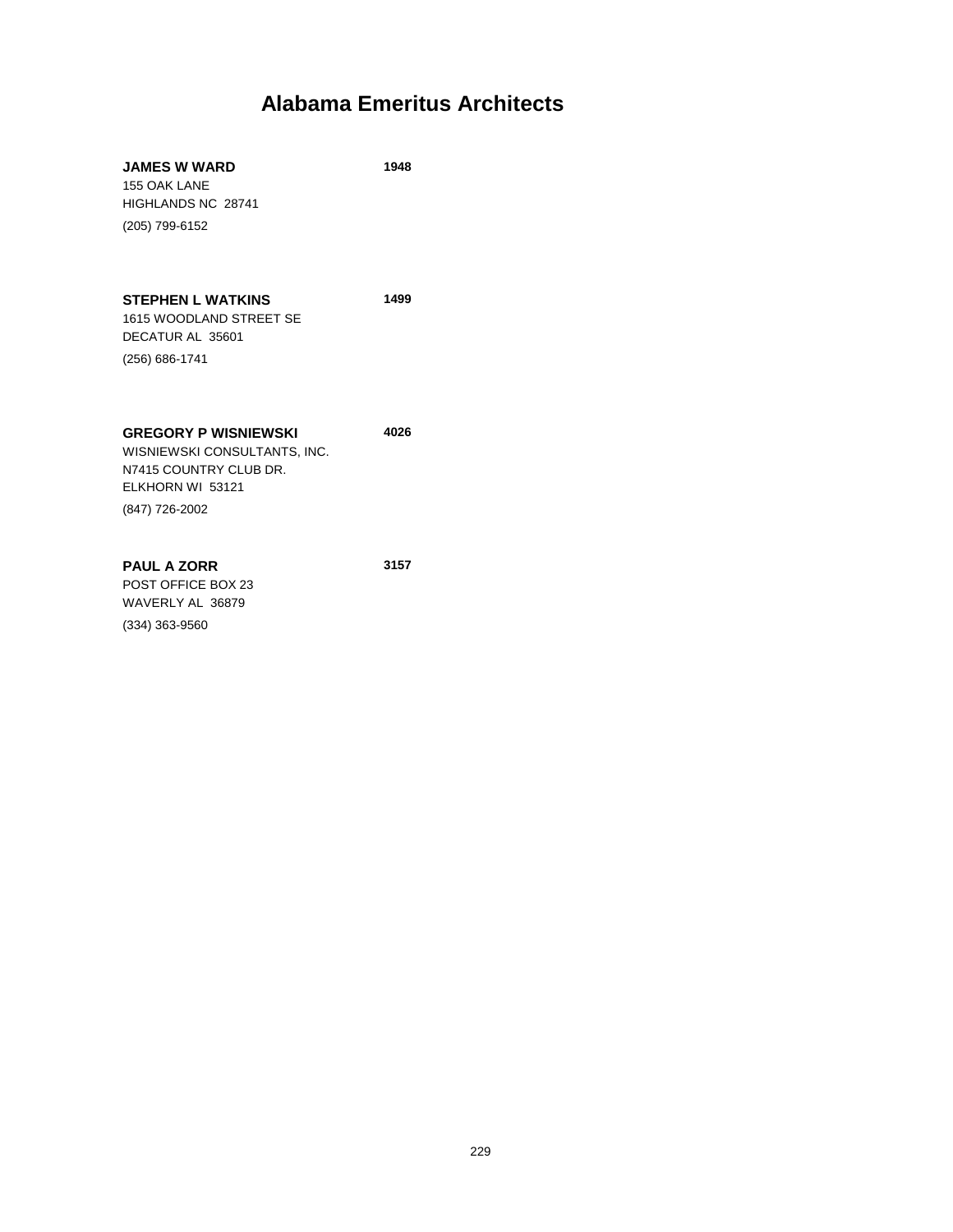# Alabama Emeritus Architects

**JAMES W WARD** **1948**
155 OAK LANE
HIGHLANDS NC 28741
(205) 799-6152

**STEPHEN L WATKINS** **1499**
1615 WOODLAND STREET SE
DECATUR AL 35601
(256) 686-1741

**GREGORY P WISNIEWSKI** **4026**
WISNIEWSKI CONSULTANTS, INC.
N7415 COUNTRY CLUB DR.
ELKHORN WI 53121
(847) 726-2002

**PAUL A ZORR** **3157**
POST OFFICE BOX 23
WAVERLY AL 36879
(334) 363-9560